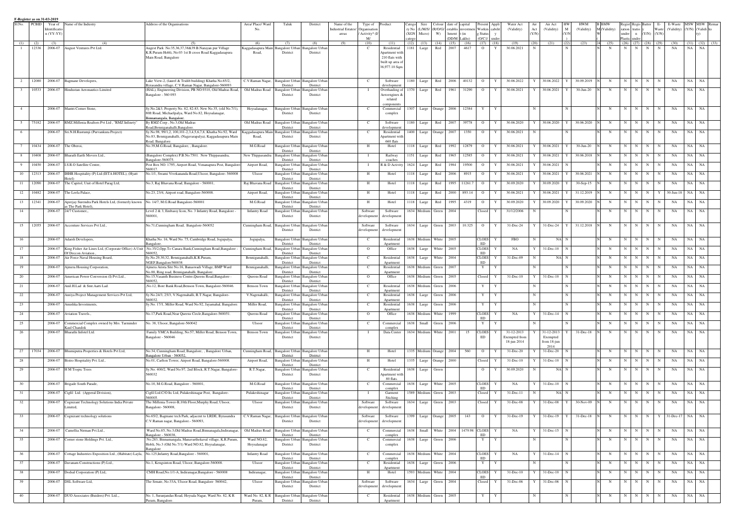F-Register as on 31-03-2019

| Sl.No. | PCBID | Year of Identification (YY-YY) | Name of the Industry | Address of the Organisations | Area/ Place/ Ward No. | Taluk | District | Name of the Industrial Estates/ areas | Type of Organisation / Activity* (I/ M/ | Product | Category No | Size (L/M/S/ (XGN Micro) | Colour (R/O/G/ W) | date of establishment | capital investment (in (DD/M Lakhs) | Present Working Status (O/C1/ | Applicability under | Water Act (Validity) | Air Act (Y/N) | Air Act (Validity) | HW M (Y/N) | HWM (Validity) | BMW M | BMW (Validity) | Registration under Plastic | Registration under | Battery (Y/N) | E-Waste (Y/N) | E-Waste (Validity) | MSW (Y/N) | MSW (Validity) | Remarks |
|---|---|---|---|---|---|---|---|---|---|---|---|---|---|---|---|---|---|---|---|---|---|---|---|---|---|---|---|---|---|---|---|---|
| (1) | (2) | (3) | (4) | (5) | (6) | (7) | (8) | (9) | (10) | (11) | (12) | (13) | (14) | (15) | (16) | (17) | (18) | (19) | (20) | (21) | (22) | (23) | (24) | (25) | (26) | (27) | (28) | (29) | (30) | (31) | (32) | (33) |
| 1 | 12336 | 2006-07 | August Ventures Pvt Ltd. | Augest Park .No.35,36,37,38&39.B.Narayan pur Village K.R.Puram Hobli, No:03 1st B croos Road Kaggadasapura Main Road, Bangalore | Kaggadasapura Main Road, | Bangalore Urban District | Bangalore Urban District | | C | Residential Apartment with 210 flats with built up area of 36,977.10 Sqm. | 1181 | Large | Red | 2007 | 4617 | O | Y | 30.06.2021 | N | | N | | N | N | N | N | N | N | NA | NA | NA | |
| 2 | 12080 | 2006-07 | Bagmane Developers, | Lake View-2, (laurel & Tridib building) Khatha No.65/2, Byrasandra village, C.V.Raman Nagar, Bangalore-560093 | C.V.Raman Nagar, | Bangalore Urban District | Bangalore Urban District | | C | Software development | 1180 | Large | Red | 2006 | 40132 | O | Y | 30.06.2022 | Y | 30.06.2022 | Y | 30.09.2019 | N | N | N | N | N | N | NA | NA | NA | |
| 3 | 10533 | 2006-07 | Hindustan Aeronautics Limited | (HAL), Engineering Division, PB NO.9310, Old Madras Road, Bangalore - 560 093 | Old Madras Road | Bangalore Urban District | Bangalore Urban District | | I | Overhauling of Aeroengines & related components | 1370 | Large | Red | 1961 | 31290 | O | Y | 30.06.2021 | Y | 30.06.2021 | Y | 30-Jun-20 | N | N | N | N | N | N | NA | NA | NA | |
| 4 | | 2006-07 | Mantri Corner Stone, | Sy.No.2&3, Property No. 82, 82-83, New No.35, (old No.7/1), 80ft Road, Michaelpalya, Ward No.82, Hoysalanagar, Binnamangala, Bangalore | Hoysalanagar, | Bangalore Urban District | Bangalore Urban District | | C | Commercial complex | 1307 | Large | Orange | 2006 | 12384 | Y | Y | | N | | N | | N | N | N | N | N | N | NA | NA | NA | |
| 5 | 75182 | 2006-07 | RMZ Millenia Realtors Pvt Ltd , "RMZ Infinety" | By RMZ Corp., No.3,Old Madras Road,Benniganahalli,Bangalore. | Old Madras Road | Bangalore Urban District | Bangalore Urban District | | C | Software development | 1180 | Large | Red | 2007 | 39778 | O | Y | 30.06.2020 | Y | 30.06.2020 | Y | 30.06.2020 | N | N | N | N | N | N | NA | NA | NA | |
| 6 | | 2006-07 | Sri.N.H.Rustumji (Purvankura Project) | Sy.No.98, 99/1,2, 100,101-2,3,4,5,6,7,8, Khatha No.92, Ward No.83, Benniganahalli, (Nagavarapalya), Kaggadasapura Main Road, Bangalore. | Kaggadasapura Main Road, | Bangalore Urban District | Bangalore Urban District | | C | Residential Apartment with 660 flats | 1400 | Large | Orange | 2007 | 1350 | O | Y | 30.06.2021 | N | | N | | N | N | N | N | N | N | NA | NA | NA | |
| 7 | 10434 | 2006-07 | The Oberoi, | No.39,M.G.Road, Bangalore, , Bangalore. | M.G.Road | Bangalore Urban District | Bangalore Urban District | | H | Hotel | 1118 | Large | Red | 1992 | 12879 | O | Y | 30.06.2021 | Y | 30.06.2021 | Y | 30-Jun-20 | N | N | N | N | N | N | NA | NA | NA | |
| 8 | 10408 | 2006-07 | Bharath Earth Movers Ltd., | (Bangalore Complex) P.B.No.7501. New Thippasandra, Bangalore-560075 | New Thippasandra | Bangalore Urban District | Bangalore Urban District | | I | Railway coaches | 1151 | Large | Red | 1965 | 12585 | O | Y | 30.06.2021 | Y | 30.06.2021 | Y | 30.06.2018 | N | N | N | N | N | N | NA | NA | NA | |
| 9 | 10450 | 2006-07 | I.S.R.O Satellite Centre, | Post Box NO. 1795, Airport Road, Vimanapura Post, Bangalore-560017. | Airport Road, | Bangalore Urban District | Bangalore Urban District | | I | R & D Activity | 1624 | Large | Red | 1984 | 19500 | O | Y | 30.06.2021 | Y | 30.06.2021 | N | | N | N | N | N | N | N | NA | NA | NA | |
| 10 | 12313 | 2006-07 | BHR Hospitality (P) Ltd.(ISTA HOTEL), (Hyatt Hotel) | No.1/1, Swami Vivekananda Road,Ulsoor, Bangalore- 560008 | Ulsoor | Bangalore Urban District | Bangalore Urban District | | H | Hotel | 1118 | Large | Red | 2006 | 8915 | O | Y | 30.06.2021 | Y | 30.06.2021 | Y | 30.06.2021 | N | N | N | N | N | N | NA | NA | NA | |
| 11 | 12090 | 2006-07 | The Capitol, Unit of Hotel Parag Ltd, | No.3, Raj Bhavana Road, Bangalore - 560001, | Raj Bhavana Road | Bangalore Urban District | Bangalore Urban District | | H | Hotel | 1118 | Large | Red | 1995 | 11261.7 | O | Y | 30.09.2020 | Y | 30.09.2020 | Y | 30-Sep-15 | N | N | N | N | N | N | NA | NA | NA | |
| 12 | 10482 | 2006-07 | The Leela Palace, | No.23, 23/4, Airport road, Bangalore-560008. | Airport Road, | Bangalore Urban District | Bangalore Urban District | | H | Hotel | 1118 | Large | Red | 2000 | 893.14 | O | Y | 30.06.2021 | Y | 30.06.2021 | Y | 31.12.2019 | N | N | N | N | N | Y | 30-Jun-18 | NA | NA | |
| 13 | 12341 | 2006-07 | Apeejay Surendra Park Hotels Ltd, (formerly known as The Park Hotel), | No. 14/7, M.G.Road Bangalore-560001 | M.G.Road | Bangalore Urban District | Bangalore Urban District | | H | Hotel | 1118 | Large | Red | 1995 | 4319 | O | Y | 30.09.2020 | Y | 30.09.2020 | Y | 30.09.2020 | N | N | N | N | N | N | NA | NA | NA | |
| 14 | | 2006-07 | 24/7 Customer,, | Level 2 & 3, Embassy Icon, No. 3 Infantry Road, Bangalore - 560001, | Infantry Road | Bangalore Urban District | Bangalore Urban District | | Software development | Software development | 1634 | Medium | Green | 2004 | | Closed | Y | 31/12/2006 | N | | N | | N | N | N | N | N | N | NA | NA | NA | |
| 15 | 12055 | 2006-07 | Accenture Services Pvt Ltd., | No.71,Cunningham Road, Bangalore-560052 | Cunningham Road, | Bangalore Urban District | Bangalore Urban District | | Software development | Software development | 1634 | Large | Green | 2003 | 10.325 | O | Y | 31-Dec-24 | Y | 31-Dec-24 | Y | 31.12.2018 | N | N | N | N | N | N | NA | NA | NA | |
| 16 | | 2006-07 | Adarsh Developers, | Khatha No. 16, Ward No. 75, Cambridge Road, Jogupalya, Bangalore | Jogupalya, | Bangalore Urban District | Bangalore Urban District | | C | Residential Apartment | 1638 | Medium | White | 2005 | | CLOSED | Y | FBO | N | NA | N | | N | N | N | N | N | N | NA | NA | NA | |
| 17 | | 2006-07 | King Fisher Air Lines Ltd, (Corporate Office) A Unit Of Deccon Aviation , | No.35/2,Opp.To Canara Bank,Cunningham Road,Bangalore - 560052, | Cunningham Road, | Bangalore Urban District | Bangalore Urban District | | O | Office | 1638 | Large | White | 2005 | | CLOSED | Y | NA | Y | 31-Dec-10 | N | | N | N | N | N | N | N | NA | NA | NA | |
| 18 | | 2006-07 | Air Force Naval Housing Board, | Sy.No.29,30,32, Bennigana­halli,K.R.Puram, NGEF,Bangalore560038 | Bennigana­halli, | Bangalore Urban District | Bangalore Urban District | | C | Residential Apartment | 1638 | Large | White | 2004 | | CLOSED | Y | 31-Dec-09 | N | NA | N | | N | N | N | N | N | N | NA | NA | NA | |
| 19 | | 2006-07 | Ajmera Housing Corporation, | Ajmera Arista Site No.16, Banaswadi Village, BMP Ward No.88, Ring road, Benniganahalli, Bangalore. | Bennigana­halli, | Bangalore Urban District | Bangalore Urban District | | C | Residential Apartment | 1638 | Medium | Green | 2007 | | Y | Y | | N | | N | | N | N | N | N | N | N | NA | NA | NA | |
| 20 | | 2006-07 | American Power Conversion (I) Pvt.Ltd., | No.15,Vasanth Business Centre,Queens Road,Bangalore - 560052, | Queens Road | Bangalore Urban District | Bangalore Urban District | | O | Office | 1638 | Medium | Green | 2005 | | Closed | Y | 31-Dec-10 | Y | 31-Dec-10 | N | | N | N | N | N | N | N | NA | NA | NA | |
| 21 | | 2006-07 | Anil.H.Lad & Smt.Aarti Lad. | .No.12, Bore Bank Road,Benson Town, Bangalore-560046. | Benson Town | Bangalore Urban District | Bangalore Urban District | | C | Residential Apartment | 1638 | Medium | Green | 2006 | | Y | Y | | N | | N | | N | N | N | N | N | N | NA | NA | NA | |
| 22 | | 2006-07 | Amriya Project Management Services Pvt Ltd, | Sy.No.24/3, 25/3, V.Nagenahalli, R.T.Nagar, Bangalore-560032. | V.Nagenahalli, | Bangalore Urban District | Bangalore Urban District | | C | Residential Apartment | 1638 | Large | Green | 2006 | | Y | Y | | N | | N | | N | N | N | N | N | N | NA | NA | NA | |
| 23 | | 2006-07 | Anushka Investments, | Sy.No. 17/1, Miller Road, Ward No.92, Jayamahal, Bangalore. | Miller Road, | Bangalore Urban District | Bangalore Urban District | | C | Residential Apartment | 1638 | Large | Green | 2006 | | Y | Y | | N | | N | | N | N | N | N | N | N | NA | NA | NA | |
| 24 | | 2006-07 | Aviation Travels., | No.17,Park Road,Near Queens Circle,Bangalore-560051. | Queens Road | Bangalore Urban District | Bangalore Urban District | | O | Office | 1638 | Medium | White | 1999 | | CLOSED | Y | NA | Y | 31-Dec-14 | N | | N | N | N | N | N | N | NA | NA | NA | |
| 25 | | 2006-07 | Commercial Complex owned by Mrs. Tarminder Kaul Chandok | No. 38, Ulsoor, Bangalore-560042 | Ulsoor | Bangalore Urban District | Bangalore Urban District | | C | Commercial complex | 1638 | Small | Green | 2006 | | Y | Y | | N | | N | | N | N | N | N | N | N | NA | NA | NA | |
| 26 | | 2006-07 | Bharathi Infotel Ltd. | Family YMCA Building, No.57, Miller Road, Benson Town, Bangalore - 560046 | Benson Town | Bangalore Urban District | Bangalore Urban District | | I | Data Center | 1634 | Medium | White | 2001 | 15 | CLOSED | Y | 31-12-2013 Exempted from 18-jun 2014 | Y | 31-12-2013 Exempted from 18-jun 2014 | Y | 31-Dec-18 | N | N | N | N | N | N | NA | NA | NA | |
| 27 | 17034 | 2006-07 | Bhumiputra Properties & Hotels Pvt Ltd, | No.34, Cunningham Road, Bangalore, , Bangalore Urban, Bangalore Urban - 560052, | Cunningham Road, | Bangalore Urban District | Bangalore Urban District | | H | Hotel | 1335 | Medium | Orange | 2004 | 560 | O | Y | 31-Dec-20 | Y | 31-Dec-20 | N | | N | N | N | N | N | N | NA | NA | NA | |
| 28 | | 2006-07 | Bistro Hospitality Pvt. Ltd., | No.01, Carlton Tower, Airport Road, Bangalore-560008. | Airport Road, | Bangalore Urban District | Bangalore Urban District | | H | Hotel | 1335 | Large | Orange | 2000 | | Closed | Y | 31-Dec-10 | Y | 31-Dec-10 | N | | N | N | N | N | N | N | NA | NA | NA | |
| 29 | | 2006-07 | H M Tropic Trees | Sy.No. 400/2, Ward No.97, 2nd Block, R.T.Nagar, Bangalore-560032 | R.T.Nagar, | Bangalore Urban District | Bangalore Urban District | | C | Residential Apartment with 80 flats | 1638 | Large | Green | | | O | Y | 30.09.2020 | N | NA | N | | N | N | N | N | N | N | NA | NA | NA | |
| 30 | | 2006-07 | Brigade South Parade, | No.10, M.G.Road, Bangalore - 560001, | M.G.Road | Bangalore Urban District | Bangalore Urban District | | C | Commercial complex | 1638 | Large | White | 2005 | | CLOSED | Y | NA | Y | 31-Dec-10 | N | | N | N | N | N | N | N | NA | NA | NA | |
| 31 | | 2006-07 | Cigfil Ltd. (Apperal Division), | Cigfil Ltd.C/O Itc Ltd, Pulakeshinagar Post, Bangalore-560005. | Pulakeshinagar | Bangalore Urban District | Bangalore Urban District | | I | Garment Stiching | 1589 | Medium | Green | 2003 | | Closed | Y | 31-Dec-11 | N | NA | N | | N | N | N | N | N | N | NA | NA | NA | |
| 32 | | 2006-07 | Cognizant Technology Solutions India Private Limited, | The Millenia Tower-B,10th Floor,Murphy Road, Ulsoor, Bangalore- 560008, | Ulsoor | Bangalore Urban District | Bangalore Urban District | | Software development | Software development | 1634 | Large | Green | 2003 | | Closed | Y | 31-Dec-08 | Y | 31-Dec-08 | Y | 30-Nov-09 | N | N | N | N | N | N | NA | NA | NA | |
| 33 | | 2006-07 | Cognizant technology solutions | No.65/2, Bagmane tech Park, adjacent to LRDE, Byrasandra C.V.Raman nagar, Bangalore - 560093, | C.V.Raman Nagar, | Bangalore Urban District | Bangalore Urban District | | Software development | Software development | 1399 | Large | Orange | 2005 | 143 | O | Y | 31-Dec-19 | Y | 31-Dec-19 | Y | 31-Dec-18 | N | N | N | N | N | Y | 31-Dec-17 | NA | NA | |
| 34 | | 2006-07 | Camellia Nirman Pvt.Ltd., | Ward No.85, No.3,Old Madras Road,Binnamangala,Indiranagar, Bangalore - 560038, | Old Madras Road | Bangalore Urban District | Bangalore Urban District | | C | Commercial complex | 1638 | Small | White | 2004 | 1479.98 | CLOSED | Y | NA | Y | 31-Dec-15 | N | | N | N | N | N | N | N | NA | NA | NA | |
| 35 | | 2006-07 | Corner stone Holdings Pvt. Ltd., | No.283, Binnamangala, Manavarthekaval village, K.R.Puram, Hobli, No.3 (Old No.7/1) Ward NO.82, Hoysalanagar, Bangalore | Ward NO.82, Hoysalanagar | Bangalore Urban District | Bangalore Urban District | | C | Commercial complex | 1638 | Large | Green | 2006 | | Y | Y | | N | | N | | N | N | N | N | N | N | NA | NA | NA | |
| 36 | | 2006-07 | Cottage Industries Exposition Ltd., (Habitate) Layla, | No.125,Infantry Road,Bangalore - 560001, | Infantry Road | Bangalore Urban District | Bangalore Urban District | | C | Commercial complex | 1638 | Medium | White | 2004 | | CLOSED | Y | NA | Y | 31-Dec-14 | N | | N | N | N | N | N | N | NA | NA | NA | |
| 37 | | 2006-07 | Davanam Constructions (P) Ltd., | No.1, Kengsinton Road, Ulsoor, Bangalore-560008. | Ulsoor | Bangalore Urban District | Bangalore Urban District | | C | Residential Apartment | 1638 | Large | Green | 2006 | | Y | Y | | N | | N | | N | N | N | N | N | N | NA | NA | NA | |
| 38 | | 2006-07 | Dodsal Corporation (P) Ltd,, | CMH Road,No.1/1-A, Indiranagar,Bangalore - 560008 | Indiranagar, | Bangalore Urban District | Bangalore Urban District | | H | Hotel | 1593 | Medium | White | 2004 | | CLOSED | Y | 31-Dec-10 | Y | 31-Dec-10 | N | | N | N | N | N | N | N | NA | NA | NA | |
| 39 | | 2006-07 | DSL Software Ltd, | The Senate, No.33A, Ulsoor Road, Bangalore 560042, | Ulsoor | Bangalore Urban District | Bangalore Urban District | | Software development | Software development | 1634 | Large | Green | 2004 | | Closed | Y | 31-Dec-06 | Y | 31-Dec-06 | N | | N | N | N | N | N | N | NA | NA | NA | |
| 40 | | 2006-07 | DUO Associates (Buiders) Pvt. Ltd.,, | No. 1, Suranjandas Road, Hoysala Nagar, Ward No. 82, K R Puram, Bangalore. | Ward No. 82, K R Puram, | Bangalore Urban District | Bangalore Urban District | | C | Residential Apartment | 1638 | Medium | Green | 2005 | | Y | Y | | N | | N | | N | N | N | N | N | N | NA | NA | NA | |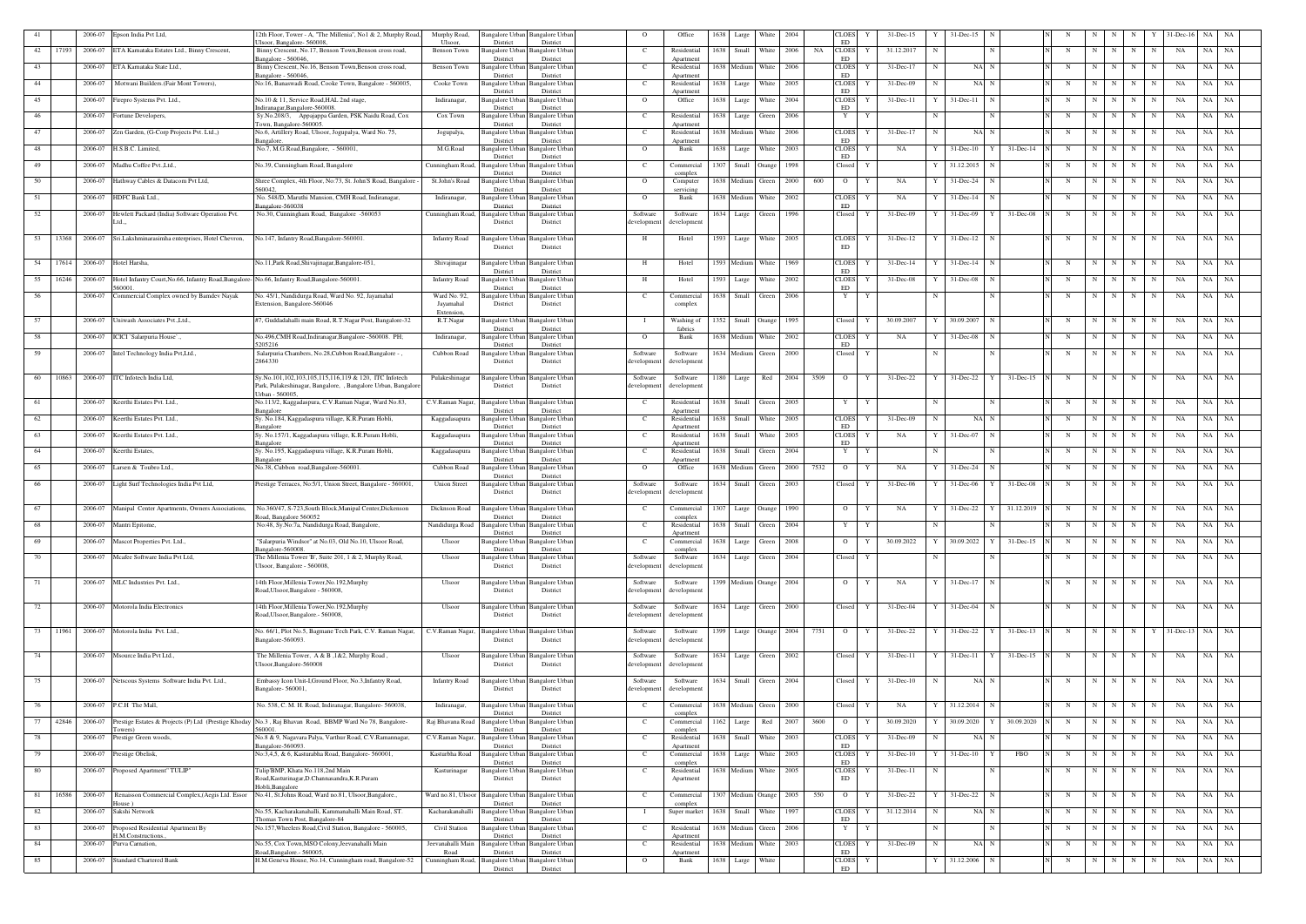| 41 | | 2006-07 | Ejson India Pvt Ltd, | 12th Floor, Tower - A, "The Millenia", No1 & 2, Murphy Road, Ulsoor, Bangalore- 560008, | Murphy Road, Ulsoor, | Bangalore Urban District | Bangalore Urban District | | O | Office | 1638 | Large | White | 2004 | | CLOSED | Y | 31-Dec-15 | Y | 31-Dec-15 | N | | | N | N | N | N | N | Y | 31-Dec-16 | NA | NA |
|---|---|---|---|---|---|---|---|---|---|---|---|---|---|---|---|---|---|---|---|---|---|---|---|---|---|---|---|---|---|---|---|---|---|
| 42 | 17193 | 2006-07 | ETA Karnataka Estates Ltd., Binny Crescent, | Binny Crescent, No.17, Benson Town,Benson cross road, Bangalore - 560046, | Benson Town | Bangalore Urban District | Bangalore Urban District | | C | Residential Apartment | 1638 | Small | White | 2006 | NA | CLOSED | Y | 31.12.2017 | N | | N | | | N | N | N | N | N | N | NA | NA | NA |
| 43 | | 2006-07 | ETA Karnataka State Ltd., | Binny Crescent, No.16, Benson Town,Benson cross road, Bangalore - 560046, | Benson Town | Bangalore Urban District | Bangalore Urban District | | C | Residential Apartment | 1638 | Medium | White | 2006 | | CLOSED | Y | 31-Dec-17 | N | NA | N | | | N | N | N | N | N | N | NA | NA | NA |
| 44 | | 2006-07 | Motwani Builders.(Fair Mont Towers), | No.16, Banaswadi Road, Cooke Town, Bangalore - 560005, | Cooke Town | Bangalore Urban District | Bangalore Urban District | | C | Residential Apartment | 1638 | Large | White | 2005 | | CLOSED | Y | 31-Dec-09 | N | NA | N | | | N | N | N | N | N | N | NA | NA | NA |
| 45 | | 2006-07 | Firepro Systems Pvt. Ltd., | No.10 & 11, Service Road,HAL 2nd stage, Indiranagar,Bangalore-560008. | Indiranagar, | Bangalore Urban District | Bangalore Urban District | | O | Office | 1638 | Large | White | 2004 | | CLOSED | Y | 31-Dec-11 | Y | 31-Dec-11 | N | | | N | N | N | N | N | N | NA | NA | NA |
| 46 | | 2006-07 | Fortune Developers, | Sy.No.208/3, Appajappa Garden, PSK Naidu Road, Cox Town, Bangalore-560005. | Cox Town | Bangalore Urban District | Bangalore Urban District | | C | Residential Apartment | 1638 | Large | Green | 2006 | | Y | Y | | N | | N | | | N | N | N | N | N | N | NA | NA | NA |
| 47 | | 2006-07 | Zen Garden, (G-Corp Projects Pvt. Ltd.,) | No.6, Artillery Road, Ulsoor, Jogupalya, Ward No. 75, Bangalore. | Jogupalya, | Bangalore Urban District | Bangalore Urban District | | C | Residential Apartment | 1638 | Medium | White | 2006 | | CLOSED | Y | 31-Dec-17 | N | NA | N | | | N | N | N | N | N | N | NA | NA | NA |
| 48 | | 2006-07 | H.S.B.C. Limited, | No.7, M.G.Road,Bangalore, - 560001, | M.G.Road | Bangalore Urban District | Bangalore Urban District | | O | Bank | 1638 | Large | White | 2003 | | CLOSED | Y | NA | Y | 31-Dec-10 | Y | 31-Dec-14 | N | N | N | N | N | N | N | NA | NA | NA |
| 49 | | 2006-07 | Madhu Coffee Pvt.,Ltd., | No.39, Cunningham Road, Bangalore | Cunningham Road, | Bangalore Urban District | Bangalore Urban District | | C | Commercial complex | 1307 | Small | Orange | 1998 | | Closed | Y | | Y | 31.12.2015 | N | | | N | N | N | N | N | N | NA | NA | NA |
| 50 | | 2006-07 | Hathway Cables & Datacom Pvt Ltd, | Shree Complex, 4th Floor, No.73, St. John'S Road, Bangalore - 560042, | St.John's Road | Bangalore Urban District | Bangalore Urban District | | O | Computer servicing | 1638 | Medium | Green | 2000 | 600 | O | Y | NA | Y | 31-Dec-24 | N | | | N | N | N | N | N | N | NA | NA | NA |
| 51 | | 2006-07 | HDFC Bank Ltd., | No. 548/D, Maruthi Mansion, CMH Road, Indiranagar, Bangalore-560038 | Indiranagar, | Bangalore Urban District | Bangalore Urban District | | O | Bank | 1638 | Medium | White | 2002 | | CLOSED | Y | NA | Y | 31-Dec-14 | N | | | N | N | N | N | N | N | NA | NA | NA |
| 52 | | 2006-07 | Hewlett Packard (India) Software Operation Pvt. Ltd., | No.30, Cunningham Road, Bangalore -560053 | Cunningham Road, | Bangalore Urban District | Bangalore Urban District | | Software development | Software development | 1634 | Large | Green | 1996 | | Closed | Y | 31-Dec-09 | Y | 31-Dec-09 | Y | 31-Dec-08 | N | N | N | N | N | N | N | NA | NA | NA |
| 53 | 13368 | 2006-07 | Sri.Lakshminarasimha enterprises, Hotel Chevron, | No.147, Infantry Road,Bangalore-560001. | Infantry Road | Bangalore Urban District | Bangalore Urban District | | H | Hotel | 1593 | Large | White | 2005 | | CLOSED | Y | 31-Dec-12 | Y | 31-Dec-12 | N | | | N | N | N | N | N | N | NA | NA | NA |
| 54 | 17614 | 2006-07 | Hotel Harsha, | No.11,Park Road,Shivajinagar,Bangalore-051, | Shivajinagar | Bangalore Urban District | Bangalore Urban District | | H | Hotel | 1593 | Medium | White | 1969 | | CLOSED | Y | 31-Dec-14 | Y | 31-Dec-14 | N | | | N | N | N | N | N | N | NA | NA | NA |
| 55 | 16246 | 2006-07 | Hotel Infantry Court,No.66, Infantry Road,Bangalore-560001. | No.66, Infantry Road,Bangalore-560001. | Infantry Road | Bangalore Urban District | Bangalore Urban District | | H | Hotel | 1593 | Large | White | 2002 | | CLOSED | Y | 31-Dec-08 | Y | 31-Dec-08 | N | | | N | N | N | N | N | N | NA | NA | NA |
| 56 | | 2006-07 | Commercial Complex owned by Bamdev Nayak | No. 45/1, Nandidurga Road, Ward No. 92, Jayamahal Extension, Bangalore-560046 | Ward No. 92, Jayamahal Extension, | Bangalore Urban District | Bangalore Urban District | | C | Commercial complex | 1638 | Small | Green | 2006 | | Y | Y | | N | | N | | | N | N | N | N | N | N | NA | NA | NA |
| 57 | | 2006-07 | Uniwash Associates Pvt.,Ltd., | #7, Guddadahalli main Road, R.T.Nagar Post, Bangalore-32 | R.T.Nagar | Bangalore Urban District | Bangalore Urban District | | I | Washing of fabrics | 1352 | Small | Orange | 1995 | | Closed | Y | 30.09.2007 | Y | 30.09.2007 | N | | | N | N | N | N | N | N | NA | NA | NA |
| 58 | | 2006-07 | ICICI 'Salarpuria House'., | No.496,CMH Road,Indiranagar,Bangalore -560008. PH; 5205216 | Indiranagar, | Bangalore Urban District | Bangalore Urban District | | O | Bank | 1638 | Medium | White | 2002 | | CLOSED | Y | NA | Y | 31-Dec-08 | N | | | N | N | N | N | N | N | NA | NA | NA |
| 59 | | 2006-07 | Intel Technology India Pvt,Ltd., | Salarpuria Chambers, No.28,Cubbon Road,Bangalore - , 2864330 | Cubbon Road | Bangalore Urban District | Bangalore Urban District | | Software development | Software development | 1634 | Medium | Green | 2000 | | Closed | Y | | N | | N | | | N | N | N | N | N | N | NA | NA | NA |
| 60 | 10863 | 2006-07 | ITC Infotech India Ltd, | Sy.No.101,102,103,105,115,116,119 & 120, ITC Infotech Park, Pulakeshinagar, Bangalore, , Bangalore Urban, Bangalore Urban - 560005, | Pulakeshinagar | Bangalore Urban District | Bangalore Urban District | | Software development | Software development | 1180 | Large | Red | 2004 | 3509 | O | Y | 31-Dec-22 | Y | 31-Dec-22 | Y | 31-Dec-15 | N | N | N | N | N | N | N | NA | NA | NA |
| 61 | | 2006-07 | Keerthi Estates Pvt. Ltd., | No.113/2, Kaggadaspura, C.V.Raman Nagar, Ward No.83, Bangalore | C.V.Raman Nagar, | Bangalore Urban District | Bangalore Urban District | | C | Residential Apartment | 1638 | Small | Green | 2005 | | Y | Y | | N | | N | | | N | N | N | N | N | N | NA | NA | NA |
| 62 | | 2006-07 | Keerthi Estates Pvt. Ltd., | Sy. No.184, Kaggadaspura village, K.R.Puram Hobli, Bangalore | Kaggadaspura | Bangalore Urban District | Bangalore Urban District | | C | Residential Apartment | 1638 | Small | White | 2005 | | CLOSED | Y | 31-Dec-09 | N | NA | N | | | N | N | N | N | N | N | NA | NA | NA |
| 63 | | 2006-07 | Keerthi Estates Pvt. Ltd., | Sy. No.157/1, Kaggadaspura village, K.R.Puram Hobli, Bangalore | Kaggadaspura | Bangalore Urban District | Bangalore Urban District | | C | Residential Apartment | 1638 | Small | White | 2005 | | CLOSED | Y | NA | Y | 31-Dec-07 | N | | | N | N | N | N | N | N | NA | NA | NA |
| 64 | | 2006-07 | Keerthi Estates, | Sy. No.195, Kaggadaspura village, K.R.Puram Hobli, Bangalore | Kaggadaspura | Bangalore Urban District | Bangalore Urban District | | C | Residential Apartment | 1638 | Small | Green | 2004 | | Y | Y | | N | | N | | | N | N | N | N | N | N | NA | NA | NA |
| 65 | | 2006-07 | Larsen & Toubro Ltd., | No.38, Cubbon road,Bangalore-560001. | Cubbon Road | Bangalore Urban District | Bangalore Urban District | | O | Office | 1638 | Medium | Green | 2000 | 7532 | O | Y | NA | Y | 31-Dec-24 | N | | | N | N | N | N | N | N | NA | NA | NA |
| 66 | | 2006-07 | Light Surf Technologies India Pvt Ltd, | Prestige Terraces, No.5/1, Union Street, Bangalore - 560001, | Union Street | Bangalore Urban District | Bangalore Urban District | | Software development | Software development | 1634 | Small | Green | 2003 | | Closed | Y | 31-Dec-06 | Y | 31-Dec-06 | Y | 31-Dec-08 | N | N | N | N | N | N | N | NA | NA | NA |
| 67 | | 2006-07 | Manipal Center Apartments, Owners Associations, | No.360/47, S-723,South Block,Manipal Center,Dickenson Road, Bangalore 560052 | Dickenson Road | Bangalore Urban District | Bangalore Urban District | | C | Commercial complex | 1307 | Large | Orange | 1990 | | O | Y | NA | Y | 31-Dec-22 | Y | 31.12.2019 | N | N | N | N | N | N | N | NA | NA | NA |
| 68 | | 2006-07 | Mantri Epitome, | No.48, Sy.No.7a, Nandidurga Road, Bangalore, | Nandidurga Road | Bangalore Urban District | Bangalore Urban District | | C | Residential Apartment | 1638 | Small | Green | 2004 | | Y | Y | | N | | N | | | N | N | N | N | N | N | NA | NA | NA |
| 69 | | 2006-07 | Mascot Properties Pvt. Ltd., | "Salarpuria Windsor" at No.03, Old No.10, Ulsoor Road, Bangalore-560008. | Ulsoor | Bangalore Urban District | Bangalore Urban District | | C | Commercial complex | 1638 | Large | Green | 2008 | | O | Y | 30.09.2022 | Y | 30.09.2022 | Y | 31-Dec-15 | N | N | N | N | N | N | N | NA | NA | NA |
| 70 | | 2006-07 | Mcafee Software India Pvt Ltd, | The Millenia Tower'B', Suite 201, 1 & 2, Murphy Road, Ulsoor, Bangalore - 560008, | Ulsoor | Bangalore Urban District | Bangalore Urban District | | Software development | Software development | 1634 | Large | Green | 2004 | | Closed | Y | | N | | N | | | N | N | N | N | N | N | NA | NA | NA |
| 71 | | 2006-07 | MLC Industries Pvt. Ltd., | 14th Floor,Millenia Tower,No.192,Murphy Road,Ulsoor,Bangalore - 560008, | Ulsoor | Bangalore Urban District | Bangalore Urban District | | Software development | Software development | 1399 | Medium | Orange | 2004 | | O | Y | NA | Y | 31-Dec-17 | N | | | N | N | N | N | N | N | NA | NA | NA |
| 72 | | 2006-07 | Motorola India Electronics | 14th Floor,Millenia Tower,No.192,Murphy Road,Ulsoor,Bangalore - 560008, | Ulsoor | Bangalore Urban District | Bangalore Urban District | | Software development | Software development | 1634 | Large | Green | 2000 | | Closed | Y | 31-Dec-04 | Y | 31-Dec-04 | N | | | N | N | N | N | N | N | NA | NA | NA |
| 73 | 11961 | 2006-07 | Motorola India Pvt. Ltd., | No. 66/1, Plot No.5, Bagmane Tech Park, C.V. Raman Nagar, Bangalore-560093. | C.V.Raman Nagar, | Bangalore Urban District | Bangalore Urban District | | Software development | Software development | 1399 | Large | Orange | 2004 | 7751 | O | Y | 31-Dec-22 | Y | 31-Dec-22 | Y | 31-Dec-13 | N | N | N | N | N | N | Y | 31-Dec-13 | NA | NA |
| 74 | | 2006-07 | Msource India Pvt Ltd., | The Millenia Tower, A & B ,1&2, Murphy Road , Ulsoor,Bangalore-560008 | Ulsoor | Bangalore Urban District | Bangalore Urban District | | Software development | Software development | 1634 | Large | Green | 2002 | | Closed | Y | 31-Dec-11 | Y | 31-Dec-11 | Y | 31-Dec-15 | N | N | N | N | N | N | N | NA | NA | NA |
| 75 | | 2006-07 | Netscous Systems Software India Pvt. Ltd., | Embassy Icon Unit-I,Ground Floor, No.3,Infantry Road, Bangalore- 560001, | Infantry Road | Bangalore Urban District | Bangalore Urban District | | Software development | Software development | 1634 | Small | Green | 2004 | | Closed | Y | 31-Dec-10 | N | NA | N | | | N | N | N | N | N | N | NA | NA | NA |
| 76 | | 2006-07 | P.C.H The Mall, | No. 538, C. M. H. Road, Indiranagar, Bangalore- 560038, | Indiranagar, | Bangalore Urban District | Bangalore Urban District | | C | Commercial complex | 1638 | Medium | Green | 2000 | | Closed | Y | NA | Y | 31.12.2014 | N | | | N | N | N | N | N | N | NA | NA | NA |
| 77 | 42846 | 2006-07 | Prestige Estates & Projects (P) Ltd (Prestige Khoday Towers) | No.3 , Raj Bhavan Road, BBMP Ward No 78, Bangalore-560001. | Raj Bhavana Road | Bangalore Urban District | Bangalore Urban District | | C | Commercial complex | 1162 | Large | Red | 2007 | 3600 | O | Y | 30.09.2020 | Y | 30.09.2020 | Y | 30.09.2020 | N | N | N | N | N | N | N | NA | NA | NA |
| 78 | | 2006-07 | Prestige Green woods, | No.8 & 9, Nagavara Palya, Varthur Road, C.V.Ramannagar, Bangalore-560093. | C.V.Raman Nagar, | Bangalore Urban District | Bangalore Urban District | | C | Residential Apartment | 1638 | Small | White | 2003 | | CLOSED | Y | 31-Dec-09 | N | NA | N | | | N | N | N | N | N | N | NA | NA | NA |
| 79 | | 2006-07 | Prestige Obelisk, | No.3,4,5, & 6, Kasturabha Road, Bangalore- 560001, | Kasturbha Road | Bangalore Urban District | Bangalore Urban District | | C | Commercial complex | 1638 | Large | White | 2005 | | CLOSED | Y | 31-Dec-10 | Y | 31-Dec-10 | Y | FBO | N | N | N | N | N | N | N | NA | NA | NA |
| 80 | | 2006-07 | Proposed Apartment" TULIP" | Tulip'BMP, Khata No.118,2nd Main Road,Kasturinagar,D.Channasandra,K.R.Puram Hobli,Bangalore | Kasturinagar | Bangalore Urban District | Bangalore Urban District | | C | Residential Apartment | 1638 | Medium | White | 2005 | | CLOSED | Y | 31-Dec-11 | N | | N | | | N | N | N | N | N | N | NA | NA | NA |
| 81 | 16586 | 2006-07 | Renaisson Commercial Complex,(Aegis Ltd. Essor House ) | No.41, St.Johns Road, Ward no.81, Ulsoor,Bangalore., | Ward no.81, Ulsoor | Bangalore Urban District | Bangalore Urban District | | C | Commercial complex | 1307 | Medium | Orange | 2005 | 550 | O | Y | 31-Dec-22 | Y | 31-Dec-22 | N | | | N | N | N | N | N | N | NA | NA | NA |
| 82 | | 2006-07 | Sakshi Network | No.55, Kacharakanahalli, Kammanahalli Main Road, ST. Thomas Town Post, Bangalore-84 | Kacharakanahalli | Bangalore Urban District | Bangalore Urban District | | I | Super market | 1638 | Small | White | 1997 | | CLOSED | Y | 31.12.2014 | N | NA | N | | | N | N | N | N | N | N | NA | NA | NA |
| 83 | | 2006-07 | Proposed Residential Apartment By H.M.Constructions., | No.157,Wheelers Road,Civil Station, Bangalore - 560005, | Civil Station | Bangalore Urban District | Bangalore Urban District | | C | Residential Apartment | 1638 | Medium | Green | 2006 | | Y | Y | | N | | N | | | N | N | N | N | N | N | NA | NA | NA |
| 84 | | 2006-07 | Purva Carnation, | No.55, Cox Town,MSO Colony,Jeevanahalli Main Road,Bangalore.- 560005. | Jeevanahalli Main Road | Bangalore Urban District | Bangalore Urban District | | C | Residential Apartment | 1638 | Medium | White | 2003 | | CLOSED | Y | 31-Dec-09 | N | NA | N | | | N | N | N | N | N | N | NA | NA | NA |
| 85 | | 2006-07 | Standard Chartered Bank | H.M.Geneva House, No.14, Cunningham road, Bangalore-52 | Cunningham Road, | Bangalore Urban District | Bangalore Urban District | | O | Bank | 1638 | Large | White | | | CLOSED | Y | | Y | 31.12.2006 | N | | | N | N | N | N | N | N | NA | NA | NA |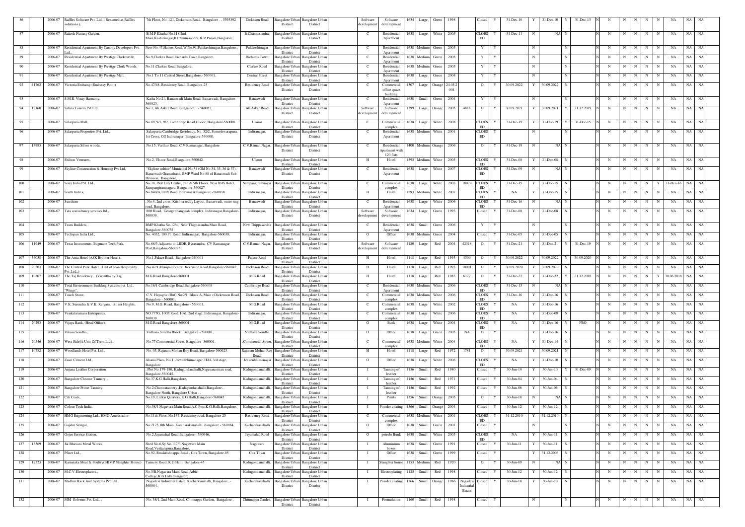| 86 | | 2006-07 | Raffles Software Pvt. Ltd.,( Renamed as Raffles solutions ), | 7th Floor, No. 121, Dickenson Road, Bangalore - , 5593392 | Dickinson Road | Bangalore Urban District | Bangalore Urban District | Software development | Software development | 1634 | Large | Green | 1998 | | Closed | Y | 31-Dec-10 | Y | 31-Dec-10 | Y | 31-Dec-13 | N | N | N | N | N | N | N | NA | NA | NA |
|---|---|---|---|---|---|---|---|---|---|---|---|---|---|---|---|---|---|---|---|---|---|---|---|---|---|---|---|---|---|---|---|
| 87 | | 2006-07 | Rakesh Fantasy Garden, | B.M.P Khatha No.118,2nd Main,Kasturinagar,B.Channasandra, K.R.Puram,Bangalore, | B.Channasandra, | Bangalore Urban District | Bangalore Urban District | C | Residential Apartment | 1638 | Large | White | 2005 | | CLOSED | Y | 31-Dec-11 | N | NA | N | | N | N | N | N | N | N | N | NA | NA | NA |
| 88 | | 2006-07 | Residential Apartment By Canopy Developers Pvt Ltd., | New No.47,Haines Road,W.No.91,Pulakeshinagar,Bangalore., | Pulakeshinagar | Bangalore Urban District | Bangalore Urban District | C | Residential Apartment | 1638 | Medium | Green | 2005 | | Y | Y | | N | | N | | N | N | N | N | N | N | N | NA | NA | NA |
| 89 | | 2006-07 | Residential Apartment By Prestige Clarkesville, | No.9,Clarkes Road,Richards Town,Bangalore. | Richards Town | Bangalore Urban District | Bangalore Urban District | C | Residential Apartment | 1638 | Medium | Green | 2005 | | Y | Y | | N | | N | | N | N | N | N | N | N | N | NA | NA | NA |
| 90 | | 2006-07 | Residential Apartment By Prestige Clork Woods, | No.11,Clarkes Road,Bangalore., | Clarkes Road | Bangalore Urban District | Bangalore Urban District | C | Residential Apartment | 1638 | Medium | Green | 2005 | | Y | Y | | N | | N | | N | N | N | N | N | N | N | NA | NA | NA |
| 91 | | 2006-07 | Residential Apartment By Prestige Mall, | No.1 To 11,Central Street,Bangalore.- 560001, | Central Street | Bangalore Urban District | Bangalore Urban District | C | Residential Apartment | 1638 | Large | Green | 2008 | | Y | Y | | N | | N | | N | N | N | N | N | N | N | NA | NA | NA |
| 92 | 41762 | 2006-07 | Victoria Embassy (Embassy Point) | No.47/48, Residency Road, Bangalore-25 | Residency Road | Bangalore Urban District | Bangalore Urban District | C | Commercial office space building | 1307 | Large | Orange | 24.05.2004 | | O | Y | 30.09.2022 | Y | 30.09.2022 | N | | N | N | N | N | N | N | N | NA | NA | NA |
| 93 | | 2006-07 | S.M.R. Vinay Harmony, | Katha No:21, Banaswadi Main Road, Banaswadi, Bangalore-560025, | Banaswadi | Bangalore Urban District | Bangalore Urban District | C | Residential Apartment | 1638 | Small | Green | 2004 | | Y | Y | | N | | N | | N | N | N | N | N | N | N | NA | NA | NA |
| 94 | 12160 | 2006-07 | Safina Towers Pvt Ltd, | No:3, Ali Asker Road, Bangalore, - 560052, | Ali Asker Road | Bangalore Urban District | Bangalore Urban District | Software development | Software development | 1399 | Large | Orange | 2005 | 4816 | O | Y | 30.09.2021 | Y | 30.09.2021 | Y | 31.12.2019 | N | N | N | N | N | N | N | NA | NA | NA |
| 95 | | 2006-07 | Salarpuria Mall, | No.09, 9/1, 9/2, Cambridge Road,Ulsoor, Bangalore-560008. | Ulsoor | Bangalore Urban District | Bangalore Urban District | C | Commercial complex | 1638 | Large | White | 2008 | | CLOSED | Y | 31-Dec-19 | Y | 31-Dec-19 | Y | 31-Dec-15 | N | N | N | N | N | N | N | NA | NA | NA |
| 96 | | 2006-07 | Salarpuria Properties Pvt. Ltd., | Salarpuria Cambridge Residency, No. 32/2, Someshwarapura, 1st Cross, Off Indiranagar, Bangalore-560008. | Indiranagar, | Bangalore Urban District | Bangalore Urban District | C | Residential Apartment | 1638 | Medium | White | 2001 | | CLOSED | Y | | N | | N | | N | N | N | N | N | N | N | NA | NA | NA |
| 97 | 13983 | 2006-07 | Salarpuria Silver woods, | No.15, Varthur Road, C.V.Ramanagar, Bangalore | C.V.Raman Nagar, | Bangalore Urban District | Bangalore Urban District | C | Residential Apartment with 120 flats | 1400 | Medium | Orange | 2006 | | O | Y | 31-Dec-19 | N | NA | N | | N | N | N | N | N | N | N | NA | NA | NA |
| 98 | | 2006-07 | Shilton Ventures, | No.2, Ulsoor Road,Bangalore-560042. | Ulsoor | Bangalore Urban District | Bangalore Urban District | H | Hotel | 1593 | Medium | White | 2005 | | CLOSED | Y | 31-Dec-08 | Y | 31-Dec-08 | N | | N | N | N | N | N | N | N | NA | NA | NA |
| 99 | | 2006-07 | Skyline Construction & Housing Pvt Ltd, | "Skyline soltice" Municipal No:34 (Old No:34, 35, 36 & 37), Banaswadi Gramathana, BMP Ward No:88 of Banaswadi Sub-Division, Bangalore, . | Banaswadi | Bangalore Urban District | Bangalore Urban District | C | Residential Apartment | 1638 | Large | White | 2007 | | CLOSED | Y | 31-Dec-09 | N | NA | N | | N | N | N | N | N | N | N | NA | NA | NA |
| 100 | | 2006-07 | Sony India Pvt. Ltd., | No.30, JNR City Centre, 2nd & 5th Floors, Near IBIS Hotel, Sampangiramnagara, Bangalore-560027 | Sampangiramnagar | Bangalore Urban District | Bangalore Urban District | C | Commercial complex | 1638 | Large | White | 2003 | 18020 | CLOSED | Y | 31-Dec-15 | Y | 31-Dec-15 | N | | N | N | N | N | N | Y | 31-Dec-16 | NA | NA |
| 101 | | 2006-07 | South Indies, | No.840/A,100ft Road,Indiranagar,Bangalore -560038 | Indiranagar, | Bangalore Urban District | Bangalore Urban District | H | Hotel | 1593 | Medium | White | 2007 | | CLOSED | Y | NA | Y | 31-Dec-15 | N | | N | N | N | N | N | N | N | NA | NA | NA |
| 102 | | 2006-07 | Sunshine | , No.4, 2nd cross, Krishna reddy Layout, Banaswadi, outer ring road, Bangalore | Banaswadi | Bangalore Urban District | Bangalore Urban District | C | Residential Apartment | 1638 | Large | White | 2006 | | CLOSED | Y | 31-Dec-16 | N | NA | N | | N | N | N | N | N | N | N | NA | NA | NA |
| 103 | | 2006-07 | Tata consultancy services ltd., | 80ft Road, George thangaiah complex, Indiranagar,Bangalore-560038. | Indiranagar, | Bangalore Urban District | Bangalore Urban District | Software development | Software development | 1634 | Large | Green | 1993 | | Closed | Y | 31-Dec-08 | Y | 31-Dec-08 | N | | N | N | N | N | N | N | N | NA | NA | NA |
| 104 | | 2006-07 | Team Builders, | BMP Khatha No.12/4, Near Thippasandra Main Road, Bangalore-560075 | New Thippasandra | Bangalore Urban District | Bangalore Urban District | C | Residential Apartment | 1638 | Small | Green | 2006 | | Y | Y | | N | | N | | N | N | N | N | N | N | N | NA | NA | NA |
| 105 | | 2006-07 | Techspan India Ltd., | No. 4032, 100 Ft. Road, Indiranagar, Bangalore-560038, | Indiranagar, | Bangalore Urban District | Bangalore Urban District | O | Office | 1638 | Medium | Green | 2004 | | Closed | Y | 31-Dec-05 | Y | 31-Dec-05 | N | | N | N | N | N | N | N | N | NA | NA | NA |
| 106 | 11949 | 2006-07 | Texas Instruments, Bagmane Tech Park, | No.66/3,Adjacent to LRDE, Byrasandra, CV Ramanagar Post,Bangalore-560093 | C.V.Raman Nagar, | Bangalore Urban District | Bangalore Urban District | Software development | Software development | 1180 | Large | Red | 2004 | 42318 | O | Y | 31-Dec-21 | Y | 31-Dec-21 | Y | 31-Dec-19 | N | N | N | N | N | N | N | NA | NA | NA |
| 107 | 34038 | 2006-07 | The Atria Hotel (ASK Brother Hotel)., | No.1,Palace Road, Bangalore-560001 | Palace Road | Bangalore Urban District | Bangalore Urban District | H | Hotel | 1118 | Large | Red | 1993 | 4500 | O | Y | 30.09.2022 | Y | 30.09.2022 | Y | 30.09.2020 | N | N | N | N | N | N | N | NA | NA | NA |
| 108 | 20203 | 2006-07 | The Central Park Hotel, (Unit of Icon Hospitality Pvt.,Ltd.,) | No.47/1,Manipal Center,Dickenson Road,Bangalore-560042, | Dickinson Road | Bangalore Urban District | Bangalore Urban District | H | Hotel | 1118 | Large | Red | 1993 | 10091 | O | Y | 30.09.2020 | Y | 30.09.2020 | N | | N | N | N | N | N | N | N | NA | NA | NA |
| 109 | 10807 | 2006-07 | The Taj Residency (Vivantha by Taj) | M.G.Road Bangalore-560001 | M.G.Road | Bangalore Urban District | Bangalore Urban District | H | Hotel | 1118 | Large | Red | 1983 | 6177 | O | Y | 31-Dec-22 | Y | 31-Dec-22 | Y | 31.12.2018 | N | N | N | N | N | Y | 30.06.2018 | NA | NA |
| 110 | | 2006-07 | Total Environment Building Systems pvt. Ltd., "Wings", | No:16/1 Cambridge Road,Bangalore-560008 | Cambridge Road | Bangalore Urban District | Bangalore Urban District | C | Residential Apartment | 1638 | Medium | White | 2006 | | CLOSED | Y | 31-Dec-15 | N | NA | N | | N | N | N | N | N | N | N | NA | NA | NA |
| 111 | | 2006-07 | Touch Stone, | C.V. Hayagriv (Huf) No.2/1, Block A, Main r,Dickenson Road, Bangalore - 560001, | Dickinson Road | Bangalore Urban District | Bangalore Urban District | C | Commercial complex | 1638 | Medium | White | 2006 | | CLOSED | Y | 31-Dec-16 | Y | 31-Dec-16 | N | | N | N | N | N | N | N | N | NA | NA | NA |
| 112 | | 2006-07 | V.K. Surendra & V.K. Kalyani, , Silver Heights, | No.9, M.G. Road, Bangalore - 560001, | M.G.Road | Bangalore Urban District | Bangalore Urban District | C | Commercial complex | 1638 | Large | White | 2002 | | CLOSED | Y | NA | Y | 31-Dec-16 | N | | N | N | N | N | N | N | N | NA | NA | NA |
| 113 | | 2006-07 | Venkataramana Enterprises, | NO.777G, 100ft Road, HAL 2nd stage, Indiranagar, Bangalore-560038. | Indiranagar, | Bangalore Urban District | Bangalore Urban District | C | Commercial complex | 1638 | Large | White | 2006 | | CLOSED | Y | NA | Y | 31-Dec-08 | N | | N | N | N | N | N | N | N | NA | NA | NA |
| 114 | 20293 | 2006-07 | Vijaya Bank, (Head Office), | M.G.Road Bangalore-560001 | M.G.Road | Bangalore Urban District | Bangalore Urban District | O | Bank | 1638 | Large | White | 2004 | | CLOSED | Y | NA | Y | 31-Dec-16 | Y | FBO | N | N | N | N | N | N | N | NA | NA | NA |
| 115 | | 2006-07 | Vikasa Soudha., | Vidhana Soudha Block, Bangalore - 560001, | Vidhana Soudha | Bangalore Urban District | Bangalore Urban District | O | Office | 1638 | Large | Green | 2005 | NA | O | Y | | Y | 31-Dec-16 | N | | N | N | N | N | N | N | N | NA | NA | NA |
| 116 | 20546 | 2006-07 | West Side[A Unit Of Trent Ltd]., | No.77,Commercial Street, Bangalore- 560001, | ,Commercial Street, | Bangalore Urban District | Bangalore Urban District | C | Commercial complex | 1638 | Medium | White | 2004 | | CLOSED | Y | NA | Y | 31-Dec-14 | N | | N | N | N | N | N | N | N | NA | NA | NA |
| 117 | 10782 | 2006-07 | Woodlands Hotel Pvt. Ltd., | No. 05, Rajaram Mohan Roy Road, Bangalore-560025. | Rajaram Mohan Roy Road, | Bangalore Urban District | Bangalore Urban District | H | Hotel | 1118 | Large | Red | 1972 | 1781 | O | Y | 30.09.2021 | Y | 30.09.2021 | N | | N | N | N | N | N | N | N | NA | NA | NA |
| 118 | | 2006-07 | Zuari Cement Ltd., | Alsana Plaza, No.1, Jeevenbhimanagar, HAL 3rd stage, Bangalore | Jeevenbhimanagar | Bangalore Urban District | Bangalore Urban District | O | Office | 1638 | Large | White | 2006 | | CLOSED | Y | NA | Y | 31-Dec-10 | N | | N | N | N | N | N | N | N | NA | NA | NA |
| 119 | | 2006-07 | Anjana Leather Corporation | , Plot No.179-180, Kadugondanahalli,Nagavara mian road, Bangalore-560045. | Kadugondanahalli, | Bangalore Urban District | Bangalore Urban District | I | Tanning of leather | 1156 | Small | Red | 1980 | | Closed | Y | 30-Jun-10 | Y | 30-Jun-10 | Y | 31-Dec-09 | N | N | N | N | N | N | N | NA | NA | NA |
| 120 | | 2006-07 | Bangalore Chrome Tannery, , | No.37,K.G.Halli,Bangalore, | Kadugondanahalli, | Bangalore Urban District | Bangalore Urban District | I | Tanning of leather | 1156 | Small | Red | 1971 | | Closed | Y | 30-Jun-04 | Y | 30-Jun-04 | N | | N | N | N | N | N | N | N | NA | NA | NA |
| 121 | | 2006-07 | Bangalore Prime Tannery, | No.2,Chunnatannery ,Kadugundanahalli,Bangalore, , Bangalore North, Bangalore Urban - , | Kadugondanahalli, | Bangalore Urban District | Bangalore Urban District | I | Tanning of leather | 1156 | Small | Red | 1992 | | Closed | Y | 30-Jun-06 | Y | 30-Jun-06 | N | | N | N | N | N | N | N | N | NA | NA | NA |
| 122 | | 2006-07 | Citi Coats,. | No.19, Lidkar Quarters, K.G.Halli,Bangalore-560045 | Kadugondanahalli, | Bangalore Urban District | Bangalore Urban District | I | Paints | 1356 | Small | Orange | 2005 | | O | Y | 30-Jun-18 | N | NA | N | | N | N | N | N | N | N | N | NA | NA | NA |
| 123 | | 2006-07 | Colour Tech India, | No.38/1,Nagavara Main Road,A.C.Post,K.G.Halli,Bangalore. | Kadugondanahalli, | Bangalore Urban District | Bangalore Urban District | I | Powder coating | 1566 | Small | Orange | 2004 | | Closed | Y | 30-Jun-12 | Y | 30-Jun-12 | N | | N | N | N | N | N | N | N | NA | NA | NA |
| 124 | | 2006-07 | HMG Engineering Ltd., HMG Ambassador | No.11th Floor, No.137, Residency road, Bangalore-25 | Residency Road | Bangalore Urban District | Bangalore Urban District | C | Commercial complex | 1638 | Medium | White | 2001 | | CLOSED | Y | 31.12.2010 | Y | 31.12.2010 | N | | N | N | N | N | N | N | N | NA | NA | NA |
| 125 | | 2006-07 | Gajshri Sringar, | No.2175, 8th Main, Kacharakanahalli, Bangalore - 560084, | Kacharakanahalli | Bangalore Urban District | Bangalore Urban District | O | Office | 1638 | Small | Green | 2001 | | Closed | Y | | N | | N | | N | N | N | N | N | N | N | NA | NA | NA |
| 126 | | 2006-07 | Gojer Service Station, | No.2,Jayamahal Road,Bangalore - 560046, | Jayamahal Road | Bangalore Urban District | Bangalore Urban District | O | petrole Bunk | 1638 | Small | White | 2005 | | CLOSED | Y | NA | Y | 30-Jun-11 | N | | N | N | N | N | N | N | N | NA | NA | NA |
| 127 | 15369 | 2006-07 | Jai Bhavani Metal Works, | Shed No.6,Sy.No.117/3,Nagawara Main Road,Venkatapura,Bangalore, | Nagawara | Bangalore Urban District | Bangalore Urban District | I | Aluminium boxes | 1638 | Small | Green | 1991 | | Closed | Y | 30-Jun-11 | Y | 30-Jun-11 | N | | N | N | N | N | N | N | N | NA | NA | NA |
| 128 | | 2006-07 | Pfizer Ltd., | No.92, Rmakrishnappa Road , Cox Town, Bangalore-05 | Cox Town | Bangalore Urban District | Bangalore Urban District | I | Office | 1638 | Small | Green | 1999 | | Closed | Y | | Y | 31.12.2003 | N | | N | N | N | N | N | N | N | NA | NA | NA |
| 129 | 19523 | 2006-07 | Karnataka Meat & Poultry(BBMP Slaughter House) | Tannery Road, K.G.Halli Bangalore-45 | Kadugondanahalli, | Bangalore Urban District | Bangalore Urban District | I | Slaughter house | 1153 | Medium | Red | 1920 | | O | Y | 30-Jun-09 | N | NA | N | | N | N | N | N | N | N | N | NA | NA | NA |
| 130 | | 2006-07 | M.C.V.Electroplaters., | No.5/B,Nagavara Main Road,Arbic College,K.G.Halli,Bangalore., | Kadugondanahalli, | Bangalore Urban District | Bangalore Urban District | I | Electroplating | 1125 | Small | Red | 1998 | | Closed | Y | 30-Jun-12 | Y | 30-Jun-12 | N | | N | N | N | N | N | N | N | NA | NA | NA |
| 131 | | 2006-07 | Madhur Rack And Systems Pvt Ltd , | Nagadevi Industrial Estate, Kacharkanahalli, Bangalore, - 560084, | Kacharakanahalli | Bangalore Urban District | Bangalore Urban District | I | Powder coating | 1566 | Small | Orange | 1986 | Nagadevi Industrial Estate | Closed | Y | 30-Jun-10 | Y | 30-Jun-10 | N | | N | N | N | N | N | N | N | NA | NA | NA |
| 132 | | 2006-07 | MM Solvents Pvt. Ltd., , | No. 38/1, 2nd Main Road, Chinnappa Garden, Bangalore , | Chinnappa Garden, | Bangalore Urban District | Bangalore Urban District | I | Formulation | 1160 | Small | Red | 1998 | | Closed | Y | | N | | N | | N | N | N | N | N | N | N | NA | NA | NA |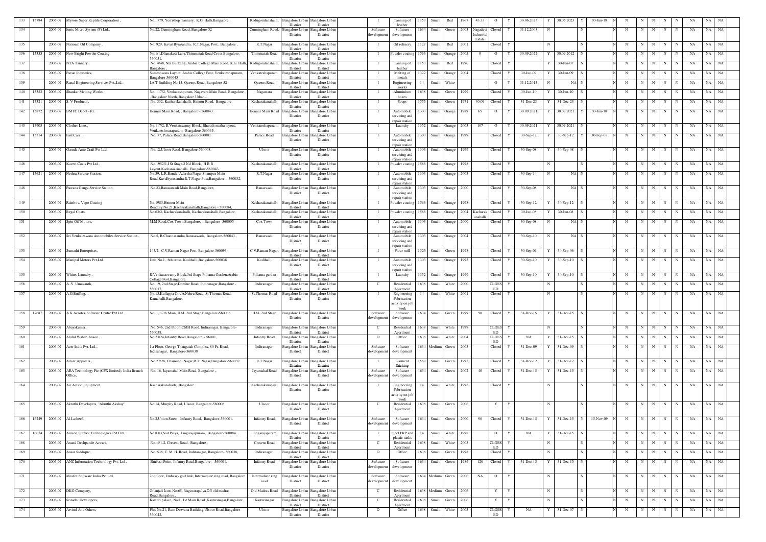| 133 | 15784 | 2006-07 | Mysore Super Reptile Corporation , | No. 1/79, Yerrishop Tannery, K.G. Halli,Bangalore , | Kadugondanahalli, | Bangalore Urban District | Bangalore Urban District | | I | Tanning of leather | 1153 | Small | Red | 1967 | 43.33 | O | Y | 30.06.2023 | Y | 30.06.2023 | Y | 30-Jun-18 | N | N | N | N | N | N | NA | NA | NA |
|---|---|---|---|---|---|---|---|---|---|---|---|---|---|---|---|---|---|---|---|---|---|---|---|---|---|---|---|---|---|---|---|
| 134 | | 2006-07 | Ionic Micro System (P) Ltd., | No.22, Cunningham Road, Bangalore-52 | Cunningham Road, | Bangalore Urban District | Bangalore Urban District | Software development | | Software development | 1634 | Small | Green | 2003 | Nagadevi Industrial Estate | Closed | Y | 31.12.2003 | N | | N | | N | N | N | N | N | N | NA | NA | NA |
| 135 | | 2006-07 | National Oil Company , | No. 929, Kaval Byrasandra, R.T.Nagar, Post, Bangalore , | R.T.Nagar | Bangalore Urban District | Bangalore Urban District | | I | Oil refinery | 1127 | Small | Red | 2001 | | Closed | Y | | N | | N | | N | N | N | N | N | N | NA | NA | NA |
| 136 | 15355 | 2006-07 | New Bright Powder Coating, | No.1/1,Dhanakoti Lane,Thimmaiah Road Cross,Bangalore. - 560051, | Thimmaiah Road | Bangalore Urban District | Bangalore Urban District | | I | Powder coating | 1566 | Small | Orange | 2005 | 9 | O | Y | 30.09.2022 | Y | 30.09.2012 | N | | N | N | N | N | N | N | NA | NA | NA |
| 137 | | 2006-07 | NTA Tannery , | No. 4/48, Nta Building, Arabic College Main Road, K.G. Halli, Bangalore , | Kadugondanahalli, | Bangalore Urban District | Bangalore Urban District | | I | Tanning of leather | 1153 | Small | Red | 1996 | | Closed | Y | | Y | 30-Jun-07 | N | | N | N | N | N | N | N | NA | NA | NA |
| 138 | | 2006-07 | Pavan Industries, | Someshwara Layout, Arabic College Post, Venkateshapuram, Bangalore-560045 | Venkateshapuram, | Bangalore Urban District | Bangalore Urban District | | I | Melting of metals | 1322 | Small | Orange | 2004 | | Closed | Y | 30-Jun-09 | Y | 30-Jun-09 | N | | N | N | N | N | N | N | NA | NA | NA |
| 139 | | 2006-07 | Ranal Engineering Services Pvt.,Ltd., | I.A.T Building No.15, Queens Road, Bangalore-52 | Queens Road | Bangalore Urban District | Bangalore Urban District | | I | Engineering works | 14 | Small | White | | | O | Y | 31.12.2015 | N | NA | N | | N | N | N | N | N | N | NA | NA | NA |
| 140 | 15323 | 2006-07 | Shankar Melting Works , | No. 117/2, Venkateshpuram, Nagawara Main Road, Bangalore , Bangalore North, Bangalore Urban - , | Nagawara | Bangalore Urban District | Bangalore Urban District | | I | Aluminium boxes | 1638 | Small | Green | 1999 | | Closed | Y | 30-Jun-10 | Y | 30-Jun-10 | N | | N | N | N | N | N | N | NA | NA | NA |
| 141 | 15321 | 2006-07 | S. V Products , | No. 332, Kacharakanahalli, Hennur Road, Bangalore. | Kacharakanahalli | Bangalore Urban District | Bangalore Urban District | | I | Soaps | 1555 | Small | Green | 1971 | 40.09 | Closed | Y | 31-Dec-23 | Y | 31-Dec-23 | N | | N | N | N | N | N | N | NA | NA | NA |
| 142 | 15872 | 2006-07 | BMTC Depot -10, | Hennur Main Road, , Bangalore - 560043. | Hennur Main Road | Bangalore Urban District | Bangalore Urban District | | I | Automobile servicing and repair station | 1303 | Small | Orange | 1989 | 65 | O | Y | 30.09.2021 | Y | 30.09.2021 | Y | 30-Jun-18 | N | N | N | N | N | N | NA | NA | NA |
| 143 | 15905 | 2006-07 | Clothes Line., | No.117/2, R.Venkatswamy Block, Bharath matha layout, Venkateshwarpuram, Bangalore-560045. | Venkateshapuram, | Bangalore Urban District | Bangalore Urban District | | I | Laundry | 1352 | Small | Orange | 2003 | 107 | O | Y | 30.09.2021 | Y | 30.09.2021 | N | | N | N | N | N | N | N | NA | NA | NA |
| 144 | 15314 | 2006-07 | Fast Cars., | No.1/7, Palace Road,Bangalore-560001 | Palace Road | Bangalore Urban District | Bangalore Urban District | | I | Automobile servicing and repair station | 1303 | Small | Orange | 1999 | | Closed | Y | 30-Sep-12 | Y | 30-Sep-12 | Y | 30-Sep-08 | N | N | N | N | N | N | NA | NA | NA |
| 145 | | 2006-07 | Garuda Auto Craft Pvt.Ltd,, | No.12,Ulsoor Road, Bangalore-560008. | Ulsoor | Bangalore Urban District | Bangalore Urban District | | I | Automobile servicing and repair station | 1303 | Small | Orange | 1999 | | Closed | Y | 30-Sep-08 | Y | 30-Sep-08 | N | | N | N | N | N | N | N | NA | NA | NA |
| 146 | | 2006-07 | Kaveri Coats Pvt Ltd., | No.1952/1,I St Stage,2 Nd Block, H.B.R. Layout,Kacharakanahalli, Bangalore-560043. | Kacharakanahalli | Bangalore Urban District | Bangalore Urban District | | I | Powder coating | 1566 | Small | Orange | 1998 | | Closed | Y | | N | | N | | N | N | N | N | N | N | NA | NA | NA |
| 147 | 15621 | 2006-07 | Nethra Service Station, | No.39, L.R.Bande, Adarsha Nagar,Shampur Main Road,Kavalbyrasandra,R.T.Nagar Post,Bangalore. - 560032, | R.T.Nagar | Bangalore Urban District | Bangalore Urban District | | I | Automobile servicing and repair station | 1303 | Small | Orange | 2003 | | Closed | Y | 30-Sep-14 | N | NA | N | | N | N | N | N | N | N | NA | NA | NA |
| 148 | | 2006-07 | Pawana Ganga Service Station, | No.23,Banaswadi Main Road,Bangalore, | Banaswadi | Bangalore Urban District | Bangalore Urban District | | I | Automobile servicing and repair station | 1303 | Small | Orange | 2000 | | Closed | Y | 30-Sep-08 | N | NA | N | | N | N | N | N | N | N | NA | NA | NA |
| 149 | | 2006-07 | Rainbow Vapo Coating | No.1983,Hennur Main Road,Sy.No.21,Kacharakanahalli,Bangalore - 560084, | Kacharakanahalli | Bangalore Urban District | Bangalore Urban District | | I | Powder coating | 1566 | Small | Orange | 1998 | | Closed | Y | 30-Sep-12 | Y | 30-Sep-12 | N | | N | N | N | N | N | N | NA | NA | NA |
| 150 | | 2006-07 | Regal Coats, | No.63/2, Kacharakanahalli, Kacharakanahalli,Bangalore, | Kacharakanahalli | Bangalore Urban District | Bangalore Urban District | | I | Powder coating | 1566 | Small | Orange | 2004 | Kacharak anahalli | Closed | Y | 30-Jun-08 | Y | 30-Jun-08 | N | | N | N | N | N | N | N | NA | NA | NA |
| 151 | | 2006-07 | Spin Off Motors, | M.M.Road,Cox Town,Bangalore, , Bangalore -560005 | Cox Town | Bangalore Urban District | Bangalore Urban District | | I | Automobile servicing and repair station | 1303 | Small | Orange | 2000 | | Closed | Y | 30-Sep-08 | N | NA | N | | N | N | N | N | N | N | NA | NA | NA |
| 152 | | 2006-07 | Sri Venkateswara Automobiles Service Station., | No.5, B.Channasandra,Banasawadi, Bangalore-560043., | Banaswadi | Bangalore Urban District | Bangalore Urban District | | I | Automobile servicing and repair station | 1303 | Small | Orange | 2004 | | Closed | Y | 30-Sep-10 | N | NA | N | | N | N | N | N | N | N | NA | NA | NA |
| 153 | | 2006-07 | Sumathi Enterprises, | 145/2, C.V.Raman Nagar Post, Bangalore-560093 | C.V.Raman Nagar, | Bangalore Urban District | Bangalore Urban District | | I | Flour mill | 1525 | Small | Green | 1998 | | Closed | Y | 30-Sep-06 | Y | 30-Sep-06 | N | | N | N | N | N | N | N | NA | NA | NA |
| 154 | | 2006-07 | Manipal Motors Pvt.Ltd. | Unit No.1, 6th cross, Kodihalli,Bangalore-560038 | Kodihalli | Bangalore Urban District | Bangalore Urban District | | I | Automobile servicing and repair station | 1303 | Small | Orange | 1995 | | Closed | Y | 30-Sep-10 | Y | 30-Sep-10 | N | | N | N | N | N | N | N | NA | NA | NA |
| 155 | | 2006-07 | Whites Laundry., | R.Venkataswamy Block,3rd Stage,Pillanna Garden,Arabic College Post,Bangalore | Pillanna garden | Bangalore Urban District | Bangalore Urban District | | I | Laundry | 1352 | Small | Orange | 1999 | | Closed | Y | 30-Sep-10 | Y | 30-Sep-10 | N | | N | N | N | N | N | N | NA | NA | NA |
| 156 | | 2006-07 | A. V. Umakanth, | No. 19, 2nd Stage,Domlur Road, Indiranagar,Bangalore - 560017, | Indiranagar, | Bangalore Urban District | Bangalore Urban District | | C | Residential Apartment | 1638 | Small | White | 2000 | | CLOES ED | Y | | N | | N | | N | N | N | N | N | N | NA | NA | NA |
| 157 | | 2006-07 | A.G.Buffing, . | No.15,Kullappa Circle,Nehru Road, St Thomas Road, Kamahalli,Bangalore, | St.Thomas Road | Bangalore Urban District | Bangalore Urban District | | I | Engineering Fabrication activity on job work | 14 | Small | White | 2001 | | Closed | Y | | N | | N | | N | N | N | N | N | N | NA | NA | NA |
| 158 | 17687 | 2006-07 | A.K Aerotek Software Centre Pvt Ltd , | No. 1, 17th Main, HAL 2nd Stage,Bangalore-560008, | HAL 2nd Stage | Bangalore Urban District | Bangalore Urban District | Software development | | Software development | 1634 | Small | Green | 1999 | 90 | Closed | Y | 31-Dec-15 | Y | 31-Dec-15 | N | | N | N | N | N | N | N | NA | NA | NA |
| 159 | | 2006-07 | Abayakumar, | No. 546, 2nd Floor, CMH Road, Indiranagar, Bangalore-560038. | Indiranagar, | Bangalore Urban District | Bangalore Urban District | | C | Residential Apartment | 1638 | Small | White | 1999 | | CLOES ED | Y | | N | | N | | N | N | N | N | N | N | NA | NA | NA |
| 160 | | 2006-07 | Abdul Wahab Ansori., | No.23/24,Infantry Road,Bangalore. - 56001, | Infantry Road | Bangalore Urban District | Bangalore Urban District | | O | Office | 1638 | Small | White | 2004 | | CLOES ED | Y | NA | Y | 31-Dec-15 | N | | N | N | N | N | N | N | NA | NA | NA |
| 161 | | 2006-07 | Acer India Pvt. Ltd.,, | 1st Floor, George Thangaiah Complex, 80 Ft. Road, Indiranagar, Bangalore-560038 | Indiranagar, | Bangalore Urban District | Bangalore Urban District | Software development | | Software development | 1634 | Medium | Green | 2005 | | Closed | Y | 31-Dec-09 | Y | 31-Dec-09 | N | | N | N | N | N | N | N | NA | NA | NA |
| 162 | | 2006-07 | Adore Apparels., | No.27/28, Chamundi Nagar,R.T. Nagar,Bangalore-560032. | R.T.Nagar | Bangalore Urban District | Bangalore Urban District | | I | Garment Stiching | 1589 | Small | Green | 1995 | | Closed | Y | 31-Dec-12 | Y | 31-Dec-12 | N | | N | N | N | N | N | N | NA | NA | NA |
| 163 | | 2006-07 | AEA Technology Plc (CFX limited), India Branch Office, | No. 16, Jayamahal Main Road, Bangalore ,, | Jayamahal Road | Bangalore Urban District | Bangalore Urban District | Software development | | Software development | 1634 | Small | Green | 2002 | 40 | Closed | Y | 31-Dec-15 | Y | 31-Dec-15 | N | | N | N | N | N | N | N | NA | NA | NA |
| 164 | | 2006-07 | Air Action Equipment, | Kacharakanahalli, Bangalore . | Kacharakanahalli | Bangalore Urban District | Bangalore Urban District | | I | Engineering Fabrication activity on job work | 14 | Small | White | 1995 | | Closed | Y | | N | | N | | N | N | N | N | N | N | NA | NA | NA |
| 165 | | 2006-07 | Akruthi Developers, "Akruthi Akshay" | No.14, Murphy Road, Ulsoor, Bangalore-560008 | Ulsoor | Bangalore Urban District | Bangalore Urban District | | C | Residential Apartment | 1638 | Small | Green | 2006 | | Y | Y | | N | | N | | N | N | N | N | N | N | NA | NA | NA |
| 166 | 16249 | 2006-07 | Al-Latheef, | No.2,Union Street, Infantry Road, Bangalore-560001. | Infantry Road, | Bangalore Urban District | Bangalore Urban District | Software development | | Software development | 1634 | Small | Green | 2000 | 90 | Closed | Y | 31-Dec-15 | Y | 31-Dec-15 | Y | 15-Nov-09 | N | N | N | N | N | N | NA | NA | NA |
| 167 | 16674 | 2006-07 | Amcon Surface Technologies Pvt Ltd., | No.83/3,Sait Palya, Lingarajapuram, Bangalore-560084. | Lingarajapuram, | Bangalore Urban District | Bangalore Urban District | | I | Steel FRP and plastic tanks | 14 | Small | White | 1998 | | O | Y | NA | Y | 31-Dec-15 | N | | N | N | N | N | N | N | NA | NA | NA |
| 168 | | 2006-07 | Anand Deshpande Aswari, | No. 4/1-2, Cresent Road, Bangalore . | Cresent Road | Bangalore Urban District | Bangalore Urban District | | C | Residential Apartment | 1638 | Small | White | 2005 | | CLOES ED | Y | | N | | N | | N | N | N | N | N | N | NA | NA | NA |
| 169 | | 2006-07 | Ansar Siddique, | No. 538, C. M. H. Road, Indiranagar, Bangalore- 560038, | Indiranagar, | Bangalore Urban District | Bangalore Urban District | | O | Office | 1638 | Small | Green | 1998 | | Closed | Y | | N | | N | | N | N | N | N | N | N | NA | NA | NA |
| 170 | | 2006-07 | ANZ Information Technology Pvt. Ltd., | Embass Point, Infantry Road,Bangalore. - 560001, | Infantry Road | Bangalore Urban District | Bangalore Urban District | Software development | | Software development | 1634 | Small | Green | 1989 | 120 | Closed | Y | 31-Dec-15 | Y | 31-Dec-15 | N | | N | N | N | N | N | N | NA | NA | NA |
| 171 | | 2006-07 | Mcafee Software India Pvt Ltd, | 2nd floor, Embassy golf link, Intermadiate ring road, Bangalore | Intermadiate ring road | Bangalore Urban District | Bangalore Urban District | Software development | | Software development | 1634 | Medium | Green | 2006 | NA | O | Y | | N | | N | | N | N | N | N | N | N | NA | NA | NA |
| 172 | | 2006-07 | DKG Company, | Gitanjali Icon ,No:65, Nagavarapalya,Off old madras Road,Bangalore., | Old Madras Road | Bangalore Urban District | Bangalore Urban District | | C | Residential Apartment | 1638 | Medium | Green | 2006 | | Y | Y | | N | | N | | N | N | N | N | N | N | NA | NA | NA |
| 173 | | 2006-07 | Srinidhi Developers, | Kasturi palace, No:1, 1st Main Road ,Kasturinagar,Bangalore | Kasturinagar | Bangalore Urban District | Bangalore Urban District | | C | Residential Apartment | 1638 | Small | Green | 2006 | | Y | Y | | N | | N | | N | N | N | N | N | N | NA | NA | NA |
| 174 | | 2006-07 | Arvind And Others, | Plot No.21, Ram Deevana Building,Ulsoor Road,Bangalore-560042, | Ulsoor | Bangalore Urban District | Bangalore Urban District | | O | Office | 1638 | Small | White | 2005 | | CLOES ED | Y | NA | Y | 31-Dec-07 | N | | N | N | N | N | N | N | NA | NA | NA |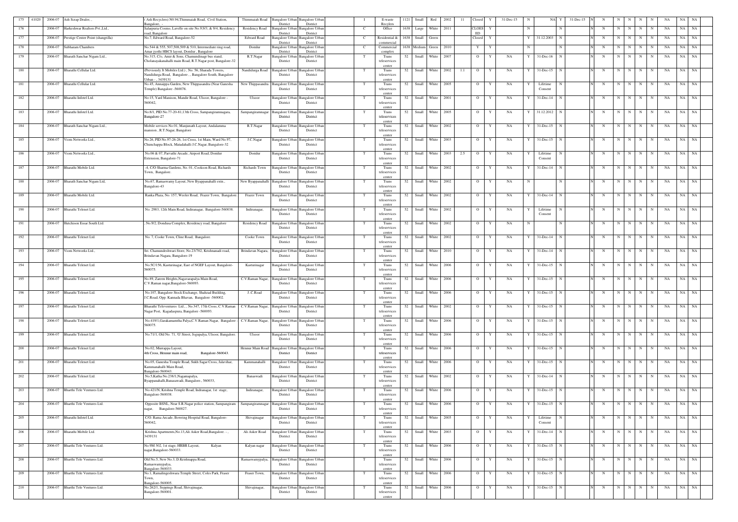| | | | | | | | | | | | | | | | | | | | | | | | | | | | | | | | | |
|---|---|---|---|---|---|---|---|---|---|---|---|---|---|---|---|---|---|---|---|---|---|---|---|---|---|---|---|---|---|---|---|---|
| 175 | 41020 | 2006-07 | Ash Scrap Dealer, , | ( Ash Recyclers) N0.94,Thimmaiah Road, Civil Station, Bangalore, - | Thimmaiah Road | Bangalore Urban District | Bangalore Urban District | I | E-waste Recylers | 1121 | Small | Red | 2002 | 11 | Closed | Y | 31-Dec-15 | N | | NA | Y | 31-Dec-15 | N | N | N | N | N | N | N | NA | NA | NA |
| 176 | | 2006-07 | Harkeshwar Realtors Pvt.,Ltd., | Salarpuria Cosmo, Lavelle on site No.9,9/3, & 9/4, Residency road, Bangalore | Residency Road | Bangalore Urban District | Bangalore Urban District | C | Office | 1638 | Large | White | 2011 | | CLOSED | Y | | N | | N | | | N | N | N | N | N | N | NA | NA | NA |
| 177 | | 2006-07 | Prestige Center Point (shangrilla) | No.7, Edward Road, Bangalore-52 | Edward Road | Bangalore Urban District | Bangalore Urban District | C | Residential & commercial | 1638 | Small | Green | | | Closed | Y | | Y | 31.12.2003 | N | | | N | N | N | N | N | N | NA | NA | NA |
| 178 | | 2006-07 | Subharam Chambers | No.544 & 555, 507,508,509 & 510, Intermediate ring road, Amar jyothi HBCS layout, Domlur , Bangalore | Domlur | Bangalore Urban District | Bangalore Urban District | C | Commercial complex | 1638 | Medium | Green | 2010 | | Y | Y | | N | | N | | | N | N | N | N | N | N | NA | NA | NA |
| 179 | | 2006-07 | Bharath Sanchar Nigam Ltd., | No.315, C/o, Amir & Sons, Chamundinagr bus stand, Cholanayakanahalli main Road, R.T.Nagar post, Bangalore-32 | R.T.Nagar | Bangalore Urban District | Bangalore Urban District | T | Trans teleservices center | 52 | Small | White | 2007 | | O | Y | NA | Y | 31-Dec-16 | N | | | N | N | N | N | N | N | NA | NA | NA |
| 180 | | 2006-07 | Bharathi Cellular Ltd. | (Previously Jt Mobiles Ltd.) , No. 56, Sharada Towers, Nandidurga Road, Bangalore , , Bangalore South, Bangalore Urban - , 3439131 | Nandidurga Road | Bangalore Urban District | Bangalore Urban District | T | Trans teleservices center | 52 | Small | White | 2002 | 1.1 | O | Y | NA | Y | 31-Dec-15 | N | | | N | N | N | N | N | N | NA | NA | NA |
| 181 | | 2006-07 | Bharathi Cellular Ltd. | No.45, Annappa Garden, New Thippasandra (Near Ganesha Temple) Bangalore -560076. | New Thippasandra | Bangalore Urban District | Bangalore Urban District | T | Trans teleservices center | 52 | Small | White | 2005 | | O | Y | NA | Y | Lifetime Consent | N | | | N | N | N | N | N | N | NA | NA | NA |
| 182 | | 2006-07 | Bharathi Infotel Ltd. | No.15, Yard Manison, Mandir Road, Ulsoor, Bangalore - 560042, | Ulsoor | Bangalore Urban District | Bangalore Urban District | T | Trans teleservices center | 52 | Small | White | 2001 | | O | Y | NA | Y | 31-Dec-14 | N | | | N | N | N | N | N | N | NA | NA | NA |
| 183 | | 2006-07 | Bharathi Infotel Ltd. | No.8/1, PID No.77-20-81,13th Cross, Sampangiramnagara, Bangalore-27 | Sampangiramnagar | Bangalore Urban District | Bangalore Urban District | T | Trans teleservices center | 52 | Small | White | 2005 | | O | Y | NA | Y | 31.12.2012 | N | | | N | N | N | N | N | N | NA | NA | NA |
| 184 | | 2006-07 | Bharath Sanchar Nigam Ltd., | Mobile services No.01, Manjunath Layout, Andalamma mansion , R.T.Nagar, Bangalore | R.T.Nagar | Bangalore Urban District | Bangalore Urban District | T | Trans teleservices center | 52 | Small | White | 2002 | | O | Y | NA | Y | 31-Dec-15 | N | | | N | N | N | N | N | N | NA | NA | NA |
| 185 | | 2006-07 | Viom Networks Ltd., | No.26, PID No.97-26-26, 1st Cross, 1st Main, Ward No.97, Chunchappa Block, Matadahalli J.C.Nagar, Bangalore-32 | J.C.Nagar | Bangalore Urban District | Bangalore Urban District | T | Trans teleservices center | 52 | Small | White | 2003 | | O | Y | NA | Y | 31-Dec-15 | N | | | N | N | N | N | N | N | NA | NA | NA |
| 186 | | 2006-07 | Viom Networks Ltd., | No.06 & 07, Parvathi Arcade, Airport Road, Domlur Extension, Bangalore-71 | Domlur | Bangalore Urban District | Bangalore Urban District | T | Trans teleservices center | 52 | Small | White | 2003 | 2.5 | O | Y | NA | Y | Lifetime Consent | N | | | N | N | N | N | N | N | NA | NA | NA |
| 187 | | 2006-07 | Bharathi Mobile Ltd. | -4, C/O Sharma Gardens, No. 01, Cookson Road, Richards Town, Bangalore. | Richards Town | Bangalore Urban District | Bangalore Urban District | T | Trans teleservices center | 52 | Small | White | 2002 | | O | Y | NA | Y | 31-Dec-14 | N | | | N | N | N | N | N | N | NA | NA | NA |
| 188 | | 2006-07 | Bharath Sanchar Nigam Ltd, | No.67, Ramaswamy Layout, New Byappanahalli extn., Bangalore-43 | New Byappanahalli | Bangalore Urban District | Bangalore Urban District | T | Trans teleservices center | 52 | Small | White | 2002 | | O | Y | NA | N | | N | | | N | N | N | N | N | N | NA | NA | NA |
| 189 | | 2006-07 | Bharathi Mobile Ltd. | Ranka Plaza, No. 157, Weeler Road, Frazer Town, Bangalore | Frazer Town | Bangalore Urban District | Bangalore Urban District | T | Trans teleservices center | 52 | Small | White | 2002 | | O | Y | NA | Y | 31-Dec-14 | N | | | N | N | N | N | N | N | NA | NA | NA |
| 190 | | 2006-07 | Bharathi Telenet Ltd. | No. 2983, 12th Main Road, Indiranagar, Bangalore-560038. | Indiranagar, | Bangalore Urban District | Bangalore Urban District | T | Trans teleservices center | 52 | Small | White | 2002 | | O | Y | NA | Y | Lifetime Consent | N | | | N | N | N | N | N | N | NA | NA | NA |
| 191 | | 2006-07 | Hutchison Essar South Ltd. | . No.9/2, Dondusa Complex, Residency road, Bangalore | Residency Road | Bangalore Urban District | Bangalore Urban District | T | Trans teleservices center | 52 | Small | White | 2002 | | O | Y | NA | N | | N | | | N | N | N | N | N | N | NA | NA | NA |
| 192 | | 2006-07 | Bharathi Telenet Ltd. | No. 7, Cooke Town, Cline Road, Bangalore. | Cooke Town | Bangalore Urban District | Bangalore Urban District | T | Trans teleservices center | 52 | Small | White | 2002 | | O | Y | NA | Y | 31-Dec-14 | N | | | N | N | N | N | N | N | NA | NA | NA |
| 193 | | 2006-07 | Viom Networks Ltd., | Sri. Chamundeshwari Store, No.23/702, Krishnanadi road, Brindavan Nagara, Bangalore-19 | Brindavan Nagara, | Bangalore Urban District | Bangalore Urban District | T | Trans teleservices center | 52 | Small | White | 2010 | | O | Y | NA | Y | 31-Dec-14 | N | | | N | N | N | N | N | N | NA | NA | NA |
| 194 | | 2006-07 | Bharathi Telenet Ltd. | No.5C/156, Kasturinagar, East of NGEF Layout, Bangalore-560075. | Kasturinagar | Bangalore Urban District | Bangalore Urban District | T | Trans teleservices center | 52 | Small | White | 2006 | | O | Y | NA | Y | 31-Dec-15 | N | | | N | N | N | N | N | N | NA | NA | NA |
| 195 | | 2006-07 | Bharathi Telenet Ltd. | No.89, Zareen Heights,Nagavarapalya Main Road, C.V.Raman nagar,Bangalore-560093. | C.V.Raman Nagar, | Bangalore Urban District | Bangalore Urban District | T | Trans teleservices center | 52 | Small | White | 2006 | | O | Y | NA | Y | 31-Dec-15 | N | | | N | N | N | N | N | N | NA | NA | NA |
| 196 | | 2006-07 | Bharathi Telenet Ltd. | No.107, Bangalore Stock Exchange, Shahzad Building, J.C.Road, Opp. Kannada Bhavan, Bangalore -560002. | J..C.Road | Bangalore Urban District | Bangalore Urban District | T | Trans teleservices center | 52 | Small | White | 2006 | | O | Y | NA | Y | 31-Dec-15 | N | | | N | N | N | N | N | N | NA | NA | NA |
| 197 | | 2006-07 | Bharathi Telenet Ltd. | Bharathi Televentures Ltd., , No.347, 17th Cross, C.V.Raman Nagar Post, Kagadaspura, Bangalore -560093. | C.V.Raman Nagar, | Bangalore Urban District | Bangalore Urban District | T | Trans teleservices center | 52 | Small | White | 2002 | | O | Y | NA | Y | 31-Dec-15 | N | | | N | N | N | N | N | N | NA | NA | NA |
| 198 | | 2006-07 | Bharathi Telenet Ltd. | No.419/1,Garakamantha Palya,C.V.Raman Nagar, Bangalore - 560075. | C.V.Raman Nagar, | Bangalore Urban District | Bangalore Urban District | T | Trans teleservices center | 52 | Small | White | 2006 | | O | Y | NA | Y | 31-Dec-15 | N | | | N | N | N | N | N | N | NA | NA | NA |
| 199 | | 2006-07 | Bharathi Telenet Ltd. | No.71/1, Old No. 71, 'G' Street, Jogupalya, Ulsoor, Bangalore. | Ulsoor | Bangalore Urban District | Bangalore Urban District | T | Trans teleservices center | 52 | Small | White | 2006 | | O | Y | NA | Y | 31-Dec-15 | N | | | N | N | N | N | N | N | NA | NA | NA |
| 200 | | 2006-07 | Bharathi Telenet Ltd. | No.02, Munrappa Layout, 4th Cross, Hennur main road, Bangalore-560043. | Hennur Main Road | Bangalore Urban District | Bangalore Urban District | T | Trans teleservices center | 52 | Small | White | 2006 | | O | Y | NA | Y | 31-Dec-15 | N | | | N | N | N | N | N | N | NA | NA | NA |
| 201 | | 2006-07 | Bharathi Telenet Ltd. | No.05, Ganesha Temple Road, Sukh Sagar Cross, Jalavihar, Kammanahalli Main Road, Bangalore-560043. | Kammanahalli | Bangalore Urban District | Bangalore Urban District | T | Trans teleservices center | 52 | Small | White | 2006 | | O | Y | NA | Y | 31-Dec-15 | N | | | N | N | N | N | N | N | NA | NA | NA |
| 202 | | 2006-07 | Bharathi Telenet Ltd. | No.5,Katha No.238/1,Nagamapalya, Byappanahalli,Banasawadi, Bangalore., 560033, | Banaswadi | Bangalore Urban District | Bangalore Urban District | T | Trans teleservices center | 52 | Small | White | 2002 | | O | Y | NA | Y | 31-Dec-14 | N | | | N | N | N | N | N | N | NA | NA | NA |
| 203 | | 2006-07 | Bharthi Tele Ventures Ltd. | No.421/N, Krishna Temple Road, Indranagar, 1st stage, Bangalore-560038. | Indiranagar, | Bangalore Urban District | Bangalore Urban District | T | Trans teleservices center | 52 | Small | White | 2006 | | O | Y | NA | Y | 31-Dec-15 | N | | | N | N | N | N | N | N | NA | NA | NA |
| 204 | | 2006-07 | Bharthi Tele Ventures Ltd. | Opposite BSNL, Near S.R.Nagar police station, Sampangiram nagar, Bangalore-560027. | Sampangiramnagar | Bangalore Urban District | Bangalore Urban District | T | Trans teleservices center | 52 | Small | White | 2006 | | O | Y | NA | Y | 31-Dec-15 | N | | | N | N | N | N | N | N | NA | NA | NA |
| 205 | | 2006-07 | Bharathi Infotel Ltd. | C/O. Rama Arcade, Bowring Hospital Road, Bangalore-560042, | Shivajinagar | Bangalore Urban District | Bangalore Urban District | T | Trans teleservices center | 52 | Small | White | 2005 | | O | Y | NA | Y | Lifetime Consent | N | | | N | N | N | N | N | N | NA | NA | NA |
| 206 | | 2006-07 | Bharathi Mobile Ltd. | Krishna Apartments,No.13,Ali Asker Road,Bangalore. - , 3439131 | Ali Asker Road | Bangalore Urban District | Bangalore Urban District | T | Trans teleservices center | 52 | Small | White | 2003 | | O | Y | NA | Y | 31-Dec-14 | N | | | N | N | N | N | N | N | NA | NA | NA |
| 207 | | 2006-07 | Bharthi Tele Ventures Ltd. | No.9M 302, 1st stage, HRBR Layout, Kalyan nagar,Bangalore-560033. | Kalyan nagar | Bangalore Urban District | Bangalore Urban District | T | Trans teleservices center | 52 | Small | White | 2006 | | O | Y | NA | Y | 31-Dec-15 | N | | | N | N | N | N | N | N | NA | NA | NA |
| 208 | | 2006-07 | Bharthi Tele Ventures Ltd. | Old No.5, New No.3, D.Krishnappa Road, Ramaswamypalya, Bangalore-560033. | Ramaswamypalya, | Bangalore Urban District | Bangalore Urban District | T | Trans teleservices center | 52 | Small | White | 2006 | | O | Y | NA | Y | 31-Dec-15 | N | | | N | N | N | N | N | N | NA | NA | NA |
| 209 | | 2006-07 | Bharthi Tele Ventures Ltd. | No.1, Ramalingeshwara Temple Street, Coles Park, Fraser Town, Bangalore-560005. | Fraser Town, | Bangalore Urban District | Bangalore Urban District | T | Trans teleservices center | 52 | Small | White | 2006 | | O | Y | NA | Y | 31-Dec-15 | N | | | N | N | N | N | N | N | NA | NA | NA |
| 210 | | 2006-07 | Bharthi Tele Ventures Ltd. | No.262/1, Seppings Road, Shivajinagar, Bangalore-560001. | Shivajinagar, | Bangalore Urban District | Bangalore Urban District | T | Trans teleservices center | 52 | Small | White | 2006 | | O | Y | NA | Y | 31-Dec-15 | N | | | N | N | N | N | N | N | NA | NA | NA |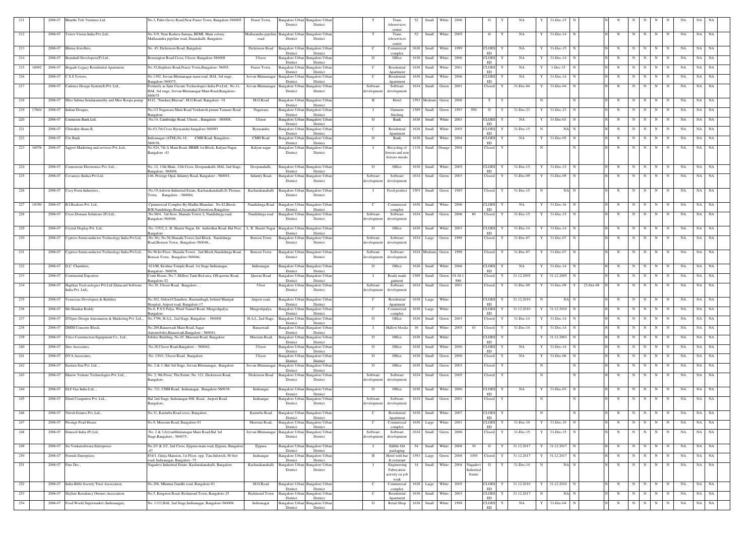| 211 | | 2006-07 | Bharthi Tele Ventures Ltd. | No.3, Palm Grove Road,Near Fraser Town, Bangalore-560005. | Fraser Town, | Bangalore Urban District | Bangalore Urban District | | T | Trans teleservices center | 52 | Small | White | 2006 | | O | Y | NA | Y | 31-Dec-15 | N | | N | N | N | N | N | N | NA | NA | NA |
|---|---|---|---|---|---|---|---|---|---|---|---|---|---|---|---|---|---|---|---|---|---|---|---|---|---|---|---|---|---|---|---|---|
| 212 | | 2006-07 | Tower Vision India Pvt.,Ltd., | No.319, Near Kodava Samaja, BEML Main colony, Mallasandra pipeline road, Dasarahalli, Bangalore | Mallasandra pipeline road | Bangalore Urban District | Bangalore Urban District | | T | Trans teleservices center | 52 | Small | White | 2005 | | O | Y | NA | Y | 31-Dec-14 | N | | N | N | N | N | N | N | NA | NA | NA |
| 213 | | 2006-07 | Bhima Jewellers, | No. 45, Dickenson Road, Bangalore | Dickenson Road | Bangalore Urban District | Bangalore Urban District | | C | Commercial complex | 1638 | Small | White | 1999 | | CLOESED | Y | NA | Y | 31-Dec-15 | N | | N | N | N | N | N | N | NA | NA | NA |
| 214 | | 2006-07 | Bramhall Developers(P) Ltd., | Kensington Road Cross, Ulsoor, Bangalore-560008 | Ulsoor | Bangalore Urban District | Bangalore Urban District | | O | Office | 1638 | Small | White | 2006 | | CLOESED | Y | NA | Y | 31-Dec-14 | N | | N | N | N | N | N | N | NA | NA | NA |
| 215 | 16992 | 2006-07 | Brigade Legacy Residential Apartment, | No.35,Stephens Road,Frazer Town,Bangalore- 56005, | Frazer Town, | Bangalore Urban District | Bangalore Urban District | | C | Residential Apartment | 1638 | Small | White | 2001 | | CLOESED | Y | NA | Y | 1-Dec-15 | N | | N | N | N | N | N | N | NA | NA | NA |
| 216 | | 2006-07 | C.S.S.Towers, | No.1302, Jeevan Bhimanagar main road, HAL 3rd stage, Bangalore-560075. | Jeevan Bhimanagar | Bangalore Urban District | Bangalore Urban District | | C | Residential Apartment | 1638 | Small | White | 2006 | | CLOESED | Y | NA | Y | 31-Dec-14 | N | | N | N | N | N | N | N | NA | NA | NA |
| 217 | | 2006-07 | Cadence Design System(I) Pvt. Ltd., | Formerly as Spin Circute Technologies India Pvt.Ltd., No.11, HAL 3rd stage, Jeevan Bhimanagar Main Road,Bangalore-560075 | Jeevan Bhimanagar | Bangalore Urban District | Bangalore Urban District | | Software development | Software development | 1634 | Small | Green | 2001 | | Closed | Y | 31-Dec-04 | Y | 31-Dec-04 | N | | N | N | N | N | N | N | NA | NA | NA |
| 218 | | 2006-07 | Miss Sabina Sundaramurthy and Miss Roopa pratap | #142, "Sundara Bhavan", M.G.Road, Bangalore - 01 | M.G.Road | Bangalore Urban District | Bangalore Urban District | | H | Hotel | 1593 | Medium | Green | 2006 | | Y | Y | | N | | N | | N | N | N | N | N | N | NA | NA | NA |
| 219 | 17604 | 2006-07 | Indian Designs, | No.1/2 Nagawara Main Road Venkatesh puram Tannare Road Bangalore | Nagawara | Bangalore Urban District | Bangalore Urban District | | I | Garment Stiching | 1589 | Small | Green | 1993 | 950 | O | Y | 31-Dec-23 | Y | 31-Dec-23 | N | | N | N | N | N | N | N | NA | NA | NA |
| 220 | | 2006-07 | Centurion Bank Ltd, | No.14, Cambridge Road, Ulsoor, , Bangalore - 560008, | Ulsoor | Bangalore Urban District | Bangalore Urban District | | O | Bank | 1638 | Small | White | 2003 | | CLOESED | Y | NA | Y | 31-Dec-03 | N | | N | N | N | N | N | N | NA | NA | NA |
| 221 | | 2006-07 | Chitrakut dham-II, | No.03,7th Cross Byrasandra bangalore-560093 | Byrasandra | Bangalore Urban District | Bangalore Urban District | | C | Residential Apartment | 1638 | Small | White | 2005 | | CLOESED | Y | 31-Dec-15 | N | NA | N | | N | N | N | N | N | N | NA | NA | NA |
| 222 | | 2006-07 | Citi Bank | Indiranagar (ATM),No.14, CMH Road, Bangalore.-560038, | CMH Road | Bangalore Urban District | Bangalore Urban District | | O | Bank | 1638 | Small | White | 2004 | | CLOESED | Y | NA | Y | 31-Dec-05 | N | | N | N | N | N | N | N | NA | NA | NA |
| 223 | 16076 | 2006-07 | Jagjeet Marketing and services Pvt.,Ltd., | No.924, 7th A Main Road, HRBR 1st Block, Kalyan Nagar, Bangalore -43 | Kalyan nagar | Bangalore Urban District | Bangalore Urban District | | I | Recycling of ferrous and non ferrous metals | 1118 | Small | Orange | 2004 | | Closed | Y | | N | | N | | N | N | N | N | N | N | NA | NA | NA |
| 224 | | 2006-07 | Connoisseur Electronics Pvt. Ltd., , | No. 12, 13th Main, 12th Cross, Doopanahalli, HAL 2nd Stage, Bangalore- 560008. | Doopanahalli, | Bangalore Urban District | Bangalore Urban District | | O | Office | 1638 | Small | White | 2005 | | CLOESED | Y | 31-Dec-15 | Y | 31-Dec-15 | N | | N | N | N | N | N | N | NA | NA | NA |
| 225 | | 2006-07 | Covansys (India) Pvt Ltd, | 146, Prestige Opal, Infantry Road, Bangalore - 560001, | Infantry Road, | Bangalore Urban District | Bangalore Urban District | | Software development | Software development | 1634 | Small | Green | 2003 | | Closed | Y | 31-Dec-09 | Y | 31-Dec-09 | N | | N | N | N | N | N | N | NA | NA | NA |
| 226 | | 2006-07 | Cozy Form Industries., | No.19,Ashwin Industrial Estate, Kacharakanahalli,St.Thomas Town, Bangalore. - 560084, | Kacharakanahalli | Bangalore Urban District | Bangalore Urban District | | I | Food product | 1503 | Small | Green | 1985 | | Closed | Y | 31-Dec-15 | N | NA | N | | N | N | N | N | N | N | NA | NA | NA |
| 227 | 18190 | 2006-07 | B.I.Realtors Pvt. Ltd., | Cpmmercial Complex By Madhu Bhandari No.42,Block-B/B,Nandidurga Road,Jayamahal Extention,Bangalore. | Nandidurga Road | Bangalore Urban District | Bangalore Urban District | | C | Commercial complex | 1638 | Small | White | 2006 | | CLOESED | Y | NA | Y | 31-Dec-16 | N | | N | N | N | N | N | N | NA | NA | NA |
| 228 | | 2006-07 | Cross Domain Solutions (P) Ltd., | No.56/4, 3rd floor, Sharada Tower-2, Nandidurga road, Bangalore-560046. | Nandidurga road | Bangalore Urban District | Bangalore Urban District | | Software development | Software development | 1634 | Small | Green | 2006 | 80 | Closed | Y | 31-Dec-15 | Y | 31-Dec-15 | N | | N | N | N | N | N | N | NA | NA | NA |
| 229 | | 2006-07 | Crystal Display Pvt. Ltd., | No. 135/2, L. B. Shastri Nagar, Dr. Ambedkar Road, Hal Post, Bangalore. | L. B. Shastri Nagar | Bangalore Urban District | Bangalore Urban District | | O | Office | 1638 | Small | White | 2003 | | CLOESED | Y | 31-Dec-14 | Y | 31-Dec-14 | N | | N | N | N | N | N | N | NA | NA | NA |
| 230 | | 2006-07 | Cypress Semiconductor Technology India Pvt Ltd, | (No.56), No.56,Sharada Tower,2nd Block, Nandidurga Road,Benson Town, Bangalore-560046, , | Benson Town | Bangalore Urban District | Bangalore Urban District | | Software development | Software development | 1634 | Large | Green | 1998 | | Closed | Y | 31-Dec-07 | Y | 31-Dec-07 | N | | N | N | N | N | N | N | NA | NA | NA |
| 231 | | 2006-07 | Cypress Semiconductor Technology India Pvt Ltd., | No.56,Ist Floor, Sharada Tower, 2nd Block,Nandidurga Road, Benson Town, Bangalore-560046, | Benson Town | Bangalore Urban District | Bangalore Urban District | | Software development | Software development | 1634 | Medium | Green | 1998 | | Closed | Y | 31-Dec-07 | Y | 31-Dec-07 | N | | N | N | N | N | N | N | NA | NA | NA |
| 232 | | 2006-07 | D.C. Chambers, | 421/M, Krishna Temple Road, 1st Stage Indiranagar, Bangalore- 560038, | Indiranagar, | Bangalore Urban District | Bangalore Urban District | | O | Office | 1638 | Small | White | 2006 | | CLOESED | Y | NA | Y | 31-Dec-14 | N | | N | N | N | N | N | N | NA | NA | NA |
| 233 | | 2006-07 | Continental Exporters | Conti House, No.7, Millers Tank Bed area, Off,queens Road, Bangalore-52 | Queens Road | Bangalore Urban District | Bangalore Urban District | | I | Ready made garment | 1589 | Small | Green | 01.04.1986 | | Closed | Y | 31.12.2005 | Y | 31.12.2005 | N | | N | N | N | N | N | N | NA | NA | NA |
| 234 | | 2006-07 | Haplitas Tech nologies Pvt.Ltd (Datacard Software India Pvt. Ltd), | No.39, Ulsoor Road, Bangalore , , | Ulsor | Bangalore Urban District | Bangalore Urban District | | Software development | Software development | 1634 | Small | Green | 2001 | | Closed | Y | 31-Dec-09 | Y | 31-Dec-09 | Y | 23-Oct-08 | N | N | N | N | N | N | NA | NA | NA |
| 235 | | 2006-07 | Veracious Developers & Builders | No.302, Oxford Chambers, Rustumbagh, behind Manipal Hospital, Airport road, Bangalore-17 | Airport road, | Bangalore Urban District | Bangalore Urban District | | C | Residential Apartment | 1638 | Large | White | | | CLOESED | Y | 31.12.2010 | N | NA | N | | N | N | N | N | N | N | NA | NA | NA |
| 236 | | 2006-07 | Mr.Shankar Reddy | No.6, P.S.S.Palya, Wind Tunnel Road, Murgeshpalya, Bangalore | Murgeshpalya, | Bangalore Urban District | Bangalore Urban District | | C | Commercial complex | 1638 | Large | White | | | CLOESED | Y | 31.12.2010 | Y | 31.12.2010 | N | | N | N | N | N | N | N | NA | NA | NA |
| 237 | | 2006-07 | D'Gipro Design Automation & Marketing Pvt. Ltd., | No.3796, H.A.L, 2nd Stage, Bangalore - 560008. | H.A.L, 2nd Stage, | Bangalore Urban District | Bangalore Urban District | | O | Office | 1638 | Small | Green | 2003 | | Closed | Y | 31-Dec-14 | Y | 31-Dec-14 | N | | N | N | N | N | N | N | NA | NA | NA |
| 238 | | 2006-07 | DMM Concrete Block, | No.280,Banaswadi Main Road, Sagar Automobiles,Banaswadi,Bangalore - 560043, | Banaswadi | Bangalore Urban District | Bangalore Urban District | | I | Hallow blocks | 16 | Small | White | 2005 | 43 | Closed | Y | 31-Dec-14 | Y | 31-Dec-14 | N | | N | N | N | N | N | N | NA | NA | NA |
| 239 | | 2006-07 | Telco Construciton Equipment Co., Ltd., | Jubilee Building, No.45, Museum Road, Bangalore | Museum Road, | Bangalore Urban District | Bangalore Urban District | | O | Office | 1638 | Small | White | | | CLOESED | Y | | Y | 31.12.2003 | N | | N | N | N | N | N | N | NA | NA | NA |
| 240 | | 2006-07 | Duo Associates, | No.28,Ulsoor Road,Bangalore. - 560042, | Ulsoor | Bangalore Urban District | Bangalore Urban District | | O | Office | 1638 | Small | White | 2000 | | CLOESED | Y | NA | Y | 31-Dec-14 | N | | N | N | N | N | N | N | NA | NA | NA |
| 241 | | 2006-07 | DVA Associates, | No. 130/1, Ulsoor Road, Bangalore | Ulsoor | Bangalore Urban District | Bangalore Urban District | | O | Office | 1638 | Small | Green | 2000 | | Closed | Y | NA | Y | 31-Dec-06 | N | | N | N | N | N | N | N | NA | NA | NA |
| 242 | | 2006-07 | Eastern Star Pvt. Ltd., , | No. 2 & 3, Hal 3rd Stage, Jeevan Bhimanagar, Bangalore | Jeevan Bhimanagar | Bangalore Urban District | Bangalore Urban District | | O | Office | 1638 | Small | Green | 2003 | | Closed | Y | | N | | N | | N | N | N | N | N | N | NA | NA | NA |
| 243 | | 2006-07 | Eknow Venture Technologies Pvt. Ltd., , | No. 2, 9th Floor, The Estate, No. 121, Dickenson Road, Bangalore. | Dickenson Road | Bangalore Urban District | Bangalore Urban District | | Software development | Software development | 1634 | Small | Green | 2005 | | Closed | Y | | N | | N | | N | N | N | N | N | N | NA | NA | NA |
| 244 | | 2006-07 | ELF Gas India Ltd., , | No. 721, CMH Road, Indiranagar, Bangalore-560038. | Indirangar | Bangalore Urban District | Bangalore Urban District | | O | Office | 1638 | Small | White | 2000 | | CLOESED | Y | NA | Y | 31-Dec-03 | N | | N | N | N | N | N | N | NA | NA | NA |
| 245 | | 2006-07 | Elind Computers Pvt. Ltd.,, | Hal 2nd Stage, Indiranagar 80ft. Road, Airport Road, Bangalore, | Indirangar | Bangalore Urban District | Bangalore Urban District | | Software development | Software development | 1634 | Small | Green | 2001 | | Closed | Y | | N | | N | | N | N | N | N | N | N | NA | NA | NA |
| 246 | | 2006-07 | Nitesh Estates Pvt.,Ltd., | No.31, Kasturba Road cross, Bangalore | Kasturba Road | Bangalore Urban District | Bangalore Urban District | | C | Residential Apartment | 1638 | Small | White | 2007 | | CLOESED | Y | | N | | N | | N | N | N | N | N | N | NA | NA | NA |
| 247 | | 2006-07 | Prestige Pearl House | No.9, Museum Road, Bangalore-01 | Museum Road, | Bangalore Urban District | Bangalore Urban District | | C | Commercial complex | 1638 | Large | White | 2001 | | CLOESED | Y | 31-Dec-10 | Y | 31-Dec-10 | N | | N | N | N | N | N | N | NA | NA | NA |
| 248 | | 2006-07 | Emuesd India (P) Ltd, | No. 2 & 3,Jeevanbhimanagar Main Road,Hal 3rd Stage,Bangalore,- 560075, | Jeevan Bhimanagar | Bangalore Urban District | Bangalore Urban District | | Software development | Software development | 1634 | Small | Green | 2006 | | Closed | Y | 31-Dec-15 | Y | 31-Dec-15 | N | | N | N | N | N | N | N | NA | NA | NA |
| 249 | | 2006-07 | Sri Venkateshwara Enterprises | No.2/1 & 2/2, 2nd Cross, Ejipura main road, Ejipura, Bangalore -47 | Ejipura | Bangalore Urban District | Bangalore Urban District | | I | Edible Oil packaging | 54 | Small | White | 2008 | 30 | O | Y | 31.12.2017 | Y | 31.12.2017 | N | | N | N | N | N | N | N | NA | NA | NA |
| 250 | | 2006-07 | Friends Enterprises | #34/1, Girija Mansion, 1st Floor, opp. Tata Infotech, 80 feet road, Indiranagar, Bangalore -75 | Indirangar | Bangalore Urban District | Bangalore Urban District | | H | Hotel with bar & resturant | 1593 | Large | Green | 2008 | 1050 | Closed | Y | 31.12.2017 | Y | 31.12.2017 | N | | N | N | N | N | N | N | NA | NA | NA |
| 251 | | 2006-07 | Fine Dec , | Nagadevi Industrial Estate, Kacharakanahalli, Bangalore | Kacharakanahalli | Bangalore Urban District | Bangalore Urban District | | I | Engineering Fabrication activity on job work | 14 | Small | White | 2004 | Nagadevi Industrial Estate | O | Y | 31-Dec-14 | N | NA | N | | N | N | N | N | N | N | NA | NA | NA |
| 252 | | 2006-07 | India Bible Society Trust Association | No.206, Mhatma Gandhi road, Bangalore-01 | M.G.Road | Bangalore Urban District | Bangalore Urban District | | C | Commercial complex | 1638 | Large | White | 2005 | | CLOESED | Y | 31.12.2010 | Y | 31.12.2010 | N | | N | N | N | N | N | N | NA | NA | NA |
| 253 | | 2006-07 | Skyline Residency Owners Association | No.5, Kingston Road, Richmond Town, Bangalore-25 | Richmond Town | Bangalore Urban District | Bangalore Urban District | | C | Residential Apartment | 1638 | Small | White | 2003 | | CLOESED | Y | 31.12.2017 | N | NA | N | | N | N | N | N | N | N | NA | NA | NA |
| 254 | | 2006-07 | Food World Supermarket (Indiranagar), | No. 1133,HAL 2nd Stage,Indiranagar, Bangalore-560008. | Indiranagar | Bangalore Urban District | Bangalore Urban District | | O | Retail Shop | 1638 | Small | White | 1998 | | CLOESED | Y | NA | Y | 31-Dec-04 | N | | N | N | N | N | N | N | NA | NA | NA |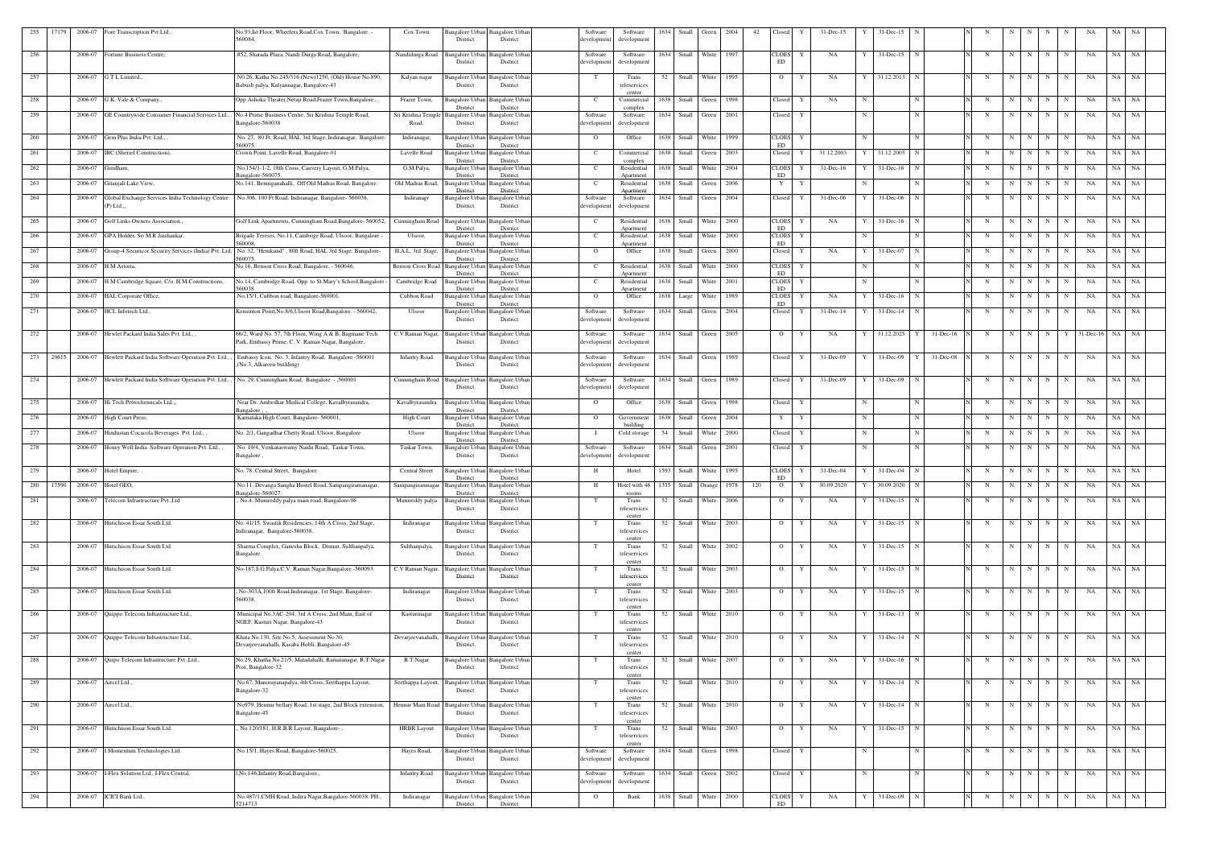| 255 | 17179 | 2006-07 | Fore Transcription Pvt Ltd., | No.93,Ist Floor, Wheelers Road,Cox Town, Bangalore. - 560084, | Cox Town | Bangalore Urban District | Bangalore Urban District | Software development | Software development | 1634 | Small | Green | 2004 | 42 | Closed | Y | 31-Dec-15 | Y | 31-Dec-15 | N | | | N | N | N | N | N | N | NA | NA | NA |
|---|---|---|---|---|---|---|---|---|---|---|---|---|---|---|---|---|---|---|---|---|---|---|---|---|---|---|---|---|---|---|---|
| 256 | | 2006-07 | Fortune Business Centre, | #52, Sharada Plaza, Nandi Durga Road, Bangalore, | Nandidurga Road | Bangalore Urban District | Bangalore Urban District | Software development | Software development | 1634 | Small | White | 1997 | | CLOES ED | Y | NA | Y | 31-Dec-15 | N | | | N | N | N | N | N | N | NA | NA | NA |
| 257 | | 2006-07 | G T L Limited., | NO.26, Katha No.245/316 (New)1250, (Old) House No.890, Babusb palya, Kalyannagar, Bangalore-43 | Kalyan nagar | Bangalore Urban District | Bangalore Urban District | T | Trans teleservices center | 52 | Small | White | 1995 | | O | Y | NA | Y | 31.12.2013 | N | | | N | N | N | N | N | N | NA | NA | NA |
| 258 | | 2006-07 | G.K. Vale & Company., | Opp.Ashoka Theater,Netaji Road,Frazer Town,Bangalore., , | Frazer Town, | Bangalore Urban District | Bangalore Urban District | C | Commercial complex | 1638 | Small | Green | 1998 | | Closed | Y | NA | N | | N | | | N | N | N | N | N | N | NA | NA | NA |
| 259 | | 2006-07 | GE Countrywide Consumer Financial Services Ltd., | No.4 Prime Business Centre, Sri Krishna Temple Road, Bangalore-560038 | Sri Krishna Temple Road, | Bangalore Urban District | Bangalore Urban District | Software development | Software development | 1634 | Small | Green | 2001 | | Closed | Y | | N | | N | | | N | N | N | N | N | N | NA | NA | NA |
| 260 | | 2006-07 | Gem Plus India Pvt. Ltd., , | No. 27, 80 Ft. Road, HAL 3rd Stage, Indiranagar, Bangalore-560075. | Indiranagar, | Bangalore Urban District | Bangalore Urban District | O | Office | 1638 | Small | White | 1999 | | CLOES ED | Y | | N | | N | | | N | N | N | N | N | N | NA | NA | NA |
| 261 | | 2006-07 | IBC (Sherief Construction), | Crown Point, Lavelle Road, Bangalore-01 | Lavelle Road | Bangalore Urban District | Bangalore Urban District | C | Commercial complex | 1638 | Small | Green | 2003 | | Closed | Y | 31.12.2003 | Y | 31.12.2003 | N | | | N | N | N | N | N | N | NA | NA | NA |
| 262 | | 2006-07 | Girdham, | No.154/1-1-2, 18th Cross, Cauvery Layout, G.M.Palya, Bangalore-560075. | G.M.Palya, | Bangalore Urban District | Bangalore Urban District | C | Residential Apartment | 1638 | Small | White | 2004 | | CLOES ED | Y | 31-Dec-16 | Y | 31-Dec-16 | N | | | N | N | N | N | N | N | NA | NA | NA |
| 263 | | 2006-07 | Gitanjali Lake View, | No.141, Benniganahalli, Off Old Madras Road, Bangalore. | Old Madras Road, | Bangalore Urban District | Bangalore Urban District | C | Residential Apartment | 1638 | Small | Green | 2006 | | Y | Y | | N | | N | | | N | N | N | N | N | N | NA | NA | NA |
| 264 | | 2006-07 | Global Exchange Services India Technology Centre (P) Ltd.,, | No.306, 100 Ft Road, Indiranagar, Bangalore- 560038, | Indiranagr | Bangalore Urban District | Bangalore Urban District | Software development | Software development | 1634 | Small | Green | 2004 | | Closed | Y | 31-Dec-06 | Y | 31-Dec-06 | N | | | N | N | N | N | N | N | NA | NA | NA |
| 265 | | 2006-07 | Golf Links Owners Association., | Golf Link Apartments, Cunningham Road,Bangalore- 560052, | Cunningham Road | Bangalore Urban District | Bangalore Urban District | C | Residential Apartment | 1638 | Small | White | 2000 | | CLOES ED | Y | NA | Y | 31-Dec-16 | N | | | N | N | N | N | N | N | NA | NA | NA |
| 266 | | 2006-07 | GPA Holder, Sri M.R.Jaishankar, | Brigade Tereses, No.11, Cambrige Road, Ulsoor, Bangalore - 560008, | Ulsoor, | Bangalore Urban District | Bangalore Urban District | C | Residential Apartment | 1638 | Small | White | 2000 | | CLOES ED | Y | | N | | N | | | N | N | N | N | N | N | NA | NA | NA |
| 267 | | 2006-07 | Group-4 Securicor Security Services (India) Pvt. Ltd, | No. 52, "Hemkund" , 80ft Road, HAL 3rd Stage, Bangalore-560075. | H.A.L, 3rd Stage, | Bangalore Urban District | Bangalore Urban District | O | Office | 1638 | Small | Green | 2000 | | Closed | Y | NA | Y | 31-Dec-07 | N | | | N | N | N | N | N | N | NA | NA | NA |
| 268 | | 2006-07 | H.M Astoria, | No.16, Benson Cross Road, Bangalore, - 560046, | Benson Cross Road | Bangalore Urban District | Bangalore Urban District | C | Residential Apartment | 1638 | Small | White | 2000 | | CLOES ED | Y | | N | | N | | | N | N | N | N | N | N | NA | NA | NA |
| 269 | | 2006-07 | H.M Cambridge Square, C/o. H.M.Constructions, | No.14, Cambridge Road, Opp. to St.Mary's School,Bangalore - 560038. | Cambridge Road | Bangalore Urban District | Bangalore Urban District | C | Residential Apartment | 1638 | Small | White | 2001 | | CLOES ED | Y | | N | | N | | | N | N | N | N | N | N | NA | NA | NA |
| 270 | | 2006-07 | HAL Corporate Office, | No.15/1, Cubbon road, Bangalore-560001. | Cubbon Road | Bangalore Urban District | Bangalore Urban District | O | Office | 1638 | Large | White | 1989 | | CLOES ED | Y | NA | Y | 31-Dec-16 | N | | | N | N | N | N | N | N | NA | NA | NA |
| 271 | | 2006-07 | HCL Infotech Ltd., | Kensinton Point,No.8/6,Ulsoor Road,Bangalore. - 560042, | Ulsoor | Bangalore Urban District | Bangalore Urban District | Software development | Software development | 1634 | Small | Green | 2004 | | Closed | Y | 31-Dec-14 | Y | 31-Dec-14 | N | | | N | N | N | N | N | N | NA | NA | NA |
| 272 | | 2006-07 | Hewlet Packard India Sales Pvt. Ltd., , | 66/2, Ward No. 57, 7th Floor, Wing A & B, Bagmane Tech Park, Embassy Prime, C. V. Raman Nagar, Bangalore, | C.V.Raman Nagar, | Bangalore Urban District | Bangalore Urban District | Software development | Software development | 1634 | Small | Green | 2005 | | O | Y | NA | Y | 31.12.2025 | Y | 31-Dec-16 | N | N | N | N | N | Y | 31-Dec-16 | NA | NA |
| 273 | 20615 | 2006-07 | Hewlett Packard India Software Operation Pvt. Ltd., , | Embassy Icon, No. 3, Infantry Road, Bangalore -560001 ,(No.3, Alkareen building) | Infantry Road | Bangalore Urban District | Bangalore Urban District | Software development | Software development | 1634 | Small | Green | 1989 | | Closed | Y | 31-Dec-09 | Y | 31-Dec-09 | Y | 31-Dec-08 | N | N | N | N | N | N | NA | NA | NA |
| 274 | | 2006-07 | Hewlett Packard India Software Operation Pvt. Ltd., , | No. 29, Cunningham Road, Bangalore - ,560001 | Cunningham Road | Bangalore Urban District | Bangalore Urban District | Software development | Software development | 1634 | Small | Green | 1989 | | Closed | Y | 31-Dec-09 | Y | 31-Dec-09 | N | | | N | N | N | N | N | N | NA | NA | NA |
| 275 | | 2006-07 | Hi Tech Petrochemicals Ltd.,, | Near Dr. Ambedkar Medical College, Kavalbyrasandra, Bangalore , , | Kavalbyrasandra | Bangalore Urban District | Bangalore Urban District | O | Office | 1638 | Small | Green | 1998 | | Closed | Y | | N | | N | | | N | N | N | N | N | N | NA | NA | NA |
| 276 | | 2006-07 | High Court Press, | Karnataka High Court, Bangalore- 560001, | High Court | Bangalore Urban District | Bangalore Urban District | O | Government building | 1638 | Small | Green | 2004 | | Y | Y | | N | | N | | | N | N | N | N | N | N | NA | NA | NA |
| 277 | | 2006-07 | Hindustan Cocacola Beverages Pvt. Ltd., , | No. 2/1, Gangadhar Chetty Road, Ulsoor, Bangalore . | Ulsoor | Bangalore Urban District | Bangalore Urban District | I | Cold storage | 54 | Small | White | 2000 | | Closed | Y | | N | | N | | | N | N | N | N | N | N | NA | NA | NA |
| 278 | | 2006-07 | Honey Well India Software Operation Pvt. Ltd., , | No. 19/4, Venkataswamy Naidu Road, Taskar Town, Bangalore , | Taskar Town, | Bangalore Urban District | Bangalore Urban District | Software development | Software development | 1634 | Small | Green | 2001 | | Closed | Y | | N | | N | | | N | N | N | N | N | N | NA | NA | NA |
| 279 | | 2006-07 | Hotel Empire, , | No. 78, Central Street, Bangalore | Central Street | Bangalore Urban District | Bangalore Urban District | H | Hotel | 1593 | Small | White | 1995 | | CLOES ED | Y | 31-Dec-04 | Y | 31-Dec-04 | N | | | N | N | N | N | N | N | NA | NA | NA |
| 280 | 17590 | 2006-07 | Hotel GEO, | No.11, Devanga Sangha Hostel Road, Sampangiramanagar, Bangalore-560027. | Sampangiramnagar | Bangalore Urban District | Bangalore Urban District | H | Hotel with 46 rooms | 1335 | Small | Orange | 1978 | 120 | O | Y | 30.09.2020 | Y | 30.09.2020 | N | | | N | N | N | N | N | N | NA | NA | NA |
| 281 | | 2006-07 | Telecom Infrastructure Pvt.,Ltd | , No.4, Munireddy palya main road, Bangalore-06 | Munireddy palya | Bangalore Urban District | Bangalore Urban District | T | Trans teleservices center | 52 | Small | White | 2006 | | O | Y | NA | Y | 31-Dec-15 | N | | | N | N | N | N | N | N | NA | NA | NA |
| 282 | | 2006-07 | Hutchison Essar South Ltd. | No. 41/15, Swastik Residencies, 14th A Cross, 2nd Stage, Indiranagar, Bangalore-560038. | Indiranagar | Bangalore Urban District | Bangalore Urban District | T | Trans teleservices center | 52 | Small | White | 2003 | | O | Y | NA | Y | 31-Dec-15 | N | | | N | N | N | N | N | N | NA | NA | NA |
| 283 | | 2006-07 | Hutchison Essar South Ltd. | Sharma Complex, Ganesha Block, Dinnur, Sulthanpalya, Bangalore | Sulthanpalya, | Bangalore Urban District | Bangalore Urban District | T | Trans teleservices center | 52 | Small | White | 2002 | | O | Y | NA | Y | 31-Dec-15 | N | | | N | N | N | N | N | N | NA | NA | NA |
| 284 | | 2006-07 | Hutchison Essar South Ltd. | No-187,S.G.Palya,C.V. Raman Nagar,Bangalore -560093. | C.V.Raman Nagar, | Bangalore Urban District | Bangalore Urban District | T | Trans teleservices center | 52 | Small | White | 2003 | | O | Y | NA | Y | 31-Dec-15 | N | | | N | N | N | N | N | N | NA | NA | NA |
| 285 | | 2006-07 | Hutchison Essar South Ltd. | , No-303A,100ft Road,Indiranagar, 1st Stage, Bangalore-560038. | Indiranagar | Bangalore Urban District | Bangalore Urban District | T | Trans teleservices center | 52 | Small | White | 2003 | | O | Y | NA | Y | 31-Dec-15 | N | | | N | N | N | N | N | N | NA | NA | NA |
| 286 | | 2006-07 | Quippo Telecom Infrastructure Ltd., | Municipal No.3AC-204, 3rd A Cross, 2nd Main, East of NGEF, Kasturi Nagar, Bangalore-43 | Kasturinagar | Bangalore Urban District | Bangalore Urban District | T | Trans teleservices center | 52 | Small | White | 2010 | | O | Y | NA | Y | 31-Dec-13 | N | | | N | N | N | N | N | N | NA | NA | NA |
| 287 | | 2006-07 | Quippo Telecom Infrastructure Ltd., | Khata No.130, Site No.5, Assessment No.30, Devarjeevanahalli, Kasaba Hobli, Bangalore-45 | Devarjeevanahalli, | Bangalore Urban District | Bangalore Urban District | T | Trans teleservices center | 52 | Small | White | 2010 | | O | Y | NA | Y | 31-Dec-14 | N | | | N | N | N | N | N | N | NA | NA | NA |
| 288 | | 2006-07 | Quipo Telecom Infrastructure Pvt.,Ltd., | No.29, Khatha No.21/5, Matadahalli, Ramatanagar, R.T.Nagar Post, Bangalore-32 | R.T.Nagar | Bangalore Urban District | Bangalore Urban District | T | Trans teleservices center | 52 | Small | White | 2007 | | O | Y | NA | Y | 31-Dec-16 | N | | | N | N | N | N | N | N | NA | NA | NA |
| 289 | | 2006-07 | Aircel Ltd., | No.67, Manorayanapalya, 4th Cross, Seethappa Layout, Bangalore-32 | Seethappa Layout, | Bangalore Urban District | Bangalore Urban District | T | Trans teleservices center | 52 | Small | White | 2010 | | O | Y | NA | Y | 31-Dec-14 | N | | | N | N | N | N | N | N | NA | NA | NA |
| 290 | | 2006-07 | Aircel Ltd., | No979, Hennur bellary Road, 1st stage, 2nd Block extension, Bangalore-45 | Hennur Main Road | Bangalore Urban District | Bangalore Urban District | T | Trans teleservices center | 52 | Small | White | 2010 | | O | Y | NA | Y | 31-Dec-14 | N | | | N | N | N | N | N | N | NA | NA | NA |
| 291 | | 2006-07 | Hutchison Essar South Ltd. | , No.120/181, H.R.B.R Layout, Bangalore- , | HRBR Layout | Bangalore Urban District | Bangalore Urban District | T | Trans teleservices center | 52 | Small | White | 2003 | | O | Y | NA | Y | 31-Dec-15 | N | | | N | N | N | N | N | N | NA | NA | NA |
| 292 | | 2006-07 | I Momentum Technologies Ltd. | No.15/1, Hayes Road, Bangalore-560025. | Hayes Road, | Bangalore Urban District | Bangalore Urban District | Software development | Software development | 1634 | Small | Green | 1998 | | Closed | Y | | N | | N | | | N | N | N | N | N | N | NA | NA | NA |
| 293 | | 2006-07 | I-Flex Solution Ltd., I-Flex Central, | I,No.146,Infantry Road,Bangalore., | Infantry Road | Bangalore Urban District | Bangalore Urban District | Software development | Software development | 1634 | Small | Green | 2002 | | Closed | Y | | N | | N | | | N | N | N | N | N | N | NA | NA | NA |
| 294 | | 2006-07 | ICICI Bank Ltd., | No.487/1,CMH Road, Indira Nagar,Bangalore-560038. PH:, 5214713 | Indiranagar | Bangalore Urban District | Bangalore Urban District | O | Bank | 1638 | Small | White | 2000 | | CLOES ED | Y | NA | Y | 31-Dec-09 | N | | | N | N | N | N | N | N | NA | NA | NA |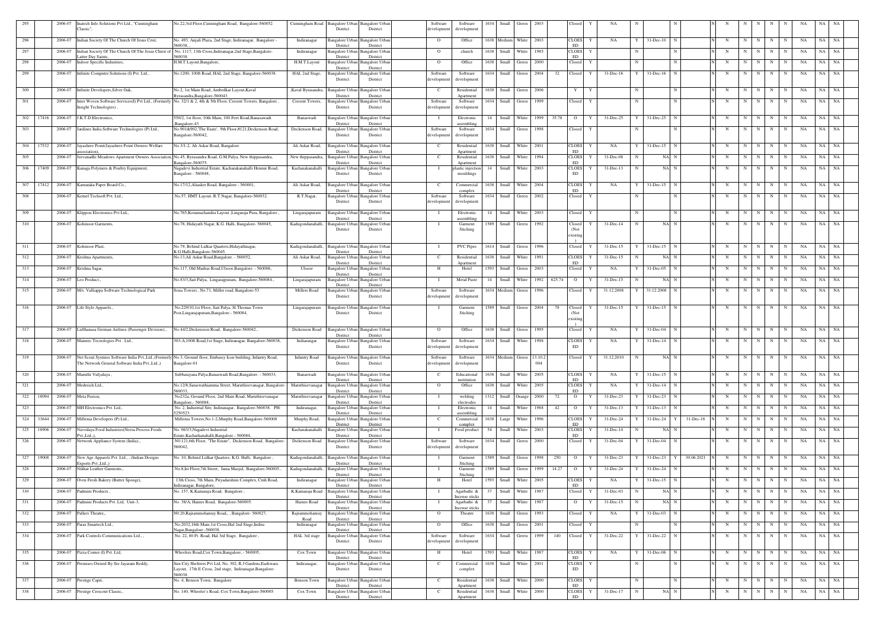| 295 | | 2006-07 | Inatech Info Solutions Pvt Ltd., "Cunningham Classic", | No.22,3rd Floor,Cunningham Road, Bangalore-560052 | Cunningham Road | Bangalore Urban District | Bangalore Urban District | Software development | Software development | 1634 | Small | Green | 2003 | | Closed | Y | NA | N | | N | | N | N | N | N | N | N | NA | NA | NA |
|---|---|---|---|---|---|---|---|---|---|---|---|---|---|---|---|---|---|---|---|---|---|---|---|---|---|---|---|---|---|---|
| 296 | | 2006-07 | Indian Society Of The Church Of Jesus Crist, | No. 493, Anjali Plaza, 2nd Stage, Indiranagar, Bangalore - 560038, , | Indiranagar | Bangalore Urban District | Bangalore Urban District | O | Office | 1638 | Medium | White | 2003 | | CLOSED | Y | NA | Y | 31-Dec-10 | N | | N | N | N | N | N | N | NA | NA | NA |
| 297 | | 2006-07 | Indian Society Of The Church Of The Jesus Chirst of Latter Day Saints, | No. 1117, 13th Cross,Indiranagar,2nd Stage,Bangalore-560038. | Indiranagar | Bangalore Urban District | Bangalore Urban District | O | church | 1638 | Small | White | 1985 | | CLOSED | Y | | N | | N | | N | N | N | N | N | N | NA | NA | NA |
| 298 | | 2006-07 | Indoor Specific Industries, | H.M.T Layout,Bangalore, | H.M.T Layout | Bangalore Urban District | Bangalore Urban District | O | Office | 1638 | Small | Green | 2000 | | Closed | Y | | N | | N | | N | N | N | N | N | N | NA | NA | NA |
| 299 | | 2006-07 | Infinite Computer Solutions (I) Pvt. Ltd., | No.1200, 100ft Road, HAL 2nd Stage, Bangalore-560038. | HAL 2nd Stage, | Bangalore Urban District | Bangalore Urban District | Software development | Software development | 1634 | Small | Green | 2004 | 32 | Closed | Y | 31-Dec-16 | Y | 31-Dec-16 | N | | N | N | N | N | N | N | NA | NA | NA |
| 300 | | 2006-07 | Infinite Developers,Silver Oak, | No.2, 1st Main Road, Ambedkar Layout,Kaval Byrasandra,Bangalore-560043. | Kaval Byrasandra, | Bangalore Urban District | Bangalore Urban District | C | Residential Apartment | 1638 | Small | Green | 2006 | | Y | Y | | N | | N | | N | N | N | N | N | N | NA | NA | NA |
| 301 | | 2006-07 | Inter Woven Software Services(I) Pvt Ltd., (Formerly Insight Technologies) , | No. 32/1 & 2, 4th & 5th Floor, Cresent Towers, Bangalore , | Cresent Towers, | Bangalore Urban District | Bangalore Urban District | Software development | Software development | 1634 | Small | Green | 1999 | | Closed | Y | | N | | N | | N | N | N | N | N | N | NA | NA | NA |
| 302 | 17416 | 2006-07 | J.K.T.D.Electronics, | 550/2, 1st floor, 10th Main, 100 Feet Road,Banasawadi ,Bangalore-43 | Banaswadi | Bangalore Urban District | Bangalore Urban District | I | Electronic assembling | 14 | Small | White | 1999 | 35.78 | O | Y | 31-Dec-25 | Y | 31-Dec-25 | N | | N | N | N | N | N | N | NA | NA | NA |
| 303 | | 2006-07 | Jardines India Software Technologies (P) Ltd., | No.901&902,The Esate', 9th Floor,#121,Deckenson Road, Bangalore-560042, | Deckenson Road, | Bangalore Urban District | Bangalore Urban District | Software development | Software development | 1634 | Small | Green | 1998 | | Closed | Y | | N | | N | | N | N | N | N | N | N | NA | NA | NA |
| 304 | 17532 | 2006-07 | Jayashree Point(Jayashree Point Owners Welfare association), | No.3/1-2, Ali Askar Road, Bangalore. | Ali Askar Road, | Bangalore Urban District | Bangalore Urban District | C | Residential Apartment | 1638 | Small | White | 2001 | | CLOSED | Y | NA | Y | 31-Dec-15 | N | | N | N | N | N | N | N | NA | NA | NA |
| 305 | | 2006-07 | Jeevanadhi Meadows Apartment Owners Association, | No.45, Byrasandra Road, G.M.Palya, New thippasandra, Bangalore-560075. | New thippasandra, | Bangalore Urban District | Bangalore Urban District | C | Residential Apartment | 1638 | Small | White | 1994 | | CLOSED | Y | 31-Dec-08 | N | NA | N | | N | N | N | N | N | N | NA | NA | NA |
| 306 | 17409 | 2006-07 | Kanaga Polymers & Poultry Equipment, | Nagadevi Industrial Estate, Kacharakanahalli Hennur Road, Bangalore - 560048, | Kacharakanahalli | Bangalore Urban District | Bangalore Urban District | I | plastic injection mouldings | 14 | Small | White | 2003 | | CLOSED | Y | 31-Dec-13 | N | NA | N | | N | N | N | N | N | N | NA | NA | NA |
| 307 | 17412 | 2006-07 | Karnataka Paper Board Co., | No.17/12,Aliasker Road, Bangalore - 560001, | Ali Askar Road, | Bangalore Urban District | Bangalore Urban District | C | Commercial complex | 1638 | Small | White | 2004 | | CLOSED | Y | NA | Y | 31-Dec-15 | N | | N | N | N | N | N | N | NA | NA | NA |
| 308 | | 2006-07 | Kemel Techsoft Pvt. Ltd., | No.57, HMT Layout, R.T.Nagar, Bangalore-560032. | R.T.Nagar, | Bangalore Urban District | Bangalore Urban District | Software development | Software development | 1634 | Small | Green | 2002 | | Closed | Y | | N | | N | | N | N | N | N | N | N | NA | NA | NA |
| 309 | | 2006-07 | Klippon Electronics Pvt Ltd,, | No.765,Koramachandra Layout ,Lingaraja Pura, Bangalore , | Lingarajapuram | Bangalore Urban District | Bangalore Urban District | I | Electronic assembling | 14 | Small | White | 2003 | | Closed | Y | | N | | N | | N | N | N | N | N | N | NA | NA | NA |
| 310 | | 2006-07 | Kohinoor Garments, | No.78, Hidayath Nagar, K.G. Halli, Bangalore- 560045, | Kadugondanahalli, | Bangalore Urban District | Bangalore Urban District | I | Garment Stiching | 1589 | Small | Green | 1992 | | Closed (Not existing ) | Y | 31-Dec-14 | N | NA | N | | N | N | N | N | N | N | NA | NA | NA |
| 311 | | 2006-07 | Kohinoor Plast, | No.79, Behind Lidkar Quarters,Hidayathnagar, K.G.Halli,Bangalore-560045. | Kadugondanahalli, | Bangalore Urban District | Bangalore Urban District | I | PVC Pipes | 1614 | Small | Green | 1996 | | Closed | Y | 31-Dec-15 | Y | 31-Dec-15 | N | | N | N | N | N | N | N | NA | NA | NA |
| 312 | | 2006-07 | Krishna Apartments, | No.13,Ali Askar Road,Bangalore. - 560052, | Ali Askar Road, | Bangalore Urban District | Bangalore Urban District | C | Residential Apartment | 1638 | Small | White | 1991 | | CLOSED | Y | 31-Dec-15 | N | NA | N | | N | N | N | N | N | N | NA | NA | NA |
| 313 | | 2006-07 | Krishna Sagar, | No.117, Old Madras Road,Ulsoor,Bangalore. - 560006, | Ulsoor | Bangalore Urban District | Bangalore Urban District | H | Hotel | 1593 | Small | Green | 2003 | | Closed | Y | NA | Y | 31-Dec-05 | N | | N | N | N | N | N | N | NA | NA | NA |
| 314 | | 2006-07 | Leo Product., | No.83/3,Sait Palya, Lingarajpuram, Bangalore-560084., | Lingarajapuram | Bangalore Urban District | Bangalore Urban District | I | Metal Paste | 14 | Small | White | 1992 | 625.74 | O | Y | 31-Dec-15 | N | NA | N | | N | N | N | N | N | N | NA | NA | NA |
| 315 | | 2006-07 | M/s. Valliappa Software Technological Park | Sona Towers , No.71, Miller road, Bangalore-53 | Millers Road | Bangalore Urban District | Bangalore Urban District | Software development | Software development | 1634 | Medium | Green | 1996 | | Closed | Y | 31.12.2008 | Y | 31.12.2008 | N | | N | N | N | N | N | N | NA | NA | NA |
| 316 | | 2006-07 | Life Style Apparels., | No.229/10,1st Floor, Sait Palya, St.Thomas Town Post,Lingarajapuram,Bangalore.- 560084, | Lingarajapuram | Bangalore Urban District | Bangalore Urban District | I | Garment Stiching | 1589 | Small | Green | 2004 | 78 | Closed (Not existing ) | Y | 31-Dec-15 | Y | 31-Dec-15 | N | | N | N | N | N | N | N | NA | NA | NA |
| 317 | | 2006-07 | Lufthanasa German Airlines (Passenger Division)., | No.44/2,Dickenson Road, Bangalore-560042., | Dickenson Road | Bangalore Urban District | Bangalore Urban District | O | Office | 1638 | Small | Green | 1995 | | Closed | Y | NA | Y | 31-Dec-04 | N | | N | N | N | N | N | N | NA | NA | NA |
| 318 | | 2006-07 | Maintec Tecnologies Pvt . Ltd., | 303-A,100ft Road,1st Stage, Indiranagar, Bangalore-560038, | Indiranagar | Bangalore Urban District | Bangalore Urban District | Software development | Software development | 1634 | Small | White | 1998 | | CLOSED | Y | NA | Y | 31-Dec-14 | N | | N | N | N | N | N | N | NA | NA | NA |
| 319 | | 2006-07 | Net Scout Systmes Software India Pvt.,Ltd.,(Formerly The Network General Software India Pvt.,Ltd.,) | No.3, Ground floor, Embassy Icon building, Infantry Road, Bangalore-01 | Infantry Road | Bangalore Urban District | Bangalore Urban District | Software development | Software development | 1634 | Medium | Green | 13.10.2004 | | Closed | Y | 31.12.2010 | N | NA | N | | N | N | N | N | N | N | NA | NA | NA |
| 320 | | 2006-07 | Maruthi Vidyalaya , | Subbarayana Palya,Banaswadi Road,Bangalore. - 560033, | Banaswadi | Bangalore Urban District | Bangalore Urban District | C | Educational institution | 1638 | Small | White | 2005 | | CLOSED | Y | NA | Y | 31-Dec-15 | N | | N | N | N | N | N | N | NA | NA | NA |
| 321 | | 2006-07 | Medreich Ltd., | No.12/8,Saraswathiamma Street, Maruthisevanagar, Bangalore-560033, | Maruthisevanagar | Bangalore Urban District | Bangalore Urban District | O | Office | 1638 | Small | White | 2005 | | CLOSED | Y | NA | Y | 31-Dec-14 | N | | N | N | N | N | N | N | NA | NA | NA |
| 322 | 18094 | 2006-07 | Meta Fusion, | No232a, Ground Floor, 2nd Main Road, Maruthisevanagar Bangalore,- 560084, | Maruthisevanagar | Bangalore Urban District | Bangalore Urban District | I | welding electrodes | 1312 | Small | Orange | 2000 | 72 | O | Y | 31-Dec-23 | Y | 31-Dec-23 | N | | N | N | N | N | N | N | NA | NA | NA |
| 323 | | 2006-07 | MH Electronics Pvt. Ltd., | No. 2, Industrial Site, Indiranagar, Bangalore-560038. PH: 5250523 | Indiranagar, | Bangalore Urban District | Bangalore Urban District | I | Electronic assembling | 14 | Small | White | 1988 | 42 | O | Y | 31-Dec-13 | Y | 31-Dec-13 | N | | N | N | N | N | N | N | NA | NA | NA |
| 324 | 33644 | 2006-07 | Millenia Developers (P) Ltd., | Millenia Towers,No.1-2,Murphy Road,Bangalore-560008 | Murphy Road, | Bangalore Urban District | Bangalore Urban District | C | Commercial complex | 1638 | Large | White | 1996 | | CLOSED | Y | 31-Dec-24 | Y | 31-Dec-24 | Y | 31-Dec-18 | N | N | N | N | N | N | NA | NA | NA |
| 325 | 18906 | 2006-07 | Navodaya Food Industries(Neesa Process Foods Pvt.,Ltd.,), | No. 063/3,Nagadevi Industrial Estate,Kacharkanahalli,Bangalore - 560084, | Kacharakanahalli | Bangalore Urban District | Bangalore Urban District | I | Food product | 54 | Small | White | 2003 | | CLOSED | Y | 31-Dec-14 | N | NA | N | | N | N | N | N | N | N | NA | NA | NA |
| 326 | | 2006-07 | Network Appliance System (India)., | N0.121,6th Floor, "The Estate", Dickenson Road, Bangalore-560042, | Dickenson Road | Bangalore Urban District | Bangalore Urban District | Software development | Software development | 1634 | Small | Green | 2000 | | Closed | Y | 31-Dec-04 | Y | 31-Dec-04 | N | | N | N | N | N | N | N | NA | NA | NA |
| 327 | 19008 | 2006-07 | New Age Apparels Pvt. Ltd., , (Indian Designs Exports Pvt.,Ltd.,) | No. 10, Behind Lidkar Quarters, K.G. Halli, Bangalore , | Kadugondanahalli, | Bangalore Urban District | Bangalore Urban District | I | Garment Stiching | 1589 | Small | Green | 1998 | 250 | O | Y | 31-Dec-23 | Y | 31-Dec-23 | Y | 30.06.2021 | N | N | N | N | N | N | NA | NA | NA |
| 328 | | 2006-07 | Nikhat Leather Garments., | No.8,Ist Floor,7th Street, Jama Masjid, Bangalore-560005., | Kadugondanahalli, | Bangalore Urban District | Bangalore Urban District | I | Garment Stiching | 1589 | Small | Green | 1999 | 14.27 | O | Y | 31-Dec-24 | Y | 31-Dec-24 | N | | N | N | N | N | N | N | NA | NA | NA |
| 329 | | 2006-07 | Oven Fresh Bakery (Butter Sponge), | 13th Cross, 7th Main, Priyadarshini Complex, Cmh Road, Indiranagar, Bangalore, | Indiranagar | Bangalore Urban District | Bangalore Urban District | H | Hotel | 1593 | Small | White | 2005 | | CLOSED | Y | NA | Y | 31-Dec-15 | N | | N | N | N | N | N | N | NA | NA | NA |
| 330 | | 2006-07 | Padmini Products , | No. 157, K.Kamaraja Road, Bangalore , | K.Kamaraja Road | Bangalore Urban District | Bangalore Urban District | I | Agarbathi & Incense sticks | 37 | Small | White | 1987 | | Closed | Y | 31-Dec-03 | N | NA | N | | N | N | N | N | N | N | NA | NA | NA |
| 331 | | 2006-07 | Padmini Products Pvt. Ltd, Unit-3, | No. 38/A, Haines Road, Bangalore-560005. | Haines Road | Bangalore Urban District | Bangalore Urban District | I | Agarbathi & Incense sticks | 37 | Small | White | 1987 | | O | Y | 31-Dec-15 | N | NA | N | | N | N | N | N | N | N | NA | NA | NA |
| 332 | | 2006-07 | Pallavi Theatre,, | N0.20,Rajrammohanray Road,, , Bangalore- 560027, | Rajrammohanray Road | Bangalore Urban District | Bangalore Urban District | O | Theatre | 1638 | Small | Green | 1993 | | Closed | Y | NA | Y | 31-Dec-03 | N | | N | N | N | N | N | N | NA | NA | NA |
| 333 | | 2006-07 | Paras Smartech Ltd., | No.2032,16th Main,1st Cross,Hal 2nd Stage,Indira Nagar,Bangalore -560038. | Indiranagar | Bangalore Urban District | Bangalore Urban District | O | Office | 1638 | Small | Green | 2001 | | Closed | Y | | N | | N | | N | N | N | N | N | N | NA | NA | NA |
| 334 | | 2006-07 | Park Controls Communications Ltd., , | No. 22, 80 Ft. Road, Hal 3rd Stage, Bangalore , | HAL 3rd stage | Bangalore Urban District | Bangalore Urban District | Software development | Software development | 1634 | Small | Green | 1999 | 140 | Closed | Y | 31-Dec-22 | Y | 31-Dec-22 | N | | N | N | N | N | N | N | NA | NA | NA |
| 335 | | 2006-07 | Pizza Corner (I) Pvt. Ltd, | Wheelers Road,Cox Town,Bangalore,- 560005, | Cox Town | Bangalore Urban District | Bangalore Urban District | H | Hotel | 1593 | Small | White | 1987 | | CLOSED | Y | NA | Y | 31-Dec-06 | N | | N | N | N | N | N | N | NA | NA | NA |
| 336 | | 2006-07 | Premises Owned By Sre Jayaram Reddy, | Sun City Sheltrers Pvt Ltd, No. 302, R.J Gardens,Eashwara Layout, 17th E Cross, 2nd stage, Indiranagar,Bangalore-560038. | Indiranagar, | Bangalore Urban District | Bangalore Urban District | C | Commercial complex | 1638 | Small | White | 2001 | | CLOSED | Y | | N | | N | | N | N | N | N | N | N | NA | NA | NA |
| 337 | | 2006-07 | Prestige Capri, | No. 4, Benson Town, Bangalore | Benson Town | Bangalore Urban District | Bangalore Urban District | C | Residential Apartment | 1638 | Small | White | 2000 | | CLOSED | Y | | N | | N | | N | N | N | N | N | N | NA | NA | NA |
| 338 | | 2006-07 | Prestige Crescent Classic,, | No. 140, Wheeler's Road, Cox Town,Bangalore-560005 | Cox Town | Bangalore Urban District | Bangalore Urban District | C | Residential Apartment | 1638 | Small | White | 2000 | | CLOSED | Y | 31-Dec-17 | N | NA | N | | N | N | N | N | N | N | NA | NA | NA |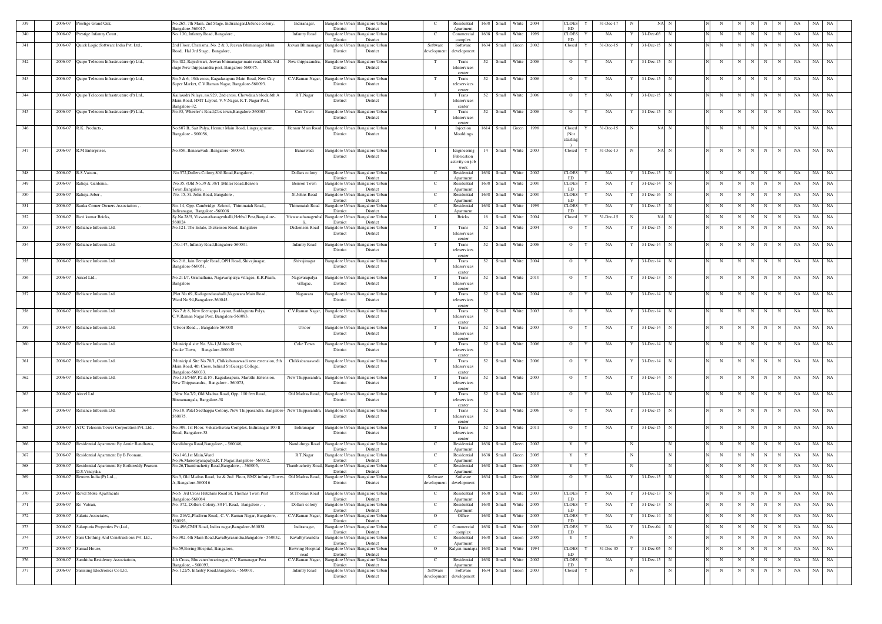| 339 | 2006-07 | Prestige Grand Oak, | No.265, 7th Main, 2nd Stage, Indiranagar,Defence colony, Bangalore-560017. | Indiranagar, | Bangalore Urban District | Bangalore Urban District | C | Residential Apartment | 1638 | Small | White | 2004 | CLOES ED | Y | 31-Dec-17 | N | NA | N | N | N | N | N | N | N | N | NA | NA | NA |
|---|---|---|---|---|---|---|---|---|---|---|---|---|---|---|---|---|---|---|---|---|---|---|---|---|---|---|---|---|
| 340 | 2006-07 | Prestige Infantry Court , | No. 130, Infantry Road, Bangalore , | Infantry Road | Bangalore Urban District | Bangalore Urban District | C | Commercial complex | 1638 | Small | White | 1999 | CLOES ED | Y | NA | Y | 31-Dec-03 | N | N | N | N | N | N | N | N | NA | NA | NA |
| 341 | 2006-07 | Quick Logic Software India Pvt. Ltd., | 2nd Floor, Cherisma, No. 2 & 3, Jeevan Bhimanagar Main Road, Hal 3rd Stage, Bangalore, | Jeevan Bhimanagar | Bangalore Urban District | Bangalore Urban District | Software development | Software development | 1634 | Small | Green | 2002 | Closed | Y | 31-Dec-15 | Y | 31-Dec-15 | N | N | N | N | N | N | N | N | NA | NA | NA |
| 342 | 2006-07 | Quipo Telecom Infrastructure (p) Ltd., | No.482, Rajeshwari, Jeevan bhimanagar main road, HAL 3rd stage New thippasandra post, Bangalore-560075. | New thippasandra, | Bangalore Urban District | Bangalore Urban District | T | Trans teleservices center | 52 | Small | White | 2006 | O | Y | NA | Y | 31-Dec-15 | N | N | N | N | N | N | N | N | NA | NA | NA |
| 343 | 2006-07 | Quipo Telecom Infrastructure (p) Ltd., | No.5 & 6, 19th cross, Kagadasapura Main Road, New City Super Market, C.V.Raman Nagar, Bangalore-560093. | C.V.Raman Nagar, | Bangalore Urban District | Bangalore Urban District | T | Trans teleservices center | 52 | Small | White | 2006 | O | Y | NA | Y | 31-Dec-15 | N | N | N | N | N | N | N | N | NA | NA | NA |
| 344 | 2006-07 | Quipo Telecom Infrastructure (P) Ltd., | Kailasadri Nilaya, no.929, 2nd cross, Chowdaiah block,6th A Main Road, HMT Layout, V.V.Nagar, R.T. Nagar Post, Bangalore-32. | R.T.Nagar | Bangalore Urban District | Bangalore Urban District | T | Trans teleservices center | 52 | Small | White | 2006 | O | Y | NA | Y | 31-Dec-15 | N | N | N | N | N | N | N | N | NA | NA | NA |
| 345 | 2006-07 | Quipo Telecom Infrastructure (P) Ltd., | No.93, Wheeler's Road,Cox town,Bangalore-560005. | Cox Town | Bangalore Urban District | Bangalore Urban District | T | Trans teleservices center | 52 | Small | White | 2006 | O | Y | NA | Y | 31-Dec-15 | N | N | N | N | N | N | N | N | NA | NA | NA |
| 346 | 2006-07 | R.K. Products , | No.607 B, Sait Palya, Hennur Main Road, Lingrajapuram, Bangalore - 560056, | Hennur Main Road | Bangalore Urban District | Bangalore Urban District | I | Injection Mouldings | 1614 | Small | Green | 1998 | Closed (Not existing ) | Y | 31-Dec-15 | N | NA | N | N | N | N | N | N | N | N | NA | NA | NA |
| 347 | 2006-07 | R.M Enterprises, | No.856, Banasawadi, Bangalore- 560043, | Banaswadi | Bangalore Urban District | Bangalore Urban District | I | Engineering Fabrication activity on job work | 14 | Small | White | 2003 | Closed | Y | 31-Dec-13 | N | NA | N | N | N | N | N | N | N | N | NA | NA | NA |
| 348 | 2006-07 | R.S.Vatson., | No.372,Dollars Colony,80ft Road,Bangalore., | Dollars colony | Bangalore Urban District | Bangalore Urban District | C | Residential Apartment | 1638 | Small | White | 2002 | CLOES ED | Y | NA | Y | 31-Dec-15 | N | N | N | N | N | N | N | N | NA | NA | NA |
| 349 | 2006-07 | Raheja Gardenia., | No.35, (Old No.39 & 38/1 )Miller Road,Benson Town,Bangalore., | Benson Town | Bangalore Urban District | Bangalore Urban District | C | Residential Apartment | 1638 | Small | White | 2000 | CLOES ED | Y | NA | Y | 31-Dec-14 | N | N | N | N | N | N | N | N | NA | NA | NA |
| 350 | 2006-07 | Raheja Arber , | No. 15, St. John Road, Bangalore , | St.Johns Road | Bangalore Urban District | Bangalore Urban District | C | Residential Apartment | 1638 | Small | White | 2000 | CLOES ED | Y | NA | Y | 31-Dec-16 | N | N | N | N | N | N | N | N | NA | NA | NA |
| 351 | 2006-07 | Ranka Corner Owners Association , . | No. 14, Opp. Cambridge School, Thimmaiah Road,, Indiranagar, Bangalore -560008 | Thimmaiah Road | Bangalore Urban District | Bangalore Urban District | C | Residential Apartment | 1638 | Small | White | 1999 | CLOES ED | Y | NA | Y | 31-Dec-15 | N | N | N | N | N | N | N | N | NA | NA | NA |
| 352 | 2006-07 | Ravi kumar Bricks, | Sy.No.28/5, Viswanathanagenhalli,Hebbal Post,Bangalore-560024 | Viswanathanagenhal li | Bangalore Urban District | Bangalore Urban District | I | Bricks | 16 | Small | White | 2004 | Closed | Y | 31-Dec-15 | N | NA | N | N | N | N | N | N | N | N | NA | NA | NA |
| 353 | 2006-07 | Reliance Infocom Ltd. | No.121, The Estate, Dickenson Road, Bangalore | Dickenson Road | Bangalore Urban District | Bangalore Urban District | T | Trans teleservices center | 52 | Small | White | 2004 | O | Y | NA | Y | 31-Dec-15 | N | N | N | N | N | N | N | N | NA | NA | NA |
| 354 | 2006-07 | Reliance Infocom Ltd. | ,No.147, Infantry Road,Bangalore-560001. | Infantry Road | Bangalore Urban District | Bangalore Urban District | T | Trans teleservices center | 52 | Small | White | 2006 | O | Y | NA | Y | 31-Dec-14 | N | N | N | N | N | N | N | N | NA | NA | NA |
| 355 | 2006-07 | Reliance Infocom Ltd. | No.218, Jain Temple Road, OPH Road, Shivajinagar, Bangalore-560051. | Shivajinagar | Bangalore Urban District | Bangalore Urban District | T | Trans teleservices center | 52 | Small | White | 2004 | O | Y | NA | Y | 31-Dec-14 | N | N | N | N | N | N | N | N | NA | NA | NA |
| 356 | 2006-07 | Aircel Ltd., | No.211/7, Gramathana, Nagavarapalya villagae, K.R.Puam, Bangalore | Nagavarapalya villagae, | Bangalore Urban District | Bangalore Urban District | T | Trans teleservices center | 52 | Small | White | 2010 | O | Y | NA | Y | 31-Dec-13 | N | N | N | N | N | N | N | N | NA | NA | NA |
| 357 | 2006-07 | Reliance Infocom Ltd. | ,Plot No.69, Kadugondanahalli,Nagawara Main Road, Ward No.94,Bangalore-560045. | Nagawara | Bangalore Urban District | Bangalore Urban District | T | Trans teleservices center | 52 | Small | White | 2004 | O | Y | NA | Y | 31-Dec-14 | N | N | N | N | N | N | N | N | NA | NA | NA |
| 358 | 2006-07 | Reliance Infocom Ltd. | No.7 & 8, New Seenappa Layout, Suddagunta Palya, C.V.Raman Nagar Post, Bangalore-560093. | C.V.Raman Nagar, | Bangalore Urban District | Bangalore Urban District | T | Trans teleservices center | 52 | Small | White | 2003 | O | Y | NA | Y | 31-Dec-14 | N | N | N | N | N | N | N | N | NA | NA | NA |
| 359 | 2006-07 | Reliance Infocom Ltd. | Ulsoor Road,, , Bangalore 560008 | Ulsoor | Bangalore Urban District | Bangalore Urban District | T | Trans teleservices center | 52 | Small | White | 2003 | O | Y | NA | Y | 31-Dec-14 | N | N | N | N | N | N | N | N | NA | NA | NA |
| 360 | 2006-07 | Reliance Infocom Ltd. | Municipal site No. 5/4-1,Milton Street, Cooke Town, Bangalore-560005. | Coke Town | Bangalore Urban District | Bangalore Urban District | T | Trans teleservices center | 52 | Small | White | 2006 | O | Y | NA | Y | 31-Dec-14 | N | N | N | N | N | N | N | N | NA | NA | NA |
| 361 | 2006-07 | Reliance Infocom Ltd. | Municipal Site No.78/1, Chikkabanaswadi new extension, 5th Main Road, 4th Cross, behind St.George College, Bangalore-560033. | Chikkabanaswadi | Bangalore Urban District | Bangalore Urban District | T | Trans teleservices center | 52 | Small | White | 2006 | O | Y | NA | Y | 31-Dec-14 | N | N | N | N | N | N | N | N | NA | NA | NA |
| 362 | 2006-07 | Reliance Infocom Ltd. | No.131/54/P, P2 & P3, Kagadasapura, Maruthi Extension, New Thippasandra, Bangalore - 560075, | New Thippasandra, | Bangalore Urban District | Bangalore Urban District | T | Trans teleservices center | 52 | Small | White | 2003 | O | Y | NA | Y | 31-Dec-14 | N | N | N | N | N | N | N | N | NA | NA | NA |
| 363 | 2006-07 | Aircel Ltd. | , New No.7/2, Old Madras Road, Opp. 100 feet Road, Binnamangala, Bangalore-38 | Old Madras Road, | Bangalore Urban District | Bangalore Urban District | T | Trans teleservices center | 52 | Small | White | 2010 | O | Y | NA | Y | 31-Dec-14 | N | N | N | N | N | N | N | N | NA | NA | NA |
| 364 | 2006-07 | Reliance Infocom Ltd. | No.10, Patel Seethappa Colony, New Thippasandra, Bangalore-560075. | New Thippasandra, | Bangalore Urban District | Bangalore Urban District | T | Trans teleservices center | 52 | Small | White | 2006 | O | Y | NA | Y | 31-Dec-15 | N | N | N | N | N | N | N | N | NA | NA | NA |
| 365 | 2006-07 | ATC Telecom Tower Corporation Pvt.,Ltd., | No.309, 1st Floor, Vekateshwara Complex, Indiranagar 100 ft Road, Bangalore-38 | Indiranagar | Bangalore Urban District | Bangalore Urban District | T | Trans teleservices center | 52 | Small | White | 2011 | O | Y | NA | Y | 31-Dec-15 | N | N | N | N | N | N | N | N | NA | NA | NA |
| 366 | 2006-07 | Residential Apartment By Annie Randhawa, | Nandidurga Road,Bangalore., - 560046, | Nandidurga Road | Bangalore Urban District | Bangalore Urban District | C | Residential Apartment | 1638 | Small | Green | 2002 | Y | Y | | N | | N | N | N | N | N | N | N | N | NA | NA | NA |
| 367 | 2006-07 | Residential Apartment By B.Poonam, | No.146,1st Main,Ward No.96,Manorayanapalya,R.T.Nagar,Bangalore- 560032, | R.T.Nagar | Bangalore Urban District | Bangalore Urban District | C | Residential Apartment | 1638 | Small | Green | 2005 | Y | Y | | N | | N | N | N | N | N | N | N | N | NA | NA | NA |
| 368 | 2006-07 | Residential Apartment By Bothireddy Pearson D.S.Vinayaka, | No.26,Thambuchetty Road,Bangalore., - 560005, | Thambuchetty Road, | Bangalore Urban District | Bangalore Urban District | C | Residential Apartment | 1638 | Small | Green | 2005 | Y | Y | | N | | N | N | N | N | N | N | N | N | NA | NA | NA |
| 369 | 2006-07 | Reuters India (P) Ltd.,, | No.3, Old Madras Road, 1st & 2nd Floor, RMZ infinity Tower-A, Bangalore-560016 | Old Madras Road, | Bangalore Urban District | Bangalore Urban District | Software development | Software development | 1634 | Small | Green | 2006 | O | Y | NA | Y | 31-Dec-15 | N | N | N | N | N | N | N | N | NA | NA | NA |
| 370 | 2006-07 | Revel Stoke Apartments | No.6 3rd Cross Hutchins Road St, Thomas Town Post Bangalore-560084 | St.Thomas Road | Bangalore Urban District | Bangalore Urban District | C | Residential Apartment | 1638 | Small | White | 2003 | CLOES ED | Y | NA | Y | 31-Dec-13 | N | N | N | N | N | N | N | N | NA | NA | NA |
| 371 | 2006-07 | Rs Vatsan, | No. 372, Dollers Colony, 80 Ft. Road, Bangalore ,- , | Dollars colony | Bangalore Urban District | Bangalore Urban District | C | Residential Apartment | 1638 | Small | White | 2005 | CLOES ED | Y | NA | Y | 31-Dec-13 | N | N | N | N | N | N | N | N | NA | NA | NA |
| 372 | 2006-07 | Salaria Associates, | No. 216/2,,Platform Road,, C. V. Raman Nagar, Bangalore, - 560093, | C.V.Raman Nagar, | Bangalore Urban District | Bangalore Urban District | O | Office | 1638 | Small | White | 2005 | CLOES ED | Y | NA | Y | 31-Dec-14 | N | N | N | N | N | N | N | N | NA | NA | NA |
| 373 | 2006-07 | Salarpuria Properties Pvt,Ltd., | No.496,CMH Road, Indira nagar,Bangalore-560038 | Indiranagar, | Bangalore Urban District | Bangalore Urban District | C | Commercial complex | 1638 | Small | White | 2005 | CLOES ED | Y | NA | Y | 31-Dec-04 | N | N | N | N | N | N | N | N | NA | NA | NA |
| 374 | 2006-07 | Sam Clothing And Constructions Pvt. Ltd., | No.902, 6th Main Road,Kavalbyrasandra,Bangalore - 560032, | Kavalbyrasandra | Bangalore Urban District | Bangalore Urban District | C | Residential Apartment | 1638 | Small | Green | 2005 | Y | Y | | N | | N | N | N | N | N | N | N | N | NA | NA | NA |
| 375 | 2006-07 | Samad House, | No.59,Boring Hospital, Bangalore, | Bowring Hospital road | Bangalore Urban District | Bangalore Urban District | O | Kalyan mantapa | 1638 | Small | White | 1994 | CLOES ED | Y | 31-Dec-05 | Y | 31-Dec-05 | N | N | N | N | N | N | N | N | NA | NA | NA |
| 376 | 2006-07 | Samhitha Residency Associatioin, | 4th Cross, Bhuvaneshwarinagar, C V Ramanagar Post Bangalore, - 560093, | C.V.Raman Nagar, | Bangalore Urban District | Bangalore Urban District | C | Residential Apartment | 1638 | Small | White | 2002 | CLOES ED | Y | NA | Y | 31-Dec-15 | N | N | N | N | N | N | N | N | NA | NA | NA |
| 377 | 2006-07 | Samsung Electronics Co Ltd, | No. 122/5, Infantry Road,Bangalore, - 560001, | Infantry Road | Bangalore Urban District | Bangalore Urban District | Software development | Software development | 1634 | Small | Green | 2003 | Closed | Y | | N | | N | N | N | N | N | N | N | N | NA | NA | NA |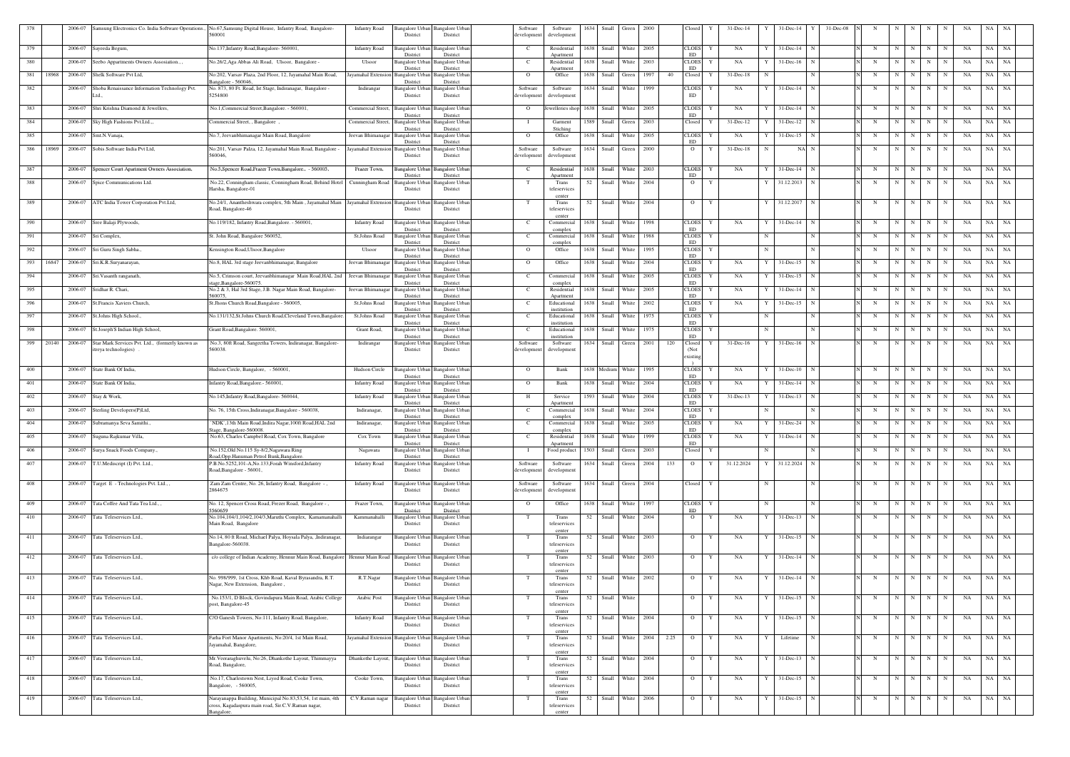| 378 | | 2006-07 | Samsung Electronics Co. India Software Operations, | No.67,Samsung Digital House, Infantry Road, Bangalore-560001 | Infantry Road | Bangalore Urban District | Bangalore Urban District | | Software development | Software development | 1634 | Small | Green | 2000 | | Closed | Y | 31-Dec-14 | Y | 31-Dec-14 | Y | 31-Dec-08 | N | N | N | N | N | N | NA | NA | NA |
|---|---|---|---|---|---|---|---|---|---|---|---|---|---|---|---|---|---|---|---|---|---|---|---|---|---|---|---|---|---|---|---|
| 379 | | 2006-07 | Sayeeda Begum, | No.137,Infantry Road,Bangalore- 560001, | Infantry Road | Bangalore Urban District | Bangalore Urban District | | C | Residential Apartment | 1638 | Small | White | 2005 | | CLOSED | Y | NA | Y | 31-Dec-14 | N | | N | N | N | N | N | N | NA | NA | NA |
| 380 | | 2006-07 | Seebo Appartments Owners Assosiation., , | No.26/2,Aga Abbas Ali Road, Ulsoor, Bangalore - | Ulsoor | Bangalore Urban District | Bangalore Urban District | | C | Residential Apartment | 1638 | Small | White | 2003 | | CLOSED | Y | NA | Y | 31-Dec-16 | N | | N | N | N | N | N | N | NA | NA | NA |
| 381 | 18968 | 2006-07 | Shelk Software Pvt Ltd, | No.202, Varsav Plaza, 2nd Floor, 12, Jayamahal Main Road, Bangalore - 560046, | Jayamahal Extension | Bangalore Urban District | Bangalore Urban District | | O | Office | 1638 | Small | Green | 1997 | 40 | Closed | Y | 31-Dec-18 | N | | N | | N | N | N | N | N | N | NA | NA | NA |
| 382 | | 2006-07 | Shoba Renaissance Information Technology Pvt. Ltd., | No. 873, 80 Ft. Road, Ist Stage, Indiranagar., Bangalore - 5254800 | Indiranagar | Bangalore Urban District | Bangalore Urban District | | Software development | Software development | 1634 | Small | White | 1999 | | CLOSED | Y | NA | Y | 31-Dec-14 | N | | N | N | N | N | N | N | NA | NA | NA |
| 383 | | 2006-07 | Shri Krishna Diamond & Jewellers, | No.1,Commercial Street,Bangalore. - 560001, | Commercial Street, | Bangalore Urban District | Bangalore Urban District | | O | Jewelleries shop | 1638 | Small | White | 2005 | | CLOSED | Y | NA | Y | 31-Dec-14 | N | | N | N | N | N | N | N | NA | NA | NA |
| 384 | | 2006-07 | Sky High Fashions Pvt.Ltd.,, | Commercial Street, , Bangalore , | Commercial Street, | Bangalore Urban District | Bangalore Urban District | | I | Garment Stiching | 1589 | Small | Green | 2003 | | Closed | Y | 31-Dec-12 | Y | 31-Dec-12 | N | | N | N | N | N | N | N | NA | NA | NA |
| 385 | | 2006-07 | Smt.N.Vanaja, | No.7, Jeevanbhimanagar Main Road, Bangalore | Jeevan Bhimanagar | Bangalore Urban District | Bangalore Urban District | | O | Office | 1638 | Small | White | 2005 | | CLOSED | Y | NA | Y | 31-Dec-15 | N | | N | N | N | N | N | N | NA | NA | NA |
| 386 | 18969 | 2006-07 | Sobis Software India Pvt Ltd, | No.201, Varsav Palza, 12, Jayamahal Main Road, Bangalore - 560046, | Jayamahal Extension | Bangalore Urban District | Bangalore Urban District | | Software development | Software development | 1634 | Small | Green | 2000 | | O | Y | 31-Dec-18 | N | NA | N | | N | N | N | N | N | N | NA | NA | NA |
| 387 | | 2006-07 | Spencer Court Apartment Owners Association, | No.5,Spencer Road,Frazer Town,Bangalore., - 560005, | Frazer Town, | Bangalore Urban District | Bangalore Urban District | | C | Residential Apartment | 1638 | Small | White | 2003 | | CLOSED | Y | NA | Y | 31-Dec-14 | N | | N | N | N | N | N | N | NA | NA | NA |
| 388 | | 2006-07 | Spice Communications Ltd. | No.22, Cunningham classic, Conningham Road, Behind Hotel Harsha, Bangalore-01 | Cunningham Road | Bangalore Urban District | Bangalore Urban District | | T | Trans teleservices center | 52 | Small | White | 2004 | | O | Y | | Y | 31.12.2013 | N | | N | N | N | N | N | N | NA | NA | NA |
| 389 | | 2006-07 | ATC India Tower Corporation Pvt.Ltd, | No.24/1, Anantheshwara complex, 5th Main , Jayamahal Main Road, Bangalore-46 | Jayamahal Extension | Bangalore Urban District | Bangalore Urban District | | T | Trans teleservices center | 52 | Small | White | 2004 | | O | Y | | Y | 31.12.2017 | N | | N | N | N | N | N | N | NA | NA | NA |
| 390 | | 2006-07 | Sree Balaji Plywoods, | No.119/182, Infantry Road,Bangalore. - 560001, | Infantry Road | Bangalore Urban District | Bangalore Urban District | | C | Commercial complex | 1638 | Small | White | 1998 | | CLOSED | Y | NA | Y | 31-Dec-14 | N | | N | N | N | N | N | N | NA | NA | NA |
| 391 | | 2006-07 | Sri Complex, | St. John Road, Bangalore 560052, | St.Johns Road | Bangalore Urban District | Bangalore Urban District | | C | Commercial complex | 1638 | Small | White | 1988 | | CLOSED | Y | | N | | N | | N | N | N | N | N | N | NA | NA | NA |
| 392 | | 2006-07 | Sri Guru Singh Sabha., | Kensington Road,Ulsoor,Bangalore | Ulsoor | Bangalore Urban District | Bangalore Urban District | | O | Office | 1638 | Small | White | 1995 | | CLOSED | Y | | N | | N | | N | N | N | N | N | N | NA | NA | NA |
| 393 | 16847 | 2006-07 | Sri.K.R.Suryanarayan, | No.8, HAL 3rd stage Jeevanbhimanagar, Bangalore | Jeevan Bhimanagar | Bangalore Urban District | Bangalore Urban District | | O | Office | 1638 | Small | White | 2004 | | CLOSED | Y | NA | Y | 31-Dec-15 | N | | N | N | N | N | N | N | NA | NA | NA |
| 394 | | 2006-07 | Sri.Vasanth ranganath, | No.5, Crimson court, Jeevanbhimanagar Main Road,HAL 2nd stage,Bangalore-560075. | Jeevan Bhimanagar | Bangalore Urban District | Bangalore Urban District | | C | Commercial complex | 1638 | Small | White | 2005 | | CLOSED | Y | NA | Y | 31-Dec-15 | N | | N | N | N | N | N | N | NA | NA | NA |
| 395 | | 2006-07 | Sridhar R. Chari, | No.2 & 3, Hal 3rd Stage, J.B. Nagar Main Road, Bangalore-560075, | Jeevan Bhimanagar | Bangalore Urban District | Bangalore Urban District | | C | Residential Apartment | 1638 | Small | White | 2005 | | CLOSED | Y | NA | Y | 31-Dec-14 | N | | N | N | N | N | N | N | NA | NA | NA |
| 396 | | 2006-07 | St.Francis Xaviers Church, | St.Jhons Church Road,Bangalore - 560005, | St.Johns Road | Bangalore Urban District | Bangalore Urban District | | C | Educational institution | 1638 | Small | White | 2002 | | CLOSED | Y | NA | Y | 31-Dec-15 | N | | N | N | N | N | N | N | NA | NA | NA |
| 397 | | 2006-07 | St.Johns High School., | No.131/132,St.Johns Church Road,Cleveland Town,Bangalore. | St.Johns Road | Bangalore Urban District | Bangalore Urban District | | C | Educational institution | 1638 | Small | White | 1975 | | CLOSED | Y | | N | | N | | N | N | N | N | N | N | NA | NA | NA |
| 398 | | 2006-07 | St.Joseph'S Indian High School, | Grant Road,Bangalore. 560001, | Grant Road, | Bangalore Urban District | Bangalore Urban District | | C | Educational institution | 1638 | Small | White | 1975 | | CLOSED | Y | | N | | N | | N | N | N | N | N | N | NA | NA | NA |
| 399 | 20140 | 2006-07 | Star Mark Services Pvt. Ltd., (formerly known as itreya technologies) | No.3, 80ft Road, Sangeetha Towers, Indiranagar, Bangalore-560038. | Indiranagar | Bangalore Urban District | Bangalore Urban District | | Software development | Software development | 1634 | Small | Green | 2001 | 120 | Closed (Not existing) | Y | 31-Dec-16 | Y | 31-Dec-16 | N | | N | N | N | N | N | N | NA | NA | NA |
| 400 | | 2006-07 | State Bank Of India, | Hudson Circle, Bangalore, - 560001, | Hudson Circle | Bangalore Urban District | Bangalore Urban District | | O | Bank | 1638 | Medium | White | 1995 | | CLOSED | Y | NA | Y | 31-Dec-10 | N | | N | N | N | N | N | N | NA | NA | NA |
| 401 | | 2006-07 | State Bank Of India, | Infantry Road,Bangalore.- 560001, | Infantry Road | Bangalore Urban District | Bangalore Urban District | | O | Bank | 1638 | Small | White | 2004 | | CLOSED | Y | NA | Y | 31-Dec-14 | N | | N | N | N | N | N | N | NA | NA | NA |
| 402 | | 2006-07 | Stay & Work, | No.145,Infantry Road,Bangalore- 560044, | Infantry Road | Bangalore Urban District | Bangalore Urban District | | H | Service Apartment | 1593 | Small | White | 2004 | | CLOSED | Y | 31-Dec-13 | Y | 31-Dec-13 | N | | N | N | N | N | N | N | NA | NA | NA |
| 403 | | 2006-07 | Sterling Developers(P)Ltd, | No. 76, 15th Cross,Indiranagar,Bangalore - 560038, | Indiranagar, | Bangalore Urban District | Bangalore Urban District | | C | Commercial complex | 1638 | Small | White | 2004 | | CLOSED | Y | | N | | N | | N | N | N | N | N | N | NA | NA | NA |
| 404 | | 2006-07 | Subramanya Seva Samithi., | 'NDK' ,13th Main Road,Indira Nagar,100ft Road,HAL 2nd Stage, Bangalore-560008. | Indiranagar, | Bangalore Urban District | Bangalore Urban District | | C | Commercial complex | 1638 | Small | White | 2005 | | CLOSED | Y | NA | Y | 31-Dec-24 | N | | N | N | N | N | N | N | NA | NA | NA |
| 405 | | 2006-07 | Suguna Rajkumar Villa, | No.63, Charles Campbel Road, Cox Town, Bangalore | Cox Town | Bangalore Urban District | Bangalore Urban District | | C | Residential Apartment | 1638 | Small | White | 1999 | | CLOSED | Y | NA | Y | 31-Dec-14 | N | | N | N | N | N | N | N | NA | NA | NA |
| 406 | | 2006-07 | Surya Snack Foods Company., | No.152,Old No.115 Sy-8/2,Nagawara Ring Road,Opp.Hanuman Petrol Bunk,Bangalore. | Nagawara | Bangalore Urban District | Bangalore Urban District | | I | Food product | 1503 | Small | Green | 2003 | | Closed | Y | | N | | N | | N | N | N | N | N | N | NA | NA | NA |
| 407 | | 2006-07 | T.U.Mediscript (I) Pvt. Ltd., | P.B.No.5252,101-A,No.133,Forah Winsford,Infantry Road,Bangalore - 56001, | Infantry Road | Bangalore Urban District | Bangalore Urban District | | Software development | Software development | 1634 | Small | Green | 2004 | 133 | O | Y | 31.12.2024 | Y | 31.12.2024 | N | | N | N | N | N | N | N | NA | NA | NA |
| 408 | | 2006-07 | Target E - Technologies Pvt. Ltd., , | Zam Zam Centre, No. 26, Infantry Road, Bangalore - , 2864675 | Infantry Road | Bangalore Urban District | Bangalore Urban District | | Software development | Software development | 1634 | Small | Green | 2004 | | Closed | Y | | N | | N | | N | N | N | N | N | N | NA | NA | NA |
| 409 | | 2006-07 | Tata Coffee And Tata Tea Ltd., , | No. 12, Spencer Cross Road, Frezer Road, Bangalore - , 5560659 | Frazer Town, | Bangalore Urban District | Bangalore Urban District | | O | Office | 1638 | Small | White | 1997 | | CLOSED | Y | | N | | N | | N | N | N | N | N | N | NA | NA | NA |
| 410 | | 2006-07 | Tata Teleservices Ltd., | No.104,104/1,104/2,104/3,Maruthi Complex, Kamamanahalli Main Road, Bangalore | Kammanahalli | Bangalore Urban District | Bangalore Urban District | | T | Trans teleservices center | 52 | Small | White | 2004 | | O | Y | NA | Y | 31-Dec-13 | N | | N | N | N | N | N | N | NA | NA | NA |
| 411 | | 2006-07 | Tata Teleservices Ltd., | No.14, 80 ft Road, Michael Palya, Hoysala Palya, ,Indiranagar, Bangalore-560038. | Indiarangar | Bangalore Urban District | Bangalore Urban District | | T | Trans teleservices center | 52 | Small | White | 2003 | | O | Y | NA | Y | 31-Dec-15 | N | | N | N | N | N | N | N | NA | NA | NA |
| 412 | | 2006-07 | Tata Teleservices Ltd., | c/o college of Indian Academy, Hennur Main Road, Bangalore | Hennur Main Road | Bangalore Urban District | Bangalore Urban District | | T | Trans teleservices center | 52 | Small | White | 2003 | | O | Y | NA | Y | 31-Dec-14 | N | | N | N | N | N | N | N | NA | NA | NA |
| 413 | | 2006-07 | Tata Teleservices Ltd., | No. 998/999, 1st Cross, Khb Road, Kaval Byrasandra, R.T. Nagar, New Extension, Bangalore , | R.T.Nagar | Bangalore Urban District | Bangalore Urban District | | T | Trans teleservices center | 52 | Small | White | 2002 | | O | Y | NA | Y | 31-Dec-14 | N | | N | N | N | N | N | N | NA | NA | NA |
| 414 | | 2006-07 | Tata Teleservices Ltd., | No.153/1, D Block, Govindapura Main Road, Arabic College post, Bangalore-45 | Arabic Post | Bangalore Urban District | Bangalore Urban District | | T | Trans teleservices center | 52 | Small | White | | | O | Y | NA | Y | 31-Dec-15 | N | | N | N | N | N | N | N | NA | NA | NA |
| 415 | | 2006-07 | Tata Teleservices Ltd., | C/O Ganesh Towers, No.111, Infantry Road, Bangalore, | Infantry Road | Bangalore Urban District | Bangalore Urban District | | T | Trans teleservices center | 52 | Small | White | 2004 | | O | Y | NA | Y | 31-Dec-15 | N | | N | N | N | N | N | N | NA | NA | NA |
| 416 | | 2006-07 | Tata Teleservices Ltd., | Farha Fort Manor Apartments, No.20/4, 1st Main Road, Jayamahal, Bangalore, | Jayamahal Extension | Bangalore Urban District | Bangalore Urban District | | T | Trans teleservices center | 52 | Small | White | 2004 | 2.25 | O | Y | NA | Y | Lifetime | N | | N | N | N | N | N | N | NA | NA | NA |
| 417 | | 2006-07 | Tata Teleservices Ltd., | Mr.Veeraraghuvelu, No:26, Dhankothe Layout, Thimmayya Road, Bangalore, | Dhankothe Layout, | Bangalore Urban District | Bangalore Urban District | | T | Trans teleservices center | 52 | Small | White | 2004 | | O | Y | NA | Y | 31-Dec-13 | N | | N | N | N | N | N | N | NA | NA | NA |
| 418 | | 2006-07 | Tata Teleservices Ltd., | No.17, Charlestown Nest, Liyod Road, Cooke Town, Bangalore, - 560005, | Cooke Town, | Bangalore Urban District | Bangalore Urban District | | T | Trans teleservices center | 52 | Small | White | 2004 | | O | Y | NA | Y | 31-Dec-15 | N | | N | N | N | N | N | N | NA | NA | NA |
| 419 | | 2006-07 | Tata Teleservices Ltd., | Narayanappa Building, Municipal No.83,53,54, 1st main, 4th cross, Kagadaspura main road, Sir.C.V.Raman nagar, Bangalore. | C.V.Raman nagar | Bangalore Urban District | Bangalore Urban District | | T | Trans teleservices center | 52 | Small | White | 2006 | | O | Y | NA | Y | 31-Dec-15 | N | | N | N | N | N | N | N | NA | NA | NA |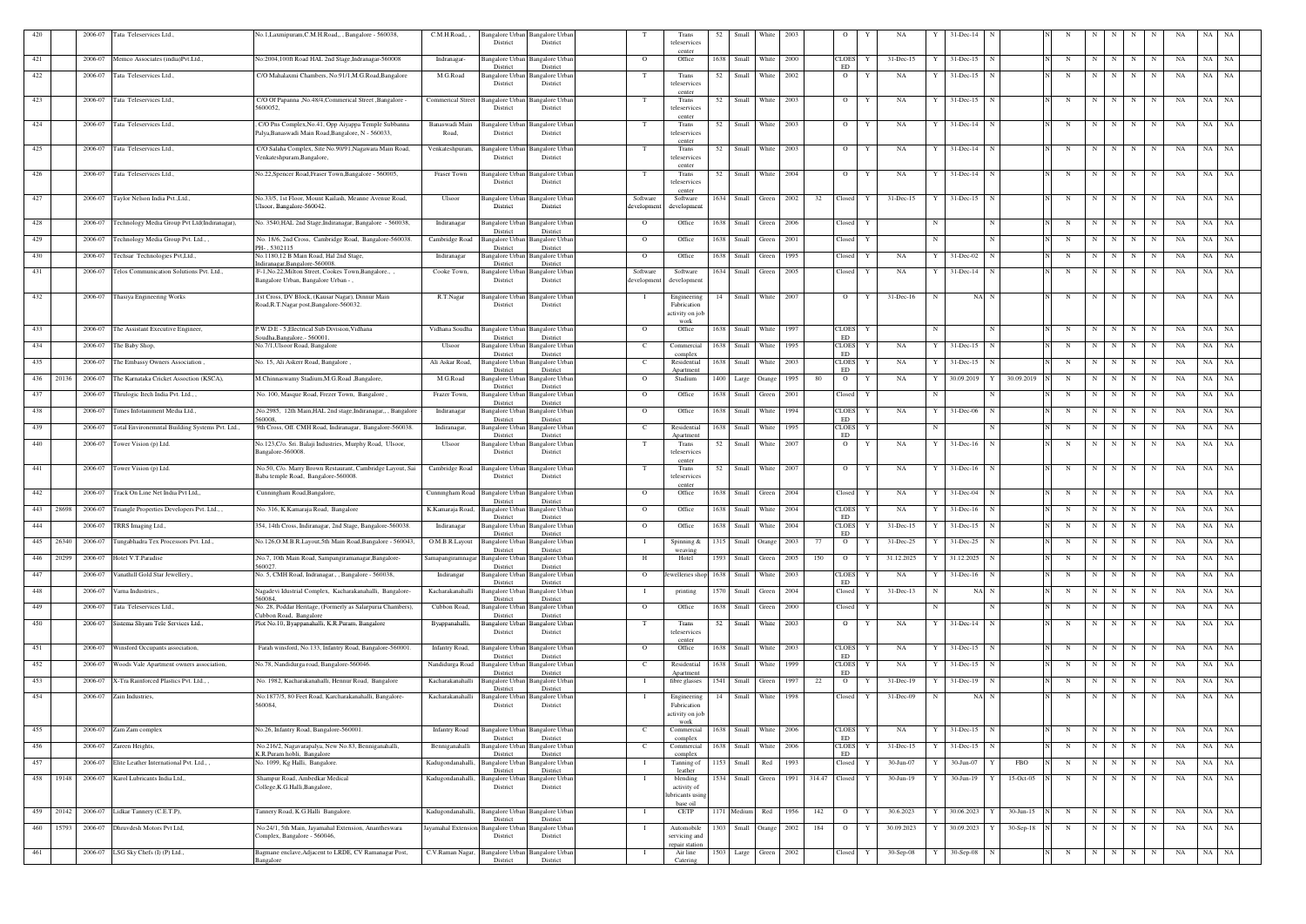| 420 | | 2006-07 | Tata Teleservices Ltd., | No.1,Laxmipuram,C.M.H.Road,, ,Bangalore - 560038, | C.M.H.Road,, | Bangalore Urban District | Bangalore Urban District | | T | Trans teleservices center | 52 | Small | White | 2003 | | O | Y | NA | Y | 31-Dec-14 | N | | N | N | N | N | N | N | NA | NA | NA |
|---|---|---|---|---|---|---|---|---|---|---|---|---|---|---|---|---|---|---|---|---|---|---|---|---|---|---|---|---|---|---|---|
| 421 | | 2006-07 | Memco Associates (india)Pvt.Ltd., | No.2004,100ft Road HAL 2nd Stage,Indranagar-560008 | Indranagar- | Bangalore Urban District | Bangalore Urban District | | O | Office | 1638 | Small | White | 2000 | | CLOSED | Y | 31-Dec-15 | Y | 31-Dec-15 | N | | N | N | N | N | N | N | NA | NA | NA |
| 422 | | 2006-07 | Tata Teleservices Ltd., | C/O Mahalaxmi Chambers, No.91/1,M.G.Road,Bangalore | M.G.Road | Bangalore Urban District | Bangalore Urban District | | T | Trans teleservices center | 52 | Small | White | 2002 | | O | Y | NA | Y | 31-Dec-15 | N | | N | N | N | N | N | N | NA | NA | NA |
| 423 | | 2006-07 | Tata Teleservices Ltd., | C/O Of Papanna ,No.48/4,Commerical Street ,Bangalore - 560052, | Commercial Street | Bangalore Urban District | Bangalore Urban District | | T | Trans teleservices center | 52 | Small | White | 2003 | | O | Y | NA | Y | 31-Dec-15 | N | | N | N | N | N | N | N | NA | NA | NA |
| 424 | | 2006-07 | Tata Teleservices Ltd., | , C/O Pns Complex,No.41, Opp Aiyappa Temple Subbanna Palya,Banaswadi Main Road,Bangalore, N - 560033, | Banaswadi Main Road, | Bangalore Urban District | Bangalore Urban District | | T | Trans teleservices center | 52 | Small | White | 2003 | | O | Y | NA | Y | 31-Dec-14 | N | | N | N | N | N | N | N | NA | NA | NA |
| 425 | | 2006-07 | Tata Teleservices Ltd., | C/O Salaha Complex, Site No.90/91,Nagawara Main Road, Venkateshpuram,Bangalore, | Venkateshpuram, | Bangalore Urban District | Bangalore Urban District | | T | Trans teleservices center | 52 | Small | White | 2003 | | O | Y | NA | Y | 31-Dec-14 | N | | N | N | N | N | N | N | NA | NA | NA |
| 426 | | 2006-07 | Tata Teleservices Ltd., | No.22,Spencer Road,Fraser Town,Bangalore - 560005, | Fraser Town | Bangalore Urban District | Bangalore Urban District | | T | Trans teleservices center | 52 | Small | White | 2004 | | O | Y | NA | Y | 31-Dec-14 | N | | N | N | N | N | N | N | NA | NA | NA |
| 427 | | 2006-07 | Taylor Nelson India Pvt.,Ltd., | No.33/5, 1st Floor, Mount Kailash, Meanne Avenue Road, Ulsoor, Bangalore-560042. | Ulsoor | Bangalore Urban District | Bangalore Urban District | | Software development | Software development | 1634 | Small | Green | 2002 | 32 | Closed | Y | 31-Dec-15 | Y | 31-Dec-15 | N | | N | N | N | N | N | N | NA | NA | NA |
| 428 | | 2006-07 | Technology Media Group Pvt Ltd(Indiranagar), | No. 3540,HAL 2nd Stage,Inditanagar, Bangalore - 560038, | Indiranagar | Bangalore Urban District | Bangalore Urban District | | O | Office | 1638 | Small | Green | 2006 | | Closed | Y | | N | | N | | N | N | N | N | N | N | NA | NA | NA |
| 429 | | 2006-07 | Technology Media Group Pvt. Ltd., , | No. 18/6, 2nd Cross, Cambridge Road, Bangalore-560038. PH-, 5302115 | Cambridge Road | Bangalore Urban District | Bangalore Urban District | | O | Office | 1638 | Small | Green | 2001 | | Closed | Y | | N | | N | | N | N | N | N | N | N | NA | NA | NA |
| 430 | | 2006-07 | Techsar Technologies Pvt,Ltd., | No.1180,12 B Main Road, Hal 2nd Stage, Indiranagar,Bangalore-560008. | Indiranagar | Bangalore Urban District | Bangalore Urban District | | O | Office | 1638 | Small | Green | 1995 | | Closed | Y | NA | Y | 31-Dec-02 | N | | N | N | N | N | N | N | NA | NA | NA |
| 431 | | 2006-07 | Telos Communication Solutions Pvt. Ltd., | F-1,No.22,Milton Street, Cookes Town,Bangalore., , Bangalore Urban, Bangalore Urban - , | Cooke Town, | Bangalore Urban District | Bangalore Urban District | | Software development | Software development | 1634 | Small | Green | 2005 | | Closed | Y | NA | Y | 31-Dec-14 | N | | N | N | N | N | N | N | NA | NA | NA |
| 432 | | 2006-07 | Thasiya Engineering Works | ,1st Cross, DV Block, (Kausar Nagar), Dinnur Main Road,R.T.Nagar post,Bangalore-560032. | R.T.Nagar | Bangalore Urban District | Bangalore Urban District | | I | Engineering Fabrication activity on job work | 14 | Small | White | 2007 | | O | Y | 31-Dec-16 | N | NA | N | | N | N | N | N | N | N | NA | NA | NA |
| 433 | | 2006-07 | The Assistant Executive Engineer, | P.W.D.E - 5,Electrical Sub Division,Vidhana Soudha,Bangalore.- 560001, | Vidhana Soudha | Bangalore Urban District | Bangalore Urban District | | O | Office | 1638 | Small | White | 1997 | | CLOSED | Y | | N | | N | | N | N | N | N | N | N | NA | NA | NA |
| 434 | | 2006-07 | The Baby Shop, | No.7/1,Ulsoor Road, Bangalore | Ulsoor | Bangalore Urban District | Bangalore Urban District | | C | Commercial complex | 1638 | Small | White | 1995 | | CLOSED | Y | NA | Y | 31-Dec-15 | N | | N | N | N | N | N | N | NA | NA | NA |
| 435 | | 2006-07 | The Embassy Owners Association , | No. 15, Ali Askerr Road, Bangalore , | Ali Askar Road, | Bangalore Urban District | Bangalore Urban District | | C | Residential Apartment | 1638 | Small | White | 2003 | | CLOSED | Y | NA | Y | 31-Dec-15 | N | | N | N | N | N | N | N | NA | NA | NA |
| 436 | 20136 | 2006-07 | The Karnataka Cricket Assoction (KSCA), | M.Chinnaswamy Stadium,M.G.Road ,Bangalore, | M.G.Road | Bangalore Urban District | Bangalore Urban District | | O | Stadium | 1400 | Large | Orange | 1995 | 80 | O | Y | NA | Y | 30.09.2019 | Y | 30.09.2019 | N | N | N | N | N | N | NA | NA | NA |
| 437 | | 2006-07 | Thrulogic Itech India Pvt. Ltd., , | No. 100, Masque Road, Frezer Town, Bangalore , | Frazer Town, | Bangalore Urban District | Bangalore Urban District | | O | Office | 1638 | Small | Green | 2001 | | Closed | Y | | N | | N | | N | N | N | N | N | N | NA | NA | NA |
| 438 | | 2006-07 | Times Infotainment Media Ltd., | ,No.2985, 12th Main,HAL 2nd stage,Indiranagar,, , Bangalore 560008, | Indiranagar | Bangalore Urban District | Bangalore Urban District | | O | Office | 1638 | Small | White | 1994 | | CLOSED | Y | NA | Y | 31-Dec-06 | N | | N | N | N | N | N | N | NA | NA | NA |
| 439 | | 2006-07 | Total Environemntal Building Systems Pvt. Ltd., | 9th Cross, Off. CMH Road, Indiranagar, Bangalore-560038. | Indiranagar, | Bangalore Urban District | Bangalore Urban District | | C | Residential Apartment | 1638 | Small | White | 1995 | | CLOSED | Y | | N | | N | | N | N | N | N | N | N | NA | NA | NA |
| 440 | | 2006-07 | Tower Vision (p) Ltd. | No.123,C/o. Sri. Balaji Industries, Murphy Road, Ulsoor, Bangalore-560008. | Ulsoor | Bangalore Urban District | Bangalore Urban District | | T | Trans teleservices center | 52 | Small | White | 2007 | | O | Y | NA | Y | 31-Dec-16 | N | | N | N | N | N | N | N | NA | NA | NA |
| 441 | | 2006-07 | Tower Vision (p) Ltd. | No.50, C/o. Marry Brown Restaurant, Cambridge Layout, Sai Baba temple Road, Bangalore-560008. | Cambridge Road | Bangalore Urban District | Bangalore Urban District | | T | Trans teleservices center | 52 | Small | White | 2007 | | O | Y | NA | Y | 31-Dec-16 | N | | N | N | N | N | N | N | NA | NA | NA |
| 442 | | 2006-07 | Track On Line Net India Pvt Ltd,, | Cunningham Road,Bangalore, | Cunningham Road | Bangalore Urban District | Bangalore Urban District | | O | Office | 1638 | Small | Green | 2004 | | Closed | Y | NA | Y | 31-Dec-04 | N | | N | N | N | N | N | N | NA | NA | NA |
| 443 | 28698 | 2006-07 | Triangle Properties Developers Pvt. Ltd., , | No. 316, K.Kamaraja Road, Bangalore | K.Kamaraja Road, | Bangalore Urban District | Bangalore Urban District | | O | Office | 1638 | Small | White | 2004 | | CLOSED | Y | NA | Y | 31-Dec-16 | N | | N | N | N | N | N | N | NA | NA | NA |
| 444 | | 2006-07 | TRRS Imaging Ltd., | 354, 14th Cross, Indiranagar, 2nd Stage, Bangalore-560038. | Indiranagar | Bangalore Urban District | Bangalore Urban District | | O | Office | 1638 | Small | White | 2004 | | CLOSED | Y | 31-Dec-15 | Y | 31-Dec-15 | N | | N | N | N | N | N | N | NA | NA | NA |
| 445 | 26340 | 2006-07 | Tungabhadra Tex Processors Pvt. Ltd., | No.126,O.M.B.R.Layout,5th Main Road,Bangalore - 560043, | O.M.B.R.Layout | Bangalore Urban District | Bangalore Urban District | | I | Spinning & weaving | 1315 | Small | Orange | 2003 | 77 | O | Y | 31-Dec-25 | Y | 31-Dec-25 | N | | N | N | N | N | N | N | NA | NA | NA |
| 446 | 20299 | 2006-07 | Hotel V.T.Paradise | ,No.7, 10th Main Road, Sampangiramanagar,Bangalore-560027. | Samapangirammagar | Bangalore Urban District | Bangalore Urban District | | H | Hotel | 1593 | Small | Green | 2005 | 150 | O | Y | 31.12.2025 | Y | 31.12.2025 | N | | N | N | N | N | N | N | NA | NA | NA |
| 447 | | 2006-07 | Vanathill Gold Star Jewellery,, | No. 5, CMH Road, Indranagar., , Bangalore - 560038, | Indirangar | Bangalore Urban District | Bangalore Urban District | | O | Jewelleries shop | 1638 | Small | White | 2003 | | CLOSED | Y | NA | Y | 31-Dec-16 | N | | N | N | N | N | N | N | NA | NA | NA |
| 448 | | 2006-07 | Varna Industries., | Nagadevi Idustrial Complex, Kacharakanahalli, Bangalore-560084, | Kacharakanahalli | Bangalore Urban District | Bangalore Urban District | | I | printing | 1570 | Small | Green | 2004 | | Closed | Y | 31-Dec-13 | N | NA | N | | N | N | N | N | N | N | NA | NA | NA |
| 449 | | 2006-07 | Tata Teleservices Ltd., | No. 28, Poddar Heritage, (Formerly as Salarpuria Chambers), Cubbon Road, Bangalore | Cubbon Road, | Bangalore Urban District | Bangalore Urban District | | O | Office | 1638 | Small | Green | 2000 | | Closed | Y | | N | | N | | N | N | N | N | N | N | NA | NA | NA |
| 450 | | 2006-07 | Sistema Shyam Tele Services Ltd., | Plot No.10, Byappanahalli, K.R.Puram, Bangalore | Byappanahalli, | Bangalore Urban District | Bangalore Urban District | | T | Trans teleservices center | 52 | Small | White | 2003 | | O | Y | NA | Y | 31-Dec-14 | N | | N | N | N | N | N | N | NA | NA | NA |
| 451 | | 2006-07 | Winsford Occupants association, | Farah winsford, No.133, Infantry Road, Bangalore-560001. | Infantry Road, | Bangalore Urban District | Bangalore Urban District | | O | Office | 1638 | Small | White | 2003 | | CLOSED | Y | NA | Y | 31-Dec-15 | N | | N | N | N | N | N | N | NA | NA | NA |
| 452 | | 2006-07 | Woods Vale Apartment owners association, | No.78, Nandidurga road, Bangalore-560046. | Nandidurga Road | Bangalore Urban District | Bangalore Urban District | | C | Residential Apartment | 1638 | Small | White | 1999 | | CLOSED | Y | NA | Y | 31-Dec-15 | N | | N | N | N | N | N | N | NA | NA | NA |
| 453 | | 2006-07 | X-Tra Rainforced Plastics Pvt. Ltd., , | No. 1982, Kacharakanahalli, Hennur Road, Bangalore | Kacharakanahalli | Bangalore Urban District | Bangalore Urban District | | I | fibre glasses | 1541 | Small | Green | 1997 | 22 | O | Y | 31-Dec-19 | Y | 31-Dec-19 | N | | N | N | N | N | N | N | NA | NA | NA |
| 454 | | 2006-07 | Zain Industries, | No.1877/5, 80 Feet Road, Karcharakanahalli, Bangalore-560084, | Kacharakanahalli | Bangalore Urban District | Bangalore Urban District | | I | Engineering Fabrication activity on job work | 14 | Small | White | 1998 | | Closed | Y | 31-Dec-09 | N | NA | N | | N | N | N | N | N | N | NA | NA | NA |
| 455 | | 2006-07 | Zam Zam complex | No.26, Infantry Road, Bangalore-560001. | Infantry Road | Bangalore Urban District | Bangalore Urban District | | C | Commercial complex | 1638 | Small | White | 2006 | | CLOSED | Y | NA | Y | 31-Dec-15 | N | | N | N | N | N | N | N | NA | NA | NA |
| 456 | | 2006-07 | Zareen Heights, | No.216/2, Nagavarapalya, New No.83, Benniganahalli, K.R.Puram hobli, Bangalore | Benniganahalli | Bangalore Urban District | Bangalore Urban District | | C | Commercial complex | 1638 | Small | White | 2006 | | CLOSED | Y | 31-Dec-15 | Y | 31-Dec-15 | N | | N | N | N | N | N | N | NA | NA | NA |
| 457 | | 2006-07 | Elite Leather International Pvt. Ltd., , | No. 1099, Kg Halli, Bangalore. | Kadugondanahalli, | Bangalore Urban District | Bangalore Urban District | | I | Tanning of leather | 1153 | Small | Red | 1993 | | Closed | Y | 30-Jun-07 | Y | 30-Jun-07 | Y | FBO | N | N | N | N | N | N | NA | NA | NA |
| 458 | 19148 | 2006-07 | Karol Lubricants India Ltd,, | Shampur Road, Ambedkar Medical College,K.G.Halli,Bangalore, | Kadugondanahalli, | Bangalore Urban District | Bangalore Urban District | | I | blending activity of lubricants using base oil | 1534 | Small | Green | 1991 | 314.47 | Closed | Y | 30-Jun-19 | Y | 30-Jun-19 | Y | 15-Oct-05 | N | N | N | N | N | N | NA | NA | NA |
| 459 | 20142 | 2006-07 | Lidkar Tannery (C.E.T.P), | Tannery Road, K.G.Halli Bangalore. | Kadugondanahalli, | Bangalore Urban District | Bangalore Urban District | | I | CETP | 1171 | Medium | Red | 1956 | 142 | O | Y | 30.6.2023 | Y | 30.06.2023 | Y | 30-Jun-15 | N | N | N | N | N | N | NA | NA | NA |
| 460 | 15793 | 2006-07 | Dhruvdesh Motors Pvt Ltd, | No:24/1, 5th Main, Jayamahal Extension, Anantheswara Complex, Bangalore - 560046, | Jayamahal Extension | Bangalore Urban District | Bangalore Urban District | | I | Automobile servicing and repair station | 1303 | Small | Orange | 2002 | 184 | O | Y | 30.09.2023 | Y | 30.09.2023 | Y | 30-Sep-18 | N | N | N | N | N | N | NA | NA | NA |
| 461 | | 2006-07 | LSG Sky Chefs (I) (P) Ltd., | Bagmane enclave,Adjacent to LRDE, CV Ramanagar Post, Bangalore | C.V.Raman Nagar, | Bangalore Urban District | Bangalore Urban District | | I | Air line Catering | 1503 | Large | Green | 2002 | | Closed | Y | 30-Sep-08 | Y | 30-Sep-08 | N | | N | N | N | N | N | N | NA | NA | NA |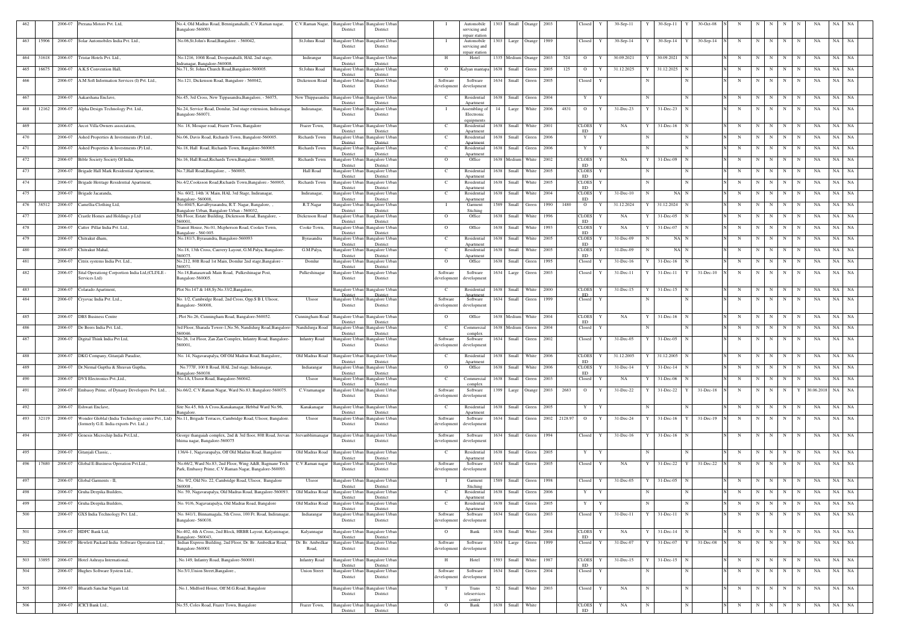| 462 | | 2006-07 | Prerana Motors Pvt. Ltd, | No.4, Old Madras Road, Benniganahalli, C.V.Raman nagar, Bangalore-560093. | C.V.Raman Nagar, | Bangalore Urban District | Bangalore Urban District | | I | Automobile servicing and repair station | 1303 | Small | Orange | 2003 | | Closed | Y | 30-Sep-11 | Y | 30-Sep-11 | Y | 30-Oct-08 | N | N | N | N | N | N | NA | NA | NA |
|---|---|---|---|---|---|---|---|---|---|---|---|---|---|---|---|---|---|---|---|---|---|---|---|---|---|---|---|---|---|---|---|
| 463 | 15906 | 2006-07 | Solar Automobiles India Pvt. Ltd., | No.06,St.John's Road,Bangalore. - 560042, | St.Johns Road | Bangalore Urban District | Bangalore Urban District | | I | Automobile servicing and repair station | 1303 | Large | Orange | 1989 | | Closed | Y | 30-Sep-14 | Y | 30-Sep-14 | Y | 30-Sep-14 | N | N | N | N | N | N | NA | NA | NA |
| 464 | 31618 | 2006-07 | Tristar Hotels Pvt. Ltd., | No.1216, 100ft Road, Doopanahalli, HAL 2nd stage, Indranagar, Bangalore-560008. | Indiranagar | Bangalore Urban District | Bangalore Urban District | | H | Hotel | 1335 | Medium | Orange | 2003 | 524 | O | Y | 30.09.2021 | Y | 30.09.2021 | N | | N | N | N | N | N | N | NA | NA | NA |
| 465 | 16675 | 2006-07 | A.K.S Convention Hall, | No.71, St. Johns Church Road,Bangalore-560005. | St.Johns Road | Bangalore Urban District | Bangalore Urban District | | O | Kalyan mantapa | 1638 | Small | Green | 2005 | 125 | O | Y | 31.12.2025 | Y | 31.12.2025 | N | | N | N | N | N | N | N | NA | NA | NA |
| 466 | | 2006-07 | A.M Soft Information Services (I) Pvt. Ltd., | No.121, Dickenson Road, Bangalore - 560042, | Dickenson Road | Bangalore Urban District | Bangalore Urban District | | Software development | Software development | 1634 | Small | Green | 2005 | | Closed | Y | | N | | | | N | N | N | N | N | N | NA | NA | NA |
| 467 | | 2006-07 | Aakarshana Enclave, | No.45, 3rd Cross, New Tippasandra,Bangalore, - 56075, | New Thippasandra | Bangalore Urban District | Bangalore Urban District | | C | Residential Apartment | 1638 | Small | Green | 2004 | | Y | Y | | N | | N | | N | N | N | N | N | N | NA | NA | NA |
| 468 | 12162 | 2006-07 | Alpha Design Technology Pvt. Ltd., | No.24, Service Road, Domlur, 2nd stage extension, Indiranagar, Bangalore-560071. | Indiranagar, | Bangalore Urban District | Bangalore Urban District | | I | Assembling of Electronic equipments | 14 | Large | White | 2006 | 4831 | O | Y | 31-Dec-23 | Y | 31-Dec-23 | N | | N | N | N | N | N | N | NA | NA | NA |
| 469 | | 2006-07 | Arcot Villa Owners association, | No. 18, Mosque road, Frazer Town, Bangalore | Frazer Town, | Bangalore Urban District | Bangalore Urban District | | C | Residential Apartment | 1638 | Small | White | 2001 | | CLOSED | Y | NA | Y | 31-Dec-16 | N | | N | N | N | N | N | N | NA | NA | NA |
| 470 | | 2006-07 | Ashed Properties & Investments (P) Ltd., | No.06, Davis Road, Richards Town, Bangalore-560005. | Richards Town | Bangalore Urban District | Bangalore Urban District | | C | Residential Apartment | 1638 | Small | Green | 2006 | | Y | Y | | N | | N | | N | N | N | N | N | N | NA | NA | NA |
| 471 | | 2006-07 | Ashed Properties & Investments (P) Ltd., | No.18, Hall Road, Richards Town, Bangalore-560005. | Richards Town | Bangalore Urban District | Bangalore Urban District | | C | Residential Apartment | 1638 | Small | Green | 2006 | | Y | Y | | N | | N | | N | N | N | N | N | N | NA | NA | NA |
| 472 | | 2006-07 | Bible Society Society Of India, | No.16, Hall Road,Richards Town,Bangalore - 560005, | Richards Town | Bangalore Urban District | Bangalore Urban District | | O | Office | 1638 | Medium | White | 2002 | | CLOSED | Y | NA | Y | 31-Dec-09 | N | | N | N | N | N | N | N | NA | NA | NA |
| 473 | | 2006-07 | Brigade Hall Mark Residential Apartment, | No.7,Hall Road,Bangalore., - 560005, | Hall Road | Bangalore Urban District | Bangalore Urban District | | C | Residential Apartment | 1638 | Small | White | 2005 | | CLOSED | Y | | N | | N | | N | N | N | N | N | N | NA | NA | NA |
| 474 | | 2006-07 | Brigade Heritage Residential Apartment, | No.4/2,Cooksson Road,Richards Town,Bangalore - 560005, | Richards Town | Bangalore Urban District | Bangalore Urban District | | C | Residential Apartment | 1638 | Small | White | 2005 | | CLOSED | Y | | N | | N | | N | N | N | N | N | N | NA | NA | NA |
| 475 | | 2006-07 | Brigade Jacaranda, | No. 60/2, 14th 'A' Main, HAL 3rd Stage, Indiranagar, Bangalore- 560008, | Indiranagar, | Bangalore Urban District | Bangalore Urban District | | C | Residential Apartment | 1638 | Small | White | 2004 | | CLOSED | Y | 31-Dec-10 | N | NA | N | | N | N | N | N | N | N | NA | NA | NA |
| 476 | 38512 | 2006-07 | Camellia Clothing Ltd, | No.404/5, Kavalbyrasandra, R.T. Nagar, Bangalore, , Bangalore Urban, Bangalore Urban - 560032, | R.T.Nagar | Bangalore Urban District | Bangalore Urban District | | I | Garment Stiching | 1589 | Small | Green | 1990 | 1480 | O | Y | 31.12.2024 | Y | 31.12.2024 | N | | N | N | N | N | N | N | NA | NA | NA |
| 477 | | 2006-07 | Crastle Homes and Holdings p Ltd | 5th Floor, Estate Building, Dickenson Road, Bangalore, - 560001, | Dickenson Road | Bangalore Urban District | Bangalore Urban District | | O | Office | 1638 | Small | White | 1996 | | CLOSED | Y | NA | Y | 31-Dec-05 | N | | N | N | N | N | N | N | NA | NA | NA |
| 478 | | 2006-07 | Catter Pillar India Pvt. Ltd., | Transit House, No.01, Mcpherson Road, Cookes Town, Bangalore - 560 005. | Cooke Town, | Bangalore Urban District | Bangalore Urban District | | O | Office | 1638 | Small | White | 1993 | | CLOSED | Y | NA | Y | 31-Dec-07 | N | | N | N | N | N | N | N | NA | NA | NA |
| 479 | | 2006-07 | Chitrakut dham, | No.181/3, Byrasandra, Bangalore-560093 | Byrasandra | Bangalore Urban District | Bangalore Urban District | | C | Residential Apartment | 1638 | Small | White | 2005 | | CLOSED | Y | 31-Dec-09 | N | NA | N | | N | N | N | N | N | N | NA | NA | NA |
| 480 | | 2006-07 | Chitrakut Mahal, | No.18, 13th Cross, Cauvery Layout, G.M.Palya, Bangalore-560075. | G.M.Palya, | Bangalore Urban District | Bangalore Urban District | | C | Residential Apartment | 1638 | Small | White | 2005 | | CLOSED | Y | 31-Dec-09 | N | NA | N | | N | N | N | N | N | N | NA | NA | NA |
| 481 | | 2006-07 | Citrix systems India Pvt. Ltd., | No.212, 80ft Road 1st Main, Domlur 2nd stage,Bangalore - 560071. | Domlur | Bangalore Urban District | Bangalore Urban District | | O | Office | 1638 | Small | Green | 1995 | | Closed | Y | 31-Dec-16 | Y | 31-Dec-16 | N | | N | N | N | N | N | N | NA | NA | NA |
| 482 | | 2006-07 | Sital Operationg Corportion India Ltd,(CLI3LE - Services Ltd) | No.18,Banaswadi Main Road, Pulkeshinagar Post, Bangalore-560005. | Pulkeshinagar | Bangalore Urban District | Bangalore Urban District | | Software development | Software development | 1634 | Large | Green | 2003 | | Closed | Y | 31-Dec-11 | Y | 31-Dec-11 | Y | 31-Dec-10 | N | N | N | N | N | N | NA | NA | NA |
| 483 | | 2006-07 | Colarado Apartment, | Plot No.147 & 148,Sy.No.33/2,Bangalore, | | Bangalore Urban District | Bangalore Urban District | | C | Residential Apartment | 1638 | Small | White | 2000 | | CLOSED | Y | 31-Dec-15 | Y | 31-Dec-15 | N | | N | N | N | N | N | N | NA | NA | NA |
| 484 | | 2006-07 | Cryovac India Pvt. Ltd., | No. 1/2, Cambridge Road, 2nd Cross, Opp.S B I, Ulsoor, Bangalore- 560008, | Ulsoor | Bangalore Urban District | Bangalore Urban District | | Software development | Software development | 1634 | Small | Green | 1999 | | Closed | Y | | N | | N | | N | N | N | N | N | N | NA | NA | NA |
| 485 | | 2006-07 | DBS Business Centre | . Plot No.26, Cunningham Road, Bangalore-560052. | Cunningham Road | Bangalore Urban District | Bangalore Urban District | | O | Office | 1638 | Medium | White | 2004 | | CLOSED | Y | NA | Y | 31-Dec-16 | N | | N | N | N | N | N | N | NA | NA | NA |
| 486 | | 2006-07 | De Beers India Pvt. Ltd., | 3rd Floor, Sharada Tower-1,No.56, Nandidurg Road,Bangalore-560046. | Nandidurga Road | Bangalore Urban District | Bangalore Urban District | | C | Commercial complex | 1638 | Medium | Green | 2004 | | Closed | Y | | N | | N | | N | N | N | N | N | N | NA | NA | NA |
| 487 | | 2006-07 | Digital Think India Pvt Ltd, | No.26, 1st Floor, Zan Zan Complex, Infantry Road, Bangalore-560001, | Infantry Road | Bangalore Urban District | Bangalore Urban District | | Software development | Software development | 1634 | Small | Green | 2002 | | Closed | Y | 31-Dec-05 | Y | 31-Dec-05 | N | | N | N | N | N | N | N | NA | NA | NA |
| 488 | | 2006-07 | DKG Company, Gitanjali Paradise, | No. 14, Nagavarapalya, Off Old Madras Road, Bangalore,, | Old Madras Road | Bangalore Urban District | Bangalore Urban District | | C | Residential Apartment | 1638 | Small | White | 2006 | | CLOSED | Y | 31.12.2005 | Y | 31.12.2005 | N | | N | N | N | N | N | N | NA | NA | NA |
| 489 | | 2006-07 | Dr.Nirmal Guptha & Shravan Guptha, | No.777F, 100 ft Road, HAL 2nd stage, Indiranagar, Bangalore-560038. | Indiarangar | Bangalore Urban District | Bangalore Urban District | | O | Office | 1638 | Small | White | 2006 | | CLOSED | Y | 31-Dec-14 | Y | 31-Dec-14 | N | | N | N | N | N | N | N | NA | NA | NA |
| 490 | | 2006-07 | DVS Electronics Pvt.,Ltd., | No.1A, Ulsoor Road, Bangalore-560042. | Ulsoor | Bangalore Urban District | Bangalore Urban District | | C | Commercial complex | 1638 | Small | Green | 2003 | | Closed | Y | NA | Y | 31-Dec-06 | N | | N | N | N | N | N | N | NA | NA | NA |
| 491 | | 2006-07 | Embassy Prime, of Dynasty Developers Pvt. Ltd., . | No.66/2, C.V.Raman Nagar, Ward No.83, Bangalore-560075. | C.Vramanagar | Bangalore Urban District | Bangalore Urban District | | Software development | Software development | 1399 | Large | Orange | 2003 | 2683 | O | Y | 31-Dec-22 | Y | 31-Dec-22 | Y | 31-Dec-18 | N | N | N | N | N | Y | 30.06.2018 | NA | NA |
| 492 | | 2006-07 | Eshwari Enclave, | Site No.45, 8th A Cross,Kanakanagar, Hebbal Ward No.96, Bangalore. | Kanakanagar | Bangalore Urban District | Bangalore Urban District | | C | Residential Apartment | 1638 | Small | Green | 2005 | | Y | Y | | N | | N | | N | N | N | N | N | N | NA | NA | NA |
| 493 | 32119 | 2006-07 | Wonder Globlal (India Technology center Pvt., Ltd) (formerly G.E. India exports Pvt. Ltd.,) | No.11, Brigade Terraces, Cambridge Road, Ulsoor, Bangalore. | Ulsoor | Bangalore Urban District | Bangalore Urban District | | Software development | Software development | 1634 | Small | Green | 2002 | 2128.97 | O | Y | 31-Dec-24 | Y | 31-Dec-16 | Y | 31-Dec-19 | N | N | N | N | N | N | NA | NA | NA |
| 494 | | 2006-07 | Genesis Microchip India Pvt.Ltd., | George thangaiah complex, 2nd & 3rd floor, 80ft Road, Jeevan bhima nagar, Bangalore-560075 | Jeevanbhimanagar | Bangalore Urban District | Bangalore Urban District | | Software development | Software development | 1634 | Small | Green | 1994 | | Closed | Y | 31-Dec-16 | Y | 31-Dec-16 | N | | N | N | N | N | N | N | NA | NA | NA |
| 495 | | 2006-07 | Gitanjali Classic, , | 136/4-1, Nagavarapalya, Off Old Madras Road, Bangalore | Old Madras Road | Bangalore Urban District | Bangalore Urban District | | C | Residential Apartment | 1638 | Small | Green | 2005 | | Y | Y | | N | | N | | N | N | N | N | N | N | NA | NA | NA |
| 496 | 17680 | 2006-07 | Global E-Business Operation Pvt.Ltd., | No.66/2, Ward No.83, 2nd Floor, Wing A&B, Bagmane Tech Park, Embassy Prime, C.V.Raman Nagar, Bangalore-560093. | C.V.Raman nagar | Bangalore Urban District | Bangalore Urban District | | Software development | Software development | 1634 | Small | Green | 2005 | | Closed | Y | NA | Y | 31-Dec-22 | Y | 31-Dec-22 | N | N | N | N | N | N | NA | NA | NA |
| 497 | | 2006-07 | Global Garments - II, | No. 9/2, Old No. 22, Cambridge Road, Ulsoor, Bangalore 560008 , | Ulsoor | Bangalore Urban District | Bangalore Urban District | | I | Garment Stiching | 1589 | Small | Green | 1998 | | Closed | Y | 31-Dec-05 | Y | 31-Dec-05 | N | | N | N | N | N | N | N | NA | NA | NA |
| 498 | | 2006-07 | Gruha Deepika Builders, | No. 59, Nagavarapalya, Old Madras Road, Bangalore-560093. | Old Madras Road | Bangalore Urban District | Bangalore Urban District | | C | Residential Apartment | 1638 | Small | Green | 2006 | | Y | Y | | N | | N | | N | N | N | N | N | N | NA | NA | NA |
| 499 | | 2006-07 | Gruha Deepika Builders, | No. 91/6, Nagavarapalya, Old Madras Road, Bangalore | Old Madras Road | Bangalore Urban District | Bangalore Urban District | | C | Residential Apartment | 1638 | Small | Green | 2005 | | Y | Y | | N | | N | | N | N | N | N | N | N | NA | NA | NA |
| 500 | | 2006-07 | GXS India Technology Pvt. Ltd., | No. 841/1, Binnamagala, 5th Cross, 100 Ft. Road, Indiranagar, Bangalore- 560038. | Indiarangar | Bangalore Urban District | Bangalore Urban District | | Software development | Software development | 1634 | Small | Green | 2003 | | Closed | Y | 31-Dec-11 | Y | 31-Dec-11 | N | | N | N | N | N | N | N | NA | NA | NA |
| 501 | | 2006-07 | HDFC Bank Ltd, | No.402, 4th A Cross, 2nd Block, HRBR Layout, Kalyaninagar, Bangalore- 560043, | Kalyannagar | Bangalore Urban District | Bangalore Urban District | | O | Bank | 1638 | Small | White | 2004 | | CLOSED | Y | NA | Y | 31-Dec-14 | N | | N | N | N | N | N | N | NA | NA | NA |
| 502 | | 2006-07 | Hewlett Packard India Software Operation Ltd., | Indian Express Building, 2nd Floor, Dr. Br. Ambedkar Road, Bangalore-560001 | Dr. Br. Ambedkar Road, | Bangalore Urban District | Bangalore Urban District | | Software development | Software development | 1634 | Large | Green | 1999 | | Closed | Y | 31-Dec-07 | Y | 31-Dec-07 | Y | 31-Dec-08 | N | N | N | N | N | N | NA | NA | NA |
| 503 | 33895 | 2006-07 | Hotel Ashraya International, | . No.149, Infantry Road, Bangalore-560001. | Infantry Road | Bangalore Urban District | Bangalore Urban District | | H | Hotel | 1593 | Small | White | 1987 | | CLOSED | Y | 31-Dec-15 | Y | 31-Dec-15 | N | | N | N | N | N | N | N | NA | NA | NA |
| 504 | | 2006-07 | Hughes Software System Ltd., | No.5/1,Union Street,Bangalore., | Union Street | Bangalore Urban District | Bangalore Urban District | | Software development | Software development | 1634 | Small | Green | 2004 | | Closed | Y | | N | | N | | N | N | N | N | N | N | NA | NA | NA |
| 505 | | 2006-07 | Bharath Sanchar Nigam Ltd. | . No.1, Midford House, Off M.G.Road, Bangalore | | Bangalore Urban District | Bangalore Urban District | | T | Trans teleservices center | 52 | Small | White | 2003 | | Closed | Y | NA | N | | N | | N | N | N | N | N | N | NA | NA | NA |
| 506 | | 2006-07 | ICICI Bank Ltd., | No.55, Coles Road, Frazer Town, Bangalore | Frazer Town, | Bangalore Urban District | Bangalore Urban District | | O | Bank | 1638 | Small | White | | | CLOSED | Y | NA | N | | N | | N | N | N | N | N | N | NA | NA | NA |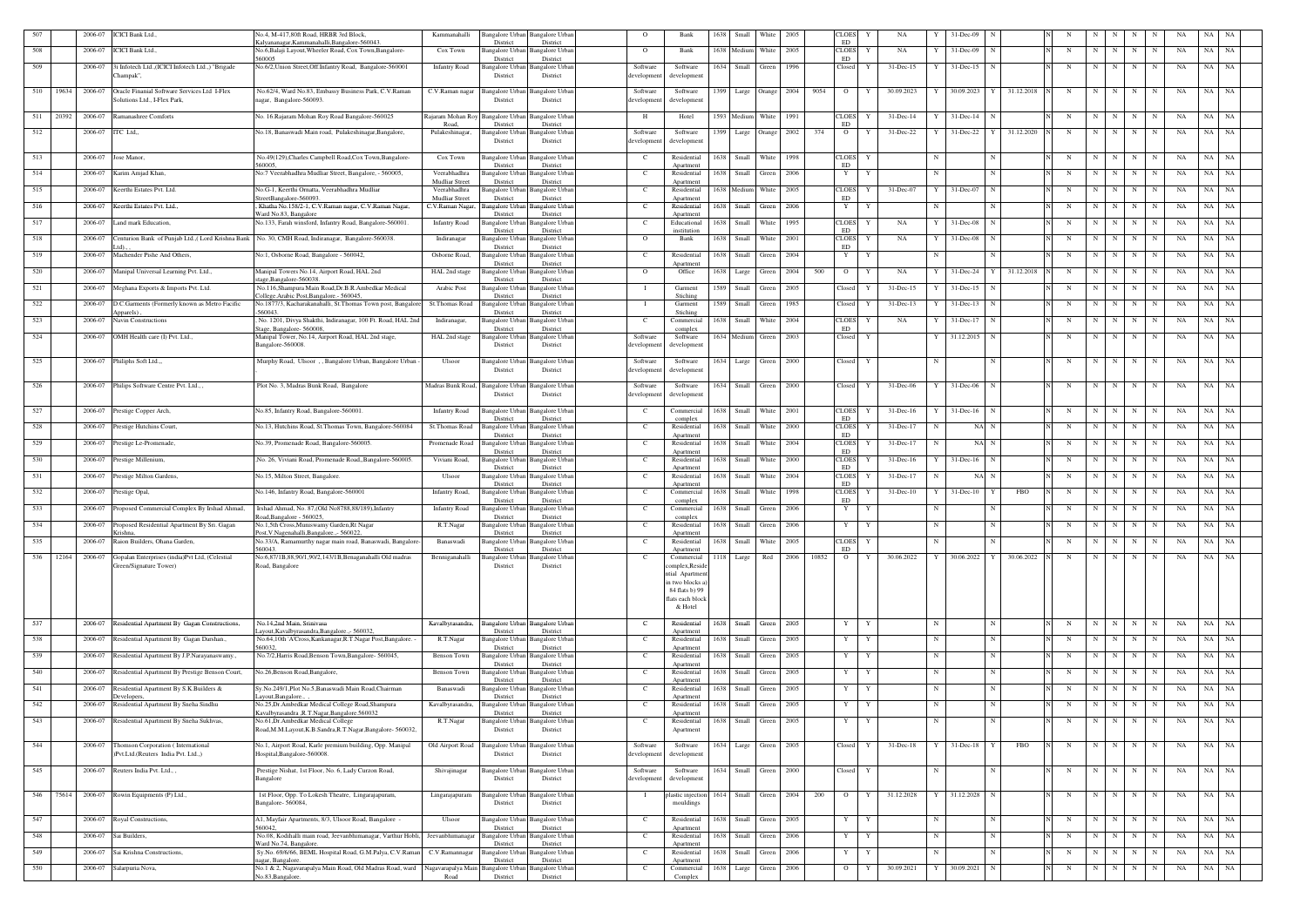| 507 | | 2006-07 | ICICI Bank Ltd., | No.4, M-417,80ft Road, HRBR 3rd Block, Kalyananagar,Kammanahalli,Bangalore-560043. | Kammanahalli | Bangalore Urban District | Bangalore Urban District | O | Bank | 1638 | Small | White | 2005 | | CLOSED | Y | NA | Y | 31-Dec-09 | N | | N | N | N | N | N | N | NA | NA | NA |
|---|---|---|---|---|---|---|---|---|---|---|---|---|---|---|---|---|---|---|---|---|---|---|---|---|---|---|---|---|---|---|---|
| 508 | | 2006-07 | ICICI Bank Ltd., | No.6,Balaji Layout,Wheeler Road, Cox Town,Bangalore-560005 | Cox Town | Bangalore Urban District | Bangalore Urban District | O | Bank | 1638 | Medium | White | 2005 | | CLOSED | Y | NA | Y | 31-Dec-09 | N | | N | N | N | N | N | N | NA | NA | NA |
| 509 | | 2006-07 | 3i Infotech Ltd.,(ICICI Infotech Ltd.,) "Brigade Champak", | No.6/2,Union Street,Off.Infantry Road, Bangalore-560001 | Infantry Road | Bangalore Urban District | Bangalore Urban District | Software development | Software development | 1634 | Small | Green | 1996 | | Closed | Y | 31-Dec-15 | Y | 31-Dec-15 | N | | N | N | N | N | N | N | NA | NA | NA |
| 510 | 19634 | 2006-07 | Oracle Finanial Software Services Ltd I-Flex Solutions Ltd., I-Flex Park, | No.62/4, Ward No.83, Embassy Business Park, C.V.Raman nagar, Bangalore-560093. | C.V.Raman nagar | Bangalore Urban District | Bangalore Urban District | Software development | Software development | 1399 | Large | Orange | 2004 | 9054 | O | Y | 30.09.2023 | Y | 30.09.2023 | Y | 31.12.2018 | N | N | N | N | N | N | NA | NA | NA |
| 511 | 20392 | 2006-07 | Ramanashree Comforts | No. 16,Rajaram Mohan Roy Road Bangalore-560025 | Rajaram Mohan Roy Road, | Bangalore Urban District | Bangalore Urban District | H | Hotel | 1593 | Medium | White | 1991 | | CLOSED | Y | 31-Dec-14 | Y | 31-Dec-14 | N | | N | N | N | N | N | N | NA | NA | NA |
| 512 | | 2006-07 | ITC Ltd., | No.18, Banaswadi Main road, Pulakeshinagar,Bangalore, | Pulakeshinagar, | Bangalore Urban District | Bangalore Urban District | Software development | Software development | 1399 | Large | Orange | 2002 | 374 | O | Y | 31-Dec-22 | Y | 31-Dec-22 | Y | 31.12.2020 | N | N | N | N | N | N | NA | NA | NA |
| 513 | | 2006-07 | Jose Manor, | No.49(129),Charles Campbell Road,Cox Town,Bangalore-560005, | Cox Town | Bangalore Urban District | Bangalore Urban District | C | Residential Apartment | 1638 | Small | White | 1998 | | CLOSED | Y | | N | | N | | N | N | N | N | N | N | NA | NA | NA |
| 514 | | 2006-07 | Karim Amjad Khan, | No.7 Veerabhadhra Mudliar Street, Bangalore, - 560005, | Veerabhadhra Mudliar Street | Bangalore Urban District | Bangalore Urban District | C | Residential Apartment | 1638 | Small | Green | 2006 | | Y | Y | | N | | N | | N | N | N | N | N | N | NA | NA | NA |
| 515 | | 2006-07 | Keerthi Estates Pvt. Ltd. | No.G-1, Keerthi Ornatta, Veerabhadhra Mudliar StreetBangalore-560093. | Veerabhadhra Mudliar Street | Bangalore Urban District | Bangalore Urban District | C | Residential Apartment | 1638 | Medium | White | 2005 | | CLOSED | Y | 31-Dec-07 | Y | 31-Dec-07 | N | | N | N | N | N | N | N | NA | NA | NA |
| 516 | | 2006-07 | Keerthi Estates Pvt. Ltd., | Khatha No.158/2-1, C.V.Raman nagar, C.V.Raman Nagar, Ward No.83, Bangalore | C.V.Raman Nagar, | Bangalore Urban District | Bangalore Urban District | C | Residential Apartment | 1638 | Small | Green | 2006 | | Y | Y | | N | | N | | N | N | N | N | N | N | NA | NA | NA |
| 517 | | 2006-07 | Land mark Education, | No.133, Parah winsford, Infantry Road, Bangalore-560001. | Infantry Road | Bangalore Urban District | Bangalore Urban District | C | Educational institution | 1638 | Small | White | 1995 | | CLOSED | Y | NA | Y | 31-Dec-08 | N | | N | N | N | N | N | N | NA | NA | NA |
| 518 | | 2006-07 | Centurion Bank of Punjab Ltd.,( Lord Krishna Bank Ltd)., | No. 30, CMH Road, Indiranagar, Bangalore-560038. | Indiranagar | Bangalore Urban District | Bangalore Urban District | O | Bank | 1638 | Small | White | 2001 | | CLOSED | Y | NA | Y | 31-Dec-08 | N | | N | N | N | N | N | N | NA | NA | NA |
| 519 | | 2006-07 | Machender Pishe And Others, | No.1, Osborne Road, Bangalore - 560042, | Osborne Road, | Bangalore Urban District | Bangalore Urban District | C | Residential Apartment | 1638 | Small | Green | 2004 | | Y | Y | | N | | N | | N | N | N | N | N | N | NA | NA | NA |
| 520 | | 2006-07 | Manipal Universal Learning Pvt. Ltd., | Manipal Towers No.14, Airport Road, HAL 2nd stage,Bangalore-560038. | HAL 2nd stage | Bangalore Urban District | Bangalore Urban District | O | Office | 1638 | Large | Green | 2004 | 500 | O | Y | NA | Y | 31-Dec-24 | Y | 31.12.2018 | N | N | N | N | N | N | NA | NA | NA |
| 521 | | 2006-07 | Meghana Exports & Imports Pvt. Ltd. | No.116,Shampura Main Road,Dr.B.R.Ambedkar Medical College Arabic Post,Bangalore - 560045, | Arabic Post | Bangalore Urban District | Bangalore Urban District | I | Garment Stiching | 1589 | Small | Green | 2005 | | Closed | Y | 31-Dec-15 | Y | 31-Dec-15 | N | | N | N | N | N | N | N | NA | NA | NA |
| 522 | | 2006-07 | D.C.Garments (Formerly known as Metro Pacific Apparels) , | No.187/73, Kacharakanahalli, St.Thomas Town post, Bangalore -560043. | St.Thomas Road | Bangalore Urban District | Bangalore Urban District | I | Garment Stiching | 1589 | Small | Green | 1985 | | Closed | Y | 31-Dec-13 | Y | 31-Dec-13 | N | | N | N | N | N | N | N | NA | NA | NA |
| 523 | | 2006-07 | Navin Constructions | No. 1201, Divya Shakthi, Indiranagar, 100 Ft. Road, HAL 2nd Stage, Bangalore- 560008., | Indiranagar, | Bangalore Urban District | Bangalore Urban District | C | Commercial complex | 1638 | Small | White | 2004 | | CLOSED | Y | NA | Y | 31-Dec-17 | N | | N | N | N | N | N | N | NA | NA | NA |
| 524 | | 2006-07 | OMH Health care (I) Pvt. Ltd., | Manipal Tower, No.14, Airport Road, HAL 2nd stage, Bangalore-560008. | HAL 2nd stage | Bangalore Urban District | Bangalore Urban District | Software development | Software development | 1634 | Medium | Green | 2003 | | Closed | Y | | Y | 31.12.2015 | N | | N | N | N | N | N | N | NA | NA | NA |
| 525 | | 2006-07 | Philiphs Soft Ltd.,, | Murphy Road, Ulsoor , , Bangalore Urban, Bangalore Urban - . | Ulsoor | Bangalore Urban District | Bangalore Urban District | Software development | Software development | 1634 | Large | Green | 2000 | | Closed | Y | | N | | N | | N | N | N | N | N | N | NA | NA | NA |
| 526 | | 2006-07 | Philips Software Centre Pvt. Ltd., , | Plot No. 3, Madras Bunk Road, Bangalore | Madras Bunk Road, | Bangalore Urban District | Bangalore Urban District | Software development | Software development | 1634 | Small | Green | 2000 | | Closed | Y | 31-Dec-06 | Y | 31-Dec-06 | N | | N | N | N | N | N | N | NA | NA | NA |
| 527 | | 2006-07 | Prestige Copper Arch, | No.85, Infantry Road, Bangalore-560001. | Infantry Road | Bangalore Urban District | Bangalore Urban District | C | Commercial complex | 1638 | Small | White | 2001 | | CLOSED | Y | 31-Dec-16 | Y | 31-Dec-16 | N | | N | N | N | N | N | N | NA | NA | NA |
| 528 | | 2006-07 | Prestige Hutchins Court, | No.13, Hutchins Road, St.Thomas Town, Bangalore-560084 | St.Thomas Road | Bangalore Urban District | Bangalore Urban District | C | Residential Apartment | 1638 | Small | White | 2000 | | CLOSED | Y | 31-Dec-17 | N | NA | N | | N | N | N | N | N | N | NA | NA | NA |
| 529 | | 2006-07 | Prestige Le-Promenade, | No.39, Promenade Road, Bangalore-560005. | Promenade Road | Bangalore Urban District | Bangalore Urban District | C | Residential Apartment | 1638 | Small | White | 2004 | | CLOSED | Y | 31-Dec-17 | N | NA | N | | N | N | N | N | N | N | NA | NA | NA |
| 530 | | 2006-07 | Prestige Millenium, | No. 26, Viviani Road, Promenade Road,,Bangalore-560005. | Viviani Road, | Bangalore Urban District | Bangalore Urban District | C | Residential Apartment | 1638 | Small | White | 2000 | | CLOSED | Y | 31-Dec-16 | Y | 31-Dec-16 | N | | N | N | N | N | N | N | NA | NA | NA |
| 531 | | 2006-07 | Prestige Milton Gardens, | No.15, Milton Street, Bangalore. | Ulsoor | Bangalore Urban District | Bangalore Urban District | C | Residential Apartment | 1638 | Small | White | 2004 | | CLOSED | Y | 31-Dec-17 | N | NA | N | | N | N | N | N | N | N | NA | NA | NA |
| 532 | | 2006-07 | Prestige Opal, | No.146, Infantry Road, Bangalore-560001 | Infantry Road, | Bangalore Urban District | Bangalore Urban District | C | Commercial complex | 1638 | Small | White | 1998 | | CLOSED | Y | 31-Dec-10 | Y | 31-Dec-10 | Y | FBO | N | N | N | N | N | N | NA | NA | NA |
| 533 | | 2006-07 | Proposed Commercial Complex By Irshad Ahmad, | Irshad Ahmad, No. 87,(Old No8788,88/189),Infantry Road,Bangalore - 560025, | Infantry Road | Bangalore Urban District | Bangalore Urban District | C | Commercial complex | 1638 | Small | Green | 2006 | | Y | Y | | N | | N | | N | N | N | N | N | N | NA | NA | NA |
| 534 | | 2006-07 | Proposed Residential Apartment By Sri. Gagan Krishna, | No.1,5th Cross,Muniswamy Garden,Rt Nagar Post,V.Nagenahalli,Bangalore .- 560022, | R.T.Nagar | Bangalore Urban District | Bangalore Urban District | C | Residential Apartment | 1638 | Small | Green | 2006 | | Y | Y | | N | | N | | N | N | N | N | N | N | NA | NA | NA |
| 535 | | 2006-07 | Raion Builders, Ohana Garden, | No.33/A, Ramamurthy nagar main road, Banaswadi, Bangalore-560043. | Banaswadi | Bangalore Urban District | Bangalore Urban District | C | Residential Apartment | 1638 | Small | White | 2005 | | CLOSED | Y | | N | | N | | N | N | N | N | N | N | NA | NA | NA |
| 536 | 12164 | 2006-07 | Gopalan Enterprises (india)Pvt Ltd, (Celestial Green/Signature Tower) | No.6,87/1B,88,90/1,90/2,143/1B,Benaganahalli Old madras Road, Bangalore | Bennaganahalli | Bangalore Urban District | Bangalore Urban District | C | Commercial complex,Residential Apartment in two blocks a) 84 flats b) 99 flats each block & Hotel | 1118 | Large | Red | 2006 | 10852 | O | Y | 30.06.2022 | Y | 30.06.2022 | Y | 30.06.2022 | N | N | N | N | N | N | NA | NA | NA |
| 537 | | 2006-07 | Residential Apartment By Gagan Constructions, | No.14,2nd Main, Srinivasa Layout,Kavalbyrasandra,Bangalore .- 560032, | Kavalbyrasandra, | Bangalore Urban District | Bangalore Urban District | C | Residential Apartment | 1638 | Small | Green | 2005 | | Y | Y | | N | | N | | N | N | N | N | N | N | NA | NA | NA |
| 538 | | 2006-07 | Residential Apartment By Gagan Darshan., | No.64,10th 'A'Cross,Kankanagar,R.T.Nagar Post,Bangalore.- 560032, | R.T.Nagar | Bangalore Urban District | Bangalore Urban District | C | Residential Apartment | 1638 | Small | Green | 2005 | | Y | Y | | N | | N | | N | N | N | N | N | N | NA | NA | NA |
| 539 | | 2006-07 | Residential Apartment By J.P.Narayanaswamy., | No.7/2,Harris Road,Benson Town,Bangalore- 560045, | Benson Town | Bangalore Urban District | Bangalore Urban District | C | Residential Apartment | 1638 | Small | Green | 2005 | | Y | Y | | N | | N | | N | N | N | N | N | N | NA | NA | NA |
| 540 | | 2006-07 | Residential Apartment By Prestige Benson Court, | No.26,Benson Road,Bangalore, | Benson Town | Bangalore Urban District | Bangalore Urban District | C | Residential Apartment | 1638 | Small | Green | 2005 | | Y | Y | | N | | N | | N | N | N | N | N | N | NA | NA | NA |
| 541 | | 2006-07 | Residential Apartment By S.K.Builders & Developers, | Sy.No.249/1,Plot No.5,Banaswadi Main Road,Chairman Layout,Bangalore., | Banaswadi | Bangalore Urban District | Bangalore Urban District | C | Residential Apartment | 1638 | Small | Green | 2005 | | Y | Y | | N | | N | | N | N | N | N | N | N | NA | NA | NA |
| 542 | | 2006-07 | Residential Apartment By Sneha Sindhu | No.25,Dr.Ambedkar Medical College Road,Shampura Kavalbyrasandra ,R.T.Nagar,Bangalore.560032 | Kavalbyrasandra, | Bangalore Urban District | Bangalore Urban District | C | Residential Apartment | 1638 | Small | Green | 2005 | | Y | Y | | N | | N | | N | N | N | N | N | N | NA | NA | NA |
| 543 | | 2006-07 | Residential Apartment By Sneha Sukhvas, | No.61,Dr.Ambedkar Medical College Road,M.M.Layout,K.B.Sandra,R.T.Nagar,Bangalore- 560032, | R.T.Nagar | Bangalore Urban District | Bangalore Urban District | C | Residential Apartment | 1638 | Small | Green | 2005 | | Y | Y | | N | | N | | N | N | N | N | N | N | NA | NA | NA |
| 544 | | 2006-07 | Thomson Corporation ( International )Pvt.Ltd.(Reuters India Pvt. Ltd.,) | No.1, Airport Road, Karle premium building, Opp. Manipal Hospital,Bangalore-560008. | Old Airport Road | Bangalore Urban District | Bangalore Urban District | Software development | Software development | 1634 | Large | Green | 2005 | | Closed | Y | 31-Dec-18 | Y | 31-Dec-18 | Y | FBO | N | N | N | N | N | N | NA | NA | NA |
| 545 | | 2006-07 | Reuters India Pvt. Ltd., , | Prestige Nishat, 1st Floor, No. 6, Lady Curzon Road, Bangalore | Shivajinagar | Bangalore Urban District | Bangalore Urban District | Software development | Software development | 1634 | Small | Green | 2000 | | Closed | Y | | N | | N | | N | N | N | N | N | N | NA | NA | NA |
| 546 | 75614 | 2006-07 | Rowin Equipments (P) Ltd., | 1st Floor, Opp. To Lokesh Theatre, Lingarajapuram, Bangalore- 560084, | Lingarajapuram | Bangalore Urban District | Bangalore Urban District | I | plastic injection mouldings | 1614 | Small | Green | 2004 | 200 | O | Y | 31.12.2028 | Y | 31.12.2028 | N | | N | N | N | N | N | N | NA | NA | NA |
| 547 | | 2006-07 | Royal Constructions, | A1, Mayfair Apartments, 8/3, Ulsoor Road, Bangalore - 560042, | Ulsoor | Bangalore Urban District | Bangalore Urban District | C | Residential Apartment | 1638 | Small | Green | 2005 | | Y | Y | | N | | N | | N | N | N | N | N | N | NA | NA | NA |
| 548 | | 2006-07 | Sai Builders, | No.08, Kodihalli main road, Jeevanbhimanagar, Varthur Hobli, Ward No.74, Bangalore. | Jeevanbhimanagar | Bangalore Urban District | Bangalore Urban District | C | Residential Apartment | 1638 | Small | Green | 2006 | | Y | Y | | N | | N | | N | N | N | N | N | N | NA | NA | NA |
| 549 | | 2006-07 | Sai Krishna Constructions, | Sy.No. 69/6/66, BEML Hospital Road, G.M.Palya, C.V.Raman nagar, Bangalore. | C.V.Ramannagar | Bangalore Urban District | Bangalore Urban District | C | Residential Apartment | 1638 | Small | Green | 2006 | | Y | Y | | N | | N | | N | N | N | N | N | N | NA | NA | NA |
| 550 | | 2006-07 | Salarpuria Nova, | No.1 & 2, Nagavarapalya Main Road, Old Madras Road, ward No.83,Bangalore. | Nagavarapalya Main Road | Bangalore Urban District | Bangalore Urban District | C | Commercial Complex | 1638 | Large | Green | 2006 | | O | Y | 30.09.2021 | Y | 30.09.2021 | N | | N | N | N | N | N | N | NA | NA | NA |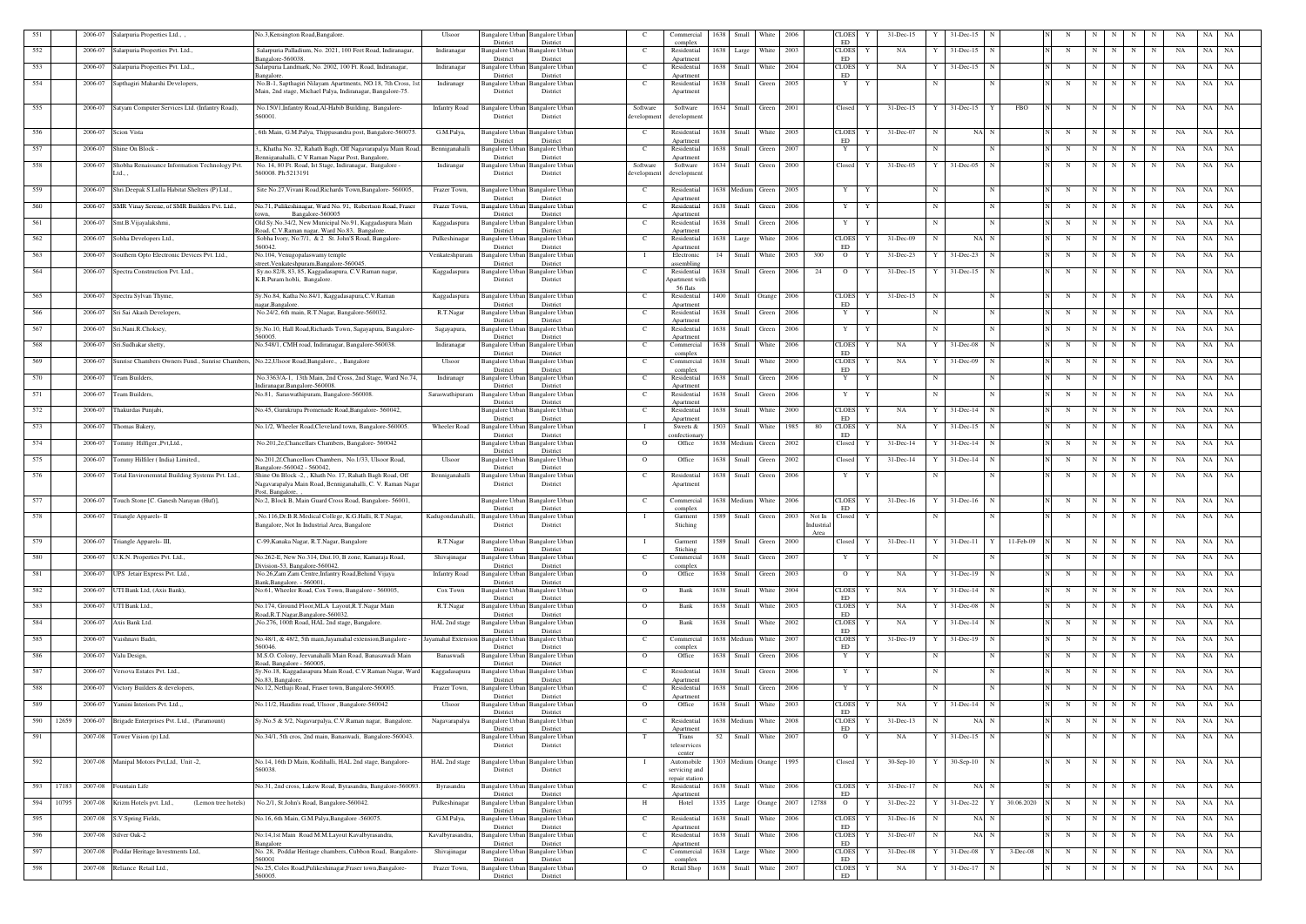| 551 | | 2006-07 | Salarpuria Properties Ltd., , | No.3,Kensington Road,Bangalore. | Ulsoor | Bangalore Urban District | Bangalore Urban District | C | Commercial complex | 1638 | Small | White | 2006 | | CLOSED | Y | 31-Dec-15 | Y | 31-Dec-15 | N | | N | N | N | N | N | N | N | NA | NA | NA |
|---|---|---|---|---|---|---|---|---|---|---|---|---|---|---|---|---|---|---|---|---|---|---|---|---|---|---|---|---|---|---|---|
| 552 | | 2006-07 | Salarpuria Properties Pvt. Ltd., | Salarpuria Palladium, No. 2021, 100 Feet Road, Indiranagar, Bangalore-560038. | Indiranagar | Bangalore Urban District | Bangalore Urban District | C | Residential Apartment | 1638 | Large | White | 2003 | | CLOSED | Y | NA | Y | 31-Dec-15 | N | | N | N | N | N | N | N | N | NA | NA | NA |
| 553 | | 2006-07 | Salarpuria Properties Pvt. Ltd., | Salarpuria Landmark, No. 2002, 100 Ft. Road, Indiranagar, Bangalore. | Indiranagar | Bangalore Urban District | Bangalore Urban District | C | Residential Apartment | 1638 | Small | White | 2004 | | CLOSED | Y | NA | Y | 31-Dec-15 | N | | N | N | N | N | N | N | N | NA | NA | NA |
| 554 | | 2006-07 | Sapthagiri Maharshi Developers, | No.B-1, Sapthagiri Nilayam Apartments, NO.18, 7th Cross, 1st Main, 2nd stage, Michael Palya, Indiranagar, Bangalore-75. | Indiranagr | Bangalore Urban District | Bangalore Urban District | C | Residential Apartment | 1638 | Small | Green | 2005 | | Y | Y | | N | | N | | N | N | N | N | N | N | N | NA | NA | NA |
| 555 | | 2006-07 | Satyam Computer Services Ltd. (Infantry Road), | No.150/1,Infantry Road,Al-Habib Building, Bangalore-560001. | Infantry Road | Bangalore Urban District | Bangalore Urban District | Software development | Software development | 1634 | Small | Green | 2001 | | Closed | Y | 31-Dec-15 | Y | 31-Dec-15 | Y | FBO | N | N | N | N | N | N | N | NA | NA | NA |
| 556 | | 2006-07 | Scion Vista | 6th Main, G.M.Palya, Thippasandra post, Bangalore-560075. | G.M.Palya, | Bangalore Urban District | Bangalore Urban District | C | Residential Apartment | 1638 | Small | White | 2005 | | CLOSED | Y | 31-Dec-07 | N | NA | N | | N | N | N | N | N | N | N | NA | NA | NA |
| 557 | | 2006-07 | Shine On Block - | 3,, Khatha No. 32, Rahath Bagh, Off Nagavarapalya Main Road, Bennignahalli, C V Raman Nagar Post, Bangalore, | Bennigana halli | Bangalore Urban District | Bangalore Urban District | C | Residential Apartment | 1638 | Small | Green | 2007 | | Y | Y | | N | | N | | N | N | N | N | N | N | N | NA | NA | NA |
| 558 | | 2006-07 | Shobha Renaissance Information Technology Pvt. Ltd., , | No. 14, 80 Ft. Road, Ist Stage, Indiranagar, Bangalore - 560008. Ph:5213191 | Indiranagar | Bangalore Urban District | Bangalore Urban District | Software development | Software development | 1634 | Small | Green | 2000 | | Closed | Y | 31-Dec-05 | Y | 31-Dec-05 | N | | N | N | N | N | N | N | N | NA | NA | NA |
| 559 | | 2006-07 | Shri.Deepak S.Lulla Habitat Shelters (P) Ltd., | Site No.27,Vivani Road,Richards Town,Bangalore- 560005, | Frazer Town, | Bangalore Urban District | Bangalore Urban District | C | Residential Apartment | 1638 | Medium | Green | 2005 | | Y | Y | | N | | N | | N | N | N | N | N | N | N | NA | NA | NA |
| 560 | | 2006-07 | SMR Vinay Serene, of SMR Builders Pvt. Ltd., | No.71, Pulikeshinagar, Ward No. 91, Robertson Road, Fraser town, Bangalore-560005 | Frazer Town, | Bangalore Urban District | Bangalore Urban District | C | Residential Apartment | 1638 | Small | Green | 2006 | | Y | Y | | N | | N | | N | N | N | N | N | N | N | NA | NA | NA |
| 561 | | 2006-07 | Smt.B.Vijayalakshmi, | Old Sy.No.34/2, New Municipal No.91, Kaggadaspura Main Road, C.V.Raman nagar, Ward No.83, Bangalore. | Kaggadaspura | Bangalore Urban District | Bangalore Urban District | C | Residential Apartment | 1638 | Small | Green | 2006 | | Y | Y | | N | | N | | N | N | N | N | N | N | N | NA | NA | NA |
| 562 | | 2006-07 | Sobha Developers Ltd., | Sobha Ivory, No.7/1, & 2 .St. John'S Road, Bangalore-560042. | Pulkeshinagar | Bangalore Urban District | Bangalore Urban District | C | Residential Apartment | 1638 | Large | White | 2006 | | CLOSED | Y | 31-Dec-09 | N | NA | N | | N | N | N | N | N | N | N | NA | NA | NA |
| 563 | | 2006-07 | Southern Opto Electronic Devices Pvt. Ltd., | No.104, Venugopalaswamy temple street,Venkateshpuram,Bangalore-560045. | Venkateshpuram | Bangalore Urban District | Bangalore Urban District | I | Electronic assembling | 14 | Small | White | 2005 | 300 | O | Y | 31-Dec-23 | Y | 31-Dec-23 | N | | N | N | N | N | N | N | N | NA | NA | NA |
| 564 | | 2006-07 | Spectra Construction Pvt. Ltd., | Sy.no.82/8, 83, 85, Kaggadasapura, C.V.Raman nagar, K.R.Puram hobli, Bangalore. | Kaggadaspura | Bangalore Urban District | Bangalore Urban District | C | Residential Apartment with 56 flats | 1638 | Small | Green | 2006 | 24 | O | Y | 31-Dec-15 | Y | 31-Dec-15 | N | | N | N | N | N | N | N | N | NA | NA | NA |
| 565 | | 2006-07 | Spectra Sylvan Thyme, | Sy.No.84, Katha No.84/1, Kaggadasapura,C.V.Raman nagar,Bangalore. | Kaggadaspura | Bangalore Urban District | Bangalore Urban District | C | Residential Apartment | 1400 | Small | Orange | 2006 | | CLOSED | Y | 31-Dec-15 | N | | N | | N | N | N | N | N | N | N | NA | NA | NA |
| 566 | | 2006-07 | Sri Sai Akash Developers, | No.24/2, 6th main, R.T.Nagar, Bangalore-560032. | R.T.Nagar | Bangalore Urban District | Bangalore Urban District | C | Residential Apartment | 1638 | Small | Green | 2006 | | Y | Y | | N | | N | | N | N | N | N | N | N | N | NA | NA | NA |
| 567 | | 2006-07 | Sri.Nani R.Choksey, | Sy.No.10, Hall Road,Richards Town, Sagayapura, Bangalore-560005. | Sagayapura, | Bangalore Urban District | Bangalore Urban District | C | Residential Apartment | 1638 | Small | Green | 2006 | | Y | Y | | N | | N | | N | N | N | N | N | N | N | NA | NA | NA |
| 568 | | 2006-07 | Sri.Sudhakar shetty, | No.548/1, CMH road, Indiranagar, Bangalore-560038. | Indiranagar | Bangalore Urban District | Bangalore Urban District | C | Commercial complex | 1638 | Small | White | 2006 | | CLOSED | Y | NA | Y | 31-Dec-08 | N | | N | N | N | N | N | N | N | NA | NA | NA |
| 569 | | 2006-07 | Sunrise Chambers Owners Fund., Sunrise Chambers, | No.22,Ulsoor Road,Bangalore,, , Bangalore | Ulsoor | Bangalore Urban District | Bangalore Urban District | C | Commercial complex | 1638 | Small | White | 2000 | | CLOSED | Y | NA | Y | 31-Dec-09 | N | | N | N | N | N | N | N | N | NA | NA | NA |
| 570 | | 2006-07 | Team Builders, | No.3363/A-1, 13th Main, 2nd Cross, 2nd Stage, Ward No.74, Indiranagar,Bangalore-560008. | Indiranagr | Bangalore Urban District | Bangalore Urban District | C | Residential Apartment | 1638 | Small | Green | 2006 | | Y | Y | | N | | N | | N | N | N | N | N | N | N | NA | NA | NA |
| 571 | | 2006-07 | Team Builders, | No.81, Saraswathipuram, Bangalore-560008. | Saraswathipuram | Bangalore Urban District | Bangalore Urban District | C | Residential Apartment | 1638 | Small | Green | 2006 | | Y | Y | | N | | N | | N | N | N | N | N | N | N | NA | NA | NA |
| 572 | | 2006-07 | Thakurdas Punjabi, | No.45, Gunukrupa Promenade Road,Bangalore- 560042, | | Bangalore Urban District | Bangalore Urban District | C | Residential Apartment | 1638 | Small | White | 2000 | | CLOSED | Y | NA | Y | 31-Dec-14 | N | | N | N | N | N | N | N | N | NA | NA | NA |
| 573 | | 2006-07 | Thomas Bakery, | No.1/2, Wheeler Road,Cleveland town, Bangalore-560005. | Wheeler Road | Bangalore Urban District | Bangalore Urban District | I | Sweets & confectionary | 1503 | Small | White | 1985 | 80 | CLOSED | Y | NA | Y | 31-Dec-15 | N | | N | N | N | N | N | N | N | NA | NA | NA |
| 574 | | 2006-07 | Tommy Hilfiger.,Pvt,Ltd., | No.201,2e,Chancellars Chambers, Bangalore- 560042 | | Bangalore Urban District | Bangalore Urban District | O | Office | 1638 | Medium | Green | 2002 | | Closed | Y | 31-Dec-14 | Y | 31-Dec-14 | N | | N | N | N | N | N | N | N | NA | NA | NA |
| 575 | | 2006-07 | Tommy Hilfiler ( India) Limited., | No.201,2f,Chancellors Chambers, No.1/33, Ulsoor Road, Bangalore-560042 - 560042. | Ulsoor | Bangalore Urban District | Bangalore Urban District | O | Office | 1638 | Small | Green | 2002 | | Closed | Y | 31-Dec-14 | Y | 31-Dec-14 | N | | N | N | N | N | N | N | N | NA | NA | NA |
| 576 | | 2006-07 | Total Environmental Building Systems Pvt. Ltd., | Shine On Block -2, , Khath No. 17, Rahath Bagh Road, Off Nagavarapalya Main Road, Bennigana halli, C. V. Raman Nagar Post, Bangalore, , | Bennigana halli | Bangalore Urban District | Bangalore Urban District | C | Residential Apartment | 1638 | Small | Green | 2006 | | Y | Y | | N | | N | | N | N | N | N | N | N | N | NA | NA | NA |
| 577 | | 2006-07 | Touch Stone [C. Ganesh Narayan (Huf)], | No.2, Block B, Main Guard Cross Road, Bangalore- 56001, | | Bangalore Urban District | Bangalore Urban District | C | Commercial complex | 1638 | Medium | White | 2006 | | CLOSED | Y | 31-Dec-16 | Y | 31-Dec-16 | N | | N | N | N | N | N | N | N | NA | NA | NA |
| 578 | | 2006-07 | Triangle Apparels- II | , No.116,Dr.B.R.Medical College, K.G.Halli, R.T.Nagar, Bangalore, Not In Industrial Area, Bangalore | Kadugondanahalli, | Bangalore Urban District | Bangalore Urban District | I | Garment Stiching | 1589 | Small | Green | 2003 | Not In Industrial Area | Closed | Y | | N | | N | | N | N | N | N | N | N | N | NA | NA | NA |
| 579 | | 2006-07 | Triangle Apparels- III, | C-99,Kanaka Nagar, R.T.Nagar, Bangalore | R.T.Nagar | Bangalore Urban District | Bangalore Urban District | I | Garment Stiching | 1589 | Small | Green | 2000 | | Closed | Y | 31-Dec-11 | Y | 31-Dec-11 | Y | 11-Feb-09 | N | N | N | N | N | N | N | NA | NA | NA |
| 580 | | 2006-07 | U.K.N. Properties Pvt. Ltd., | No.262-E, New No.314, Dist.10, B zone, Kamaraja Road, Division-53, Bangalore-560042. | Shivajinagar | Bangalore Urban District | Bangalore Urban District | C | Commercial complex | 1638 | Small | Green | 2007 | | Y | Y | | N | | N | | N | N | N | N | N | N | N | NA | NA | NA |
| 581 | | 2006-07 | UPS Jetair Express Pvt. Ltd., | No.26,Zam Zam Centre,Infantry Road,Behind Vijaya Bank,Bangalore. - 560001, | Infantry Road | Bangalore Urban District | Bangalore Urban District | O | Office | 1638 | Small | Green | 2003 | | O | Y | NA | Y | 31-Dec-19 | N | | N | N | N | N | N | N | N | NA | NA | NA |
| 582 | | 2006-07 | UTI Bank Ltd, (Axis Bank), | No.61, Wheeler Road, Cox Town, Bangalore - 560005, | Cox Town | Bangalore Urban District | Bangalore Urban District | O | Bank | 1638 | Small | White | 2004 | | CLOSED | Y | NA | Y | 31-Dec-14 | N | | N | N | N | N | N | N | N | NA | NA | NA |
| 583 | | 2006-07 | UTI Bank Ltd., | No.174, Ground Floor,MLA Layout,R.T.Nagar Main Road,R.T.Nagar,Bangalore-560032. | R.T.Nagar | Bangalore Urban District | Bangalore Urban District | O | Bank | 1638 | Small | White | 2005 | | CLOSED | Y | NA | Y | 31-Dec-08 | N | | N | N | N | N | N | N | N | NA | NA | NA |
| 584 | | 2006-07 | Axis Bank Ltd. | ,No.276, 100ft Road, HAL 2nd stage, Bangalore. | HAL 2nd stage | Bangalore Urban District | Bangalore Urban District | O | Bank | 1638 | Small | White | 2002 | | CLOSED | Y | NA | Y | 31-Dec-14 | N | | N | N | N | N | N | N | N | NA | NA | NA |
| 585 | | 2006-07 | Vaishnavi Badri, | No.48/1, & 48/2, 5th main,Jayamahal extension,Bangalore - 560046. | Jayamahal Extension | Bangalore Urban District | Bangalore Urban District | C | Commercial complex | 1638 | Medium | White | 2007 | | CLOSED | Y | 31-Dec-19 | Y | 31-Dec-19 | N | | N | N | N | N | N | N | N | NA | NA | NA |
| 586 | | 2006-07 | Valu Design, | M.S.O. Colony, Jeevanahalli Main Road, Banasawadi Main Road, Bangalore - 560005, | Banaswadi | Bangalore Urban District | Bangalore Urban District | O | Office | 1638 | Small | Green | 2006 | | Y | Y | | N | | N | | N | N | N | N | N | N | N | NA | NA | NA |
| 587 | | 2006-07 | Versova Estates Pvt. Ltd., | Sy.No.18, Kaggadasapura Main Road, C.V.Raman Nagar, Ward No.83, Bangalore. | Kaggadasapura | Bangalore Urban District | Bangalore Urban District | C | Residential Apartment | 1638 | Small | Green | 2006 | | Y | Y | | N | | N | | N | N | N | N | N | N | N | NA | NA | NA |
| 588 | | 2006-07 | Victory Builders & developers, | No.12, Nethaji Road, Fraser town, Bangalore-560005. | Frazer Town, | Bangalore Urban District | Bangalore Urban District | C | Residential Apartment | 1638 | Small | Green | 2006 | | Y | Y | | N | | N | | N | N | N | N | N | N | N | NA | NA | NA |
| 589 | | 2006-07 | Yamini Interiors Pvt. Ltd.,, | No.11/2, Handins road, Ulsoor , Bangalore-560042 | Ulsoor | Bangalore Urban District | Bangalore Urban District | O | Office | 1638 | Small | White | 2003 | | CLOSED | Y | NA | Y | 31-Dec-14 | N | | N | N | N | N | N | N | N | NA | NA | NA |
| 590 | 12659 | 2006-07 | Brigade Enterprises Pvt. Ltd., (Paramount) | Sy.No.5 & 5/2, Nagavarpalya, C.V.Raman nagar, Bangalore. | Nagavarapalya | Bangalore Urban District | Bangalore Urban District | C | Residential Apartment | 1638 | Medium | White | 2008 | | CLOSED | Y | 31-Dec-13 | N | NA | N | | N | N | N | N | N | N | N | NA | NA | NA |
| 591 | | 2007-08 | Tower Vision (p) Ltd. | No.34/1, 5th cros, 2nd main, Banaswadi, Bangalore-560043. | | Bangalore Urban District | Bangalore Urban District | T | Trans teleservices center | 52 | Small | White | 2007 | | O | Y | NA | Y | 31-Dec-15 | N | | N | N | N | N | N | N | N | NA | NA | NA |
| 592 | | 2007-08 | Manipal Motors Pvt,Ltd, Unit -2, | No.14, 16th D Main, Kodihalli, HAL 2nd stage, Bangalore-560038. | HAL 2nd stage | Bangalore Urban District | Bangalore Urban District | I | Automobile servicing and repair station | 1303 | Medium | Orange | 1995 | | Closed | Y | 30-Sep-10 | Y | 30-Sep-10 | N | | N | N | N | N | N | N | N | NA | NA | NA |
| 593 | 17183 | 2007-08 | Fountain Life | No.31, 2nd cross, Lakew Road, Byrasandra, Bangalore-560093. | Byrasandra | Bangalore Urban District | Bangalore Urban District | C | Residential Apartment | 1638 | Small | White | 2006 | | CLOSED | Y | 31-Dec-17 | N | NA | N | | N | N | N | N | N | N | N | NA | NA | NA |
| 594 | 10795 | 2007-08 | Krizm Hotels pvt. Ltd., (Lemon tree hotels) | No.2/1, St.John's Road, Bangalore-560042. | Pulkeshinagar | Bangalore Urban District | Bangalore Urban District | H | Hotel | 1335 | Large | Orange | 2007 | 12788 | O | Y | 31-Dec-22 | Y | 31-Dec-22 | Y | 30.06.2020 | N | N | N | N | N | N | N | NA | NA | NA |
| 595 | | 2007-08 | S.V.Spring Fields, | No.16, 6th Main, G.M.Palya,Bangalore -560075. | G.M.Palya, | Bangalore Urban District | Bangalore Urban District | C | Residential Apartment | 1638 | Small | White | 2006 | | CLOSED | Y | 31-Dec-16 | N | NA | N | | N | N | N | N | N | N | N | NA | NA | NA |
| 596 | | 2007-08 | Silver Oak-2 | No.14,1st Main Road M.M.Layout Kavalbyrasandra, Bangalore | Kavalbyrasandra, | Bangalore Urban District | Bangalore Urban District | C | Residential Apartment | 1638 | Small | White | 2006 | | CLOSED | Y | 31-Dec-07 | N | NA | N | | N | N | N | N | N | N | N | NA | NA | NA |
| 597 | | 2007-08 | Poddar Heritage Investments Ltd, | No. 28, Poddar Heritage chambers, Cubbon Road, Bangalore-560001 | Shivajinagar | Bangalore Urban District | Bangalore Urban District | C | Commercial complex | 1638 | Large | White | 2000 | | CLOSED | Y | 31-Dec-08 | Y | 31-Dec-08 | Y | 3-Dec-08 | N | N | N | N | N | N | N | NA | NA | NA |
| 598 | | 2007-08 | Reliance Retail Ltd., | No.25, Coles Road,Pulikeshinagar,Fraser town,Bangalore-560005. | Frazer Town, | Bangalore Urban District | Bangalore Urban District | O | Retail Shop | 1638 | Small | White | 2007 | | CLOSED | Y | NA | Y | 31-Dec-17 | N | | N | N | N | N | N | N | N | NA | NA | NA |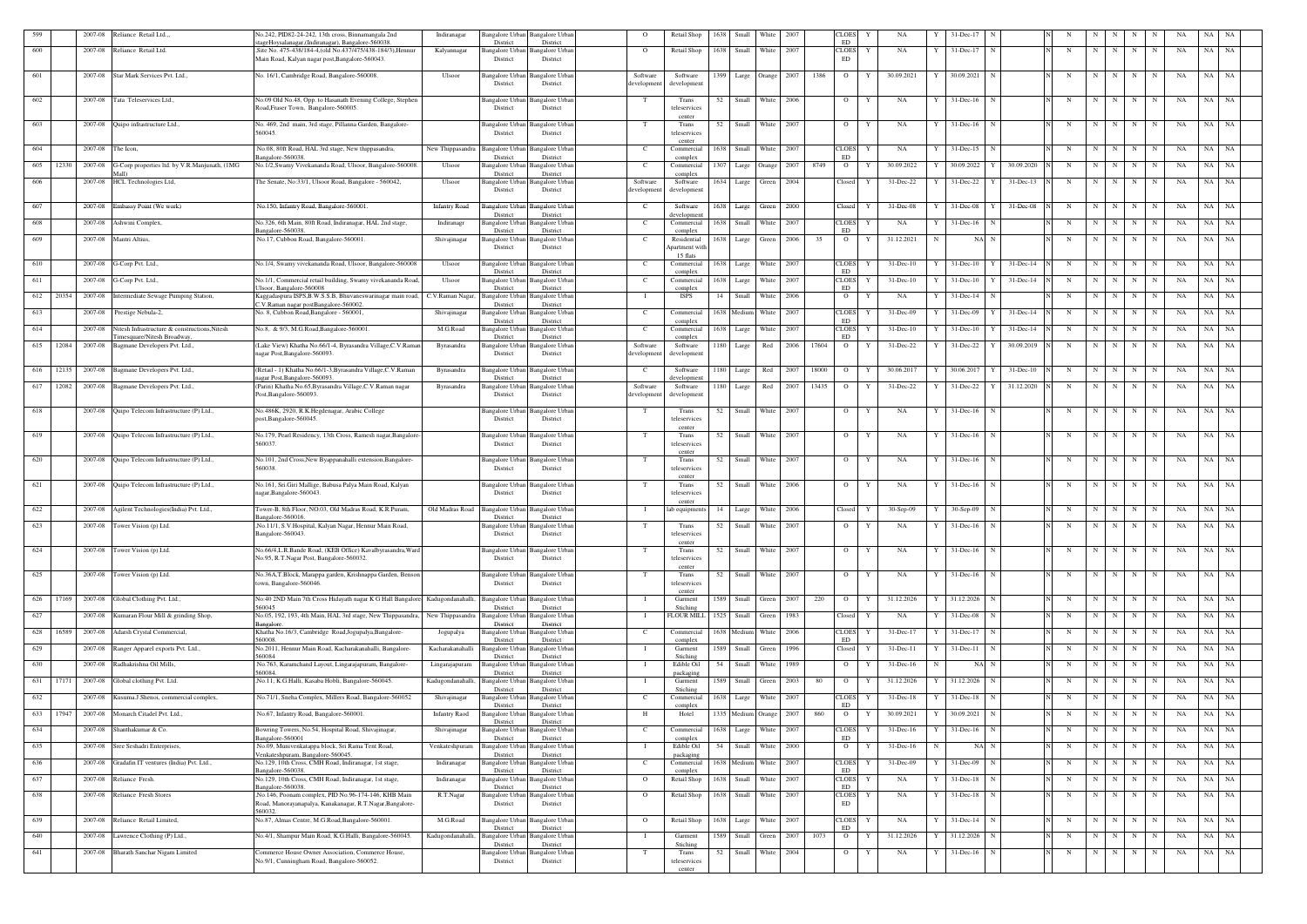| 599 | | 2007-08 | Reliance Retail Ltd., | No.242, PID82-24-242, 13th cross, Binnamangala 2nd stageHoysalanagar,(Indiranagar), Bangalore-560038. | Indiranagar | Bangalore Urban District | Bangalore Urban District | | O | Retail Shop | 1638 | Small | White | 2007 | | CLOSED | Y | NA | Y | 31-Dec-17 | N | | N | N | N | N | N | N | NA | NA | NA |
|---|---|---|---|---|---|---|---|---|---|---|---|---|---|---|---|---|---|---|---|---|---|---|---|---|---|---|---|---|---|---|---|---|
| 600 | | 2007-08 | Reliance Retail Ltd. | ,Site No. 475-438/184-4,(old No.437/475/438-184/3),Hennur Main Road, Kalyan nagar post,Bangalore-560043. | Kalyannagar | Bangalore Urban District | Bangalore Urban District | | O | Retail Shop | 1638 | Small | White | 2007 | | CLOSED | Y | NA | Y | 31-Dec-17 | N | | N | N | N | N | N | N | NA | NA | NA |
| 601 | | 2007-08 | Star Mark Services Pvt. Ltd., | No. 16/1, Cambridge Road, Bangalore-560008. | Ulsoor | Bangalore Urban District | Bangalore Urban District | | Software development | Software development | 1399 | Large | Orange | 2007 | 1386 | O | Y | 30.09.2021 | Y | 30.09.2021 | N | | N | N | N | N | N | N | NA | NA | NA |
| 602 | | 2007-08 | Tata Teleservices Ltd., | No.09 Old No.48, Opp. to Hasanath Evening College, Stephen Road,Fraser Town, Bangalore-560005. | | Bangalore Urban District | Bangalore Urban District | | T | Trans teleservices center | 52 | Small | White | 2006 | | O | Y | NA | Y | 31-Dec-16 | N | | N | N | N | N | N | N | NA | NA | NA |
| 603 | | 2007-08 | Quipo infrastructure Ltd., | No. 469, 2nd main, 3rd stage, Pillanna Garden, Bangalore-560045. | | Bangalore Urban District | Bangalore Urban District | | T | Trans teleservices center | 52 | Small | White | 2007 | | O | Y | NA | Y | 31-Dec-16 | N | | N | N | N | N | N | N | NA | NA | NA |
| 604 | | 2007-08 | The Icon, | No.08, 80ft Road, HAL 3rd stage, New thippasandra, Bangalore-560038. | New Thippasandra | Bangalore Urban District | Bangalore Urban District | | C | Commercial complex | 1638 | Small | White | 2007 | | CLOSED | Y | NA | Y | 31-Dec-15 | N | | N | N | N | N | N | N | NA | NA | NA |
| 605 | 12330 | 2007-08 | G-Corp properties ltd. by V.R.Manjunath, (1MG Mall) | No.1/2,Swamy Vivekananda Road, Ulsoor, Bangalore-560008. | Ulsoor | Bangalore Urban District | Bangalore Urban District | | C | Commercial complex | 1307 | Large | Orange | 2007 | 8749 | O | Y | 30.09.2022 | Y | 30.09.2022 | Y | 30.09.2020 | N | N | N | N | N | N | NA | NA | NA |
| 606 | | 2007-08 | HCL Technologies Ltd, | The Senate, No.33/1, Ulsoor Road, Bangalore - 560042, | Ulsoor | Bangalore Urban District | Bangalore Urban District | | Software development | Software development | 1634 | Large | Green | 2004 | | Closed | Y | 31-Dec-22 | Y | 31-Dec-22 | Y | 31-Dec-13 | N | N | N | N | N | N | NA | NA | NA |
| 607 | | 2007-08 | Embassy Point (We work) | No.150, Infantry Road, Bangalore-560001. | Infantry Road | Bangalore Urban District | Bangalore Urban District | | C | Software development | 1638 | Large | Green | 2000 | | Closed | Y | 31-Dec-08 | Y | 31-Dec-08 | Y | 31-Dec-08 | N | N | N | N | N | N | NA | NA | NA |
| 608 | | 2007-08 | Ashwini Complex, | No.326, 6th Main, 80ft Road, Indiranagar, HAL 2nd stage, Bangalore-560038. | Indiranagr | Bangalore Urban District | Bangalore Urban District | | C | Commercial complex | 1638 | Small | White | 2007 | | CLOSED | Y | NA | Y | 31-Dec-16 | N | | N | N | N | N | N | N | NA | NA | NA |
| 609 | | 2007-08 | Mantri Altius, | .No.17, Cubbon Road, Bangalore-560001. | Shivajinagar | Bangalore Urban District | Bangalore Urban District | | C | Residential Apartment with 15 flats | 1638 | Large | Green | 2006 | 35 | O | Y | 31.12.2021 | N | NA | N | | N | N | N | N | N | N | NA | NA | NA |
| 610 | | 2007-08 | G-Corp Pvt. Ltd., | No.1/4, Swamy vivekananda Road, Ulsoor, Bangalore-560008 | Ulsoor | Bangalore Urban District | Bangalore Urban District | | C | Commercial complex | 1638 | Large | White | 2007 | | CLOSED | Y | 31-Dec-10 | Y | 31-Dec-10 | Y | 31-Dec-14 | N | N | N | N | N | N | NA | NA | NA |
| 611 | | 2007-08 | G-Corp Pvt. Ltd., | No.1/1, Commercial retail building, Swamy vivekananda Road, Ulsoor, Bangalore-560008 | Ulsoor | Bangalore Urban District | Bangalore Urban District | | C | Commercial complex | 1638 | Large | White | 2007 | | CLOSED | Y | 31-Dec-10 | Y | 31-Dec-10 | Y | 31-Dec-14 | N | N | N | N | N | N | NA | NA | NA |
| 612 | 20354 | 2007-08 | Intermediate Sewage Pumping Station, | Kaggadaspura ISPS,B.W.S.S.B, Bhuvaneswarinagar main road, C.V.Raman nagar postBangalore-560002. | C.V.Raman Nagar, | Bangalore Urban District | Bangalore Urban District | | I | ISPS | 14 | Small | White | 2006 | | O | Y | NA | Y | 31-Dec-14 | N | | N | N | N | N | N | N | NA | NA | NA |
| 613 | | 2007-08 | Prestige Nebula-2, | No. 8, Cubbon Road,Bangalore - 560001, | Shivajinagar | Bangalore Urban District | Bangalore Urban District | | C | Commercial complex | 1638 | Medium | White | 2007 | | CLOSED | Y | 31-Dec-09 | Y | 31-Dec-09 | Y | 31-Dec-14 | N | N | N | N | N | N | NA | NA | NA |
| 614 | | 2007-08 | Nitesh Infrastructure & constructions,Nitesh Timesquare/Nitesh Broadway, | No.8, & 9/3, M.G.Road,Bangalore-560001. | M.G.Road | Bangalore Urban District | Bangalore Urban District | | C | Commercial complex | 1638 | Large | White | 2007 | | CLOSED | Y | 31-Dec-10 | Y | 31-Dec-10 | Y | 31-Dec-14 | N | N | N | N | N | N | NA | NA | NA |
| 615 | 12084 | 2007-08 | Bagmane Developers Pvt. Ltd., | (Lake View) Khatha No.66/1-4, Byrasandra Village,C.V.Raman nagar Post,Bangalore-560093. | Byrasandra | Bangalore Urban District | Bangalore Urban District | | Software development | Software development | 1180 | Large | Red | 2006 | 17604 | O | Y | 31-Dec-22 | Y | 31-Dec-22 | Y | 30.09.2019 | N | N | N | N | N | N | NA | NA | NA |
| 616 | 12135 | 2007-08 | Bagmane Developers Pvt. Ltd., | (Retail - 1) Khatha No.66/1-3,Byrasandra Village,C.V.Raman nagar Post,Bangalore-560093. | Byrasandra | Bangalore Urban District | Bangalore Urban District | | C | Software development | 1180 | Large | Red | 2007 | 18000 | O | Y | 30.06.2017 | Y | 30.06.2017 | Y | 31-Dec-10 | N | N | N | N | N | N | NA | NA | NA |
| 617 | 12082 | 2007-08 | Bagmane Developers Pvt. Ltd., | (Parin) Khatha No.65,Byrasandra Village,C.V.Raman nagar Post,Bangalore-560093. | Byrasandra | Bangalore Urban District | Bangalore Urban District | | Software development | Software development | 1180 | Large | Red | 2007 | 13435 | O | Y | 31-Dec-22 | Y | 31-Dec-22 | Y | 31.12.2020 | N | N | N | N | N | N | NA | NA | NA |
| 618 | | 2007-08 | Quipo Telecom Infrastructure (P) Ltd., | No.486K, 2920, R.K.Hegdenagar, Arabic College post,Bangalore-560045. | | Bangalore Urban District | Bangalore Urban District | | T | Trans teleservices center | 52 | Small | White | 2007 | | O | Y | NA | Y | 31-Dec-16 | N | | N | N | N | N | N | N | NA | NA | NA |
| 619 | | 2007-08 | Quipo Telecom Infrastructure (P) Ltd., | No.179, Pearl Residency, 13th Cross, Ramesh nagar,Bangalore-560037. | | Bangalore Urban District | Bangalore Urban District | | T | Trans teleservices center | 52 | Small | White | 2007 | | O | Y | NA | Y | 31-Dec-16 | N | | N | N | N | N | N | N | NA | NA | NA |
| 620 | | 2007-08 | Quipo Telecom Infrastructure (P) Ltd., | No.101, 2nd Cross,New Byappanahalli extension,Bangalore-560038. | | Bangalore Urban District | Bangalore Urban District | | T | Trans teleservices center | 52 | Small | White | 2007 | | O | Y | NA | Y | 31-Dec-16 | N | | N | N | N | N | N | N | NA | NA | NA |
| 621 | | 2007-08 | Quipo Telecom Infrastructure (P) Ltd., | No.161, Sri.Giri Mallige, Babusa Palya Main Road, Kalyan nagar,Bangalore-560043. | | Bangalore Urban District | Bangalore Urban District | | T | Trans teleservices center | 52 | Small | White | 2006 | | O | Y | NA | Y | 31-Dec-16 | N | | N | N | N | N | N | N | NA | NA | NA |
| 622 | | 2007-08 | Agilent Technologies(India) Pvt. Ltd., | Tower-B, 8th Floor, NO.03, Old Madras Road, K.R.Puram, Bangalore-560016. | Old Madras Road | Bangalore Urban District | Bangalore Urban District | | I | lab equipments | 14 | Large | White | 2006 | | Closed | Y | 30-Sep-09 | Y | 30-Sep-09 | N | | N | N | N | N | N | N | NA | NA | NA |
| 623 | | 2007-08 | Tower Vision (p) Ltd. | .No.11/1, S.V.Hospital, Kalyan Nagar, Hennur Main Road, Bangalore-560043. | | Bangalore Urban District | Bangalore Urban District | | T | Trans teleservices center | 52 | Small | White | 2007 | | O | Y | NA | Y | 31-Dec-16 | N | | N | N | N | N | N | N | NA | NA | NA |
| 624 | | 2007-08 | Tower Vision (p) Ltd. | No.66/4,L.R.Bande Road, (KEB Office) Kavalbyrasandra,Ward No.95, R.T.Nagar Post, Bangalore-560032. | | Bangalore Urban District | Bangalore Urban District | | T | Trans teleservices center | 52 | Small | White | 2007 | | O | Y | NA | Y | 31-Dec-16 | N | | N | N | N | N | N | N | NA | NA | NA |
| 625 | | 2007-08 | Tower Vision (p) Ltd. | No.36A,T.Block, Marappa garden, Krishnappa Garden, Benson town, Bangalore-560046. | | Bangalore Urban District | Bangalore Urban District | | T | Trans teleservices center | 52 | Small | White | 2007 | | O | Y | NA | Y | 31-Dec-16 | N | | N | N | N | N | N | N | NA | NA | NA |
| 626 | 17169 | 2007-08 | Global Clothing Pvt. Ltd., | No.40 2ND Main 7th Cross Hidayath nagar K G Hall Bangalore 560045 | Kadugondanahalli, | Bangalore Urban District | Bangalore Urban District | | I | Garment Stiching | 1589 | Small | Green | 2007 | 220 | O | Y | 31.12.2026 | Y | 31.12.2026 | N | | N | N | N | N | N | N | NA | NA | NA |
| 627 | | 2007-08 | Kumaran Flour Mill & grinding Shop, | No.05, 192, 193, 4th Main, HAL 3rd stage, New Thippasandra, Bangalore. | New Thippasandra | Bangalore Urban District | Bangalore Urban District | | I | FLOUR MILL | 1525 | Small | Green | 1983 | | Closed | Y | NA | Y | 31-Dec-08 | N | | N | N | N | N | N | N | NA | NA | NA |
| 628 | 16589 | 2007-08 | Adarsh Crystal Commercial, | Khatha No.16/3, Cambridge Road,Jogupalya,Bangalore-560008. | Jogupalya | Bangalore Urban District | Bangalore Urban District | | C | Commercial complex | 1638 | Medium | White | 2006 | | CLOSED | Y | 31-Dec-17 | Y | 31-Dec-17 | N | | N | N | N | N | N | N | NA | NA | NA |
| 629 | | 2007-08 | Ranger Apparel exports Pvt. Ltd., | No.2011, Hennur Main Road, Kacharakanahalli, Bangalore-560084 | Kacharakanahalli | Bangalore Urban District | Bangalore Urban District | | I | Garment Stiching | 1589 | Small | Green | 1996 | | Closed | Y | 31-Dec-11 | Y | 31-Dec-11 | N | | N | N | N | N | N | N | NA | NA | NA |
| 630 | | 2007-08 | Radhakrishna Oil Mills, | .No.763, Karamchand Layout, Lingarajapuram, Bangalore-560084. | Lingarajapuram | Bangalore Urban District | Bangalore Urban District | | I | Edible Oil packaging | 54 | Small | White | 1989 | | O | Y | 31-Dec-16 | N | NA | N | | N | N | N | N | N | N | NA | NA | NA |
| 631 | 17171 | 2007-08 | Global clothing Pvt. Ltd. | .No.11, K.G.Halli, Kasaba Hobli, Bangalore-560045. | Kadugondanahalli, | Bangalore Urban District | Bangalore Urban District | | I | Garment Stiching | 1589 | Small | Green | 2003 | 80 | O | Y | 31.12.2026 | Y | 31.12.2026 | N | | N | N | N | N | N | N | NA | NA | NA |
| 632 | | 2007-08 | Kusuma.J.Shenoi, commercial complex, | No.71/1, Sneha Complex, Millers Road, Bangalore-560052 | Shivajinagar | Bangalore Urban District | Bangalore Urban District | | C | Commercial complex | 1638 | Large | White | 2007 | | CLOSED | Y | 31-Dec-18 | Y | 31-Dec-18 | N | | N | N | N | N | N | N | NA | NA | NA |
| 633 | 17947 | 2007-08 | Monarch Citadel Pvt. Ltd., | .No.67, Infantry Road, Bangalore-560001. | Infantry Raod | Bangalore Urban District | Bangalore Urban District | | H | Hotel | 1335 | Medium | Orange | 2007 | 860 | O | Y | 30.09.2021 | Y | 30.09.2021 | N | | N | N | N | N | N | N | NA | NA | NA |
| 634 | | 2007-08 | Shanthakumar & Co. | Bowring Towers, No.54, Hospital Road, Shivajinagar, Bangalore-560001 | Shivajinagar | Bangalore Urban District | Bangalore Urban District | | C | Commercial complex | 1638 | Large | White | 2007 | | CLOSED | Y | 31-Dec-16 | Y | 31-Dec-16 | N | | N | N | N | N | N | N | NA | NA | NA |
| 635 | | 2007-08 | Sree Seshadri Enterprises, | .No.09, Munivenkatappa block, Sri Rama Tent Road, Venkateshpuram, Bangalore-560045. | Venkateshpuram | Bangalore Urban District | Bangalore Urban District | | I | Edible Oil packaging | 54 | Small | White | 2000 | | O | Y | 31-Dec-16 | N | NA | N | | N | N | N | N | N | N | NA | NA | NA |
| 636 | | 2007-08 | Gradafin IT ventures (India) Pvt. Ltd., | No.129, 10th Cross, CMH Road, Indiranagar, 1st stage, Bangalore-560038. | Indiranagar | Bangalore Urban District | Bangalore Urban District | | C | Commercial complex | 1638 | Medium | White | 2007 | | CLOSED | Y | 31-Dec-09 | Y | 31-Dec-09 | N | | N | N | N | N | N | N | NA | NA | NA |
| 637 | | 2007-08 | Reliance Fresh. | No.129, 10th Cross, CMH Road, Indiranagar, 1st stage, Bangalore-560038. | Indiranagar | Bangalore Urban District | Bangalore Urban District | | O | Retail Shop | 1638 | Small | White | 2007 | | CLOSED | Y | NA | Y | 31-Dec-18 | N | | N | N | N | N | N | N | NA | NA | NA |
| 638 | | 2007-08 | Reliance Fresh Stores | ,No.146, Poonam complex, PID No.96-174-146, KHB Main Road, Manorayanapalya, Kanakanagar, R.T.Nagar,Bangalore-560032. | R.T.Nagar | Bangalore Urban District | Bangalore Urban District | | O | Retail Shop | 1638 | Small | White | 2007 | | CLOSED | Y | NA | Y | 31-Dec-18 | N | | N | N | N | N | N | N | NA | NA | NA |
| 639 | | 2007-08 | Reliance Retail Limited, | No.87, Almas Centre, M.G.Road,Bangalore-560001. | M.G.Road | Bangalore Urban District | Bangalore Urban District | | O | Retail Shop | 1638 | Large | White | 2007 | | CLOSED | Y | NA | Y | 31-Dec-14 | N | | N | N | N | N | N | N | NA | NA | NA |
| 640 | | 2007-08 | Lawrence Clothing (P) Ltd., | No.4/1, Shampur Main Road, K.G.Halli, Bangalore-560045. | Kadugondanahalli, | Bangalore Urban District | Bangalore Urban District | | I | Garment Stiching | 1589 | Small | Green | 2007 | 1073 | O | Y | 31.12.2026 | Y | 31.12.2026 | N | | N | N | N | N | N | N | NA | NA | NA |
| 641 | | 2007-08 | Bharath Sanchar Nigam Limited | Commerce House Owner Association, Commerce House, No.9/1, Cunningham Road, Bangalore-560052. | | Bangalore Urban District | Bangalore Urban District | | T | Trans teleservices center | 52 | Small | White | 2004 | | O | Y | NA | Y | 31-Dec-16 | N | | N | N | N | N | N | N | NA | NA | NA |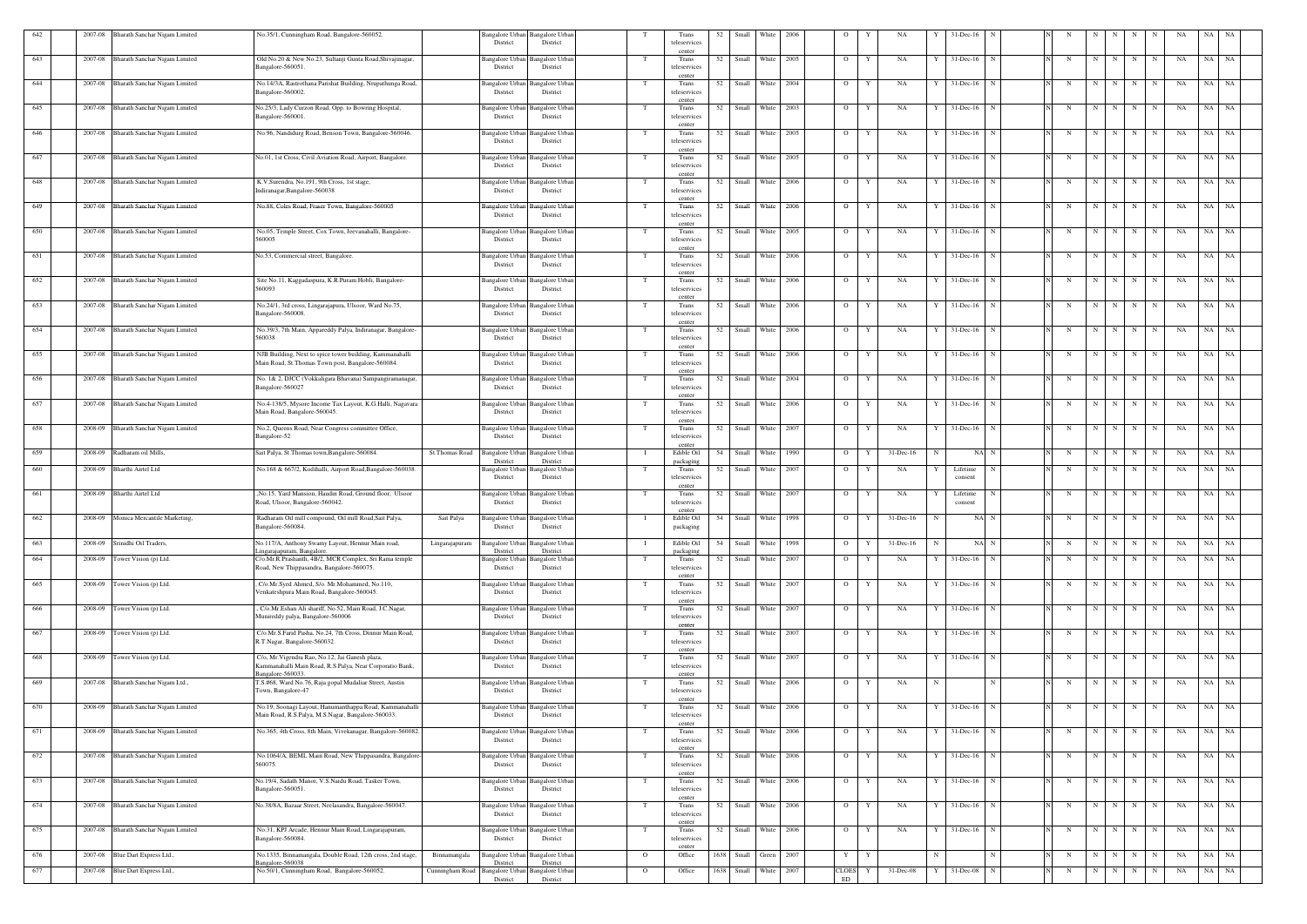| 642 | | 2007-08 | Bharath Sanchar Nigam Limited | No.35/1, Cunningham Road, Bangalore-560052. | | Bangalore Urban District | Bangalore Urban District | | T | Trans teleservices center | 52 | Small | White | 2006 | | O | Y | NA | Y | 31-Dec-16 | N | | N | N | N | N | N | N | NA | NA | NA |
|---|---|---|---|---|---|---|---|---|---|---|---|---|---|---|---|---|---|---|---|---|---|---|---|---|---|---|---|---|---|---|---|---|
| 643 | | 2007-08 | Bharath Sanchar Nigam Limited | Old No.20 & New No.23, Sultanji Gunta Road,Shivajinagar, Bangalore-560051. | | Bangalore Urban District | Bangalore Urban District | | T | Trans teleservices center | 52 | Small | White | 2005 | | O | Y | NA | Y | 31-Dec-16 | N | | N | N | N | N | N | N | NA | NA | NA |
| 644 | | 2007-08 | Bharath Sanchar Nigam Limited | No.14/3A, Rastrothana Parishat Building, Nrupathunga Road, Bangalore-560002. | | Bangalore Urban District | Bangalore Urban District | | T | Trans teleservices center | 52 | Small | White | 2004 | | O | Y | NA | Y | 31-Dec-16 | N | | N | N | N | N | N | N | NA | NA | NA |
| 645 | | 2007-08 | Bharath Sanchar Nigam Limited | No.25/3, Lady Curzon Road, Opp. to Bowring Hospital, Bangalore-560001. | | Bangalore Urban District | Bangalore Urban District | | T | Trans teleservices center | 52 | Small | White | 2003 | | O | Y | NA | Y | 31-Dec-16 | N | | N | N | N | N | N | N | NA | NA | NA |
| 646 | | 2007-08 | Bharath Sanchar Nigam Limited | No.96, Nandidurg Road, Benson Town, Bangalore-560046. | | Bangalore Urban District | Bangalore Urban District | | T | Trans teleservices center | 52 | Small | White | 2005 | | O | Y | NA | Y | 31-Dec-16 | N | | N | N | N | N | N | N | NA | NA | NA |
| 647 | | 2007-08 | Bharath Sanchar Nigam Limited | No.01, 1st Cross, Civil Aviation Road, Airport, Bangalore. | | Bangalore Urban District | Bangalore Urban District | | T | Trans teleservices center | 52 | Small | White | 2005 | | O | Y | NA | Y | 31-Dec-16 | N | | N | N | N | N | N | N | NA | NA | NA |
| 648 | | 2007-08 | Bharath Sanchar Nigam Limited | K.V.Surendra, No.191, 9th Cross, 1st stage, Indiranagar,Bangalore-560038 | | Bangalore Urban District | Bangalore Urban District | | T | Trans teleservices center | 52 | Small | White | 2006 | | O | Y | NA | Y | 31-Dec-16 | N | | N | N | N | N | N | N | NA | NA | NA |
| 649 | | 2007-08 | Bharath Sanchar Nigam Limited | No.88, Coles Road, Fraser Town, Bangalore-560005 | | Bangalore Urban District | Bangalore Urban District | | T | Trans teleservices center | 52 | Small | White | 2006 | | O | Y | NA | Y | 31-Dec-16 | N | | N | N | N | N | N | N | NA | NA | NA |
| 650 | | 2007-08 | Bharath Sanchar Nigam Limited | No.05, Temple Street, Cox Town, Jeevanahalli, Bangalore-560005 | | Bangalore Urban District | Bangalore Urban District | | T | Trans teleservices center | 52 | Small | White | 2005 | | O | Y | NA | Y | 31-Dec-16 | N | | N | N | N | N | N | N | NA | NA | NA |
| 651 | | 2007-08 | Bharath Sanchar Nigam Limited | No.53, Commercial street, Bangalore. | | Bangalore Urban District | Bangalore Urban District | | T | Trans teleservices center | 52 | Small | White | 2006 | | O | Y | NA | Y | 31-Dec-16 | N | | N | N | N | N | N | N | NA | NA | NA |
| 652 | | 2007-08 | Bharath Sanchar Nigam Limited | Site No.11, Kaggadaspura, K.R.Puram Hobli, Bangalore-560093 | | Bangalore Urban District | Bangalore Urban District | | T | Trans teleservices center | 52 | Small | White | 2006 | | O | Y | NA | Y | 31-Dec-16 | N | | N | N | N | N | N | N | NA | NA | NA |
| 653 | | 2007-08 | Bharath Sanchar Nigam Limited | No.24/1, 3rd cross, Lingarajapura, Ulsoor, Ward No.75, Bangalore-560008. | | Bangalore Urban District | Bangalore Urban District | | T | Trans teleservices center | 52 | Small | White | 2006 | | O | Y | NA | Y | 31-Dec-16 | N | | N | N | N | N | N | N | NA | NA | NA |
| 654 | | 2007-08 | Bharath Sanchar Nigam Limited | No.39/3, 7th Main, Appareddy Palya, Indiranagar, Bangalore-560038 | | Bangalore Urban District | Bangalore Urban District | | T | Trans teleservices center | 52 | Small | White | 2006 | | O | Y | NA | Y | 31-Dec-16 | N | | N | N | N | N | N | N | NA | NA | NA |
| 655 | | 2007-08 | Bharath Sanchar Nigam Limited | NJB Building, Next to spice tower building, Kammanahalli Main Road, St.Thomas Town post, Bangalore-560084. | | Bangalore Urban District | Bangalore Urban District | | T | Trans teleservices center | 52 | Small | White | 2006 | | O | Y | NA | Y | 31-Dec-16 | N | | N | N | N | N | N | N | NA | NA | NA |
| 656 | | 2007-08 | Bharath Sanchar Nigam Limited | No. 1& 2, DJCC (Vokkaligara Bhavana) Sampangiramanagar, Bangalore-560027 | | Bangalore Urban District | Bangalore Urban District | | T | Trans teleservices center | 52 | Small | White | 2004 | | O | Y | NA | Y | 31-Dec-16 | N | | N | N | N | N | N | N | NA | NA | NA |
| 657 | | 2007-08 | Bharath Sanchar Nigam Limited | No.4-138/5, Mysore Income Tax Layout, K.G.Halli, Nagavara Main Road, Bangalore-560045. | | Bangalore Urban District | Bangalore Urban District | | T | Trans teleservices center | 52 | Small | White | 2006 | | O | Y | NA | Y | 31-Dec-16 | N | | N | N | N | N | N | N | NA | NA | NA |
| 658 | | 2008-09 | Bharath Sanchar Nigam Limited | No.2, Queens Road, Near Congress committee Office, Bangalore-52 | | Bangalore Urban District | Bangalore Urban District | | T | Trans teleservices center | 52 | Small | White | 2007 | | O | Y | NA | Y | 31-Dec-16 | N | | N | N | N | N | N | N | NA | NA | NA |
| 659 | | 2008-09 | Radharam oil Mills, | Sait Palya, St.Thomas town,Bangalore-560084. | St.Thomas Road | Bangalore Urban District | Bangalore Urban District | | I | Edible Oil packaging | 54 | Small | White | 1990 | | O | Y | 31-Dec-16 | N | NA | N | | N | N | N | N | N | N | NA | NA | NA |
| 660 | | 2008-09 | Bharthi Airtel Ltd | No.168 & 667/2, Kodihalli, Airport Road,Bangalore-560038. | | Bangalore Urban District | Bangalore Urban District | | T | Trans teleservices center | 52 | Small | White | 2007 | | O | Y | NA | Y | Lifetime consent | N | | N | N | N | N | N | N | NA | NA | NA |
| 661 | | 2008-09 | Bharthi Airtel Ltd | ,No.15, Yard Mansion, Haudin Road, Ground floor, Ulsoor Road, Ulsoor, Bangalore-560042. | | Bangalore Urban District | Bangalore Urban District | | T | Trans teleservices center | 52 | Small | White | 2007 | | O | Y | NA | Y | Lifetime consent | N | | N | N | N | N | N | N | NA | NA | NA |
| 662 | | 2008-09 | Monica Mercantile Marketing, | Radharam Oil mill compound, Oil mill Road,Sait Palya, Bangalore-560084. | Sait Palya | Bangalore Urban District | Bangalore Urban District | | I | Edible Oil packaging | 54 | Small | White | 1998 | | O | Y | 31-Dec-16 | N | NA | N | | N | N | N | N | N | N | NA | NA | NA |
| 663 | | 2008-09 | Srinidhi Oil Traders, | No.117/A, Anthony Swamy Layout, Hennur Main road, Lingarajapuram, Bangalore. | Lingarajapuram | Bangalore Urban District | Bangalore Urban District | | I | Edible Oil packaging | 54 | Small | White | 1998 | | O | Y | 31-Dec-16 | N | NA | N | | N | N | N | N | N | N | NA | NA | NA |
| 664 | | 2008-09 | Tower Vision (p) Ltd. | C/o.Mr.R.Prashanth, 4B/2, MCR Complex, Sri Rama temple Road, New Thippasandra, Bangalore-560075. | | Bangalore Urban District | Bangalore Urban District | | T | Trans teleservices center | 52 | Small | White | 2007 | | O | Y | NA | Y | 31-Dec-16 | N | | N | N | N | N | N | N | NA | NA | NA |
| 665 | | 2008-09 | Tower Vision (p) Ltd. | , C/o.Mr.Syed Ahmed, S/o. Mr.Mohammed, No.110, Venkateshpura Main Road, Bangalore-560045. | | Bangalore Urban District | Bangalore Urban District | | T | Trans teleservices center | 52 | Small | White | 2007 | | O | Y | NA | Y | 31-Dec-16 | N | | N | N | N | N | N | N | NA | NA | NA |
| 666 | | 2008-09 | Tower Vision (p) Ltd. | , C/o.Mr.Eshan Ali shariff, No.52, Main Road, J.C.Nagar, Munireddy palya, Bangalore-560006 | | Bangalore Urban District | Bangalore Urban District | | T | Trans teleservices center | 52 | Small | White | 2007 | | O | Y | NA | Y | 31-Dec-16 | N | | N | N | N | N | N | N | NA | NA | NA |
| 667 | | 2008-09 | Tower Vision (p) Ltd. | C/o.Mr.S.Farid Pasha, No.24, 7th Cross, Dinnur Main Road, R.T.Nagar, Bangalore-560032. | | Bangalore Urban District | Bangalore Urban District | | T | Trans teleservices center | 52 | Small | White | 2007 | | O | Y | NA | Y | 31-Dec-16 | N | | N | N | N | N | N | N | NA | NA | NA |
| 668 | | 2008-09 | Tower Vision (p) Ltd. | C/o, Mr.Vigendra Rao, No.12, Jai Ganesh plaza, Kammanahalli Main Road, R.S.Palya, Near Corporatio Bank, Bangalore-560033. | | Bangalore Urban District | Bangalore Urban District | | T | Trans teleservices center | 52 | Small | White | 2007 | | O | Y | NA | Y | 31-Dec-16 | N | | N | N | N | N | N | N | NA | NA | NA |
| 669 | | 2007-08 | Bharath Sanchar Nigam Ltd., | T.S.868, Ward No.76, Raju gopal Mudaliar Street, Austin Town, Bangalore-47 | | Bangalore Urban District | Bangalore Urban District | | T | Trans teleservices center | 52 | Small | White | 2006 | | O | Y | NA | N | | N | | N | N | N | N | N | N | NA | NA | NA |
| 670 | | 2008-09 | Bharath Sanchar Nigam Limited | No.19, Soonagi Layout, Hanumanthappa Road, Kammanahalli Main Road, R.S.Palya, M.S.Nagar, Bangalore-560033. | | Bangalore Urban District | Bangalore Urban District | | T | Trans teleservices center | 52 | Small | White | 2006 | | O | Y | NA | Y | 31-Dec-16 | N | | N | N | N | N | N | N | NA | NA | NA |
| 671 | | 2008-09 | Bharath Sanchar Nigam Limited | No.365, 4th Cross, 8th Main, Vivekanagar, Bangalore-560082. | | Bangalore Urban District | Bangalore Urban District | | T | Trans teleservices center | 52 | Small | White | 2006 | | O | Y | NA | Y | 31-Dec-16 | N | | N | N | N | N | N | N | NA | NA | NA |
| 672 | | 2007-08 | Bharath Sanchar Nigam Limited | No.1064/A, BEML Main Road, New Thippasandra, Bangalore-560075. | | Bangalore Urban District | Bangalore Urban District | | T | Trans teleservices center | 52 | Small | White | 2006 | | O | Y | NA | Y | 31-Dec-16 | N | | N | N | N | N | N | N | NA | NA | NA |
| 673 | | 2007-08 | Bharath Sanchar Nigam Limited | No.19/4, Sadath Manor, V.S.Naidu Road, Tasker Town, Bangalore-560051. | | Bangalore Urban District | Bangalore Urban District | | T | Trans teleservices center | 52 | Small | White | 2006 | | O | Y | NA | Y | 31-Dec-16 | N | | N | N | N | N | N | N | NA | NA | NA |
| 674 | | 2007-08 | Bharath Sanchar Nigam Limited | No.38/8A, Bazaar Street, Neelasandra, Bangalore-560047. | | Bangalore Urban District | Bangalore Urban District | | T | Trans teleservices center | 52 | Small | White | 2006 | | O | Y | NA | Y | 31-Dec-16 | N | | N | N | N | N | N | N | NA | NA | NA |
| 675 | | 2007-08 | Bharath Sanchar Nigam Limited | No.31, KPJ Arcade, Hennur Main Road, Lingarajapuram, Bangalore-560084. | | Bangalore Urban District | Bangalore Urban District | | T | Trans teleservices center | 52 | Small | White | 2006 | | O | Y | NA | Y | 31-Dec-16 | N | | N | N | N | N | N | N | NA | NA | NA |
| 676 | | 2007-08 | Blue Dart Express Ltd., | No.1335, Binnamangala, Double Road, 12th cross, 2nd stage, Bangalore-560038 | Binnamangala | Bangalore Urban District | Bangalore Urban District | | O | Office | 1638 | Small | Green | 2007 | | Y | Y | | N | | N | | N | N | N | N | N | N | NA | NA | NA |
| 677 | | 2007-08 | Blue Dart Express Ltd., | No.50/1, Cunningham Road, Bangalore-560052. | Cunningham Road | Bangalore Urban District | Bangalore Urban District | | O | Office | 1638 | Small | White | 2007 | | CLOSED | Y | 31-Dec-08 | Y | 31-Dec-08 | N | | N | N | N | N | N | N | NA | NA | NA |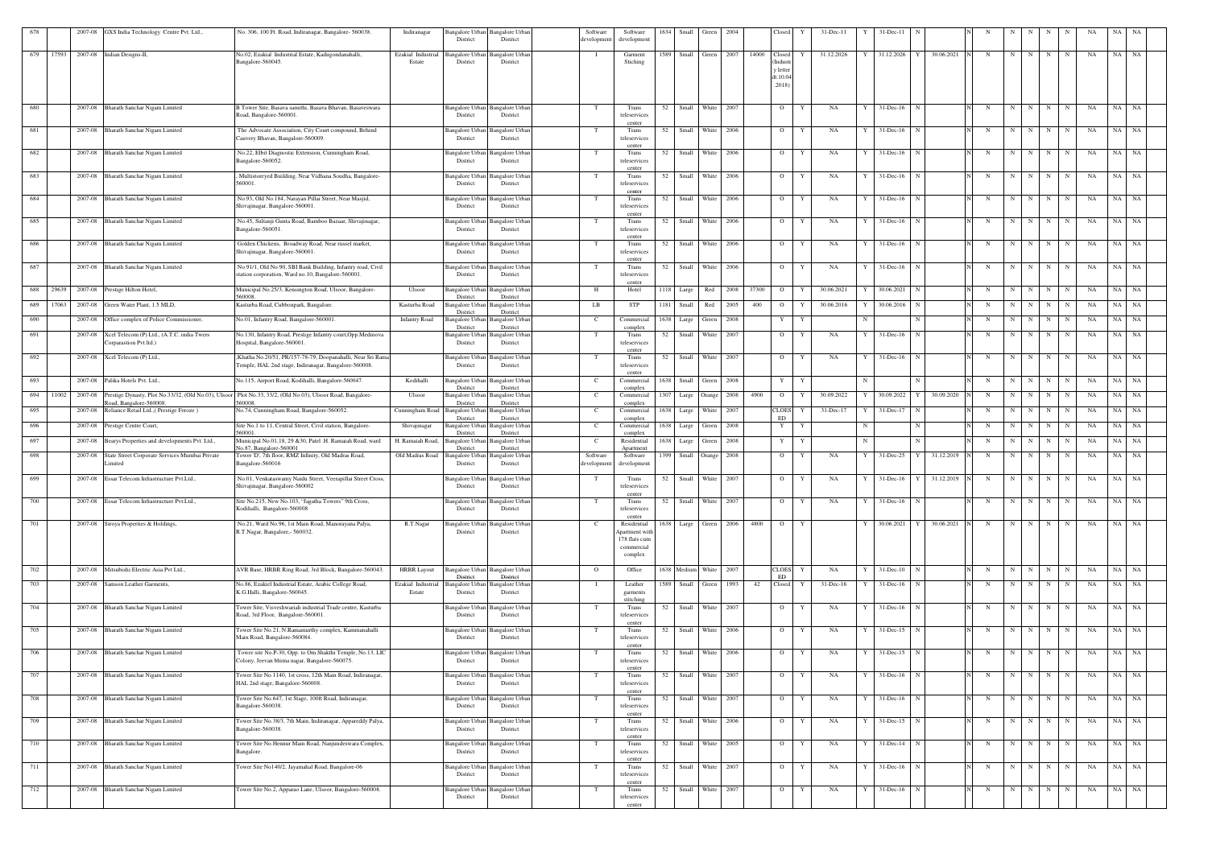| 678 | | 2007-08 | GXS India Technology Centre Pvt. Ltd., | No. 306, 100 Ft. Road, Indiranagar, Bangalore- 560038. | Indiranagar | Bangalore Urban District | Bangalore Urban District | Software development | Software development | 1634 | Small | Green | 2004 | | Closed | Y | 31-Dec-11 | Y | 31-Dec-11 | N | | N | N | N | N | N | N | NA | NA | NA |
|---|---|---|---|---|---|---|---|---|---|---|---|---|---|---|---|---|---|---|---|---|---|---|---|---|---|---|---|---|---|---|
| 679 | 17593 | 2007-08 | Indian Designs-II, | No.02, Ezakial Industrial Estate, Kadugondanahalli, Bangalore-560045. | Ezakial Industrial Estate | Bangalore Urban District | Bangalore Urban District | I | Garment Stiching | 1589 | Small | Green | 2007 | 14000 | Closed (Industry letter dt.10.04.2018) | Y | 31.12.2026 | Y | 31.12.2026 | Y | 30.06.2021 | N | N | N | N | N | N | NA | NA | NA |
| 680 | | 2007-08 | Bharath Sanchar Nigam Limited | B Tower Site, Basava samithi, Basava Bhavan, Basaveswara Road, Bangalore-560001. | | Bangalore Urban District | Bangalore Urban District | T | Trans teleservices center | 52 | Small | White | 2007 | | O | Y | NA | Y | 31-Dec-16 | N | | N | N | N | N | N | N | NA | NA | NA |
| 681 | | 2007-08 | Bharath Sanchar Nigam Limited | The Advocate Association, City Court compound, Behind Cauvery Bhavan, Bangalore-560009. | | Bangalore Urban District | Bangalore Urban District | T | Trans teleservices center | 52 | Small | White | 2006 | | O | Y | NA | Y | 31-Dec-16 | N | | N | N | N | N | N | N | NA | NA | NA |
| 682 | | 2007-08 | Bharath Sanchar Nigam Limited | No.22, Elbit Diagnostic Extension, Cunningham Road, Bangalore-560052. | | Bangalore Urban District | Bangalore Urban District | T | Trans teleservices center | 52 | Small | White | 2006 | | O | Y | NA | Y | 31-Dec-16 | N | | N | N | N | N | N | N | NA | NA | NA |
| 683 | | 2007-08 | Bharath Sanchar Nigam Limited | Multistoreyed Building, Near Vidhana Soudha, Bangalore-560001. | | Bangalore Urban District | Bangalore Urban District | T | Trans teleservices center | 52 | Small | White | 2006 | | O | Y | NA | Y | 31-Dec-16 | N | | N | N | N | N | N | N | NA | NA | NA |
| 684 | | 2007-08 | Bharath Sanchar Nigam Limited | No.93, Old No.184, Narayan Pillai Street, Near Masjid, Shivajinagar, Bangalore-560001. | | Bangalore Urban District | Bangalore Urban District | T | Trans teleservices center | 52 | Small | White | 2006 | | O | Y | NA | Y | 31-Dec-16 | N | | N | N | N | N | N | N | NA | NA | NA |
| 685 | | 2007-08 | Bharath Sanchar Nigam Limited | No.45, Sultanji Gunta Road, Bamboo Bazaar, Shivajinagar, Bangalore-560051. | | Bangalore Urban District | Bangalore Urban District | T | Trans teleservices center | 52 | Small | White | 2006 | | O | Y | NA | Y | 31-Dec-16 | N | | N | N | N | N | N | N | NA | NA | NA |
| 686 | | 2007-08 | Bharath Sanchar Nigam Limited | Golden Chickens, Broadway Road, Near russel market, Shivajinagar, Bangalore-560001. | | Bangalore Urban District | Bangalore Urban District | T | Trans teleservices center | 52 | Small | White | 2006 | | O | Y | NA | Y | 31-Dec-16 | N | | N | N | N | N | N | N | NA | NA | NA |
| 687 | | 2007-08 | Bharath Sanchar Nigam Limited | No.91/1, Old No.90, SBI Bank Building, Infantry road, Civil station corporation, Ward no.10, Bangalore-560001. | | Bangalore Urban District | Bangalore Urban District | T | Trans teleservices center | 52 | Small | White | 2006 | | O | Y | NA | Y | 31-Dec-16 | N | | N | N | N | N | N | N | NA | NA | NA |
| 688 | 29639 | 2007-08 | Prestige Hilton Hotel, | Muncipal No.25/3, Kensington Road, Ulsoor, Bangalore-560008. | Ulsoor | Bangalore Urban District | Bangalore Urban District | H | Hotel | 1118 | Large | Red | 2008 | 37300 | O | Y | 30.06.2021 | Y | 30.06.2021 | N | | N | N | N | N | N | N | NA | NA | NA |
| 689 | 17063 | 2007-08 | Green Water Plant, 1.5 MLD, | Kasturba Road, Cubbonpark, Bangalore. | Kasturba Road | Bangalore Urban District | Bangalore Urban District | LB | STP | 1181 | Small | Red | 2005 | 400 | O | Y | 30.06.2016 | Y | 30.06.2016 | N | | N | N | N | N | N | N | NA | NA | NA |
| 690 | | 2007-08 | Office complex of Police Commissioner, | No.01, Infantry Road, Bangalore-560001. | Infantry Road | Bangalore Urban District | Bangalore Urban District | C | Commercial complex | 1638 | Large | Green | 2008 | | Y | Y | | N | | N | | N | N | N | N | N | N | NA | NA | NA |
| 691 | | 2007-08 | Xcel Telecom (P) Ltd., (A.T.C. india Twers Corparation Pvt.ltd.) | No.130, Infantry Road, Prestige Infantry court,Opp.Medinova Hospital, Bangalore-560001. | | Bangalore Urban District | Bangalore Urban District | T | Trans teleservices center | 52 | Small | White | 2007 | | O | Y | NA | Y | 31-Dec-16 | N | | N | N | N | N | N | N | NA | NA | NA |
| 692 | | 2007-08 | Xcel Telecom (P) Ltd., | Khatha No.20/51, PR/157-78-79, Doopanahalli, Near Sri Rama Temple, HAL 2nd stage, Indiranagar, Bangalore-560008. | | Bangalore Urban District | Bangalore Urban District | T | Trans teleservices center | 52 | Small | White | 2007 | | O | Y | NA | Y | 31-Dec-16 | N | | N | N | N | N | N | N | NA | NA | NA |
| 693 | | 2007-08 | Palika Hotels Pvt. Ltd., | No.115, Airport Road, Kodihalli, Bangalore-560047. | Kodihalli | Bangalore Urban District | Bangalore Urban District | C | Commercial complex | 1638 | Small | Green | 2008 | | Y | Y | | N | | N | | N | N | N | N | N | N | NA | NA | NA |
| 694 | 11002 | 2007-08 | Prestige Dynasty, Plot No.33/32, (Old No.03), Ulsoor Road, Bangalore-560008. | Plot No.33, 33/2, (Old No.03), Ulsoor Road, Bangalore-560008. | Ulsoor | Bangalore Urban District | Bangalore Urban District | C | Commercial complex | 1307 | Large | Orange | 2008 | 4900 | O | Y | 30.09.2022 | Y | 30.09.2022 | Y | 30.09.2020 | N | N | N | N | N | N | NA | NA | NA |
| 695 | | 2007-08 | Reliance Retail Ltd.,( Prestige Feroze ) | No.74, Cunningham Road, Bangalore-560052. | Cunningham Road | Bangalore Urban District | Bangalore Urban District | C | Commercial complex | 1638 | Large | White | 2007 | | CLOSED | Y | 31-Dec-17 | Y | 31-Dec-17 | N | | N | N | N | N | N | N | NA | NA | NA |
| 696 | | 2007-08 | Prestige Centre Court, | Site No.1 to 11, Central Street, Civil station, Bangalore-560001. | Shivajinagar | Bangalore Urban District | Bangalore Urban District | C | Commercial complex | 1638 | Large | Green | 2008 | | Y | Y | | N | | N | | N | N | N | N | N | N | NA | NA | NA |
| 697 | | 2007-08 | Brarys Properties and developments Pvt. Ltd., | Municipal No.01,18, 29 &30, Patel .H. Ramaiah Road, ward No.87, Bangalore-560001 | H. Ramaiah Road, | Bangalore Urban District | Bangalore Urban District | C | Residential Apartment | 1638 | Large | Green | 2008 | | Y | Y | | N | | N | | N | N | N | N | N | N | NA | NA | NA |
| 698 | | 2007-08 | State Street Corporate Services Mumbai Private Limited | Tower 'D', 7th floor, RMZ Infinity, Old Madras Road, Bangalore-560016 | Old Madras Road | Bangalore Urban District | Bangalore Urban District | Software development | Software development | 1399 | Small | Orange | 2008 | | O | Y | NA | Y | 31-Dec-25 | Y | 31.12.2019 | N | N | N | N | N | N | NA | NA | NA |
| 699 | | 2007-08 | Essar Telecom Infrastructure Pvt.Ltd., | No.01, Venkataswamy Naidu Street, Veerapillai Street Cross, Shivajinagar, Bangalore-560002 | | Bangalore Urban District | Bangalore Urban District | T | Trans teleservices center | 52 | Small | White | 2007 | | O | Y | NA | Y | 31-Dec-16 | Y | 31.12.2019 | N | N | N | N | N | N | NA | NA | NA |
| 700 | | 2007-08 | Essar Telecom Infrastructure Pvt.Ltd., | Site No.215, New No.103, "Jagatha Towers" 9th Cross, Kodihalli, Bangalore-560008 | | Bangalore Urban District | Bangalore Urban District | T | Trans teleservices center | 52 | Small | White | 2007 | | O | Y | NA | Y | 31-Dec-16 | N | | N | N | N | N | N | N | NA | NA | NA |
| 701 | | 2007-08 | Siroya Properties & Holdings, | No.21, Ward No.96, 1st Main Road, Manorayana Palya, R.T.Nagar, Bangalore,- 560032. | R.T.Nagar | Bangalore Urban District | Bangalore Urban District | C | Residential Apartment with 178 flats cum commercial complex | 1638 | Large | Green | 2006 | 4800 | O | Y | | Y | 30.06.2021 | Y | 30.06.2021 | N | N | N | N | N | N | NA | NA | NA |
| 702 | | 2007-08 | Mitsubishi Electric Asia Pvt Ltd., | AVR Base, HRBR Ring Road, 3rd Block, Bangalore-560043. | HRBR Layout | Bangalore Urban District | Bangalore Urban District | O | Office | 1638 | Medium | White | 2007 | | CLOSED | Y | NA | Y | 31-Dec-10 | N | | N | N | N | N | N | N | NA | NA | NA |
| 703 | | 2007-08 | Samson Leather Garments, | No.86, Ezakiel Industrial Estate, Arabic College Road, K.G.Halli, Bangalore-560045. | Ezakial Industrial Estate | Bangalore Urban District | Bangalore Urban District | I | Leather garments stitching | 1589 | Small | Green | 1993 | 42 | Closed | Y | 31-Dec-16 | Y | 31-Dec-16 | N | | N | N | N | N | N | N | NA | NA | NA |
| 704 | | 2007-08 | Bharath Sanchar Nigam Limited | Tower Site, Visveshwariah industrial Trade centre, Kasturba Road, 3rd Floor, Bangalore-560001. | | Bangalore Urban District | Bangalore Urban District | T | Trans teleservices center | 52 | Small | White | 2007 | | O | Y | NA | Y | 31-Dec-16 | N | | N | N | N | N | N | N | NA | NA | NA |
| 705 | | 2007-08 | Bharath Sanchar Nigam Limited | Tower Site No.21, N.Ramamurthy complex, Kammanahalli Main Road, Bangalore-560084. | | Bangalore Urban District | Bangalore Urban District | T | Trans teleservices center | 52 | Small | White | 2006 | | O | Y | NA | Y | 31-Dec-15 | N | | N | N | N | N | N | N | NA | NA | NA |
| 706 | | 2007-08 | Bharath Sanchar Nigam Limited | Tower site No.P-30, Opp. to Om Shakthi Temple, No.13, LIC Colony, Jeevan bhima nagar, Bangalore-560075. | | Bangalore Urban District | Bangalore Urban District | T | Trans teleservices center | 52 | Small | White | 2006 | | O | Y | NA | Y | 31-Dec-15 | N | | N | N | N | N | N | N | NA | NA | NA |
| 707 | | 2007-08 | Bharath Sanchar Nigam Limited | Tower Site No.1140, 1st cross, 12th Main Road, Indiranagar, HAL 2nd stage, Bangalore-560008. | | Bangalore Urban District | Bangalore Urban District | T | Trans teleservices center | 52 | Small | White | 2007 | | O | Y | NA | Y | 31-Dec-16 | N | | N | N | N | N | N | N | NA | NA | NA |
| 708 | | 2007-08 | Bharath Sanchar Nigam Limited | Tower Site No.647, 1st Stage, 100ft Road, Indiranagar, Bangalore-560038. | | Bangalore Urban District | Bangalore Urban District | T | Trans teleservices center | 52 | Small | White | 2007 | | O | Y | NA | Y | 31-Dec-16 | N | | N | N | N | N | N | N | NA | NA | NA |
| 709 | | 2007-08 | Bharath Sanchar Nigam Limited | Tower Site No.38/3, 7th Main, Indiranagar, Appareddy Palya, Bangalore-560038. | | Bangalore Urban District | Bangalore Urban District | T | Trans teleservices center | 52 | Small | White | 2006 | | O | Y | NA | Y | 31-Dec-15 | N | | N | N | N | N | N | N | NA | NA | NA |
| 710 | | 2007-08 | Bharath Sanchar Nigam Limited | Tower Site No.Hennur Main Road, Nanjundeswara Complex, Bangalore. | | Bangalore Urban District | Bangalore Urban District | T | Trans teleservices center | 52 | Small | White | 2005 | | O | Y | NA | Y | 31-Dec-14 | N | | N | N | N | N | N | N | NA | NA | NA |
| 711 | | 2007-08 | Bharath Sanchar Nigam Limited | Tower Site No140/2, Jayamahal Road, Bangalore-06 | | Bangalore Urban District | Bangalore Urban District | T | Trans teleservices center | 52 | Small | White | 2007 | | O | Y | NA | Y | 31-Dec-16 | N | | N | N | N | N | N | N | NA | NA | NA |
| 712 | | 2007-08 | Bharath Sanchar Nigam Limited | Tower Site No.2, Apparao Lane, Ulsoor, Bangalore-560008. | | Bangalore Urban District | Bangalore Urban District | T | Trans teleservices center | 52 | Small | White | 2007 | | O | Y | NA | Y | 31-Dec-16 | N | | N | N | N | N | N | N | NA | NA | NA |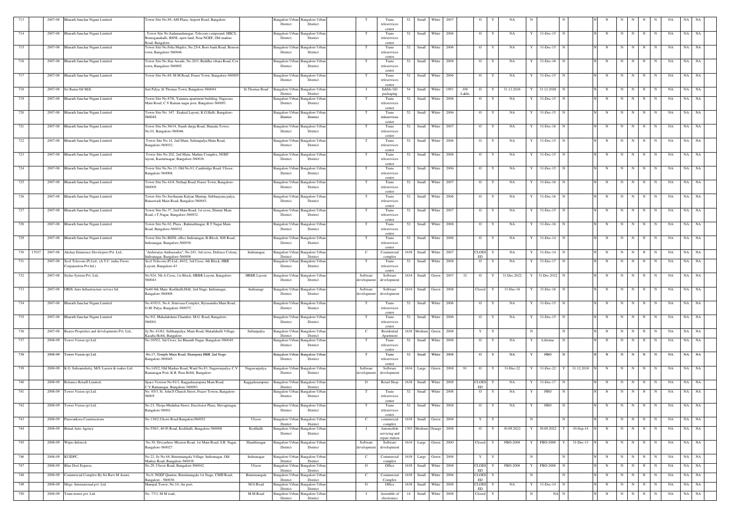| 713 | | 2007-08 | Bharath Sanchar Nigam Limited | Tower Site No.89, AM Plaza, Airport Road, Bangalore | | Bangalore Urban District | Bangalore Urban District | | T | Trans teleservices center | 52 | Small | White | 2007 | | O | Y | NA | N | | N | | | N | N | N | N | N | N | NA | NA | NA |
|---|---|---|---|---|---|---|---|---|---|---|---|---|---|---|---|---|---|---|---|---|---|---|---|---|---|---|---|---|---|---|---|---|
| 714 | | 2007-08 | Bharath Sanchar Nigam Limited | Tower Site No.Sadanandanagar, Telecom compound, HBCS, Benniganahalli, BSNL open land, Near NGEF, Old madras Road, Bangalore. | | Bangalore Urban District | Bangalore Urban District | | T | Trans teleservices center | 52 | Small | White | 2006 | | O | Y | NA | Y | 31-Dec-15 | N | | N | N | N | N | N | N | N | NA | NA | NA |
| 715 | | 2007-08 | Bharath Sanchar Nigam Limited | Tower Site No.Feba Maples, No.25/4, Bore bank Road, Benson town, Bangalore-560046. | | Bangalore Urban District | Bangalore Urban District | | T | Trans teleservices center | 52 | Small | White | 2006 | | O | Y | NA | Y | 31-Dec-15 | N | | N | N | N | N | N | N | N | NA | NA | NA |
| 716 | | 2007-08 | Bharath Sanchar Nigam Limited | Tower Site No.Star Arcade, No.20/3, Buddha vihara Road, Cox town, Bangalore-560005. | | Bangalore Urban District | Bangalore Urban District | | T | Trans teleservices center | 52 | Small | White | 2008 | | O | Y | NA | Y | 31-Dec-16 | N | | N | N | N | N | N | N | N | NA | NA | NA |
| 717 | | 2007-08 | Bharath Sanchar Nigam Limited | Tower Site No.69, M.M.Road, Fraser Town, Bangalore-560005 | | Bangalore Urban District | Bangalore Urban District | | T | Trans teleservices center | 52 | Small | White | 2006 | | O | Y | NA | Y | 31-Dec-15 | N | | N | N | N | N | N | N | N | NA | NA | NA |
| 718 | | 2007-08 | Sri Rama Oil Mill, | Sait Palya, St Thomas Town, Bangalore-560084. | St.Thomas Road | Bangalore Urban District | Bangalore Urban District | | I | Edible Oil packaging | 54 | Small | White | 1991 | 100 Lakhs | O | Y | 31.12.2026 | Y | 31.12.2026 | N | | N | N | N | N | N | N | N | NA | NA | NA |
| 719 | | 2007-08 | Bharath Sanchar Nigam Limited | Tower Site No.87/6, Yamuna apartment building, Nagavara Main Road, C.V.Raman nagar post, Bangalore-560093. | | Bangalore Urban District | Bangalore Urban District | | T | Trans teleservices center | 52 | Small | White | 2006 | | O | Y | NA | Y | 31-Dec-15 | N | | N | N | N | N | N | N | N | NA | NA | NA |
| 720 | | 2007-08 | Bharath Sanchar Nigam Limited | Tower Site No. 347, Ezakial Layout, K.G.Halli, Bangalore-560045. | | Bangalore Urban District | Bangalore Urban District | | T | Trans teleservices center | 52 | Small | White | 2006 | | O | Y | NA | Y | 31-Dec-15 | N | | N | N | N | N | N | N | N | NA | NA | NA |
| 721 | | 2007-08 | Bharath Sanchar Nigam Limited | Tower Site No.56/14, Nandi durga Road, Sharada Tower, No.01, Bangalore-560046. | | Bangalore Urban District | Bangalore Urban District | | T | Trans teleservices center | 52 | Small | White | 2007 | | O | Y | NA | Y | 31-Dec-16 | N | | N | N | N | N | N | N | N | NA | NA | NA |
| 722 | | 2007-08 | Bharath Sanchar Nigam Limited | Tower Site No.14, 2nd Main, Sultanpalya Main Road, Bangalore-560032. | | Bangalore Urban District | Bangalore Urban District | | T | Trans teleservices center | 52 | Small | White | 2006 | | O | Y | NA | Y | 31-Dec-15 | N | | N | N | N | N | N | N | N | NA | NA | NA |
| 723 | | 2007-08 | Bharath Sanchar Nigam Limited | Tower Site No.202, 2nd Main, Mathru Complex, NGEF layout, Kasturinagar, Bangalore-560016. | | Bangalore Urban District | Bangalore Urban District | | T | Trans teleservices center | 52 | Small | White | 2006 | | O | Y | NA | Y | 31-Dec-15 | N | | N | N | N | N | N | N | N | NA | NA | NA |
| 724 | | 2007-08 | Bharath Sanchar Nigam Limited | Tower Site No.No.13, Old No.01, Cambridge Road, Ulsoor, Bangalore-560008. | | Bangalore Urban District | Bangalore Urban District | | T | Trans teleservices center | 52 | Small | White | 2006 | | O | Y | NA | Y | 31-Dec-15 | N | | N | N | N | N | N | N | N | NA | NA | NA |
| 725 | | 2007-08 | Bharath Sanchar Nigam Limited | Tower Site No.41/4, Nethaji Road, Fraser Town, Bangalore-560005. | | Bangalore Urban District | Bangalore Urban District | | T | Trans teleservices center | 52 | Small | White | 2007 | | O | Y | NA | Y | 31-Dec-16 | N | | N | N | N | N | N | N | N | NA | NA | NA |
| 726 | | 2007-08 | Bharath Sanchar Nigam Limited | Tower Site No.Seetharam Kalyan Mantap, Subbaayana palya, Banaswadi Main Road, Bangaloe-560043. | | Bangalore Urban District | Bangalore Urban District | | T | Trans teleservices center | 52 | Small | White | 2006 | | O | Y | NA | Y | 31-Dec-16 | N | | N | N | N | N | N | N | N | NA | NA | NA |
| 727 | | 2007-08 | Bharath Sanchar Nigam Limited | Tower Site No.37, 2nd Main Road, 1st cross, Dinnur Main Road, r.T.Nagar, Bangalore-560032. | | Bangalore Urban District | Bangalore Urban District | | T | Trans teleservices center | 52 | Small | White | 2007 | | O | Y | NA | Y | 31-Dec-15 | N | | N | N | N | N | N | N | N | NA | NA | NA |
| 728 | | 2007-08 | Bharath Sanchar Nigam Limited | Tower Site No.02, Plaza , Rahmathnagar, R.T.Nagar Main Road, Bangalore-560032. | | Bangalore Urban District | Bangalore Urban District | | T | Trans teleservices center | 52 | Small | White | 2006 | | O | Y | NA | Y | 31-Dec-16 | N | | N | N | N | N | N | N | N | NA | NA | NA |
| 729 | | 2007-08 | Bharath Sanchar Nigam Limited | Tower Site No.BSNL office Indiranagar, B-Block, 80ft Road, Indiranagar, Bangalore-560038. | | Bangalore Urban District | Bangalore Urban District | | T | Trans teleservices center | 52 | Small | White | 2006 | | O | Y | NA | Y | 31-Dec-14 | N | | N | N | N | N | N | N | N | NA | NA | NA |
| 730 | 17037 | 2007-08 | Akshay Eminence Developers Pvt. Ltd., | "Aishwarya Ambassador", No.243, 3rd cross, Defence Colony, Indiranagar, Bangalore-560008 | Indiranagar, | Bangalore Urban District | Bangalore Urban District | | C | Commercial complex | 1638 | Small | White | 2007 | | CLOSED | Y | NA | Y | 31-Dec-14 | N | | N | N | N | N | N | N | N | NA | NA | NA |
| 731 | | 2007-08 | Xcel Telecom (P) Ltd., (A.T.C. india Twers Corparastion Pvt.ltd.) | Xcel Telecom (P) Ltd., #432, 3rd Cross, 4th Block, HBR Layout, Bangalore-43 | | Bangalore Urban District | Bangalore Urban District | | T | Trans teleservices center | 52 | Small | White | 2008 | | O | Y | NA | Y | 31-Dec-17 | N | | N | N | N | N | N | N | N | NA | NA | NA |
| 732 | | 2007-08 | Stylus System Pvt. Ltd., | No.924, 5th A Cross, 1st Block, HRBR Layout, Bangalore-560043. | HRBR Layout | Bangalore Urban District | Bangalore Urban District | Software development | | Software development | 1634 | Small | Green | 2007 | 32 | O | Y | 31.Dec.2022 | Y | 31.Dec.2022 | N | | N | N | N | N | N | N | N | NA | NA | NA |
| 733 | | 2007-08 | ORIX Auto Infrastructure service ltd. | No60 6th Main Kodihalli,HAL 2nd Stage, Indiranagar, Bangalore-560008. | Indiranagr | Bangalore Urban District | Bangalore Urban District | Software development | | Software development | 1634 | Small | Green | 2008 | | Closed | Y | 31-Dec-16 | Y | 31-Dec-16 | N | | N | N | N | N | N | N | N | NA | NA | NA |
| 734 | | 2007-08 | Bharath Sanchar Nigam Limited | No.4191\1, No.4, Srinivasa Complex, Byrasandra Main Road, G.M. Palya, Bangalore-560075.` | | Bangalore Urban District | Bangalore Urban District | | T | Trans teleservices center | 52 | Small | White | 2006 | | O | Y | NA | Y | 31-Dec-15 | N | | N | N | N | N | N | N | N | NA | NA | NA |
| 735 | | 2007-08 | Bharath Sanchar Nigam Limited | No.9/2, Mahalakshmi Chamber, M.G. Road, Bangalore-560001. | | Bangalore Urban District | Bangalore Urban District | | T | Trans teleservices center | 52 | Small | White | 2006 | | O | Y | NA | Y | 31-Dec-15 | N | | N | N | N | N | N | N | N | NA | NA | NA |
| 736 | | 2007-08 | Bearys Properties and developments Pvt. Ltd., | Sy.No. 61/62, Sulthanpalya, Main Road, Matadahalli Village, Kasaba Hobli, Bangalore. | Sultanpalya | Bangalore Urban District | Bangalore Urban District | | C | Residential Apartment | 1638 | Medium | Green | 2008 | | Y | Y | | N | | N | | | N | N | N | N | N | N | NA | NA | NA |
| 737 | | 2008-09 | Tower Vision (p) Ltd. | No.10/5/2, 3rd Cross, Jai Bharath Nagar, Bangalore-560045. | | Bangalore Urban District | Bangalore Urban District | | T | Trans teleservices center | 52 | Small | White | 2008 | | O | Y | NA | Y | Lifetime | N | | N | N | N | N | N | N | N | NA | NA | NA |
| 738 | | 2008-09 | Tower Vision (p) Ltd. | No.17, Temple Main Road, Shampura HBR 2nd Stage Bangalore-560045. | | Bangalore Urban District | Bangalore Urban District | | T | Trans teleservices center | 52 | Small | White | 2008 | | O | Y | NA | Y | FBO | N | | N | N | N | N | N | N | N | NA | NA | NA |
| 739 | | 2008-09 | K.G. Subramshetty, M/S. Larsen & toubro Ltd. | No.145/2, Old Madras Road, Ward No.83, Nagawarpalya, C.V. Ramanagar Post, K.R. Pura Hobli, Bangalore. | Nagawarpalya, | Bangalore Urban District | Bangalore Urban District | Software development | | Software development | 1634 | Large | Green | 2008 | 91 | O | Y | 31-Dec-22 | Y | 31-Dec-22 | Y | 31.12.2018 | N | N | N | N | N | N | N | NA | NA | NA |
| 740 | | 2008-09 | Reliance Retaill Limited, | Space Version No.91/1, Kaggadasarapura Main Road, C.V.Ramanagar, Bangalore-560093. | Kaggadasarapura | Bangalore Urban District | Bangalore Urban District | | O | Retail Shop | 1638 | Small | White | 2008 | | CLOSED | Y | NA | Y | 31-Dec-17 | N | | N | N | N | N | N | N | N | NA | NA | NA |
| 741 | | 2008-09 | Tower Vision (p) Ltd. | No. 85/3, St. John'S Church Street, Frazer Towen, Bangalore-56005. | | Bangalore Urban District | Bangalore Urban District | | T | Trans teleservices center | 52 | Small | White | 2008 | | O | Y | NA | Y | FBO | N | | N | N | N | N | N | N | N | NA | NA | NA |
| 742 | | 2008-09 | Tower Vision (p) Ltd. | No.23, Thopa Mudaliar Street, Excelssior Plaza, Shivaginagar, Bangalore-56001. | | Bangalore Urban District | Bangalore Urban District | | T | Trans teleservices center | 52 | Small | White | 2008 | | O | Y | NA | Y | FBO | N | | N | N | N | N | N | N | N | NA | NA | NA |
| 743 | | 2008-09 | Puravankora Constructions | No.130/2,Ulsore Road Bangalore560052 | Ulsoor | Bangalore Urban District | Bangalore Urban District | | C | commercial complex | 1638 | Small | Green | 2008 | | Y | Y | | N | | N | | | N | N | N | N | N | N | NA | NA | NA |
| 744 | | 2008-09 | Bimal Auto Agency | No.558/1, 60 Ft Road, Kodihalli, Bangalore-560008. | Kodihalli | Bangalore Urban District | Bangalore Urban District | | I | Automobile servicing and repair station | 1303 | Medium | Orange | 2008 | | O | Y | 30.09.2022 | Y | 30.09.2022 | Y | 30-Sep-14 | N | N | N | N | N | N | N | NA | NA | NA |
| 745 | | 2008-09 | Wipro Infotech | No.30, Divyashree Mission Road, 1st Main Road, S.R. Nagar, Bangalore-560027. | Shanthinagar | Bangalore Urban District | Bangalore Urban District | Software development | | Software development | 1634 | Large | Green | 2000 | | Closed | Y | FBO-2008 | Y | FBO-2008 | Y | 31-Dec-13 | N | N | N | N | N | N | N | NA | NA | NA |
| 746 | | 2008-09 | KUIDFC, | No.22, Sy No.48, Binnimangala Village, Indiranagar, Old Madras Road, Bangalore-560038 | Indiranagar | Bangalore Urban District | Bangalore Urban District | | C | Commercial complex | 1638 | Large | Green | 2008 | | Y | Y | | N | | N | | | N | N | N | N | N | N | NA | NA | NA |
| 747 | | 2008-09 | Blue Dort Express, | No.29, Ulsoor Road, Bangalore-560042. | Ulsoor | Bangalore Urban District | Bangalore Urban District | | O | Office | 1638 | Small | White | 2008 | | CLOSED | Y | FBO-2008 | Y | FBO-2008 | N | | N | N | N | N | N | N | N | NA | NA | NA |
| 748 | | 2008-09 | Commercial Complex By Sri Ravi M Asrani, | No.8, NGEF Quatras, Binnimangala 1st Stage, CMH Road, Bangalore - 560038. | Binnimangala | Bangalore Urban District | Bangalore Urban District | | C | Commercial Complex | 1638 | Small | White | 2006 | | CLOSED | Y | | N | | N | | | N | N | N | N | N | N | NA | NA | NA |
| 749 | | 2008-09 | Mege International pvt. Ltd. | Manipal Tower, No.14, Air port, | M.G.Road | Bangalore Urban District | Bangalore Urban District | | O | Office | 1638 | Small | White | 2008 | | CLOSED | Y | NA | Y | 31-Dec-14 | N | | N | N | N | N | N | N | N | NA | NA | NA |
| 750 | | 2008-09 | Team tronix pvt. Ltd. | No. 77/1, M M road, | M.M.Road | Bangalore Urban District | Bangalore Urban District | | I | Assemble of electronics | 14 | Small | White | 2008 | | Closed | Y | | N | NA | N | | | N | N | N | N | N | N | NA | NA | NA |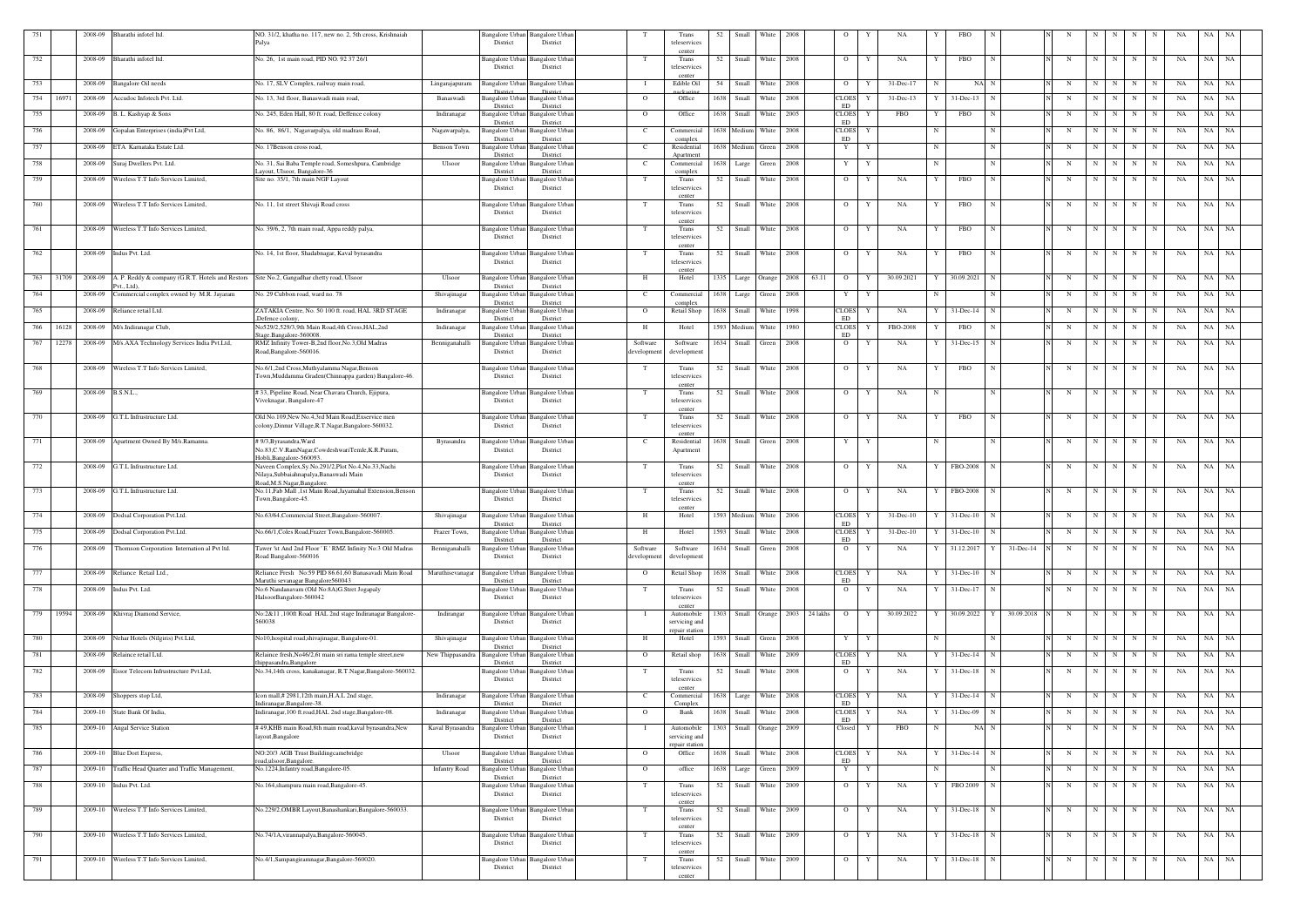| 751 | | 2008-09 | Bharathi infotel ltd. | NO. 31/2, khatha no. 117, new no. 2, 5th cross, Krishnaiah Palya | | Bangalore Urban District | Bangalore Urban District | | T | Trans teleservices center | 52 | Small | White | 2008 | | O | Y | NA | Y | FBO | N | | N | N | N | N | N | N | NA | NA | NA |
|---|---|---|---|---|---|---|---|---|---|---|---|---|---|---|---|---|---|---|---|---|---|---|---|---|---|---|---|---|---|---|---|---|
| 752 | | 2008-09 | Bharathi infotel ltd. | No. 26, 1st main road, PID NO. 92 37 26/1 | | Bangalore Urban District | Bangalore Urban District | | T | Trans teleservices center | 52 | Small | White | 2008 | | O | Y | NA | Y | FBO | N | | N | N | N | N | N | N | NA | NA | NA |
| 753 | | 2008-09 | Bangalore Oil needs | No. 17, SLV Complex, railway main road, | Lingarajapuram | Bangalore Urban District | Bangalore Urban District | | I | Edible Oil packaging | 54 | Small | White | 2008 | | O | Y | 31-Dec-17 | N | NA | N | | N | N | N | N | N | N | NA | NA | NA |
| 754 | 16971 | 2008-09 | Accudoc Infotech Pvt. Ltd. | No. 13, 3rd floor, Banaswadi main road, | Banaswadi | Bangalore Urban District | Bangalore Urban District | | O | Office | 1638 | Small | White | 2008 | | CLOSED | Y | 31-Dec-13 | Y | 31-Dec-13 | N | | N | N | N | N | N | N | NA | NA | NA |
| 755 | | 2008-09 | B. L. Kashyap & Sons | No. 245, Eden Hall, 80 ft. road, Deffence colony | Indiranagar | Bangalore Urban District | Bangalore Urban District | | O | Office | 1638 | Small | White | 2005 | | CLOSED | Y | FBO | Y | FBO | N | | N | N | N | N | N | N | NA | NA | NA |
| 756 | | 2008-09 | Gopalan Enterprises (india)Pvt Ltd, | No. 86, 86/1, Nagavarpalya, old madrass Road, | Nagawarpalya, | Bangalore Urban District | Bangalore Urban District | | C | Commercial complex | 1638 | Medium | White | 2008 | | CLOSED | Y | | N | | N | | N | N | N | N | N | N | NA | NA | NA |
| 757 | | 2008-09 | ETA Karnataka Estate Ltd. | No. 17Benson cross road, | Benson Town | Bangalore Urban District | Bangalore Urban District | | C | Residential Apartment | 1638 | Medium | Green | 2008 | | Y | Y | | N | | N | | N | N | N | N | N | N | NA | NA | NA |
| 758 | | 2008-09 | Suraj Dwellers Pvt. Ltd. | No. 31, Sai Baba Temple road, Someshpura, Cambridge Layout, Ulsoor, Bangalore-36 | Ulsoor | Bangalore Urban District | Bangalore Urban District | | C | Commercial complex | 1638 | Large | Green | 2008 | | Y | Y | | N | | N | | N | N | N | N | N | N | NA | NA | NA |
| 759 | | 2008-09 | Wireless T.T Info Services Limited, | Site no. 35/1, 7th main NGF Layout | | Bangalore Urban District | Bangalore Urban District | | T | Trans teleservices center | 52 | Small | White | 2008 | | O | Y | NA | Y | FBO | N | | N | N | N | N | N | N | NA | NA | NA |
| 760 | | 2008-09 | Wireless T.T Info Services Limited, | No. 11, 1st street Shivaji Road cross | | Bangalore Urban District | Bangalore Urban District | | T | Trans teleservices center | 52 | Small | White | 2008 | | O | Y | NA | Y | FBO | N | | N | N | N | N | N | N | NA | NA | NA |
| 761 | | 2008-09 | Wireless T.T Info Services Limited, | No. 39/6, 2, 7th main road, Appa reddy palya, | | Bangalore Urban District | Bangalore Urban District | | T | Trans teleservices center | 52 | Small | White | 2008 | | O | Y | NA | Y | FBO | N | | N | N | N | N | N | N | NA | NA | NA |
| 762 | | 2008-09 | Indus Pvt. Ltd. | No. 14, 1st floor, Shadabnagar, Kaval byrasandra | | Bangalore Urban District | Bangalore Urban District | | T | Trans teleservices center | 52 | Small | White | 2008 | | O | Y | NA | Y | FBO | N | | N | N | N | N | N | N | NA | NA | NA |
| 763 | 31709 | 2008-09 | A. P. Reddy & company (G.R.T. Hotels and Restors Pvt., Ltd), | Site No.2, Gangadhar chetty road, Ulsoor | Ulsoor | Bangalore Urban District | Bangalore Urban District | | H | Hotel | 1335 | Large | Orange | 2008 | 63.11 | O | Y | 30.09.2021 | Y | 30.09.2021 | N | | N | N | N | N | N | N | NA | NA | NA |
| 764 | | 2008-09 | Commercial complex owned by M.R. Jayaram | No. 29 Cubbon road, ward no. 78 | Shivajinagar | Bangalore Urban District | Bangalore Urban District | | C | Commercial complex | 1638 | Large | Green | 2008 | | Y | Y | | N | | N | | N | N | N | N | N | N | NA | NA | NA |
| 765 | | 2008-09 | Reliance retail Ltd. | ZATAKIA Centre, No. 50 100 ft. road, HAL 3RD STAGE ,Defence colony, | Indiranagar | Bangalore Urban District | Bangalore Urban District | | O | Retail Shop | 1638 | Small | White | 1998 | | CLOSED | Y | NA | Y | 31-Dec-14 | N | | N | N | N | N | N | N | NA | NA | NA |
| 766 | 16128 | 2008-09 | M/s.Indiranagar Club, | No529/2,529/3,9th Main Road,4th Cross,HAL,2nd Stage.Bangalore-560008. | Indiranagar | Bangalore Urban District | Bangalore Urban District | | H | Hotel | 1593 | Medium | White | 1980 | | CLOSED | Y | FBO-2008 | Y | FBO | N | | N | N | N | N | N | N | NA | NA | NA |
| 767 | 12278 | 2008-09 | M/s.AXA Technology Services India Pvt.Ltd, | RMZ.Infinity Tower-B,2nd floor,No.3,Old Madras Road,Bangalore-560016. | Bennigenahalli | Bangalore Urban District | Bangalore Urban District | | Software development | Software development | 1634 | Small | Green | 2008 | | O | Y | NA | Y | 31-Dec-15 | N | | N | N | N | N | N | N | NA | NA | NA |
| 768 | | 2008-09 | Wireless T.T Info Services Limited, | No.6/1,2nd Cross,Muthyalamma Nagar,Benson Town,Muddamma Graden(Chinnappa garden) Bangalore-46. | | Bangalore Urban District | Bangalore Urban District | | T | Trans teleservices center | 52 | Small | White | 2008 | | O | Y | NA | Y | FBO | N | | N | N | N | N | N | N | NA | NA | NA |
| 769 | | 2008-09 | B.S.N.L., | # 33, Pipeline Road, Near Chavara Church, Ejipura, Viveknagar, Bangalore-47 | | Bangalore Urban District | Bangalore Urban District | | T | Trans teleservices center | 52 | Small | White | 2008 | | O | Y | NA | N | | N | | N | N | N | N | N | N | NA | NA | NA |
| 770 | | 2008-09 | G.T.L Infrustructure Ltd. | Old No.109,New No.4,3rd Main Road,Exservice men colony,Dinnur Village,R.T.Nagar,Bangalore-560032. | | Bangalore Urban District | Bangalore Urban District | | T | Trans teleservices center | 52 | Small | White | 2008 | | O | Y | NA | Y | FBO | N | | N | N | N | N | N | N | NA | NA | NA |
| 771 | | 2008-09 | Apartment Owned By M/s.Ramanna. | # 9/3,Byrasandra,Ward No.83,C.V.RamNagar,CowdeshwariTemle,K.R.Puram, Hobli,Bangalore-560093. | Byrasandra | Bangalore Urban District | Bangalore Urban District | | C | Residential Apartment | 1638 | Small | Green | 2008 | | Y | Y | | N | | N | | N | N | N | N | N | N | NA | NA | NA |
| 772 | | 2008-09 | G.T.L Infrustructure Ltd. | Naveen Complex,Sy.No.291/2,Plot No.4,No.33,Nachi Nilaya,Subbaiahnapalya,Banaswadi Main Road,M.S.Nagar,Bangalore. | | Bangalore Urban District | Bangalore Urban District | | T | Trans teleservices center | 52 | Small | White | 2008 | | O | Y | NA | Y | FBO-2008 | N | | N | N | N | N | N | N | NA | NA | NA |
| 773 | | 2008-09 | G.T.L Infrustructure Ltd. | No.11,Fab Mall ,1st Main Road,Jayamahal Extension,Benson Town,Bangalore-45. | | Bangalore Urban District | Bangalore Urban District | | T | Trans teleservices center | 52 | Small | White | 2008 | | O | Y | NA | Y | FBO-2008 | N | | N | N | N | N | N | N | NA | NA | NA |
| 774 | | 2008-09 | Dodsal Corporation Pvt.Ltd. | No.63/64,Commercial Street,Bangalore-560007. | Shivajinagar | Bangalore Urban District | Bangalore Urban District | | H | Hotel | 1593 | Medium | White | 2006 | | CLOSED | Y | 31-Dec-10 | Y | 31-Dec-10 | N | | N | N | N | N | N | N | NA | NA | NA |
| 775 | | 2008-09 | Dodsal Corporation Pvt.Ltd. | No.66/1,Coles Road,Frazer Town,Bangalore-560005. | Frazer Town, | Bangalore Urban District | Bangalore Urban District | | H | Hotel | 1593 | Small | White | 2008 | | CLOSED | Y | 31-Dec-10 | Y | 31-Dec-10 | N | | N | N | N | N | N | N | NA | NA | NA |
| 776 | | 2008-09 | Thomson Corporation Internation al Pvt ltd. | Tower 'st And 2nd Floor ' E ' RMZ Infinity No:3 Old Madras Road Bangalore-560016 | Bennigenahalli | Bangalore Urban District | Bangalore Urban District | | Software development | Software development | 1634 | Small | Green | 2008 | | O | Y | NA | Y | 31.12.2017 | Y | 31-Dec-14 | N | N | N | N | N | N | NA | NA | NA |
| 777 | | 2008-09 | Reliance Retail Ltd., | Reliance Fresh No:59 PID 86.61,60 Banasavadi Main Road Maruthi sevanagar Bangalore560043 | Maruthisevanagar | Bangalore Urban District | Bangalore Urban District | | O | Retail Shop | 1638 | Small | White | 2008 | | CLOSED | Y | NA | Y | 31-Dec-10 | N | | N | N | N | N | N | N | NA | NA | NA |
| 778 | | 2008-09 | Indus Pvt. Ltd. | No:6 Nandanavam (Old No:8A)G.Stret Jogapaly HalsoorBangalore-560042 | | Bangalore Urban District | Bangalore Urban District | | T | Trans teleservices center | 52 | Small | White | 2008 | | O | Y | NA | Y | 31-Dec-17 | N | | N | N | N | N | N | N | NA | NA | NA |
| 779 | 19594 | 2008-09 | Khivraj Diamond Service, | No.2&11 ,100ft Road HAL 2nd stage Indiranagar Bangalore-560038 | Indiranagar | Bangalore Urban District | Bangalore Urban District | | I | Automobile servicing and repair station | 1303 | Small | Orange | 2003 | 24 lakhs | O | Y | 30.09.2022 | Y | 30.09.2022 | Y | 30.09.2018 | N | N | N | N | N | N | NA | NA | NA |
| 780 | | 2008-09 | Nehar Hotels (Nilgiris) Pvt Ltd, | No10,hospital road,shivajinagar, Bangalore-01. | Shivajinagar | Bangalore Urban District | Bangalore Urban District | | H | Hotel | 1593 | Small | Green | 2008 | | Y | Y | | N | | N | | N | N | N | N | N | N | NA | NA | NA |
| 781 | | 2008-09 | Relaince retail Ltd. | Relaince fresh,No46/2,6t main sri rama temple street,new thippasandra,Bangalore | New Thippasandra | Bangalore Urban District | Bangalore Urban District | | O | Retail shop | 1638 | Small | White | 2009 | | CLOSED | Y | NA | Y | 31-Dec-14 | N | | N | N | N | N | N | N | NA | NA | NA |
| 782 | | 2008-09 | Essor Telecom Infrustructure Pvt.Ltd, | No.34,14th cross, kanakanagar, R.T.Nagar,Bangalore-560032. | | Bangalore Urban District | Bangalore Urban District | | T | Trans teleservices center | 52 | Small | White | 2008 | | O | Y | NA | Y | 31-Dec-18 | N | | N | N | N | N | N | N | NA | NA | NA |
| 783 | | 2008-09 | Shoppers stop Ltd, | Icon mall,# 2981,12th main,H.A.L 2nd stage, Indiranagar,Bangalore-38. | Indiranagar | Bangalore Urban District | Bangalore Urban District | | C | Commercial Complex | 1638 | Large | White | 2008 | | CLOSED | Y | NA | Y | 31-Dec-14 | N | | N | N | N | N | N | N | NA | NA | NA |
| 784 | | 2009-10 | State Bank Of India, | Indiranagar,100 ft road,HAL 2nd stage,Bangalore-08. | Indiranagar | Bangalore Urban District | Bangalore Urban District | | O | Bank | 1638 | Small | White | 2008 | | CLOSED | Y | NA | Y | 31-Dec-09 | N | | N | N | N | N | N | N | NA | NA | NA |
| 785 | | 2009-10 | Angal Service Station | # 49,KHB main Road,8th main road,kaval byrasandra,New layout,Bangalore | Kaval Byrasandra | Bangalore Urban District | Bangalore Urban District | | I | Automobile servicing and repair station | 1303 | Small | Orange | 2009 | | Closed | Y | FBO | N | NA | N | | N | N | N | N | N | N | NA | NA | NA |
| 786 | | 2009-10 | Blue Dort Express, | NO:20/3 AGB Trust Buildingcamebridge road,ulsoor,Bangalore. | Ulsoor | Bangalore Urban District | Bangalore Urban District | | O | Office | 1638 | Small | White | 2008 | | CLOSED | Y | NA | Y | 31-Dec-14 | N | | N | N | N | N | N | N | NA | NA | NA |
| 787 | | 2009-10 | Traffic Head Quarter and Traffic Management, | No.1224,Infantry road,Bangalore-05. | Infantry Road | Bangalore Urban District | Bangalore Urban District | | O | office | 1638 | Large | Green | 2009 | | Y | Y | | N | | N | | N | N | N | N | N | N | NA | NA | NA |
| 788 | | 2009-10 | Indus Pvt. Ltd. | No.164,shampura main road,Bangalore-45. | | Bangalore Urban District | Bangalore Urban District | | T | Trans teleservices center | 52 | Small | White | 2009 | | O | Y | NA | Y | FBO 2009 | N | | N | N | N | N | N | N | NA | NA | NA |
| 789 | | 2009-10 | Wireless T.T Info Services Limited, | No.229/2,OMBR Layout,Banashankari,Bangalore-560033. | | Bangalore Urban District | Bangalore Urban District | | T | Trans teleservices center | 52 | Small | White | 2009 | | O | Y | NA | Y | 31-Dec-18 | N | | N | N | N | N | N | N | NA | NA | NA |
| 790 | | 2009-10 | Wireless T.T Info Services Limited, | No.74/1A,virannapalya,Bangalore-560045. | | Bangalore Urban District | Bangalore Urban District | | T | Trans teleservices center | 52 | Small | White | 2009 | | O | Y | NA | Y | 31-Dec-18 | N | | N | N | N | N | N | N | NA | NA | NA |
| 791 | | 2009-10 | Wireless T.T Info Services Limited, | No.4/1,Sampangiramnagar,Bangalore-560020. | | Bangalore Urban District | Bangalore Urban District | | T | Trans teleservices center | 52 | Small | White | 2009 | | O | Y | NA | Y | 31-Dec-18 | N | | N | N | N | N | N | N | NA | NA | NA |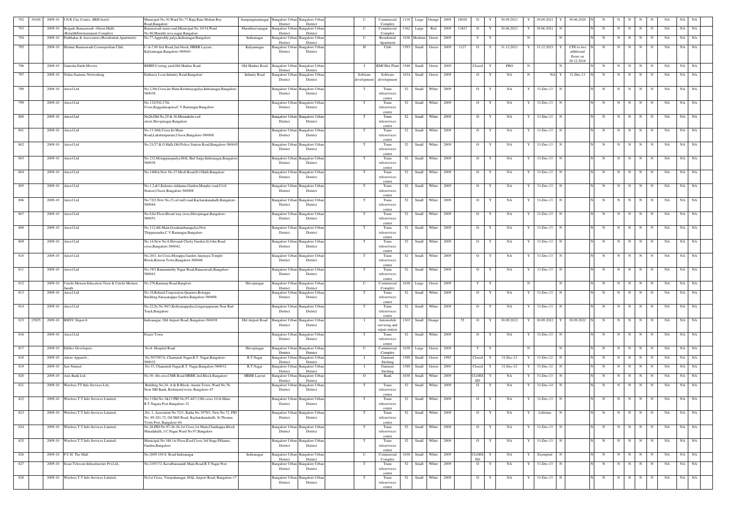| 792 | 30100 | 2009-10 | J.N.R City Center, (IBIS hotel) | Municipal No.30,Ward No.77,Raja Ram Mohan Roy Road,Bangalore | Sampangiramnagar | Bangalore Urban District | Bangalore Urban District | | C | Commercial Complex | 1118 | Large | Orange | 2009 | 18020 | O | Y | 30.09.2021 | Y | 30.09.2021 | Y | 30.06.2020 | N | N | N | N | N | N | N | NA | NA | NA |
|---|---|---|---|---|---|---|---|---|---|---|---|---|---|---|---|---|---|---|---|---|---|---|---|---|---|---|---|---|---|---|---|---|
| 793 | | 2009-10 | Brigade Banasawadi (Orion Mall) (Retail&Entertainment Complex) | Banasawadi main road,Municipal No.10/34,Ward No.86,Maruthi seva nagar,Bangalore | Maruthisevanagar | Bangalore Urban District | Bangalore Urban District | | C | Commercial Complex | 1162 | Large | Red | 2009 | 13827 | O | Y | 30.06.2021 | Y | 30.06.2021 | N | | N | N | N | N | N | N | N | NA | NA | NA |
| 794 | | 2009-10 | Prabhakar & Associaters,(Residential Apartment) | No.77,Appreddy palya,Indiranagar,Bangalore | Indiranagar | Bangalore Urban District | Bangalore Urban District | | C | Residential Apartment | 1638 | Medium | Green | 2009 | | Y | Y | | N | | N | | N | N | N | N | N | N | N | NA | NA | NA |
| 795 | | 2009-10 | Hennur Banasawadi Cosmopolitan Club, | C-A-7,80 feet Road,2nd block, HRBR Layout , Kalyannagar,Bangalore-560043. | Kalyannagar | Bangalore Urban District | Bangalore Urban District | | H | Club | 1593 | Small | Green | 2009 | 1127 | O | Y | 31.12.2021 | Y | 31.12.2021 | Y | CFE to two additional floors on 26.12.2016 | N | N | N | N | N | N | N | NA | NA | NA |
| 796 | | 2009-10 | Ganesha Earth Movers | BMRP,Costing yard,Old Madras Road | Old Madras Road | Bangalore Urban District | Bangalore Urban District | | I | RMCMix Plant | 1548 | Small | Green | 2009 | | Closed | Y | FBO | N | | N | | N | N | N | N | N | N | N | NA | NA | NA |
| 797 | | 2009-10 | Nokia Siamens Networking | Embassy I-con,Infantry Road,Bangalore | Infantry Road | Bangalore Urban District | Bangalore Urban District | | Software development | Software development | 1634 | Small | Green | 2009 | | O | Y | NA | N | NA | Y | 31-Dec-13 | N | N | N | N | N | N | N | NA | NA | NA |
| 798 | | 2009-10 | Aircel Ltd | No.2,5th Cross,Ist Main,Krishnayapalya,Indiranagar,Bangalore-560038. | | Bangalore Urban District | Bangalore Urban District | | T | Trans teleservices center | 52 | Small | White | 2009 | | O | Y | NA | Y | 31-Dec-13 | N | | N | N | N | N | N | N | N | NA | NA | NA |
| 799 | | 2009-10 | Aircel Ltd | No.132/302,17th Cross,Kaggadasapura,C.V.Ramnagar,Bangalore | | Bangalore Urban District | Bangalore Urban District | | T | Trans teleservices center | 52 | Small | White | 2009 | | O | Y | NA | Y | 31-Dec-13 | N | | N | N | N | N | N | N | N | NA | NA | NA |
| 800 | | 2009-10 | Aircel Ltd | No26,Old No.29 & 30,Meenakshi coil street,Shivajinagar,Bangalore | | Bangalore Urban District | Bangalore Urban District | | T | Trans teleservices center | 52 | Small | White | 2009 | | O | Y | NA | Y | 31-Dec-13 | N | | N | N | N | N | N | N | N | NA | NA | NA |
| 801 | | 2009-10 | Aircel Ltd | No.13,16th Cross,Ist Main Road,Lakshmipuram,Ulsoor,Bangalore-560008. | | Bangalore Urban District | Bangalore Urban District | | T | Trans teleservices center | 52 | Small | White | 2009 | | O | Y | NA | Y | 31-Dec-13 | N | | N | N | N | N | N | N | N | NA | NA | NA |
| 802 | | 2009-10 | Aircel Ltd | No.21/27,K.G.Halli,Old Police Station Road,Bangalore-560045 | | Bangalore Urban District | Bangalore Urban District | | T | Trans teleservices center | 52 | Small | White | 2009 | | O | Y | NA | Y | 31-Dec-13 | N | | N | N | N | N | N | N | N | NA | NA | NA |
| 803 | | 2009-10 | Aircel Ltd | No.232,Motappanapalya HAL IInd Satge,Indiranagar,Bangalore-560038. | | Bangalore Urban District | Bangalore Urban District | | T | Trans teleservices center | 52 | Small | White | 2009 | | O | Y | NA | Y | 31-Dec-13 | N | | N | N | N | N | N | N | N | NA | NA | NA |
| 804 | | 2009-10 | Aircel Ltd | No.1406A,New No.27,Modi Road,D.J.Halli,Bangalore | | Bangalore Urban District | Bangalore Urban District | | T | Trans teleservices center | 52 | Small | White | 2009 | | O | Y | NA | Y | 31-Dec-13 | N | | N | N | N | N | N | N | N | NA | NA | NA |
| 805 | | 2009-10 | Aircel Ltd | No.1,2,&3,Kulumo siddanna Garden,Murphy road,Civil Station,Ulsoor,Bangalore-560008 | | Bangalore Urban District | Bangalore Urban District | | T | Trans teleservices center | 52 | Small | White | 2009 | | O | Y | NA | Y | 31-Dec-13 | N | | N | N | N | N | N | N | N | NA | NA | NA |
| 806 | | 2009-10 | Aircel Ltd | No.72/2,New No.23,oil mill road,Kacharakanahalli,Bangalore-560084. | | Bangalore Urban District | Bangalore Urban District | | T | Trans teleservices center | 52 | Small | White | 2009 | | O | Y | NA | Y | 31-Dec-13 | N | | N | N | N | N | N | N | N | NA | NA | NA |
| 807 | | 2009-10 | Aircel Ltd | No.8,Ist Floor,Broad way cross,Shivajinagar,Bangalore-560051. | | Bangalore Urban District | Bangalore Urban District | | T | Trans teleservices center | 52 | Small | White | 2009 | | O | Y | NA | Y | 31-Dec-13 | N | | N | N | N | N | N | N | N | NA | NA | NA |
| 808 | | 2009-10 | Aircel Ltd | No.112,4th Main,Gorukanthanapalya,New Thippasandra,C.V.Ramnagar,Bangalore | | Bangalore Urban District | Bangalore Urban District | | T | Trans teleservices center | 52 | Small | White | 2009 | | O | Y | NA | Y | 31-Dec-13 | N | | N | N | N | N | N | N | N | NA | NA | NA |
| 809 | | 2009-10 | Aircel Ltd | No.14,New No.8,Shivaiah Chetty Garden,St.John Road cross,Bangalore-560042. | | Bangalore Urban District | Bangalore Urban District | | T | Trans teleservices center | 52 | Small | White | 2009 | | O | Y | NA | Y | 31-Dec-13 | N | | N | N | N | N | N | N | N | NA | NA | NA |
| 810 | | 2009-10 | Aircel Ltd | No.20/1, Ist Cross,Morappa Garden Anjinaya Temple Block,Benson Town,Bangalore-560046. | | Bangalore Urban District | Bangalore Urban District | | T | Trans teleservices center | 52 | Small | White | 2009 | | O | Y | NA | Y | 31-Dec-13 | N | | N | N | N | N | N | N | N | NA | NA | NA |
| 811 | | 2009-10 | Aircel Ltd | No.19/3,Ramamurthy Nagar Road,Banasawadi,Bangalore-560043. | | Bangalore Urban District | Bangalore Urban District | | T | Trans teleservices center | 52 | Small | White | 2009 | | O | Y | NA | Y | 31-Dec-13 | N | | N | N | N | N | N | N | N | NA | NA | NA |
| 812 | | 2009-10 | Cutchi Memon Education Trust & Cutchi Memon Janath | No.276,Kamaraj Road,Banglore | Shivajinagar | Bangalore Urban District | Bangalore Urban District | | C | Commercial Complex | 1638 | Large | Green | 2009 | | Y | Y | | N | | N | | N | N | N | N | N | N | N | NA | NA | NA |
| 813 | | 2009-10 | Aircel Ltd | No.18,Behind Corporation Quarters,Boloppa Building,Narayanappa Garden,Bangalore-560008. | | Bangalore Urban District | Bangalore Urban District | | T | Trans teleservices center | 52 | Small | White | 2009 | | O | Y | NA | Y | 31-Dec-13 | N | | N | N | N | N | N | N | N | NA | NA | NA |
| 814 | | 2009-10 | Aircel Ltd | No.22,Sy.No.94/1,Krdiyanappalya,Lingarajapuram Near Rail Track,Bangalore | | Bangalore Urban District | Bangalore Urban District | | T | Trans teleservices center | 52 | Small | White | 2009 | | O | Y | NA | Y | 31-Dec-13 | N | | N | N | N | N | N | N | N | NA | NA | NA |
| 815 | 15925 | 2009-10 | BMTC Depot-6 | Indiranagar, Old Airport Road, Bangalore-560038 | Old Airport Road | Bangalore Urban District | Bangalore Urban District | | I | Automobile servicing and repair station | 1303 | Small | Orange | | 55 | O | Y | 30.09.2022 | Y | 30.09.2022 | Y | 30.09.2022 | N | N | N | N | N | N | N | NA | NA | NA |
| 816 | | 2009-10 | Aircel Ltd | Frazer Town | | Bangalore Urban District | Bangalore Urban District | | T | Trans teleservices center | 52 | Small | White | 2009 | | O | Y | NA | Y | 31-Dec-13 | N | | N | N | N | N | N | N | N | NA | NA | NA |
| 817 | | 2009-10 | Edifice Developers. | No.6. Hospital Road | Shivajinagar | Bangalore Urban District | Bangalore Urban District | | C | Commercial Complex | 1638 | Large | Green | 2009 | | Y | Y | | N | | N | | N | N | N | N | N | N | N | NA | NA | NA |
| 818 | | 2009-10 | Adore Apparels., | No.587/587A, Chamundi Nagar,R.T. Nagar,Bangalore-560032. | R.T.Nagar | Bangalore Urban District | Bangalore Urban District | | I | Garment Stiching | 1589 | Small | Green | 1995 | | Closed | Y | 31-Dec-12 | Y | 31-Dec-12 | N | | N | N | N | N | N | N | N | NA | NA | NA |
| 819 | | 2009-10 | Just Natural | No.33, Chamundi Nagar,R.T. Nagar,Bangalore-560032. | R.T.Nagar | Bangalore Urban District | Bangalore Urban District | | I | Garment Stiching | 1589 | Small | Green | 2000 | | Closed | Y | 31-Dec-12 | Y | 31-Dec-12 | N | | N | N | N | N | N | N | N | NA | NA | NA |
| 820 | | 2009-10 | Axis Bank Ltd. | No.30, 4th cros,CMR Road HRBR 2nd Block Bangalore | HRBR Layout | Bangalore Urban District | Bangalore Urban District | | O | Bank | 1638 | Small | White | 2009 | | CLOESED | Y | NA | Y | 31-Dec-13 | N | | N | N | N | N | N | N | N | NA | NA | NA |
| 821 | | 2009-10 | Wireless TT Info Services Ltd., | Building No.24, A & B Block, Austin Town, Ward No.76, Near SBI Bank, Richmond town, Bangalore-47 | | Bangalore Urban District | Bangalore Urban District | | T | Trans teleservices center | 52 | Small | White | 2009 | | O | Y | NA | Y | 31-Dec-14 | N | | N | N | N | N | N | N | N | NA | NA | NA |
| 822 | | 2009-10 | Wireless T.T Info Services Limited, | No.3 Old No.3&13 PID No;97-447-3,9th cross 10 th Main R.T.Nagara Post.Bangalore-32 | | Bangalore Urban District | Bangalore Urban District | | T | Trans teleservices center | 52 | Small | White | 2009 | | O | Y | NA | Y | 31-Dec-13 | N | | N | N | N | N | N | N | N | NA | NA | NA |
| 823 | | 2009-10 | Wireless T.T Info Services Limited, | ,No; 1, Assesment No.72/1, Katha No.1979/1, New No.72, PID No. 89-281-72, Oil Mill Road, Kacharakanahalli, St.Thomas Town Post, Bangalore-84 | | Bangalore Urban District | Bangalore Urban District | | T | Trans teleservices center | 52 | Small | White | 2009 | | O | Y | NA | Y | Lifetime | N | | N | N | N | N | N | N | N | NA | NA | NA |
| 824 | | 2009-10 | Wireless T.T Info Services Limited, | No.26,PID No.97-26-26,1st Cross,1st Main,Chanhappa Block Matadahalli, J.C.Nagar,Ward No.97,Bangalore | | Bangalore Urban District | Bangalore Urban District | | T | Trans teleservices center | 52 | Small | White | 2009 | | O | Y | NA | Y | 31-Dec-13 | N | | N | N | N | N | N | N | N | NA | NA | NA |
| 825 | | 2009-10 | Wireless T.T Info Services Limited, | Municipal No.348,1st Floor,II nd Cross,3rd Stage,Pillanna Garden,Bangalore | | Bangalore Urban District | Bangalore Urban District | | T | Trans teleservices center | 52 | Small | White | 2008 | | O | Y | NA | Y | 31-Dec-13 | N | | N | N | N | N | N | N | N | NA | NA | NA |
| 826 | | 2009-10 | P.C.H The Mall | No:2009 100 ft Road Indiranagar | Indiranagar | Bangalore Urban District | Bangalore Urban District | | C | Commercial Complex | 1638 | Small | White | 2009 | | CLOESED | Y | NA | Y | Exempted | N | | N | N | N | N | N | N | N | NA | NA | NA |
| 827 | | 2009-10 | Essar Telecom Infrastructure Pvt.Ltd., | No.219/172, Kavalbarasandr Main Road,R.T.Nagar Post | | Bangalore Urban District | Bangalore Urban District | | T | Trans teleservices center | 52 | Small | White | 2009 | | O | Y | NA | Y | 31-Dec-13 | N | | N | N | N | N | N | N | N | NA | NA | NA |
| 828 | | 2009-10 | Wireless T.T Info Services Limited, | No1st Cross, Vinayakanagar, HAL Airport Road, Bangalore-17 | | Bangalore Urban District | Bangalore Urban District | | T | Trans teleservices center | 52 | Small | White | 2009 | | O | Y | NA | Y | 31-Dec-13 | N | | N | N | N | N | N | N | N | NA | NA | NA |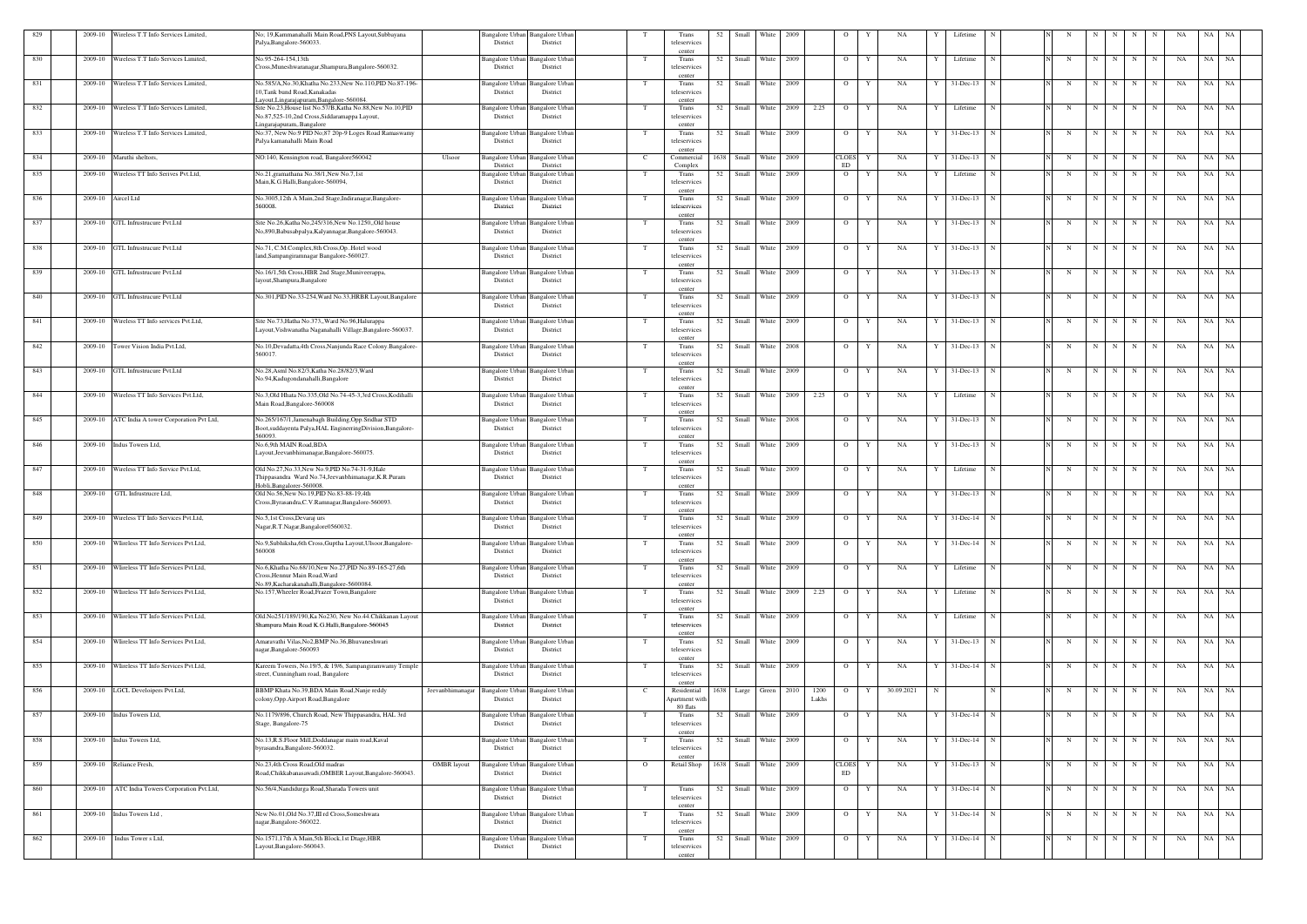| 829 | | 2009-10 | Wireless T.T Info Services Limited, | No; 19,Kammanahalli Main Road,PNS Layout,Subbayana Palya,Bangalore-560033. | | Bangalore Urban District | Bangalore Urban District | | T | Trans teleservices center | 52 | Small | White | 2009 | | O | Y | NA | Y | Lifetime | N | | N | N | N | N | N | N | NA | NA | NA |
|---|---|---|---|---|---|---|---|---|---|---|---|---|---|---|---|---|---|---|---|---|---|---|---|---|---|---|---|---|---|---|---|
| 830 | | 2009-10 | Wireless T.T Info Services Limited, | No.95-264-154,13th Cross,Muneshwaranagar,Shampura,Bangalore-560032. | | Bangalore Urban District | Bangalore Urban District | | T | Trans teleservices center | 52 | Small | White | 2009 | | O | Y | NA | Y | Lifetime | N | | N | N | N | N | N | N | NA | NA | NA |
| 831 | | 2009-10 | Wireless T.T Info Services Limited, | No.585/A,No.30,Khatha No.233,New No.110,PID No.87-196-10,Tank bund Road,Kanakadas Layout,Lingarajapuram,Bangalore-560084. | | Bangalore Urban District | Bangalore Urban District | | T | Trans teleservices center | 52 | Small | White | 2009 | | O | Y | NA | Y | 31-Dec-13 | N | | N | N | N | N | N | N | NA | NA | NA |
| 832 | | 2009-10 | Wireless T.T Info Services Limited, | Site No.23,House list No.57/B,Katha No.88,New No.10,PID No.87,525-10,2nd Cross,Siddaramappa Layout, Lingarajapuram,, Bangalore | | Bangalore Urban District | Bangalore Urban District | | T | Trans teleservices center | 52 | Small | White | 2009 | 2.25 | O | Y | NA | Y | Lifetime | N | | N | N | N | N | N | N | NA | NA | NA |
| 833 | | 2009-10 | Wireless T.T Info Services Limited, | No:37, New No-9 PID No:87 20p-9 Loges Road Ramaswamy Palya kamanahalli Main Road | | Bangalore Urban District | Bangalore Urban District | | T | Trans teleservices center | 52 | Small | White | 2009 | | O | Y | NA | Y | 31-Dec-13 | N | | N | N | N | N | N | N | NA | NA | NA |
| 834 | | 2009-10 | Maruthi sheltors, | NO:140, Kensington road, Bangalore560042 | Ulsoor | Bangalore Urban District | Bangalore Urban District | | C | Commercial Complex | 1638 | Small | White | 2009 | | CLOSED | Y | NA | Y | 31-Dec-13 | N | | N | N | N | N | N | N | NA | NA | NA |
| 835 | | 2009-10 | Wireless TT Info Serives Pvt.Ltd, | No.21,gramathana No.38/1,New No.7,1st Main,K.G.Halli,Bangalore-560094. | | Bangalore Urban District | Bangalore Urban District | | T | Trans teleservices center | 52 | Small | White | 2009 | | O | Y | NA | Y | Lifetime | N | | N | N | N | N | N | N | NA | NA | NA |
| 836 | | 2009-10 | Aircel Ltd | No.3005,12th A Main,2nd Stage,Indiranagar,Bangalore-560008. | | Bangalore Urban District | Bangalore Urban District | | T | Trans teleservices center | 52 | Small | White | 2009 | | O | Y | NA | Y | 31-Dec-13 | N | | N | N | N | N | N | N | NA | NA | NA |
| 837 | | 2009-10 | GTL Infrastrucure Pvt.Ltd | Site No.26,Katha No,245/316,New No.1250,,Old house No,890,Babusabpalya,Kalyannagar,Bangalore-560043. | | Bangalore Urban District | Bangalore Urban District | | T | Trans teleservices center | 52 | Small | White | 2009 | | O | Y | NA | Y | 31-Dec-13 | N | | N | N | N | N | N | N | NA | NA | NA |
| 838 | | 2009-10 | GTL Infrastrucure Pvt.Ltd | No.71, C.M.Complex,8th Cross,Op..Hotel wood land,Sampangiramnagar Bangalore-560027. | | Bangalore Urban District | Bangalore Urban District | | T | Trans teleservices center | 52 | Small | White | 2009 | | O | Y | NA | Y | 31-Dec-13 | N | | N | N | N | N | N | N | NA | NA | NA |
| 839 | | 2009-10 | GTL Infrastrucure Pvt.Ltd | No.16/1,5th Cross,HBR 2nd Stage,Muniveerappa, layout,Shampura,Bangalore | | Bangalore Urban District | Bangalore Urban District | | T | Trans teleservices center | 52 | Small | White | 2009 | | O | Y | NA | Y | 31-Dec-13 | N | | N | N | N | N | N | N | NA | NA | NA |
| 840 | | 2009-10 | GTL Infrastrucure Pvt.Ltd | No.301,PID No.33-254,Ward No.33,HRBR Layout,Bangalore | | Bangalore Urban District | Bangalore Urban District | | T | Trans teleservices center | 52 | Small | White | 2009 | | O | Y | NA | Y | 31-Dec-13 | N | | N | N | N | N | N | N | NA | NA | NA |
| 841 | | 2009-10 | Wireless TT Info services Pvt.Ltd, | Site No.73,Hatha No.373,,Ward No.96,Halurappa Layout,Vishwanatha Naganahalli Village,Bangalore-560037. | | Bangalore Urban District | Bangalore Urban District | | T | Trans teleservices center | 52 | Small | White | 2009 | | O | Y | NA | Y | 31-Dec-13 | N | | N | N | N | N | N | N | NA | NA | NA |
| 842 | | 2009-10 | Tower Vision India Pvt.Ltd, | No.10,Devadatta,4th Cross,Nanjunda Race Colony.Bangalore-560017. | | Bangalore Urban District | Bangalore Urban District | | T | Trans teleservices center | 52 | Small | White | 2008 | | O | Y | NA | Y | 31-Dec-13 | N | | N | N | N | N | N | N | NA | NA | NA |
| 843 | | 2009-10 | GTL Infrastrucure Pvt.Ltd | No.28,Asml No.82/3,Katha No.28/82/3,Ward No.94,Kadugondanahalli,Bangalore | | Bangalore Urban District | Bangalore Urban District | | T | Trans teleservices center | 52 | Small | White | 2009 | | O | Y | NA | Y | 31-Dec-13 | N | | N | N | N | N | N | N | NA | NA | NA |
| 844 | | 2009-10 | Wireless TT Info Services Pvt.Ltd, | No.3,Old Hhata No.335,Old No.74-45-3,3rd Cross,Kodihalli Main Road,Bangalore-560008 | | Bangalore Urban District | Bangalore Urban District | | T | Trans teleservices center | 52 | Small | White | 2009 | 2.25 | O | Y | NA | Y | Lifetime | N | | N | N | N | N | N | N | NA | NA | NA |
| 845 | | 2009-10 | ATC India A tower Corporation Pvt.Ltd, | No.265/167/1,Jamenabagh Building.Opp.Sridhar STD Boot,suddayenta Palya,HAL EngineeringDivision,Bangalore-560093. | | Bangalore Urban District | Bangalore Urban District | | T | Trans teleservices center | 52 | Small | White | 2008 | | O | Y | NA | Y | 31-Dec-13 | N | | N | N | N | N | N | N | NA | NA | NA |
| 846 | | 2009-10 | Indus Towers Ltd, | No.6,9th MAIN Road,BDA Layout,Jeevanbhimanagar,Bangalore-560075. | | Bangalore Urban District | Bangalore Urban District | | T | Trans teleservices center | 52 | Small | White | 2009 | | O | Y | NA | Y | 31-Dec-13 | N | | N | N | N | N | N | N | NA | NA | NA |
| 847 | | 2009-10 | Wireless TT Info Service Pvt.Ltd, | Old No.27,No.33,New No.9,PID No.74-31-9,Hale Thippasandra Ward No.74,Jeevanbhimanagar,K.R.Puram Hobli,Bangalore-560008. | | Bangalore Urban District | Bangalore Urban District | | T | Trans teleservices center | 52 | Small | White | 2009 | | O | Y | NA | Y | Lifetime | N | | N | N | N | N | N | N | NA | NA | NA |
| 848 | | 2009-10 | GTL Infrastrucre Ltd, | Old No.56,New No.19,PID No.83-88-19,4th Cross,Byrasandra,C.V.Ramnagar,Bangalore-560093. | | Bangalore Urban District | Bangalore Urban District | | T | Trans teleservices center | 52 | Small | White | 2009 | | O | Y | NA | Y | 31-Dec-13 | N | | N | N | N | N | N | N | NA | NA | NA |
| 849 | | 2009-10 | Wireless TT Info Services Pvt.Ltd, | No.5,1st Cross,Devaraj urs Nagar,R.T.Nagar,Bangalore0560032. | | Bangalore Urban District | Bangalore Urban District | | T | Trans teleservices center | 52 | Small | White | 2009 | | O | Y | NA | Y | 31-Dec-14 | N | | N | N | N | N | N | N | NA | NA | NA |
| 850 | | 2009-10 | Wlireless TT Info Services Pvt.Ltd, | No.9,Subhiksha,6th Cross,Guptha Layout,Ulsoor,Bangalore-560008 | | Bangalore Urban District | Bangalore Urban District | | T | Trans teleservices center | 52 | Small | White | 2009 | | O | Y | NA | Y | 31-Dec-14 | N | | N | N | N | N | N | N | NA | NA | NA |
| 851 | | 2009-10 | Wlireless TT Info Services Pvt.Ltd, | No.6,Khatha No.68/10,New No.27,PID No.89-165-27,6th Cross,Hennur Main Road,Ward No.89,Kacharakanahalli,Bangalore-5600084. | | Bangalore Urban District | Bangalore Urban District | | T | Trans teleservices center | 52 | Small | White | 2009 | | O | Y | NA | Y | Lifetime | N | | N | N | N | N | N | N | NA | NA | NA |
| 852 | | 2009-10 | Wlireless TT Info Services Pvt.Ltd, | No.157,Wheeler Road,Frazer Town,Bangalore | | Bangalore Urban District | Bangalore Urban District | | T | Trans teleservices center | 52 | Small | White | 2009 | 2.25 | O | Y | NA | Y | Lifetime | N | | N | N | N | N | N | N | NA | NA | NA |
| 853 | | 2009-10 | Wlireless TT Info Services Pvt.Ltd, | Old.No251/189/190,Ka No230, New No.44.Chikkanan Layout Shampura Main Road K.G.Halli,Bangalore-560045 | | Bangalore Urban District | Bangalore Urban District | | T | Trans teleservices center | 52 | Small | White | 2009 | | O | Y | NA | Y | Lifetime | N | | N | N | N | N | N | N | NA | NA | NA |
| 854 | | 2009-10 | Wlireless TT Info Services Pvt.Ltd, | Amaravathi Vilas,No2,BMP No.36,Bhuvaneshwari nagar,Bangalore-560093 | | Bangalore Urban District | Bangalore Urban District | | T | Trans teleservices center | 52 | Small | White | 2009 | | O | Y | NA | Y | 31-Dec-13 | N | | N | N | N | N | N | N | NA | NA | NA |
| 855 | | 2009-10 | Wlireless TT Info Services Pvt.Ltd, | Kareem Towers, No.19/5, & 19/6, Sampangiramwamy Temple street, Cunningham road, Bangalore | | Bangalore Urban District | Bangalore Urban District | | T | Trans teleservices center | 52 | Small | White | 2009 | | O | Y | NA | Y | 31-Dec-14 | N | | N | N | N | N | N | N | NA | NA | NA |
| 856 | | 2009-10 | LGCL Develoipers Pvt.Ltd, | BBMP Khata No.39,BDA Main Road,Nanje reddy colony,Opp.Airport Road,Bangalore | Jeevanbhimanagar | Bangalore Urban District | Bangalore Urban District | | C | Residential Apartment with 80 flats | 1638 | Large | Green | 2010 | 1200 Lakhs | O | Y | 30.09.2021 | N | | N | | N | N | N | N | N | N | NA | NA | NA |
| 857 | | 2009-10 | Indus Towers Ltd, | No.1179/896, Church Road, New Thippasandra, HAL 3rd Stage, Bangalore-75 | | Bangalore Urban District | Bangalore Urban District | | T | Trans teleservices center | 52 | Small | White | 2009 | | O | Y | NA | Y | 31-Dec-14 | N | | N | N | N | N | N | N | NA | NA | NA |
| 858 | | 2009-10 | Indus Towers Ltd, | No.13,R.S.Floor Mill,Doddanagar main road,Kaval byrasandra,Bangalore-560032. | | Bangalore Urban District | Bangalore Urban District | | T | Trans teleservices center | 52 | Small | White | 2009 | | O | Y | NA | Y | 31-Dec-14 | N | | N | N | N | N | N | N | NA | NA | NA |
| 859 | | 2009-10 | Reliance Fresh, | No.23,4th Cross Road,Old madras Road,Chikkabanasawadi,OMBER Layout,Bangalore-560043. | OMBR layout | Bangalore Urban District | Bangalore Urban District | | O | Retail Shop | 1638 | Small | White | 2009 | | CLOSED | Y | NA | Y | 31-Dec-13 | N | | N | N | N | N | N | N | NA | NA | NA |
| 860 | | 2009-10 | ATC India Towers Corporation Pvt.Ltd, | No.56/4,Nandidurga Road,Sharada Towers unit | | Bangalore Urban District | Bangalore Urban District | | T | Trans teleservices center | 52 | Small | White | 2009 | | O | Y | NA | Y | 31-Dec-14 | N | | N | N | N | N | N | N | NA | NA | NA |
| 861 | | 2009-10 | Indus Towers Ltd , | New No.01,Old No.37,III rd Cross,Someshwara nagar,Bangalore-560022. | | Bangalore Urban District | Bangalore Urban District | | T | Trans teleservices center | 52 | Small | White | 2009 | | O | Y | NA | Y | 31-Dec-14 | N | | N | N | N | N | N | N | NA | NA | NA |
| 862 | | 2009-10 | Indus Tower s Ltd, | No.1571,17th A Main,5th Block,1st Dtage,HBR Layout,Bangalore-560043. | | Bangalore Urban District | Bangalore Urban District | | T | Trans teleservices center | 52 | Small | White | 2009 | | O | Y | NA | Y | 31-Dec-14 | N | | N | N | N | N | N | N | NA | NA | NA |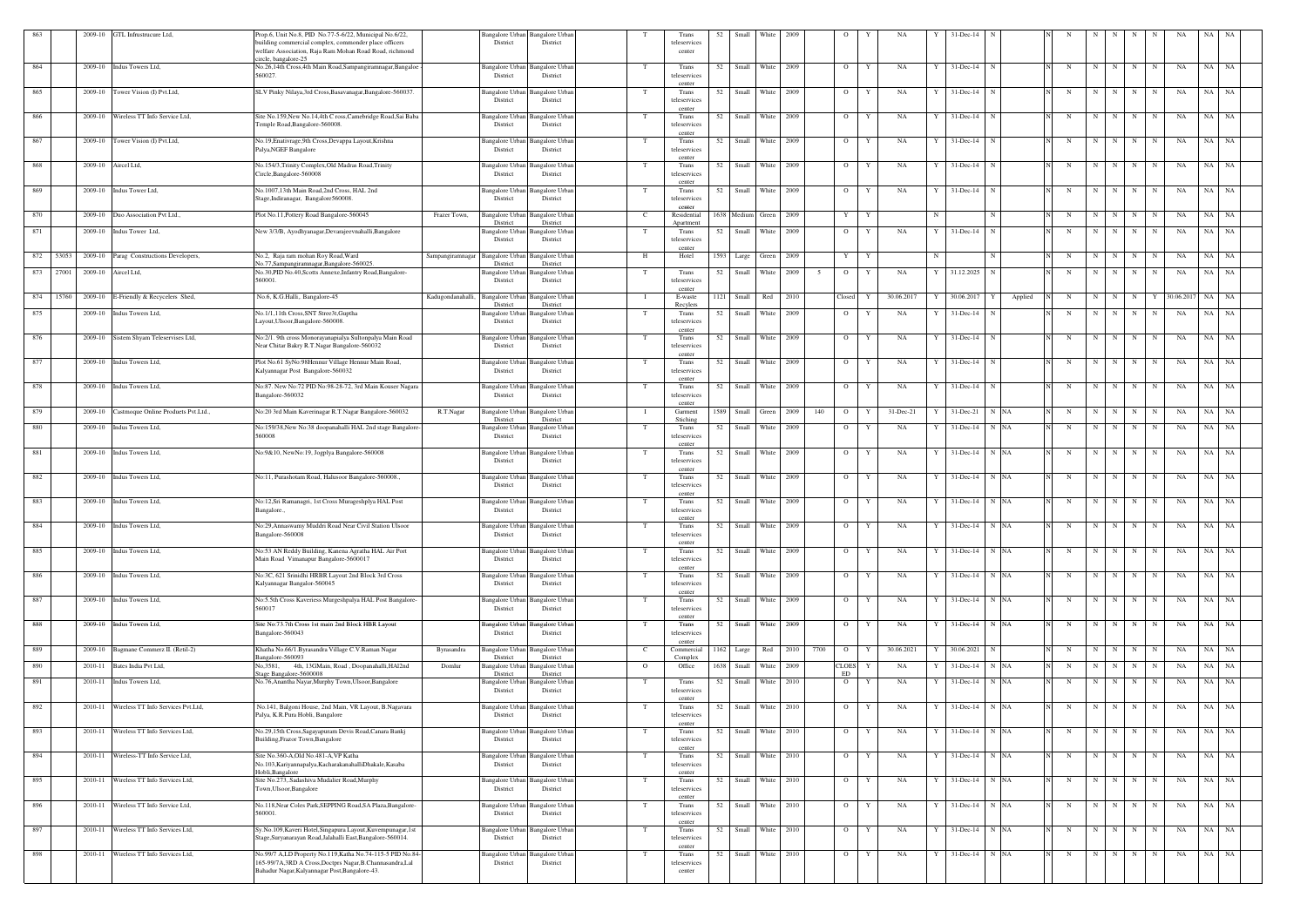| | | | | | | | | | | | | | | | | | | | | | | | | | | | | | | | |
|---|---|---|---|---|---|---|---|---|---|---|---|---|---|---|---|---|---|---|---|---|---|---|---|---|---|---|---|---|---|---|---|
| 863 | | 2009-10 | GTL Infrastrucure Ltd, | Prop.6, Unit No.8, PID No.77-5-6/22, Municipal No.6/22, building commercial complex, commonder place officers welfare Association, Raja Ram Mohan Road Road, richmond circle, bangalore-25 | | Bangalore Urban District | Bangalore Urban District | T | Trans teleservices center | 52 | Small | White | 2009 | | O | Y | NA | Y | 31-Dec-14 | N | | N | | N | N | N | N | N | NA | NA | NA |
| 864 | | 2009-10 | Indus Towers Ltd, | No.26,14th Cross,4th Main Road,Sampangiramnagar,Bangalore -560027. | | Bangalore Urban District | Bangalore Urban District | T | Trans teleservices center | 52 | Small | White | 2009 | | O | Y | NA | Y | 31-Dec-14 | N | | N | | N | N | N | N | N | NA | NA | NA |
| 865 | | 2009-10 | Tower Vision (I) Pvt.Ltd, | SLV Pinky Nilaya,3rd Cross,Basavanagar,Bangalore-560037. | | Bangalore Urban District | Bangalore Urban District | T | Trans teleservices center | 52 | Small | White | 2009 | | O | Y | NA | Y | 31-Dec-14 | N | | N | | N | N | N | N | N | NA | NA | NA |
| 866 | | 2009-10 | Wireless TT Info Service Ltd, | Site No.159,New No.14,4th C ross,Camebridge Road,Sai Baba Temple Road,Bangalore-560008. | | Bangalore Urban District | Bangalore Urban District | T | Trans teleservices center | 52 | Small | White | 2009 | | O | Y | NA | Y | 31-Dec-14 | N | | N | | N | N | N | N | N | NA | NA | NA |
| 867 | | 2009-10 | Tower Vision (I) Pvt.Ltd, | No.19,Enativrage,9th Cross,Devappa Layout,Krishna Palya,NGEF Bangalore | | Bangalore Urban District | Bangalore Urban District | T | Trans teleservices center | 52 | Small | White | 2009 | | O | Y | NA | Y | 31-Dec-14 | N | | N | | N | N | N | N | N | NA | NA | NA |
| 868 | | 2009-10 | Aircel Ltd, | No.154/3,Trinity Complex,Old Madras Road,Trinity Circle,Bangalore-560008 | | Bangalore Urban District | Bangalore Urban District | T | Trans teleservices center | 52 | Small | White | 2009 | | O | Y | NA | Y | 31-Dec-14 | N | | N | | N | N | N | N | N | NA | NA | NA |
| 869 | | 2009-10 | Indus Tower Ltd, | No.1007,13th Main Road,2nd Cross, HAL 2nd Stage,Indiranagar, Bangalore560008. | | Bangalore Urban District | Bangalore Urban District | T | Trans teleservices center | 52 | Small | White | 2009 | | O | Y | NA | Y | 31-Dec-14 | N | | N | | N | N | N | N | N | NA | NA | NA |
| 870 | | 2009-10 | Duo Association Pvt Ltd., | Plot No.11,Pottery Road Bangalore-560045 | Frazer Town, | Bangalore Urban District | Bangalore Urban District | C | Residential Apartment | 1638 | Medium | Green | 2009 | | Y | Y | | N | | N | | N | | N | N | N | N | N | NA | NA | NA |
| 871 | | 2009-10 | Indus Tower Ltd, | New 3/3/B, Ayodhyanagar,Devarajeevnahalli,Bangalore | | Bangalore Urban District | Bangalore Urban District | T | Trans teleservices center | 52 | Small | White | 2009 | | O | Y | NA | Y | 31-Dec-14 | N | | N | | N | N | N | N | N | NA | NA | NA |
| 872 | 53053 | 2009-10 | Parag Constructions Developers, | No.2, Raja ram mohan Roy Road,Ward No.77,Sampangiramnagar,Bangalore-560025. | Sampangiramnagar | Bangalore Urban District | Bangalore Urban District | H | Hotel | 1593 | Large | Green | 2009 | | Y | Y | | N | | N | | N | | N | N | N | N | N | NA | NA | NA |
| 873 | 27001 | 2009-10 | Aircel Ltd, | No.30,PID No.40,Scotts Annexe,Infantry Road,Bangalore-560001. | | Bangalore Urban District | Bangalore Urban District | T | Trans teleservices center | 52 | Small | White | 2009 | 5 | O | Y | NA | Y | 31.12.2025 | N | | N | | N | N | N | N | N | NA | NA | NA |
| 874 | 15760 | 2009-10 | E-Friendly & Recycelers Shed, | No.6, K.G.Halli, Bangalore-45 | Kadugondanahalli, | Bangalore Urban District | Bangalore Urban District | I | E-waste Recylers | 1121 | Small | Red | 2010 | | Closed | Y | 30.06.2017 | Y | 30.06.2017 | Y | Applied | N | | N | N | N | N | Y | 30.06.2017 | NA | NA |
| 875 | | 2009-10 | Indus Towers Ltd, | No.1/1,11th Cross,SNT Street,Guptha Layout,Ulsoor,Bangalore-560008. | | Bangalore Urban District | Bangalore Urban District | T | Trans teleservices center | 52 | Small | White | 2009 | | O | Y | NA | Y | 31-Dec-14 | N | | N | | N | N | N | N | N | NA | NA | NA |
| 876 | | 2009-10 | Sistem Shyam Teleservises Ltd, | No.2/1. 9th cross Monorayanapalya Sultonpalya Main Road Near Chitar Bakry R.T.Nagar Bangalore-560032 | | Bangalore Urban District | Bangalore Urban District | T | Trans teleservices center | 52 | Small | White | 2009 | | O | Y | NA | Y | 31-Dec-14 | N | | N | | N | N | N | N | N | NA | NA | NA |
| 877 | | 2009-10 | Indus Towers Ltd, | Plot No.61 SyNo.98Hennur Village Hennur Main Road, Kalyannagar Post Bangalore-560032 | | Bangalore Urban District | Bangalore Urban District | T | Trans teleservices center | 52 | Small | White | 2009 | | O | Y | NA | Y | 31-Dec-14 | N | | N | | N | N | N | N | N | NA | NA | NA |
| 878 | | 2009-10 | Indus Towers Ltd, | No.87. New No:72 PID No.98-28-72, 3rd Main Kouser Nagara Bangalore-560032 | | Bangalore Urban District | Bangalore Urban District | T | Trans teleservices center | 52 | Small | White | 2009 | | O | Y | NA | Y | 31-Dec-14 | N | | N | | N | N | N | N | N | NA | NA | NA |
| 879 | | 2009-10 | Castmoque Online Products Pvt.Ltd., | No.20 3rd Main Kaverinagar R.T.Nagar Bangalore-560032 | R.T.Nagar | Bangalore Urban District | Bangalore Urban District | I | Garment Stiching | 1589 | Small | Green | 2009 | 140 | O | Y | 31-Dec-21 | Y | 31-Dec-21 | N | NA | N | | N | N | N | N | N | NA | NA | NA |
| 880 | | 2009-10 | Indus Towers Ltd, | No.159/38,New No:38 doopanahalli HAL 2nd stage Bangalore-560008 | | Bangalore Urban District | Bangalore Urban District | T | Trans teleservices center | 52 | Small | White | 2009 | | O | Y | NA | Y | 31-Dec-14 | N | NA | N | | N | N | N | N | N | NA | NA | NA |
| 881 | | 2009-10 | Indus Towers Ltd, | No.9&10, NewNo:19, Jogplya Bangalore-560008 | | Bangalore Urban District | Bangalore Urban District | T | Trans teleservices center | 52 | Small | White | 2009 | | O | Y | NA | Y | 31-Dec-14 | N | NA | N | | N | N | N | N | N | NA | NA | NA |
| 882 | | 2009-10 | Indus Towers Ltd, | No.11, Purashotam Road, Halusoor Bangalore-560008., | | Bangalore Urban District | Bangalore Urban District | T | Trans teleservices center | 52 | Small | White | 2009 | | O | Y | NA | Y | 31-Dec-14 | N | NA | N | | N | N | N | N | N | NA | NA | NA |
| 883 | | 2009-10 | Indus Towers Ltd, | No.12,Sri Ramanagri, 1st Cross Murageshplya HAL Post Bangalore., | | Bangalore Urban District | Bangalore Urban District | T | Trans teleservices center | 52 | Small | White | 2009 | | O | Y | NA | Y | 31-Dec-14 | N | NA | N | | N | N | N | N | N | NA | NA | NA |
| 884 | | 2009-10 | Indus Towers Ltd, | No.29,Annaswamy Muddri Road Near Civil Station Ulsoor Bangalore-560008 | | Bangalore Urban District | Bangalore Urban District | T | Trans teleservices center | 52 | Small | White | 2009 | | O | Y | NA | Y | 31-Dec-14 | N | NA | N | | N | N | N | N | N | NA | NA | NA |
| 885 | | 2009-10 | Indus Towers Ltd, | No.53 AN Reddy Building, Kanena Agratha HAL Air Port Main Road Vimanapur Bangalore-5600017 | | Bangalore Urban District | Bangalore Urban District | T | Trans teleservices center | 52 | Small | White | 2009 | | O | Y | NA | Y | 31-Dec-14 | N | NA | N | | N | N | N | N | N | NA | NA | NA |
| 886 | | 2009-10 | Indus Towers Ltd, | No.3C, 621 Srinidhi HRBR Layout 2nd Block 3rd Cross Kalyannagar Bangalor-560045 | | Bangalore Urban District | Bangalore Urban District | T | Trans teleservices center | 52 | Small | White | 2009 | | O | Y | NA | Y | 31-Dec-14 | N | NA | N | | N | N | N | N | N | NA | NA | NA |
| 887 | | 2009-10 | Indus Towers Ltd, | No.5.5th Cross Kaveriess Murgeshpalya HAL Post Bangalore-560017 | | Bangalore Urban District | Bangalore Urban District | T | Trans teleservices center | 52 | Small | White | 2009 | | O | Y | NA | Y | 31-Dec-14 | N | NA | N | | N | N | N | N | N | NA | NA | NA |
| 888 | | 2009-10 | Indus Towers Ltd, | Site No.73.7th Cross 1st main 2nd Block HBR Layout Bangalore-560043 | | Bangalore Urban District | Bangalore Urban District | T | Trans teleservices center | 52 | Small | White | 2009 | | O | Y | NA | Y | 31-Dec-14 | N | NA | N | | N | N | N | N | N | NA | NA | NA |
| 889 | | 2009-10 | Bagmane Commerz II. (Retil-2) | Khatha No.66/1,Byrasandra Village C.V.Raman Nagar Bangalore-560093 | Byrasandra | Bangalore Urban District | Bangalore Urban District | C | Commercial Complex | 1162 | Large | Red | 2010 | 7700 | O | Y | 30.06.2021 | Y | 30.06.2021 | N | | N | | N | N | N | N | N | NA | NA | NA |
| 890 | | 2010-11 | Bates India Pvt Ltd, | No.3581, 4th, 13GMain, Road , Doopanahalli,HAl2nd Stage Bangalore-5600008 | Domlur | Bangalore Urban District | Bangalore Urban District | O | Office | 1638 | Small | White | 2009 | | CLOES ED | Y | NA | Y | 31-Dec-14 | N | NA | N | | N | N | N | N | N | NA | NA | NA |
| 891 | | 2010-11 | Indus Towers Ltd, | No.76,Anantha Nayar,Murphy Town,Ulsoor,Bangalore | | Bangalore Urban District | Bangalore Urban District | T | Trans teleservices center | 52 | Small | White | 2010 | | O | Y | NA | Y | 31-Dec-14 | N | NA | N | | N | N | N | N | N | NA | NA | NA |
| 892 | | 2010-11 | Wireless TT Info Services Pvt.Ltd, | No.141, Balgoni House, 2nd Main, VR Layout, B.Nagavara Palya, K.R.Pura Hobli, Bangalore | | Bangalore Urban District | Bangalore Urban District | T | Trans teleservices center | 52 | Small | White | 2010 | | O | Y | NA | Y | 31-Dec-14 | N | NA | N | | N | N | N | N | N | NA | NA | NA |
| 893 | | 2010-11 | Wireless TT Info Services Ltd, | No.29,15th Cross,Sagayapuram Devis Road,Canara Bankj Building,Frazor Town,Bangalore | | Bangalore Urban District | Bangalore Urban District | T | Trans teleservices center | 52 | Small | White | 2010 | | O | Y | NA | Y | 31-Dec-14 | N | NA | N | | N | N | N | N | N | NA | NA | NA |
| 894 | | 2010-11 | Wireless-TT Info Service Ltd, | Site No.360-A,Old No.481-A,VP Katha No.103,Kariyannapalya,KacharakanahalliDhakale,Kasaba Hobli,Bangalore | | Bangalore Urban District | Bangalore Urban District | T | Trans teleservices center | 52 | Small | White | 2010 | | O | Y | NA | Y | 31-Dec-14 | N | NA | N | | N | N | N | N | N | NA | NA | NA |
| 895 | | 2010-11 | Wireless TT Info Services Ltd, | Site No.273, Sadashiva Mudalier Road,Murphy Town,Ulsoor,Bangalore | | Bangalore Urban District | Bangalore Urban District | T | Trans teleservices center | 52 | Small | White | 2010 | | O | Y | NA | Y | 31-Dec-14 | N | NA | N | | N | N | N | N | N | NA | NA | NA |
| 896 | | 2010-11 | Wireless TT Info Service Ltd, | No.118,Near Coles Park,SEPPING Road,SA Plaza,Bangalore-560001. | | Bangalore Urban District | Bangalore Urban District | T | Trans teleservices center | 52 | Small | White | 2010 | | O | Y | NA | Y | 31-Dec-14 | N | NA | N | | N | N | N | N | N | NA | NA | NA |
| 897 | | 2010-11 | Wireless TT Info Services Ltd, | Sy.No.109,Kaveri Hotel,Singapura Layout,Kuvempunagar,1st Stage,Suryanarayan Road,Jalahalli East,Bangalore-560014. | | Bangalore Urban District | Bangalore Urban District | T | Trans teleservices center | 52 | Small | White | 2010 | | O | Y | NA | Y | 31-Dec-14 | N | NA | N | | N | N | N | N | N | NA | NA | NA |
| 898 | | 2010-11 | Wireless TT Info Services Ltd, | No.99/7 A,LD Property No.119,Katha No.74-115-5 PID No.84-165-99/7A,3RD A Cross,Doctprs Nagar,B.Channasandra,Lal Bahadur Nagar,Kalyannagar Post,Bangalore-43. | | Bangalore Urban District | Bangalore Urban District | T | Trans teleservices center | 52 | Small | White | 2010 | | O | Y | NA | Y | 31-Dec-14 | N | NA | N | | N | N | N | N | N | NA | NA | NA |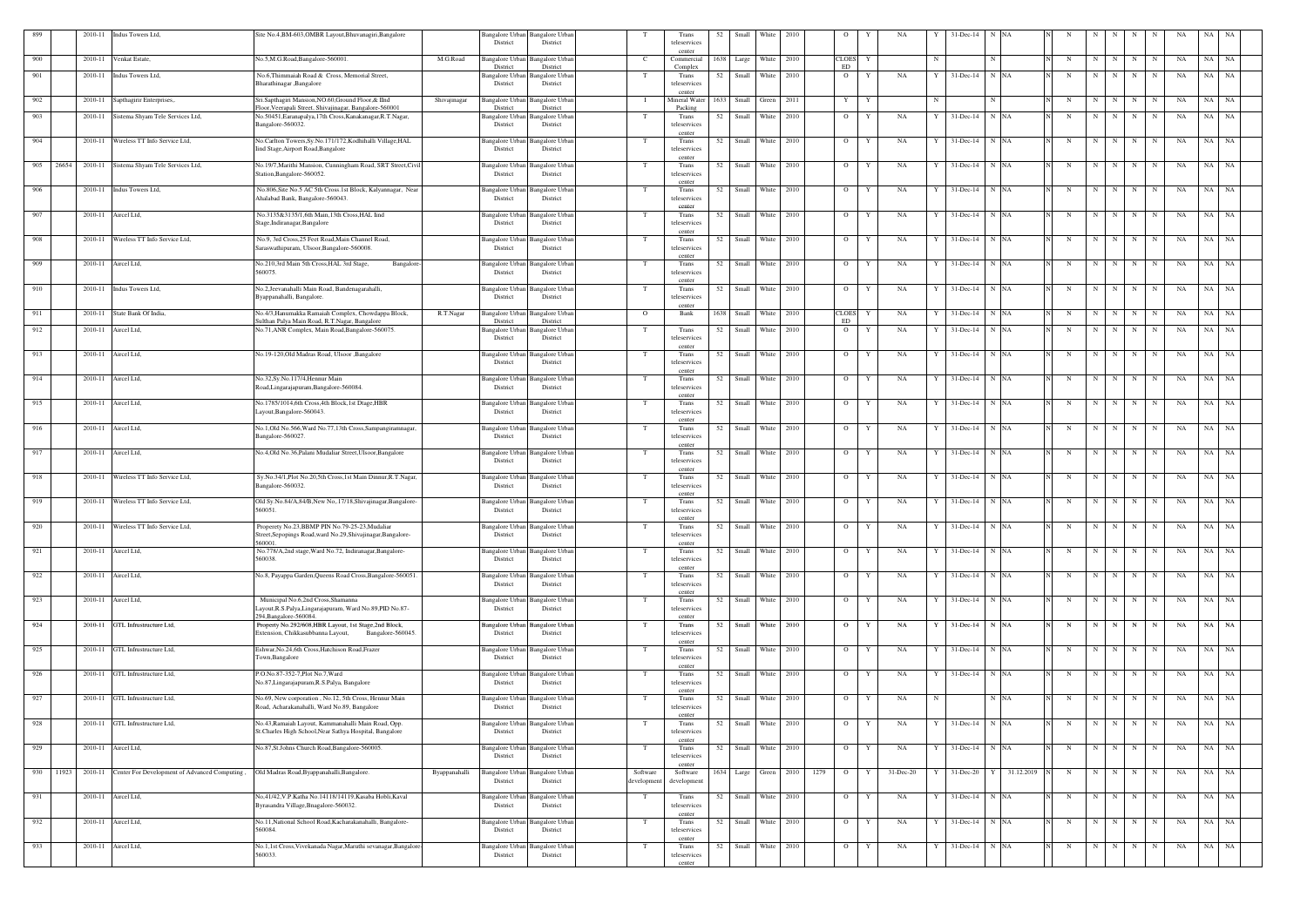| 899 | | 2010-11 | Indus Towers Ltd, | Site No.4,BM-603,OMBR Layout,Bhuvanagiri,Bangalore | | Bangalore Urban District | Bangalore Urban District | | T | Trans teleservices center | 52 | Small | White | 2010 | | O | Y | NA | Y | 31-Dec-14 | N | NA | N | N | N | N | N | N | NA | NA | NA |
|---|---|---|---|---|---|---|---|---|---|---|---|---|---|---|---|---|---|---|---|---|---|---|---|---|---|---|---|---|---|---|---|---|
| 900 | | 2010-11 | Venkat Estate, | No.5,M.G.Road,Bangalore-560001. | M.G.Road | Bangalore Urban District | Bangalore Urban District | | C | Commercial Complex | 1638 | Large | White | 2010 | | CLOESED | Y | | N | | N | | N | N | N | N | N | N | NA | NA | NA |
| 901 | | 2010-11 | Indus Towers Ltd, | No.6,Thimmaiah Road & Cross, Memorial Street, Bharathinagar ,Bangalore | | Bangalore Urban District | Bangalore Urban District | | T | Trans teleservices center | 52 | Small | White | 2010 | | O | Y | NA | Y | 31-Dec-14 | N | NA | N | N | N | N | N | N | NA | NA | NA |
| 902 | | 2010-11 | Sapthagirir Enterprises,. | Sri.Sapthagiri Mansion,NO.60,Ground Floor,& IInd Floor,Veerapali Street, Shivajinagar, Bangalore-560001 | Shivajinagar | Bangalore Urban District | Bangalore Urban District | | I | Mineral Water Packing | 1633 | Small | Green | 2011 | | Y | Y | | N | | N | | N | N | N | N | N | N | NA | NA | NA |
| 903 | | 2010-11 | Sistema Shyam Tele Services Ltd, | No.50451,Earanapalya,17th Cross,Kanakanagar,R.T.Nagar, Bangalore-560032. | | Bangalore Urban District | Bangalore Urban District | | T | Trans teleservices center | 52 | Small | White | 2010 | | O | Y | NA | Y | 31-Dec-14 | N | NA | N | N | N | N | N | N | NA | NA | NA |
| 904 | | 2010-11 | Wireless TT Info Service Ltd, | No.Carlton Towers,Sy.No.171/172,Kodhihalli Village,HAL IInd Stage,Airport Road,Bangalore | | Bangalore Urban District | Bangalore Urban District | | T | Trans teleservices center | 52 | Small | White | 2010 | | O | Y | NA | Y | 31-Dec-14 | N | NA | N | N | N | N | N | N | NA | NA | NA |
| 905 | 26654 | 2010-11 | Sistema Shyam Tele Services Ltd, | No.19/7,Marithi Mansion, Cunningham Road, SRT Street,Civil Station,Bangalore-560052. | | Bangalore Urban District | Bangalore Urban District | | T | Trans teleservices center | 52 | Small | White | 2010 | | O | Y | NA | Y | 31-Dec-14 | N | NA | N | N | N | N | N | N | NA | NA | NA |
| 906 | | 2010-11 | Indus Towers Ltd, | No.806,Site No.5 AC 5th Cross.1st Block, Kalyannagar, Near Ahalabad Bank, Bangalore-560043. | | Bangalore Urban District | Bangalore Urban District | | T | Trans teleservices center | 52 | Small | White | 2010 | | O | Y | NA | Y | 31-Dec-14 | N | NA | N | N | N | N | N | N | NA | NA | NA |
| 907 | | 2010-11 | Aircel Ltd, | No.3135&3135/1,6th Main,13th Cross,HAL IInd Stage,Indiranagar,Bangalore | | Bangalore Urban District | Bangalore Urban District | | T | Trans teleservices center | 52 | Small | White | 2010 | | O | Y | NA | Y | 31-Dec-14 | N | NA | N | N | N | N | N | N | NA | NA | NA |
| 908 | | 2010-11 | Wireless TT Info Service Ltd, | No.9, 3rd Cross,25 Feet Road,Main Channel Road, Saraswathipuram, Ulsoor,Bangalore-560008. | | Bangalore Urban District | Bangalore Urban District | | T | Trans teleservices center | 52 | Small | White | 2010 | | O | Y | NA | Y | 31-Dec-14 | N | NA | N | N | N | N | N | N | NA | NA | NA |
| 909 | | 2010-11 | Aircel Ltd, | No.210,3rd Main 5th Cross,HAL 3rd Stage, Bangalore-560075. | | Bangalore Urban District | Bangalore Urban District | | T | Trans teleservices center | 52 | Small | White | 2010 | | O | Y | NA | Y | 31-Dec-14 | N | NA | N | N | N | N | N | N | NA | NA | NA |
| 910 | | 2010-11 | Indus Towers Ltd, | No.2,Jeevanahalli Main Road, Bandenagarahalli, Byappanahalli, Bangalore. | | Bangalore Urban District | Bangalore Urban District | | T | Trans teleservices center | 52 | Small | White | 2010 | | O | Y | NA | Y | 31-Dec-14 | N | NA | N | N | N | N | N | N | NA | NA | NA |
| 911 | | 2010-11 | State Bank Of India, | No.4/3,Hanumakka Ramaiah Complex, Chowdappa Block, Sulthan Palya Main Road, R.T.Nagar, Bangalore | R.T.Nagar | Bangalore Urban District | Bangalore Urban District | | O | Bank | 1638 | Small | White | 2010 | | CLOESED | Y | NA | Y | 31-Dec-14 | N | NA | N | N | N | N | N | N | NA | NA | NA |
| 912 | | 2010-11 | Aircel Ltd, | No.71,ANR Complex, Main Road,Bangalore-560075. | | Bangalore Urban District | Bangalore Urban District | | T | Trans teleservices center | 52 | Small | White | 2010 | | O | Y | NA | Y | 31-Dec-14 | N | NA | N | N | N | N | N | N | NA | NA | NA |
| 913 | | 2010-11 | Aircel Ltd, | No.19-120,Old Madras Road, Ulsoor ,Bangalore | | Bangalore Urban District | Bangalore Urban District | | T | Trans teleservices center | 52 | Small | White | 2010 | | O | Y | NA | Y | 31-Dec-14 | N | NA | N | N | N | N | N | N | NA | NA | NA |
| 914 | | 2010-11 | Aircel Ltd, | No.32,Sy.No.117/4,Hennur Main Road,Lingarajapuram,Bangalore-560084. | | Bangalore Urban District | Bangalore Urban District | | T | Trans teleservices center | 52 | Small | White | 2010 | | O | Y | NA | Y | 31-Dec-14 | N | NA | N | N | N | N | N | N | NA | NA | NA |
| 915 | | 2010-11 | Aircel Ltd, | No.1785/1014,6th Cross,4th Block,1st Drage,HBR Layout,Bangalore-560043. | | Bangalore Urban District | Bangalore Urban District | | T | Trans teleservices center | 52 | Small | White | 2010 | | O | Y | NA | Y | 31-Dec-14 | N | NA | N | N | N | N | N | N | NA | NA | NA |
| 916 | | 2010-11 | Aircel Ltd, | No.1,Old No.566,Ward No.77,13th Cross,Sampangiramnagar, Bangalore-560027. | | Bangalore Urban District | Bangalore Urban District | | T | Trans teleservices center | 52 | Small | White | 2010 | | O | Y | NA | Y | 31-Dec-14 | N | NA | N | N | N | N | N | N | NA | NA | NA |
| 917 | | 2010-11 | Aircel Ltd, | No.4,Old No.36,Palani Mudaliar Street,Ulsoor,Bangalore | | Bangalore Urban District | Bangalore Urban District | | T | Trans teleservices center | 52 | Small | White | 2010 | | O | Y | NA | Y | 31-Dec-14 | N | NA | N | N | N | N | N | N | NA | NA | NA |
| 918 | | 2010-11 | Wireless TT Info Service Ltd, | Sy.No.34/1,Plot No.20,5th Cross,1st Main Dinnur,R.T.Nagar, Bangalore-560032. | | Bangalore Urban District | Bangalore Urban District | | T | Trans teleservices center | 52 | Small | White | 2010 | | O | Y | NA | Y | 31-Dec-14 | N | NA | N | N | N | N | N | N | NA | NA | NA |
| 919 | | 2010-11 | Wireless TT Info Service Ltd, | Old Sy.No.84/A,84/B,New No,.17/18,Shivajinagar,Bangalore-560051. | | Bangalore Urban District | Bangalore Urban District | | T | Trans teleservices center | 52 | Small | White | 2010 | | O | Y | NA | Y | 31-Dec-14 | N | NA | N | N | N | N | N | N | NA | NA | NA |
| 920 | | 2010-11 | Wireless TT Info Service Ltd, | Properety No.23,BBMP PIN No.79-25-23,Mudaliar Street,Sepopings Road,ward No.29,Shivajinagar,Bangalore-560001. | | Bangalore Urban District | Bangalore Urban District | | T | Trans teleservices center | 52 | Small | White | 2010 | | O | Y | NA | Y | 31-Dec-14 | N | NA | N | N | N | N | N | N | NA | NA | NA |
| 921 | | 2010-11 | Aircel Ltd, | No.778/A,2nd stage,Ward No.72, Indiranagar,Bangalore-560038. | | Bangalore Urban District | Bangalore Urban District | | T | Trans teleservices center | 52 | Small | White | 2010 | | O | Y | NA | Y | 31-Dec-14 | N | NA | N | N | N | N | N | N | NA | NA | NA |
| 922 | | 2010-11 | Aircel Ltd, | No.8, Payappa Garden,Queens Road Cross,Bangalore-560051. | | Bangalore Urban District | Bangalore Urban District | | T | Trans teleservices center | 52 | Small | White | 2010 | | O | Y | NA | Y | 31-Dec-14 | N | NA | N | N | N | N | N | N | NA | NA | NA |
| 923 | | 2010-11 | Aircel Ltd, | Municipal No.6,2nd Cross,Shamanna Layout,R.S.Palya,Lingarajapuram, Ward No.89,PID No.87-294,Bangalore-560084. | | Bangalore Urban District | Bangalore Urban District | | T | Trans teleservices center | 52 | Small | White | 2010 | | O | Y | NA | Y | 31-Dec-14 | N | NA | N | N | N | N | N | N | NA | NA | NA |
| 924 | | 2010-11 | GTL Infrustructure Ltd, | Property No.292/608,HBR Layout, 1st Stage,2nd Block, Extension, Chikkasubbanna Layout, Bangalore-560045. | | Bangalore Urban District | Bangalore Urban District | | T | Trans teleservices center | 52 | Small | White | 2010 | | O | Y | NA | Y | 31-Dec-14 | N | NA | N | N | N | N | N | N | NA | NA | NA |
| 925 | | 2010-11 | GTL Infrustructure Ltd, | Eshwar,No.24,6th Cross,Hatchison Road,Frazer Town,Bangalore | | Bangalore Urban District | Bangalore Urban District | | T | Trans teleservices center | 52 | Small | White | 2010 | | O | Y | NA | Y | 31-Dec-14 | N | NA | N | N | N | N | N | N | NA | NA | NA |
| 926 | | 2010-11 | GTL Infrustructure Ltd, | P.O.No.87-352-7,Plot No.7,Ward No.87,Lingarajapuram,R.S.Palya, Bangalore | | Bangalore Urban District | Bangalore Urban District | | T | Trans teleservices center | 52 | Small | White | 2010 | | O | Y | NA | Y | 31-Dec-14 | N | NA | N | N | N | N | N | N | NA | NA | NA |
| 927 | | 2010-11 | GTL Infrustructure Ltd, | No.69, New corporation , No.12, 5th Cross, Hennur Main Road, Acharakanahalli, Ward No.89, Bangalore | | Bangalore Urban District | Bangalore Urban District | | T | Trans teleservices center | 52 | Small | White | 2010 | | O | Y | NA | N | | N | NA | N | N | N | N | N | N | NA | NA | NA |
| 928 | | 2010-11 | GTL Infrustructure Ltd, | No.43,Ramaiah Layout, Kammanahalli Main Road, Opp. St.Charles High School,Near Sathya Hospital, Bangalore | | Bangalore Urban District | Bangalore Urban District | | T | Trans teleservices center | 52 | Small | White | 2010 | | O | Y | NA | Y | 31-Dec-14 | N | NA | N | N | N | N | N | N | NA | NA | NA |
| 929 | | 2010-11 | Aircel Ltd, | No.87,St.Johns Church Road,Bangalore-560005. | | Bangalore Urban District | Bangalore Urban District | | T | Trans teleservices center | 52 | Small | White | 2010 | | O | Y | NA | Y | 31-Dec-14 | N | NA | N | N | N | N | N | N | NA | NA | NA |
| 930 | 11923 | 2010-11 | Center For Development of Advanced Computing , | Old Madras Road,Byappanahalli,Bangalore. | Byappanahalli | Bangalore Urban District | Bangalore Urban District | | Software development | Software development | 1634 | Large | Green | 2010 | 1279 | O | Y | 31-Dec-20 | Y | 31-Dec-20 | Y | 31.12.2019 | N | N | N | N | N | N | NA | NA | NA |
| 931 | | 2010-11 | Aircel Ltd, | No,41/42,V.P.Katha No.14118/14119,Kasaba Hobli,Kaval Byrasandra Village,Bnagalore-560032. | | Bangalore Urban District | Bangalore Urban District | | T | Trans teleservices center | 52 | Small | White | 2010 | | O | Y | NA | Y | 31-Dec-14 | N | NA | N | N | N | N | N | N | NA | NA | NA |
| 932 | | 2010-11 | Aircel Ltd, | No.11,National School Road,Kacharakanahalli, Bangalore-560084. | | Bangalore Urban District | Bangalore Urban District | | T | Trans teleservices center | 52 | Small | White | 2010 | | O | Y | NA | Y | 31-Dec-14 | N | NA | N | N | N | N | N | N | NA | NA | NA |
| 933 | | 2010-11 | Aircel Ltd, | No.1,1st Cross,Vivekanada Nagar,Maruthi sevanagar,Bangalore-560033. | | Bangalore Urban District | Bangalore Urban District | | T | Trans teleservices center | 52 | Small | White | 2010 | | O | Y | NA | Y | 31-Dec-14 | N | NA | N | N | N | N | N | N | NA | NA | NA |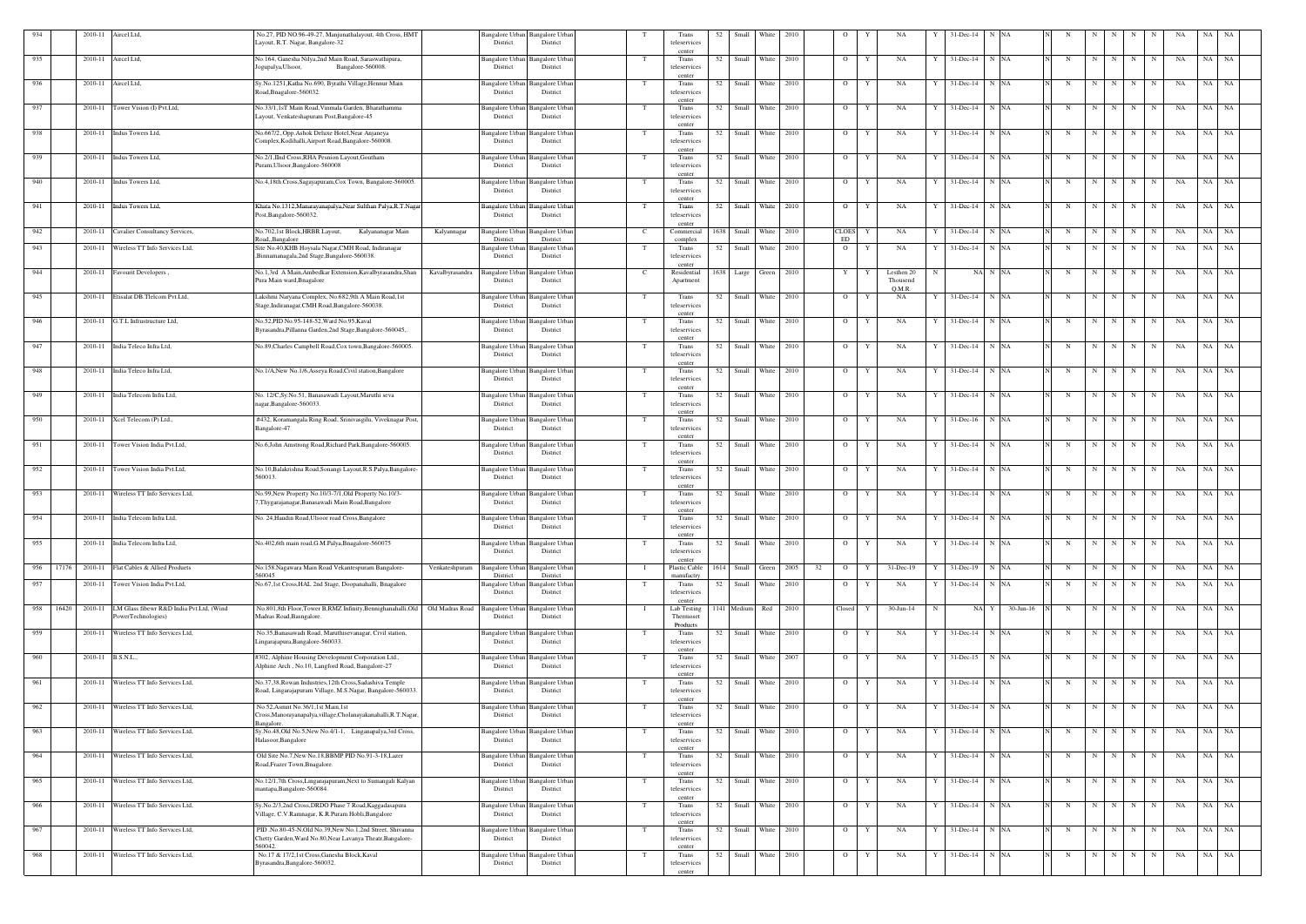| 934 | | 2010-11 | Aircel Ltd, | No.27, PID NO.96-49-27, Manjunathalayout, 4th Cross, HMT Layout, R.T. Nagar, Bangalore-32 | | Bangalore Urban District | Bangalore Urban District | | T | Trans teleservices center | 52 | Small | White | 2010 | | O | Y | NA | Y | 31-Dec-14 | N | NA | | N | N | N | N | N | N | NA | NA | NA |
|---|---|---|---|---|---|---|---|---|---|---|---|---|---|---|---|---|---|---|---|---|---|---|---|---|---|---|---|---|---|---|---|---|
| 935 | | 2010-11 | Aircel Ltd, | No.164, Ganesha Nilya,2nd Main Road, Saraswathipura, Jogupalya,Ulsoor, Bangalore-560008. | | Bangalore Urban District | Bangalore Urban District | | T | Trans teleservices center | 52 | Small | White | 2010 | | O | Y | NA | Y | 31-Dec-14 | N | NA | | N | N | N | N | N | N | NA | NA | NA |
| 936 | | 2010-11 | Aircel Ltd, | Sy.No.1251,Katha No.690, Byrathi Village,Hennur Main Road,Bnagalore-560032. | | Bangalore Urban District | Bangalore Urban District | | T | Trans teleservices center | 52 | Small | White | 2010 | | O | Y | NA | Y | 31-Dec-14 | N | NA | | N | N | N | N | N | N | NA | NA | NA |
| 937 | | 2010-11 | Tower Vision (I) Pvt.Ltd, | No.33/1,1sT Main Road,Vimmala Garden, Bharathamma Layout, Venkateshapuram Post,Bangalore-45 | | Bangalore Urban District | Bangalore Urban District | | T | Trans teleservices center | 52 | Small | White | 2010 | | O | Y | NA | Y | 31-Dec-14 | N | NA | | N | N | N | N | N | N | NA | NA | NA |
| 938 | | 2010-11 | Indus Towers Ltd, | No.667/2,,Opp.Ashok Deluxe Hotel,Near Anjaneya Complex,Kodihalli,Airport Road,Bangalore-560008. | | Bangalore Urban District | Bangalore Urban District | | T | Trans teleservices center | 52 | Small | White | 2010 | | O | Y | NA | Y | 31-Dec-14 | N | NA | | N | N | N | N | N | N | NA | NA | NA |
| 939 | | 2010-11 | Indus Towers Ltd, | No.2/1,IInd Cross,RHA Pesnion Layout,Goutham Puram,Ulsoor,Bangalore-560008 | | Bangalore Urban District | Bangalore Urban District | | T | Trans teleservices center | 52 | Small | White | 2010 | | O | Y | NA | Y | 31-Dec-14 | N | NA | | N | N | N | N | N | N | NA | NA | NA |
| 940 | | 2010-11 | Indus Towers Ltd, | No.4,18th Cross,Sagayapuram,Cox Town, Bangalore-560005. | | Bangalore Urban District | Bangalore Urban District | | T | Trans teleservices center | 52 | Small | White | 2010 | | O | Y | NA | Y | 31-Dec-14 | N | NA | | N | N | N | N | N | N | NA | NA | NA |
| 941 | | 2010-11 | Indus Towers Ltd, | Khata No.1312,Manarayanapalya,Near Sulthan Palya,R.T.Nagar Post,Bangalore-560032. | | Bangalore Urban District | Bangalore Urban District | | T | Trans teleservices center | 52 | Small | White | 2010 | | O | Y | NA | Y | 31-Dec-14 | N | NA | | N | N | N | N | N | N | NA | NA | NA |
| 942 | | 2010-11 | Cavalier Consultancy Services, | No.702,1st Block,HRBR Layout, Kalyananagar Main Road,,Bangalore | Kalyannagar | Bangalore Urban District | Bangalore Urban District | | C | Commercial complex | 1638 | Small | White | 2010 | | CLOSED | Y | NA | Y | 31-Dec-14 | N | NA | | N | N | N | N | N | N | NA | NA | NA |
| 943 | | 2010-11 | Wireless TT Info Services Ltd, | Site No.40,KHB Hoysala Nagar,CMH Road, Indiranagar ,Binnamanagala,2nd Stage,Bangalore-560038. | | Bangalore Urban District | Bangalore Urban District | | T | Trans teleservices center | 52 | Small | White | 2010 | | O | Y | NA | Y | 31-Dec-14 | N | NA | | N | N | N | N | N | N | NA | NA | NA |
| 944 | | 2010-11 | Favourit Developers , | No.1,3rd A Main,Ambedkar Extension,Kavalbyrasandra,Shan Pura Main ward,Bnagalore | Kavalbyrasandra | Bangalore Urban District | Bangalore Urban District | | C | Residential Apartment | 1638 | Large | Green | 2010 | | Y | Y | Lesthen 20 Thousend Q.M.R. | N | | NA | N | NA | N | N | N | N | N | N | NA | NA | NA |
| 945 | | 2010-11 | Etisalat DB Tlelcom Pvt.Ltd, | Lakshmi Naryana Complex, No.682,9th A Main Road,1st Stage,Indiranagar,CMH Road,Bangalore-560038. | | Bangalore Urban District | Bangalore Urban District | | T | Trans teleservices center | 52 | Small | White | 2010 | | O | Y | NA | Y | 31-Dec-14 | N | NA | | N | N | N | N | N | N | NA | NA | NA |
| 946 | | 2010-11 | G.T.L Infrastructure Ltd, | No.52,PID No.95-148-52,Ward No.95,Kaval Byrasandra,Pillanna Garden,2nd Stage,Bangalore-560045,. | | Bangalore Urban District | Bangalore Urban District | | T | Trans teleservices center | 52 | Small | White | 2010 | | O | Y | NA | Y | 31-Dec-14 | N | NA | | N | N | N | N | N | N | NA | NA | NA |
| 947 | | 2010-11 | India Teleco Infra Ltd, | No.89,Charles Campbell Road,Cox town,Bangalore-560005. | | Bangalore Urban District | Bangalore Urban District | | T | Trans teleservices center | 52 | Small | White | 2010 | | O | Y | NA | Y | 31-Dec-14 | N | NA | | N | N | N | N | N | N | NA | NA | NA |
| 948 | | 2010-11 | India Teleco Infra Ltd, | No.1/A,New No.1/6,Asseya Road,Civil station,Bangalore | | Bangalore Urban District | Bangalore Urban District | | T | Trans teleservices center | 52 | Small | White | 2010 | | O | Y | NA | Y | 31-Dec-14 | N | NA | | N | N | N | N | N | N | NA | NA | NA |
| 949 | | 2010-11 | India Telecom Infra Ltd, | No. 12/C,Sy.No.51, Banasawadi Layout,Maruthi seva nagar,Bangalore-560033. | | Bangalore Urban District | Bangalore Urban District | | T | Trans teleservices center | 52 | Small | White | 2010 | | O | Y | NA | Y | 31-Dec-14 | N | NA | | N | N | N | N | N | N | NA | NA | NA |
| 950 | | 2010-11 | Xcel Telecom (P) Ltd., | #432, Koramangala Ring Road, Srinivasgilu, Viveknagar Post, Bangalore-47 | | Bangalore Urban District | Bangalore Urban District | | T | Trans teleservices center | 52 | Small | White | 2010 | | O | Y | NA | Y | 31-Dec-16 | N | NA | | N | N | N | N | N | N | NA | NA | NA |
| 951 | | 2010-11 | Tower Vision India Pvt.Ltd, | No.6,John Amstrong Road,Richard Park,Bangalore-560005. | | Bangalore Urban District | Bangalore Urban District | | T | Trans teleservices center | 52 | Small | White | 2010 | | O | Y | NA | Y | 31-Dec-14 | N | NA | | N | N | N | N | N | N | NA | NA | NA |
| 952 | | 2010-11 | Tower Vision India Pvt.Ltd, | No.10,Balakrishna Road,Sonangi Layout,R.S.Palya,Bangalore-560013. | | Bangalore Urban District | Bangalore Urban District | | T | Trans teleservices center | 52 | Small | White | 2010 | | O | Y | NA | Y | 31-Dec-14 | N | NA | | N | N | N | N | N | N | NA | NA | NA |
| 953 | | 2010-11 | Wireless TT Info Services Ltd, | No.99,New Property No.10/3-7/1,Old Property No.10/3-7,Thygarajanagar,Banasawadi Main Road,Bangalore | | Bangalore Urban District | Bangalore Urban District | | T | Trans teleservices center | 52 | Small | White | 2010 | | O | Y | NA | Y | 31-Dec-14 | N | NA | | N | N | N | N | N | N | NA | NA | NA |
| 954 | | 2010-11 | India Telecom Infra Ltd, | No. 24,Handin Road,Ulsoor road Cross,Bangalore | | Bangalore Urban District | Bangalore Urban District | | T | Trans teleservices center | 52 | Small | White | 2010 | | O | Y | NA | Y | 31-Dec-14 | N | NA | | N | N | N | N | N | N | NA | NA | NA |
| 955 | | 2010-11 | India Telecom Infra Ltd, | No.402,6th main road,G.M.Palya,Bnagalore-560075 | | Bangalore Urban District | Bangalore Urban District | | T | Trans teleservices center | 52 | Small | White | 2010 | | O | Y | NA | Y | 31-Dec-14 | N | NA | | N | N | N | N | N | N | NA | NA | NA |
| 956 | 17176 | 2010-11 | Flat Cables & Allied Products | No.158,Nagawara Main Road Vekantespuram Bangalore-560045 | Venkateshpuram | Bangalore Urban District | Bangalore Urban District | | I | Plastic Cable manufactry | 1614 | Small | Green | 2005 | 32 | O | Y | 31-Dec-19 | Y | 31-Dec-19 | N | NA | | N | N | N | N | N | N | NA | NA | NA |
| 957 | | 2010-11 | Tower Vision India Pvt.Ltd, | No.67,1st Cross,HAL 2nd Stage, Doopanahalli, Bnagalore | | Bangalore Urban District | Bangalore Urban District | | T | Trans teleservices center | 52 | Small | White | 2010 | | O | Y | NA | Y | 31-Dec-14 | N | NA | | N | N | N | N | N | N | NA | NA | NA |
| 958 | 16420 | 2010-11 | LM Glass fibewr R&D India Pvt.Ltd, (Wind PowerTechnologies) | No.801,8th Floor,Tower B,RMZ Infinity,Bennighanahalli,Old Madras Road,Basngalore. | Old Madras Road | Bangalore Urban District | Bangalore Urban District | | I | Lab Testing Thermoset Products | 1141 | Medium | Red | 2010 | | Closed | Y | 30-Jun-14 | N | | NA | Y | 30-Jun-16 | N | N | N | N | N | N | NA | NA | NA |
| 959 | | 2010-11 | Wireless TT Info Services Ltd, | No.35,Banaswadi Road, Maruthisevanagar, Civil station, Lingarajapura,Bangalore-560033. | | Bangalore Urban District | Bangalore Urban District | | T | Trans teleservices center | 52 | Small | White | 2010 | | O | Y | NA | Y | 31-Dec-14 | N | NA | | N | N | N | N | N | N | NA | NA | NA |
| 960 | | 2010-11 | B.S.N.L., | #302, Alphine Housing Development Corporation Ltd., Alphine Arch , No.10, Langford Road, Bangalore-27 | | Bangalore Urban District | Bangalore Urban District | | T | Trans teleservices center | 52 | Small | White | 2007 | | O | Y | NA | Y | 31-Dec-15 | N | NA | | N | N | N | N | N | N | NA | NA | NA |
| 961 | | 2010-11 | Wireless TT Info Services Ltd, | No.37,38,Rowan Industries,12th Cross,Sadashiva Temple Road, Lingarajapuram Village, M.S.Nagar, Bangalore-560033. | | Bangalore Urban District | Bangalore Urban District | | T | Trans teleservices center | 52 | Small | White | 2010 | | O | Y | NA | Y | 31-Dec-14 | N | NA | | N | N | N | N | N | N | NA | NA | NA |
| 962 | | 2010-11 | Wireless TT Info Services Ltd, | No.52,Asmnt No.36/1,1st Main,1st Cross,Manorayanapalya,village,Cholanayakanahalli,R.T.Nagar, Bangalore. | | Bangalore Urban District | Bangalore Urban District | | T | Trans teleservices center | 52 | Small | White | 2010 | | O | Y | NA | Y | 31-Dec-14 | N | NA | | N | N | N | N | N | N | NA | NA | NA |
| 963 | | 2010-11 | Wireless TT Info Services Ltd, | Sy.No.48,Old No.5,New No.4/1-1, Linganapalya,3rd Cross, Halasoor,Bangalore | | Bangalore Urban District | Bangalore Urban District | | T | Trans teleservices center | 52 | Small | White | 2010 | | O | Y | NA | Y | 31-Dec-14 | N | NA | | N | N | N | N | N | N | NA | NA | NA |
| 964 | | 2010-11 | Wireless TT Info Services Ltd, | Old Site No.7,New No.18,BBMP PID No.91-3-18,Lazer Road,Frazer Town,Bnagalore. | | Bangalore Urban District | Bangalore Urban District | | T | Trans teleservices center | 52 | Small | White | 2010 | | O | Y | NA | Y | 31-Dec-14 | N | NA | | N | N | N | N | N | N | NA | NA | NA |
| 965 | | 2010-11 | Wireless TT Info Services Ltd, | No.12/1,7th Cross,Lingarajapuram,Next to Sumangali Kalyan mantapa,Bangalore-560084. | | Bangalore Urban District | Bangalore Urban District | | T | Trans teleservices center | 52 | Small | White | 2010 | | O | Y | NA | Y | 31-Dec-14 | N | NA | | N | N | N | N | N | N | NA | NA | NA |
| 966 | | 2010-11 | Wireless TT Info Services Ltd, | Sy.No.2/3,2nd Cross,DRDO Phase 7 Road,Kaggadasapura Village, C.V.Ramnagar, K.R.Puram Hobli,Bangalore | | Bangalore Urban District | Bangalore Urban District | | T | Trans teleservices center | 52 | Small | White | 2010 | | O | Y | NA | Y | 31-Dec-14 | N | NA | | N | N | N | N | N | N | NA | NA | NA |
| 967 | | 2010-11 | Wireless TT Info Services Ltd, | PID .No.80-45-N,Old No.39,New No.1,2nd Street, Shivanna Chetty Garden,Ward No.80,Near Lavanya Theatr,Bangalore-560042. | | Bangalore Urban District | Bangalore Urban District | | T | Trans teleservices center | 52 | Small | White | 2010 | | O | Y | NA | Y | 31-Dec-14 | N | NA | | N | N | N | N | N | N | NA | NA | NA |
| 968 | | 2010-11 | Wireless TT Info Services Ltd, | No.17 & 17/2,1st Cross,Ganesha Block,Kaval Byrasandra,Bangalore-560032. | | Bangalore Urban District | Bangalore Urban District | | T | Trans teleservices center | 52 | Small | White | 2010 | | O | Y | NA | Y | 31-Dec-14 | N | NA | | N | N | N | N | N | N | NA | NA | NA |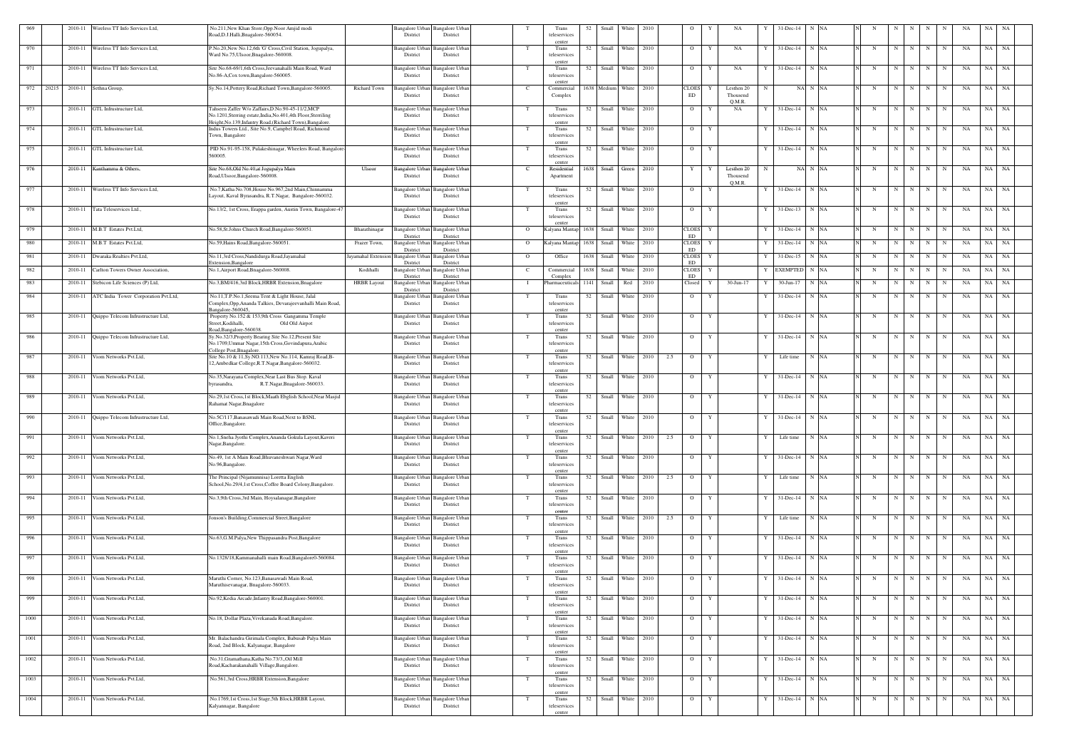| 969 | | 2010-11 | Wireless TT Info Services Ltd, | No.211,New Khan Store,Opp.Noor Amjid modi Road,D.J.Halli,Bnagalore-560054. | | Bangalore Urban District | Bangalore Urban District | | T | Trans teleservices center | 52 | Small | White | 2010 | | O | Y | NA | Y | 31-Dec-14 | N | NA | N | N | N | N | N | N | NA | NA | NA |
|---|---|---|---|---|---|---|---|---|---|---|---|---|---|---|---|---|---|---|---|---|---|---|---|---|---|---|---|---|---|---|---|---|
| 970 | | 2010-11 | Wireless TT Info Services Ltd, | P.No.20,New No.12,6th 'G' Cross,Civil Station, Jogupalya, Ward No.75,Ulsoor,Bnagalore-560008. | | Bangalore Urban District | Bangalore Urban District | | T | Trans teleservices center | 52 | Small | White | 2010 | | O | Y | NA | Y | 31-Dec-14 | N | NA | N | N | N | N | N | N | NA | NA | NA |
| 971 | | 2010-11 | Wireless TT Info Services Ltd, | Site No.68-69/1,6th Cross,Jeevanahalli Main Road, Ward No.86-A,Cox town,Bangalore-560005. | | Bangalore Urban District | Bangalore Urban District | | T | Trans teleservices center | 52 | Small | White | 2010 | | O | Y | NA | Y | 31-Dec-14 | N | NA | N | N | N | N | N | N | NA | NA | NA |
| 972 | 20215 | 2010-11 | Sethna Group, | Sy.No.14,Pottery Road,Richard Town,Bangalore-560005. | Richard Town | Bangalore Urban District | Bangalore Urban District | | C | Commercial Complex | 1638 | Medium | White | 2010 | | CLOES ED | Y | Lesthen 20 Thousend Q.M.R. | N | NA | N | NA | N | N | N | N | N | N | NA | NA | NA |
| 973 | | 2010-11 | GTL Infrustructure Ltd, | Tahseen Zaffer W/o Zaffairs,D.No.91-45-11/2,MCP No.1201,Sterring estate,India,No.401,4th Floor,Sterriling Height,No.139,Infantry Road,(Richard Town),Bangalore. | | Bangalore Urban District | Bangalore Urban District | | T | Trans teleservices center | 52 | Small | White | 2010 | | O | Y | NA | Y | 31-Dec-14 | N | NA | N | N | N | N | N | N | NA | NA | NA |
| 974 | | 2010-11 | GTL Infrustructure Ltd, | Indus Towers Ltd., Site No.9, Campbel Road, Richmond Town, Bangalore | | Bangalore Urban District | Bangalore Urban District | | T | Trans teleservices center | 52 | Small | White | 2010 | | O | Y | | Y | 31-Dec-14 | N | NA | N | N | N | N | N | N | NA | NA | NA |
| 975 | | 2010-11 | GTL Infrustructure Ltd, | PID No.91-95-158, Pulakeshinagar, Wheelers Road, Bangalore-560005. | | Bangalore Urban District | Bangalore Urban District | | T | Trans teleservices center | 52 | Small | White | 2010 | | O | Y | | Y | 31-Dec-14 | N | NA | N | N | N | N | N | N | NA | NA | NA |
| 976 | | 2010-11 | Kanthamma & Others, | Site No.68,Old No.40,at Jogupalya Main Road,Ulsoor,Bangalore-560008. | Ulsoor | Bangalore Urban District | Bangalore Urban District | | C | Residential Apartment | 1638 | Small | Green | 2010 | | Y | Y | Lesthen 20 Thousend Q.M.R. | N | NA | N | NA | N | N | N | N | N | N | NA | NA | NA |
| 977 | | 2010-11 | Wireless TT Info Services Ltd, | No.7,Katha No.708,House No.967,2nd Main,Chinnamma Layout, Kaval Byrasandra, R.T.Nagar, Bangalore-560032. | | Bangalore Urban District | Bangalore Urban District | | T | Trans teleservices center | 52 | Small | White | 2010 | | O | Y | | Y | 31-Dec-14 | N | NA | N | N | N | N | N | N | NA | NA | NA |
| 978 | | 2010-11 | Tata Teleservices Ltd., | No.13/2, 1st Cross, Erappa garden, Austin Town, Bangalore-47 | | Bangalore Urban District | Bangalore Urban District | | T | Trans teleservices center | 52 | Small | White | 2010 | | O | Y | | Y | 31-Dec-13 | N | NA | N | N | N | N | N | N | NA | NA | NA |
| 979 | | 2010-11 | M.B.T Estates Pvt.Ltd, | No.58,St.Johns Church Road,Bangalore-560051. | Bharathinagar | Bangalore Urban District | Bangalore Urban District | | O | Kalyana Mantap | 1638 | Small | White | 2010 | | CLOES ED | Y | | Y | 31-Dec-14 | N | NA | N | N | N | N | N | N | NA | NA | NA |
| 980 | | 2010-11 | M.B.T Estates Pvt.Ltd, | No.59,Hains Road,Bangalore-560051. | Frazer Town, | Bangalore Urban District | Bangalore Urban District | | O | Kalyana Mantap | 1638 | Small | White | 2010 | | CLOES ED | Y | | Y | 31-Dec-14 | N | NA | N | N | N | N | N | N | NA | NA | NA |
| 981 | | 2010-11 | Dwaraka Realties Pvt.Ltd, | No.11,3rd Cross,Nandidurga Road,Jayamahal Extension,Bangalore | Jayamahal Extension | Bangalore Urban District | Bangalore Urban District | | O | Office | 1638 | Small | White | 2010 | | CLOES ED | Y | | Y | 31-Dec-15 | N | NA | N | N | N | N | N | N | NA | NA | NA |
| 982 | | 2010-11 | Carlton Towers Owner Association, | No.1,Airport Road,Bnagalore-560008. | Kodihalli | Bangalore Urban District | Bangalore Urban District | | C | Commercial Complex | 1638 | Small | White | 2010 | | CLOES ED | Y | | Y | EXEMPTED | N | NA | N | N | N | N | N | N | NA | NA | NA |
| 983 | | 2010-11 | Stebicon Life Sciences (P) Ltd, | No.3,BM/416,3rd Block,HRBR Extension,Bnagalore | HRBR Layout | Bangalore Urban District | Bangalore Urban District | | I | Pharmaceuticals | 1141 | Small | Red | 2010 | | Closed | Y | 30-Jun-17 | Y | 30-Jun-17 | N | NA | N | N | N | N | N | N | NA | NA | NA |
| 984 | | 2010-11 | ATC India Tower Corporation Pvt.Ltd, | No.11,T.P.No.1,Seema Tent & Light House, Jalal Complex,Opp,Ananda Talkies, Devanajeevanhalli Main Road, Bangalore-560045. | | Bangalore Urban District | Bangalore Urban District | | T | Trans teleservices center | 52 | Small | White | 2010 | | O | Y | | Y | 31-Dec-14 | N | NA | N | N | N | N | N | N | NA | NA | NA |
| 985 | | 2010-11 | Quippo Telecom Infrustructure Ltd, | Property No.152 & 153,9th Cross Gangamma Temple Street,Kodihalli, Old Old Airpot Road,Bangalore-560038. | | Bangalore Urban District | Bangalore Urban District | | T | Trans teleservices center | 52 | Small | White | 2010 | | O | Y | | Y | 31-Dec-14 | N | NA | N | N | N | N | N | N | NA | NA | NA |
| 986 | | 2010-11 | Quippo Telecom Infrustructure Ltd, | Sy.No.32/3,Property Bearing Site No.12,Present Site No.1709,Ummar Nagar,15th Cross,Govindapura,Arabic College Post,Bnagalore. | | Bangalore Urban District | Bangalore Urban District | | T | Trans teleservices center | 52 | Small | White | 2010 | | O | Y | | Y | 31-Dec-14 | N | NA | N | N | N | N | N | N | NA | NA | NA |
| 987 | | 2010-11 | Viom Networks Pvt.Ltd, | Site No.10 & 11,Sy.NO.113,New No.114, Kamraj Road,B-12,Ambedkar College,R.T.Nagar,Bangalore-560032. | | Bangalore Urban District | Bangalore Urban District | | T | Trans teleservices center | 52 | Small | White | 2010 | 2.5 | O | Y | | Y | Life time | N | NA | N | N | N | N | N | N | NA | NA | NA |
| 988 | | 2010-11 | Viom Networks Pvt.Ltd, | No.35,Narayana Complex,Near Last Bus Stop. Kaval byrasandra, R.T.Nagar,Bnagalore-560033. | | Bangalore Urban District | Bangalore Urban District | | T | Trans teleservices center | 52 | Small | White | 2010 | | O | Y | | Y | 31-Dec-14 | N | NA | N | N | N | N | N | N | NA | NA | NA |
| 989 | | 2010-11 | Viom Networks Pvt.Ltd, | No.29,1st Cross,1st Block,Maath Ehglish School,Near Masjid Rahamat Nagar,Bnagalore | | Bangalore Urban District | Bangalore Urban District | | T | Trans teleservices center | 52 | Small | White | 2010 | | O | Y | | Y | 31-Dec-14 | N | NA | N | N | N | N | N | N | NA | NA | NA |
| 990 | | 2010-11 | Quippo Telecom Infrustructure Ltd, | No.5C/117,Banasawadi Main Road,Next to BSNL Office,Bangalore. | | Bangalore Urban District | Bangalore Urban District | | T | Trans teleservices center | 52 | Small | White | 2010 | | O | Y | | Y | 31-Dec-14 | N | NA | N | N | N | N | N | N | NA | NA | NA |
| 991 | | 2010-11 | Viom Networks Pvt.Ltd, | No.1,Sneha Jyothi Complex,Ananda Gokula Layout,Kaveri Nagar,Bangalore. | | Bangalore Urban District | Bangalore Urban District | | T | Trans teleservices center | 52 | Small | White | 2010 | 2.5 | O | Y | | Y | Life time | N | NA | N | N | N | N | N | N | NA | NA | NA |
| 992 | | 2010-11 | Viom Networks Pvt.Ltd, | No.49, 1st A Main Road,Bhuvaneshwari Nagar,Ward No.96,Bangalore. | | Bangalore Urban District | Bangalore Urban District | | T | Trans teleservices center | 52 | Small | White | 2010 | | O | Y | | Y | 31-Dec-14 | N | NA | N | N | N | N | N | N | NA | NA | NA |
| 993 | | 2010-11 | Viom Networks Pvt.Ltd, | The Principal (Nijamunnisa) Loretta English School,No.29/4,1st Cross,Coffee Board Colony,Bangalore. | | Bangalore Urban District | Bangalore Urban District | | T | Trans teleservices center | 52 | Small | White | 2010 | 2.5 | O | Y | | Y | Life time | N | NA | N | N | N | N | N | N | NA | NA | NA |
| 994 | | 2010-11 | Viom Networks Pvt.Ltd, | No.3,9th Cross,3rd Main, Hoysalanagar,Bangalore | | Bangalore Urban District | Bangalore Urban District | | T | Trans teleservices center | 52 | Small | White | 2010 | | O | Y | | Y | 31-Dec-14 | N | NA | N | N | N | N | N | N | NA | NA | NA |
| 995 | | 2010-11 | Viom Networks Pvt.Ltd, | Jonson's Building,Commercial Street,Bangalore | | Bangalore Urban District | Bangalore Urban District | | T | Trans teleservices center | 52 | Small | White | 2010 | 2.5 | O | Y | | Y | Life time | N | NA | N | N | N | N | N | N | NA | NA | NA |
| 996 | | 2010-11 | Viom Networks Pvt.Ltd, | No.63,G.M.Palya,New Thippasandra Post,Bangalore | | Bangalore Urban District | Bangalore Urban District | | T | Trans teleservices center | 52 | Small | White | 2010 | | O | Y | | Y | 31-Dec-14 | N | NA | N | N | N | N | N | N | NA | NA | NA |
| 997 | | 2010-11 | Viom Networks Pvt.Ltd, | No.1328/18,Kammanahalli main Road,Bangalore0-560084. | | Bangalore Urban District | Bangalore Urban District | | T | Trans teleservices center | 52 | Small | White | 2010 | | O | Y | | Y | 31-Dec-14 | N | NA | N | N | N | N | N | N | NA | NA | NA |
| 998 | | 2010-11 | Viom Networks Pvt.Ltd, | Maruthi Corner, No.123,Banasawadi Main Road, Maruthisevanagar, Bnagalore-560033. | | Bangalore Urban District | Bangalore Urban District | | T | Trans teleservices center | 52 | Small | White | 2010 | | O | Y | | Y | 31-Dec-14 | N | NA | N | N | N | N | N | N | NA | NA | NA |
| 999 | | 2010-11 | Viom Networks Pvt.Ltd, | No.92,Kedia Arcade,Infantry Road,Bangalore-560001. | | Bangalore Urban District | Bangalore Urban District | | T | Trans teleservices center | 52 | Small | White | 2010 | | O | Y | | Y | 31-Dec-14 | N | NA | N | N | N | N | N | N | NA | NA | NA |
| 1000 | | 2010-11 | Viom Networks Pvt.Ltd, | No.18, Dollar Plaza,Vivekanada Road,Bangalore. | | Bangalore Urban District | Bangalore Urban District | | T | Trans teleservices center | 52 | Small | White | 2010 | | O | Y | | Y | 31-Dec-14 | N | NA | N | N | N | N | N | N | NA | NA | NA |
| 1001 | | 2010-11 | Viom Networks Pvt.Ltd, | Mr. Balachandra Girimala Complex, Babusab Palya Main Road, 2nd Block, Kalyanagar, Bangalore | | Bangalore Urban District | Bangalore Urban District | | T | Trans teleservices center | 52 | Small | White | 2010 | | O | Y | | Y | 31-Dec-14 | N | NA | N | N | N | N | N | N | NA | NA | NA |
| 1002 | | 2010-11 | Viom Networks Pvt.Ltd, | No.31,Gramathana,Katha No.73/3,,Oil Mill Road,Kacharakanahalli Village,Bangalore. | | Bangalore Urban District | Bangalore Urban District | | T | Trans teleservices center | 52 | Small | White | 2010 | | O | Y | | Y | 31-Dec-14 | N | NA | N | N | N | N | N | N | NA | NA | NA |
| 1003 | | 2010-11 | Viom Networks Pvt.Ltd, | No.561,3rd Cross,HRBR Extension,Bangalore | | Bangalore Urban District | Bangalore Urban District | | T | Trans teleservices center | 52 | Small | White | 2010 | | O | Y | | Y | 31-Dec-14 | N | NA | N | N | N | N | N | N | NA | NA | NA |
| 1004 | | 2010-11 | Viom Networks Pvt.Ltd, | No.1769,1st Cross,1st Stage,5th Block,HRBR Layout, Kalyannagar, Bangalore | | Bangalore Urban District | Bangalore Urban District | | T | Trans teleservices center | 52 | Small | White | 2010 | | O | Y | | Y | 31-Dec-14 | N | NA | N | N | N | N | N | N | NA | NA | NA |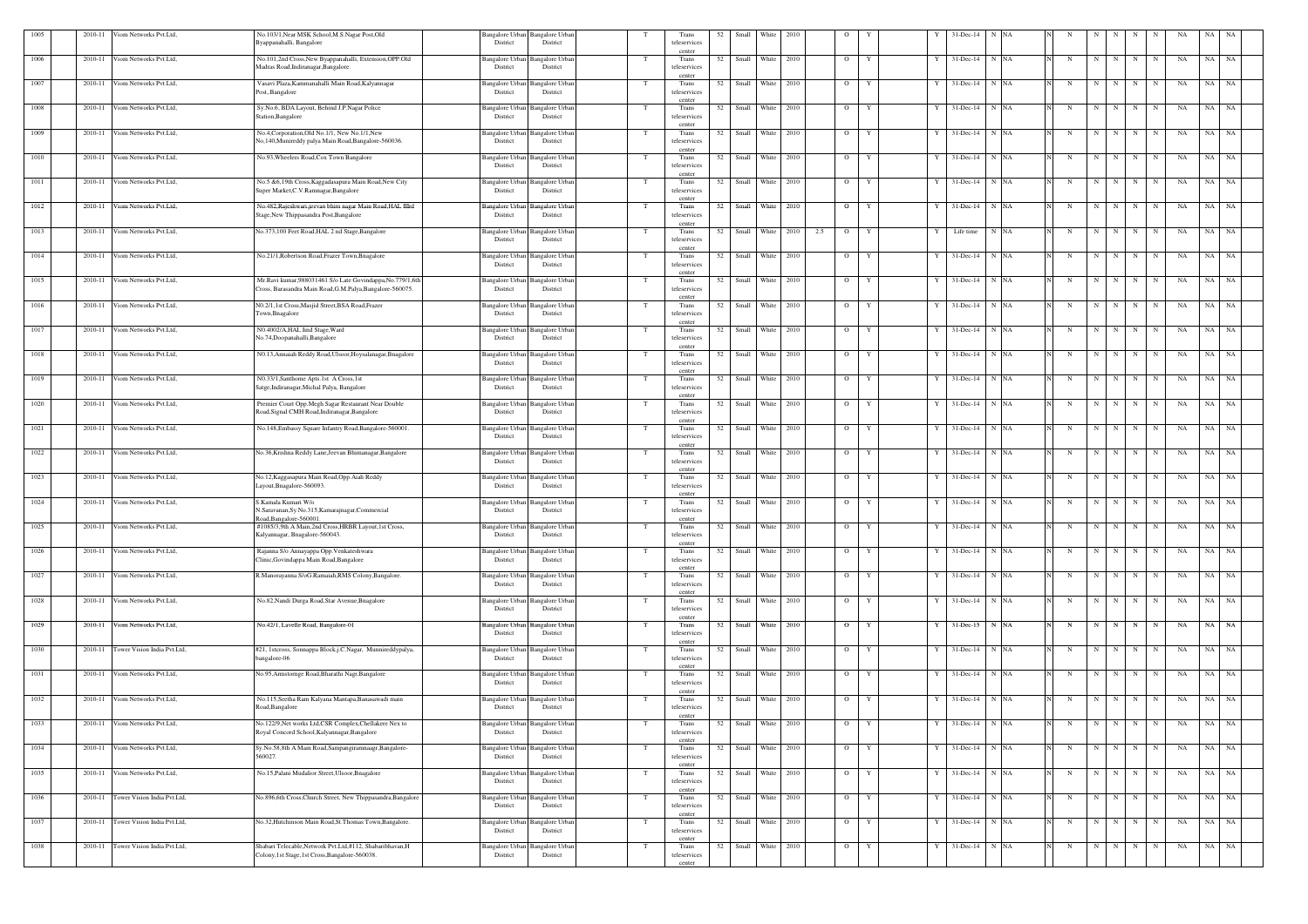| | | | | | | | | | | | | | | | | | | | | | | | | | | | | | |
|---|---|---|---|---|---|---|---|---|---|---|---|---|---|---|---|---|---|---|---|---|---|---|---|---|---|---|---|---|---|
| 1005 | 2010-11 | Viom Networks Pvt.Ltd, | No.103/1,Near MSK School,M.S.Nagar Post,Old Byappanahalli, Bangalore | Bangalore Urban District | Bangalore Urban District | | T | Trans teleservices center | 52 | Small | White | 2010 | | O | Y | | Y | 31-Dec-14 | N | NA | N | N | N | N | N | N | NA | NA | NA |
| 1006 | 2010-11 | Viom Networks Pvt.Ltd, | No.101,2nd Cross,New Byappanahalli, Extension,OPP Old Madras Road,Indiranagar,Bangalore | Bangalore Urban District | Bangalore Urban District | | T | Trans teleservices center | 52 | Small | White | 2010 | | O | Y | | Y | 31-Dec-14 | N | NA | N | N | N | N | N | N | NA | NA | NA |
| 1007 | 2010-11 | Viom Networks Pvt.Ltd, | Vasavi Plaza,Kammanahalli Main Road,Kalyannagar Post,,Bangalore | Bangalore Urban District | Bangalore Urban District | | T | Trans teleservices center | 52 | Small | White | 2010 | | O | Y | | Y | 31-Dec-14 | N | NA | N | N | N | N | N | N | NA | NA | NA |
| 1008 | 2010-11 | Viom Networks Pvt.Ltd, | Sy.No.6, BDA Layout, Behind J.P.Nagar Police Station,Bangalore | Bangalore Urban District | Bangalore Urban District | | T | Trans teleservices center | 52 | Small | White | 2010 | | O | Y | | Y | 31-Dec-14 | N | NA | N | N | N | N | N | N | NA | NA | NA |
| 1009 | 2010-11 | Viom Networks Pvt.Ltd, | No.4,Corporation,Old No.1/1, New No.1/1,New No,140,Munireddy palya Main Road,Bangalore-560036. | Bangalore Urban District | Bangalore Urban District | | T | Trans teleservices center | 52 | Small | White | 2010 | | O | Y | | Y | 31-Dec-14 | N | NA | N | N | N | N | N | N | NA | NA | NA |
| 1010 | 2010-11 | Viom Networks Pvt.Ltd, | No.93,Wheelers Road,Cox Town Bangalore | Bangalore Urban District | Bangalore Urban District | | T | Trans teleservices center | 52 | Small | White | 2010 | | O | Y | | Y | 31-Dec-14 | N | NA | N | N | N | N | N | N | NA | NA | NA |
| 1011 | 2010-11 | Viom Networks Pvt.Ltd, | No.5 &6,19th Cross,Kaggadasapura Main Road,New City Super Market,C.V.Ramnagar,Bangalore | Bangalore Urban District | Bangalore Urban District | | T | Trans teleservices center | 52 | Small | White | 2010 | | O | Y | | Y | 31-Dec-14 | N | NA | N | N | N | N | N | N | NA | NA | NA |
| 1012 | 2010-11 | Viom Networks Pvt.Ltd, | No.482,Rajeshwari,jeevan bhim nagar Main Road,HAL IIIrd Stage,New Thippasandra Post,Bangalore | Bangalore Urban District | Bangalore Urban District | | T | Trans teleservices center | 52 | Small | White | 2010 | | O | Y | | Y | 31-Dec-14 | N | NA | N | N | N | N | N | N | NA | NA | NA |
| 1013 | 2010-11 | Viom Networks Pvt.Ltd, | No.373,100 Feet Road,HAL 2 nd Stage,Bangalore | Bangalore Urban District | Bangalore Urban District | | T | Trans teleservices center | 52 | Small | White | 2010 | 2.5 | O | Y | | Y | Life time | N | NA | N | N | N | N | N | N | NA | NA | NA |
| 1014 | 2010-11 | Viom Networks Pvt.Ltd, | No.21/1,Robertson Road,Frazer Town,Bnagalore | Bangalore Urban District | Bangalore Urban District | | T | Trans teleservices center | 52 | Small | White | 2010 | | O | Y | | Y | 31-Dec-14 | N | NA | N | N | N | N | N | N | NA | NA | NA |
| 1015 | 2010-11 | Viom Networks Pvt.Ltd, | Mr.Ravi kumar,988031461 S/o Late Govindappa,No.779/1,6th Cross, Banasandra Main Road,G.M.Palya,Bangalore-560075. | Bangalore Urban District | Bangalore Urban District | | T | Trans teleservices center | 52 | Small | White | 2010 | | O | Y | | Y | 31-Dec-14 | N | NA | N | N | N | N | N | N | NA | NA | NA |
| 1016 | 2010-11 | Viom Networks Pvt.Ltd, | N0.2/1,1st Cross,Masjid Street,BSA Road,Frazer Town,Bnagalore | Bangalore Urban District | Bangalore Urban District | | T | Trans teleservices center | 52 | Small | White | 2010 | | O | Y | | Y | 31-Dec-14 | N | NA | N | N | N | N | N | N | NA | NA | NA |
| 1017 | 2010-11 | Viom Networks Pvt.Ltd, | N0.4002/A,HAL IInd Stage,Ward No.74,Doopanahalli,Bangalore | Bangalore Urban District | Bangalore Urban District | | T | Trans teleservices center | 52 | Small | White | 2010 | | O | Y | | Y | 31-Dec-14 | N | NA | N | N | N | N | N | N | NA | NA | NA |
| 1018 | 2010-11 | Viom Networks Pvt.Ltd, | N0.13,Annaiah Reddy Road,Ulsoor,Hoysalanagar,Bnagalore | Bangalore Urban District | Bangalore Urban District | | T | Trans teleservices center | 52 | Small | White | 2010 | | O | Y | | Y | 31-Dec-14 | N | NA | N | N | N | N | N | N | NA | NA | NA |
| 1019 | 2010-11 | Viom Networks Pvt.Ltd, | N0.33/1,Santhome Apts.1st A Cross,1st Satge,Indiranagar,Michal Palya, Bangalore | Bangalore Urban District | Bangalore Urban District | | T | Trans teleservices center | 52 | Small | White | 2010 | | O | Y | | Y | 31-Dec-14 | N | NA | N | N | N | N | N | N | NA | NA | NA |
| 1020 | 2010-11 | Viom Networks Pvt.Ltd, | Premier Court Opp.Megh Sagar Restaurant Near Double Road,Signal CMH Road,Indiranagar,Bangalore | Bangalore Urban District | Bangalore Urban District | | T | Trans teleservices center | 52 | Small | White | 2010 | | O | Y | | Y | 31-Dec-14 | N | NA | N | N | N | N | N | N | NA | NA | NA |
| 1021 | 2010-11 | Viom Networks Pvt.Ltd, | No.148,Embassy Square Infantry Road,Bangalore-560001. | Bangalore Urban District | Bangalore Urban District | | T | Trans teleservices center | 52 | Small | White | 2010 | | O | Y | | Y | 31-Dec-14 | N | NA | N | N | N | N | N | N | NA | NA | NA |
| 1022 | 2010-11 | Viom Networks Pvt.Ltd, | No.36,Krishna Reddy Lane,Jeevan Bhimanagar,Bangalore | Bangalore Urban District | Bangalore Urban District | | T | Trans teleservices center | 52 | Small | White | 2010 | | O | Y | | Y | 31-Dec-14 | N | NA | N | N | N | N | N | N | NA | NA | NA |
| 1023 | 2010-11 | Viom Networks Pvt.Ltd, | No.12,Kaggasapura Main Road,Opp.Aiah Reddy Layout,Bnagalore-560093. | Bangalore Urban District | Bangalore Urban District | | T | Trans teleservices center | 52 | Small | White | 2010 | | O | Y | | Y | 31-Dec-14 | N | NA | N | N | N | N | N | N | NA | NA | NA |
| 1024 | 2010-11 | Viom Networks Pvt.Ltd, | S.Kamala Kumari W/o N.Saravanan,Sy.No.315,Kamarajnagar,Commercial Road,Bangalore-560001. | Bangalore Urban District | Bangalore Urban District | | T | Trans teleservices center | 52 | Small | White | 2010 | | O | Y | | Y | 31-Dec-14 | N | NA | N | N | N | N | N | N | NA | NA | NA |
| 1025 | 2010-11 | Viom Networks Pvt.Ltd, | #1085/3,9th A Main,2nd Cross,HRBR Layout,1st Cross, Kalyannagar, Bnagalore-560043. | Bangalore Urban District | Bangalore Urban District | | T | Trans teleservices center | 52 | Small | White | 2010 | | O | Y | | Y | 31-Dec-14 | N | NA | N | N | N | N | N | N | NA | NA | NA |
| 1026 | 2010-11 | Viom Networks Pvt.Ltd, | Rajanna S/o Annayappa Opp.Venkateshwara Clinic,Govindappa Main Road,Bangalore | Bangalore Urban District | Bangalore Urban District | | T | Trans teleservices center | 52 | Small | White | 2010 | | O | Y | | Y | 31-Dec-14 | N | NA | N | N | N | N | N | N | NA | NA | NA |
| 1027 | 2010-11 | Viom Networks Pvt.Ltd, | R.Manorayanna S/oG.Ramaiah,RMS Colony,Bangalore. | Bangalore Urban District | Bangalore Urban District | | T | Trans teleservices center | 52 | Small | White | 2010 | | O | Y | | Y | 31-Dec-14 | N | NA | N | N | N | N | N | N | NA | NA | NA |
| 1028 | 2010-11 | Viom Networks Pvt.Ltd, | No.82,Nandi Durga Road,Star Avenue,Bnagalore | Bangalore Urban District | Bangalore Urban District | | T | Trans teleservices center | 52 | Small | White | 2010 | | O | Y | | Y | 31-Dec-14 | N | NA | N | N | N | N | N | N | NA | NA | NA |
| **1029** | **2010-11** | **Viom Networks Pvt.Ltd,** | **No.42/1, Lavelle Road, Bangalore-01** | **Bangalore Urban District** | **Bangalore Urban District** | | **T** | **Trans teleservices center** | **52** | **Small** | **White** | **2010** | | **O** | **Y** | | **Y** | **31-Dec-15** | **N** | **NA** | **N** | **N** | **N** | **N** | **N** | **N** | **NA** | **NA** | **NA** |
| 1030 | 2010-11 | Tower Vision India Pvt.Ltd, | #21, 1stcross, Sonnappa Block,j.C.Nagar, Munnireddypalya, bangalore-06 | Bangalore Urban District | Bangalore Urban District | | T | Trans teleservices center | 52 | Small | White | 2010 | | O | Y | | Y | 31-Dec-14 | N | NA | N | N | N | N | N | N | NA | NA | NA |
| 1031 | 2010-11 | Viom Networks Pvt.Ltd, | No.95,Amstornge Road,Bharathi Nagr,Bangalore | Bangalore Urban District | Bangalore Urban District | | T | Trans teleservices center | 52 | Small | White | 2010 | | O | Y | | Y | 31-Dec-14 | N | NA | N | N | N | N | N | N | NA | NA | NA |
| 1032 | 2010-11 | Viom Networks Pvt.Ltd, | No.115,Seetha Ram Kalyana Mantapa,Banasawadi main Road,Bangalore | Bangalore Urban District | Bangalore Urban District | | T | Trans teleservices center | 52 | Small | White | 2010 | | O | Y | | Y | 31-Dec-14 | N | NA | N | N | N | N | N | N | NA | NA | NA |
| 1033 | 2010-11 | Viom Networks Pvt.Ltd, | No.122/9,Net works Ltd,CSR Complex,Chellakere Nex to Royal Concord School,Kalyannagar,Bangalore | Bangalore Urban District | Bangalore Urban District | | T | Trans teleservices center | 52 | Small | White | 2010 | | O | Y | | Y | 31-Dec-14 | N | NA | N | N | N | N | N | N | NA | NA | NA |
| 1034 | 2010-11 | Viom Networks Pvt.Ltd, | Sy.No.58,8th A Main Road,Sampangiramnagr,Bangalore-560027. | Bangalore Urban District | Bangalore Urban District | | T | Trans teleservices center | 52 | Small | White | 2010 | | O | Y | | Y | 31-Dec-14 | N | NA | N | N | N | N | N | N | NA | NA | NA |
| 1035 | 2010-11 | Viom Networks Pvt.Ltd, | No.15,Palani Mudalior Street,Ulsoor,Bnagalore | Bangalore Urban District | Bangalore Urban District | | T | Trans teleservices center | 52 | Small | White | 2010 | | O | Y | | Y | 31-Dec-14 | N | NA | N | N | N | N | N | N | NA | NA | NA |
| 1036 | 2010-11 | Tower Vision India Pvt.Ltd, | No.896,6th Cross,Church Street, New Thippasandra,Bangalore | Bangalore Urban District | Bangalore Urban District | | T | Trans teleservices center | 52 | Small | White | 2010 | | O | Y | | Y | 31-Dec-14 | N | NA | N | N | N | N | N | N | NA | NA | NA |
| 1037 | 2010-11 | Tower Vision India Pvt.Ltd, | No.32,Hutchinson Main Road,St.Thomas Town,Bangalore. | Bangalore Urban District | Bangalore Urban District | | T | Trans teleservices center | 52 | Small | White | 2010 | | O | Y | | Y | 31-Dec-14 | N | NA | N | N | N | N | N | N | NA | NA | NA |
| 1038 | 2010-11 | Tower Vision India Pvt.Ltd, | Shabari Telecable,Network Pvt.Ltd,#112, Shabaribhavan,H Colony,1st Stage,1st Cross,Bangalore-560038. | Bangalore Urban District | Bangalore Urban District | | T | Trans teleservices center | 52 | Small | White | 2010 | | O | Y | | Y | 31-Dec-14 | N | NA | N | N | N | N | N | N | NA | NA | NA |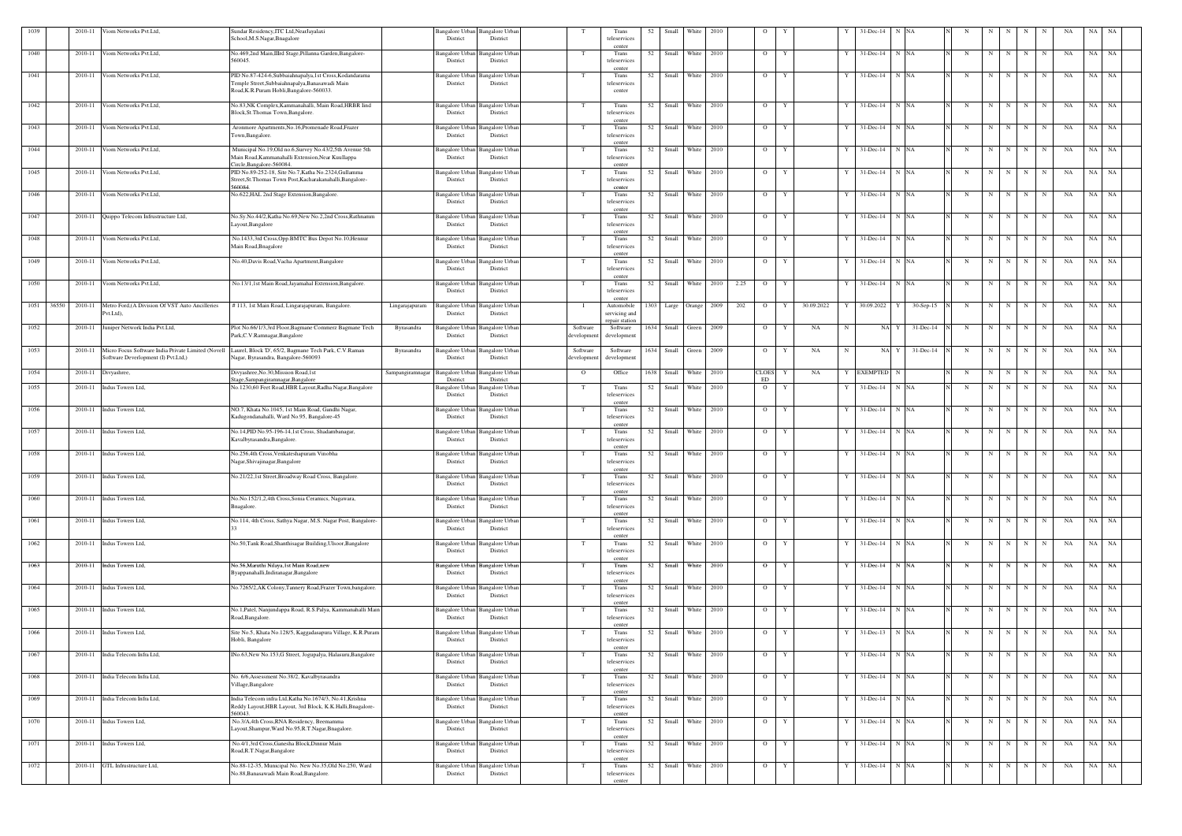| 1039 | | 2010-11 | Viom Networks Pvt.Ltd, | Sundar Residency,ITC Ltd,NearJayalaxi School,M.S.Nagar,Bnagalore | | Bangalore Urban District | Bangalore Urban District | | T | Trans teleservices center | 52 | Small | White | 2010 | | O | Y | | Y | 31-Dec-14 | N | NA | N | N | N | N | N | N | NA | NA | NA |
|---|---|---|---|---|---|---|---|---|---|---|---|---|---|---|---|---|---|---|---|---|---|---|---|---|---|---|---|---|---|---|---|---|
| 1040 | | 2010-11 | Viom Networks Pvt.Ltd, | No.469,2nd Main,IIIrd Stage,Pillanna Garden,Bangalore-560045. | | Bangalore Urban District | Bangalore Urban District | | T | Trans teleservices center | 52 | Small | White | 2010 | | O | Y | | Y | 31-Dec-14 | N | NA | N | N | N | N | N | N | NA | NA | NA |
| 1041 | | 2010-11 | Viom Networks Pvt.Ltd, | PID No.87-424-6,Subbaiahnapalya,1st Cross,Kodandarama Temple Street,Subbaiahnapalya,Banasawadi Main Road,K.R.Puram Hobli,Bangalore-560033. | | Bangalore Urban District | Bangalore Urban District | | T | Trans teleservices center | 52 | Small | White | 2010 | | O | Y | | Y | 31-Dec-14 | N | NA | N | N | N | N | N | N | NA | NA | NA |
| 1042 | | 2010-11 | Viom Networks Pvt.Ltd, | No.83,NK Complex,Kammanahalli, Main Road,HRBR IInd Block,St.Thomas Town,Bangalore. | | Bangalore Urban District | Bangalore Urban District | | T | Trans teleservices center | 52 | Small | White | 2010 | | O | Y | | Y | 31-Dec-14 | N | NA | N | N | N | N | N | N | NA | NA | NA |
| 1043 | | 2010-11 | Viom Networks Pvt.Ltd, | Aronmore Apartments,No.16,Promenade Road,Frazer Town,Bangalore. | | Bangalore Urban District | Bangalore Urban District | | T | Trans teleservices center | 52 | Small | White | 2010 | | O | Y | | Y | 31-Dec-14 | N | NA | N | N | N | N | N | N | NA | NA | NA |
| 1044 | | 2010-11 | Viom Networks Pvt.Ltd, | Municipal No.19,Old no.6,Survey No.43/2,5th Avenue 5th Main Road,Kammanahalli Extension,Near Kuullappu Circle,Bangalore-560084. | | Bangalore Urban District | Bangalore Urban District | | T | Trans teleservices center | 52 | Small | White | 2010 | | O | Y | | Y | 31-Dec-14 | N | NA | N | N | N | N | N | N | NA | NA | NA |
| 1045 | | 2010-11 | Viom Networks Pvt.Ltd, | PID No.89-252-18, Site No.7,Katha No.2324,Gullamma Street,St.Thomas Town Post,Kacharakanahalli,Bangalore-560084. | | Bangalore Urban District | Bangalore Urban District | | T | Trans teleservices center | 52 | Small | White | 2010 | | O | Y | | Y | 31-Dec-14 | N | NA | N | N | N | N | N | N | NA | NA | NA |
| 1046 | | 2010-11 | Viom Networks Pvt.Ltd, | No.622,HAL 2nd Stage Extension,Bangalore. | | Bangalore Urban District | Bangalore Urban District | | T | Trans teleservices center | 52 | Small | White | 2010 | | O | Y | | Y | 31-Dec-14 | N | NA | N | N | N | N | N | N | NA | NA | NA |
| 1047 | | 2010-11 | Quippo Telecom Infrustructure Ltd, | No.Sy.No.44/2,Katha No.69,New No.2,2nd Cross,Rathnamm Layout,Bangalore | | Bangalore Urban District | Bangalore Urban District | | T | Trans teleservices center | 52 | Small | White | 2010 | | O | Y | | Y | 31-Dec-14 | N | NA | N | N | N | N | N | N | NA | NA | NA |
| 1048 | | 2010-11 | Viom Networks Pvt.Ltd, | No.1433,3rd Cross,Opp.BMTC Bus Depot No.10,Hennur Main Road,Bnagalore | | Bangalore Urban District | Bangalore Urban District | | T | Trans teleservices center | 52 | Small | White | 2010 | | O | Y | | Y | 31-Dec-14 | N | NA | N | N | N | N | N | N | NA | NA | NA |
| 1049 | | 2010-11 | Viom Networks Pvt.Ltd, | No.40,Davis Road,Vacha Apartment,Bangalore | | Bangalore Urban District | Bangalore Urban District | | T | Trans teleservices center | 52 | Small | White | 2010 | | O | Y | | Y | 31-Dec-14 | N | NA | N | N | N | N | N | N | NA | NA | NA |
| 1050 | | 2010-11 | Viom Networks Pvt.Ltd, | No.13/1,1st Main Road,Jayamahal Extension,Bangalore. | | Bangalore Urban District | Bangalore Urban District | | T | Trans teleservices center | 52 | Small | White | 2010 | 2.25 | O | Y | | Y | 31-Dec-14 | N | NA | N | N | N | N | N | N | NA | NA | NA |
| 1051 | 36550 | 2010-11 | Metro Ford,(A Division Of VST Auto Ancilleries Pvt.Ltd), | # 113, 1st Main Road, Lingarajapuram, Bangalore. | Lingarajapuram | Bangalore Urban District | Bangalore Urban District | | I | Automobile servicing and repair station | 1303 | Large | Orange | 2009 | 202 | O | Y | 30.09.2022 | Y | 30.09.2022 | Y | 30-Sep-15 | N | N | N | N | N | N | NA | NA | NA |
| 1052 | | 2010-11 | Juniper Network India Pvt.Ltd, | Plot No.66/1/3,3rd Floor,Bagmane Commerz Bagmane Tech Park,C.V.Ramnagar,Bangalore | Byrasandra | Bangalore Urban District | Bangalore Urban District | Software development | | Software development | 1634 | Small | Green | 2009 | | O | Y | NA | N | NA | Y | 31-Dec-14 | N | N | N | N | N | N | NA | NA | NA |
| 1053 | | 2010-11 | Micro Focus Software India Private Limited (Novell Software Deverlopment (I) Pvt.Ltd,) | Laurel, Block 'D', 65/2, Bagmane Tech Park, C.V.Raman Nagar, Byrasandra, Bangalore-560093 | Byrasandra | Bangalore Urban District | Bangalore Urban District | Software development | | Software development | 1634 | Small | Green | 2009 | | O | Y | NA | N | NA | Y | 31-Dec-14 | N | N | N | N | N | N | NA | NA | NA |
| 1054 | | 2010-11 | Divyashree, | Divyashree,No.30,Mission Road,1st Stage,Sampangirammagar,Bangalore | Sampangiramnagar | Bangalore Urban District | Bangalore Urban District | | O | Office | 1638 | Small | White | 2010 | | CLOSED | Y | NA | Y | EXEMPTED | N | | N | N | N | N | N | N | NA | NA | NA |
| 1055 | | 2010-11 | Indus Towers Ltd, | No.1230,60 Feet Road,HBR Layout,Radha Nagar,Bangalore | | Bangalore Urban District | Bangalore Urban District | | T | Trans teleservices center | 52 | Small | White | 2010 | | O | Y | | Y | 31-Dec-14 | N | NA | N | N | N | N | N | N | NA | NA | NA |
| 1056 | | 2010-11 | Indus Towers Ltd, | NO.7, Khata No.1045, 1st Main Road, Gandhi Nagar, Kadugondanahalli, Ward No.95, Bangalore-45 | | Bangalore Urban District | Bangalore Urban District | | T | Trans teleservices center | 52 | Small | White | 2010 | | O | Y | | Y | 31-Dec-14 | N | NA | N | N | N | N | N | N | NA | NA | NA |
| 1057 | | 2010-11 | Indus Towers Ltd, | No.14,PID No.95-196-14,1st Cross, Shadambanagar, Kavalbyrasandra,Bangalore. | | Bangalore Urban District | Bangalore Urban District | | T | Trans teleservices center | 52 | Small | White | 2010 | | O | Y | | Y | 31-Dec-14 | N | NA | N | N | N | N | N | N | NA | NA | NA |
| 1058 | | 2010-11 | Indus Towers Ltd, | No.256,4th Cross,Venkateshapuram Vinobha Nagar,Shivajinagar,Bangalore | | Bangalore Urban District | Bangalore Urban District | | T | Trans teleservices center | 52 | Small | White | 2010 | | O | Y | | Y | 31-Dec-14 | N | NA | N | N | N | N | N | N | NA | NA | NA |
| 1059 | | 2010-11 | Indus Towers Ltd, | No.21/22,1st Street,Broadway Road Cross, Bangalore. | | Bangalore Urban District | Bangalore Urban District | | T | Trans teleservices center | 52 | Small | White | 2010 | | O | Y | | Y | 31-Dec-14 | N | NA | N | N | N | N | N | N | NA | NA | NA |
| 1060 | | 2010-11 | Indus Towers Ltd, | No.No.152/1,2,4th Cross,Sonia Ceramics, Nagawara, Bnagalore. | | Bangalore Urban District | Bangalore Urban District | | T | Trans teleservices center | 52 | Small | White | 2010 | | O | Y | | Y | 31-Dec-14 | N | NA | N | N | N | N | N | N | NA | NA | NA |
| 1061 | | 2010-11 | Indus Towers Ltd, | No.114, 4th Cross, Sathya Nagar, M.S. Nagar Post, Bangalore-33 | | Bangalore Urban District | Bangalore Urban District | | T | Trans teleservices center | 52 | Small | White | 2010 | | O | Y | | Y | 31-Dec-14 | N | NA | N | N | N | N | N | N | NA | NA | NA |
| 1062 | | 2010-11 | Indus Towers Ltd, | No.50,Tank Road,Shanthisagar Building,Ulsoor,Bangalore | | Bangalore Urban District | Bangalore Urban District | | T | Trans teleservices center | 52 | Small | White | 2010 | | O | Y | | Y | 31-Dec-14 | N | NA | N | N | N | N | N | N | NA | NA | NA |
| 1063 | | 2010-11 | Indus Towers Ltd, | No.56,Maruthi Nilaya,1st Main Road,new Byappanahalli,Indiranagar,Bangalore | | Bangalore Urban District | Bangalore Urban District | | T | Trans teleservices center | 52 | Small | White | 2010 | | O | Y | | Y | 31-Dec-14 | N | NA | N | N | N | N | N | N | NA | NA | NA |
| 1064 | | 2010-11 | Indus Towers Ltd, | No.7265/2,AK Colony,Tannery Road,Frazer Town,bangalore. | | Bangalore Urban District | Bangalore Urban District | | T | Trans teleservices center | 52 | Small | White | 2010 | | O | Y | | Y | 31-Dec-14 | N | NA | N | N | N | N | N | N | NA | NA | NA |
| 1065 | | 2010-11 | Indus Towers Ltd, | No.1,Patel, Nanjundappa Road, R.S.Palya, Kammanahalli Main Road,Bangalore. | | Bangalore Urban District | Bangalore Urban District | | T | Trans teleservices center | 52 | Small | White | 2010 | | O | Y | | Y | 31-Dec-14 | N | NA | N | N | N | N | N | N | NA | NA | NA |
| 1066 | | 2010-11 | Indus Towers Ltd, | Site No.5, Khata No.128/5, Kaggadasapura Village, K.R.Puram Hobli, Bangalore | | Bangalore Urban District | Bangalore Urban District | | T | Trans teleservices center | 52 | Small | White | 2010 | | O | Y | | Y | 31-Dec-13 | N | NA | N | N | N | N | N | N | NA | NA | NA |
| 1067 | | 2010-11 | India Telecom Infra Ltd, | INo.63,New No.153,G Street, Jogupalya, Halasuru,Bangalore | | Bangalore Urban District | Bangalore Urban District | | T | Trans teleservices center | 52 | Small | White | 2010 | | O | Y | | Y | 31-Dec-14 | N | NA | N | N | N | N | N | N | NA | NA | NA |
| 1068 | | 2010-11 | India Telecom Infra Ltd, | No. 6/6,Assessment No.38/2, Kavalbyrasandra Village,Bangalore | | Bangalore Urban District | Bangalore Urban District | | T | Trans teleservices center | 52 | Small | White | 2010 | | O | Y | | Y | 31-Dec-14 | N | NA | N | N | N | N | N | N | NA | NA | NA |
| 1069 | | 2010-11 | India Telecom Infra Ltd, | India Telecom infra Ltd,Katha No.1674/3, No.41,Krishna Reddy Layout,HBR Layout, 3rd Block, K.K.Halli,Bnagalore-560043. | | Bangalore Urban District | Bangalore Urban District | | T | Trans teleservices center | 52 | Small | White | 2010 | | O | Y | | Y | 31-Dec-14 | N | NA | N | N | N | N | N | N | NA | NA | NA |
| 1070 | | 2010-11 | Indus Towers Ltd, | No.3/A,4th Cross,RNA Residency, Beemamma Layout,Shampur,Ward No.95,R.T.Nagar,Bnagalore. | | Bangalore Urban District | Bangalore Urban District | | T | Trans teleservices center | 52 | Small | White | 2010 | | O | Y | | Y | 31-Dec-14 | N | NA | N | N | N | N | N | N | NA | NA | NA |
| 1071 | | 2010-11 | Indus Towers Ltd, | No.4/1,3rd Cross,Ganesha Block,Dinnur Main Road,R.T.Nagar,Bangalore | | Bangalore Urban District | Bangalore Urban District | | T | Trans teleservices center | 52 | Small | White | 2010 | | O | Y | | Y | 31-Dec-14 | N | NA | N | N | N | N | N | N | NA | NA | NA |
| 1072 | | 2010-11 | GTL Infrastructure Ltd, | No.88-12-35, Municipal No. New No.35,Old No.250, Ward No.88,Banasawadi Main Road,Bangalore. | | Bangalore Urban District | Bangalore Urban District | | T | Trans teleservices center | 52 | Small | White | 2010 | | O | Y | | Y | 31-Dec-14 | N | NA | N | N | N | N | N | N | NA | NA | NA |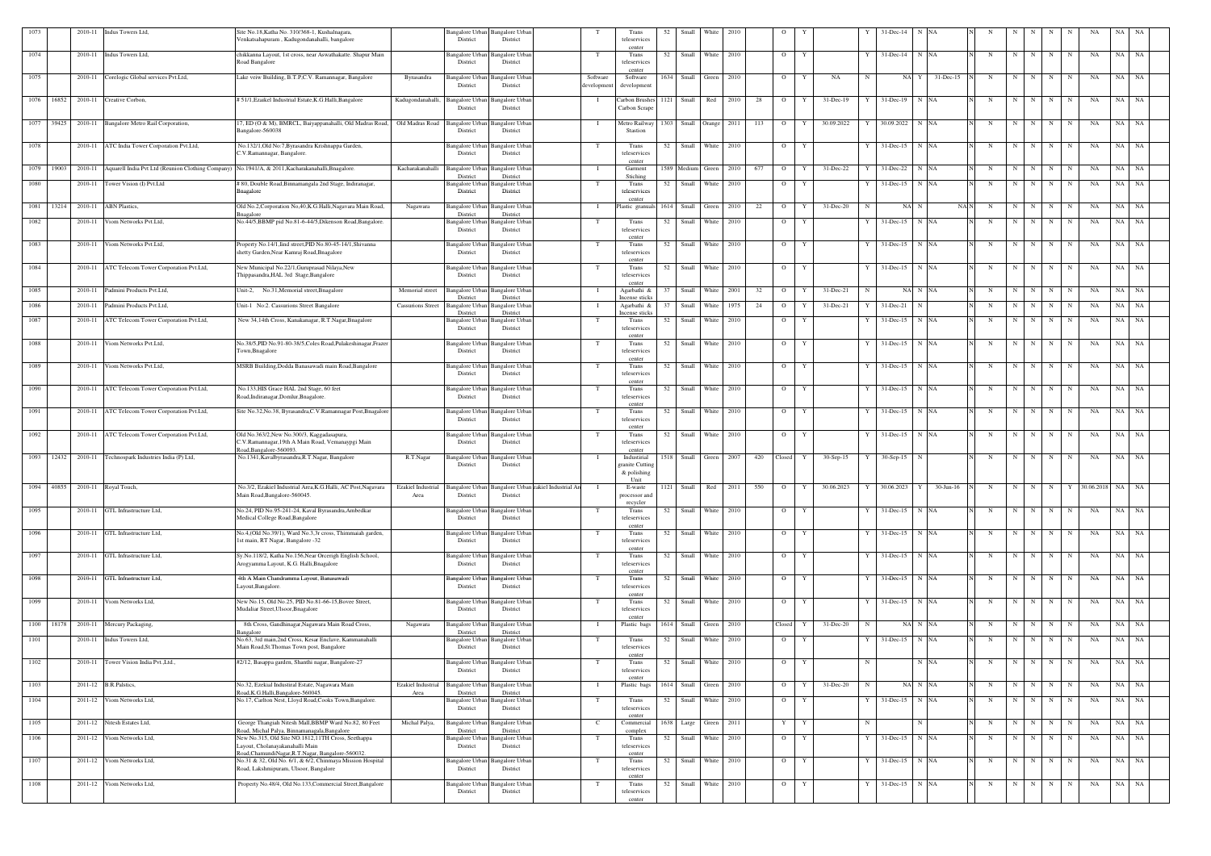| 1073 | | 2010-11 | Indus Towers Ltd, | Site No.18,Katha No. 310/368-1, Kushalnagara, Venkatsahapuram , Kadugondanahalli, bangalore | | Bangalore Urban District | Bangalore Urban District | | T | Trans teleservices center | 52 | Small | White | 2010 | | O | Y | | Y | 31-Dec-14 | N | NA | | N | N | N | N | N | N | NA | NA | NA |
|---|---|---|---|---|---|---|---|---|---|---|---|---|---|---|---|---|---|---|---|---|---|---|---|---|---|---|---|---|---|---|---|---|---|
| 1074 | | 2010-11 | Indus Towers Ltd, | chikkanna Layout, 1st cross, near Aswathakatte. Shapur Main Road Bangalore | | Bangalore Urban District | Bangalore Urban District | | T | Trans teleservices center | 52 | Small | White | 2010 | | O | Y | | Y | 31-Dec-14 | N | NA | | N | N | N | N | N | N | NA | NA | NA |
| 1075 | | 2010-11 | Corelogic Global services Pvt.Ltd, | Lake veiw Building, B.T.P,C.V. Ramannagar, Bangalore | Byrasandra | Bangalore Urban District | Bangalore Urban District | | Software development | Software development | 1634 | Small | Green | 2010 | | O | Y | NA | N | NA | Y | 31-Dec-15 | N | N | N | N | N | N | N | NA | NA | NA |
| 1076 | 16852 | 2010-11 | Creative Corbon, | # 51/1,Ezaikel Industrial Estate,K.G.Halli,Bangalore | Kadugondanahalli, | Bangalore Urban District | Bangalore Urban District | | I | Carbon Brushes Carbon Scrape | 1121 | Small | Red | 2010 | 28 | O | Y | 31-Dec-19 | Y | 31-Dec-19 | N | NA | | N | N | N | N | N | N | NA | NA | NA |
| 1077 | 39425 | 2010-11 | Bangalore Metro Rail Corporation, | 17, ED (O & M), BMRCL, Baiyappanahalli, Old Madras Road, Bangalore-560038 | Old Madras Road | Bangalore Urban District | Bangalore Urban District | | I | Metro Railway Stastion | 1303 | Small | Orange | 2011 | 113 | O | Y | 30.09.2022 | Y | 30.09.2022 | N | NA | | N | N | N | N | N | N | NA | NA | NA |
| 1078 | | 2010-11 | ATC India Tower Corporation Pvt.Ltd, | No.132/1,Old No:7,Byrasandra Krishnappa Garden, C.V.Ramannagar, Bangalore. | | Bangalore Urban District | Bangalore Urban District | | T | Trans teleservices center | 52 | Small | White | 2010 | | O | Y | | Y | 31-Dec-15 | N | NA | | N | N | N | N | N | N | NA | NA | NA |
| 1079 | 19003 | 2010-11 | Aquarell India Pvt Ltd (Reunion Clothing Company) | No.1941/A, & 2011,Kacharakanahalli,Bnagalore. | Kacharakanahalli | Bangalore Urban District | Bangalore Urban District | | I | Garment Stiching | 1589 | Medium | Green | 2010 | 677 | O | Y | 31-Dec-22 | Y | 31-Dec-22 | N | NA | | N | N | N | N | N | N | NA | NA | NA |
| 1080 | | 2010-11 | Tower Vision (I) Pvt.Ltd | # 80, Double Road,Binnamangala 2nd Stage, Indiranagar, Bnagalore | | Bangalore Urban District | Bangalore Urban District | | T | Trans teleservices center | 52 | Small | White | 2010 | | O | Y | | Y | 31-Dec-15 | N | NA | | N | N | N | N | N | N | NA | NA | NA |
| 1081 | 13214 | 2010-11 | ABN Plastics, | Old No.2,Corporation No,40,K.G.Halli,Nagavara Main Road, Bnagalore | Nagawara | Bangalore Urban District | Bangalore Urban District | | I | Plastic granuals | 1614 | Small | Green | 2010 | 22 | O | Y | 31-Dec-20 | N | NA | N | NA | N | N | N | N | N | N | N | NA | NA | NA |
| 1082 | | 2010-11 | Viom Networks Pvt.Ltd, | No.44/5,BBMP pid No.81-6-44/5,Dikenson Road,Bangalore. | | Bangalore Urban District | Bangalore Urban District | | T | Trans teleservices center | 52 | Small | White | 2010 | | O | Y | | Y | 31-Dec-15 | N | NA | | N | N | N | N | N | N | NA | NA | NA |
| 1083 | | 2010-11 | Viom Networks Pvt.Ltd, | Property No.14/1,IInd street,PID No.80-45-14/1,Shivanna shetty Garden,Near Kamraj Road,Bnagalore | | Bangalore Urban District | Bangalore Urban District | | T | Trans teleservices center | 52 | Small | White | 2010 | | O | Y | | Y | 31-Dec-15 | N | NA | | N | N | N | N | N | N | NA | NA | NA |
| 1084 | | 2010-11 | ATC Telecom Tower Corporation Pvt.Ltd, | New Municipal No.22/1,Guruprasad Nilaya,New Thippasandra,HAL 3rd Stage,Bangalore | | Bangalore Urban District | Bangalore Urban District | | T | Trans teleservices center | 52 | Small | White | 2010 | | O | Y | | Y | 31-Dec-15 | N | NA | | N | N | N | N | N | N | NA | NA | NA |
| 1085 | | 2010-11 | Padmini Products Pvt.Ltd, | Unit-2, No.31,Memorial street,Bnagalore | Memorial street | Bangalore Urban District | Bangalore Urban District | | I | Agarbathi & Incense sticks | 37 | Small | White | 2001 | 32 | O | Y | 31-Dec-21 | N | NA | N | NA | | N | N | N | N | N | N | NA | NA | NA |
| 1086 | | 2010-11 | Padmini Products Pvt.Ltd, | Unit-1 No:2. Cassurions Street Bangalore | Cassurions Street | Bangalore Urban District | Bangalore Urban District | | I | Agarbathi & Incense sticks | 37 | Small | White | 1975 | 24 | O | Y | 31-Dec-21 | Y | 31-Dec-21 | N | | | N | N | N | N | N | N | NA | NA | NA |
| 1087 | | 2010-11 | ATC Telecom Tower Corporation Pvt.Ltd, | New 34,14th Cross, Kanakanagar, R.T.Nagar,Bnagalore | | Bangalore Urban District | Bangalore Urban District | | T | Trans teleservices center | 52 | Small | White | 2010 | | O | Y | | Y | 31-Dec-15 | N | NA | | N | N | N | N | N | N | NA | NA | NA |
| 1088 | | 2010-11 | Viom Networks Pvt.Ltd, | No.38/5,PID No.91-80-38/5,Coles Road,Pulakeshinagar,Frazer Town,Bnagalore | | Bangalore Urban District | Bangalore Urban District | | T | Trans teleservices center | 52 | Small | White | 2010 | | O | Y | | Y | 31-Dec-15 | N | NA | | N | N | N | N | N | N | NA | NA | NA |
| 1089 | | 2010-11 | Viom Networks Pvt.Ltd, | MSRB Building,Dodda Banasawadi main Road,Bangalore | | Bangalore Urban District | Bangalore Urban District | | T | Trans teleservices center | 52 | Small | White | 2010 | | O | Y | | Y | 31-Dec-15 | N | NA | | N | N | N | N | N | N | NA | NA | NA |
| 1090 | | 2010-11 | ATC Telecom Tower Corporation Pvt.Ltd, | No.133,HIS Grace HAL 2nd Stage, 60 feet Road,Indiranagar,Domlur,Bnagalore. | | Bangalore Urban District | Bangalore Urban District | | T | Trans teleservices center | 52 | Small | White | 2010 | | O | Y | | Y | 31-Dec-15 | N | NA | | N | N | N | N | N | N | NA | NA | NA |
| 1091 | | 2010-11 | ATC Telecom Tower Corporation Pvt.Ltd, | Site No.32,No.38, Byrasandra,C.V.Ramannagar Post,Bnagalore | | Bangalore Urban District | Bangalore Urban District | | T | Trans teleservices center | 52 | Small | White | 2010 | | O | Y | | Y | 31-Dec-15 | N | NA | | N | N | N | N | N | N | NA | NA | NA |
| 1092 | | 2010-11 | ATC Telecom Tower Corporation Pvt.Ltd, | Old No.363/2,New No.300/3, Kaggadasapura, C.V.Ramannagar,19th A Main Road, Vemanaypgi Main Road,Bangalore-560093. | | Bangalore Urban District | Bangalore Urban District | | T | Trans teleservices center | 52 | Small | White | 2010 | | O | Y | | Y | 31-Dec-15 | N | NA | | N | N | N | N | N | N | NA | NA | NA |
| 1093 | 12432 | 2010-11 | Technospark Industries India (P) Ltd, | No.1341,Kavalbyrasandra,R.T.Nagar, Bangalore | R.T.Nagar | Bangalore Urban District | Bangalore Urban District | | I | Industirial granite Cutting & polishing Unit | 1518 | Small | Green | 2007 | 420 | Closed | Y | 30-Sep-15 | Y | 30-Sep-15 | N | | | N | N | N | N | N | N | NA | NA | NA |
| 1094 | 40855 | 2010-11 | Royal Touch, | No.3/2, Ezakiel Industrial Area,K.G.Halli, AC Post,Nagavara Main Road,Bangalore-560045. | Ezakiel Industrial Area | Bangalore Urban District | Bangalore Urban District | Ezakiel Industrial Ar | I | E-waste processor and recycler | 1121 | Small | Red | 2011 | 550 | O | Y | 30.06.2023 | Y | 30.06.2023 | Y | 30-Jun-16 | N | N | N | N | N | Y | 30.06.2018 | NA | NA |
| 1095 | | 2010-11 | GTL Infrastructure Ltd, | No.24, PID No.95-241-24, Kaval Byrasandra,Ambedkar Medical College Road,Bangalore | | Bangalore Urban District | Bangalore Urban District | | T | Trans teleservices center | 52 | Small | White | 2010 | | O | Y | | Y | 31-Dec-15 | N | NA | | N | N | N | N | N | N | NA | NA | NA |
| 1096 | | 2010-11 | GTL Infrastructure Ltd, | No.4,(Old No.39/1), Ward No.3,3r cross, Thimmaiah garden, 1st main, RT Nagar, Bangalore -32 | | Bangalore Urban District | Bangalore Urban District | | T | Trans teleservices center | 52 | Small | White | 2010 | | O | Y | | Y | 31-Dec-15 | N | NA | | N | N | N | N | N | N | NA | NA | NA |
| 1097 | | 2010-11 | GTL Infrastructure Ltd, | Sy.No.118/2, Katha No.156,Near Orcerigh English School, Arogyamma Layout, K.G. Halli,Bnagalore | | Bangalore Urban District | Bangalore Urban District | | T | Trans teleservices center | 52 | Small | White | 2010 | | O | Y | | Y | 31-Dec-15 | N | NA | | N | N | N | N | N | N | NA | NA | NA |
| 1098 | | 2010-11 | GTL Infrastructure Ltd, | 4th A Main Chandramma Layout, Banasawadi Layout,Bangalore. | | Bangalore Urban District | Bangalore Urban District | | T | Trans teleservices center | 52 | Small | White | 2010 | | O | Y | | Y | 31-Dec-15 | N | NA | | N | N | N | N | N | N | NA | NA | NA |
| 1099 | | 2010-11 | Viom Networks Ltd, | New No.15, Old No.25, PID No.81-66-15,Bovee Street, Mudaliar Street,Ulsoor,Bnagalore | | Bangalore Urban District | Bangalore Urban District | | T | Trans teleservices center | 52 | Small | White | 2010 | | O | Y | | Y | 31-Dec-15 | N | NA | | N | N | N | N | N | N | NA | NA | NA |
| 1100 | 18178 | 2010-11 | Mercury Packaging, | 8th Cross, Gandhinagar,Nagawara Main Road Cross, Bangalore | Nagawara | Bangalore Urban District | Bangalore Urban District | | I | Plastic bags | 1614 | Small | Green | 2010 | | Closed | Y | 31-Dec-20 | N | NA | N | NA | | N | N | N | N | N | N | NA | NA | NA |
| 1101 | | 2010-11 | Indus Towers Ltd, | No.63, 3rd main,2nd Cross, Kesar Enclave, Kammanahalli Main Road,St.Thomas Town post, Bangalore | | Bangalore Urban District | Bangalore Urban District | | T | Trans teleservices center | 52 | Small | White | 2010 | | O | Y | | Y | 31-Dec-15 | N | NA | | N | N | N | N | N | N | NA | NA | NA |
| 1102 | | 2010-11 | Tower Vision India Pvt.,Ltd., | #2/12, Basappa garden, Shanthi nagar, Bangalore-27 | | Bangalore Urban District | Bangalore Urban District | | T | Trans teleservices center | 52 | Small | White | 2010 | | O | Y | | N | | N | NA | | N | N | N | N | N | N | NA | NA | NA |
| 1103 | | 2011-12 | B.R.Palstics, | No.32, Ezekial Industiral Estate, Nagawara Main Road,K.G.Halli,Bangalore-560045. | Ezakiel Industrial Area | Bangalore Urban District | Bangalore Urban District | | I | Plastic bags | 1614 | Small | Green | 2010 | | O | Y | 31-Dec-20 | N | NA | N | NA | | N | N | N | N | N | N | NA | NA | NA |
| 1104 | | 2011-12 | Viom Networks Ltd, | No.17, Carlton Nest, Lloyd Road,Cooks Town,Bangalore. | | Bangalore Urban District | Bangalore Urban District | | T | Trans teleservices center | 52 | Small | White | 2010 | | O | Y | | Y | 31-Dec-15 | N | NA | | N | N | N | N | N | N | NA | NA | NA |
| 1105 | | 2011-12 | Nitesh Estates Ltd, | George Thangiah Nitesh Mall,BBMP Ward No.82, 80 Feet Road, Michal Palya, Binnamanagala,Bangalore | Michal Palya, | Bangalore Urban District | Bangalore Urban District | | C | Commercial complex | 1638 | Large | Green | 2011 | | Y | Y | | N | | N | | | N | N | N | N | N | N | NA | NA | NA |
| 1106 | | 2011-12 | Viom Networks Ltd, | New No.315, Old Site NO.1812,11TH Cross, Seethappa Layout, Cholanayakanahalli Main Road,ChamundiNagar,R.T.Nagar, Bangalore-560032. | | Bangalore Urban District | Bangalore Urban District | | T | Trans teleservices center | 52 | Small | White | 2010 | | O | Y | | Y | 31-Dec-15 | N | NA | | N | N | N | N | N | N | NA | NA | NA |
| 1107 | | 2011-12 | Viom Networks Ltd, | No.31 & 32, Old No. 6/1, & 6/2, Chinmaya Mission Hospital Road, Lakshmipuram, Ulsoor, Bangalore | | Bangalore Urban District | Bangalore Urban District | | T | Trans teleservices center | 52 | Small | White | 2010 | | O | Y | | Y | 31-Dec-15 | N | NA | | N | N | N | N | N | N | NA | NA | NA |
| 1108 | | 2011-12 | Viom Networks Ltd, | Property No.48/4, Old No.133,Commercial Street,Bangalore | | Bangalore Urban District | Bangalore Urban District | | T | Trans teleservices center | 52 | Small | White | 2010 | | O | Y | | Y | 31-Dec-15 | N | NA | | N | N | N | N | N | N | NA | NA | NA |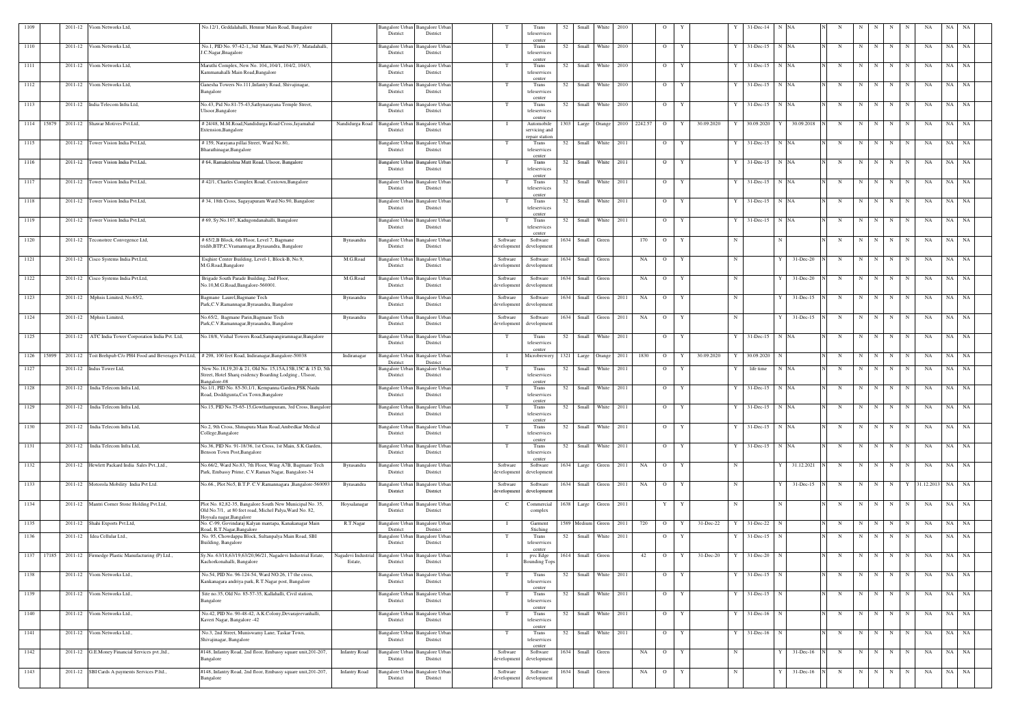| 1109 | | 2011-12 | Viom Networks Ltd, | No.12/1, Geddalahalli, Hennur Main Road, Bangalore | | Bangalore Urban District | Bangalore Urban District | | T | Trans teleservices center | 52 | Small | White | 2010 | | O | Y | | Y | 31-Dec-14 | N | NA | N | N | N | N | N | N | NA | NA | NA |
|---|---|---|---|---|---|---|---|---|---|---|---|---|---|---|---|---|---|---|---|---|---|---|---|---|---|---|---|---|---|---|---|---|---|
| 1110 | | 2011-12 | Viom Networks Ltd, | No.1, PID No. 97-42-1,,3rd Main, Ward No.97, Matadahalli, J.C.Nagar,Bnagalore | | Bangalore Urban District | Bangalore Urban District | | T | Trans teleservices center | 52 | Small | White | 2010 | | O | Y | | Y | 31-Dec-15 | N | NA | N | N | N | N | N | N | NA | NA | NA |
| 1111 | | 2011-12 | Viom Networks Ltd, | Maruthi Complex, New No. 104,,104/1, 104/2, 104/3, Kammanahalli Main Road,Bangalore | | Bangalore Urban District | Bangalore Urban District | | T | Trans teleservices center | 52 | Small | White | 2010 | | O | Y | | Y | 31-Dec-15 | N | NA | N | N | N | N | N | N | NA | NA | NA |
| 1112 | | 2011-12 | Viom Networks Ltd, | Ganesha Towers No.111,Infantry Road, Shivajinagar, Bangalore | | Bangalore Urban District | Bangalore Urban District | | T | Trans teleservices center | 52 | Small | White | 2010 | | O | Y | | Y | 31-Dec-15 | N | NA | N | N | N | N | N | N | NA | NA | NA |
| 1113 | | 2011-12 | India Telecom Infra Ltd, | No.43, Pid No.81-75-43,Sathynarayana Temple Street, Ulsoor,Bangalore | | Bangalore Urban District | Bangalore Urban District | | T | Trans teleservices center | 52 | Small | White | 2010 | | O | Y | | Y | 31-Dec-15 | N | NA | N | N | N | N | N | N | NA | NA | NA |
| 1114 | 15879 | 2011-12 | Shawar Motives Pvt.Ltd, | # 24/48, M.M.Road,Nandidurga Road Cross,Jayamahal Extension,Bangalore | Nandidurga Road | Bangalore Urban District | Bangalore Urban District | | I | Automobile servicing and repair station | 1303 | Large | Orange | 2010 | 2242.57 | O | Y | 30.09.2020 | Y | 30.09.2020 | Y | 30.09.2018 | N | N | N | N | N | N | NA | NA | NA |
| 1115 | | 2011-12 | Tower Vision India Pvt.Ltd, | # 159, Narayana pillai Street, Ward No.80,. Bharathinagar,Bangalore | | Bangalore Urban District | Bangalore Urban District | | T | Trans teleservices center | 52 | Small | White | 2011 | | O | Y | | Y | 31-Dec-15 | N | NA | N | N | N | N | N | N | NA | NA | NA |
| 1116 | | 2011-12 | Tower Vision India Pvt.Ltd, | # 64, Ramakrishna Mutt Road, Ulsoor, Bangalore | | Bangalore Urban District | Bangalore Urban District | | T | Trans teleservices center | 52 | Small | White | 2011 | | O | Y | | Y | 31-Dec-15 | N | NA | N | N | N | N | N | N | NA | NA | NA |
| 1117 | | 2011-12 | Tower Vision India Pvt.Ltd, | # 42/1, Charles Complex Road, Coxtown,Bangalore | | Bangalore Urban District | Bangalore Urban District | | T | Trans teleservices center | 52 | Small | White | 2011 | | O | Y | | Y | 31-Dec-15 | N | NA | N | N | N | N | N | N | NA | NA | NA |
| 1118 | | 2011-12 | Tower Vision India Pvt.Ltd, | # 34, 18th Cross, Sagayapuram Ward No.90, Bangalore | | Bangalore Urban District | Bangalore Urban District | | T | Trans teleservices center | 52 | Small | White | 2011 | | O | Y | | Y | 31-Dec-15 | N | NA | N | N | N | N | N | N | NA | NA | NA |
| 1119 | | 2011-12 | Tower Vision India Pvt.Ltd, | # 69, Sy.No.107, Kadugondanahalli, Bangalore | | Bangalore Urban District | Bangalore Urban District | | T | Trans teleservices center | 52 | Small | White | 2011 | | O | Y | | Y | 31-Dec-15 | N | NA | N | N | N | N | N | N | NA | NA | NA |
| 1120 | | 2011-12 | Teconotree Convegence Ltd, | # 65/2,B Block, 6th Floor, Level 7, Bagmane tridib,BTP,C.Vramannagar,Byrasandra, Bangalore | Byrasandra | Bangalore Urban District | Bangalore Urban District | Software development | | Software development | 1634 | Small | Green | | 170 | O | Y | | N | | N | | N | N | N | N | N | N | NA | NA | NA |
| 1121 | | 2011-12 | Cisco Systems India Pvt.Ltd, | Esqhire Center Building, Level-1, Block-B, No.9, M.G.Road,Bangalore | M.G.Road | Bangalore Urban District | Bangalore Urban District | Software development | | Software development | 1634 | Small | Green | | NA | O | Y | | N | | Y | 31-Dec-20 | N | N | N | N | N | N | NA | NA | NA |
| 1122 | | 2011-12 | Cisco Systems India Pvt.Ltd, | Brigade South Parade Building, 2nd Floor, No.10,M.G.Road,Bangalore-560001. | M.G.Road | Bangalore Urban District | Bangalore Urban District | Software development | | Software development | 1634 | Small | Green | | NA | O | Y | | N | | Y | 31-Dec-20 | N | N | N | N | N | N | NA | NA | NA |
| 1123 | | 2011-12 | Mphsis Limited, No.65/2, | Bagmane Laurel,Bagmane Tech Park,C.V.Ramannagar,Byrasandra, Bangalore | Byrasandra | Bangalore Urban District | Bangalore Urban District | Software development | | Software development | 1634 | Small | Green | 2011 | NA | O | Y | | N | | Y | 31-Dec-15 | N | N | N | N | N | N | NA | NA | NA |
| 1124 | | 2011-12 | Mphsis Limited, | No.65/2, Bagmane Parin,Bagmane Tech Park,C.V.Ramannagar,Byrasandra, Bangalore | Byrasandra | Bangalore Urban District | Bangalore Urban District | Software development | | Software development | 1634 | Small | Green | 2011 | NA | O | Y | | N | | Y | 31-Dec-15 | N | N | N | N | N | N | NA | NA | NA |
| 1125 | | 2011-12 | ATC India Tower Corporation India Pvt. Ltd, | No.18/8, Vishal Towers Road,Sampangiramnagar,Bangalore | | Bangalore Urban District | Bangalore Urban District | | T | Trans teleservices center | 52 | Small | White | 2011 | | O | Y | | Y | 31-Dec-15 | N | NA | N | N | N | N | N | N | NA | NA | NA |
| 1126 | 15899 | 2011-12 | Toit Brehpub C/o PH4 Food and Beverages Pvt.Ltd, | # 298, 100 feet Road, Indiranagar,Bangalore-50038 | Indiranagar | Bangalore Urban District | Bangalore Urban District | | I | Microbrewery | 1321 | Large | Orange | 2011 | 1830 | O | Y | 30.09.2020 | Y | 30.09.2020 | N | | N | N | N | N | N | N | NA | NA | NA |
| 1127 | | 2011-12 | Indus Tower Ltd, | New No.18,19,20 & 21, Old No. 15,15A,15B,15C & 15 D, 5th Street, Hotel Sharq esidency Boarding Lodging , Ulsoor, Bangalore-08 | | Bangalore Urban District | Bangalore Urban District | | T | Trans teleservices center | 52 | Small | White | 2011 | | O | Y | | Y | life time | N | NA | N | N | N | N | N | N | NA | NA | NA |
| 1128 | | 2011-12 | India Telecom Infra Ltd, | No.1/1, PID No. 85-50-1/1, Kempanna Garden,PSK Naidu Road, Doddigunta,Cox Town,Bangalore | | Bangalore Urban District | Bangalore Urban District | | T | Trans teleservices center | 52 | Small | White | 2011 | | O | Y | | Y | 31-Dec-15 | N | NA | N | N | N | N | N | N | NA | NA | NA |
| 1129 | | 2011-12 | India Telecom Infra Ltd, | No.15, PID No.75-65-15,Gowthampuram, 3rd Cross, Bangalore | | Bangalore Urban District | Bangalore Urban District | | T | Trans teleservices center | 52 | Small | White | 2011 | | O | Y | | Y | 31-Dec-15 | N | NA | N | N | N | N | N | N | NA | NA | NA |
| 1130 | | 2011-12 | India Telecom Infra Ltd, | No.2, 9th Cross, Shmapura Main Road,Ambedkar Medical College,Bangalore | | Bangalore Urban District | Bangalore Urban District | | T | Trans teleservices center | 52 | Small | White | 2011 | | O | Y | | Y | 31-Dec-15 | N | NA | N | N | N | N | N | N | NA | NA | NA |
| 1131 | | 2011-12 | India Telecom Infra Ltd, | No.36, PID No. 91-18/36, 1st Cross, 1st Main, S.K.Garden, Benson Town Post,Bangalore | | Bangalore Urban District | Bangalore Urban District | | T | Trans teleservices center | 52 | Small | White | 2011 | | O | Y | | Y | 31-Dec-15 | N | NA | N | N | N | N | N | N | NA | NA | NA |
| 1132 | | 2011-12 | Hewlett Packard India Sales Pvt.,Ltd., | No.66/2, Ward No.83, 7th Floor, Wing A7B, Bagmane Tech Park, Embassy Prime, C.V.Raman Nagar, Bangalore-34 | Byrasandra | Bangalore Urban District | Bangalore Urban District | Software development | | Software development | 1634 | Large | Green | 2011 | NA | O | Y | | N | | Y | 31.12.2021 | N | N | N | N | N | N | NA | NA | NA |
| 1133 | | 2011-12 | Motorola Mobility India Pvt Ltd. | No.66., Plot No5, B.T.P. C.V.Ramannagara ,Bangalore-560093 | Byrasandra | Bangalore Urban District | Bangalore Urban District | Software development | | Software development | 1634 | Small | Green | 2011 | NA | O | Y | | N | | Y | 31-Dec-15 | N | N | N | N | N | Y | 31.12.2013 | NA | NA |
| 1134 | | 2011-12 | Mantri Corner Stone Holding Pvt.Ltd, | Plot No. 82,82-35, Bangalore South New Municipal No. 35, Old No.7/1, at 80 feet road, Michel Palya,Ward No. 82, Hoysalu nagar,Bangalore | Hoysalanagar | Bangalore Urban District | Bangalore Urban District | | C | Commercial complex | 1638 | Large | Green | 2011 | | Y | Y | | N | | N | | N | N | N | N | N | N | NA | NA | NA |
| 1135 | | 2011-12 | Shahi Exports Pvt.Ltd, | No. C-99, Govindaraj Kalyan mantapa, Kanakanagar Main Road, R.T.Nagar,Bangalore | R.T.Nagar | Bangalore Urban District | Bangalore Urban District | | I | Garment Stiching | 1589 | Medium | Green | 2011 | 720 | O | Y | 31-Dec-22 | Y | 31-Dec-22 | N | | N | N | N | N | N | N | NA | NA | NA |
| 1136 | | 2011-12 | Idea Cellular Ltd., | No. 95, Chowdappa Block, Sultanpalya Main Road, SBI Building, Bangalore | | Bangalore Urban District | Bangalore Urban District | | T | Trans teleservices center | 52 | Small | White | 2011 | | O | Y | | Y | 31-Dec-15 | N | | N | N | N | N | N | N | NA | NA | NA |
| 1137 | 17185 | 2011-12 | Firmedge Plastic Manufacturing (P) Ltd., | Sy.No. 63/18,63/19,63/20,96/21, Nagadevi Industrial Estate, Kachorkonahalli, Bangalore | Nagadevi Industrial Estate, | Bangalore Urban District | Bangalore Urban District | | I | pvc Edge Bounding Tops | 1614 | Small | Green | | 42 | O | Y | 31-Dec-20 | Y | 31-Dec-20 | N | | N | N | N | N | N | N | NA | NA | NA |
| 1138 | | 2011-12 | Viom Networks Ltd., | No.54, PID No. 96-124-54, Ward NO.26, 17 the cross, Kankanagara andriya park, R.T.Nagar post, Bangalore | | Bangalore Urban District | Bangalore Urban District | | T | Trans teleservices center | 52 | Small | White | 2011 | | O | Y | | Y | 31-Dec-15 | N | | N | N | N | N | N | N | NA | NA | NA |
| 1139 | | 2011-12 | Viom Networks Ltd., | Site no.35, Old No. 85-57-35, Kallahalli, Civil station, Bangalore | | Bangalore Urban District | Bangalore Urban District | | T | Trans teleservices center | 52 | Small | White | 2011 | | O | Y | | Y | 31-Dec-15 | N | | N | N | N | N | N | N | NA | NA | NA |
| 1140 | | 2011-12 | Viom Networks Ltd., | No.42, PID No. 90-48-42, A.K.Colony,Devarajeevanhalli, Kaveri Nagar, Bangalore -42 | | Bangalore Urban District | Bangalore Urban District | | T | Trans teleservices center | 52 | Small | White | 2011 | | O | Y | | Y | 31-Dec-16 | N | | N | N | N | N | N | N | NA | NA | NA |
| 1141 | | 2011-12 | Viom Networks Ltd., | No.3, 2nd Street, Muniswamy Lane, Taskar Town, Shivajinagar, Bangalore | | Bangalore Urban District | Bangalore Urban District | | T | Trans teleservices center | 52 | Small | White | 2011 | | O | Y | | Y | 31-Dec-16 | N | | N | N | N | N | N | N | NA | NA | NA |
| 1142 | | 2011-12 | G.E.Money Financial Services pvt.,ltd., | #148, Infantry Road, 2nd floor, Embassy square unit,201-207, Bangalore | Infantry Road | Bangalore Urban District | Bangalore Urban District | Software development | | Software development | 1634 | Small | Green | | NA | O | Y | | N | | Y | 31-Dec-16 | N | N | N | N | N | N | NA | NA | NA |
| 1143 | | 2011-12 | SBI Cards A payments Services P.ltd., | #148, Infantry Road, 2nd floor, Embassy square unit,201-207, Bangalore | Infantry Road | Bangalore Urban District | Bangalore Urban District | Software development | | Software development | 1634 | Small | Green | | NA | O | Y | | N | | Y | 31-Dec-16 | N | N | N | N | N | N | NA | NA | NA |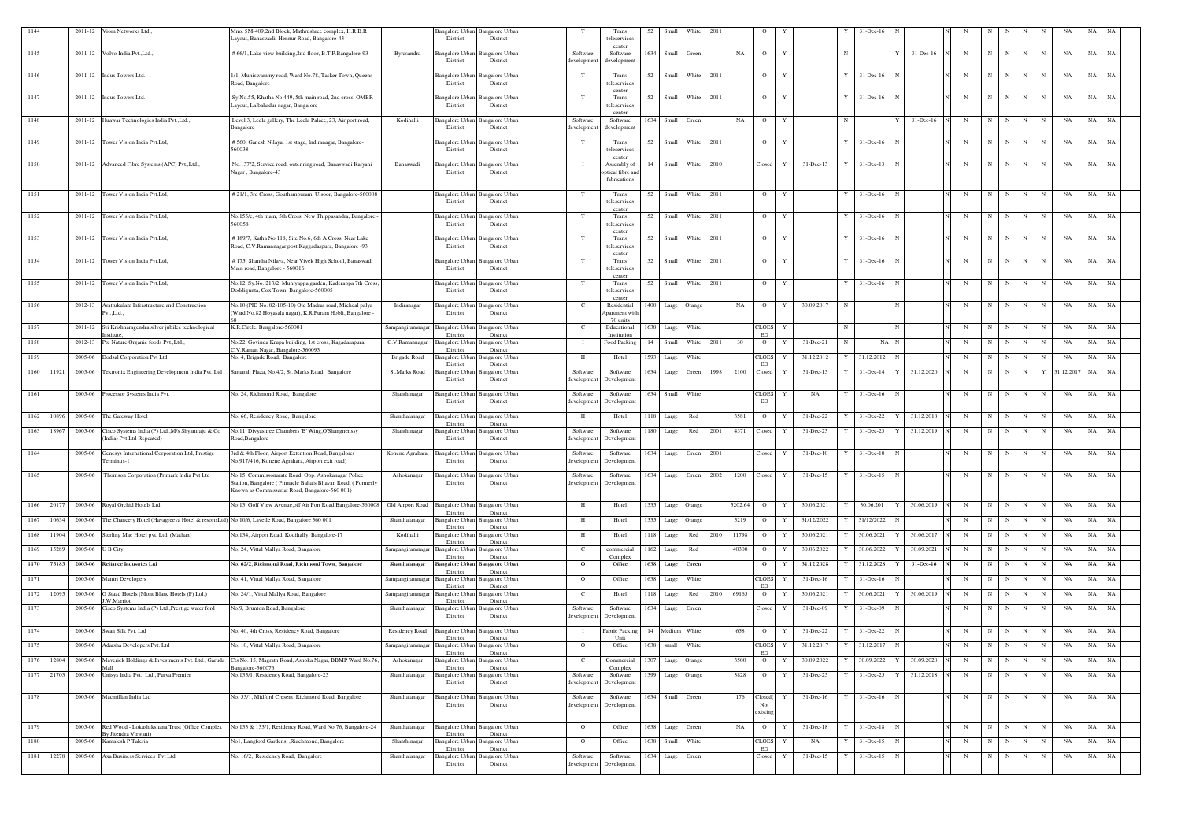| 1144 | | 2011-12 | Viom Networks Ltd., | Mno. 5M-409,2nd Block, Mathrushree complex, H.R.B.R Layout, Banaswadi, Hennur Road, Bangalore-43 | | Bangalore Urban District | Bangalore Urban District | | T | Trans teleservices center | 52 | Small | White | 2011 | | O | Y | | Y | 31-Dec-16 | N | | N | N | N | N | N | N | NA | NA | NA |
|---|---|---|---|---|---|---|---|---|---|---|---|---|---|---|---|---|---|---|---|---|---|---|---|---|---|---|---|---|---|---|---|---|
| 1145 | | 2011-12 | Volvo India Pvt.,Ltd., | # 66/1, Lake view building,2nd floor, B.T.P.Bangalore-93 | Byrasandra | Bangalore Urban District | Bangalore Urban District | | Software development | Software development | 1634 | Small | Green | | NA | O | Y | | N | | Y | 31-Dec-16 | N | N | N | N | N | N | NA | NA | NA |
| 1146 | | 2011-12 | Indus Towers Ltd., | 1/1, Muniswammy road, Ward No.78, Tasker Town, Queens Road, Bangalore | | Bangalore Urban District | Bangalore Urban District | | T | Trans teleservices center | 52 | Small | White | 2011 | | O | Y | | Y | 31-Dec-16 | N | | N | N | N | N | N | N | NA | NA | NA |
| 1147 | | 2011-12 | Indus Towers Ltd., | Sy.No.55, Khatha No.449, 5th main road, 2nd cross, OMBR Layout, Lalbahadur nagar, Bangalore | | Bangalore Urban District | Bangalore Urban District | | T | Trans teleservices center | 52 | Small | White | 2011 | | O | Y | | Y | 31-Dec-16 | N | | N | N | N | N | N | N | NA | NA | NA |
| 1148 | | 2011-12 | Huawar Technologies India Pvt.,Ltd., | Level 3, Leela gallery, The Leela Palace, 23, Air port road, Bangalore | Kodihalli | Bangalore Urban District | Bangalore Urban District | | Software development | Software development | 1634 | Small | Green | | NA | O | Y | | N | | Y | 31-Dec-16 | N | N | N | N | N | N | NA | NA | NA |
| 1149 | | 2011-12 | Tower Vision India Pvt.Ltd, | # 560, Ganesh Nilaya, 1st stage, Indiranagar, Bangalore-560038 | | Bangalore Urban District | Bangalore Urban District | | T | Trans teleservices center | 52 | Small | White | 2011 | | O | Y | | Y | 31-Dec-16 | N | | N | N | N | N | N | N | NA | NA | NA |
| 1150 | | 2011-12 | Advanced Fibre Systems (APC) Pvt.,Ltd., | No.137/2, Service road, outer ring road, Banaswadi Kalyani Nagar , Bangalore-43 | Banaswadi | Bangalore Urban District | Bangalore Urban District | | I | Assembly of optical fibre and fabrications | 14 | Small | White | 2010 | | Closed | Y | 31-Dec-13 | Y | 31-Dec-13 | N | | N | N | N | N | N | N | NA | NA | NA |
| 1151 | | 2011-12 | Tower Vision India Pvt.Ltd, | # 21/1, 3rd Cross, Gouthampuram, Ulsoor, Bangalore-560008 | | Bangalore Urban District | Bangalore Urban District | | T | Trans teleservices center | 52 | Small | White | 2011 | | O | Y | | Y | 31-Dec-16 | N | | N | N | N | N | N | N | NA | NA | NA |
| 1152 | | 2011-12 | Tower Vision India Pvt.Ltd, | No.155/c, 4th main, 5th Cross, New Thippasandra, Bangalore - 560058 | | Bangalore Urban District | Bangalore Urban District | | T | Trans teleservices center | 52 | Small | White | 2011 | | O | Y | | Y | 31-Dec-16 | N | | N | N | N | N | N | N | NA | NA | NA |
| 1153 | | 2011-12 | Tower Vision India Pvt.Ltd, | # 189/7, Katha No.118, Site No.6, 6th A Cross, Near Lake Road, C.V.Ramannagar post,Kaggadaspura, Bangalore -93 | | Bangalore Urban District | Bangalore Urban District | | T | Trans teleservices center | 52 | Small | White | 2011 | | O | Y | | Y | 31-Dec-16 | N | | N | N | N | N | N | N | NA | NA | NA |
| 1154 | | 2011-12 | Tower Vision India Pvt.Ltd, | # 175, Shantha Nilaya, Near Vivek High School, Banaswadi Main road, Bangalore - 560016 | | Bangalore Urban District | Bangalore Urban District | | T | Trans teleservices center | 52 | Small | White | 2011 | | O | Y | | Y | 31-Dec-16 | N | | N | N | N | N | N | N | NA | NA | NA |
| 1155 | | 2011-12 | Tower Vision India Pvt.Ltd, | No.12, Sy.No. 213/2, Muniyappa garden, Kaderappa 7th Cross, Doddigunta, Cox Town, Bangalore-560005 | | Bangalore Urban District | Bangalore Urban District | | T | Trans teleservices center | 52 | Small | White | 2011 | | O | Y | | Y | 31-Dec-16 | N | | N | N | N | N | N | N | NA | NA | NA |
| 1156 | | 2012-13 | Arattukulam Infrastructure and Construction Pvt.,Ltd., | No.10 (PID No. 82-10/5-10) Old Madras road, Micheal palya (Ward No.82 Hoyasala nagar), K.R.Puram Hobli, Bangalore - 68 | Indiranagar | Bangalore Urban District | Bangalore Urban District | | C | Residential Apartment with 70 units | 1400 | Large | Orange | | NA | O | Y | 30.09.2017 | N | | N | | N | N | N | N | N | N | NA | NA | NA |
| 1157 | | 2011-12 | Sri Krishnaragendra silver jubilee technological Institute, | K.R.Circle, Bangalore-560001 | Sampangiramnagar | Bangalore Urban District | Bangalore Urban District | | C | Educational Institution | 1638 | Large | White | | | CLOSED | Y | | N | | N | | N | N | N | N | N | N | NA | NA | NA |
| 1158 | | 2012-13 | Pre Nature Organic foods Pvt.,Ltd., | No.22, Govinda Krupa building, 1st cross, Kagadasapura, C.V.Raman Nagar, Bangalore-560093 | C.V.Ramannagar | Bangalore Urban District | Bangalore Urban District | | I | Food Packing | 14 | Small | White | 2011 | 30 | O | Y | 31-Dec-21 | N | NA | N | | N | N | N | N | N | N | NA | NA | NA |
| 1159 | | 2005-06 | Dodsal Corporation Pvt Ltd | No. 4, Brigade Road, Bangalore | Brigade Road | Bangalore Urban District | Bangalore Urban District | | H | Hotel | 1593 | Large | White | | | CLOSED | Y | 31.12.2012 | Y | 31.12.2012 | N | | N | N | N | N | N | N | NA | NA | NA |
| 1160 | 11921 | 2005-06 | Tektronix Engineering Development India Pvt. Ltd | Samarah Plaza, No.4/2, St. Marks Road, Bangalore | St.Marks Road | Bangalore Urban District | Bangalore Urban District | | Software development | Software Development | 1634 | Large | Green | 1998 | 2100 | Closed | Y | 31-Dec-15 | Y | 31-Dec-14 | Y | 31.12.2020 | N | N | N | N | Y | 31.12.2017 | NA | NA |
| 1161 | | 2005-06 | Processor Systems India Pvt. | No. 24, Richmond Road, Bangalore | Shanthinagar | Bangalore Urban District | Bangalore Urban District | | Software development | Software Development | 1634 | Small | White | | | CLOSED | Y | NA | Y | 31-Dec-16 | N | | N | N | N | N | N | N | NA | NA | NA |
| 1162 | 10896 | 2005-06 | The Gateway Hotel | No. 66, Residency Road, Bangalore | Shanthalanagar | Bangalore Urban District | Bangalore Urban District | | H | Hotel | 1118 | Large | Red | | 3581 | O | Y | 31-Dec-22 | Y | 31-Dec-22 | Y | 31.12.2018 | N | N | N | N | N | N | NA | NA | NA |
| 1163 | 18967 | 2005-06 | Cisco Systems India (P) Ltd.,M/s Shyamraju & Co (India) Pvt Ltd Repeated) | No.11, Divyashree Chambers 'B' Wing,O'Shatgnenssy Road,Bangalore | Shanthinagar | Bangalore Urban District | Bangalore Urban District | | Software development | Software Development | 1180 | Large | Red | 2001 | 4371 | Closed | Y | 31-Dec-23 | Y | 31-Dec-23 | Y | 31.12.2019 | N | N | N | N | N | N | NA | NA | NA |
| 1164 | | 2005-06 | Genesys International Corporation Ltd, Prestige Terminus-1 | 3rd & 4th Floor, Airport Extention Road, Bangalore( No.917/416, Konene Agrahara, Airport exit road) | Konene Agrahara, | Bangalore Urban District | Bangalore Urban District | | Software development | Software Development | 1634 | Large | Green | 2001 | | Closed | Y | 31-Dec-10 | Y | 31-Dec-10 | N | | N | N | N | N | N | N | NA | NA | NA |
| 1165 | | 2005-06 | Thomson Corporation (Primark India Pvt Ltd | No.15, Commissonarate Road, Opp. Ashokanagar Police Station, Bangalore ( Pinnacle Bahals Bhavan Road, ( Formerly Known as Commissariat Road, Bangalore-560 001) | Ashokanagar | Bangalore Urban District | Bangalore Urban District | | Software development | Software Development | 1634 | Large | Green | 2002 | 1200 | Closed | Y | 31-Dec-15 | Y | 31-Dec-15 | N | | N | N | N | N | N | N | NA | NA | NA |
| 1166 | 20177 | 2005-06 | Royal Orchid Hotels Ltd | No.13, Golf View Avenue,off Air Port Road Bangalore-560008 | Old Airport Road | Bangalore Urban District | Bangalore Urban District | | H | Hotel | 1335 | Large | Orange | | 5202.64 | O | Y | 30.06.2021 | Y | 30.06.201 | Y | 30.06.2019 | N | N | N | N | N | N | NA | NA | NA |
| 1167 | 10634 | 2005-06 | The Chancery Hotel (Hayagreeva Hotel & resortsLtd) | No 10/6, Lavelle Road, Bangalore 560 001 | Shanthalanagar | Bangalore Urban District | Bangalore Urban District | | H | Hotel | 1335 | Large | Orange | | 5219 | O | Y | 31/12/2022 | Y | 31/12/2022 | N | | N | N | N | N | N | N | NA | NA | NA |
| 1168 | 11904 | 2005-06 | Sterling Mac Hotel pvt. Ltd, (Mathan) | No.134, Airport Road, Kodihally, Bangalore-17 | Kodihalli | Bangalore Urban District | Bangalore Urban District | | H | Hotel | 1118 | Large | Red | 2010 | 11798 | O | Y | 30.06.2021 | Y | 30.06.2021 | Y | 30.06.2017 | N | N | N | N | N | N | NA | NA | NA |
| 1169 | 15289 | 2005-06 | U B City | No. 24, Vittal Mallya Road, Bangalore | Sampangiramnagar | Bangalore Urban District | Bangalore Urban District | | C | commercial Complex | 1162 | Large | Red | | 40300 | O | Y | 30.06.2022 | Y | 30.06.2022 | Y | 30.09.2021 | N | N | N | N | N | N | NA | NA | NA |
| 1170 | 75185 | 2005-06 | Reliance Industries Ltd | No. 62/2, Richmond Road, Richmond Town, Bangalore | Shanthalanagar | Bangalore Urban District | Bangalore Urban District | | O | Office | 1638 | Large | Green | | | O | Y | 31.12.2028 | Y | 31.12.2028 | Y | 31-Dec-16 | N | N | N | N | N | N | NA | NA | NA |
| 1171 | | 2005-06 | Mantri Developers | No. 41, Vittal Mallya Road, Bangalore | Sampangiramnagar | Bangalore Urban District | Bangalore Urban District | | O | Office | 1638 | Large | White | | | CLOSED | Y | 31-Dec-16 | Y | 31-Dec-16 | N | | N | N | N | N | N | N | NA | NA | NA |
| 1172 | 12095 | 2005-06 | G.Staad Hotels (Mont Blanc Hotels (P) Ltd.) J.W.Marriot | No. 24/1, Vittal Mallya Road, Bangalore | Sampangiramnagar | Bangalore Urban District | Bangalore Urban District | | C | Hotel | 1118 | Large | Red | 2010 | 69165 | O | Y | 30.06.2021 | Y | 30.06.2021 | Y | 30.06.2019 | N | N | N | N | N | N | NA | NA | NA |
| 1173 | | 2005-06 | Cisco Systems India (P) Ltd.,Prestige water ford | No.9, Brunton Road, Bangalore | Shanthalanagar | Bangalore Urban District | Bangalore Urban District | | Software development | Software Development | 1634 | Large | Green | | | Closed | Y | 31-Dec-09 | Y | 31-Dec-09 | N | | N | N | N | N | N | N | NA | NA | NA |
| 1174 | | 2005-06 | Swan Silk Pvt. Ltd | No. 40, 4th Cross, Residency Road, Bangalore | Residency Road | Bangalore Urban District | Bangalore Urban District | | I | Fabric Packing Unit | 14 | Medium | White | | 658 | O | Y | 31-Dec-22 | Y | 31-Dec-22 | N | | N | N | N | N | N | N | NA | NA | NA |
| 1175 | | 2005-06 | Adarsha Developers Pvt. Ltd | No. 10, Vittal Mallya Road, Bangalore | Sampangiramnagar | Bangalore Urban District | Bangalore Urban District | | O | Office | 1638 | small | White | | | CLOSED | Y | 31.12.2017 | Y | 31.12.2017 | N | | N | N | N | N | N | N | NA | NA | NA |
| 1176 | 12804 | 2005-06 | Maverick Holdings & Investments Pvt. Ltd., Garuda Mall | Cts No. 15, Magrath Road, Ashoka Nagar, BBMP Ward No.76, Bangalore-560076 | Ashokanagar | Bangalore Urban District | Bangalore Urban District | | C | Commercial Complex | 1307 | Large | Orange | | 3500 | O | Y | 30.09.2022 | Y | 30.09.2022 | Y | 30.09.2020 | N | N | N | N | N | N | NA | NA | NA |
| 1177 | 21703 | 2005-06 | Unisys India Pvt., Ltd., Purva Premier | No.135/1, Residency Road, Bangalore-25 | Shanthalanagar | Bangalore Urban District | Bangalore Urban District | | Software development | Software Development | 1399 | Large | Orange | | 3828 | O | Y | 31-Dec-25 | Y | 31-Dec-25 | Y | 31.12.2018 | N | N | N | N | N | N | NA | NA | NA |
| 1178 | | 2005-06 | Macmillan India Ltd | No. 53/1, Midford Cresent, Richmond Road, Bangalore | Shanthalanagar | Bangalore Urban District | Bangalore Urban District | | Software development | Software Development | 1634 | Small | Green | | 176 | Closed( Not existing ) | Y | 31-Dec-16 | Y | 31-Dec-16 | N | | N | N | N | N | N | N | NA | NA | NA |
| 1179 | | 2005-06 | Red Wood - Lokashikshana Trust (Office Complex By Jitendra Virwani) | No 133 & 133/1, Residency Road, Ward No 76, Bangalore-24 | Shanthalanagar | Bangalore Urban District | Bangalore Urban District | | O | Office | 1638 | Large | Green | | NA | O | Y | 31-Dec-18 | Y | 31-Dec-18 | N | | N | N | N | N | N | N | NA | NA | NA |
| 1180 | | 2005-06 | Kamalesh P Taleria | No1, Langford Gardens, ,Riachmond, Bangalore | Shanthinagar | Bangalore Urban District | Bangalore Urban District | | O | Office | 1638 | Small | White | | | CLOSED | Y | NA | Y | 31-Dec-15 | N | | N | N | N | N | N | N | NA | NA | NA |
| 1181 | 12278 | 2005-06 | Axa Business Services Pvt Ltd | No. 16/2, Residency Road, Bangalore | Shanthalanagar | Bangalore Urban District | Bangalore Urban District | | Software development | Software Development | 1634 | Large | Green | | | Closed | Y | 31-Dec-15 | Y | 31-Dec-15 | N | | N | N | N | N | N | N | NA | NA | NA |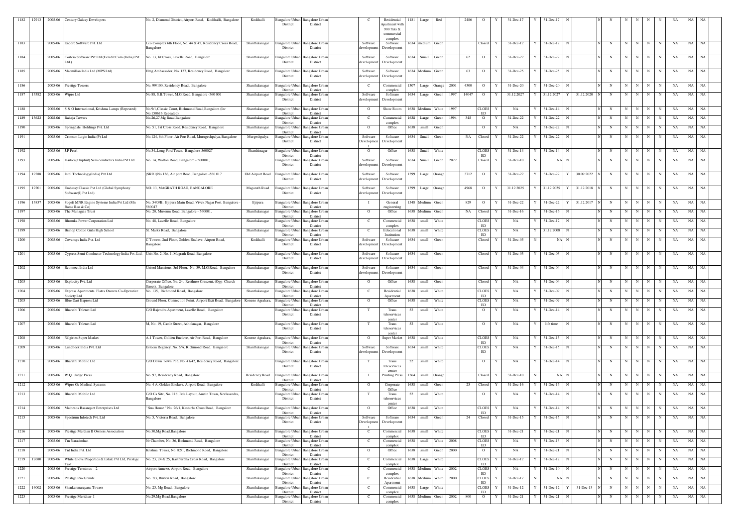| 1182 | 12913 | 2005-06 | Century Galaxy Developers | No. 2, Diamond District, Airport Road, Kodihalli, Bangalore | Kodihalli | Bangalore Urban District | Bangalore Urban District | C | Residential Apartment with 900 flats & commercial complex | 1181 | Large | Red | | 2486 | O | Y | 31-Dec-17 | Y | 31-Dec-17 | N | | N | N | N | N | N | N | NA | NA | NA |
|---|---|---|---|---|---|---|---|---|---|---|---|---|---|---|---|---|---|---|---|---|---|---|---|---|---|---|---|---|---|---|
| 1183 | | 2005-06 | Encore Software Pvt. Ltd | Leo Complex 6th Floor, No. 44 & 45, Residency Cross Road, Bangalore | Shanthalanagar | Bangalore Urban District | Bangalore Urban District | Software development | Software Development | 1634 | medium | Green | | | Closed | Y | 31-Dec-12 | Y | 31-Dec-12 | N | | N | N | N | N | N | N | NA | NA | NA |
| 1184 | | 2005-06 | Cortera Software Pvt Ltd (Ecredit.Com (India) Pvt. Ltd.) | No. 13, Ist Cross, Lavelle Road, Bangalore | Shanthalanagar | Bangalore Urban District | Bangalore Urban District | Software development | Software Development | 1634 | Small | Green | | 62 | O | Y | 31-Dec-22 | Y | 31-Dec-22 | N | | N | N | N | N | N | N | NA | NA | NA |
| 1185 | | 2005-06 | Macmillan India Ltd (MPS Ltd) | Hmg Ambassador, No. 137, Residency Road, Bangalore | Shanthalanagar | Bangalore Urban District | Bangalore Urban District | Software development | Software Development | 1634 | Medium | Green | | 63 | O | Y | 31-Dec-25 | Y | 31-Dec-25 | N | | N | N | N | N | N | N | NA | NA | NA |
| 1186 | | 2005-06 | Prestige Towers | No. 99/100, Residency Road, Bangalore | Shanthalanagar | Bangalore Urban District | Bangalore Urban District | C | Commercial complex | 1307 | Large | Orange | 2001 | 4300 | O | Y | 31-Dec-20 | Y | 31-Dec-20 | N | | N | N | N | N | N | N | NA | NA | NA |
| 1187 | 13382 | 2005-06 | Wipro Ltd | No 88, S.B.Tower, M.G.Road, Bangalore -560 001 | Shanthalanagar | Bangalore Urban District | Bangalore Urban District | Software development | Software Development | 1634 | Large | Green | 1997 | 14047 | O | Y | 31.12.2027 | Y | 31.12.2027 | Y | 31.12.2020 | N | N | N | N | N | N | NA | NA | NA |
| 1188 | | 2005-06 | S & O International, Krishma Lamps (Repeated) | No.9/1,Classic Court, Richmond Road,Bangalore.(Inr No.150616 Repeated) | Shanthalanagar | Bangalore Urban District | Bangalore Urban District | O | Show Room | 1638 | Medium | White | 1997 | | CLOSED | Y | NA | Y | 31-Dec-14 | N | | N | N | N | N | N | N | NA | NA | NA |
| 1189 | 13623 | 2005-06 | Raheja Towers | No.26,27,Mg Road,Bangalore | Shanthalanagar | Bangalore Urban District | Bangalore Urban District | C | Commercial complex | 1638 | Large | Green | 1994 | 345 | O | Y | 31-Dec-22 | Y | 31-Dec-22 | N | | N | N | N | N | N | N | NA | NA | NA |
| 1190 | | 2005-06 | Springdale Holdings Pvt. Ltd | No. 51, 1st Cross Road, Residency Road, Bangalore | Shanthalanagar | Bangalore Urban District | Bangalore Urban District | O | Office | 1638 | small | Green | | | O | Y | NA | Y | 31-Dec-22 | N | | N | N | N | N | N | N | NA | NA | NA |
| 1191 | | 2005-06 | Crimson Logic India (P) Ltd | No.124, 6th Floor, Air Port Road, Murugeshpalya, Bangalore | Murgeshpalya | Bangalore Urban District | Bangalore Urban District | Software Development | Software Development | 1634 | Small | Green | | NA | Closed | Y | 31-Dec-22 | Y | 31-Dec-22 | N | | N | N | N | N | N | N | NA | NA | NA |
| 1192 | | 2005-06 | J.P Pearl | No.34,,Long Ford Town, Bangalore-560027 | Shanthinagar | Bangalore Urban District | Bangalore Urban District | O | Office | 1638 | Small | White | | | CLOSED | Y | 31-Dec-14 | Y | 31-Dec-14 | N | | N | N | N | N | N | N | NA | NA | NA |
| 1193 | | 2005-06 | Insilica(Chiphut) Semiconductirs India Pvt Ltd | No. 14, Walton Road, Bangalore - 560001, | | Bangalore Urban District | Bangalore Urban District | Software development | Software Development | 1634 | Small | Green | 2022 | | Closed | Y | 31-Dec-10 | N | NA | N | | N | N | N | N | N | N | NA | NA | NA |
| 1194 | 12288 | 2005-06 | Intel Technology(India) Pvt Ltd | (SRR1)No 136, Air port Road, Bangalore -560 017 | Old Airport Road | Bangalore Urban District | Bangalore Urban District | Software development | Software Development | 1399 | Large | Orange | | 3712 | O | Y | 31-Dec-22 | Y | 31-Dec-22 | Y | 30.09.2022 | N | N | N | N | N | N | NA | NA | NA |
| 1195 | 12201 | 2005-06 | Embassy Classic Pvt Ltd (Global Symphony Software(I) Pvt Ltd) | NO. 13, MAGRATH ROAD, BANGALORE | Magarath Road | Bangalore Urban District | Bangalore Urban District | Software development | Software Development | 1399 | Large | Orange | | 4968 | O | Y | 31.12.2025 | Y | 31.12.2025 | Y | 31.12.2018 | N | N | N | N | N | N | NA | NA | NA |
| 1196 | 13837 | 2005-06 | Sogefi MNR Engine Systems India Pvt Ltd (Mn Rama Rao & Co) | No. 54/3/B, Ejipura Main Road, Vivek Nagar Post, Bangalore - 560047 | Ejipura | Bangalore Urban District | Bangalore Urban District | I | General engineering | 1548 | Medium | Green | | 829 | O | Y | 31-Dec-22 | Y | 31-Dec-22 | Y | 31.12.2017 | N | N | N | N | N | N | NA | NA | NA |
| 1197 | | 2005-06 | The Munagala Trust | No. 20, Museum Road, Bangalore - 560001, | Shanthalanagar | Bangalore Urban District | Bangalore Urban District | O | Office | 1638 | Medium | Green | | NA | Closed | Y | 31-Dec-16 | Y | 31-Dec-16 | N | | N | N | N | N | N | N | NA | NA | NA |
| 1198 | | 2005-06 | Bhoruka Power Corporation Ltd | No. 48, Lavelle Road, Bangalore | Shanthalanagar | Bangalore Urban District | Bangalore Urban District | C | Commercial complex | 1638 | small | White | | | CLOSED | Y | NA | Y | 31-Dec-12 | N | | N | N | N | N | N | N | NA | NA | NA |
| 1199 | | 2005-06 | Bishop Cotton Girls High School | St. Marks Road, Bangalore | Shanthalanagar | Bangalore Urban District | Bangalore Urban District | C | Educational Institution | 1638 | small | White | | | CLOSED | Y | NA | Y | 31.12.2008 | N | | N | N | N | N | N | N | NA | NA | NA |
| 1200 | | 2005-06 | Covansys India Pvt. Ltd | C Towers, 2nd Floor, Golden Enclave, Airport Road, Bangalore | Kodihalli | Bangalore Urban District | Bangalore Urban District | Software development | Software Development | 1634 | small | Green | | | Closed | Y | 31-Dec-05 | N | NA | N | | N | N | N | N | N | N | NA | NA | NA |
| 1201 | | 2005-06 | Cypress Semi Conductor Technology India Pvt. Ltd | Unit No. 2, No. 1, Magrath Road, Bangalore | Shanthalanagar | Bangalore Urban District | Bangalore Urban District | Software development | Software Development | 1634 | small | Green | | | Closed | Y | 31-Dec-03 | Y | 31-Dec-03 | N | | N | N | N | N | N | N | NA | NA | NA |
| 1202 | | 2005-06 | Econnect India Ltd | United Mansions, 3rd Floor, No. 39, M.G.Road, Bangalore | Shanthalanagar | Bangalore Urban District | Bangalore Urban District | Software development | Software Development | 1634 | small | Green | | | Closed | Y | 31-Dec-04 | Y | 31-Dec-04 | N | | N | N | N | N | N | N | NA | NA | NA |
| 1203 | | 2005-06 | Explocity Pvt. Ltd | Corporate Office, No. 24, Resthuse Crescent, (Opp. Church Street), Bangalore | Shanthalanagar | Bangalore Urban District | Bangalore Urban District | O | Office | 1638 | small | Green | | | Closed | Y | NA | Y | 31-Dec-04 | N | | N | N | N | N | N | N | NA | NA | NA |
| 1204 | | 2005-06 | Express Apartments Flates Owners Co-Operative Society Ltd | No. 135, Richmond Road, Bangalore | Shanthalanagar | Bangalore Urban District | Bangalore Urban District | C | Residential Apartment | 1638 | small | White | | | CLOSED | Y | NA | Y | 31-Dec-09 | N | | N | N | N | N | N | N | NA | NA | NA |
| 1205 | | 2005-06 | Blue Dart Express Ltd | Ground Floor, Connection Point, Airport Exit Road, Bangalore | Konene Agrahara, | Bangalore Urban District | Bangalore Urban District | O | Office | 1638 | small | White | | | CLOSED | Y | NA | Y | 31-Dec-09 | N | | N | N | N | N | N | N | NA | NA | NA |
| 1206 | | 2005-06 | Bharathi Telenet Ltd | C/O Rajendra Apartment, Lavelle Road., Bangalore | | Bangalore Urban District | Bangalore Urban District | T | Trans teleservices center | 52 | small | White | | | O | Y | NA | Y | 31-Dec-14 | N | | N | N | N | N | N | N | NA | NA | NA |
| 1207 | | 2005-06 | Bharathi Telenet Ltd | M, No. 19, Castle Street, Ashoknagar, Bangalore | | Bangalore Urban District | Bangalore Urban District | T | Trans teleservices center | 52 | small | White | | | O | Y | NA | Y | life time | N | | N | N | N | N | N | N | NA | NA | NA |
| 1208 | | 2005-06 | Nilgiries Super Market | A-1 Tower, Golden Enclave, Air Port Road, Bangalore | Konene Agrahara, | Bangalore Urban District | Bangalore Urban District | O | Super Market | 1638 | small | White | | | CLOSED | Y | NA | Y | 31-Dec-15 | N | | N | N | N | N | N | N | NA | NA | NA |
| 1209 | | 2005-06 | Lundbeck India Pvt. Ltd | Esteem Regency, No. 6/A, Richmond Road, Bangalore | Shanthalanagar | Bangalore Urban District | Bangalore Urban District | Software development | Software Development | 1634 | small | White | | | CLOSED | Y | NA | Y | 31-Dec-15 | N | | N | N | N | N | N | N | NA | NA | NA |
| 1210 | | 2005-06 | Bharathi Mobile Ltd | C/O Down Town Pub, No. 41/42, Residency Road, Bangalore | | Bangalore Urban District | Bangalore Urban District | T | Trans teleservices center | 52 | small | White | | | O | Y | NA | Y | 31-Dec-14 | N | | N | N | N | N | N | N | NA | NA | NA |
| 1211 | | 2005-06 | W.Q. Judge Press | No. 97, Residency Road, Bangalore | Residency Road | Bangalore Urban District | Bangalore Urban District | I | Printing Press | 1364 | small | Orange | | | Closed | Y | 31-Dec-10 | N | NA | N | | N | N | N | N | N | N | NA | NA | NA |
| 1212 | | 2005-06 | Wipro Ge Medical Systems | No. 4 A, Golden Enclave, Airport Road, Bangalore | Kodihalli | Bangalore Urban District | Bangalore Urban District | O | Corporate Office | 1638 | small | Green | | 25 | Closed | Y | 31-Dec-16 | Y | 31-Dec-16 | N | | N | N | N | N | N | N | NA | NA | NA |
| 1213 | | 2005-06 | Bharathi Mobile Ltd | C/O Ca Site, No. 118, Bda Layout, Austin Town, Neelasandra, Bangalore | | Bangalore Urban District | Bangalore Urban District | T | Trans teleservices center | 52 | small | White | | | O | Y | NA | Y | 31-Dec-14 | N | | N | N | N | N | N | N | NA | NA | NA |
| 1214 | | 2005-06 | Mathesos Basanquet Enterprises Ltd | " Sua House " No. 26/1, Kasturba Cross Road, Bangalore | Shanthalanagar | Bangalore Urban District | Bangalore Urban District | O | Office | 1638 | small | White | | | CLOSED | Y | NA | Y | 31-Dec-14 | N | | N | N | N | N | N | N | NA | NA | NA |
| 1215 | | 2005-06 | Spectrum Infotech Pvt. Ltd | No. 5, Victoria Road, Bangalore | Shanthalanagar | Bangalore Urban District | Bangalore Urban District | Software Development | Software Development | 1634 | small | Green | | 24 | Closed | Y | 31-Dec-15 | Y | 31-Dec-15 | N | | N | N | N | N | N | N | NA | NA | NA |
| 1216 | | 2005-06 | Prestige Merdian II Owners Association | No.30,Mg Road,Bangalore | Shanthalanagar | Bangalore Urban District | Bangalore Urban District | C | Commercial complex | 1638 | small | White | | | CLOSED | Y | 31-Dec-21 | Y | 31-Dec-21 | N | | N | N | N | N | N | N | NA | NA | NA |
| 1217 | | 2005-06 | Tm Narasimhan | Nr Chamber, No. 36, Richmond Road, Bangalore | Shanthalanagar | Bangalore Urban District | Bangalore Urban District | C | Commercial complex | 1638 | small | White | 2008 | | CLOSED | Y | NA | Y | 31-Dec-13 | N | | N | N | N | N | N | N | NA | NA | NA |
| 1218 | | 2005-06 | Tnt India Pvt. Ltd | Krishna Tower, No. 82/1, Richmond Road, Bangalore | Shanthalanagar | Bangalore Urban District | Bangalore Urban District | O | Office | 1638 | small | Green | 2000 | | O | Y | NA | Y | 31-Dec-21 | N | | N | N | N | N | N | N | NA | NA | NA |
| 1219 | 12680 | 2005-06 | White Glove Properties & Estate Pvt Ltd, Prestige Takt | No. 23, 24 & 25, Kasthurbha Cross Road, Bangalore | Shanthalanagar | Bangalore Urban District | Bangalore Urban District | C | Commercial complex | 1638 | Large | White | | | CLOSED | Y | 31-Dec-12 | Y | 31-Dec-12 | N | | N | N | N | N | N | N | NA | NA | NA |
| 1220 | | 2005-06 | Prestige Terminus - 2 | Airport Annexe, Airport Road, Bangalore | Shanthalanagar | Bangalore Urban District | Bangalore Urban District | C | Commercial complex | 1638 | Medium | White | 2002 | | CLOSED | Y | NA | Y | 31-Dec-10 | N | | N | N | N | N | N | N | NA | NA | NA |
| 1221 | | 2005-06 | Prestige Rio Grande | No. 7/3, Burton Road, Bangalore | Shanthalanagar | Bangalore Urban District | Bangalore Urban District | C | Residential Apartment | 1638 | Medium | White | 2000 | | CLOSED | Y | 31-Dec-17 | N | NA | N | | N | N | N | N | N | N | NA | NA | NA |
| 1222 | 14002 | 2005-06 | Shankaranarayana Towers | No. 25, Mg Road, Bangalore | Shanthalanagar | Bangalore Urban District | Bangalore Urban District | C | Commercial complex | 1638 | Large | White | | | CLOSED | Y | 31-Dec-12 | Y | 31-Dec-12 | Y | 31-Dec-13 | N | N | N | N | N | N | NA | NA | NA |
| 1223 | | 2005-06 | Prestige Meridian- I | No.29,Mg Road,Bangalore | Shanthalanagar | Bangalore Urban District | Bangalore Urban District | C | Commercial complex | 1638 | Medium | Green | 2002 | 800 | O | Y | 31-Dec-21 | Y | 31-Dec-21 | N | | N | N | N | N | N | N | NA | NA | NA |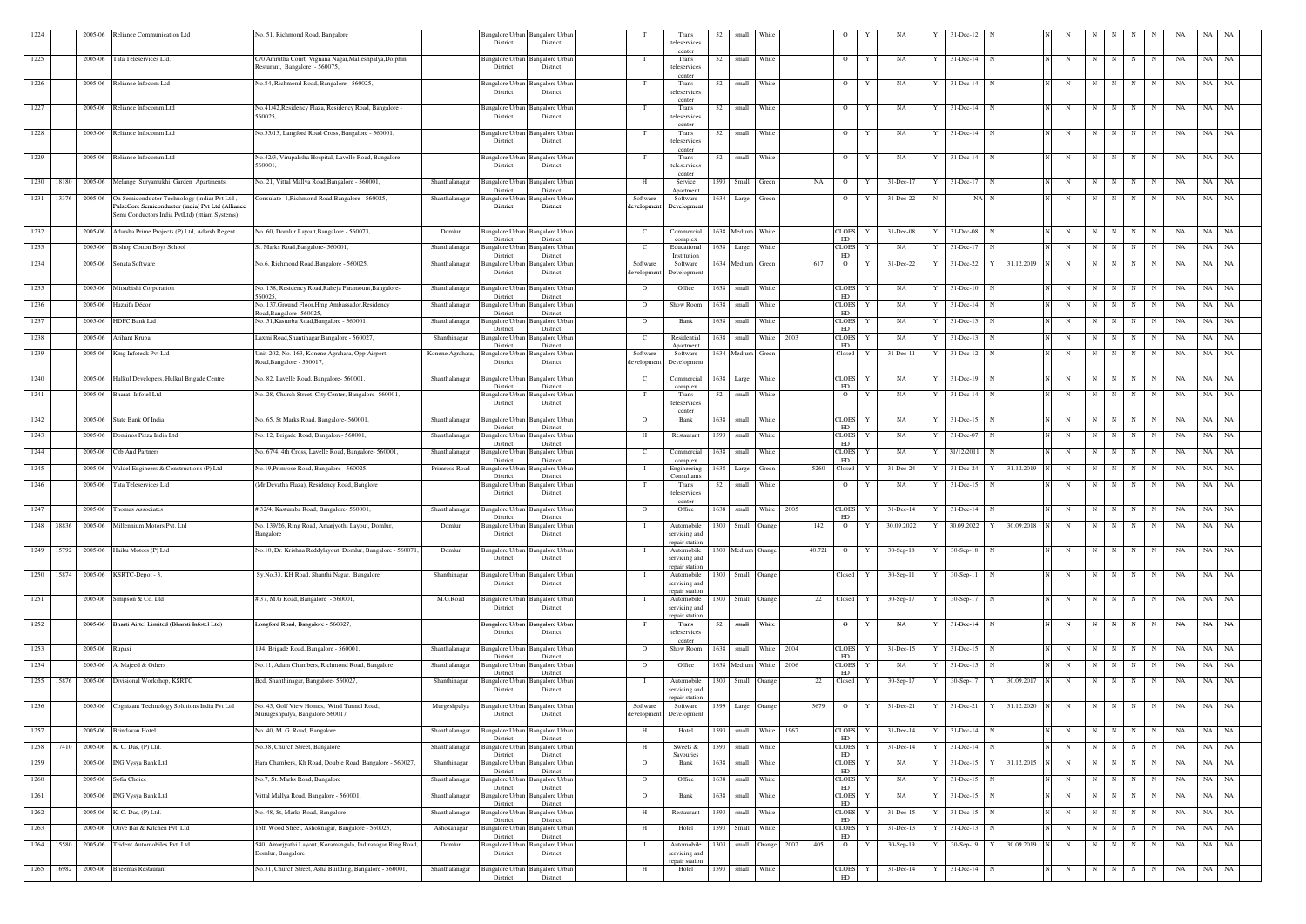| 1224 | | 2005-06 | Reliance Communication Ltd | No. 51, Richmond Road, Bangalore | | Bangalore Urban District | Bangalore Urban District | | T | Trans teleservices center | 52 | small | White | | | O | Y | NA | Y | 31-Dec-12 | N | | N | N | N | N | N | N | NA | NA | NA |
|---|---|---|---|---|---|---|---|---|---|---|---|---|---|---|---|---|---|---|---|---|---|---|---|---|---|---|---|---|---|---|---|---|
| 1225 | | 2005-06 | Tata Teleservices Ltd. | C/0 Amrutha Court, Vignana Nagar,Malleshpalya,Dolphin Resturant, Bangalore - 560075, | | Bangalore Urban District | Bangalore Urban District | | T | Trans teleservices center | 52 | small | White | | | O | Y | NA | Y | 31-Dec-14 | N | | N | N | N | N | N | N | NA | NA | NA |
| 1226 | | 2005-06 | Reliance Infocom Ltd | No.84, Richmond Road, Bangalore - 560025, | | Bangalore Urban District | Bangalore Urban District | | T | Trans teleservices center | 52 | small | White | | | O | Y | NA | Y | 31-Dec-14 | N | | N | N | N | N | N | N | NA | NA | NA |
| 1227 | | 2005-06 | Reliance Infocomm Ltd | No.41/42,Residency Plaza, Residency Road, Bangalore - 560025, | | Bangalore Urban District | Bangalore Urban District | | T | Trans teleservices center | 52 | small | White | | | O | Y | NA | Y | 31-Dec-14 | N | | N | N | N | N | N | N | NA | NA | NA |
| 1228 | | 2005-06 | Reliance Infocomm Ltd | No.35/13, Langford Road Cross, Bangalore - 560001, | | Bangalore Urban District | Bangalore Urban District | | T | Trans teleservices center | 52 | small | White | | | O | Y | NA | Y | 31-Dec-14 | N | | N | N | N | N | N | N | NA | NA | NA |
| 1229 | | 2005-06 | Reliance Infocomm Ltd | No.42/3, Virupaksha Hospital, Lavelle Road, Bangalore-560001, | | Bangalore Urban District | Bangalore Urban District | | T | Trans teleservices center | 52 | small | White | | | O | Y | NA | Y | 31-Dec-14 | N | | N | N | N | N | N | N | NA | NA | NA |
| 1230 | 18180 | 2005-06 | Melange Suryamukhi Garden Apartments | No. 21, Vittal Mallya Road,Bangalore - 560001, | Shanthalanagar | Bangalore Urban District | Bangalore Urban District | | H | Service Apartment | 1593 | Small | Green | | NA | O | Y | 31-Dec-17 | Y | 31-Dec-17 | N | | N | N | N | N | N | N | NA | NA | NA |
| 1231 | 13376 | 2005-06 | On Semiconductor Technology (india) Pvt Ltd , PulseCore Semiconductor (india) Pvt Ltd (Alliance Semi Conductors India PvtLtd) (ittiam Systems) | Consulate -1,Richmond Road,Bangalore - 560025, | Shanthalanagar | Bangalore Urban District | Bangalore Urban District | | Software development | Software Development | 1634 | Large | Green | | | O | Y | 31-Dec-22 | N | NA | N | | N | N | N | N | N | N | NA | NA | NA |
| 1232 | | 2005-06 | Adarsha Prime Projects (P) Ltd, Adarsh Regent | No. 60, Domlur Layout,Bangalore - 560073, | Domlur | Bangalore Urban District | Bangalore Urban District | | C | Commercial complex | 1638 | Medium | White | | | CLOSED | Y | 31-Dec-08 | Y | 31-Dec-08 | N | | N | N | N | N | N | N | NA | NA | NA |
| 1233 | | 2005-06 | Bishop Cotton Boys School | St. Marks Road,Bangalore- 560001, | Shanthalanagar | Bangalore Urban District | Bangalore Urban District | | C | Educational Institution | 1638 | Large | White | | | CLOSED | Y | NA | Y | 31-Dec-17 | N | | N | N | N | N | N | N | NA | NA | NA |
| 1234 | | 2005-06 | Sonata Software | No.6, Richmond Road,Bangalore - 560025, | Shanthalanagar | Bangalore Urban District | Bangalore Urban District | | Software development | Software Development | 1634 | Medium | Green | | 617 | O | Y | 31-Dec-22 | Y | 31-Dec-22 | Y | 31.12.2019 | N | N | N | N | N | N | NA | NA | NA |
| 1235 | | 2005-06 | Mitsubishi Corporation | No. 138, Residency Road,Raheja Paramount,Bangalore-560025, | Shanthalanagar | Bangalore Urban District | Bangalore Urban District | | O | Office | 1638 | small | White | | | CLOSED | Y | NA | Y | 31-Dec-10 | N | | N | N | N | N | N | N | NA | NA | NA |
| 1236 | | 2005-06 | Huzaifa Décor | No. 137,Ground Floor,Hmg Ambassador,Residency Road,Bangalore- 560025, | Shanthalanagar | Bangalore Urban District | Bangalore Urban District | | O | Show Room | 1638 | small | White | | | CLOSED | Y | NA | Y | 31-Dec-14 | N | | N | N | N | N | N | N | NA | NA | NA |
| 1237 | | 2005-06 | HDFC Bank Ltd | No. 51,Kasturba Road,Bangalore - 560001, | Shanthalanagar | Bangalore Urban District | Bangalore Urban District | | O | Bank | 1638 | small | White | | | CLOSED | Y | NA | Y | 31-Dec-13 | N | | N | N | N | N | N | N | NA | NA | NA |
| 1238 | | 2005-06 | Arihant Krupa | Laxmi Road,Shantinagar,Bangalore - 560027, | Shanthinagar | Bangalore Urban District | Bangalore Urban District | | C | Residential Apartment | 1638 | small | White | 2003 | | CLOSED | Y | NA | Y | 31-Dec-13 | N | | N | N | N | N | N | N | NA | NA | NA |
| 1239 | | 2005-06 | King Infoteck Pvt Ltd | Unit-202, No. 163, Konene Agrahara, Opp Airport Road,Bangalore - 560017, | Konene Agrahara, | Bangalore Urban District | Bangalore Urban District | | Software development | Software Development | 1634 | Medium | Green | | | Closed | Y | 31-Dec-11 | Y | 31-Dec-12 | N | | N | N | N | N | N | N | NA | NA | NA |
| 1240 | | 2005-06 | Hulkul Developers, Hulkul Brigade Centre | No. 82, Lavelle Road, Bangalore- 560001, | Shanthalanagar | Bangalore Urban District | Bangalore Urban District | | C | Commercial complex | 1638 | Large | White | | | CLOSED | Y | NA | Y | 31-Dec-19 | N | | N | N | N | N | N | N | NA | NA | NA |
| 1241 | | 2005-06 | Bharati Infotel Ltd | No. 28, Church Street, City Center, Bangalore- 560001, | | Bangalore Urban District | Bangalore Urban District | | T | Trans teleservices center | 52 | small | White | | | O | Y | NA | Y | 31-Dec-14 | N | | N | N | N | N | N | N | NA | NA | NA |
| 1242 | | 2005-06 | State Bank Of India | No. 65, St Marks Road, Bangalore- 560001, | Shanthalanagar | Bangalore Urban District | Bangalore Urban District | | O | Bank | 1638 | small | White | | | CLOSED | Y | NA | Y | 31-Dec-15 | N | | N | N | N | N | N | N | NA | NA | NA |
| 1243 | | 2005-06 | Dominos Pizza India Ltd | No. 12, Brigade Road, Bangalore- 560001, | Shanthalanagar | Bangalore Urban District | Bangalore Urban District | | H | Restaurant | 1593 | small | White | | | CLOSED | Y | NA | Y | 31-Dec-07 | N | | N | N | N | N | N | N | NA | NA | NA |
| 1244 | | 2005-06 | Czb And Partners | No. 67/4, 4th Cross, Lavelle Road, Bangalore- 560001, | Shanthalanagar | Bangalore Urban District | Bangalore Urban District | | C | Commercial complex | 1638 | small | White | | | CLOSED | Y | NA | Y | 31/12/2011 | N | | N | N | N | N | N | N | NA | NA | NA |
| 1245 | | 2005-06 | Valdel Engineers & Constructions (P) Ltd | No.19,Primrose Road, Bangalore - 560025, | Primrose Road | Bangalore Urban District | Bangalore Urban District | | I | Engineering Consultants | 1638 | Large | Green | | 5260 | Closed | Y | 31-Dec-24 | Y | 31-Dec-24 | Y | 31.12.2019 | N | N | N | N | N | N | NA | NA | NA |
| 1246 | | 2005-06 | Tata Teleservices Ltd | (Mr Devatha Plaza), Residency Road, Banglore | | Bangalore Urban District | Bangalore Urban District | | T | Trans teleservices center | 52 | small | White | | | O | Y | NA | Y | 31-Dec-15 | N | | N | N | N | N | N | N | NA | NA | NA |
| 1247 | | 2005-06 | Thomas Associates | # 32/4, Kasturaba Road, Bangalore- 560001, | Shanthalanagar | Bangalore Urban District | Bangalore Urban District | | O | Office | 1638 | small | White | 2005 | | CLOSED | Y | 31-Dec-14 | Y | 31-Dec-14 | N | | N | N | N | N | N | N | NA | NA | NA |
| 1248 | 38836 | 2005-06 | Millennium Motors Pvt. Ltd | No. 139/26, Ring Road, Amarjyothi Layout, Domlur, Bangalore | Domlur | Bangalore Urban District | Bangalore Urban District | | I | Automobile servicing and repair station | 1303 | Small | Orange | | 142 | O | Y | 30.09.2022 | Y | 30.09.2022 | Y | 30.09.2018 | N | N | N | N | N | N | NA | NA | NA |
| 1249 | 15792 | 2005-06 | Haiku Motors (P) Ltd | No.10, Dr. Krishna Reddylayout, Domlur, Bangalore - 560071, | Domlur | Bangalore Urban District | Bangalore Urban District | | I | Automobile servicing and repair station | 1303 | Medium | Orange | | 40.721 | O | Y | 30-Sep-18 | Y | 30-Sep-18 | N | | N | N | N | N | N | N | NA | NA | NA |
| 1250 | 15874 | 2005-06 | KSRTC-Depot - 3, | Sy.No.33, KH Road, Shanthi Nagar, Bangalore | Shanthinagar | Bangalore Urban District | Bangalore Urban District | | I | Automobile servicing and repair station | 1303 | Small | Orange | | | Closed | Y | 30-Sep-11 | Y | 30-Sep-11 | N | | N | N | N | N | N | N | NA | NA | NA |
| 1251 | | 2005-06 | Simpson & Co. Ltd | # 37, M.G Road, Bangalore - 560001, | M.G.Road | Bangalore Urban District | Bangalore Urban District | | I | Automobile servicing and repair station | 1303 | Small | Orange | | 22 | Closed | Y | 30-Sep-17 | Y | 30-Sep-17 | N | | N | N | N | N | N | N | NA | NA | NA |
| 1252 | | 2005-06 | Bharti Airtel Limited (Bharati Infotel Ltd) | Longford Road, Bangalore - 560027, | | Bangalore Urban District | Bangalore Urban District | | T | Trans teleservices center | 52 | small | White | | | O | Y | NA | Y | 31-Dec-14 | N | | N | N | N | N | N | N | NA | NA | NA |
| 1253 | | 2005-06 | Rupasi | 194, Brigade Road, Bangalore - 560001, | Shanthalanagar | Bangalore Urban District | Bangalore Urban District | | O | Show Room | 1638 | small | White | 2004 | | CLOSED | Y | 31-Dec-15 | Y | 31-Dec-15 | N | | N | N | N | N | N | N | NA | NA | NA |
| 1254 | | 2005-06 | A. Majeed & Others | No.11, Adam Chambers, Richmond Road, Bangalore | Shanthalanagar | Bangalore Urban District | Bangalore Urban District | | O | Office | 1638 | Medium | White | 2006 | | CLOSED | Y | NA | Y | 31-Dec-15 | N | | N | N | N | N | N | N | NA | NA | NA |
| 1255 | 15876 | 2005-06 | Divisional Workshop, KSRTC | Bcd, Shanthinagar, Bangalore- 560027, | Shanthinagar | Bangalore Urban District | Bangalore Urban District | | I | Automobile servicing and repair station | 1303 | Small | Orange | | 22 | Closed | Y | 30-Sep-17 | Y | 30-Sep-17 | Y | 30.09.2017 | N | N | N | N | N | N | NA | NA | NA |
| 1256 | | 2005-06 | Cognizant Technology Solutions India Pvt Ltd | No. 45, Golf View Homes, Wind Tunnel Road, Murugeshpalya, Bangalore-560017 | Murgeshpalya | Bangalore Urban District | Bangalore Urban District | | Software development | Software Development | 1399 | Large | Orange | | 3679 | O | Y | 31-Dec-21 | Y | 31-Dec-21 | Y | 31.12.2020 | N | N | N | N | N | N | NA | NA | NA |
| 1257 | | 2005-06 | Brindavan Hotel | No. 40, M. G. Road, Bangalore | Shanthalanagar | Bangalore Urban District | Bangalore Urban District | | H | Hotel | 1593 | small | White | 1967 | | CLOSED | Y | 31-Dec-14 | Y | 31-Dec-14 | N | | N | N | N | N | N | N | NA | NA | NA |
| 1258 | 17410 | 2005-06 | K. C. Das, (P) Ltd. | No.38, Church Street, Bangalore | Shanthalanagar | Bangalore Urban District | Bangalore Urban District | | H | Sweets & Savouries | 1593 | small | White | | | CLOSED | Y | 31-Dec-14 | Y | 31-Dec-14 | N | | N | N | N | N | N | N | NA | NA | NA |
| 1259 | | 2005-06 | ING Vysya Bank Ltd | Hara Chambers, Kh Road, Double Road, Bangalore - 560027, | Shanthinagar | Bangalore Urban District | Bangalore Urban District | | O | Bank | 1638 | small | White | | | CLOSED | Y | NA | Y | 31-Dec-15 | Y | 31.12.2015 | N | N | N | N | N | N | NA | NA | NA |
| 1260 | | 2005-06 | Sofia Choice | No.7, St. Marks Road, Bangalore | Shanthalanagar | Bangalore Urban District | Bangalore Urban District | | O | Office | 1638 | small | White | | | CLOSED | Y | NA | Y | 31-Dec-15 | N | | N | N | N | N | N | N | NA | NA | NA |
| 1261 | | 2005-06 | ING Vysya Bank Ltd | Vittal Mallya Road, Bangalore - 560001, | Shanthalanagar | Bangalore Urban District | Bangalore Urban District | | O | Bank | 1638 | small | White | | | CLOSED | Y | NA | Y | 31-Dec-15 | N | | N | N | N | N | N | N | NA | NA | NA |
| 1262 | | 2005-06 | K. C. Das, (P) Ltd. | No. 48, St, Marks Road, Bangalore | Shanthalanagar | Bangalore Urban District | Bangalore Urban District | | H | Restaurant | 1593 | small | White | | | CLOSED | Y | 31-Dec-15 | Y | 31-Dec-15 | N | | N | N | N | N | N | N | NA | NA | NA |
| 1263 | | 2005-06 | Olive Bar & Kitchen Pvt. Ltd | 16th Wood Street, Ashoknagar, Bangalore - 560025, | Ashokanagar | Bangalore Urban District | Bangalore Urban District | | H | Hotel | 1593 | Small | White | | | CLOSED | Y | 31-Dec-13 | Y | 31-Dec-13 | N | | N | N | N | N | N | N | NA | NA | NA |
| 1264 | 15580 | 2005-06 | Trident Automobiles Pvt. Ltd | 540, Amarjyathi Layout, Koramangala, Indiranagar Ring Road, Domlur, Bangalore | Domlur | Bangalore Urban District | Bangalore Urban District | | I | Automobile servicing and repair station | 1303 | small | Orange | 2002 | 405 | O | Y | 30-Sep-19 | Y | 30-Sep-19 | Y | 30.09.2019 | N | N | N | N | N | N | NA | NA | NA |
| 1265 | 16982 | 2005-06 | Bheemas Restaurant | No.31, Church Street, Asha Building, Bangalore - 560001, | Shanthalanagar | Bangalore Urban District | Bangalore Urban District | | H | Hotel | 1593 | small | White | | | CLOSED | Y | 31-Dec-14 | Y | 31-Dec-14 | N | | N | N | N | N | N | N | NA | NA | NA |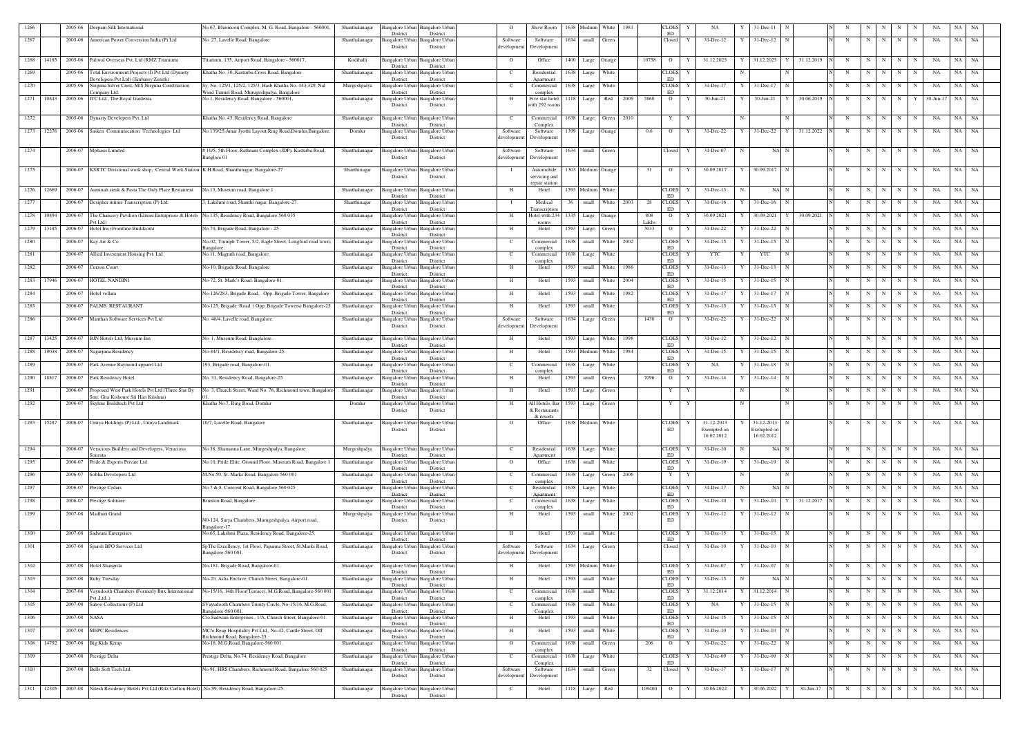| 1266 | | 2005-06 | Deepam Silk International | No.67, Bluemoon Complex, M. G. Road, Bangalore - 560001, | Shanthalanagar | Bangalore Urban District | Bangalore Urban District | O | Show Room | 1638 | Medium | White | 1981 | | CLOSED | Y | NA | Y | 31-Dec-11 | N | | N | N | N | N | N | N | NA | NA | NA |
|---|---|---|---|---|---|---|---|---|---|---|---|---|---|---|---|---|---|---|---|---|---|---|---|---|---|---|---|---|---|---|
| 1267 | | 2005-06 | American Power Conversion India (P) Ltd | No. 27, Lavelle Road, Bangalore | Shanthalanagar | Bangalore Urban District | Bangalore Urban District | Software development | Software Development | 1634 | small | Green | | | Closed | Y | 31-Dec-12 | Y | 31-Dec-12 | N | | N | N | N | N | N | N | NA | NA | NA |
| 1268 | 14185 | 2005-06 | Paliwal Overseas Pvt. Ltd (RMZ Titanium) | Titanium, 135, Airport Road, Bangalore - 560017, | Kodihalli | Bangalore Urban District | Bangalore Urban District | O | Office | 1400 | Large | Orange | | 10758 | O | Y | 31.12.2025 | Y | 31.12.2025 | Y | 31.12.2019 | N | N | N | N | N | N | NA | NA | NA |
| 1269 | | 2005-06 | Total Environment Projects (I) Pvt Ltd (Dynasty Developers Pvt Ltd) (Embassy Zenith) | Khatha No. 30, Kasturba Cross Road, Bangalore | Shanthalanagar | Bangalore Urban District | Bangalore Urban District | C | Residential Apartment | 1638 | Large | White | | | CLOSED | Y | | N | | N | | N | N | N | N | N | N | NA | NA | NA |
| 1270 | | 2005-06 | Nirguna Silver Crest, M/S Nirguna Construction Company Ltd. | Sy. No. 125/1, 125/2, 125/3, Hasb Khatha No. 443,329, Nal Wind Tunnel Road, Murugeshpalya, Bangalore | Murgeshpalya | Bangalore Urban District | Bangalore Urban District | C | Commercial complex | 1638 | Large | White | | | CLOSED | Y | 31-Dec-17 | Y | 31-Dec-17 | N | | N | N | N | N | N | N | NA | NA | NA |
| 1271 | 10843 | 2005-06 | ITC Ltd., The Royal Gardenia | No.1, Residency Road, Bangalore - 560001, | Shanthalanagar | Bangalore Urban District | Bangalore Urban District | H | Five star hotel with 292 rooms | 1118 | Large | Red | 2009 | 3860 | O | Y | 30-Jun-21 | Y | 30-Jun-21 | Y | 30.06.2019 | N | N | N | N | Y | 30-Jun-17 | NA | NA | |
| 1272 | | 2005-06 | Dynasty Developers Pvt. Ltd | Khatha No. 43, Residency Road, Bangalore | Shanthalanagar | Bangalore Urban District | Bangalore Urban District | C | Commercial Complex | 1638 | Large | Green | 2010 | | Y | Y | | N | | N | | N | N | N | N | N | N | NA | NA | NA |
| 1273 | 12276 | 2005-06 | Sasken Communication Technologies Ltd | No.139/25,Amar Jyothi Layout,Ring Road,Domlur,Bangalore. | Domlur | Bangalore Urban District | Bangalore Urban District | Software development | Software Development | 1399 | Large | Orange | | 0.6 | O | Y | 31-Dec-22 | Y | 31-Dec-22 | Y | 31.12.2022 | N | N | N | N | N | N | NA | NA | NA |
| 1274 | | 2006-07 | Mphasis Limited | # 10/5, 5th Floor, Rathnam Complex (JDP), Kasturba Road, Banglore 01 | Shanthalanagar | Bangalore Urban District | Bangalore Urban District | Software development | Software Development | 1634 | small | Green | | | Closed | Y | 31-Dec-07 | N | NA | N | | N | N | N | N | N | N | NA | NA | NA |
| 1275 | | 2006-07 | KSRTC Divisional work shop, Central Work Station | K.H.Road, Shanthinagar, Bangalore-27 | Shanthinagar | Bangalore Urban District | Bangalore Urban District | I | Automobile servicing and repair station | 1303 | Medium | Orange | | 31 | O | Y | 30.09.2017 | Y | 30.09.2017 | N | | N | N | N | N | N | N | NA | NA | NA |
| 1276 | 12669 | 2006-07 | Aaminah steak & Pasta The Only Place Restaurent | No.13, Museum road, Bangalore 1 | Shanthalanagar | Bangalore Urban District | Bangalore Urban District | H | Hotel | 1593 | Medium | White | | | CLOSED | Y | 31-Dec-13 | N | NA | N | | N | N | N | N | N | N | NA | NA | NA |
| 1277 | | 2006-07 | Desipher intime Transcription (P) Ltd. | 3, Lakshmi road, Shanthi nagar, Bangalore-27. | Shanthinagar | Bangalore Urban District | Bangalore Urban District | I | Medical Transcription | 36 | small | White | 2003 | 28 | CLOSED | Y | 31-Dec-16 | Y | 31-Dec-16 | N | | N | N | N | N | N | N | NA | NA | NA |
| 1278 | 10894 | 2006-07 | The Chancery Pavilion (Elixier Enterprises & Hotels Pvt.Ltd) | No.135, Residency Road, Bangalore 560 035 | Shanthalanagar | Bangalore Urban District | Bangalore Urban District | H | Hotel with 234 rooms | 1335 | Large | Orange | | 808 Lakhs | O | Y | 30.09.2021 | Y | 30.09.2021 | Y | 30.09.2021 | N | N | N | N | N | N | NA | NA | NA |
| 1279 | 13185 | 2006-07 | Hotel Iris (Frontline Buildcom) | No.70, Brigade Road, Bangalore - 25 | Shanthalanagar | Bangalore Urban District | Bangalore Urban District | H | Hotel | 1593 | Large | Green | | 3033 | O | Y | 31-Dec-22 | Y | 31-Dec-22 | N | | N | N | N | N | N | N | NA | NA | NA |
| 1280 | | 2006-07 | Kay Arr & Co | No-02, Trumph Tower, 5/2, Eagle Street, Longford road town, Bangalore. | Shanthalanagar | Bangalore Urban District | Bangalore Urban District | C | Commercial complex | 1638 | small | White | 2002 | | CLOSED | Y | 31-Dec-15 | Y | 31-Dec-15 | N | | N | N | N | N | N | N | NA | NA | NA |
| 1281 | | 2006-07 | Allied Investment Housing Pvt. Ltd | No.11, Magrath road, Bangalore. | Shanthalanagar | Bangalore Urban District | Bangalore Urban District | C | Commercial complex | 1638 | Large | White | | | CLOSED | Y | YTC | Y | YTC | N | | N | N | N | N | N | N | NA | NA | NA |
| 1282 | | 2006-07 | Curzon Court | No-10, Brigade Road, Bangalore | Shanthalanagar | Bangalore Urban District | Bangalore Urban District | H | Hotel | 1593 | small | White | 1986 | | CLOSED | Y | 31-Dec-13 | Y | 31-Dec-13 | N | | N | N | N | N | N | N | NA | NA | NA |
| 1283 | 17946 | 2006-07 | HOTEL NANDINI | No-72, St. Mark's Road. Bangalore-01. | Shanthalanagar | Bangalore Urban District | Bangalore Urban District | H | Hotel | 1593 | small | White | 2004 | | CLOSED | Y | 31-Dec-15 | Y | 31-Dec-15 | N | | N | N | N | N | N | N | NA | NA | NA |
| 1284 | | 2006-07 | Hotel vellara | No-126/283, Brigade Road,. Opp. Brigade Tower, Bangalore | Shanthalanagar | Bangalore Urban District | Bangalore Urban District | H | Hotel | 1593 | small | White | 1982 | | CLOSED | Y | 31-Dec-17 | Y | 31-Dec-17 | N | | N | N | N | N | N | N | NA | NA | NA |
| 1285 | | 2006-07 | PALMS RESTAURANT | No-125, Brigade Road. ( Opp. Brigade Towers) Bangalore-25. | Shanthalanagar | Bangalore Urban District | Bangalore Urban District | H | Hotel | 1593 | small | White | | | CLOSED | Y | 31-Dec-15 | Y | 31-Dec-15 | N | | N | N | N | N | N | N | NA | NA | NA |
| 1286 | | 2006-07 | Manthan Software Services Pvt Ltd | No. 40/4, Lavelle road, Bangalore. | Shanthalanagar | Bangalore Urban District | Bangalore Urban District | Software development | Software Development | 1634 | Large | Green | | 1430 | O | Y | 31-Dec-22 | Y | 31-Dec-22 | N | | N | N | N | N | N | N | NA | NA | NA |
| 1287 | 13425 | 2006-07 | BJN Hotels Ltd, Museum Inn | No. 1, Museum Road, Banglalore. | Shanthalanagar | Bangalore Urban District | Bangalore Urban District | H | Hotel | 1593 | Large | White | 1998 | | CLOSED | Y | 31-Dec-12 | Y | 31-Dec-12 | N | | N | N | N | N | N | N | NA | NA | NA |
| 1288 | 19038 | 2006-07 | Nagarjuna Residency | No-44/1, Residency road, Bangalore-25. | Shanthalanagar | Bangalore Urban District | Bangalore Urban District | H | Hotel | 1593 | Medium | White | 1984 | | CLOSED | Y | 31-Dec-15 | Y | 31-Dec-15 | N | | N | N | N | N | N | N | NA | NA | NA |
| 1289 | | 2006-07 | Park Avenue Raymond apparel Ltd | 193, Brigade road, Bangalore-01. | Shanthalanagar | Bangalore Urban District | Bangalore Urban District | C | Commercial complex | 1638 | Large | White | | | CLOSED | Y | NA | Y | 31-Dec-18 | N | | N | N | N | N | N | N | NA | NA | NA |
| 1290 | 18817 | 2006-07 | Park Residency Hotel | No. 31, Residency Road, Bangalore-25 | Shanthalanagar | Bangalore Urban District | Bangalore Urban District | H | Hotel | 1593 | small | Green | | 7096 | O | Y | 31-Dec-14 | Y | 31-Dec-14 | N | | N | N | N | N | N | N | NA | NA | NA |
| 1291 | | 2006-07 | Proposed West Park Hotels Pvt Ltd (Three Star By Smt. Gita Kishoure Sri Hari Krishna) | No. 3, Church Street, Ward No. 76, Richmond town, Bangalore-01. | Shanthalanagar | Bangalore Urban District | Bangalore Urban District | H | Hotel | 1593 | Large | Green | | | Y | Y | | N | | N | | N | N | N | N | N | N | NA | NA | NA |
| 1292 | | 2006-07 | Skyline Buildtech Pvt Ltd | Khatha No.7, Ring Road, Domlur | Domlur | Bangalore Urban District | Bangalore Urban District | H | All Hotels, Bar & Restaurants & resorts | 1593 | Large | Green | | | Y | Y | | N | | N | | N | N | N | N | N | N | NA | NA | NA |
| 1293 | 15287 | 2006-07 | Umiya Holdings (P) Ltd., Umiya Landmark | 10/7, Lavelle Road, Bangalore | Shanthalanagar | Bangalore Urban District | Bangalore Urban District | O | Office | 1638 | Medium | White | | | CLOSED | Y | 31-12-2013 Exempted on 16.02.2012 | Y | 31-12-2013 Exempted on 16.02.2012 | N | | N | N | N | N | N | N | NA | NA | NA |
| 1294 | | 2006-07 | Veracious Builders and Developers, Veracious Sonesta | No.38, Shamanna Lane, Murgeshpalya, Bangalore | Murgeshpalya | Bangalore Urban District | Bangalore Urban District | C | Residential Apartment | 1638 | Large | White | | | CLOSED | Y | 31-Dec-10 | N | NA | N | | N | N | N | N | N | N | NA | NA | NA |
| 1295 | | 2006-07 | Pride & Exports Private Ltd | No.10, Pride Elite, Ground Floor, Museum Road, Bangalore 1 | Shanthalanagar | Bangalore Urban District | Bangalore Urban District | O | Office | 1638 | small | White | | | CLOSED | Y | 31-Dec-19 | Y | 31-Dec-19 | N | | N | N | N | N | N | N | NA | NA | NA |
| 1296 | | 2006-07 | Sobha Developers Ltd | M.No:50, St. Marks Road, Bangalore 560 001 | Shanthalanagar | Bangalore Urban District | Bangalore Urban District | C | Commercial complex | 1638 | Large | Green | 2006 | | Y | Y | | N | | N | | N | N | N | N | N | N | NA | NA | NA |
| 1297 | | 2006-07 | Prestige Cedars | No.7 & 8, Convent Road, Bangalore 560 025 | Shanthalanagar | Bangalore Urban District | Bangalore Urban District | C | Residential Apartment | 1638 | Large | White | | | CLOSED | Y | 31-Dec-17 | N | NA | N | | N | N | N | N | N | N | NA | NA | NA |
| 1298 | | 2006-07 | Prestige Solitaire | Brunton Road, Bangalore | Shanthalanagar | Bangalore Urban District | Bangalore Urban District | C | Commercial complex | 1638 | Large | White | | | CLOSED | Y | 31-Dec-10 | Y | 31-Dec-10 | Y | 31.12.2017 | N | N | N | N | N | N | NA | NA | NA |
| 1299 | | 2007-08 | Madhuri Grand | N0-124, Surya Chambers, Murugeshpalya, Airport road, Bangalore-17. | Murgeshpalya | Bangalore Urban District | Bangalore Urban District | H | Hotel | 1593 | small | White | 2002 | | CLOSED | Y | 31-Dec-12 | Y | 31-Dec-12 | N | | N | N | N | N | N | N | NA | NA | NA |
| 1300 | | 2007-08 | Sadwani Enterprises | No.65, Lakshmi Plaza, Residency Road, Bangalore-25. | Shanthalanagar | Bangalore Urban District | Bangalore Urban District | H | Hotel | 1593 | small | White | | | CLOSED | Y | 31-Dec-15 | Y | 31-Dec-15 | N | | N | N | N | N | N | N | NA | NA | NA |
| 1301 | | 2007-08 | Sparsh BPO Services Ltd | SpThe Excellency, 1st Floor, Papanna Street, St.Marks Road, Bangalore-560 001. | Shanthalanagar | Bangalore Urban District | Bangalore Urban District | Software development | Software Development | 1634 | Large | Green | | | Closed | Y | 31-Dec-10 | Y | 31-Dec-10 | N | | N | N | N | N | N | N | NA | NA | NA |
| 1302 | | 2007-08 | Hotel Shangrila | No-181, Brigade Road, Bangalore-01. | Shanthalanagar | Bangalore Urban District | Bangalore Urban District | H | Hotel | 1593 | Medium | White | | | CLOSED | Y | 31-Dec-07 | Y | 31-Dec-07 | N | | N | N | N | N | N | N | NA | NA | NA |
| 1303 | | 2007-08 | Ruby Tuesday | No-20, Asha Enclave, Church Street, Bangalore-01. | Shanthalanagar | Bangalore Urban District | Bangalore Urban District | H | Hotel | 1593 | small | White | | | CLOSED | Y | 31-Dec-15 | N | NA | N | | N | N | N | N | N | N | NA | NA | NA |
| 1304 | | 2007-08 | Vayudooth Chambers (Formerly Bux International Pvt.,Ltd.,) | No-15/16, 14th Floor(Terrace), M.G.Road, Bangalore-560 001. | Shanthalanagar | Bangalore Urban District | Bangalore Urban District | C | Commercial complex | 1638 | small | White | | | CLOSED | Y | 31.12.2014 | Y | 31.12.2014 | N | | N | N | N | N | N | N | NA | NA | NA |
| 1305 | | 2007-08 | Saboo Collections (P) Ltd | SVayudooth Chambers Trinity Circle, No-15/16, M.G.Road, Bangalore-560 001. | Shanthalanagar | Bangalore Urban District | Bangalore Urban District | C | Commercial Complex | 1638 | small | White | | | CLOSED | Y | NA | Y | 31-Dec-15 | N | | N | N | N | N | N | N | NA | NA | NA |
| 1306 | | 2007-08 | NASA | C/o.Sadwani Enterprises., 1/A, Church Street, Bangalore-01. | Shanthalanagar | Bangalore Urban District | Bangalore Urban District | H | Hotel | 1593 | small | White | | | CLOSED | Y | 31-Dec-15 | Y | 31-Dec-15 | N | | N | N | N | N | N | N | NA | NA | NA |
| 1307 | | 2007-08 | MEPC Residences | MC/o.Reap Hospitality Pvt Ltd., No-42, Cantle Street, Off Richmond Road, Bangalore-25. | Shanthalanagar | Bangalore Urban District | Bangalore Urban District | H | Hotel | 1593 | small | White | | | CLOSED | Y | 31-Dec-10 | Y | 31-Dec-10 | N | | N | N | N | N | N | N | NA | NA | NA |
| 1308 | 14792 | 2007-08 | Big Kids Kemp | No-18, M.G.Road, Bangalore-560 001. | Shanthalanagar | Bangalore Urban District | Bangalore Urban District | O | Commercial complex | 1638 | small | Green | | 206 | O | Y | 31-Dec-22 | Y | 31-Dec-22 | N | | N | N | N | N | N | N | NA | NA | NA |
| 1309 | | 2007-08 | Prestige Delta | Prestige Delta, No.74, Residency Road, Bangalore | Shanthalanagar | Bangalore Urban District | Bangalore Urban District | C | Commercial Complex | 1638 | Large | White | | | CLOSED | Y | 31-Dec-09 | Y | 31-Dec-09 | N | | N | N | N | N | N | N | NA | NA | NA |
| 1310 | | 2007-08 | Bells Soft Tech Ltd | No.91, HRS Chambers, Richmond Road, Bangalore 560 025 | Shanthalanagar | Bangalore Urban District | Bangalore Urban District | Software development | Software Development | 1634 | small | Green | | 32 | Closed | Y | 31-Dec-17 | Y | 31-Dec-17 | N | | N | N | N | N | N | N | NA | NA | NA |
| 1311 | 12305 | 2007-08 | Nitesh Residency Hotels Pvt Ltd (Ritz Carlton Hotel) | No-99, Residency Road, Bangalore-25. | Shanthalanagar | Bangalore Urban District | Bangalore Urban District | C | Hotel | 1118 | Large | Red | | 109400 | O | Y | 30.06.2022 | Y | 30.06.2022 | Y | 30-Jun-17 | N | N | N | N | N | N | NA | NA | NA |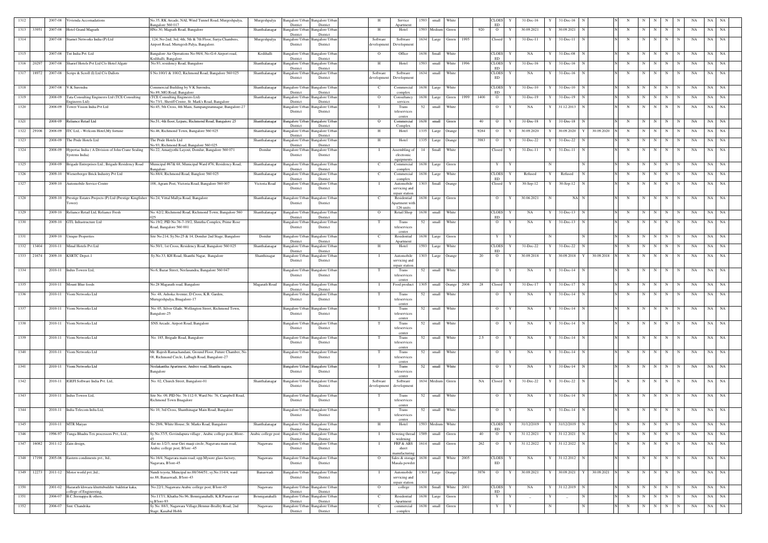| 1312 | | 2007-08 | Vivienda Accomadations | No.35, RK Arcade, NAL Wind Tunnel Road, Murgeshpalya, Bangalore 560 017 | Murgeshpalya | Bangalore Urban District | Bangalore Urban District | H | Service Apartment | 1593 | small | White | | | CLOSED | Y | 31-Dec-16 | Y | 31-Dec-16 | N | | | N | N | N | N | N | N | NA | NA | NA |
|---|---|---|---|---|---|---|---|---|---|---|---|---|---|---|---|---|---|---|---|---|---|---|---|---|---|---|---|---|---|---|---|---|---|
| 1313 | 33951 | 2007-08 | Hotel Grand Magrath | HNo.30, Magrath Road, Bangalore | Shanthalanagar | Bangalore Urban District | Bangalore Urban District | H | Hotel | 1593 | Medium | Green | | 920 | O | Y | 30.09.2021 | Y | 30.09.2021 | N | | | N | N | N | N | N | N | NA | NA | NA |
| 1314 | | 2007-08 | Starnet Networks India (P) Ltd | 124, No-2nd, 3rd, 4th, 5th & 7th Floor, Surya Chambers, Airport Road, Murugesh Palya, Bangalore. | Murgeshpalya | Bangalore Urban District | Bangalore Urban District | Software development | Software Development | 1634 | Large | Green | 1995 | | Closed | Y | 31-Dec-11 | Y | 31-Dec-11 | N | | | N | N | N | N | N | N | NA | NA | NA |
| 1315 | | 2007-08 | Tnt India Pvt. Ltd | Bangalore Air Operations No-98/4, No-G-6 Airport road, Kodihalli, Bangalore. | Kodihalli | Bangalore Urban District | Bangalore Urban District | O | Office | 1638 | Small | White | | | CLOSED | Y | NA | Y | 31-Dec-08 | N | | | N | N | N | N | N | N | NA | NA | NA |
| 1316 | 20297 | 2007-08 | Sharief Hotels Pvt Ltd C/o Hotel Algate | No.93, residency Road, Bangalore | Shanthalanagar | Bangalore Urban District | Bangalore Urban District | H | Hotel | 1593 | small | White | 1996 | | CLOSED | Y | 31-Dec-16 | Y | 31-Dec-16 | N | | | N | N | N | N | N | N | NA | NA | NA |
| 1317 | 18972 | 2007-08 | Scrips & Scroll (I) Ltd C/o Dallots | S No.100/1 & 100/2, Richmond Road, Bangalore 560 025 | Shanthalanagar | Bangalore Urban District | Bangalore Urban District | Software development | Software Development | 1634 | small | White | | | CLOSED | Y | NA | Y | 31-Dec-16 | N | | | N | N | N | N | N | N | NA | NA | NA |
| 1318 | | 2007-08 | V.K Surendra | Commercial Building by V.K Surendra, No.89, MG Road, Bangalore | Shanthalanagar | Bangalore Urban District | Bangalore Urban District | C | Commercial complex | 1638 | Large | White | | | CLOSED | Y | 31-Dec-10 | Y | 31-Dec-10 | N | | | N | N | N | N | N | N | NA | NA | NA |
| 1319 | | 2008-09 | Tata Consulting Engineers Ltd (TCE Consulting Engineers Ltd) | (TCE Consulting Engineers Ltd) No.73/1, Sheriff Centre, St. Mark's Road, Bangalore | Shanthalanagar | Bangalore Urban District | Bangalore Urban District | O | Consultancy services | 1638 | Large | Green | 1999 | 1400 | O | Y | 31-Dec-19 | Y | 31-Dec-19 | N | | | N | N | N | N | N | N | NA | NA | NA |
| 1320 | | 2008-09 | Tower Vision India Pvt Ltd | No.45, 5th Cross, 4th Main, Sampangiramnagar, Bangalore-27 | | Bangalore Urban District | Bangalore Urban District | T | Trans teleservices center | 52 | small | White | | | O | Y | NA | Y | 31.12.2013 | N | | | N | N | N | N | N | N | NA | NA | NA |
| 1321 | | 2008-09 | Reliance Retail Ltd | No.51, 4th floor, Leparc, Richmond Road, Bangalore 25 | Shanthalanagar | Bangalore Urban District | Bangalore Urban District | O | Commercial Complex | 1638 | small | Green | | 40 | O | Y | 31-Dec-18 | Y | 31-Dec-18 | N | | | N | N | N | N | N | N | NA | NA | NA |
| 1322 | 29106 | 2008-09 | ITC Ltd, - Welcom Hotel,My fortune | No.46, Richmond Town, Bangalore 560 025 | Shanthalanagar | Bangalore Urban District | Bangalore Urban District | H | Hotel | 1335 | Large | Orange | | 9284 | O | Y | 30.09.2020 | Y | 30.09.2020 | Y | 30.09.2020 | N | N | N | N | N | N | N | NA | NA | NA |
| 1323 | | 2008-09 | The Pride Hotels Ltd | The Pride Hotels Ltd No.93, Richmond Road, Bangalore 560 025 | Shanthalanagar | Bangalore Urban District | Bangalore Urban District | H | Hotel | 1335 | Large | Orange | | 3983 | O | Y | 31-Dec-22 | Y | 31-Dec-22 | N | | | N | N | N | N | N | N | NA | NA | NA |
| 1324 | | 2008-09 | Hypertac India ( A Division of John Crane Sealing Systems India) | No.22, Amarjyothi Layout, Domlur, Bangalore 560 071 | Domlur | Bangalore Urban District | Bangalore Urban District | I | Assembling of electronic equipments | 14 | Small | White | | | Closed | Y | 31-Dec-11 | Y | 31-Dec-11 | N | | | N | N | N | N | N | N | NA | NA | NA |
| 1325 | | 2008-09 | Brigade Entreprises Ltd., Brigade Residency Road | Municipal #67& 68, Municipal Ward #76, Residency Road, Bangalore. | Shanthalanagar | Bangalore Urban District | Bangalore Urban District | C | Commercial complex | 1638 | Large | Green | | | Y | Y | | N | | N | | | N | N | N | N | N | N | NA | NA | NA |
| 1326 | | 2009-10 | Wienerberger Brick Industry Pvt Ltd | No.88/4, Richmond Road, Bangalore 560 025 | Shanthalanagar | Bangalore Urban District | Bangalore Urban District | C | Commercial complex | 1638 | Large | White | | | CLOSED | Y | Refused | Y | Refused | N | | | N | N | N | N | N | N | NA | NA | NA |
| 1327 | | 2009-10 | Automobile Service Centre | 108, Agram Post, Victoria Road, Bangalore 560 007 | Victoria Road | Bangalore Urban District | Bangalore Urban District | I | Automobile servicing and repair station | 1303 | Small | Orange | | | Closed | Y | 30-Sep-12 | Y | 30-Sep-12 | N | | | N | N | N | N | N | N | NA | NA | NA |
| 1328 | | 2009-10 | Prestige Estates Projects (P) Ltd (Prestige Kingfisher Tower) | No.24, Vittal Mallya Road, Bangalore | Shanthalanagar | Bangalore Urban District | Bangalore Urban District | C | Residential Apartment with 126 units | 1638 | Large | Green | | | O | Y | 30.06.2021 | N | NA | N | | | N | N | N | N | N | N | NA | NA | NA |
| 1329 | | 2009-10 | Reliance Retail Ltd, Reliance Fresh | No. 62/2, Richmond Road, Richmond Town, Bangalore 560 025 | Shanthalanagar | Bangalore Urban District | Bangalore Urban District | O | Retail Shop | 1638 | small | White | | | CLOSED | Y | NA | Y | 31-Dec-13 | N | | | N | N | N | N | N | N | NA | NA | NA |
| 1330 | | 2009-10 | GTL Infrastructure Ltd | No.19/2, PID No:76-7-19/2, Shruthi Complex, Prime Rose Road, Bangalore 560 001 | | Bangalore Urban District | Bangalore Urban District | T | Trans teleservices center | 52 | small | White | | | O | Y | NA | Y | 31-Dec-13 | N | | | N | N | N | N | N | N | NA | NA | NA |
| 1331 | | 2009-10 | Unique Properties | Site No:214, Sy.No:25 & 14, Domlur 2nd Stage, Bangalore | Domlur | Bangalore Urban District | Bangalore Urban District | C | Residential Apartment | 1638 | Large | Green | | | Y | Y | | N | | N | | | N | N | N | N | N | N | NA | NA | NA |
| 1332 | 13404 | 2010-11 | Minal Hotels Pvt Ltd | No.50/1, 1st Cross, Residency Road, Bangalore 560 025 | Shanthalanagar | Bangalore Urban District | Bangalore Urban District | H | Hotel | 1593 | Large | White | | | CLOSED | Y | 31-Dec-22 | Y | 31-Dec-22 | N | | | N | N | N | N | N | N | NA | NA | NA |
| 1333 | 21674 | 2009-10 | KSRTC Depot-1 | Sy.No.33, KH Road, Shanthi Nagar, Bangalore | Shanthinagar | Bangalore Urban District | Bangalore Urban District | I | Automobile servicing and repair station | 1303 | Large | Orange | | 20 | O | Y | 30.09.2018 | Y | 30.09.2018 | Y | 30.09.2018 | N | N | N | N | N | N | N | NA | NA | NA |
| 1334 | | 2010-11 | Indus Towers Ltd, | No.6, Bazar Street, Neelasandra, Bangalore 560 047 | | Bangalore Urban District | Bangalore Urban District | T | Trans teleservices center | 52 | small | White | | | O | Y | NA | Y | 31-Dec-14 | N | | | N | N | N | N | N | N | NA | NA | NA |
| 1335 | | 2010-11 | Mount Blue foods | No.28 Magarath road, Bangalore | Magarath Road | Bangalore Urban District | Bangalore Urban District | I | Food product | 1305 | small | Orange | 2008 | 28 | Closed | Y | 31-Dec-17 | Y | 31-Dec-17 | N | | | N | N | N | N | N | N | NA | NA | NA |
| 1336 | | 2010-11 | Viom Networks Ltd | No. 48, Ashoka Avenue, D Cross, K.R. Garden, Murugeshpalya, Bnagalore-17 | | Bangalore Urban District | Bangalore Urban District | T | Trans teleservices center | 52 | small | White | | | O | Y | NA | Y | 31-Dec-14 | N | | | N | N | N | N | N | N | NA | NA | NA |
| 1337 | | 2010-11 | Viom Networks Ltd | No. 05, Silver Glade, Wellington Street, Richmond Town, Bangalore-25 | | Bangalore Urban District | Bangalore Urban District | T | Trans teleservices center | 52 | small | White | | | O | Y | NA | Y | 31-Dec-14 | N | | | N | N | N | N | N | N | NA | NA | NA |
| 1338 | | 2010-11 | Viom Networks Ltd | SNS Arcade, Airport Road, Bangalore | | Bangalore Urban District | Bangalore Urban District | T | Trans teleservices center | 52 | small | White | | | O | Y | NA | Y | 31-Dec-14 | N | | | N | N | N | N | N | N | NA | NA | NA |
| 1339 | | 2010-11 | Viom Networks Ltd | No. 185, Brigade Road, Bangalore | | Bangalore Urban District | Bangalore Urban District | T | Trans teleservices center | 52 | small | White | | 2.5 | O | Y | NA | Y | 31-Dec-14 | N | | | N | N | N | N | N | N | NA | NA | NA |
| 1340 | | 2010-11 | Viom Networks Ltd | Mr. Rajesh Ramachandani, Ground Floor, Future Chamber, No. 08, Richmond Circle, Lalbagh Road, Bangalore-27 | | Bangalore Urban District | Bangalore Urban District | T | Trans teleservices center | 52 | small | White | | | O | Y | NA | Y | 31-Dec-14 | N | | | N | N | N | N | N | N | NA | NA | NA |
| 1341 | | 2010-11 | Viom Networks Ltd | Neelakantha Apartment, Andree road, Shanthi nagara, Bangalore | | Bangalore Urban District | Bangalore Urban District | T | Trans teleservices center | 52 | small | White | | | O | Y | NA | Y | 31-Dec-14 | N | | | N | N | N | N | N | N | NA | NA | NA |
| 1342 | | 2010-11 | IGEFI Software India Pvt. Ltd, | No. 02, Church Street, Bangalore-01 | Shanthalanagar | Bangalore Urban District | Bangalore Urban District | Software development | Software development | 1634 | Medium | Green | | NA | Closed | Y | 31-Dec-22 | Y | 31-Dec-22 | N | | | N | N | N | N | N | N | NA | NA | NA |
| 1343 | | 2010-11 | Indus Towers Ltd, | Site No. 09, PID No. 76-112-9, Ward No. 76, Campbell Road, Richmond Town Bnagalore | | Bangalore Urban District | Bangalore Urban District | T | Trans teleservices center | 52 | small | White | | | O | Y | NA | Y | 31-Dec-14 | N | | | N | N | N | N | N | N | NA | NA | NA |
| 1344 | | 2010-11 | India Telecom Infra Ltd, | No 10, 3rd Cross, Shanthinagar Main Road, Bangalore | | Bangalore Urban District | Bangalore Urban District | T | Trans teleservices center | 52 | small | White | | | O | Y | NA | Y | 31-Dec-14 | N | | | N | N | N | N | N | N | NA | NA | NA |
| 1345 | | 2010-11 | MTR Maiyas | No 29/6, White House, St. Marks Road, Bangalore | Shanthalanagar | Bangalore Urban District | Bangalore Urban District | H | Hotel | 1593 | Medium | White | | | CLOSED | Y | 31/12/2019 | Y | 31/12/2019 | N | | | N | N | N | N | N | N | NA | NA | NA |
| 1346 | | 1996-97 | Tunga Bhadra Tex processors Pvt., Ltd., | Sy.No.37/5, Govindapura village , Arabic college post, Blore-45 | Arabic college post | Bangalore Urban District | Bangalore Urban District | I | Seweing thread widening | 1589 | small | Green | | 40 | O | Y | 31.12.2021 | Y | 31.12.2021 | N | | | N | N | N | N | N | N | NA | NA | NA |
| 1347 | 16082 | 2011-12 | Zain design, | flat.no.1/2/3, near Giri maaji circle, Naguvara main road, Arabic college post, B'lore -45 | Nagawara | Bangalore Urban District | Bangalore Urban District | I | FRP & ABS sheet manufacturing | 1614 | small | Green | | 262 | O | Y | 31.12.2022 | Y | 31.12.2022 | N | | | N | N | N | N | N | N | NA | NA | NA |
| 1348 | 17198 | 2005-06 | Eastern condiments pvt., ltd., | No.16/4, Nagavara main road, opp.Mysore glass factory, Nagavara, B'lore-45 | Nagawara | Bangalore Urban District | Bangalore Urban District | O | Sales & storage Masala powder | 1638 | small | White | 2005 | | CLOSED | Y | NA | Y | 31.12.2012 | N | | | N | N | N | N | N | N | NA | NA | NA |
| 1349 | 12273 | 2011-12 | Motor world pvt.,ltd., | Nandi toyota, Muncipal no.88/364/51, sy.No.114/4, ward no.88, Banaswadi, B'lore-43 | Banaswadi | Bangalore Urban District | Bangalore Urban District | I | Automobile servicing and repair station | 1303 | Large | Orange | | 3976 | O | Y | 30.09.2021 | Y | 30.09.2021 | Y | 30.09.2021 | N | N | N | N | N | N | N | NA | NA | NA |
| 1350 | | 2001-02 | Hazarath khwaza khuttubuddin bakhtiar kaka, college of Engineering, | No.22/1, Nagawara Arabic college post, B'lore-45 | Nagawara | Bangalore Urban District | Bangalore Urban District | O | college | 1638 | Small | White | 2001 | | CLOSED | Y | NA | Y | 31.12.2019 | N | | | N | N | N | N | N | N | NA | NA | NA |
| 1351 | | 2006-07 | B.C.Seenappa & others, | No.117/1, Khatha No.96, Benniganahalli, K.R.Puram east tq.B'lore-93 | Benniganahalli | Bangalore Urban District | Bangalore Urban District | C | Residential Apartment | 1638 | Large | Green | | | Y | Y | _ | Y | _ | N | | | N | N | N | N | N | N | NA | NA | NA |
| 1352 | | 2006-07 | Smt. Chandrika | Sy.No. 88/1, Nagawara Village,Hennur-Beallry Road, 2nd Stage, Kasabal Hobli | Nagawara | Bangalore Urban District | Bangalore Urban District | C | commercial complex | 1638 | small | Green | | | Y | Y | | N | | N | | | N | N | N | N | N | N | NA | NA | NA |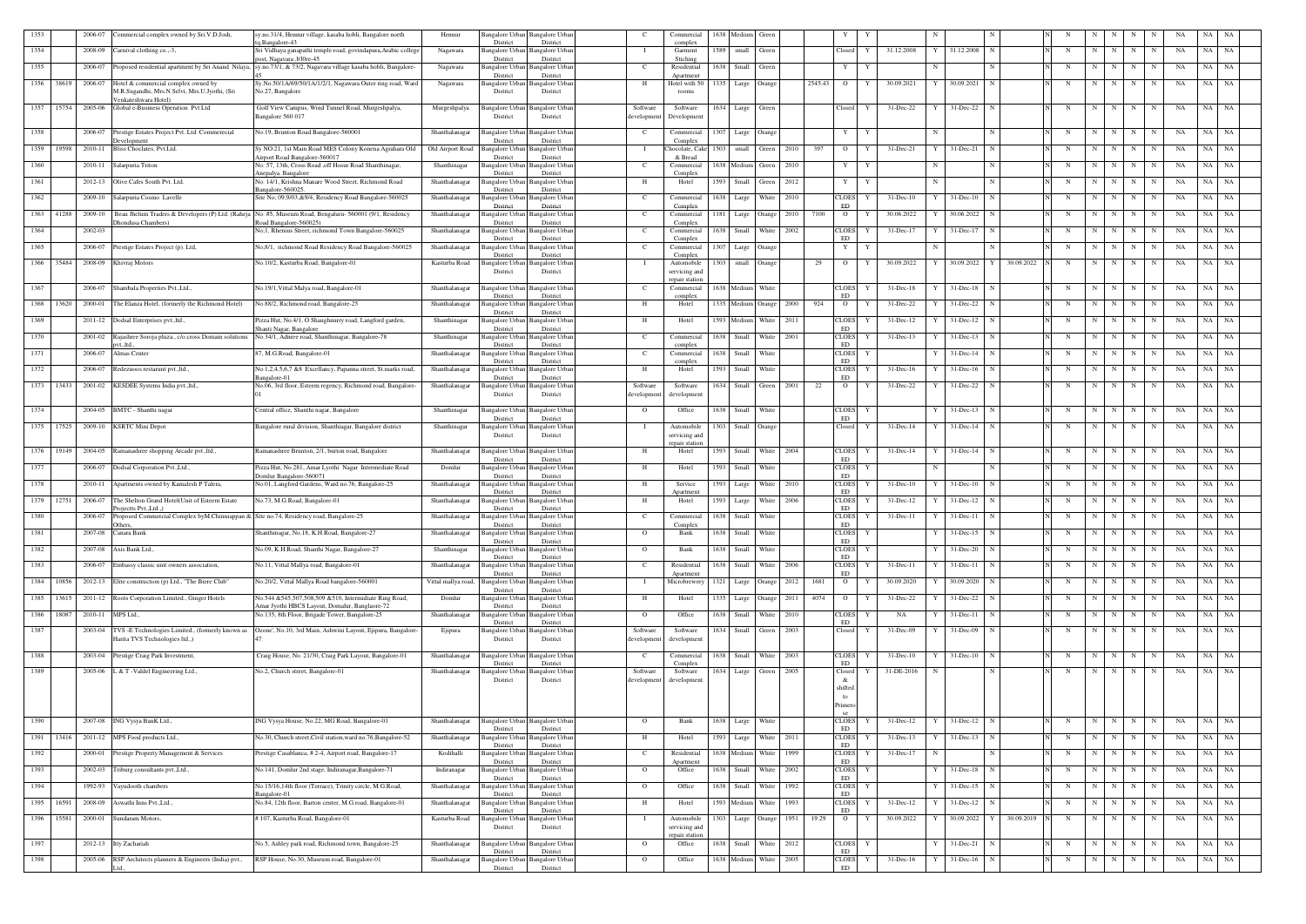| 1353 | | 2006-07 | Commercial complex owned by Sri.V.D.Josh, | sy.no.31/4, Hennur village, kasaba hobli, Bangalore north tq.Bangalore-43 | Hennur | Bangalore Urban District | Bangalore Urban District | C | Commercial complex | 1638 | Medium | Green | | | Y | Y | | N | | N | | N | N | N | N | N | N | NA | NA | NA |
|---|---|---|---|---|---|---|---|---|---|---|---|---|---|---|---|---|---|---|---|---|---|---|---|---|---|---|---|---|---|---|---|
| 1354 | | 2008-09 | Carnival clothing co.,-3, | Sri Vidhaya ganapathi temple road, govindapura,Arabic college post, Nagavara ,b'blre-45 | Nagawara | Bangalore Urban District | Bangalore Urban District | I | Garment Stiching | 1589 | small | Green | | | Closed | Y | 31.12.2008 | Y | 31.12.2008 | N | | N | N | N | N | N | N | NA | NA | NA |
| 1355 | | 2006-07 | Proposed residential apartment by Sri Anand Nilaya, | sy.no.73/1, & 73/2, Nagavara village kasaba hobli, Bangalore-45 | Nagawara | Bangalore Urban District | Bangalore Urban District | C | Residential Apartment | 1638 | Small | Green | | | Y | Y | | N | | N | | N | N | N | N | N | N | NA | NA | NA |
| 1356 | 38619 | 2006-07 | Hotel & commercial complex owned by M.R.Sugandhi, Mrs.N.Selvi, Mrs.U.Jyothi, (Sri Venkateshwara Hotel) | Sy.No.50/1A/69/50/1A/1/2/1, Nagawara Outer ring road, Ward No.27, Bangalore | Nagawara | Bangalore Urban District | Bangalore Urban District | H | Hotel with 50 rooms | 1335 | Large | Orange | | 2545.43 | O | Y | 30.09.2021 | Y | 30.09.2021 | N | | N | N | N | N | N | N | NA | NA | NA |
| 1357 | 15754 | 2005-06 | Global e-Business Operation Pvt Ltd | Golf View Campus, Wind Tunnel Road, Murgeshpalya, Bangalore 560 017 | Murgeshpalya | Bangalore Urban District | Bangalore Urban District | Software development | Software Development | 1634 | Large | Green | | | Closed | Y | 31-Dec-22 | Y | 31-Dec-22 | N | | N | N | N | N | N | N | NA | NA | NA |
| 1358 | | 2006-07 | Prestige Estates Project Pvt. Ltd. Commerecial Development | No.19, Brunton Road Bangalore-560001 | Shanthalanagar | Bangalore Urban District | Bangalore Urban District | C | Commercial Complex | 1307 | Large | Orange | | | Y | Y | | N | | N | | N | N | N | N | N | N | NA | NA | NA |
| 1359 | 19598 | 2010-11 | Bliss Choclates, Pvt.Ltd. | Sy NO:21, 1st Main Road MES Colony Konena Agrahara Old Airport Road Bangalore-560017 | Old Airport Road | Bangalore Urban District | Bangalore Urban District | I | Chocolate, Cake & Bread | 1503 | small | Green | 2010 | 397 | O | Y | 31-Dec-21 | Y | 31-Dec-21 | N | | N | N | N | N | N | N | NA | NA | NA |
| 1360 | | 2010-11 | Salarpuria Triton | No: 57, 13th, Cross Road ,off Hosur Road Shanthinagar, Anepalya, Bangalore | Shanthinagar | Bangalore Urban District | Bangalore Urban District | C | Commercial Complex | 1638 | Medium | Green | 2010 | | Y | Y | | N | | N | | N | N | N | N | N | N | NA | NA | NA |
| 1361 | | 2012-13 | Olive Cafes South Pvt. Ltd. | No: 14/1, Krishna Manare Wood Street, Richmond Road Bangalore-560025. | Shanthalanagar | Bangalore Urban District | Bangalore Urban District | H | Hotel | 1593 | Small | Green | 2012 | | Y | Y | | N | | N | | N | N | N | N | N | N | NA | NA | NA |
| 1362 | | 2009-10 | Salarpuria Cosmo Lavelle | Site No; 09,9/03,&9/4, Residency Road Bangalore-560025 | Shanthalanagar | Bangalore Urban District | Bangalore Urban District | C | Commercial Complex | 1638 | Large | White | 2010 | | CLOSED | Y | 31-Dec-10 | Y | 31-Dec-10 | N | | N | N | N | N | N | N | NA | NA | NA |
| 1363 | 41288 | 2009-10 | Beau Jhelum Traders & Developers (P) Ltd. (Raheja Dhondusa Chambers) | No: #5, Museum Road, Bengaluru- 560001 (9/1, Residency Road Bangalore-560025) | Shanthalanagar | Bangalore Urban District | Bangalore Urban District | C | Commercial Complex | 1181 | Large | Orange | 2010 | 7100 | O | Y | 30.06.2022 | Y | 30.06.2022 | N | | N | N | N | N | N | N | NA | NA | NA |
| 1364 | | 2002-03 | | No;1, Rhenius Street, richmond Town Bangalore-560025 | Shanthalanagar | Bangalore Urban District | Bangalore Urban District | C | Commercial Complex | 1638 | Small | White | 2002 | | CLOSED | Y | 31-Dec-17 | Y | 31-Dec-17 | N | | N | N | N | N | N | N | NA | NA | NA |
| 1365 | | 2006-07 | Prestige Estates Project (p). Ltd, | No;8/1, richmond Road Residency Road Bangalore-560025 | Shanthalanagar | Bangalore Urban District | Bangalore Urban District | C | Commercial Complex | 1307 | Large | Orange | | | Y | Y | | N | | N | | N | N | N | N | N | N | NA | NA | NA |
| 1366 | 35484 | 2008-09 | Khivraj Motors | No.10/2, Kasturba Road, Bangalore-01 | Kasturba Road | Bangalore Urban District | Bangalore Urban District | I | Automobile servicing and repair station | 1303 | small | Orange | | 29 | O | Y | 30.09.2022 | Y | 30.09.2022 | Y | 30.09.2022 | N | N | N | N | N | N | NA | NA | NA |
| 1367 | | 2006-07 | Shambala Properties Pvt.,Ltd., | No.19/1,Vittal Malya road, Bangalore-01 | Shanthalanagar | Bangalore Urban District | Bangalore Urban District | C | Commercial complex | 1638 | Medium | White | | | CLOSED | Y | 31-Dec-18 | Y | 31-Dec-18 | N | | N | N | N | N | N | N | NA | NA | NA |
| 1368 | 13620 | 2000-01 | The Elanza Hotel, (formerly the Richmond Hotel) | No.88/2, Richmond road, Bangalore-25 | Shanthalanagar | Bangalore Urban District | Bangalore Urban District | H | Hotel | 1335 | Medium | Orange | 2000 | 924 | O | Y | 31-Dec-22 | Y | 31-Dec-22 | N | | N | N | N | N | N | N | NA | NA | NA |
| 1369 | | 2011-12 | Dodsal Enterprises pvt.,ltd., | Pizza Hut, No.4/1, O.Shaughnurry road, Langford garden, Shanti Nagar, Bangalore | Shanthinagar | Bangalore Urban District | Bangalore Urban District | H | Hotel | 1593 | Medium | White | 2011 | | CLOSED | Y | 31-Dec-12 | Y | 31-Dec-12 | N | | N | N | N | N | N | N | NA | NA | NA |
| 1370 | | 2001-02 | Rajashree Soroja pluza., c/o.cross Domain solutions pvt.,ltd., | No.34/1, Adunee road, Shanthinagar, Bangalore-78 | Shanthinagar | Bangalore Urban District | Bangalore Urban District | C | Commercial complex | 1638 | Small | White | 2001 | | CLOSED | Y | 31-Dec-13 | Y | 31-Dec-13 | N | | N | N | N | N | N | N | NA | NA | NA |
| 1371 | | 2006-07 | Almas Center | 87, M.G.Road, Bangalore-01 | Shanthalanagar | Bangalore Urban District | Bangalore Urban District | C | Commercial complex | 1638 | Small | White | | | CLOSED | Y | | Y | 31-Dec-14 | N | | N | N | N | N | N | N | NA | NA | NA |
| 1372 | | 2006-07 | Redezuoos restarant pvt.,ltd., | No.1,2,4,5,6,7 &8 Excellancy, Papanna street, St.marks road, Bangalore-01 | Shanthalanagar | Bangalore Urban District | Bangalore Urban District | H | Hotel | 1593 | Small | White | | | CLOSED | Y | 31-Dec-16 | Y | 31-Dec-16 | N | | N | N | N | N | N | N | NA | NA | NA |
| 1373 | 13433 | 2001-02 | KESDEE Systems India pvt.,ltd., | No.06, 3rd floor, Esteem regency, Richmond road, Bangalore-01 | Shanthalanagar | Bangalore Urban District | Bangalore Urban District | Software development | Software development | 1634 | Small | Green | 2001 | 22 | O | Y | 31-Dec-22 | Y | 31-Dec-22 | N | | N | N | N | N | N | N | NA | NA | NA |
| 1374 | | 2004-05 | BMTC - Shanthi nagar | Central office, Shanthi nagar, Bangalore | Shanthinagar | Bangalore Urban District | Bangalore Urban District | O | Office | 1638 | Small | White | | | CLOSED | Y | | Y | 31-Dec-13 | N | | N | N | N | N | N | N | NA | NA | NA |
| 1375 | 17525 | 2009-10 | KSRTC Mini Depot | Bangalore rural divission, Shanthiagar, Bangalore district | Shanthinagar | Bangalore Urban District | Bangalore Urban District | I | Automobile servicing and repair station | 1303 | Small | Orange | | | Closed | Y | 31-Dec-14 | Y | 31-Dec-14 | N | | N | N | N | N | N | N | NA | NA | NA |
| 1376 | 19149 | 2004-05 | Ramanashree shopping Arcade pvt.,ltd., | Ramanashree Brunton, 2/1, burton road, Bangalore | Shanthalanagar | Bangalore Urban District | Bangalore Urban District | H | Hotel | 1593 | Small | White | 2004 | | CLOSED | Y | 31-Dec-14 | Y | 31-Dec-14 | N | | N | N | N | N | N | N | NA | NA | NA |
| 1377 | | 2006-07 | Dodsal Corporation Pvt.,Ltd., | Pizza Hut, No.281, Amar Lyothi Nagar Intermediate Road Domlur Bangalore-560071 | Domlur | Bangalore Urban District | Bangalore Urban District | H | Hotel | 1593 | Small | White | | | CLOSED | Y | | N | | N | | N | N | N | N | N | N | NA | NA | NA |
| 1378 | | 2010-11 | Apartments owned by Kamalesh P Talera, | No.01, Langford Gardens, Ward no.76, Bangalore-25 | Shanthalanagar | Bangalore Urban District | Bangalore Urban District | H | Service Apartment | 1593 | Large | White | 2010 | | CLOSED | Y | 31-Dec-10 | Y | 31-Dec-10 | N | | N | N | N | N | N | N | NA | NA | NA |
| 1379 | 12751 | 2006-07 | The Shelton Grand Hotel(Unit of Esteem Estate Projects Pvt.,Ltd.,) | No.73, M.G.Road, Bangalore-01 | Shanthalanagar | Bangalore Urban District | Bangalore Urban District | H | Hotel | 1593 | Large | White | 2006 | | CLOSED | Y | 31-Dec-12 | Y | 31-Dec-12 | N | | N | N | N | N | N | N | NA | NA | NA |
| 1380 | | 2006-07 | Proposed Commercial Complex byM.Chinnappan & Others, | Site no.74, Residency road, Bangalore-25 | Shanthalanagar | Bangalore Urban District | Bangalore Urban District | C | Commercial Complex | 1638 | Small | White | | | CLOSED | Y | 31-Dec-11 | Y | 31-Dec-11 | N | | N | N | N | N | N | N | NA | NA | NA |
| 1381 | | 2007-08 | Canara Bank | Shanthinagar, No.18, K.H.Road, Bangalore-27 | Shanthalanagar | Bangalore Urban District | Bangalore Urban District | O | Bank | 1638 | Small | White | | | CLOSED | Y | | Y | 31-Dec-15 | N | | N | N | N | N | N | N | NA | NA | NA |
| 1382 | | 2007-08 | Axis Bank Ltd., | No.09, K.H.Road, Shanthi Nagar, Bangalore-27 | Shanthinagar | Bangalore Urban District | Bangalore Urban District | O | Bank | 1638 | Small | White | | | CLOSED | Y | | Y | 31-Dec-20 | N | | N | N | N | N | N | N | NA | NA | NA |
| 1383 | | 2006-07 | Embassy classic unit owners association, | No.11, Vittal Mallya road, Bangalore-01 | Shanthalanagar | Bangalore Urban District | Bangalore Urban District | C | Residential Apartment | 1638 | Small | White | 2006 | | CLOSED | Y | 31-Dec-11 | Y | 31-Dec-11 | N | | N | N | N | N | N | N | NA | NA | NA |
| 1384 | 10856 | 2012-13 | Elite construction (p) Ltd., "The Biere Club" | No.20/2, Vittal Mallya Road bangalore-560001 | Vittal mallya road, | Bangalore Urban District | Bangalore Urban District | I | Microbrewery | 1321 | Large | Orange | 2012 | 1681 | O | Y | 30.09.2020 | Y | 30.09.2020 | N | | N | N | N | N | N | N | NA | NA | NA |
| 1385 | 13615 | 2011-12 | Roots Corporation Limited., Ginger Hotels | No.544 &545,507,508,509 &510, Intermidiate Ring Road, Amar Jyothi HBCS Layout, Domalur, Banglaore-72 | Domlur | Bangalore Urban District | Bangalore Urban District | H | Hotel | 1335 | Large | Orange | 2011 | 4074 | O | Y | 31-Dec-22 | Y | 31-Dec-22 | N | | N | N | N | N | N | N | NA | NA | NA |
| 1386 | 18087 | 2010-11 | MPS Ltd., | No.135, 8th Floor, Brigade Tower, Bangalore-25 | Shanthalanagar | Bangalore Urban District | Bangalore Urban District | O | Office | 1638 | Small | White | 2010 | | CLOSED | Y | NA | Y | 31-Dec-11 | N | | N | N | N | N | N | N | NA | NA | NA |
| 1387 | | 2003-04 | TVS -E Technologies Limited., (formerly known as Harita TVS Technologies ltd.,) | Ozone', No.10, 3rd Main, Ashwini Layout, Ejipura, Bangalore-47 | Ejipura | Bangalore Urban District | Bangalore Urban District | Software development | Software development | 1634 | Small | Green | 2003 | | Closed | Y | 31-Dec-09 | Y | 31-Dec-09 | N | | N | N | N | N | N | N | NA | NA | NA |
| 1388 | | 2003-04 | Prestige Craig Park Investment, | Craig House, No. 21/30, Craig Park Layout, Bangalore-01 | Shanthalanagar | Bangalore Urban District | Bangalore Urban District | C | Commercial Complex | 1638 | Small | White | 2003 | | CLOSED | Y | 31-Dec-10 | Y | 31-Dec-10 | N | | N | N | N | N | N | N | NA | NA | NA |
| 1389 | | 2005-06 | L & T -Valdel Engineering Ltd., | No.2, Church street, Bangalore-01 | Shanthalanagar | Bangalore Urban District | Bangalore Urban District | Software development | Software development | 1634 | Large | Green | 2005 | | Closed & shifted to Primerose | Y | 31-DE-2016 | N | | N | | N | N | N | N | N | N | NA | NA | NA |
| 1390 | | 2007-08 | ING Vysya BanK Ltd., | ING Vysya House, No.22, MG Road, Bangalore-01 | Shanthalanagar | Bangalore Urban District | Bangalore Urban District | O | Bank | 1638 | Large | White | | | CLOSED | Y | 31-Dec-12 | Y | 31-Dec-12 | N | | N | N | N | N | N | N | NA | NA | NA |
| 1391 | 13416 | 2011-12 | MPS Food products Ltd., | No.30, Church street,Civil station,ward no.76,Bangalore-52 | Shanthalanagar | Bangalore Urban District | Bangalore Urban District | H | Hotel | 1593 | Large | White | 2011 | | CLOSED | Y | 31-Dec-13 | Y | 31-Dec-13 | N | | N | N | N | N | N | N | NA | NA | NA |
| 1392 | | 2000-01 | Prestige Property Management & Services | Prestige Casablanca, # 2-4, Airport road, Bangalore-17 | Kodihalli | Bangalore Urban District | Bangalore Urban District | C | Residential Apartment | 1638 | Medium | White | 1999 | | CLOSED | Y | 31-Dec-17 | N | | N | | N | N | N | N | N | N | NA | NA | NA |
| 1393 | | 2002-03 | Triburg consultants pvt.,Ltd., | No.141, Domlur 2nd stage, Indiranagar,Bangalore-71 | Indiranagar | Bangalore Urban District | Bangalore Urban District | O | Office | 1638 | Small | White | 2002 | | CLOSED | Y | | Y | 31-Dec-18 | N | | N | N | N | N | N | N | NA | NA | NA |
| 1394 | | 1992-93 | Vayudooth chambers | No.15/16,14th floor (Terrace), Trinity circle, M.G.Road, Bangalore-01 | Shanthalanagar | Bangalore Urban District | Bangalore Urban District | O | Office | 1638 | Small | White | 1992 | | CLOSED | Y | | Y | 31-Dec-15 | N | | N | N | N | N | N | N | NA | NA | NA |
| 1395 | 16591 | 2008-09 | Aswathi Inns Pvt.,Ltd., | No.84, 12th floor, Barton center, M.G.road, Bangalore-01 | Shanthalanagar | Bangalore Urban District | Bangalore Urban District | H | Hotel | 1593 | Medium | White | 1993 | | CLOSED | Y | 31-Dec-12 | Y | 31-Dec-12 | N | | N | N | N | N | N | N | NA | NA | NA |
| 1396 | 15581 | 2000-01 | Sundaram Motors, | # 107, Kasturba Road, Bangalore-01 | Kasturba Road | Bangalore Urban District | Bangalore Urban District | I | Automobile servicing and repair station | 1303 | Large | Orange | 1951 | 19.29 | O | Y | 30.09.2022 | Y | 30.09.2022 | Y | 30.09.2019 | N | N | N | N | N | N | NA | NA | NA |
| 1397 | | 2012-13 | Itty Zachariah | No.5, Ashley park road, Richmond town, Bangalore-25 | Shanthalanagar | Bangalore Urban District | Bangalore Urban District | O | Office | 1638 | Small | White | 2012 | | CLOSED | Y | | Y | 31-Dec-21 | N | | N | N | N | N | N | N | NA | NA | NA |
| 1398 | | 2005-06 | RSP Architects planners & Engineers (India) pvt., Ltd., | RSP House, No.30, Museum road, Bangalore-01 | Shanthalanagar | Bangalore Urban District | Bangalore Urban District | O | Office | 1638 | Medium | White | 2005 | | CLOSED | Y | 31-Dec-16 | Y | 31-Dec-16 | N | | N | N | N | N | N | N | NA | NA | NA |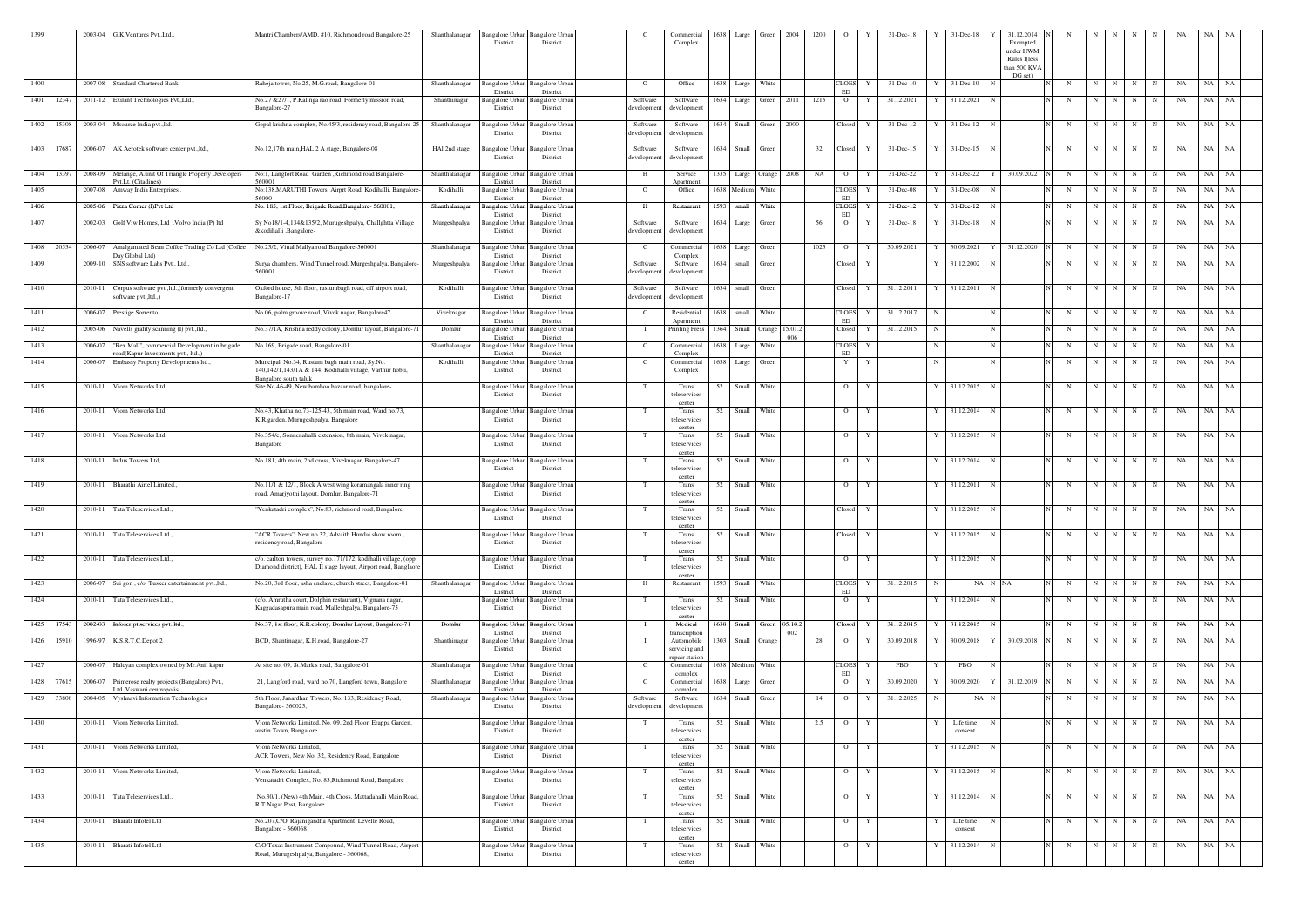| 1399 | | 2003-04 | G.K.Ventures Pvt.,Ltd., | Mantri Chambers/AMD, #10, Richmond road Bangalore-25 | Shanthalanagar | Bangalore Urban District | Bangalore Urban District | | C | Commercial Complex | 1638 | Large | Green | 2004 | 1200 | O | Y | 31-Dec-18 | Y | 31-Dec-18 | Y | 31.12.2014 Exempted under HWM Rules flless than 500 KVA DG set) | N | N | N | N | N | N | NA | NA | NA | |
|---|---|---|---|---|---|---|---|---|---|---|---|---|---|---|---|---|---|---|---|---|---|---|---|---|---|---|---|---|---|---|---|---|
| 1400 | | 2007-08 | Standard Chartered Bank | Raheja tower, No.25, M.G.road, Bangalore-01 | Shanthalanagar | Bangalore Urban District | Bangalore Urban District | | O | Office | 1638 | Large | White | | | CLOSED | Y | 31-Dec-10 | Y | 31-Dec-10 | N | | N | N | N | N | N | N | NA | NA | NA | |
| 1401 | 12347 | 2011-12 | Exilant Technologies Pvt.,Ltd., | No.27 &27/1, P.Kalinga rao road, Formerly mission road, Bangalore-27 | Shanthinagar | Bangalore Urban District | Bangalore Urban District | | Software development | Software development | 1634 | Large | Green | 2011 | 1215 | O | Y | 31.12.2021 | Y | 31.12.2021 | N | | N | N | N | N | N | N | NA | NA | NA | |
| 1402 | 15308 | 2003-04 | Msource India pvt.,ltd., | Gopal krishna complex, No.45/3, residency road, Bangalore-25 | Shanthalanagar | Bangalore Urban District | Bangalore Urban District | | Software development | Software development | 1634 | Small | Green | 2000 | | Closed | Y | 31-Dec-12 | Y | 31-Dec-12 | N | | N | N | N | N | N | N | NA | NA | NA | |
| 1403 | 17687 | 2006-07 | AK Aerotek software center pvt.,ltd., | No.12,17th main,HAL 2 A stage, Bangalore-08 | HAl 2nd stage | Bangalore Urban District | Bangalore Urban District | | Software development | Software development | 1634 | Small | Green | | 32 | Closed | Y | 31-Dec-15 | Y | 31-Dec-15 | N | | N | N | N | N | N | N | NA | NA | NA | |
| 1404 | 13397 | 2008-09 | Melange, A unit Of Triangle Property Developers Pvt.Lt. (Citadines) | No:1, Langfort Road Garden ,Richmond road Bangalore-560001 | Shanthalanagar | Bangalore Urban District | Bangalore Urban District | | H | Service Apartment | 1335 | Large | Orange | 2008 | NA | O | Y | 31-Dec-22 | Y | 31-Dec-22 | Y | 30.09.2022 | N | N | N | N | N | N | NA | NA | NA | |
| 1405 | | 2007-08 | Amway India Enterprises . | No.138,MARUTHI Towers, Airprt Road, Kodihalli, Bangalore-56000 | Kodihalli | Bangalore Urban District | Bangalore Urban District | | O | Office | 1638 | Medium | White | | | CLOSED | Y | 31-Dec-08 | Y | 31-Dec-08 | N | | N | N | N | N | N | N | NA | NA | NA | |
| 1406 | | 2005-06 | Pizza Corner (I)Pvt Ltd | No. 185, 1st Floor, Brigade Road,Bangalore- 560001, | Shanthalanagar | Bangalore Urban District | Bangalore Urban District | | H | Restaurant | 1593 | small | White | | | CLOSED | Y | 31-Dec-12 | Y | 31-Dec-12 | N | | N | N | N | N | N | N | NA | NA | NA | |
| 1407 | | 2002-03 | Golf Viw Homes, Ltd . Volvo India (P) ltd | Sy No18/1-4,134&135/2, Murugeshpalya, Challghtta Village &kodihalli ,Bangalore- | Murgeshpalya | Bangalore Urban District | Bangalore Urban District | | Software development | Software development | 1634 | Large | Green | | 56 | O | Y | 31-Dec-18 | Y | 31-Dec-18 | N | | N | N | N | N | N | N | NA | NA | NA | |
| 1408 | 20534 | 2006-07 | Amalgamated Bean Coffee Trading Co Ltd (Coffee Day Global Ltd) | No.23/2, Vittal Mallya road Bangalore-560001 | Shanthalanagar | Bangalore Urban District | Bangalore Urban District | | C | Commercial Complex | 1638 | Large | Green | | 1025 | O | Y | 30.09.2021 | Y | 30.09.2021 | Y | 31.12.2020 | N | N | N | N | N | N | NA | NA | NA | |
| 1409 | | 2009-10 | SNS software Labs Pvt., Ltd., | Surya chambers, Wind Tunnel road, Murgeshpalya, Bangalore-560001 | Murgeshpalya | Bangalore Urban District | Bangalore Urban District | | Software development | Software development | 1634 | small | Green | | | Closed | Y | | Y | 31.12.2002 | N | | N | N | N | N | N | N | NA | NA | NA | |
| 1410 | | 2010-11 | Corpus software pvt.,ltd.,(formerly convergent software pvt.,ltd.,) | Oxford house, 5th floor, rustumbagh road, off airport road, Bangalore-17 | Kodihalli | Bangalore Urban District | Bangalore Urban District | | Software development | Software development | 1634 | small | Green | | | Closed | Y | 31.12.2011 | Y | 31.12.2011 | N | | N | N | N | N | N | N | NA | NA | NA | |
| 1411 | | 2006-07 | Prestige Sorrento | No.06, palm groove road, Vivek nagar, Bangalore47 | Viveknagar | Bangalore Urban District | Bangalore Urban District | | C | Residential Apartment | 1638 | small | White | | | CLOSED | Y | 31.12.2017 | N | | N | | N | N | N | N | N | N | NA | NA | NA | |
| 1412 | | 2005-06 | Navells grafity scanning (I) pvt.,ltd., | No.37/1A, Krishna reddy colony, Domlur layout, Bangalore-71 | Domlur | Bangalore Urban District | Bangalore Urban District | | I | Printing Press | 1364 | Small | Orange | 15.01.2006 | | Closed | Y | 31.12.2015 | N | | N | | N | N | N | N | N | N | NA | NA | NA | |
| 1413 | | 2006-07 | "Rex Mall", commercial Development in brigade road(Kapur Investments pvt., ltd.,) | No.169, Brigade road, Bangalore-01 | Shanthalanagar | Bangalore Urban District | Bangalore Urban District | | C | Commercial Complex | 1638 | Large | White | | | CLOSED | Y | | N | | N | | N | N | N | N | N | N | NA | NA | NA | |
| 1414 | | 2006-07 | Embassy Property Developments ltd., | Muncipal No.34, Rustum bagh main road, Sy.No. 140,142/1,143/1A & 144, Kodihalli village, Varthur hobli, Bangalore south taluk | Kodihalli | Bangalore Urban District | Bangalore Urban District | | C | Commercial Complex | 1638 | Large | Green | | | Y | Y | | N | | N | | N | N | N | N | N | N | NA | NA | NA | |
| 1415 | | 2010-11 | Viom Networks Ltd | Site No.46-49, New bamboo bazaar road, bangalore- | | Bangalore Urban District | Bangalore Urban District | | T | Trans teleservices center | 52 | Small | White | | | O | Y | | Y | 31.12.2015 | N | | N | N | N | N | N | N | NA | NA | NA | |
| 1416 | | 2010-11 | Viom Networks Ltd | No.43, Khatha no.73-125-43, 5th main road, Ward no.73, K.R.garden, Murugeshpalya, Bangalore | | Bangalore Urban District | Bangalore Urban District | | T | Trans teleservices center | 52 | Small | White | | | O | Y | | Y | 31.12.2014 | N | | N | N | N | N | N | N | NA | NA | NA | |
| 1417 | | 2010-11 | Viom Networks Ltd | No.354/c, Sonnenahalli extension, 8th main, Vivek nagar, Bangalore | | Bangalore Urban District | Bangalore Urban District | | T | Trans teleservices center | 52 | Small | White | | | O | Y | | Y | 31.12.2015 | N | | N | N | N | N | N | N | NA | NA | NA | |
| 1418 | | 2010-11 | Indus Towers Ltd, | No.181, 4th main, 2nd cross, Viveknagar, Bangalore-47 | | Bangalore Urban District | Bangalore Urban District | | T | Trans teleservices center | 52 | Small | White | | | O | Y | | Y | 31.12.2014 | N | | N | N | N | N | N | N | NA | NA | NA | |
| 1419 | | 2010-11 | Bharathi Airtel Limited., | No.11/1 & 12/1, Block A west wing koramangala inner ring road, Amarjyothi layout, Domlur, Bangalore-71 | | Bangalore Urban District | Bangalore Urban District | | T | Trans teleservices center | 52 | Small | White | | | O | Y | | Y | 31.12.2011 | N | | N | N | N | N | N | N | NA | NA | NA | |
| 1420 | | 2010-11 | Tata Teleservices Ltd., | "Venkatadri complex", No.83, richmond road, Bangalore | | Bangalore Urban District | Bangalore Urban District | | T | Trans teleservices center | 52 | Small | White | | | Closed | Y | | Y | 31.12.2015 | N | | N | N | N | N | N | N | NA | NA | NA | |
| 1421 | | 2010-11 | Tata Teleservices Ltd., | "ACR Towers", New no.32, Advaith Hundai show room , residency road, Bangalore | | Bangalore Urban District | Bangalore Urban District | | T | Trans teleservices center | 52 | Small | White | | | Closed | Y | | Y | 31.12.2015 | N | | N | N | N | N | N | N | NA | NA | NA | |
| 1422 | | 2010-11 | Tata Teleservices Ltd., | c/o. carlton towers, survey no.171/172, kodihalli village, (opp. Diamond district), HAL II stage layout, Airport road, Banglaore | | Bangalore Urban District | Bangalore Urban District | | T | Trans teleservices center | 52 | Small | White | | | O | Y | | Y | 31.12.2015 | N | | N | N | N | N | N | N | NA | NA | NA | |
| 1423 | | 2006-07 | Sai gon , c/o. Tasker entertainment pvt.,ltd., | No.20, 3rd floor, asha enclave, church street, Bangalore-01 | Shanthalanagar | Bangalore Urban District | Bangalore Urban District | | H | Restaurant | 1593 | Small | White | | | CLOSED | Y | 31.12.2015 | N | NA | N | NA | N | N | N | N | N | N | NA | NA | NA | |
| 1424 | | 2010-11 | Tata Teleservices Ltd., | (c/o. Amrutha court, Dolphin restaurant), Vignana nagar, Kaggadasapura main road, Malleshpalya, Bangalore-75 | | Bangalore Urban District | Bangalore Urban District | | T | Trans teleservices center | 52 | Small | White | | | O | Y | | Y | 31.12.2014 | N | | N | N | N | N | N | N | NA | NA | NA | |
| 1425 | 17543 | 2002-03 | Infoscript services pvt.,ltd., | No.37, 1st floor, K.R.colony, Domlur Layout, Bangalore-71 | Domlur | Bangalore Urban District | Bangalore Urban District | | I | Medical transcription | 1638 | Small | Green | 05.10.2002 | | Closed | Y | 31.12.2015 | Y | 31.12.2015 | N | | N | N | N | N | N | N | NA | NA | NA | |
| 1426 | 15910 | 1996-97 | K.S.R.T.C.Depot 2 | BCD, Shantinagar, K.H.road, Bangalore-27 | Shanthinagar | Bangalore Urban District | Bangalore Urban District | | I | Automobile servicing and repair station | 1303 | Small | Orange | | 28 | O | Y | 30.09.2018 | Y | 30.09.2018 | Y | 30.09.2018 | N | N | N | N | N | N | NA | NA | NA | |
| 1427 | | 2006-07 | Halcyan complex owned by Mr.Anil kapur | At site no. 09, St.Mark's road, Bangalore-01 | Shanthalanagar | Bangalore Urban District | Bangalore Urban District | | C | Commercial complex | 1638 | Medium | White | | | CLOSED | Y | FBO | Y | FBO | N | | N | N | N | N | N | N | NA | NA | NA | |
| 1428 | 77615 | 2006-07 | Primerose realty projects (Bangalore) Pvt., Ltd.,Vaswani centropolis | 21, Langford road, ward no.70, Langford town, Bangalore | Shanthalanagar | Bangalore Urban District | Bangalore Urban District | | C | Commercial complex | 1638 | Large | Green | | | O | Y | 30.09.2020 | Y | 30.09.2020 | Y | 31.12.2019 | N | N | N | N | N | N | NA | NA | NA | |
| 1429 | 33808 | 2004-05 | Vyshnavi Information Technologies | 5th Floor, Janardhan Towers, No. 133, Residency Road, Bangalore- 560025, | Shanthalanagar | Bangalore Urban District | Bangalore Urban District | | Software development | Software development | 1634 | Small | Green | | 14 | O | Y | 31.12.2025 | N | NA | N | | N | N | N | N | N | N | NA | NA | NA | |
| 1430 | | 2010-11 | Viom Networks Limited, | Viom Networks Limited, No. 09, 2nd Floor, Erappa Garden, austin Town, Bangalore | | Bangalore Urban District | Bangalore Urban District | | T | Trans teleservices center | 52 | Small | White | | 2.5 | O | Y | | Y | Life time consent | N | | N | N | N | N | N | N | NA | NA | NA | |
| 1431 | | 2010-11 | Viom Networks Limited, | Viom Networks Limited, ACR Towers, New No. 32, Residency Road, Bangalore | | Bangalore Urban District | Bangalore Urban District | | T | Trans teleservices center | 52 | Small | White | | | O | Y | | Y | 31.12.2015 | N | | N | N | N | N | N | N | NA | NA | NA | |
| 1432 | | 2010-11 | Viom Networks Limited, | Viom Networks Limited, Venkatadri Complex, No. 83,Richmond Road, Bangalore | | Bangalore Urban District | Bangalore Urban District | | T | Trans teleservices center | 52 | Small | White | | | O | Y | | Y | 31.12.2015 | N | | N | N | N | N | N | N | NA | NA | NA | |
| 1433 | | 2010-11 | Tata Teleservices Ltd., | No.30/1, (New) 4th Main, 4th Cross, Mattadahalli Main Road, R.T.Nagar Post, Bangalore | | Bangalore Urban District | Bangalore Urban District | | T | Trans teleservices center | 52 | Small | White | | | O | Y | | Y | 31.12.2014 | N | | N | N | N | N | N | N | NA | NA | NA | |
| 1434 | | 2010-11 | Bharati Infotel Ltd | No.207,C/O. Rajanigandha Apartment, Levelle Road, Bangalore - 560068, | | Bangalore Urban District | Bangalore Urban District | | T | Trans teleservices center | 52 | Small | White | | | O | Y | | Y | Life time consent | N | | N | N | N | N | N | N | NA | NA | NA | |
| 1435 | | 2010-11 | Bharati Infotel Ltd | C/O.Texas Instrument Compound, Wind Tunnel Road, Airport Road, Murugeshpalya, Bangalore - 560068, | | Bangalore Urban District | Bangalore Urban District | | T | Trans teleservices center | 52 | Small | White | | | O | Y | | Y | 31.12.2014 | N | | N | N | N | N | N | N | NA | NA | NA | |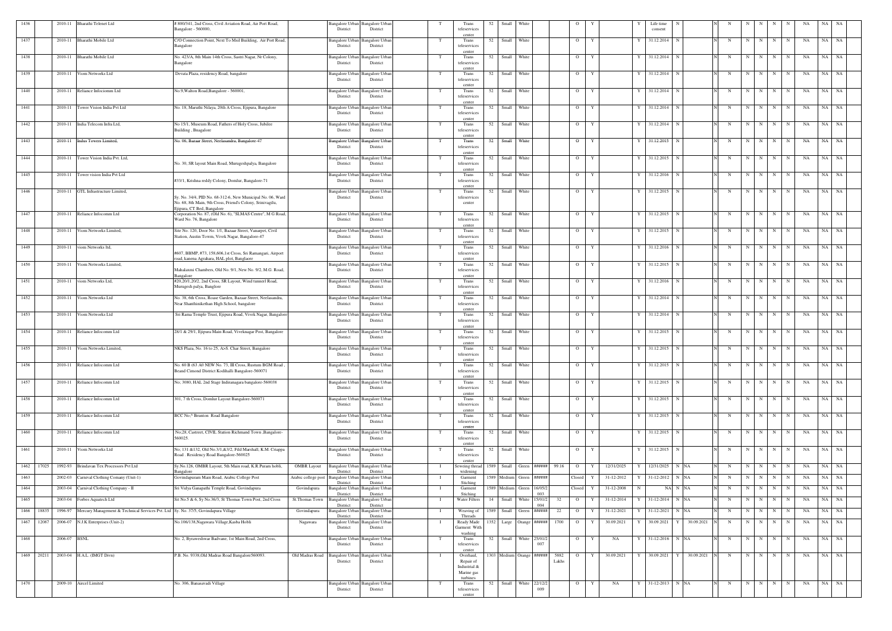| | | | | | | | | | | | | | | | | | | | | | | | | | | | | | | | |
|---|---|---|---|---|---|---|---|---|---|---|---|---|---|---|---|---|---|---|---|---|---|---|---|---|---|---|---|---|---|---|---|
| 1436 | | 2010-11 | Bharathi Telenet Ltd | # 800/341, 2nd Cross, Civil Aviation Road, Air Port Road, Bangalore - 560000, | | Bangalore Urban District | Bangalore Urban District | | T | Trans teleservices center | 52 | Small | White | | | O | Y | | Y | Life time consent | N | | N | N | N | N | N | N | NA | NA | NA |
| 1437 | | 2010-11 | Bharathi Mobile Ltd | C/O Connection Point, Next To Msil Building, Air Port Road, Bangalore | | Bangalore Urban District | Bangalore Urban District | | T | Trans teleservices center | 52 | Small | White | | | O | Y | | Y | 31.12.2014 | N | | N | N | N | N | N | N | NA | NA | NA |
| 1438 | | 2010-11 | Bharathi Mobile Ltd | No. 423/A, 8th Main 14th Cross, Sastri Nagar, Nr Colony, Bangalore | | Bangalore Urban District | Bangalore Urban District | | T | Trans teleservices center | 52 | Small | White | | | O | Y | | Y | 31.12.2014 | N | | N | N | N | N | N | N | NA | NA | NA |
| 1439 | | 2010-11 | Viom Networks Ltd | Devata Plaza, residency Road, bangalore | | Bangalore Urban District | Bangalore Urban District | | T | Trans teleservices center | 52 | Small | White | | | O | Y | | Y | 31.12.2014 | N | | N | N | N | N | N | N | NA | NA | NA |
| 1440 | | 2010-11 | Reliance Infocomm Ltd | No.9,Walton Road,Bangalore - 560001, | | Bangalore Urban District | Bangalore Urban District | | T | Trans teleservices center | 52 | Small | White | | | O | Y | | Y | 31.12.2014 | N | | N | N | N | N | N | N | NA | NA | NA |
| 1441 | | 2010-11 | Tower Vision India Pvt Ltd | No. 18, Maruthi Nilaya, 20th A Cross, Ejipura, Bangalore | | Bangalore Urban District | Bangalore Urban District | | T | Trans teleservices center | 52 | Small | White | | | O | Y | | Y | 31.12.2014 | N | | N | N | N | N | N | N | NA | NA | NA |
| 1442 | | 2010-11 | India Telecom Infra Ltd, | No.15/1, Museum Road, Fathers of Holy Cross, Jubilee Building , Bnagalore | | Bangalore Urban District | Bangalore Urban District | | T | Trans teleservices center | 52 | Small | White | | | O | Y | | Y | 31.12.2014 | N | | N | N | N | N | N | N | NA | NA | NA |
| 1443 | | 2010-11 | Indus Towers Limited, | No. 06, Bazaar Street, Neelasandra, Bangalore-47 | | Bangalore Urban District | Bangalore Urban District | | T | Trans teleservices center | 52 | Small | White | | | O | Y | | Y | 31.12.2015 | N | | N | N | N | N | N | N | NA | NA | NA |
| 1444 | | 2010-11 | Tower Vision India Pvt. Ltd, | No. 30, SR layout Main Road, Murugeshpalya, Bangalore | | Bangalore Urban District | Bangalore Urban District | | T | Trans teleservices center | 52 | Small | White | | | O | Y | | Y | 31.12.2015 | N | | N | N | N | N | N | N | NA | NA | NA |
| 1445 | | 2010-11 | Tower vision India Pvt Ltd | #33/1, Krishna reddy Colony, Domlur, Bangalore-71 | | Bangalore Urban District | Bangalore Urban District | | T | Trans teleservices center | 52 | Small | White | | | O | Y | | Y | 31.12.2016 | N | | N | N | N | N | N | N | NA | NA | NA |
| 1446 | | 2010-11 | GTL Infrastructure Limited, | Sy. No. 34/4, PID No. 68-312-6, New Municipal No. 06, Ward No. 68, 8th Main, 9th Cross, Friend's Colony, Srinivagilu, Ejipura, CT Bed, Bangalore | | Bangalore Urban District | Bangalore Urban District | | T | Trans teleservices center | 52 | Small | White | | | O | Y | | Y | 31.12.2015 | N | | N | N | N | N | N | N | NA | NA | NA |
| 1447 | | 2010-11 | Reliance Infocomm Ltd | Corporation No. 87, (Old No. 6), "SLMAS Centre", M G Road, Ward No. 76, Bangalore | | Bangalore Urban District | Bangalore Urban District | | T | Trans teleservices center | 52 | Small | White | | | O | Y | | Y | 31.12.2015 | N | | N | N | N | N | N | N | NA | NA | NA |
| 1448 | | 2010-11 | Viom Networks Limited, | Site No. 120, Door No. 1/1, Bazaar Street, Vanarpet, Civil Station, Austin Towm, Vivek Nagar, Bangalore-47 | | Bangalore Urban District | Bangalore Urban District | | T | Trans teleservices center | 52 | Small | White | | | O | Y | | Y | 31.12.2015 | N | | N | N | N | N | N | N | NA | NA | NA |
| 1449 | | 2010-11 | viom Networks ltd, | #607, BBMP, #73, 158,606,1st Cross, Sri Ramangari, Airport road, kanena Agrahara, HAL plot, Bangluore | | Bangalore Urban District | Bangalore Urban District | | T | Trans teleservices center | 52 | Small | White | | | O | Y | | Y | 31.12.2016 | N | | N | N | N | N | N | N | NA | NA | NA |
| 1450 | | 2010-11 | Viom Networks Limited, | Mahalaxmi Chambers, Old No. 9/1, New No. 9/2, M.G. Road, Bangalore | | Bangalore Urban District | Bangalore Urban District | | T | Trans teleservices center | 52 | Small | White | | | O | Y | | Y | 31.12.2015 | N | | N | N | N | N | N | N | NA | NA | NA |
| 1451 | | 2010-11 | viom Networks Ltd, | #20,20/1,20/2, 2nd Cross, SR Layout, Wind tunnerl Road, Murugesh palya, Banglore | | Bangalore Urban District | Bangalore Urban District | | T | Trans teleservices center | 52 | Small | White | | | O | Y | | Y | 31.12.2016 | N | | N | N | N | N | N | N | NA | NA | NA |
| 1452 | | 2010-11 | Viom Networks Ltd | No. 38, 6th Cross, Rouse Garden, Bazaar Street, Neelasandra, Near Shanthiniketan High School, bangalore | | Bangalore Urban District | Bangalore Urban District | | T | Trans teleservices center | 52 | Small | White | | | O | Y | | Y | 31.12.2014 | N | | N | N | N | N | N | N | NA | NA | NA |
| 1453 | | 2010-11 | Viom Networks Ltd | Sri Rama Temple Trust, Ejipura Road, Vivek Nagar, Bangalore | | Bangalore Urban District | Bangalore Urban District | | T | Trans teleservices center | 52 | Small | White | | | O | Y | | Y | 31.12.2014 | N | | N | N | N | N | N | N | NA | NA | NA |
| 1454 | | 2010-11 | Reliance Infocomm Ltd | 28/1 & 29/1, Ejipura Main Road, Viveknagar Post, Bangalore | | Bangalore Urban District | Bangalore Urban District | | T | Trans teleservices center | 52 | Small | White | | | O | Y | | Y | 31.12.2015 | N | | N | N | N | N | N | N | NA | NA | NA |
| 1455 | | 2010-11 | Viom Networks Limited, | NKS Plaza, No. 16 to 25, A>S. Char Street, Bangalore | | Bangalore Urban District | Bangalore Urban District | | T | Trans teleservices center | 52 | Small | White | | | O | Y | | Y | 31.12.2015 | N | | N | N | N | N | N | N | NA | NA | NA |
| 1456 | | 2010-11 | Reliance Infocomm Ltd | No. 60 B (63 A0 NEW No. 73, III Cross, Rustum BGM Road , Beand Cimond District Kodihalli Bangalore-560071 | | Bangalore Urban District | Bangalore Urban District | | T | Trans teleservices center | 52 | Small | White | | | O | Y | | Y | 31.12.2015 | N | | N | N | N | N | N | N | NA | NA | NA |
| 1457 | | 2010-11 | Reliance Infocomm Ltd | No; 3080, HAL 2nd Stage Indiranagara bangalore-560038 | | Bangalore Urban District | Bangalore Urban District | | T | Trans teleservices center | 52 | Small | White | | | O | Y | | Y | 31.12.2015 | N | | N | N | N | N | N | N | NA | NA | NA |
| 1458 | | 2010-11 | Reliance Infocomm Ltd | 301, 7 th Cross, Domlur Layout Bangalore-560071 | | Bangalore Urban District | Bangalore Urban District | | T | Trans teleservices center | 52 | Small | White | | | O | Y | | Y | 31.12.2015 | N | | N | N | N | N | N | N | NA | NA | NA |
| 1459 | | 2010-11 | Reliance Infocomm Ltd | BCC No;^ Brunton Road Bangalore | | Bangalore Urban District | Bangalore Urban District | | T | Trans teleservices center | 52 | Small | White | | | O | Y | | Y | 31.12.2015 | N | | N | N | N | N | N | N | NA | NA | NA |
| 1460 | | 2010-11 | Reliance Infocomm Ltd | No;28, Castreet, CIVIL Station Richmand Town ,Bangalore-560025. | | Bangalore Urban District | Bangalore Urban District | | T | Trans teleservices center | 52 | Small | White | | | O | Y | | Y | 31.12.2015 | N | | N | N | N | N | N | N | NA | NA | NA |
| 1461 | | 2010-11 | Viom Networks Ltd | No; 131 &132, Old No.3/1,&3/2, Fild Marshall, K.M. Criappa Road . Residency Road Bangalore-560025 | | Bangalore Urban District | Bangalore Urban District | | T | Trans teleservices center | 52 | Small | White | | | O | Y | | Y | 31.12.2015 | N | | N | N | N | N | N | N | NA | NA | NA |
| 1462 | 17025 | 1992-93 | Brindavan Tex Processors Pvt Ltd | Sy.No.126, OMBR Layout, 5th Main road, K.R.Puram hobli, Bangalore | OMBR Layout | Bangalore Urban District | Bangalore Urban District | | I | Seweing thread widening | 1589 | Small | Green | ###### | 99.16 | O | Y | 12/31/2025 | Y | 12/31/2025 | N | NA | N | N | N | N | N | N | NA | NA | NA |
| 1463 | | 2002-03 | Carnival Clothing Comany (Unit-1) | Govindapuram Main Road, Arabic College Post | Arabic college post | Bangalore Urban District | Bangalore Urban District | | I | Garment Stiching | 1589 | Medium | Green | ###### | | Closed | Y | 31-12-2012 | Y | 31-12-2012 | N | NA | N | N | N | N | N | N | NA | NA | NA |
| 1464 | | 2003-04 | Carnival Clothing Company - II | Sri Vidya Ganapathi Temple Road, Govindapura | Govindapura | Bangalore Urban District | Bangalore Urban District | | I | Garment Stiching | 1589 | Medium | Green | 16/05/2003 | | Closed | Y | 31-12-2008 | N | NA | N | NA | N | N | N | N | N | N | NA | NA | NA |
| 1465 | | 2003-04 | Forbes Aquatech Ltd | Sit No.5 & 6, Sy No.36/3, St Thomas Town Post, 2nd Cross | St.Thomas Town | Bangalore Urban District | Bangalore Urban District | | I | Water Filters | 14 | Small | White | 15/01/2004 | 32 | O | Y | 31-12-2014 | Y | 31-12-2014 | N | NA | N | N | N | N | N | N | NA | NA | NA |
| 1466 | 18835 | 1996-97 | Mercury Management & Technical Services Pvt. Ltd | Sy. No. 37/5, Govindapura Village | Govindapura | Bangalore Urban District | Bangalore Urban District | | I | Weaving of Threads | 1589 | Small | Green | ###### | 22 | O | Y | 31-12-2021 | Y | 31-12-2021 | N | NA | N | N | N | N | N | N | NA | NA | NA |
| 1467 | 12087 | 2006-07 | N.J.K Enterprises (Unit-2) | No.106/138,Nagawara Village,Kasba Hobli | Nagawara | Bangalore Urban District | Bangalore Urban District | | I | Ready Made Garment With washing | 1352 | Large | Orange | ###### | 1700 | O | Y | 30.09.2021 | Y | 30.09.2021 | Y | 30.09.2021 | N | N | N | N | N | N | NA | NA | NA |
| 1468 | | 2006-07 | BSNL | No. 2, Byraveshwar Badvane, 1st Main Road, 2nd Cross, | | Bangalore Urban District | Bangalore Urban District | | T | Trans teleservices center | 52 | Small | White | 25/01/2007 | | O | Y | NA | Y | 31-12-2016 | N | NA | N | N | N | N | N | N | NA | NA | NA |
| 1469 | 20211 | 2003-04 | H.A.L. (IMGT Divn) | P.B. No. 9338,Old Madras Road Bangalore560093. | Old Madras Road | Bangalore Urban District | Bangalore Urban District | | I | Overhaul, Repair of Industrial & Marine gas turbines | 1303 | Medium | Orange | ###### | 5882 Lakhs | O | Y | 30.09.2021 | Y | 30.09.2021 | Y | 30.09.2021 | N | N | N | N | N | N | NA | NA | NA |
| 1470 | | 2009-10 | Aircel Limited | No. 306, Banasavadi Village | | Bangalore Urban District | Bangalore Urban District | | T | Trans teleservices center | 52 | Small | White | 22/12/2009 | | O | Y | NA | Y | 31-12-2013 | N | NA | N | N | N | N | N | N | NA | NA | NA |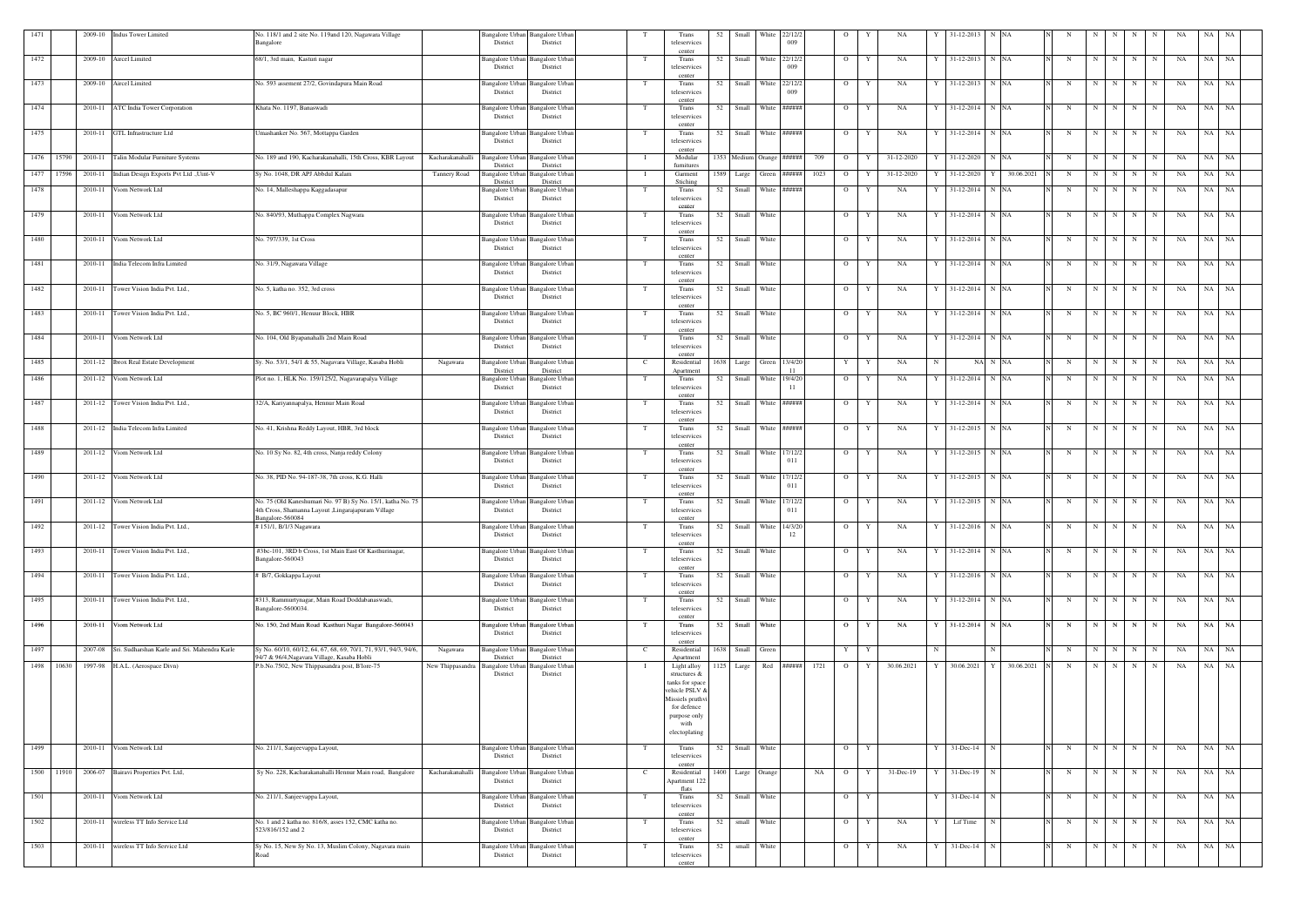| 1471 | | 2009-10 | Indus Tower Limited | No. 118/1 and 2 site No. 119and 120, Nagawara Village Bangalore | | Bangalore Urban District | Bangalore Urban District | | T | Trans teleservices center | 52 | Small | White | 22/12/2009 | | O | Y | NA | Y | 31-12-2013 | N | NA | N | N | N | N | N | N | NA | NA | NA |
|---|---|---|---|---|---|---|---|---|---|---|---|---|---|---|---|---|---|---|---|---|---|---|---|---|---|---|---|---|---|---|---|
| 1472 | | 2009-10 | Aircel Limited | 68/1, 3rd main, Kasturi nagar | | Bangalore Urban District | Bangalore Urban District | | T | Trans teleservices center | 52 | Small | White | 22/12/2009 | | O | Y | NA | Y | 31-12-2013 | N | NA | N | N | N | N | N | N | NA | NA | NA |
| 1473 | | 2009-10 | Aircel Limited | No. 593 assement 27/2, Govindapura Main Road | | Bangalore Urban District | Bangalore Urban District | | T | Trans teleservices center | 52 | Small | White | 22/12/2009 | | O | Y | NA | Y | 31-12-2013 | N | NA | N | N | N | N | N | N | NA | NA | NA |
| 1474 | | 2010-11 | ATC India Tower Corporation | Khata No. 1197, Banaswadi | | Bangalore Urban District | Bangalore Urban District | | T | Trans teleservices center | 52 | Small | White | ###### | | O | Y | NA | Y | 31-12-2014 | N | NA | N | N | N | N | N | N | NA | NA | NA |
| 1475 | | 2010-11 | GTL Infrastructure Ltd | Umashanker No. 567, Mottappa Garden | | Bangalore Urban District | Bangalore Urban District | | T | Trans teleservices center | 52 | Small | White | ###### | | O | Y | NA | Y | 31-12-2014 | N | NA | N | N | N | N | N | N | NA | NA | NA |
| 1476 | 15790 | 2010-11 | Talin Modular Furniture Systems | No. 189 and 190, Kacharakanahalli, 15th Cross, KBR Layout | Kacharakanahalli | Bangalore Urban District | Bangalore Urban District | | I | Modular furnitures | 1353 | Medium | Orange | ###### | 709 | O | Y | 31-12-2020 | Y | 31-12-2020 | N | NA | N | N | N | N | N | N | NA | NA | NA |
| 1477 | 17596 | 2010-11 | Indian Design Exports Pvt Ltd ,.Unit-V | Sy No. 1048, DR APJ Abbdul Kalam | Tannery Road | Bangalore Urban District | Bangalore Urban District | | I | Garment Stiching | 1589 | Large | Green | ###### | 1023 | O | Y | 31-12-2020 | Y | 31-12-2020 | Y | 30.06.2021 | N | N | N | N | N | N | NA | NA | NA |
| 1478 | | 2010-11 | Viom Network Ltd | No. 14, Malleshappa Kaggadasapur | | Bangalore Urban District | Bangalore Urban District | | T | Trans teleservices center | 52 | Small | White | ###### | | O | Y | NA | Y | 31-12-2014 | N | NA | N | N | N | N | N | N | NA | NA | NA |
| 1479 | | 2010-11 | Viom Network Ltd | No. 840/93, Muthappa Complex Nagwara | | Bangalore Urban District | Bangalore Urban District | | T | Trans teleservices center | 52 | Small | White | | | O | Y | NA | Y | 31-12-2014 | N | NA | N | N | N | N | N | N | NA | NA | NA |
| 1480 | | 2010-11 | Viom Network Ltd | No. 797/339, 1st Cross | | Bangalore Urban District | Bangalore Urban District | | T | Trans teleservices center | 52 | Small | White | | | O | Y | NA | Y | 31-12-2014 | N | NA | N | N | N | N | N | N | NA | NA | NA |
| 1481 | | 2010-11 | India Telecom Infra Limited | No. 31/9, Nagawara Village | | Bangalore Urban District | Bangalore Urban District | | T | Trans teleservices center | 52 | Small | White | | | O | Y | NA | Y | 31-12-2014 | N | NA | N | N | N | N | N | N | NA | NA | NA |
| 1482 | | 2010-11 | Tower Vision India Pvt. Ltd., | No. 5, katha no. 352, 3rd cross | | Bangalore Urban District | Bangalore Urban District | | T | Trans teleservices center | 52 | Small | White | | | O | Y | NA | Y | 31-12-2014 | N | NA | N | N | N | N | N | N | NA | NA | NA |
| 1483 | | 2010-11 | Tower Vision India Pvt. Ltd., | No. 5, BC 960/1, Hennur Block, HBR | | Bangalore Urban District | Bangalore Urban District | | T | Trans teleservices center | 52 | Small | White | | | O | Y | NA | Y | 31-12-2014 | N | NA | N | N | N | N | N | N | NA | NA | NA |
| 1484 | | 2010-11 | Viom Network Ltd | No. 104, Old Byapanahalli 2nd Main Road | | Bangalore Urban District | Bangalore Urban District | | T | Trans teleservices center | 52 | Small | White | | | O | Y | NA | Y | 31-12-2014 | N | NA | N | N | N | N | N | N | NA | NA | NA |
| 1485 | | 2011-12 | Ibrox Real Estate Development | Sy. No. 53/1, 54/1 & 55, Nagavara Village, Kasaba Hobli | Nagawara | Bangalore Urban District | Bangalore Urban District | | C | Residential Apartment | 1638 | Large | Green | 13/4/2011 | | Y | Y | NA | N | NA | N | NA | N | N | N | N | N | N | NA | NA | NA |
| 1486 | | 2011-12 | Viom Network Ltd | Plot no. 1, HLK No. 159/125/2, Nagavarapalya Village | | Bangalore Urban District | Bangalore Urban District | | T | Trans teleservices center | 52 | Small | White | 19/4/2011 | | O | Y | NA | Y | 31-12-2014 | N | NA | N | N | N | N | N | N | NA | NA | NA |
| 1487 | | 2011-12 | Tower Vision India Pvt. Ltd., | 32/A, Kariyannapalya, Hennur Main Road | | Bangalore Urban District | Bangalore Urban District | | T | Trans teleservices center | 52 | Small | White | ###### | | O | Y | NA | Y | 31-12-2014 | N | NA | N | N | N | N | N | N | NA | NA | NA |
| 1488 | | 2011-12 | India Telecom Infra Limited | No. 41, Krishna Reddy Layout, HBR, 3rd block | | Bangalore Urban District | Bangalore Urban District | | T | Trans teleservices center | 52 | Small | White | ###### | | O | Y | NA | Y | 31-12-2015 | N | NA | N | N | N | N | N | N | NA | NA | NA |
| 1489 | | 2011-12 | Viom Network Ltd | No. 10 Sy No. 82, 4th cross, Nanja reddy Colony | | Bangalore Urban District | Bangalore Urban District | | T | Trans teleservices center | 52 | Small | White | 17/12/2011 | | O | Y | NA | Y | 31-12-2015 | N | NA | N | N | N | N | N | N | NA | NA | NA |
| 1490 | | 2011-12 | Viom Network Ltd | No. 38, PID No. 94-187-38, 7th cross, K.G. Halli | | Bangalore Urban District | Bangalore Urban District | | T | Trans teleservices center | 52 | Small | White | 17/12/2011 | | O | Y | NA | Y | 31-12-2015 | N | NA | N | N | N | N | N | N | NA | NA | NA |
| 1491 | | 2011-12 | Viom Network Ltd | No. 75 (Old Kaneshumari No. 97 B) Sy No. 15/1, katha No. 75 4th Cross, Shamanna Layout ,Lingarajapuram Village Bangalore-560084 | | Bangalore Urban District | Bangalore Urban District | | T | Trans teleservices center | 52 | Small | White | 17/12/2011 | | O | Y | NA | Y | 31-12-2015 | N | NA | N | N | N | N | N | N | NA | NA | NA |
| 1492 | | 2011-12 | Tower Vision India Pvt. Ltd., | # 151/1, B/1/3 Nagawara | | Bangalore Urban District | Bangalore Urban District | | T | Trans teleservices center | 52 | Small | White | 14/3/2012 | | O | Y | NA | Y | 31-12-2016 | N | NA | N | N | N | N | N | N | NA | NA | NA |
| 1493 | | 2010-11 | Tower Vision India Pvt. Ltd., | #3bc-101, 3RD b Cross, 1st Main East Of Kasthurinagar, Bangalore-560043 | | Bangalore Urban District | Bangalore Urban District | | T | Trans teleservices center | 52 | Small | White | | | O | Y | NA | Y | 31-12-2014 | N | NA | N | N | N | N | N | N | NA | NA | NA |
| 1494 | | 2010-11 | Tower Vision India Pvt. Ltd., | # B/7, Gokkappa Layout | | Bangalore Urban District | Bangalore Urban District | | T | Trans teleservices center | 52 | Small | White | | | O | Y | NA | Y | 31-12-2016 | N | NA | N | N | N | N | N | N | NA | NA | NA |
| 1495 | | 2010-11 | Tower Vision India Pvt. Ltd., | #313, Rammurtynagar, Main Road Doddabanaswadi, Bangalore-5600034. | | Bangalore Urban District | Bangalore Urban District | | T | Trans teleservices center | 52 | Small | White | | | O | Y | NA | Y | 31-12-2014 | N | NA | N | N | N | N | N | N | NA | NA | NA |
| 1496 | | 2010-11 | Viom Network Ltd | No. 150, 2nd Main Road Kasthuri Nagar Bangalore-560043 | | Bangalore Urban District | Bangalore Urban District | | T | Trans teleservices center | 52 | Small | White | | | O | Y | NA | Y | 31-12-2014 | N | NA | N | N | N | N | N | N | NA | NA | NA |
| 1497 | | 2007-08 | Sri. Sudharshan Karle and Sri. Mahendra Karle | Sy No. 60/10, 60/12, 64, 67, 68, 69, 70/1, 71, 93/1, 94/3, 94/6, 94/7 & 96/4,Nagavara Village, Kasaba Hobli | Nagawara | Bangalore Urban District | Bangalore Urban District | | C | Residential Apartment | 1638 | Small | Green | | | Y | Y | | N | | N | | N | N | N | N | N | N | NA | NA | NA |
| 1498 | 10630 | 1997-98 | H.A.L. (Aerospace Divn) | P.b.No.7502, New Thippasandra post, B'lore-75 | New Thippasandra | Bangalore Urban District | Bangalore Urban District | | I | Light alloy structures & tanks for space vehicle PSLV & Missiels pruthvi for defence purpose only with electoplating | 1125 | Large | Red | ###### | 1721 | O | Y | 30.06.2021 | Y | 30.06.2021 | Y | 30.06.2021 | N | N | N | N | N | N | NA | NA | NA |
| 1499 | | 2010-11 | Viom Network Ltd | No. 211/1, Sanjeevappa Layout, | | Bangalore Urban District | Bangalore Urban District | | T | Trans teleservices center | 52 | Small | White | | | O | Y | | Y | 31-Dec-14 | N | | N | N | N | N | N | N | NA | NA | NA |
| 1500 | 11910 | 2006-07 | Bairavi Properties Pvt. Ltd, | Sy No. 228, Kacharakanahalli Hennur Main road, Bangalore | Kacharakanahalli | Bangalore Urban District | Bangalore Urban District | | C | Residential Apartment 122 flats | 1400 | Large | Orange | | NA | O | Y | 31-Dec-19 | Y | 31-Dec-19 | N | | N | N | N | N | N | N | NA | NA | NA |
| 1501 | | 2010-11 | Viom Network Ltd | No. 211/1, Sanjeevappa Layout, | | Bangalore Urban District | Bangalore Urban District | | T | Trans teleservices center | 52 | Small | White | | | O | Y | | Y | 31-Dec-14 | N | | N | N | N | N | N | N | NA | NA | NA |
| 1502 | | 2010-11 | wireless TT Info Service Ltd | No. 1 and 2 katha no. 816/8, asses 152, CMC katha no. 523/816/152 and 2 | | Bangalore Urban District | Bangalore Urban District | | T | Trans teleservices center | 52 | small | White | | | O | Y | NA | Y | Lif Time | N | | N | N | N | N | N | N | NA | NA | NA |
| 1503 | | 2010-11 | wireless TT Info Service Ltd | Sy No. 15, New Sy No. 13, Muslim Colony, Nagavara main Road | | Bangalore Urban District | Bangalore Urban District | | T | Trans teleservices center | 52 | small | White | | | O | Y | NA | Y | 31-Dec-14 | N | | N | N | N | N | N | N | NA | NA | NA |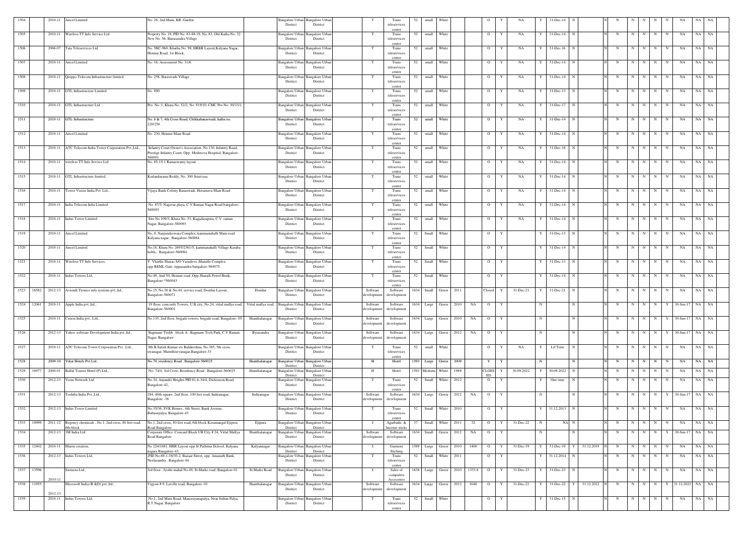| 1504 | | 2010-11 | Aircel Limited | No. 28, 2nd Main, KR. Garden | | Bangalore Urban District | Bangalore Urban District | | T | Trans teleservices center | 52 | small | White | | | O | Y | NA | Y | 31-Dec-14 | N | | N | N | N | N | N | N | NA | NA | NA |
|---|---|---|---|---|---|---|---|---|---|---|---|---|---|---|---|---|---|---|---|---|---|---|---|---|---|---|---|---|---|---|---|---|---|
| 1505 | | 2010-11 | Wireless TT Info Service Ltd | Property No. 19, PID No. 83-88-19, No. 83, Old Katha No. 32 New No. 56, Bairasandra Village | | Bangalore Urban District | Bangalore Urban District | | T | Trans teleservices center | 52 | small | White | | | O | Y | NA | Y | 31-Dec-14 | N | | N | N | N | N | N | N | NA | NA | NA |
| 1506 | | 2006-07 | Tata Teleservices Ltd | No. 5BC-960, Khatha No. 98, HRBR Layout,Kalyana Nagar, Hennur Road, 1st Block, | | Bangalore Urban District | Bangalore Urban District | | T | Trans teleservices center | 52 | small | White | | | O | Y | NA | Y | 31-Dec-16 | N | | N | N | N | N | N | N | NA | NA | NA |
| 1507 | | 2010-11 | Aircel Limited | No. 16, Assessment No. 31/6 | | Bangalore Urban District | Bangalore Urban District | | T | Trans teleservices center | 52 | small | White | | | O | Y | NA | Y | 31-Dec-14 | N | | N | N | N | N | N | N | NA | NA | NA |
| 1508 | | 2010-11 | Quippo Telecom Infrastructure limited | No. 258, Baraswadi Village | | Bangalore Urban District | Bangalore Urban District | | T | Trans teleservices center | 52 | small | White | | | O | Y | NA | Y | 31-Dec-14 | N | | N | N | N | N | N | N | NA | NA | NA |
| 1509 | | 2010-11 | GTL Infrastructore Limited | No. 890 | | Bangalore Urban District | Bangalore Urban District | | T | Trans teleservices center | 52 | small | White | | | O | Y | NA | Y | 31-Dec-13 | N | | N | N | N | N | N | N | NA | NA | NA |
| 1510 | | 2010-11 | GTL Infrastructure Ltd | Pro. No. 1, Khata No. 52/2, No. 919/10, CMC Pro No. 30/33/1, | | Bangalore Urban District | Bangalore Urban District | | T | Trans teleservices center | 52 | small | White | | | O | Y | NA | Y | 31-Dec-17 | N | | N | N | N | N | N | N | NA | NA | NA |
| 1511 | | 2010-11 | GTL Infrastructure | No. 6 & 7, 4th Cross Road, Chikkabanaswadi, katha no. 220/256 | | Bangalore Urban District | Bangalore Urban District | | T | Trans teleservices center | 52 | small | White | | | O | Y | NA | Y | 31-Dec-14 | N | | N | N | N | N | N | N | NA | NA | NA |
| 1512 | | 2010-11 | Aircel Limited | No. 230, Hennur Main Road | | Bangalore Urban District | Bangalore Urban District | | T | Trans teleservices center | 52 | small | White | | | O | Y | NA | Y | 31-Dec-14 | N | | N | N | N | N | N | N | NA | NA | NA |
| 1513 | | 2010-11 | ATC Telecom India Tower Corporation Pvt.,Ltd., | Infantry Court Owner's Association, No.130, Infantry Road, Prestige Infantry Court, Opp. Medinova Hospital, Bangalore-560001 | | Bangalore Urban District | Bangalore Urban District | | T | Trans teleservices center | 52 | small | White | | | O | Y | NA | Y | 31-Dec-16 | N | | N | N | N | N | N | N | NA | NA | NA |
| 1514 | | 2010-11 | wireless TT Info Service Ltd | No. 85-15-1 Ramaswamy layout | | Bangalore Urban District | Bangalore Urban District | | T | Trans teleservices center | 52 | small | White | | | O | Y | NA | Y | 31-Dec-14 | N | | N | N | N | N | N | N | NA | NA | NA |
| 1515 | | 2010-11 | GTL Infrastructure limited | Kodandarama Reddy, No. 300 Srinivasa | | Bangalore Urban District | Bangalore Urban District | | T | Trans teleservices center | 52 | small | White | | | O | Y | NA | Y | 31-Dec-14 | N | | N | N | N | N | N | N | NA | NA | NA |
| 1516 | | 2010-11 | Tower Vision India Pvt. Ltd., | Vijaya Bank Colony Banaswadi, Horamavu Main Road | | Bangalore Urban District | Bangalore Urban District | | T | Trans teleservices center | 52 | small | White | | | O | Y | NA | Y | 31-Dec-14 | N | | N | N | N | N | N | N | NA | NA | NA |
| 1517 | | 2010-11 | India Telecom Infra Limited | No. 87/5, Nagavar playa, C.V.Raman Nagar Road bangalore-560093 | | Bangalore Urban District | Bangalore Urban District | | T | Trans teleservices center | 52 | small | White | | | O | Y | NA | Y | 31-Dec-14 | N | | N | N | N | N | N | N | NA | NA | NA |
| 1518 | | 2010-11 | Indus Tower Limited | Site.No.109/3, Khata No. 53, Kagadasapura, C.V. raman Nagar, Bangalore-560093 | | Bangalore Urban District | Bangalore Urban District | | T | Trans teleservices center | 52 | small | White | | | O | Y | NA | Y | 31-Dec-14 | N | | N | N | N | N | N | N | NA | NA | NA |
| 1519 | | 2010-11 | Aircel Limited | No. 8, Nanjundeswara Complex, kammanahalli Main road Kalyana nagar, Bangalore-560084. | | Bangalore Urban District | Bangalore Urban District | | T | Trans teleservices center | 52 | Small | White | | | O | Y | | Y | 31-Dec-13 | N | | N | N | N | N | N | N | NA | NA | NA |
| 1520 | | 2010-11 | Aircel Limited | No,18, Khata No. 2695/2361/5, kammanahalli Village Kasaba hobli,, Bangalore-560084. | | Bangalore Urban District | Bangalore Urban District | | T | Trans teleservices center | 52 | Small | White | | | O | Y | | Y | 31-Dec-14 | N | | N | N | N | N | N | N | NA | NA | NA |
| 1521 | | 2010-11 | Wireless TT Info Services, | V. Vharthi Sharao S/O Vasudeva ,Maruthi Complex, opp.BEML Gate, tippasandra bangalore-560075. | | Bangalore Urban District | Bangalore Urban District | | T | Trans teleservices center | 52 | Small | White | | | O | Y | | Y | 31-Dec-13 | N | | N | N | N | N | N | N | NA | NA | NA |
| 1522 | | 2010-11 | Indus Towers Ltd, | No.49, And 50, Hennur road ,Opp,Sharath Petrol Bunk, Bangalore-*560043 | | Bangalore Urban District | Bangalore Urban District | | T | Trans teleservices center | 52 | Small | White | | | O | Y | | Y | 31-Dec-14 | N | | N | N | N | N | N | N | NA | NA | NA |
| 1523 | 16582 | 2012-13 | Aviondi Tronics info systems pvt.,ltd., | No.15, No.38 & No.44, service road, Domlur Layout, Bangalore-560071 | Domlur | Bangalore Urban District | Bangalore Urban District | | Software development | Software development | 1634 | Small | Green | 2011 | | Closed | Y | 31-Dec-21 | Y | 31-Dec-21 | N | | N | N | N | N | N | N | NA | NA | NA |
| 1524 | 12061 | 2010-11 | Apple India pvt.,ltd., | 19 floor, concorde Towers, U.B.city, No.24, vittal mallya road, Bangalore-560001 | Vittal mallya road, | Bangalore Urban District | Bangalore Urban District | | Software development | Software development | 1634 | Large | Green | 2010 | NA | O | Y | | N | | N | | N | N | N | N | N | Y | 30-Jun-17 | NA | NA |
| 1525 | | 2010-11 | Conon India pvt., Ltd., | No.135, 2nd floor, brigade towers, brigade road, Bangalore- 05 | Shanthalanagar | Bangalore Urban District | Bangalore Urban District | | Software development | Software development | 1634 | Large | Green | 2010 | NA | O | Y | | N | | N | | N | N | N | N | N | Y | 30-Jun-17 | NA | NA |
| 1526 | | 2012-13 | Yahoo software Development India pvt.,ltd., | Bagmane Tridib , block A , Bagmane Tech Park, C.V.Raman Nagar, Bangalore | Byrasandra | Bangalore Urban District | Bangalore Urban District | | Software development | Software development | 1634 | Large | Green | 2012 | NA | O | Y | | N | | N | | N | N | N | N | N | Y | 30-Jun-17 | NA | NA |
| 1527 | | 2010-11 | ATC Telecom Tower Corporation Pvt., Ltd., | Mr.B.Satish Kumar s/o Balakrishna, No.385, 5th cross, styanagar, Maruthisevanagar,Bangalore-33 | | Bangalore Urban District | Bangalore Urban District | | T | Trans teleservices center | 52 | small | White | | | O | Y | NA | Y | Lif Time | N | | N | N | N | N | N | N | NA | NA | NA |
| 1528 | | 2009-10 | Vikat Hotels Pvt.Ltd., | No.70, residency Road , Bangalore-560025 | Shanthalanagar | Bangalore Urban District | Bangalore Urban District | | H | Hotel | 1593 | Large | Green | 2009 | | Y | Y | | N | | N | | N | N | N | N | N | N | NA | NA | NA |
| 1529 | 16977 | 2000-01 | Ballal Tourist Hotel (P) Ltd., | No- 74/4, 3rd Cross, Residency Road , Bangalore-560025 | Shanthalanagar | Bangalore Urban District | Bangalore Urban District | | H | Hotel | 1593 | Medium | White | 1989 | | CLOSED | Y | 30.09.2022 | Y | 30.09.2022 | N | | N | N | N | N | N | N | NA | NA | NA |
| 1530 | | 2012-13 | Viom Network Ltd | No.34, Anjandri Heights PID 81-6-34/4, Dickenson Road Bangalore-42, | | Bangalore Urban District | Bangalore Urban District | | T | Trans teleservices center | 52 | Small | White | 2012 | | O | Y | | Y | One time | N | | N | N | N | N | N | N | NA | NA | NA |
| 1531 | | 2012-13 | Toshiba India Pvt.,Ltd., | 284, 40th square, 2nd floor, 100 feet road, Indiranagar, Bangalore -38 | Indiranagar | Bangalore Urban District | Bangalore Urban District | | Software development | Software development | 1634 | Large | Green | 2012 | NA | O | Y | | N | | N | | N | N | N | N | N | Y | 30-Jun-17 | NA | NA |
| 1532 | | 2012-13 | Indus Tower Limited | No.35/36, SVK Homes , 6th Street, Bank Avenue, Babusepalya, Bangalore-43 | | Bangalore Urban District | Bangalore Urban District | | T | Trans teleservices center | 52 | Small | White | 2010 | | O | Y | | Y | 31.12.2013 | N | | N | N | N | N | N | N | NA | NA | NA |
| 1533 | 18999 | 2011-12 | Regency chemicals , No.1, 2nd cross, 80 feet road, 6th block | No.1, 2nd cross, 80 feet road, 6th block Koramangal Ejipera Road Bangalore | Ejipura | Bangalore Urban District | Bangalore Urban District | | I | Agarbathi & Incense sticks | 37 | Small | White | 2011 | 32 | O | Y | 31-Dec-22 | N | NA | N | | N | N | N | N | N | N | NA | NA | NA |
| 1534 | | 2012-13 | 3M India Ltd | Corporate Office Concard Block UB City # 24, Vittal Mallya Road Bangalore | Shanthalanagar | Bangalore Urban District | Bangalore Urban District | | Software development | Software development | 1634 | Small | Green | 2012 | NA | O | Y | | N | | N | | N | N | N | N | N | Y | 30-Jun-17 | NA | NA |
| 1535 | 12402 | 2010-11 | Maren creation, | No 224/1681, HBR Layout opp St Pathima Dchool, Kalyana nagara Bangalore-43, | Kalyannagar | Bangalore Urban District | Bangalore Urban District | | I | Garment Stiching | 1589 | Large | Green | 2010 | 1400 | O | Y | 31-Dec-19 | Y | 31-Dec-19 | Y | 31.12.2019 | N | N | N | N | N | N | NA | NA | NA |
| 1536 | | 2012-13 | Indus Towers Ltd, | ,PID No 69-1-38/30-2, Bazaar Street, opp. Amanath Bank, Neelasandra , Bangalore-44 | | Bangalore Urban District | Bangalore Urban District | | T | Trans teleservices center | 52 | Small | White | 2011 | | O | Y | | Y | 31.12.2014 | N | | N | N | N | N | N | N | NA | NA | NA |
| 1537 | 13596 | 2010-11 | Siemens Ltd., | 3rd floor , Jyothi mahal No.49, St.Marks road, Bangalore-01 | St.Marks Road | Bangalore Urban District | Bangalore Urban District | | I | Sales of computers Accecries | 1638 | Large | Green | 2010 | 1333.8 | O | Y | 31-Dec-23 | Y | 31-Dec-23 | N | | N | N | N | N | N | N | NA | NA | NA |
| 1538 | 11955 | 2012-13 | Microsoft India (R &D) pvt.,ltd., | Vigyon # 9, Lavelle road, Bangalore -01 | Shanthalanagar | Bangalore Urban District | Bangalore Urban District | | Software development | Software development | 1634 | Large | Green | 2012 | 3048 | O | Y | 31-Dec-22 | Y | 31-Dec-22 | Y | 31.12.2022 | N | N | N | N | N | Y | 31.12.2022 | NA | NA |
| 1539 | | 2010-11 | Indus Towers Ltd, | No.1, 2nd Main Road, Manorayanapalya, Near Sultan Palya, R.T.Nagar, Bangalore | | Bangalore Urban District | Bangalore Urban District | | T | Trans teleservices center | 52 | Small | White | | | O | Y | | Y | 31-Dec-15 | N | | N | N | N | N | N | N | NA | NA | NA |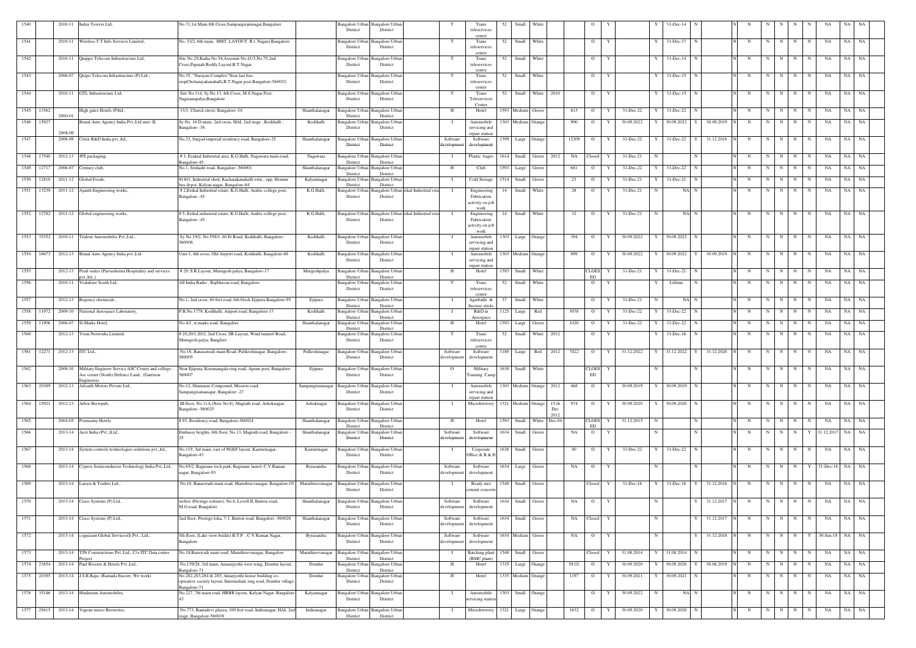| | | | | | | | | | | | | | | | | | | | | | | | | | | | | | | | |
|---|---|---|---|---|---|---|---|---|---|---|---|---|---|---|---|---|---|---|---|---|---|---|---|---|---|---|---|---|---|---|---|
| 1540 | | 2010-11 | Indus Towers Ltd, | No.71,1st Main,8th Cross,Sampangiramnagar,Bangalore | | Bangalore Urban District | Bangalore Urban District | | T | Trans teleservices center | 52 | Small | White | | | O | Y | | Y | 31-Dec-14 | N | | N | N | N | N | N | N | NA | NA | NA |
| 1541 | | 2010-11 | Wireless T.T Info Services Limited, | No. 33/2, 6th main, HMT LAYOUT R.t. Nagara Bangalore | | Bangalore Urban District | Bangalore Urban District | | T | Trans teleservices center | 52 | Small | White | | | O | Y | | Y | 31-Dec-17 | N | | N | N | N | N | N | N | NA | NA | NA |
| 1542 | | 2010-11 | Quippo Telecom Infrastructure Ltd, | Site No.29,Katha No.54,Assemnt No.41/3,No.75,2nd Cross,Papaiah Reddy Layout,R.T Nagar, | | Bangalore Urban District | Bangalore Urban District | | T | Trans teleservices center | 52 | Small | White | | | O | Y | | Y | 31-Dec-14 | N | | N | N | N | N | N | N | NA | NA | NA |
| 1543 | | 2006-07 | Quipo Telecom Infrastructure (P) Ltd., | No.35, "Narayan Complex"Near last bus stopCholanayakanahalli,R.T.Nagar post,Bangalore-560032. | | Bangalore Urban District | Bangalore Urban District | | T | Trans teleservices center | 52 | Small | White | | | O | Y | | Y | 31-Dec-15 | N | | N | N | N | N | N | N | NA | NA | NA |
| 1544 | | 2010-11 | GTL Infrastructure Ltd, | Site No.114, Sy.No.13, 4th Cross, M.S.Nagar Post, Nagaianapalya,Bangalore | | Bangalore Urban District | Bangalore Urban District | | T | Trans Teleservices Center | 52 | Small | White | 2010 | | O | Y | | Y | 31-Dec-15 | N | | N | N | N | N | N | N | NA | NA | NA |
| 1545 | 13362 | 2000-01 | High gates Hotels (P)ltd., | 33/1, Church street, Bangalore -01 | Shanthalanagar | Bangalore Urban District | Bangalore Urban District | | H | Hotel | 1593 | Medium | Green | | 613 | O | Y | 31-Dec-22 | Y | 31-Dec-22 | N | | N | N | N | N | N | N | NA | NA | NA |
| 1546 | 15927 | 2008-09 | Bimal Auto Agency India Pvt.,Ltd unit -II, | Sy.No. 16 D main, 2nd cross, HAL 2nd stage , Kodihalli , Bangalore -38 | Kodihalli | Bangalore Urban District | Bangalore Urban District | | I | Automobile servicing and repair station | 1303 | Medium | Orange | | 900 | O | Y | 30.09.2022 | Y | 30.09.2022 | Y | 30.09.2019 | N | N | N | N | N | N | NA | NA | NA |
| 1547 | | 2008-09 | Citrix R&D India pvt.,ltd., | No.23, Sargod imperial residency road, Bangalore-25 | Shanthalanagar | Bangalore Urban District | Bangalore Urban District | | Software development | Software development | 1399 | Large | Orange | | 12309 | O | Y | 31-Dec-22 | Y | 31-Dec-22 | Y | 31.12.2018 | N | N | N | N | N | N | NA | NA | NA |
| 1548 | 17540 | 2012-13 | JPS packaging, | # 1, Ezakial Industrial area, K.G.Halli, Nagawara main road, Bangalore-45 | Nagawara | Bangalore Urban District | Bangalore Urban District | | I | Plastic bages | 1614 | Small | Green | 2012 | NA | Closed | Y | 31-Dec-21 | N | | N | | N | N | N | N | N | N | NA | NA | NA |
| 1549 | 12717 | 2006-07 | Century club, | No.1, Seshadri road, Bangalore -560001 | Shanthalanagar | Bangalore Urban District | Bangalore Urban District | | H | Club | 1593 | Large | Green | | 681 | O | Y | 31-Dec-22 | Y | 31-Dec-22 | N | | N | N | N | N | N | N | NA | NA | NA |
| 1550 | 12810 | 2011-12 | Global Foods, | #1401, Industrial shed, Kacharakanahalli extn., opp. Hennur bus depot, Kalyan nagar, Bangalore-84 | Kalyannagar | Bangalore Urban District | Bangalore Urban District | | I | Cold Storage | 1514 | Small | Green | | 23 | O | Y | 31-Dec-21 | Y | 31-Dec-21 | N | | N | N | N | N | N | N | NA | NA | NA |
| 1551 | 13239 | 2011-12 | Ajanth Engineering works, | # 2,Ezikal Industrial estate, K.G.Halli, Arabic college post, Bangalore -45 | K.G.Halli, | Bangalore Urban District | Bangalore Urban District | Ezikal Industrial esta | I | Engineering Fabrication activity on job work | 14 | Small | White | | 28 | O | Y | 31-Dec-21 | N | NA | N | | N | N | N | N | N | N | NA | NA | NA |
| 1552 | 12782 | 2011-12 | Global engineering works, | # 5, Ezikal industrial estate, K.G.Halli, Arabic college post, Bangalore -45 | K.G.Halli, | Bangalore Urban District | Bangalore Urban District | Ezikal Industrial esta | I | Engineering Fabrication activity on job work | 14 | Small | White | | 32 | O | Y | 31-Dec-21 | N | NA | N | | N | N | N | N | N | N | NA | NA | NA |
| 1553 | 35352 | 2010-11 | Trident Automobiles Pvt.,Ltd., | Sy No 19/2, No.558/1, 60 Ft Road, Kodihalli, Bangalore-560008. | Kodihalli | Bangalore Urban District | Bangalore Urban District | | I | Automobile servicing and repair station | 1303 | Large | Orange | | 394 | O | Y | 30.09.2022 | Y | 30.09.2022 | N | | N | N | N | N | N | N | NA | NA | NA |
| 1554 | 16673 | 2012-13 | Bimal Auto Agency India pvt.,Ltd. | Unit-1, 6th cross, Old Airport road, Kodihalli, Bangalore-68 | Kodihalli | Bangalore Urban District | Bangalore Urban District | | I | Automobile servicing and repair station | 1303 | Medium | Orange | | 899 | O | Y | 30.09.2022 | Y | 30.09.2022 | Y | 30.09.2019 | N | N | N | N | N | N | NA | NA | NA |
| 1555 | | 2012-13 | Pearl suites (Parvasheema Hospitality and services pvt.,ltd.,) | # 29, S.R.Layout, Murugesh palya, Bangalore-17 | Murgeshpalya | Bangalore Urban District | Bangalore Urban District | | H | Hotel | 1593 | Small | White | | | CLOSED | Y | 31-Dec-21 | Y | 31-Dec-21 | N | | N | N | N | N | N | N | NA | NA | NA |
| 1556 | | 2010-11 | Vodafone South Ltd., | All India Radio , Rajbhavan road, Bangalore | | Bangalore Urban District | Bangalore Urban District | | T | Trans teleservices center | 52 | Small | White | | | O | Y | | Y | Liftime | N | | N | N | N | N | N | N | NA | NA | NA |
| 1557 | | 2012-13 | Regency chemicals , | No.1, 2nd cross, 80 feet road, 6th block Ejipura Bangalore-95 | Ejipura | Bangalore Urban District | Bangalore Urban District | | I | Agarbathi & Incense sticks | 37 | Small | White | | | O | Y | 31-Dec-21 | N | NA | N | | N | N | N | N | N | N | NA | NA | NA |
| 1558 | 11972 | 2009-10 | National Aerospace Laboratory, | P.B.No.1779, Kodihalli, Airport road, Bangalore-17 | Kodihalli | Bangalore Urban District | Bangalore Urban District | | I | R&D in Aerospace | 1125 | Large | Red | | 3078 | O | Y | 31-Dec-22 | Y | 31-Dec-22 | N | | N | N | N | N | N | N | NA | NA | NA |
| 1559 | 11906 | 2006-07 | St.Marks Hotel, | No.4/1, st.marks road, Bangalore | Shanthalanagar | Bangalore Urban District | Bangalore Urban District | | H | Hotel | 1593 | Large | Green | | 1020 | O | Y | 31-Dec-22 | Y | 31-Dec-22 | N | | N | N | N | N | N | N | NA | NA | NA |
| 1560 | | 2012-13 | Viom Networks Limited, | # 20,20/1,20/2, 2nd Cross, SR Layout, Wind tunnerl Road, Murugesh palya, Banglore | | Bangalore Urban District | Bangalore Urban District | | T | Trans teleservices center | 52 | Small | White | 2012 | | O | Y | | Y | 31-Dec-16 | N | | N | N | N | N | N | N | NA | NA | NA |
| 1561 | 12271 | 2012-13 | ITC Ltd., | No.18, Banasawadi main Road, Pulikeshinagar, Bangalore-560005 | Pulkeshinagar | Bangalore Urban District | Bangalore Urban District | | Software development | Software development | 1180 | Large | Red | 2012 | 7422 | O | Y | 31.12.2022 | Y | 31.12.2022 | Y | 31.12.2020 | N | N | N | N | N | N | NA | NA | NA |
| 1562 | | 2009-10 | Military Engineer Servics ASC Center and college - Asc center (North) Defence Land, (Garrison Engineers) | Near Ejipura, Koramangala ring road, Agram post, Bangalore-560007 | Ejipura | Bangalore Urban District | Bangalore Urban District | | O | Military Training Camp | 1638 | Small | White | | | CLOSED | Y | | N | | N | | N | N | N | N | N | N | NA | NA | NA |
| 1563 | 20389 | 2012-13 | Advaith Motors Private Ltd., | No.12, Shamarao Compound, Mission road, Sampangiramanagar, Bangalore -27 | Sampangiramnagar | Bangalore Urban District | Bangalore Urban District | | I | Automobile servicing and repair station | 1303 | Medium | Orange | 2012 | 468 | O | Y | 30.09.2019 | Y | 30.09.2019 | N | | N | N | N | N | N | N | NA | NA | NA |
| 1564 | 15921 | 2012-13 | Arbor Brewpub, | III floor, No.11A (New No.8), Magrath road, Ashoknagar, Bangalore -560025 | Ashoknagar | Bangalore Urban District | Bangalore Urban District | | I | Microbrewery | 1321 | Medium | Orange | 15 th Dec 2012 | 974 | O | Y | 30.09.2020 | Y | 30.09.2020 | N | | N | N | N | N | N | N | NA | NA | NA |
| 1565 | | 2004-05 | Ponnsamy Hotels | # 93, Residency road, Bangalore-560024 | Shanthalanagar | Bangalore Urban District | Bangalore Urban District | | H | Hotel | 1593 | Small | White | Dec-04 | | CLOSED | Y | 31.12.2015 | N | | N | | N | N | N | N | N | N | NA | NA | NA |
| 1566 | | 2013-14 | Acer India (Pvt.,)Ltd., | Embassy heights, 6th floor, No.13, Magrath road, Bangalore - 25 | Shanthalanagar | Bangalore Urban District | Bangalore Urban District | | Software development | Software development | 1634 | Small | Green | | NA | O | Y | | N | | N | | N | N | N | N | N | Y | 31.12.2017 | NA | NA |
| 1567 | | 2013-14 | System controls technologies solutions pvt.,ltd., | No.119, 3rd main, east of NGEF layout, Kasturinagar, Bangalore-43 | Kasturinagar | Bangalore Urban District | Bangalore Urban District | | I | Corporate Office & R & D | 1638 | Small | Green | | 40 | O | Y | 31-Dec-22 | Y | 31-Dec-22 | N | | N | N | N | N | N | N | NA | NA | NA |
| 1568 | | 2013-14 | Cyprex Semiconductor Technology India Pvt.,Ltd., | No.65/2, Bagmane tech park, Bagmane laurel, C.V.Raman nagar, Bangalore-93 | Byrasandra | Bangalore Urban District | Bangalore Urban District | | Software development | Software development | 1634 | Large | Green | | NA | O | Y | | N | | N | | N | N | N | N | N | Y | 31-Dec-18 | NA | NA |
| 1569 | | 2013-14 | Larsen & Toubro Ltd., | No.18, Banaswadi main road, Maruthisevanagar, Bangalore-05 | Maruthisevanagar | Bangalore Urban District | Bangalore Urban District | | I | Ready mix cement concrete | 1548 | Small | Green | | | Closed | Y | 31-Dec-16 | Y | 31-Dec-16 | Y | 31.12.2016 | N | N | N | N | N | N | NA | NA | NA |
| 1570 | | 2013-14 | Cisco Systems (P) Ltd., | webex (Prestige solitare), No.6, Levell II, Burton road, M.G.road, Bangalore | Shanthalanagar | Bangalore Urban District | Bangalore Urban District | | Software development | Software development | 1634 | Small | Green | | NA | O | Y | | N | | Y | 31.12.2017 | N | N | N | N | N | N | NA | NA | NA |
| 1571 | | 2013-14 | Cisco Systems (P) Ltd., | 2nd floor, Prestige loka, 7-1, Burton road, Bangalore -560028 | Shanthalanagar | Bangalore Urban District | Bangalore Urban District | | Software development | Software development | 1634 | Small | Green | | NA | Closed | Y | | N | | Y | 31.12.2017 | N | N | N | N | N | N | NA | NA | NA |
| 1572 | | 2013-14 | cognizant Global Services(I) Pvt., Ltd., | 5th floor, (Lake view builds) B.T.P. , C.V.Raman Nagar, Bangalore | Byrasandra | Bangalore Urban District | Bangalore Urban District | | Software development | Software development | 1634 | Medium | Green | | NA | O | Y | | N | | Y | 31.12.2018 | N | N | N | N | N | Y | 30-Jun-18 | NA | NA |
| 1573 | | 2013-14 | TJN Constructions Pvt.,Ltd., C/o ITC Data center Project | No.18,Banswadi main road, Maruthisevanagar, Bangalore | Maruthisevanagar | Bangalore Urban District | Bangalore Urban District | | I | Batching plant (RMC plant) | 1548 | Small | Green | | | Closed | Y | 31.08.2014 | Y | 31.08.2014 | N | | N | N | N | N | N | N | NA | NA | NA |
| 1574 | 23654 | 2013-14 | Paul Resorts & Hotels Pvt.,Ltd., | No.139/28, 3rd main, Amarajyothi west wing, Domlur layout, Bangalore-71 | Domlur | Bangalore Urban District | Bangalore Urban District | | H | Hotel | 1335 | Large | Orange | | 58.02 | O | Y | 30.09.2020 | Y | 30.09.2020 | Y | 30.06.2019 | N | N | N | N | N | N | NA | NA | NA |
| 1575 | 20385 | 2013-14 | J.S.R.Raju, (Ramada Encore, We work) | No.282,283,284 & 285, Amarjyothi house building co-operative society layout, Intermidiate ring road, Domlur village, Bangalore-71 | Domlur | Bangalore Urban District | Bangalore Urban District | | H | Hotel | 1335 | Medium | Orange | | 1197 | O | Y | 30.09.2021 | Y | 30.09.2021 | N | | N | N | N | N | N | N | NA | NA | NA |
| 1576 | 35146 | 2013-14 | Hindustan Automobiles, | No.227, 7th main road, HRBR layout, Kalyan Nagar, Bangalore-43 | Kalyannagar | Bangalore Urban District | Bangalore Urban District | | I | Automobile servicing station | 1303 | Small | Orange | | | O | Y | 30.09.2022 | N | NA | N | | N | N | N | N | N | N | NA | NA | NA |
| 1577 | 29415 | 2013-14 | Vapour micro Breweries, | No.773, Ramadevi plazza, 100 feet road, Indiranagar, HAL 2nd stage, Bangalore-560038 | Indiranagar | Bangalore Urban District | Bangalore Urban District | | I | Microbrewery | 1321 | Large | Orange | | 1632 | O | Y | 30.09.2020 | Y | 30.09.2020 | N | | N | N | N | N | N | N | NA | NA | NA |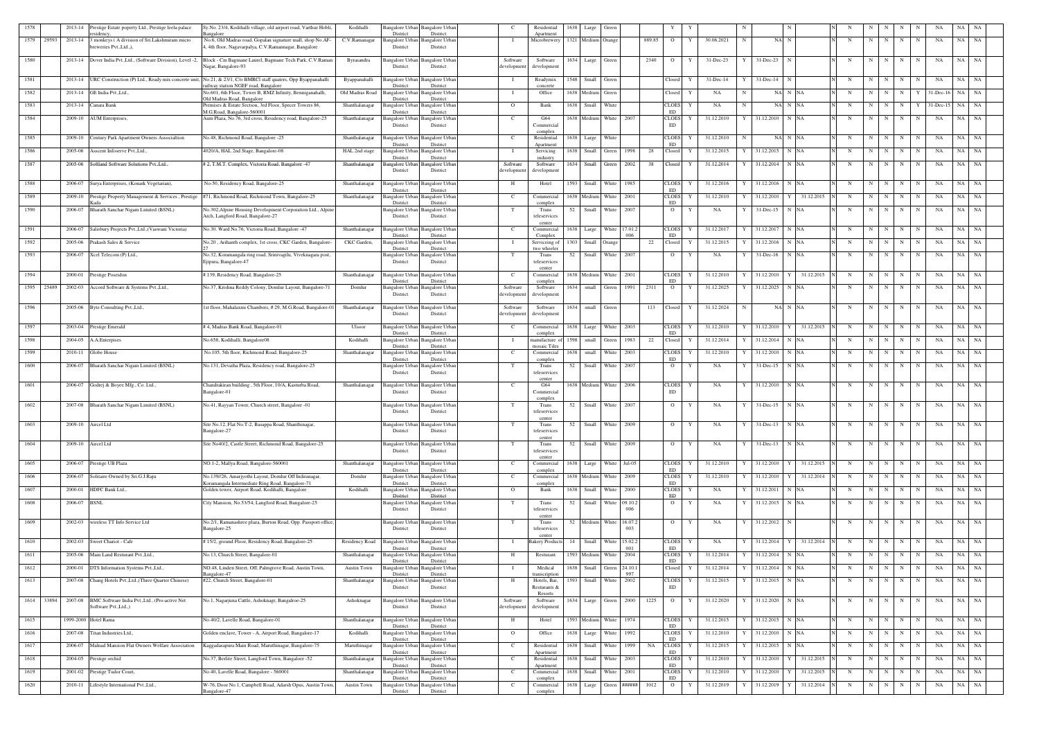| 1578 | | 2013-14 | Prestige Estate poperty Ltd., Prestige leela palace residency, | Sy.No. 23/4, Kodihalli village, old airport road, Varthur Hobli, Bangalore | Kodihalli | Bangalore Urban District | Bangalore Urban District | C | Residential Apartment | 1638 | Large | Green | | | Y | Y | | N | | N | | N | N | N | N | N | N | NA | NA | NA |
|---|---|---|---|---|---|---|---|---|---|---|---|---|---|---|---|---|---|---|---|---|---|---|---|---|---|---|---|---|---|---|
| 1579 | 29593 | 2013-14 | 3 monkeys ( A division of Sri.Lakshmiram micro breweries Pvt.,Ltd.,), | No.6, Old Madras road, Gopalan signature mall, shop No.AF-4, 4th floor, Nagavarpalya, C.V.Ramannagar, Bangalore | C.V.Ramanagar | Bangalore Urban District | Bangalore Urban District | I | Microbrewery | 1321 | Medium | Orange | | 889.85 | O | Y | 30.06.2021 | N | NA | N | | N | N | N | N | N | N | NA | NA | NA |
| 1580 | | 2013-14 | Dover India Pvt.,Ltd., (Software Division), Level -2, | Block - Cm Bagmane Laurel, Bagmane Tech Park, C.V.Raman Nagar, Bangalore-93 | Byrasandra | Bangalore Urban District | Bangalore Urban District | Software development | Software development | 1634 | Large | Green | | 2340 | O | Y | 31-Dec-23 | Y | 31-Dec-23 | N | | N | N | N | N | N | N | NA | NA | NA |
| 1581 | | 2013-14 | URC Construction (P) Ltd., Ready mix concrete unit, | No.21, & 23/1, C/o BMRCl staff quaters, Opp Byappanahalli railway station NGEF road, Bangalore | Byappanahalli | Bangalore Urban District | Bangalore Urban District | I | Readymix concrete | 1548 | Small | Green | | | Closed | Y | 31-Dec-14 | Y | 31-Dec-14 | N | | N | N | N | N | N | N | NA | NA | NA |
| 1582 | | 2013-14 | GE India Pvt.,Ltd., | No.601, 6th Floor, Tower B, RMZ Infinity, Benniganahalli, Old Madras Road, Bangalore | Old Madras Road | Bangalore Urban District | Bangalore Urban District | I | Office | 1638 | Medium | Green | | | Closed | Y | NA | N | NA | N | NA | N | N | N | N | Y | 31-Dec-16 | NA | NA |
| 1583 | | 2013-14 | Canara Bank | Premises & Estate Section, 3rd Floor, Specer Towers 86, M.G.Road, Bangalore-560001 | Shanthalanagar | Bangalore Urban District | Bangalore Urban District | O | Bank | 1638 | Small | White | | | CLOSED | Y | NA | N | NA | N | NA | N | N | N | N | Y | 31-Dec-15 | NA | NA |
| 1584 | | 2009-10 | AUM Enterprises, | Aum Plaza, No.76, 3rd cross, Residency road, Bangalore-25 | Shanthalanagar | Bangalore Urban District | Bangalore Urban District | C | G64 Commercial complex | 1638 | Medium | White | 2007 | | CLOSED | Y | 31.12.2010 | Y | 31.12.2010 | N | NA | N | N | N | N | N | NA | NA | NA |
| 1585 | | 2009-10 | Century Park Apartment Owners Associaltion | No.48, Richmond Road, Bangalore -25 | Shanthalanagar | Bangalore Urban District | Bangalore Urban District | C | Residential Apartment | 1638 | Large | White | | | CLOSED | Y | 31.12.2010 | N | NA | N | NA | N | N | N | N | N | NA | NA | NA |
| 1586 | | 2005-06 | Asscent Infoserve Pvt.,Ltd., | 4020/A, HAL 2nd Stage, Bangalore-08 | HAL 2nd stage | Bangalore Urban District | Bangalore Urban District | I | Servicing industry | 1638 | Small | Green | 1998 | 28 | Closed | Y | 31.12.2015 | Y | 31.12.2015 | N | NA | N | N | N | N | N | NA | NA | NA |
| 1587 | | 2005-06 | Softland Software Solutions Pvt.,Ltd., | # 2, T.M.T. Complex, Victoria Road, Bangalore -47 | Shanthalanagar | Bangalore Urban District | Bangalore Urban District | Software development | Software development | 1634 | Small | Green | 2002 | 38 | Closed | Y | 31.12.2014 | Y | 31.12.2014 | N | NA | N | N | N | N | N | NA | NA | NA |
| 1588 | | 2006-07 | Surya Enterprises, (Konark Vegetarian), | No-50, Residency Road, Bangalore-25 | Shanthalanagar | Bangalore Urban District | Bangalore Urban District | H | Hotel | 1593 | Small | White | 1985 | | CLOSED | Y | 31.12.2016 | Y | 31.12.2016 | N | NA | N | N | N | N | N | NA | NA | NA |
| 1589 | | 2009-10 | Prestige Property Management & Services , Prestige Kada | #71, Richmond Road, Richmond Town, Bangalore-25 | Shanthalanagar | Bangalore Urban District | Bangalore Urban District | C | Commercial complex | 1638 | Medium | White | 2001 | | CLOSED | Y | 31.12.2010 | Y | 31.12.2010 | Y | 31.12.2015 | N | N | N | N | N | N | NA | NA | NA |
| 1590 | | 2006-07 | Bharath Sanchar Nigam Limited (BSNL) | No.302,Alpine Housing Development Corporation Ltd., Alpine Arch, Langford Road, Bangalore-27 | | Bangalore Urban District | Bangalore Urban District | T | Trans teleservices center | 52 | Small | White | 2007 | | O | Y | NA | Y | 31-Dec-15 | N | NA | N | N | N | N | N | NA | NA | NA |
| 1591 | | 2006-07 | Salisbury Projects Pvt.,Ltd.,(Vaswani Victoria) | No.30, Ward No.76, Victoria Road, Bangalore -47 | Shanthalanagar | Bangalore Urban District | Bangalore Urban District | C | Commercial Complex | 1638 | Large | White | 17.01.2006 | | CLOSED | Y | 31.12.2017 | Y | 31.12.2017 | N | NA | N | N | N | N | N | NA | NA | NA |
| 1592 | | 2005-06 | Prakash Sales & Service | No.20 , Arihanth complex, 1st cross, CKC Garden, Bangalore-27 | CKC Garden, | Bangalore Urban District | Bangalore Urban District | I | Servicening of two wheeler | 1303 | Small | Orange | | 22 | Closed | Y | 31.12.2015 | Y | 31.12.2016 | N | NA | N | N | N | N | N | NA | NA | NA |
| 1593 | | 2006-07 | Xcel Telecom (P) Ltd., | No.32, Koramangala ring road, Srinivagilu, Viveknagara post, Ejipura, Bangalore-47 | | Bangalore Urban District | Bangalore Urban District | T | Trans teleservices center | 52 | Small | White | 2007 | | O | Y | NA | Y | 31-Dec-16 | N | NA | N | N | N | N | N | NA | NA | NA |
| 1594 | | 2000-01 | Prestige Poseidon | # 139, Residency Road, Bangalore-25 | Shanthalanagar | Bangalore Urban District | Bangalore Urban District | C | Commercial complex | 1638 | Medium | White | 2001 | | CLOSED | Y | 31.12.2010 | Y | 31.12.2010 | Y | 31.12.2015 | N | N | N | N | N | N | NA | NA | NA |
| 1595 | 25489 | 2002-03 | Accord Software & Systems Pvt.,Ltd., | No.37, Krishna Reddy Colony, Domlur Layout, Bangalore-71 | Domlur | Bangalore Urban District | Bangalore Urban District | Software development | Software development | 1634 | small | Green | 1991 | 2311 | O | Y | 31.12.2025 | Y | 31.12.2025 | N | NA | N | N | N | N | N | NA | NA | NA |
| 1596 | | 2005-06 | Byte Consulting Pvt.,Ltd., | 1st floor, Mahalaxmi Chambers, # 29, M.G.Road, Bangalore-01 | Shanthalanagar | Bangalore Urban District | Bangalore Urban District | Software development | Software development | 1634 | small | Green | | 113 | Closed | Y | 31.12.2024 | N | NA | N | NA | N | N | N | N | N | NA | NA | NA |
| 1597 | | 2003-04 | Prestige Emerald | # 4, Madras Bank Road, Bangalore-01 | Ulsoor | Bangalore Urban District | Bangalore Urban District | C | Commercial complex | 1638 | Large | White | 2003 | | CLOSED | Y | 31.12.2010 | Y | 31.12.2010 | Y | 31.12.2015 | N | N | N | N | N | N | NA | NA | NA |
| 1598 | | 2004-05 | A.A.Enterprises | No.658, Kodihalli, Bangalore08 | Kodihalli | Bangalore Urban District | Bangalore Urban District | I | manufacture of mosaic Tiles | 1598 | small | Green | 1983 | 22 | Closed | Y | 31.12.2014 | Y | 31.12.2014 | N | NA | N | N | N | N | N | NA | NA | NA |
| 1599 | | 2010-11 | Globe House | No.105, 5th floor, Richmond Road, Bangalore-25 | Shanthalanagar | Bangalore Urban District | Bangalore Urban District | C | Commercial complex | 1638 | small | White | 2003 | | CLOSED | Y | 31.12.2010 | Y | 31.12.2010 | N | NA | N | N | N | N | N | NA | NA | NA |
| 1600 | | 2006-07 | Bharath Sanchar Nigam Limited (BSNL) | No.131, Devatha Plaza, Residency road, Bangalore-25 | | Bangalore Urban District | Bangalore Urban District | T | Trans teleservices center | 52 | Small | White | 2007 | | O | Y | NA | Y | 31-Dec-15 | N | NA | N | N | N | N | N | NA | NA | NA |
| 1601 | | 2006-07 | Godrej & Boyee Mfg., Co. Ltd., | Chandrakiran building , 5th Floor, 10/A, Kasturba Road, Bangalore-01 | Shanthalanagar | Bangalore Urban District | Bangalore Urban District | C | G64 Commercial complex | 1638 | Medium | White | 2006 | | CLOSED | Y | NA | Y | 31.12.2010 | N | NA | N | N | N | N | N | NA | NA | NA |
| 1602 | | 2007-08 | Bharath Sanchar Nigam Limited (BSNL) | No.41, Rayyan Tower, Church street, Bangalore -01 | | Bangalore Urban District | Bangalore Urban District | T | Trans teleservices center | 52 | Small | White | 2007 | | O | Y | NA | Y | 31-Dec-15 | N | NA | N | N | N | N | N | NA | NA | NA |
| 1603 | | 2009-10 | Aircel Ltd | Site No.12, Flat No.T-2, Basappa Road, Shanthinagar, Bangalore-27 | | Bangalore Urban District | Bangalore Urban District | T | Trans teleservices center | 52 | Small | White | 2009 | | O | Y | NA | Y | 31-Dec-13 | N | NA | N | N | N | N | N | NA | NA | NA |
| 1604 | | 2009-10 | Aircel Ltd | Site No40/2, Castle Street, Richmond Road, Bangalore-25 | | Bangalore Urban District | Bangalore Urban District | T | Trans teleservices center | 52 | Small | White | 2009 | | O | Y | NA | Y | 31-Dec-13 | N | NA | N | N | N | N | N | NA | NA | NA |
| 1605 | | 2006-07 | Prestige UB Plaza | NO.1-2, Mallya Road, Bangalore-560001 | Shanthalanagar | Bangalore Urban District | Bangalore Urban District | C | Commercial complex | 1638 | Large | White | Jul-05 | | CLOSED | Y | 31.12.2010 | Y | 31.12.2010 | Y | 31.12.2015 | N | N | N | N | N | N | NA | NA | NA |
| 1606 | | 2006-07 | Solitaire Owned by Sri.G.J.Raju | No.139/26, Amarjyothi Layout, Domlur Off Indiranagar, Koramangala Intermediate Ring Road, Bangalore-71 | Domlur | Bangalore Urban District | Bangalore Urban District | C | Commercial complex | 1638 | Medium | White | 2009 | | CLOSED | Y | 31.12.2010 | Y | 31.12.2010 | Y | 31.12.2014 | N | N | N | N | N | N | NA | NA | NA |
| 1607 | | 2000-01 | HDFC Bank Ltd., | Golden tower, Airport Road, Kodihalli, Bangalore | Kodihalli | Bangalore Urban District | Bangalore Urban District | O | Bank | 1638 | Small | White | 2000 | | CLOSED | Y | NA | Y | 31.12.2011 | N | NA | N | N | N | N | N | NA | NA | NA |
| 1608 | | 2006-07 | BSNL | City Mansion, No.53/54, Langford Road, Bangalore-25 | | Bangalore Urban District | Bangalore Urban District | T | Trans teleservices center | 52 | Small | White | 09.10.2006 | | O | Y | NA | Y | 31.12.2015 | N | NA | N | N | N | N | N | NA | NA | NA |
| 1609 | | 2002-03 | wireless TT Info Service Ltd | No.2/1, Ramanashree plaza, Burton Road, Opp. Passport office, Bangalore-25 | | Bangalore Urban District | Bangalore Urban District | T | Trans teleservices center | 52 | Medium | White | 16.07.2003 | | O | Y | NA | Y | 31.12.2012 | N | | N | N | N | N | N | N | NA | NA | NA |
| 1610 | | 2002-03 | Sweet Chariot - Cafe | # 15/2, ground Floor, Residency Road, Bangalore-25 | Residency Road | Bangalore Urban District | Bangalore Urban District | I | Bakery Products | 14 | Small | White | 15.02.2001 | | CLOSED | Y | NA | Y | 31.12.2014 | Y | 31.12.2014 | N | N | N | N | N | N | NA | NA | NA |
| 1611 | | 2005-06 | Main Land Resturant Pvt.,Ltd., | No.13, Church Street, Bangalore-01 | Shanthalanagar | Bangalore Urban District | Bangalore Urban District | H | Resturant | 1593 | Medium | White | 2004 | | CLOSED | Y | 31.12.2014 | Y | 31.12.2014 | N | NA | N | N | N | N | N | NA | NA | NA |
| 1612 | | 2000-01 | DTS Information Systems Pvt.,Ltd., | NO.48, Linden Street, Off, Palmgrove Road, Austin Town, Bangalore-47 | Austin Town | Bangalore Urban District | Bangalore Urban District | I | Medical transcription | 1638 | Small | Green | 24.10.1997 | | Closed | Y | 31.12.2014 | Y | 31.12.2014 | N | NA | N | N | N | N | N | NA | NA | NA |
| 1613 | | 2007-08 | Chang Hotels Pvt.,Ltd.,(Three Quarter Chinese) | #22, Church Street, Bangalore-01 | Shanthalanagar | Bangalore Urban District | Bangalore Urban District | H | Hotels, Bar, Resturants & Resorts | 1593 | Small | White | 2002 | | CLOSED | Y | 31.12.2015 | Y | 31.12.2015 | N | NA | N | N | N | N | N | NA | NA | NA |
| 1614 | 33894 | 2007-08 | BMC Software India Pvt.,Ltd., (Pro-active Net Software Pvt.,Ltd.,) | No.1, Nagarjuna Cattle, Ashoknagr, Bangalroe-25 | Ashoknagar | Bangalore Urban District | Bangalore Urban District | Software development | Software development | 1634 | Large | Green | 2000 | 1225 | O | Y | 31.12.2020 | Y | 31.12.2020 | N | NA | N | N | N | N | N | NA | NA | NA |
| 1615 | | 1999-2000 | Hotel Rama | No.40/2, Lavelle Road, Bangalore-01 | Shanthalanagar | Bangalore Urban District | Bangalore Urban District | H | Hotel | 1593 | Medium | White | 1974 | | CLOSED | Y | 31.12.2015 | Y | 31.12.2015 | N | NA | N | N | N | N | N | NA | NA | NA |
| 1616 | | 2007-08 | Titan Industries Ltd., | Golden enclave, Tower - A, Airport Road, Bangalore-17 | Kodihalli | Bangalore Urban District | Bangalore Urban District | O | Office | 1638 | Large | White | 1992 | | CLOSED | Y | 31.12.2010 | Y | 31.12.2010 | N | NA | N | N | N | N | N | NA | NA | NA |
| 1617 | | 2006-07 | Malnad Mansion Flat Owners Welfare Association | Kaggadasapura Main Road, Maruthinagar, Bangalore-75 | Maruthinagar | Bangalore Urban District | Bangalore Urban District | C | Residential Apartment | 1638 | Small | White | 1999 | NA | CLOSED | Y | 31.12.2015 | Y | 31.12.2015 | N | NA | N | N | N | N | N | NA | NA | NA |
| 1618 | | 2004-05 | Prestige orchid | No.37, Berlite Street, Langford Town, Bangalore -52 | Shanthalanagar | Bangalore Urban District | Bangalore Urban District | C | Residential Apartment | 1638 | Small | White | 2003 | | CLOSED | Y | 31.12.2010 | Y | 31.12.2010 | Y | 31.12.2015 | N | N | N | N | N | N | NA | NA | NA |
| 1619 | | 2001-02 | Prestige Tudor Court, | No.40, Lavelle Road, Bangalore - 560001 | Shanthalanagar | Bangalore Urban District | Bangalore Urban District | C | Commercial complex | 1638 | Small | White | 2001 | | CLOSED | Y | 31.12.2010 | Y | 31.12.2010 | Y | 31.12.2015 | N | N | N | N | N | N | NA | NA | NA |
| 1620 | | 2010-11 | Lifestyle International Pvt.,Ltd., | W-76, Door No.1, Campbell Road, Adarsh Opus, Austin Town, Bangalore-47 | Austin Town | Bangalore Urban District | Bangalore Urban District | C | Commercial complex | 1638 | Large | Green | ###### | 1012 | O | Y | 31.12.2019 | Y | 31.12.2019 | Y | 31.12.2014 | N | N | N | N | N | N | NA | NA | NA |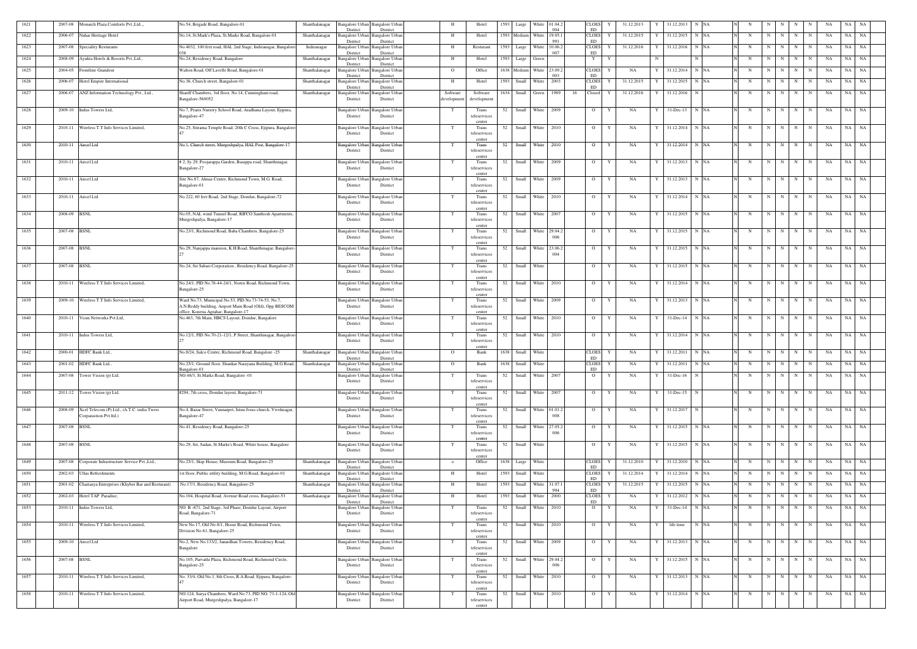| 1621 | | 2007-08 | Monarch Plaza Comforts Pvt.,Ltd.,, | No.54, Brigade Road, Bangalore-01 | Shanthalanagar | Bangalore Urban District | Bangalore Urban District | | H | Hotel | 1593 | Large | White | 01.04.2004 | | CLOESED | Y | 31.12.2013 | Y | 31.12.2013 | N | NA | | N | N | | N | N | N | N | NA | NA | NA |
|---|---|---|---|---|---|---|---|---|---|---|---|---|---|---|---|---|---|---|---|---|---|---|---|---|---|---|---|---|---|---|---|---|---|---|
| 1622 | | 2006-07 | Nahar Heritage Hotel | No.14, St.Mark's Plaza, St.Marks Road, Bangalore-01 | Shanthalanagar | Bangalore Urban District | Bangalore Urban District | | H | Hotel | 1593 | Medium | White | 19.05.1991 | | CLOESED | Y | 31.12.2015 | Y | 31.12.2015 | N | NA | | N | N | | N | N | N | N | NA | NA | NA |
| 1623 | | 2007-08 | Speciality Resturants | No.4032, 100 feet road, HAL 2nd Stage, Indiranagar, Bangalore-038 | Indiranagar | Bangalore Urban District | Bangalore Urban District | | H | Resturant | 1593 | Large | White | 10.06.2007 | | CLOESED | Y | 31.12.2016 | Y | 31.12.2016 | N | NA | | N | N | | N | N | N | N | NA | NA | NA |
| 1624 | | 2008-09 | Ayukta Hotels & Resorts Pvt.,Ltd., | No.24, Residency Road, Bangalore | Shanthalanagar | Bangalore Urban District | Bangalore Urban District | | H | Hotel | 1593 | Large | Green | | | Y | Y | | N | | | N | | N | N | | N | N | N | N | NA | NA | NA |
| 1625 | | 2004-05 | Frontline Grandeur | Walton Road, Off Lavelle Road, Bangalore-01 | Shanthalanagar | Bangalore Urban District | Bangalore Urban District | | O | Office | 1638 | Medium | White | 23.09.2003 | | CLOESED | Y | NA | Y | 31.12.2014 | N | NA | | N | N | | N | N | N | N | NA | NA | NA |
| 1626 | | 2006-07 | Hotel Empire International | No.36, Church street, Bangalore-01 | Shanthalanagar | Bangalore Urban District | Bangalore Urban District | | H | Hotel | 1593 | Small | White | 2003 | | CLOESED | Y | 31.12.2015 | Y | 31.12.2015 | N | NA | | N | N | | N | N | N | N | NA | NA | NA |
| 1627 | | 2006-07 | ANZ Information Technology Pvt., Ltd., | Shariff Chambers, 3rd floor, No.14, Cunningham road, Bangalore-560052 | Shanthalanagar | Bangalore Urban District | Bangalore Urban District | | Software development | Software development | 1634 | Small | Green | 1989 | 16 | Closed | Y | 31.12.2016 | Y | 31.12.2016 | N | | | N | N | | N | N | N | N | NA | NA | NA |
| 1628 | | 2009-10 | Indus Towers Ltd, | No.7, Pearis Nursery School Road, Aradhana Layout, Ejipura, Bangalore-47 | | Bangalore Urban District | Bangalore Urban District | | T | Trans teleservices center | 52 | Small | White | 2009 | | O | Y | NA | Y | 31-Dec-13 | N | NA | | N | N | | N | N | N | N | NA | NA | NA |
| 1629 | | 2010-11 | Wireless T.T Info Services Limited, | No.25, Srirama Temple Road, 20th C Cross, Ejipura, Bangalore-47 | | Bangalore Urban District | Bangalore Urban District | | T | Trans teleservices center | 52 | Small | White | 2010 | | O | Y | NA | Y | 31.12.2014 | N | NA | | N | N | | N | N | N | N | NA | NA | NA |
| 1630 | | 2010-11 | Aircel Ltd | No.1, Church street, Murgeshpalya, HAL Post, Bangalore-17 | | Bangalore Urban District | Bangalore Urban District | | T | Trans teleservices center | 52 | Small | White | 2010 | | O | Y | NA | Y | 31.12.2014 | N | NA | | N | N | | N | N | N | N | NA | NA | NA |
| 1631 | | 2010-11 | Aircel Ltd | # 2, Sy 29, Poojarappa Garden, Basappa road, Shanthinagar, Bangalore-27 | | Bangalore Urban District | Bangalore Urban District | | T | Trans teleservices center | 52 | Small | White | 2009 | | O | Y | NA | Y | 31.12.2013 | N | NA | | N | N | | N | N | N | N | NA | NA | NA |
| 1632 | | 2010-11 | Aircel Ltd | Site No.87, Almas Center, Richmond Town, M.G. Road, Bangalore-01 | | Bangalore Urban District | Bangalore Urban District | | T | Trans teleservices center | 52 | Small | White | 2009 | | O | Y | NA | Y | 31.12.2013 | N | NA | | N | N | | N | N | N | N | NA | NA | NA |
| 1633 | | 2010-11 | Aircel Ltd | No.222, 60 feet Road, 2nd Stage, Domlur, Bangalore-72 | | Bangalore Urban District | Bangalore Urban District | | T | Trans teleservices center | 52 | Small | White | 2010 | | O | Y | NA | Y | 31.12.2014 | N | NA | | N | N | | N | N | N | N | NA | NA | NA |
| 1634 | | 2008-09 | BSNL | No.05, NAL wind Tunnel Road, RIFCO Santhosh Apartments, Murgeshpalya, Bangalore-17 | | Bangalore Urban District | Bangalore Urban District | | T | Trans teleservices center | 52 | Small | White | 2007 | | O | Y | NA | Y | 31.12.2015 | N | NA | | N | N | | N | N | N | N | NA | NA | NA |
| 1635 | | 2007-08 | BSNL | No.23/1, Richmond Road, Baba Chambers, Bangalore-25 | | Bangalore Urban District | Bangalore Urban District | | T | Trans teleservices center | 52 | Small | White | 29.04.2006 | | O | Y | NA | Y | 31.12.2015 | N | NA | | N | N | | N | N | N | N | NA | NA | NA |
| 1636 | | 2007-08 | BSNL | No.29, Nanjappa mansion, K.H.Road, Shanthinagar, Bangalore-27 | | Bangalore Urban District | Bangalore Urban District | | T | Trans teleservices center | 52 | Small | White | 23.06.2004 | | O | Y | NA | Y | 31.12.2015 | N | NA | | N | N | | N | N | N | N | NA | NA | NA |
| 1637 | | 2007-08 | BSNL | No.24, Sri Sabari Corporation , Residency Road, Bangalore-25 | | Bangalore Urban District | Bangalore Urban District | | T | Trans teleservices center | 52 | Small | White | | | O | Y | NA | Y | 31.12.2015 | N | NA | | N | N | | N | N | N | N | NA | NA | NA |
| 1638 | | 2010-11 | Wireless T.T Info Services Limited, | No.24/1, PID No.76-44-24/1, Norris Road, Richmond Town, Bangalore-25 | | Bangalore Urban District | Bangalore Urban District | | T | Trans teleservices center | 52 | Small | White | 2010 | | O | Y | NA | Y | 31.12.2014 | N | NA | | N | N | | N | N | N | N | NA | NA | NA |
| 1639 | | 2009-10 | Wireless T.T Info Services Limited, | Ward No.73, Municipal No.53, PID No.73-74-53, No.7, A.N.Reddy building, Airport Main Road (Old), Opp.BESCOM office, Konena Agrahar, Bangalore-17 | | Bangalore Urban District | Bangalore Urban District | | T | Trans teleservices center | 52 | Small | White | 2009 | | O | Y | NA | Y | 31.12.2013 | N | NA | | N | N | | N | N | N | N | NA | NA | NA |
| 1640 | | 2010-11 | Viom Networks Pvt.Ltd, | No.463, 7th Main, HBCS Layout, Domlur, Bangalore | | Bangalore Urban District | Bangalore Urban District | | T | Trans teleservices center | 52 | Small | White | 2010 | | O | Y | NA | Y | 31-Dec-14 | N | NA | | N | N | | N | N | N | N | NA | NA | NA |
| 1641 | | 2010-11 | Indus Towers Ltd, | No.12/1, PID No.70-21-12/1, P Street, Shanthinagar, Bangalore-27 | | Bangalore Urban District | Bangalore Urban District | | T | Trans teleservices center | 52 | Small | White | 2010 | | O | Y | NA | Y | 31.12.2014 | N | NA | | N | N | | N | N | N | N | NA | NA | NA |
| 1642 | | 2000-01 | HDFC Bank Ltd., | No.8/24, Salco Centre, Richmond Road, Bangalore -25 | Shanthalanagar | Bangalore Urban District | Bangalore Urban District | | O | Bank | 1638 | Small | White | | | CLOESED | Y | NA | Y | 31.12.2011 | N | NA | | N | N | | N | N | N | N | NA | NA | NA |
| 1643 | | 2001-02 | HDFC Bank Ltd., | No.25/1, Ground floor, Shankar Narayana Building, M.G.Road, Bangalore-01 | Shanthalanagar | Bangalore Urban District | Bangalore Urban District | | O | Bank | 1638 | Small | White | | | CLOESED | Y | NA | Y | 31.12.2011 | N | NA | | N | N | | N | N | N | N | NA | NA | NA |
| 1644 | | 2007-08 | Tower Vision (p) Ltd. | NO.48/3, St.Marks Road, Bangalore -01 | | Bangalore Urban District | Bangalore Urban District | | T | Trans teleservices center | 52 | Small | White | 2007 | | O | Y | NA | Y | 31-Dec-16 | N | | | N | N | | N | N | N | N | NA | NA | NA |
| 1645 | | 2011-12 | Tower Vision (p) Ltd. | #294, 7th cross, Domlur layout, Bangalore-71 | | Bangalore Urban District | Bangalore Urban District | | T | Trans teleservices center | 52 | Small | White | 2007 | | O | Y | NA | Y | 31-Dec-15 | N | | | N | N | | N | N | N | N | NA | NA | NA |
| 1646 | | 2008-09 | Xcel Telecom (P) Ltd., (A.T.C. india Twers Corparastion Pvt.ltd.) | No.4, Bazar Street, Vannarpet, Istun Jesus church, Viveknagar, Bangalore-47 | | Bangalore Urban District | Bangalore Urban District | | T | Trans teleservices center | 52 | Small | White | 01.01.2008 | | O | Y | NA | Y | 31.12.2017 | N | | | N | N | | N | N | N | N | NA | NA | NA |
| 1647 | | 2007-08 | BSNL | No.41, Residency Road, Bangalore-25 | | Bangalore Urban District | Bangalore Urban District | | T | Trans teleservices center | 52 | Small | White | 27.05.2006 | | O | Y | NA | Y | 31.12.2015 | N | NA | | N | N | | N | N | N | N | NA | NA | NA |
| 1648 | | 2007-08 | BSNL | No.29, Sri, Sadan, St.Marks's Road, White house, Bangalore | | Bangalore Urban District | Bangalore Urban District | | T | Trans teleservices center | 52 | Small | White | | | O | Y | NA | Y | 31.12.2015 | N | NA | | N | N | | N | N | N | N | NA | NA | NA |
| 1649 | | 2007-08 | Corporate Infrastructure Service Pvt.,Ltd., | No.25/1, Skip House, Museum Road, Bangalore-25 | Shanthalanagar | Bangalore Urban District | Bangalore Urban District | | o | Office | 1638 | Large | White | | | CLOESED | Y | 31.12.2010 | Y | 31.12.2010 | N | NA | | N | N | | N | N | N | N | NA | NA | NA |
| 1650 | | 2002-03 | Ullas Refreshments | 1st floor, Public utility building, M.G.Road, Bangalore-01 | Shanthalanagar | Bangalore Urban District | Bangalore Urban District | | H | Hotel | 1593 | Small | White | | | CLOESED | Y | 31.12.2014 | Y | 31.12.2014 | N | NA | | N | N | | N | N | N | N | NA | NA | NA |
| 1651 | | 2001-02 | Chaitanya Enterprises (Khyber Bar and Resturant) | No.17/1, Residency Road, Bangalore-25 | Shanthalanagar | Bangalore Urban District | Bangalore Urban District | | H | Hotel | 1593 | Small | White | 31.07.1994 | | CLOESED | Y | 31.12.2015 | Y | 31.12.2015 | N | NA | | N | N | | N | N | N | N | NA | NA | NA |
| 1652 | | 2002-03 | Hotel TAP Paradise, | No.104, Hospital Road, Avenue Road cross, Bangalore-53 | Shanthalanagar | Bangalore Urban District | Bangalore Urban District | | H | Hotel | 1593 | Small | White | 2000 | | CLOESED | Y | NA | Y | 31.12.2012 | N | NA | | N | N | | N | N | N | N | NA | NA | NA |
| 1653 | | 2010-11 | Indus Towers Ltd, | NO. B.-671, 2nd Stage, 3rd Phase, Domlur Layout, Airport Road, Bangalore-71 | | Bangalore Urban District | Bangalore Urban District | | T | Trans teleservices center | 52 | Small | White | 2010 | | O | Y | NA | Y | 31-Dec-14 | N | NA | | N | N | | N | N | N | N | NA | NA | NA |
| 1654 | | 2010-11 | Wireless T.T Info Services Limited, | New No.17, Old No.8/1, Hosur Road, Richmond Town, Division No.61, Bangalore-25 | | Bangalore Urban District | Bangalore Urban District | | T | Trans teleservices center | 52 | Small | White | 2010 | | O | Y | NA | Y | life time | N | NA | | N | N | | N | N | N | N | NA | NA | NA |
| 1655 | | 2009-10 | Aircel Ltd | No.2, New No.133/2, Janardhan Towers, Residency Road, Bangalore | | Bangalore Urban District | Bangalore Urban District | | T | Trans teleservices center | 52 | Small | White | 2009 | | O | Y | NA | Y | 31.12.2013 | N | NA | | N | N | | N | N | N | N | NA | NA | NA |
| 1656 | | 2007-08 | BSNL | No.105, Parvathi Plaza, Richmond Road, Richmond Circle, Bangalore-25 | | Bangalore Urban District | Bangalore Urban District | | T | Trans teleservices center | 52 | Small | White | 29.04.2006 | | O | Y | NA | Y | 31.12.2015 | N | NA | | N | N | | N | N | N | N | NA | NA | NA |
| 1657 | | 2010-11 | Wireless T.T Info Services Limited, | No. 33/4, Old No.1, 8th Cross, R.A.Road, Ejipura, Bangalore-47 | | Bangalore Urban District | Bangalore Urban District | | T | Trans teleservices center | 52 | Small | White | 2010 | | O | Y | NA | Y | 31.12.2013 | N | NA | | N | N | | N | N | N | N | NA | NA | NA |
| 1658 | | 2010-11 | Wireless T.T Info Services Limited, | NO.124, Surya Chambers, Ward No.73, PID NO. 73-1-124, Old Airport Road, Murgeshpalya, Bangalore-17 | | Bangalore Urban District | Bangalore Urban District | | T | Trans teleservices center | 52 | Small | White | 2010 | | O | Y | NA | Y | 31.12.2014 | N | NA | | N | N | | N | N | N | N | NA | NA | NA |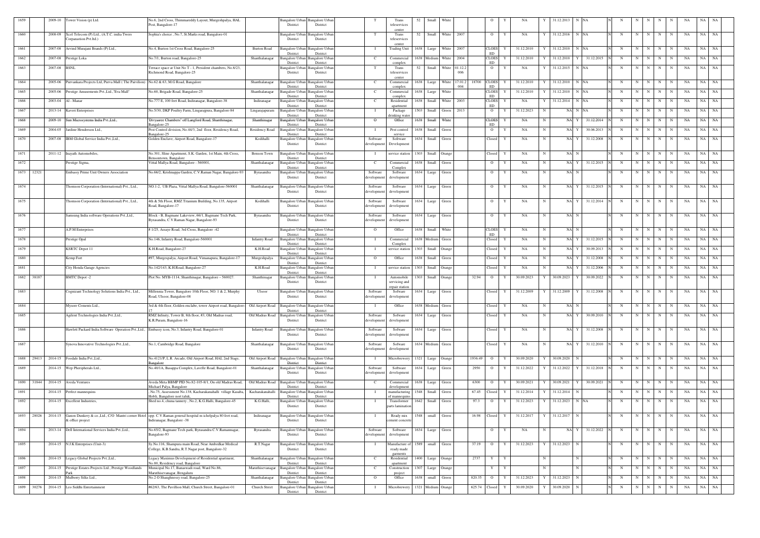| 1659 | | 2009-10 | Tower Vision (p) Ltd. | No.6, 2nd Cross, Thimmareddy Layout, Murgeshpalya, HAL Post, Bangalore-17 | | Bangalore Urban District | Bangalore Urban District | | T | Trans teleservices center | 52 | Small | White | | | O | Y | NA | Y | 31.12.2013 | N | NA | | N | | N | N | N | N | N | NA | NA | NA |
|---|---|---|---|---|---|---|---|---|---|---|---|---|---|---|---|---|---|---|---|---|---|---|---|---|---|---|---|---|---|---|---|---|---|---|
| 1660 | | 2008-09 | Xcel Telecom (P) Ltd., (A.T.C. india Twers Corparastion Pvt.ltd.) | Sophia's choice., No.7, St.Marks road, Bangalore-01 | | Bangalore Urban District | Bangalore Urban District | | T | Trans teleservices center | 52 | Small | White | 2007 | | O | Y | NA | Y | 31.12.2016 | N | NA | | N | | N | N | N | N | N | NA | NA | NA |
| 1661 | | 2007-08 | Arvind Murajani Brands (P) Ltd., | No.4, Burton 1st Cross Road, Bangalore-25 | Burton Road | Bangalore Urban District | Bangalore Urban District | | I | Trading Unit | 1638 | Large | White | 2007 | | CLOESED | Y | 31.12.2010 | Y | 31.12.2010 | N | NA | | N | | N | N | N | N | N | NA | NA | NA |
| 1662 | | 2007-08 | Prestige Loka | No.7/1, Burton road, Bangalore-25 | Shanthalanagar | Bangalore Urban District | Bangalore Urban District | | C | Commercial complex | 1638 | Medium | White | 2004 | | CLOESED | Y | 31.12.2010 | Y | 31.12.2010 | Y | 31.12.2015 | N | N | | N | N | N | N | N | NA | NA | NA |
| 1663 | | 2007-08 | BSNL | Terrace space at Unit No T - 1, President chambers, No.8/23, Richmond Road, Bangalore-25 | | Bangalore Urban District | Bangalore Urban District | | T | Trans teleservices center | 52 | Small | White | 01.12.2006 | | O | Y | NA | Y | 31.12.2015 | N | NA | | N | | N | N | N | N | N | NA | NA | NA |
| 1664 | | 2005-06 | Purvankara Projects Ltd, Purva Mall ( The Pavilion) | No.62 & 63, M.G Road, Bangalore | Shanthalanagar | Bangalore Urban District | Bangalore Urban District | | C | Commercial complex | 1638 | Large | White | 17.01.2004 | 18700 | CLOESED | Y | 31.12.2010 | Y | 31.12.2010 | N | NA | | N | | N | N | N | N | N | NA | NA | NA |
| 1665 | | 2005-06 | Prestige Amusements Pvt.,Ltd.,"Eva Mall" | No.60, Brigade Road, Bangalore-25 | Shanthalanagar | Bangalore Urban District | Bangalore Urban District | | C | Commercial complex | 1638 | Large | White | | | CLOESED | Y | 31.12.2010 | Y | 31.12.2010 | N | NA | | N | | N | N | N | N | N | NA | NA | NA |
| 1666 | | 2003-04 | Al - Manar | No.777 E, 100 feet Road, Indiranagar, Bangalore-38 | Indiranagar | Bangalore Urban District | Bangalore Urban District | | C | Residential apartment | 1638 | Small | White | 2003 | | CLOESED | Y | NA | Y | 31.12.2014 | N | NA | | N | | N | N | N | N | N | NA | NA | NA |
| 1667 | | 2013-14 | Kaveri Enterprises | No.5/30, DKP Poultry Farm, Lingarajpura, Bangalore-84 | Lingarajapuram | Bangalore Urban District | Bangalore Urban District | | I | Package drinking water | 1503 | Small | Green | 2013 | | O | Y | 31.12.2023 | N | NA | N | NA | | N | | N | N | N | N | N | NA | NA | NA |
| 1668 | | 2009-10 | Sun Microsystems India Pvt.,Ltd., | "Divyasree Chambers" off Langford Road, Shanthinagar, Bangalore-25 | Shanthinagar | Bangalore Urban District | Bangalore Urban District | | O | Office | 1638 | Small | White | | | CLOESED | Y | NA | N | NA | Y | 31.12.2014 | N | N | | N | N | N | N | N | NA | NA | NA |
| 1669 | | 2004-05 | Jardine Henderson Ltd., | Pest Control division, No.44/3, 2nd floor, Residency Road, Bangalore-25 | Residency Road | Bangalore Urban District | Bangalore Urban District | | I | Pest control service | 1638 | Small | Green | | | O | Y | NA | N | NA | Y | 30.06.2013 | N | N | | N | N | N | N | N | NA | NA | NA |
| 1670 | | 2007-08 | IBM Global Service India Pvt.,Ltd., | Golden Enclave, Airport Road, Bangalore-17 | Kodihalli | Bangalore Urban District | Bangalore Urban District | Software development | | Software Development | 1634 | Small | Green | | | Closed | Y | NA | N | NA | Y | 31.12.2008 | N | N | | N | N | N | N | N | NA | NA | NA |
| 1671 | | 2011-12 | Inayath Automobiles, | No.301, Shine Apartment, S.K. Garden, 1st Main, 4th Cross, Bensontown, Bangalore | Benson Town | Bangalore Urban District | Bangalore Urban District | | I | service station | 1303 | Small | Orange | | | Closed | Y | NA | N | NA | N | | | N | | N | N | N | N | N | NA | NA | NA |
| 1672 | | | Prestige Sigma, | Vittal Mallya Road, Bangalore - 560001, | Shanthalanagar | Bangalore Urban District | Bangalore Urban District | | C | Commercial Complex | 1638 | Small | Green | | | O | Y | NA | N | NA | Y | 31.12.2015 | N | N | | N | N | N | N | N | NA | NA | NA |
| 1673 | 12321 | | Embassy Prime Unit Owners Association | No.66/2, Krishnappa Garden, C.V.Raman Nagar, Bangalore-93 | Byrasandra | Bangalore Urban District | Bangalore Urban District | Software development | | Software development | 1634 | Large | Green | | | O | Y | NA | N | NA | N | | | N | | N | N | N | N | N | NA | NA | NA |
| 1674 | | | Thomson Corporation (International) Pvt., Ltd., | NO.1-2, UB Plaza, Vittal Mallya Road, Bangalore-560001 | Shanthalanagar | Bangalore Urban District | Bangalore Urban District | Software development | | Software development | 1634 | Large | Green | | | O | Y | NA | N | NA | Y | 31.12.2015 | N | N | | N | N | N | N | N | NA | NA | NA |
| 1675 | | | Thomson Corporation (International) Pvt., Ltd., | 4th & 5th Floor, RMZ Titanium Building, No.135, Airport Road, Bangalore-17 | Kodihalli | Bangalore Urban District | Bangalore Urban District | Software development | | Software development | 1634 | Large | Green | | | O | Y | NA | N | NA | Y | 31.12.2014 | N | N | | N | N | N | N | N | NA | NA | NA |
| 1676 | | | Samsung India software Operations Pvt.,Ltd., | Block - B, Bagmane Lakeview, 66/1, Bagmane Tech Park, Byrasandra, C.V.Raman Nagar, Bangalore-93 | Byrasandra | Bangalore Urban District | Bangalore Urban District | Software development | | Software development | 1634 | Large | Green | | | O | Y | NA | N | NA | N | | | N | | N | N | N | N | N | NA | NA | NA |
| 1677 | | | A.P.M Enterprises | # 1/25, Assaye Road, 3rd Cross, Bangalore -42 | | Bangalore Urban District | Bangalore Urban District | | O | Office | 1638 | Small | White | | | CLOESED | Y | NA | N | NA | N | | | N | | N | N | N | N | N | NA | NA | NA |
| 1678 | | | Prestige Opal | No.146, Infantry Road, Bangalore-560001 | Infantry Road | Bangalore Urban District | Bangalore Urban District | | I | Commercial Complex | 1638 | Medium | Green | | | Closed | Y | NA | N | NA | Y | 31.12.2015 | N | N | | N | N | N | N | N | NA | NA | NA |
| 1679 | | | KSRTC Depot 11 | K.H.Road, Bangalore-27 | K.H.Road | Bangalore Urban District | Bangalore Urban District | | I | service station | 1303 | Small | Orange | | | Closed | Y | NA | N | NA | Y | 30.09.2013 | N | N | | N | N | N | N | N | NA | NA | NA |
| 1680 | | | Kemp Fort | #97, Murgespalya, Airport Road, Vimanapura, Bangalore-17 | Murgeshpalya | Bangalore Urban District | Bangalore Urban District | | O | Office | 1638 | Small | Green | | | Closed | Y | NA | N | NA | Y | 31.12.2008 | N | N | | N | N | N | N | N | NA | NA | NA |
| 1681 | | | City Honda Garage Agencies | No.142/143, K.H.Road, Bangalore-27 | K.H.Road | Bangalore Urban District | Bangalore Urban District | | I | service station | 1303 | Small | Orange | | | Closed | Y | NA | N | NA | Y | 31.12.2006 | N | N | | N | N | N | N | N | NA | NA | NA |
| 1682 | 38187 | | BMTC Depot -2 | Plot No. MYB-1114, Shanthinagar, Bangalore – 560027. | Shanthinagar | Bangalore Urban District | Bangalore Urban District | | I | Automobile servicing and repair station | 1303 | Small | Orange | | 32.94 | O | Y | 30.09.2023 | Y | 30.09.2023 | Y | 30.09.2022 | N | N | | N | N | N | N | N | NA | NA | NA |
| 1683 | | | Cognizant Technology Solutions India Pvt., Ltd., | Millennia Tower, Bangalore 10th Floor, NO. 1 & 2, Murphy Road, Ulsoor, Bangalore-08 | Ulsoor | Bangalore Urban District | Bangalore Urban District | Software development | | Software development | 1634 | Large | Green | | | Closed | Y | 31.12.2009 | Y | 31.12.2009 | Y | 31.12.2008 | N | N | | N | N | N | N | N | NA | NA | NA |
| 1684 | | | Mysore Cements Ltd., | 3rd & 4th floor, Golden enclabe, tower Airport road, Bangalore-17 | Old Airport Road | Bangalore Urban District | Bangalore Urban District | | I | Office | 1638 | Medium | Green | | | Closed | Y | NA | N | NA | N | | | N | | N | N | N | N | N | NA | NA | NA |
| 1685 | | | Agilent Technologies India Pvt.,Ltd., | RMZ Infinity, Tower B, 8th floor, #3, Old Madras road, K.R.Puram, Bangalore-16 | Old Madras Road | Bangalore Urban District | Bangalore Urban District | Software development | | Software development | 1634 | Large | Green | | | Closed | Y | NA | N | NA | Y | 30.09.2010 | N | N | | N | N | N | N | N | NA | NA | NA |
| 1686 | | | Hawlett Packard India Software Operation Pvt.,Ltd., | Embassy icon, No.3, Infantry Road, Bangalore-01 | Infantry Road | Bangalore Urban District | Bangalore Urban District | Software development | | Software development | 1634 | Large | Green | | | Closed | Y | NA | N | NA | Y | 31.12.2008 | N | N | | N | N | N | N | N | NA | NA | NA |
| 1687 | | | Synova Innovative Technologies Pvt.,Ltd., | No.1, Cambridge Road, Bangalore | Shanthalanagar | Bangalore Urban District | Bangalore Urban District | Software development | | Software development | 1634 | Medium | Green | | | Closed | Y | NA | N | NA | Y | 31.12.2010 | N | N | | N | N | N | N | N | NA | NA | NA |
| 1688 | 29413 | 2014-15 | Foodale India Pvt.,Ltd., | No.4121/P, L.R. Arcade, Old Airport Road, HAL 2nd Stage, Bangalore | Old Airport Road | Bangalore Urban District | Bangalore Urban District | | I | Microbrewery | 1321 | Large | Orange | | 1936.49 | O | Y | 30.09.2020 | Y | 30.09.2020 | N | | | N | | N | N | N | N | N | NA | NA | NA |
| 1689 | | 2014-15 | Wep Pheripherals Ltd., | No.40/1A, Basappa Complex, Lavelle Road, Bangalore-01 | Shanthalanagar | Bangalore Urban District | Bangalore Urban District | Software development | | Software development | 1634 | Large | Green | | 2950 | O | Y | 31.12.2022 | Y | 31.12.2022 | Y | 31.12.2018 | N | N | | N | N | N | N | N | NA | NA | NA |
| 1690 | 31844 | 2014-15 | Aveda Ventures | Aveda Meta BBMP PID No.82-105-8/1, On old Madras Road, Michael Palya, Bangalore | Old Madras Road | Bangalore Urban District | Bangalore Urban District | | C | Commercial development | 1638 | Large | Green | | 6300 | O | Y | 30.09.2021 | Y | 30.09.2021 | Y | 30.09.2021 | N | N | | N | N | N | N | N | NA | NA | NA |
| 1691 | | 2014-15 | Perfect mannequins | , No.75, Assessment No.138, Kacharakanahalli village Kasaba, Hobli, Bangalore nort taluk, | Kacharakanahalli | Bangalore Urban District | Bangalore Urban District | | I | manufacturing of mannequins | 1548 | Small | Green | | 67.45 | Closed | Y | 31.12.2014 | Y | 31.12.2014 | N | | | N | | N | N | N | N | N | NA | NA | NA |
| 1692 | | 2014-15 | Excellent Industries, | Shed no.4, chuna tannery , No.2, K.G.Halli, Bangalore-45 | K.G.Halli, | Bangalore Urban District | Bangalore Urban District | | I | Transformer parts lamination | 1642 | Small | Green | | 97.3 | O | Y | 31.12.2023 | Y | 31.12.2023 | N | NA | | N | | N | N | N | N | N | NA | NA | NA |
| 1693 | 28026 | 2014-15 | Ganon Dunkery & co.,Ltd., C/O Mantri corner Hotel & office project | opp. C.V.Raman general hospital m ichelpalya 80 feet road, Indiranagar, Bangalore -38 | Indiranagar | Bangalore Urban District | Bangalore Urban District | | I | Ready mix cement concrete | 1548 | small | Green | | 16.98 | Closed | Y | 31.12.2017 | Y | 31.12.2017 | N | | | N | | N | N | N | N | N | NA | NA | NA |
| 1694 | | 2013-14 | Dell International Services India Pvt.,Ltd., | No.65/2, Bagmane Tech park, Byrasandra C.V.Ramannagar, Bangalore-93 | Byrasandra | Bangalore Urban District | Bangalore Urban District | Software development | | Software development | 1634 | Large | Green | | | O | Y | NA | N | NA | Y | 31.12.2022 | N | N | | N | N | N | N | N | NA | NA | NA |
| 1695 | | 2014-15 | N.J.K Enterprises (Unit-3) | Sy.No.116, Shampura main Road, Near Ambedkar Medical College, K.B.Sandra, R.T.Nagar post, Bangalore-32 | R.T.Nagar | Bangalore Urban District | Bangalore Urban District | | I | Manufacture of ready made garments | 1589 | small | Green | | 37.19 | O | Y | 31.12.2023 | Y | 31.12.2023 | N | | | N | | N | N | N | N | N | NA | NA | NA |
| 1696 | | 2014-15 | Legacy Global Projects Pvt.,Ltd., | Legacy Maximus Development of Residential apartment, No.80, Residency road, Bangalore | Shanthalanagar | Bangalore Urban District | Bangalore Urban District | | C | Residential apartment | 1400 | Large | Orange | | 2737 | Y | Y | | N | | N | | | N | | N | N | N | N | N | NA | NA | NA |
| 1697 | | 2014-15 | Prestige Estates Projects Ltd., Prestige Woodlands Park | Municipal No.17, Banaswadi road, Ward No.86, Maruthisevanagar, Bengaluru | Maruthisevanagar | Bangalore Urban District | Bangalore Urban District | | C | Construction project | 1307 | Large | Orange | | | Y | Y | | N | | N | | | N | | N | N | N | N | N | NA | NA | NA |
| 1698 | | 2014-15 | Mulberry Silks Ltd., | No.2 O Shaughnessy road, Bangalore-25 | Shanthalanagar | Bangalore Urban District | Bangalore Urban District | | O | Office | 1638 | small | Green | | 820.35 | O | Y | 31.12.2023 | Y | 31.12.2023 | N | | | N | | N | N | N | N | N | NA | NA | NA |
| 1699 | 30276 | 2014-15 | Leo Siddhi Entertainment | #62/63, The Pavillion Mall, Church Street, Bangalore-01 | Church Street | Bangalore Urban District | Bangalore Urban District | | I | Microbrewery | 1321 | Medium | Orange | | 625.74 | Closed | Y | 30.09.2020 | Y | 30.09.2020 | N | | | N | | N | N | N | N | N | NA | NA | NA |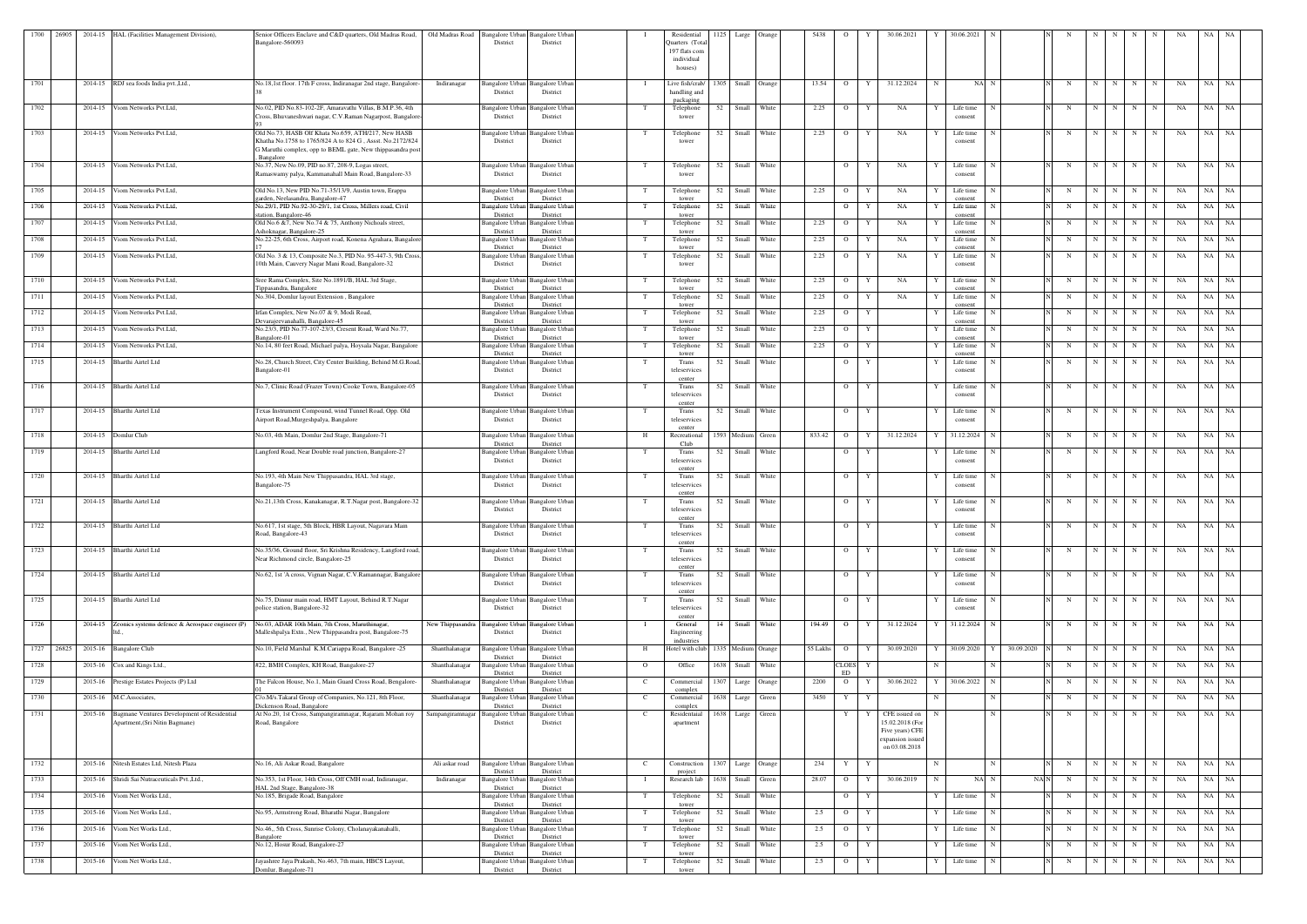| 1700 | 26905 | 2014-15 | HAL (Facilities Management Division), | Senior Officers Enclave and C&D quarters, Old Madras Road, Bangalore-560093 | Old Madras Road | Bangalore Urban District | Bangalore Urban District | | I | Residential Quarters (Total 197 flats cum individual houses) | 1125 | Large | Orange | | 5438 | O | Y | 30.06.2021 | Y | 30.06.2021 | N | | | N | N | N | N | N | N | NA | NA | NA |
|---|---|---|---|---|---|---|---|---|---|---|---|---|---|---|---|---|---|---|---|---|---|---|---|---|---|---|---|---|---|---|---|---|
| 1701 | | 2014-15 | RDJ sea foods India pvt.,Ltd., | No.18,1st floor ,17th F cross, Indiranagar 2nd stage, Bangalore-38 | Indiranagar | Bangalore Urban District | Bangalore Urban District | | I | Live fish/crab/ handling and packaging | 1305 | Small | Orange | | 13.54 | O | Y | 31.12.2024 | N | | NA | N | | N | N | N | N | N | N | NA | NA | NA |
| 1702 | | 2014-15 | Viom Networks Pvt.Ltd, | No.02, PID No.83-102-2F, Amaravathi Villas, B.M.P.36, 4th Cross, Bhuvaneshwari nagar, C.V.Raman Nagarpost, Bangalore-93 | | Bangalore Urban District | Bangalore Urban District | | T | Telephone tower | 52 | Small | White | | 2.25 | O | Y | NA | Y | Life time consent | N | | | N | N | N | N | N | N | NA | NA | NA |
| 1703 | | 2014-15 | Viom Networks Pvt.Ltd, | Old No.73, HASB Off Khata No.659, ATH/217, New HASB Khatha No.1758 to 1765/824 A to 824 G , Assst. No.2172/824 G Maruthi complex, opp to BEML gate, New thippasandra post , Bangalore | | Bangalore Urban District | Bangalore Urban District | | T | Telephone tower | 52 | Small | White | | 2.25 | O | Y | NA | Y | Life time consent | N | | | N | N | N | N | N | N | NA | NA | NA |
| 1704 | | 2014-15 | Viom Networks Pvt.Ltd, | No.37, New No.09, PID no.87, 208-9, Logas street, Ramaswamy palya, Kammanahall Main Road, Bangalore-33 | | Bangalore Urban District | Bangalore Urban District | | T | Telephone tower | 52 | Small | White | | | O | Y | NA | Y | Life time consent | N | | | N | N | N | N | N | N | NA | NA | NA |
| 1705 | | 2014-15 | Viom Networks Pvt.Ltd, | Old No.13, New PID No.71-35/13/9, Austin town, Erappa garden, Neelasandra, Bangalore-47 | | Bangalore Urban District | Bangalore Urban District | | T | Telephone tower | 52 | Small | White | | 2.25 | O | Y | NA | Y | Life time consent | N | | | N | N | N | N | N | N | NA | NA | NA |
| 1706 | | 2014-15 | Viom Networks Pvt.Ltd, | No.29/1, PID No.92-30-29/1, 1st Cross, Millers road, Civil station, Bangalore-46 | | Bangalore Urban District | Bangalore Urban District | | T | Telephone tower | 52 | Small | White | | | O | Y | NA | Y | Life time consent | N | | | N | N | N | N | N | N | NA | NA | NA |
| 1707 | | 2014-15 | Viom Networks Pvt.Ltd, | Old No.6 &7, New No.74 & 75, Anthony Nichoals street, Ashoknagar, Bangalore-25 | | Bangalore Urban District | Bangalore Urban District | | T | Telephone tower | 52 | Small | White | | 2.25 | O | Y | NA | Y | Life time consent | N | | | N | N | N | N | N | N | NA | NA | NA |
| 1708 | | 2014-15 | Viom Networks Pvt.Ltd, | No.22-25, 6th Cross, Airport road, Konena Agrahara, Bangalore-17 | | Bangalore Urban District | Bangalore Urban District | | T | Telephone tower | 52 | Small | White | | 2.25 | O | Y | NA | Y | Life time consent | N | | | N | N | N | N | N | N | NA | NA | NA |
| 1709 | | 2014-15 | Viom Networks Pvt.Ltd, | Old No. 3 & 13, Composite No.3, PID No. 95-447-3, 9th Cross, 10th Main, Cauvery Nagar Mani Road, Bangalore-32 | | Bangalore Urban District | Bangalore Urban District | | T | Telephone tower | 52 | Small | White | | 2.25 | O | Y | NA | Y | Life time consent | N | | | N | N | N | N | N | N | NA | NA | NA |
| 1710 | | 2014-15 | Viom Networks Pvt.Ltd, | Sree Rama Complex, Site No.1891/B, HAL 3rd Stage, Tippasandra, Bangalore | | Bangalore Urban District | Bangalore Urban District | | T | Telephone tower | 52 | Small | White | | 2.25 | O | Y | NA | Y | Life time consent | N | | | N | N | N | N | N | N | NA | NA | NA |
| 1711 | | 2014-15 | Viom Networks Pvt.Ltd, | No.304, Domlur layout Extension , Bangalore | | Bangalore Urban District | Bangalore Urban District | | T | Telephone tower | 52 | Small | White | | 2.25 | O | Y | NA | Y | Life time consent | N | | | N | N | N | N | N | N | NA | NA | NA |
| 1712 | | 2014-15 | Viom Networks Pvt.Ltd, | Irfan Complex, New No.07 & 9, Modi Road, Devarajeevanahalli, Bangalore-45 | | Bangalore Urban District | Bangalore Urban District | | T | Telephone tower | 52 | Small | White | | 2.25 | O | Y | | Y | Life time consent | N | | | N | N | N | N | N | N | NA | NA | NA |
| 1713 | | 2014-15 | Viom Networks Pvt.Ltd, | No.23/3, PID No.77-107-23/3, Cresent Road, Ward No.77, Bangalore-01 | | Bangalore Urban District | Bangalore Urban District | | T | Telephone tower | 52 | Small | White | | 2.25 | O | Y | | Y | Life time consent | N | | | N | N | N | N | N | N | NA | NA | NA |
| 1714 | | 2014-15 | Viom Networks Pvt.Ltd, | No.14, 80 feet Road, Michael palya, Hoysala Nagar, Bangalore | | Bangalore Urban District | Bangalore Urban District | | T | Telephone tower | 52 | Small | White | | 2.25 | O | Y | | Y | Life time consent | N | | | N | N | N | N | N | N | NA | NA | NA |
| 1715 | | 2014-15 | Bharthi Airtel Ltd | No.28, Church Street, City Center Building, Behind M.G.Road, Bangalore-01 | | Bangalore Urban District | Bangalore Urban District | | T | Trans teleservices center | 52 | Small | White | | | O | Y | | Y | Life time consent | N | | | N | N | N | N | N | N | NA | NA | NA |
| 1716 | | 2014-15 | Bharthi Airtel Ltd | No.7, Clinic Road (Frazer Town) Cooke Town, Bangalore-05 | | Bangalore Urban District | Bangalore Urban District | | T | Trans teleservices center | 52 | Small | White | | | O | Y | | Y | Life time consent | N | | | N | N | N | N | N | N | NA | NA | NA |
| 1717 | | 2014-15 | Bharthi Airtel Ltd | Texas Instrument Compound, wind Tunnel Road, Opp. Old Airport Road,Murgeshpalya, Bangalore | | Bangalore Urban District | Bangalore Urban District | | T | Trans teleservices center | 52 | Small | White | | | O | Y | | Y | Life time consent | N | | | N | N | N | N | N | N | NA | NA | NA |
| 1718 | | 2014-15 | Domlur Club | No.03, 4th Main, Domlur 2nd Stage, Bangalore-71 | | Bangalore Urban District | Bangalore Urban District | | H | Recreational Club | 1593 | Medium | Green | | 833.42 | O | Y | 31.12.2024 | Y | 31.12.2024 | N | | | N | N | N | N | N | N | NA | NA | NA |
| 1719 | | 2014-15 | Bharthi Airtel Ltd | Langford Road, Near Double road junction, Bangalore-27 | | Bangalore Urban District | Bangalore Urban District | | T | Trans teleservices center | 52 | Small | White | | | O | Y | | Y | Life time consent | N | | | N | N | N | N | N | N | NA | NA | NA |
| 1720 | | 2014-15 | Bharthi Airtel Ltd | No.193, 4th Main New Thippasandra, HAL 3rd stage, Bangalore-75 | | Bangalore Urban District | Bangalore Urban District | | T | Trans teleservices center | 52 | Small | White | | | O | Y | | Y | Life time consent | N | | | N | N | N | N | N | N | NA | NA | NA |
| 1721 | | 2014-15 | Bharthi Airtel Ltd | No.21,13th Cross, Kanakanagar, R.T.Nagar post, Bangalore-32 | | Bangalore Urban District | Bangalore Urban District | | T | Trans teleservices center | 52 | Small | White | | | O | Y | | Y | Life time consent | N | | | N | N | N | N | N | N | NA | NA | NA |
| 1722 | | 2014-15 | Bharthi Airtel Ltd | No.617, 1st stage, 5th Block, HBR Layout, Nagavara Main Road, Bangalore-43 | | Bangalore Urban District | Bangalore Urban District | | T | Trans teleservices center | 52 | Small | White | | | O | Y | | Y | Life time consent | N | | | N | N | N | N | N | N | NA | NA | NA |
| 1723 | | 2014-15 | Bharthi Airtel Ltd | No.35/36, Ground floor, Sri Krishna Residency, Langford road, Near Richmond circle, Bangalore-25 | | Bangalore Urban District | Bangalore Urban District | | T | Trans teleservices center | 52 | Small | White | | | O | Y | | Y | Life time consent | N | | | N | N | N | N | N | N | NA | NA | NA |
| 1724 | | 2014-15 | Bharthi Airtel Ltd | No.62, 1st 'A cross, Vignan Nagar, C.V.Ramannagar, Bangalore | | Bangalore Urban District | Bangalore Urban District | | T | Trans teleservices center | 52 | Small | White | | | O | Y | | Y | Life time consent | N | | | N | N | N | N | N | N | NA | NA | NA |
| 1725 | | 2014-15 | Bharthi Airtel Ltd | No.75, Dinnur main road, HMT Layout, Behind R.T.Nagar police station, Bangalore-32 | | Bangalore Urban District | Bangalore Urban District | | T | Trans teleservices center | 52 | Small | White | | | O | Y | | Y | Life time consent | N | | | N | N | N | N | N | N | NA | NA | NA |
| 1726 | | 2014-15 | Zeonics systems defence & Aerospace engineer (P) ltd., | No.03, ADAR 10th Main, 7th Cross, Maruthinagar, Malleshpalya Extn., New Thippasandra post, Bangalore-75 | New Thippasandra | Bangalore Urban District | Bangalore Urban District | | I | General Engineering industries | 14 | Small | White | | 194.49 | O | Y | 31.12.2024 | Y | 31.12.2024 | N | | | N | N | N | N | N | N | NA | NA | NA |
| 1727 | 26825 | 2015-16 | Bangalore Club | No.10, Field Marshal K.M.Cariappa Road, Bangalore -25 | Shanthalanagar | Bangalore Urban District | Bangalore Urban District | | H | Hotel with club | 1335 | Medium | Orange | | 55 Lakhs | O | Y | 30.09.2020 | Y | 30.09.2020 | Y | 30.09.2020 | N | N | N | N | N | N | N | NA | NA | NA |
| 1728 | | 2015-16 | Cox and Kings Ltd., | #22, BMH Complex, KH Road, Bangalore-27 | Shanthalanagar | Bangalore Urban District | Bangalore Urban District | | O | Office | 1638 | Small | White | | | CLOES ED | Y | | N | | N | | | N | N | N | N | N | N | NA | NA | NA |
| 1729 | | 2015-16 | Prestige Estates Projects (P) Ltd | The Falcon House, No.1, Main Guard Cross Road, Bengalore-01 | Shanthalanagar | Bangalore Urban District | Bangalore Urban District | | C | Commercial complex | 1307 | Large | Orange | | 2200 | O | Y | 30.06.2022 | Y | 30.06.2022 | N | | | N | N | N | N | N | N | NA | NA | NA |
| 1730 | | 2015-16 | M.C.Associates, | C/o.M/s Takaral Group of Companies, No.121, 8th Floor, Dickenson Road, Bangalore | Shanthalanagar | Bangalore Urban District | Bangalore Urban District | | C | Commercial complex | 1638 | Large | Green | | 3450 | Y | Y | | N | | N | | | N | N | N | N | N | N | NA | NA | NA |
| 1731 | | 2015-16 | Bagmane Ventures Development of Residential Apartment,(Sri Nitin Bagmane) | At No.20, 1st Cross, Sampangiramnagar, Rajaram Mohan roy Road, Bangalore | Sampangiramnagar | Bangalore Urban District | Bangalore Urban District | | C | Residentaial apartment | 1638 | Large | Green | | | Y | Y | CFE issued on 15.02.2018 (For Five years) CFE expansion issued on 03.08.2018 | N | | N | | | N | N | N | N | N | N | NA | NA | NA |
| 1732 | | 2015-16 | Nitesh Estates Ltd, Nitesh Plaza | No.16, Ali Askar Road, Bangalore | Ali askar road | Bangalore Urban District | Bangalore Urban District | | C | Construction project | 1307 | Large | Orange | | 234 | Y | Y | | N | | N | | | N | N | N | N | N | N | NA | NA | NA |
| 1733 | | 2015-16 | Shridi Sai Nutraceuticals Pvt.,Ltd., | No.353, 1st Floor, 14th Cross, Off CMH road, Indiranagar, HAL 2nd Stage, Bangalore-38 | Indiranagar | Bangalore Urban District | Bangalore Urban District | | I | Research lab | 1638 | Small | Green | | 28.07 | O | Y | 30.06.2019 | N | | NA | N | NA | N | N | N | N | N | N | NA | NA | NA |
| 1734 | | 2015-16 | Viom Net Works Ltd., | No.185, Brigade Road, Bangalore | | Bangalore Urban District | Bangalore Urban District | | T | Telephone tower | 52 | Small | White | | | O | Y | | Y | Life time | N | | | N | N | N | N | N | N | NA | NA | NA |
| 1735 | | 2015-16 | Viom Net Works Ltd., | No.95, Armstrong Road, Bharathi Nagar, Bangalore | | Bangalore Urban District | Bangalore Urban District | | T | Telephone tower | 52 | Small | White | | 2.5 | O | Y | | Y | Life time | N | | | N | N | N | N | N | N | NA | NA | NA |
| 1736 | | 2015-16 | Viom Net Works Ltd., | No.46,, 5th Cross, Sunrise Colony, Cholanayakanahalli, Bangalore | | Bangalore Urban District | Bangalore Urban District | | T | Telephone tower | 52 | Small | White | | 2.5 | O | Y | | Y | Life time | N | | | N | N | N | N | N | N | NA | NA | NA |
| 1737 | | 2015-16 | Viom Net Works Ltd., | No.12, Hosur Road, Bangalore-27 | | Bangalore Urban District | Bangalore Urban District | | T | Telephone tower | 52 | Small | White | | 2.5 | O | Y | | Y | Life time | N | | | N | N | N | N | N | N | NA | NA | NA |
| 1738 | | 2015-16 | Viom Net Works Ltd., | Jayashree Jaya Prakash, No.463, 7th main, HBCS Layout, Domlur, Bangalore-71 | | Bangalore Urban District | Bangalore Urban District | | T | Telephone tower | 52 | Small | White | | 2.5 | O | Y | | Y | Life time | N | | | N | N | N | N | N | N | NA | NA | NA |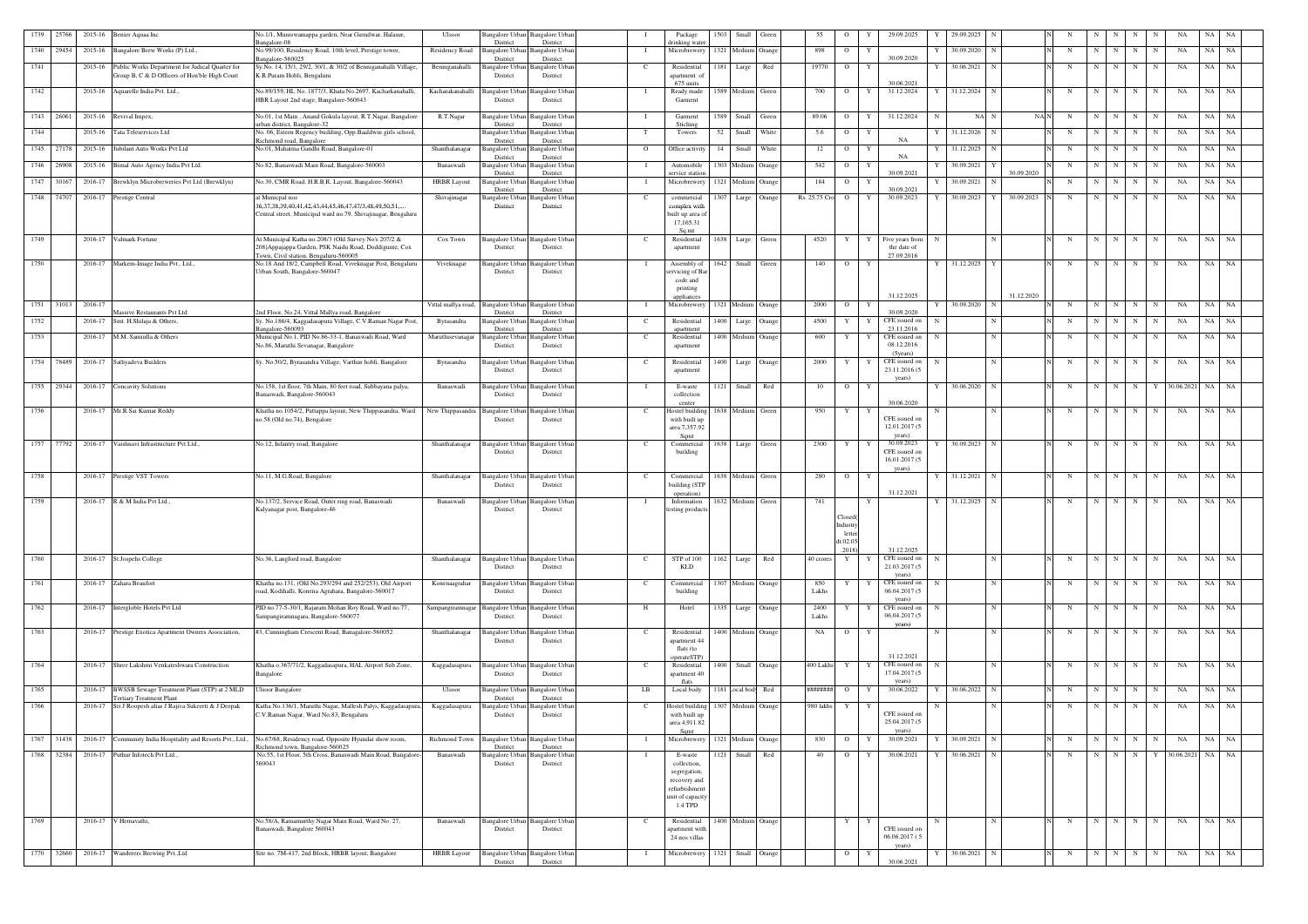| 1739 | 25766 | 2015-16 | Benier Aquaa Inc | No.1/1, Muniswamappa garden, Near Gurudwar, Halasur, Bangalore-08 | Ulsoor | Bangalore Urban District | Bangalore Urban District | | I | Package drinking water | 1503 | Small | Green | 55 | O | Y | 29.09.2025 | Y | 29.09.2025 | N | | | N | N | N | N | N | N | N | NA | NA | NA |
|---|---|---|---|---|---|---|---|---|---|---|---|---|---|---|---|---|---|---|---|---|---|---|---|---|---|---|---|---|---|---|---|---|
| 1740 | 29454 | 2015-16 | Bangalore Brew Works (P) Ltd., | No.99/100, Residency Road, 10th level, Prestige tower, Bangalore-560025 | Residency Road | Bangalore Urban District | Bangalore Urban District | | I | Microbrewery | 1321 | Medium | Orange | 898 | O | Y | 30.09.2020 | Y | 30.09.2020 | N | | | N | N | N | N | N | N | N | NA | NA | NA |
| 1741 | | 2015-16 | Public Works Department for Judical Quarter for Group B, C & D Officers of Hon'ble High Court | Sy.No. 14, 15/1, 29/2, 30/1, & 30/2 of Benniganahalli Village, K.R.Puram Hobli, Bengaluru | Benniganahalli | Bangalore Urban District | Bangalore Urban District | | C | Residential apartment of 675 units | 1181 | Large | Red | 19770 | O | Y | 30.06.2021 | Y | 30.06.2021 | N | | | N | N | N | N | N | N | N | NA | NA | NA |
| 1742 | | 2015-16 | Aquarelle India Pvt. Ltd., | No.89/159, HL No. 1877/3, Khata No.2697, Kacharkanahalli, HBR Layout 2nd stage, Bangalore-560043 | Kacharakanahalli | Bangalore Urban District | Bangalore Urban District | | I | Ready made Garment | 1589 | Medium | Green | 700 | O | Y | 31.12.2024 | Y | 31.12.2024 | N | | | N | N | N | N | N | N | N | NA | NA | NA |
| 1743 | 26061 | 2015-16 | Revival Impex, | No.01, 1st Main , Anand Gokula layout, R.T.Nagar, Bangalore urban district, Bangalore-32 | R.T.Nagar | Bangalore Urban District | Bangalore Urban District | | I | Garment Stiching | 1589 | Small | Green | 89.06 | O | Y | 31.12.2024 | N | NA | N | NA | | N | N | N | N | N | N | N | NA | NA | NA |
| 1744 | | 2015-16 | Tata Teleservices Ltd | No. 06, Esteem Regency building, Opp.Baaldwin girls school, Richmond road, Bangalore | | Bangalore Urban District | Bangalore Urban District | | T | Towers | 52 | Small | White | 5.6 | O | Y | NA | Y | 31.12.2026 | N | | | N | N | N | N | N | N | N | NA | NA | NA |
| 1745 | 27178 | 2015-16 | Jubilant Auto Works Pvt Ltd | No.01, Mahatma Gandhi Road, Bangalore-01 | Shanthalanagar | Bangalore Urban District | Bangalore Urban District | | O | Office activity | 14 | Small | White | 12 | O | Y | NA | Y | 31.12.2025 | N | | | N | N | N | N | N | N | N | NA | NA | NA |
| 1746 | 26908 | 2015-16 | Bimal Auto Agency India Pvt Ltd. | No.82, Banaswadi Main Road, Bangalore-560003 | Banaswadi | Bangalore Urban District | Bangalore Urban District | | I | Automobile service station | 1303 | Medium | Orange | 542 | O | Y | 30.09.2021 | Y | 30.09.2021 | Y | 30.09.2020 | | N | N | N | N | N | N | N | NA | NA | NA |
| 1747 | 30167 | 2016-17 | Brewklyn Microbreweries Pvt Ltd (Brewklyn) | No.30, CMR Road, H.R.B.R. Layout, Bangalore-560043 | HRBR Layout | Bangalore Urban District | Bangalore Urban District | | I | Microbrewery | 1321 | Medium | Orange | 184 | O | Y | 30.09.2021 | Y | 30.09.2021 | N | | | N | N | N | N | N | N | N | NA | NA | NA |
| 1748 | 74707 | 2016-17 | Prestige Central | at Municipal nos 36,37,38,39,40,41,42,43,44,45,46,47,47/3,48,49,50,51,..., Central street, Municipal ward no.79, Shivajinagar, Bengaluru | Shivajinagar | Bangalore Urban District | Bangalore Urban District | | C | commercial complex with built up area of 17,165.31 Sq.mt | 1307 | Large | Orange | Rs. 25.75 Cro | O | Y | 30.09.2023 | Y | 30.09.2023 | Y | 30.09.2023 | | N | N | N | N | N | N | N | NA | NA | NA |
| 1749 | | 2016-17 | Valmark Fortune | At Municipal Katha no.208/3 (Old Survey No's 207/2 & 208)Appajappa Garden, PSK Naidu Road, Doddigunte, Cox Town, Civil station, Bengaluru-560005 | Cox Town | Bangalore Urban District | Bangalore Urban District | | C | Residential apartment | 1638 | Large | Green | 4520 | Y | Y | Five years from the date of 27.09.2016 | N | | N | | | N | N | N | N | N | N | N | NA | NA | NA |
| 1750 | | 2016-17 | Markem-Image India Pvt., Ltd., | No.18 And 18/2, Campbell Road, Viveknagar Post, Bengaluru Urban South, Bangalore-560047 | Viveknagar | Bangalore Urban District | Bangalore Urban District | | I | Assembly of servicing of Bar code and printing appliances | 1642 | Small | Green | 140 | O | Y | 31.12.2025 | Y | 31.12.2025 | Y | 31.12.2020 | | N | N | N | N | N | N | N | NA | NA | NA |
| 1751 | 31013 | 2016-17 | Massive Restaurants Pvt Ltd | 2nd Floor, No.24, Vittal Mallya road, Bangalore | Vittal mallya road, | Bangalore Urban District | Bangalore Urban District | | I | Microbrewery | 1321 | Medium | Orange | 2000 | O | Y | 30.09.2020 | Y | 30.09.2020 | N | | | N | N | N | N | N | N | N | NA | NA | NA |
| 1752 | | 2016-17 | Smt. H.Shilaja & Others, | Sy. No.186/4, Kaggadasapura Village, C.V.Raman Nagar Post, Bangalore-560093 | Byrasandra | Bangalore Urban District | Bangalore Urban District | | C | Residential apartment | 1400 | Large | Orange | 4500 | Y | Y | CFE issued on 23.11.2016 | N | | N | | | N | N | N | N | N | N | N | NA | NA | NA |
| 1753 | | 2016-17 | M.M. Samiulla & Others | Municipal No.1, PID No.86-33-1, Banaswadi Road, Ward No.86, Maruthi Sevanagar, Bangalore | Maruthisevanagar | Bangalore Urban District | Bangalore Urban District | | C | Residential apartment | 1400 | Medium | Orange | 600 | Y | Y | CFE issued on 08.12.2016 (5years) | N | | N | | | N | N | N | N | N | N | N | NA | NA | NA |
| 1754 | 78489 | 2016-17 | Sathyadeva Builders | Sy. No.50/2, Byrasandra Village, Varthur hobli, Bangalore | Byrasandra | Bangalore Urban District | Bangalore Urban District | | C | Residential apartment | 1400 | Large | Orange | 2000 | Y | Y | CFE issued on 23.11.2016 (5 years) | N | | N | | | N | N | N | N | N | N | N | NA | NA | NA |
| 1755 | 29344 | 2016-17 | Concavity Solutions | No.158, 1st floor, 7th Main, 80 feet road, Subbayana palya, Banaswadi, Bangalore-560043 | Banaswadi | Bangalore Urban District | Bangalore Urban District | | I | E-waste collection center | 1121 | Small | Red | 10 | O | Y | 30.06.2020 | Y | 30.06.2020 | N | | | N | N | N | N | N | Y | 30.06.2021 | NA | NA |
| 1756 | | 2016-17 | Mr.R.Sai Kumar Reddy | Khatha no.1054/2, Puttappa layout, New Thippasandra, Ward no.58 (Old no.74), Bengalore | New Thippasandra | Bangalore Urban District | Bangalore Urban District | | C | Hostel building with built up area 7,357.92 Sqmt | 1638 | Medium | Green | 950 | Y | Y | CFE issued on 12.01.2017 (5 years). | N | | N | | | N | N | N | N | N | N | N | NA | NA | NA |
| 1757 | 77792 | 2016-17 | Vaishnavi Infrastructure Pvt Ltd., | No.12, Infantry road, Bangalore | Shanthalanagar | Bangalore Urban District | Bangalore Urban District | | C | Commercial building | 1638 | Large | Green | 2300 | Y | Y | 30.09.2023 CFE issued on 16.01.2017 (5 years). | Y | 30.09.2023 | N | | | N | N | N | N | N | N | N | NA | NA | NA |
| 1758 | | 2016-17 | Prestige VST Towers | No.11, M.G.Road, Bangalore | Shanthalanagar | Bangalore Urban District | Bangalore Urban District | | C | Commercial building (STP operation) | 1638 | Medium | Green | 280 | O | Y | 31.12.2021 | Y | 31.12.2021 | N | | | N | N | N | N | N | N | N | NA | NA | NA |
| 1759 | | 2016-17 | R & M India Pvt Ltd., | No.137/2, Service Road, Outer ring road, Banaswadi Kalyanagar post, Bangalore-46 | Banaswadi | Bangalore Urban District | Bangalore Urban District | | I | Information testing products | 1632 | Medium | Green | 741 | Closed( Industry letter dt.02.05 2018) | Y | 31.12.2025 | Y | 31.12.2025 | N | | | N | N | N | N | N | N | N | NA | NA | NA |
| 1760 | | 2016-17 | St.Jospehs College | No.36, Langford road, Bangalore | Shanthalanagar | Bangalore Urban District | Bangalore Urban District | | C | STP of 100 KLD | 1162 | Large | Red | 40 crores | Y | Y | CFE issued on 21.03.2017 (5 years) | N | | N | | | N | N | N | N | N | N | N | NA | NA | NA |
| 1761 | | 2016-17 | Zahara Beaufort | Khatha no.131, (Old No.293/294 and 252/253), Old Airport road, Kodihalli, Konena Agrahara, Bangalore-560017 | Konenaagrahar | Bangalore Urban District | Bangalore Urban District | | C | Commercial building | 1307 | Medium | Orange | 850 Lakhs | Y | Y | CFE issued on 06.04.2017 (5 years) | N | | N | | | N | N | N | N | N | N | N | NA | NA | NA |
| 1762 | | 2016-17 | Interglobe Hotels Pvt Ltd | PID no.77-5-30/1, Rajaram Mohan Roy Road, Ward no.77, Sampangiramnagara, Bangalore-560077 | Sampangiramnagar | Bangalore Urban District | Bangalore Urban District | | H | Hotel | 1335 | Large | Orange | 2400 Lakhs | Y | Y | CFE issued on 06.04.2017 (5 years) | N | | N | | | N | N | N | N | N | N | N | NA | NA | NA |
| 1763 | | 2016-17 | Prestige Exotica Apartment Owners Association, | #3, Cunningham Crescent Road, Banagalore-560052 | Shanthalanagar | Bangalore Urban District | Bangalore Urban District | | C | Residential apartment 44 flats (to operateSTP) | 1400 | Medium | Orange | NA | O | Y | 31.12.2021 | N | | N | | | N | N | N | N | N | N | N | NA | NA | NA |
| 1764 | | 2016-17 | Shree Lakshmi Venkateshwara Construction | Khatha o.367/71/2, Kaggadasapura, HAL Airport Sub Zone, Bangalore | Kaggadasapura | Bangalore Urban District | Bangalore Urban District | | C | Residential apartment 40 flats | 1400 | Small | Orange | 400 Lakhs | Y | Y | CFE issued on 17.04.2017 (5 years) | N | | N | | | N | N | N | N | N | N | N | NA | NA | NA |
| 1765 | | 2016-17 | BWSSB Sewage Treatment Plant (STP) at 2 MLD Tertiary Treatment Plant | Ulsoor Bangalore | Ulsoor | Bangalore Urban District | Bangalore Urban District | | LB | Local body | 1181 | Local body | Red | ######## | O | Y | 30.06.2022 | Y | 30.06.2022 | N | | | N | N | N | N | N | N | N | NA | NA | NA |
| 1766 | | 2016-17 | Sri J Roopesh alias J Rajiva Sukeerti & J Deepak | Katha No.136/1, Maruthi Nagar, Mallesh Palya, Kaggadasapura, C.V.Raman Nagar, Ward No.83, Bengaluru | Kaggadasapura | Bangalore Urban District | Bangalore Urban District | | C | Hostel building with built up area 4,911.82 Sqmt | 1307 | Medium | Orange | 980 lakhs | Y | Y | CFE issued on 25.04.2017 (5 years) | N | | N | | | N | N | N | N | N | N | N | NA | NA | NA |
| 1767 | 31438 | 2016-17 | Community India Hospitality and Resorts Pvt., Ltd., | No.67/68, Residency road, Opposite Hyundai show room, Richmond town, Bangalore-560025 | Richmond Town | Bangalore Urban District | Bangalore Urban District | | I | Microbrewery | 1321 | Medium | Orange | 830 | O | Y | 30.09.2021 | Y | 30.09.2021 | N | | | N | N | N | N | N | N | N | NA | NA | NA |
| 1768 | 32384 | 2016-17 | Puthur Infotech Pvt Ltd., | No.55, 1st Floor, 5th Cross, Banaswadi Main Road, Bangalore-560043 | Banaswadi | Bangalore Urban District | Bangalore Urban District | | I | E-waste collection, segregation, recovery and refurbishment unit of capacity 1.4 TPD | 1121 | Small | Red | 40 | O | Y | 30.06.2021 | Y | 30.06.2021 | N | | | N | N | N | N | N | Y | 30.06.2021 | NA | NA |
| 1769 | | 2016-17 | V Hemavathi, | No.58/A, Ramamurthy Nagar Main Road, Ward No. 27, Banaswadi, Bangalore 560043 | Banaswadi | Bangalore Urban District | Bangalore Urban District | | C | Residential apartment with 24 nos villas | 1400 | Medium | Orange | | Y | Y | CFE issued on 06.06.2017 ( 5 years) | N | | N | | | N | N | N | N | N | N | N | NA | NA | NA |
| 1770 | 32660 | 2016-17 | Wanderers Brewing Pvt.,Ltd | Site no. 7M-417, 2nd Block, HRBR layout, Bangalore | HRBR Layout | Bangalore Urban District | Bangalore Urban District | | I | Microbrewery | 1321 | Small | Orange | | O | Y | 30.06.2021 | Y | 30.06.2021 | N | | | N | N | N | N | N | N | N | NA | NA | NA |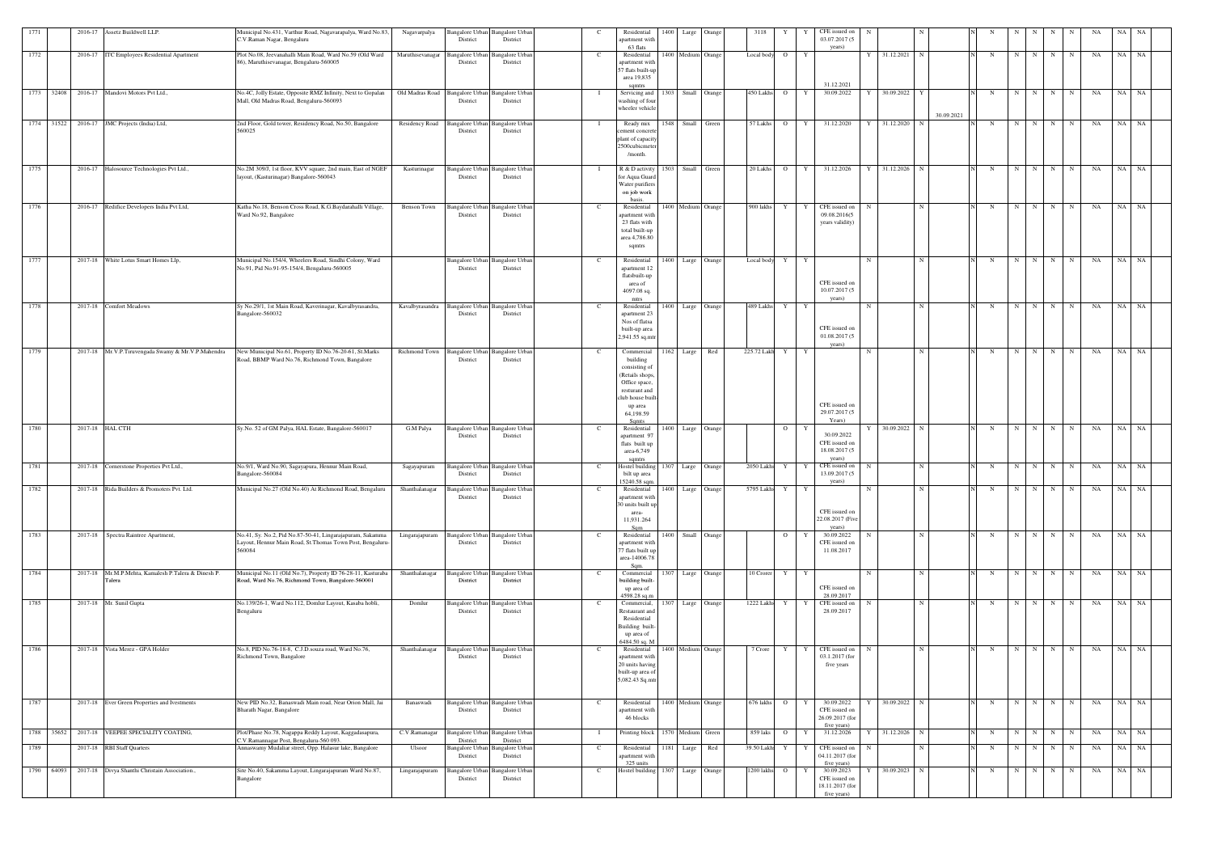| 1771 | | 2016-17 | Assetz Buildwell LLP. | Municipal No.431, Varthur Road, Naguvarapalya, Ward No.83, C.V.Raman Nagar, Bengaluru | Nagavarpalya | Bangalore Urban District | Bangalore Urban District | | C | Residential apartment with 63 flats | 1400 | Large | Orange | | 3118 | Y | Y | CFE issued on 03.07.2017 (5 years) | N | | N | | | N | N | N | N | N | N | NA | NA | NA |
|---|---|---|---|---|---|---|---|---|---|---|---|---|---|---|---|---|---|---|---|---|---|---|---|---|---|---|---|---|---|---|---|---|
| 1772 | | 2016-17 | ITC Employees Residential Apartment | Plot No.08, Jeevanahalli Main Road, Ward No.59 (Old Ward 86), Maruthisevanagar, Bengaluru-560005 | Maruthisevanagar | Bangalore Urban District | Bangalore Urban District | | C | Residential apartment with 57 flats built-up area 19,835 sqmtrs | 1400 | Medium | Orange | | Local body | O | Y | 31.12.2021 | Y | 31.12.2021 | N | | | N | N | N | N | N | N | NA | NA | NA |
| 1773 | 32408 | 2016-17 | Mandovi Motors Pvt Ltd., | No.4C, Jolly Estate, Opposite RMZ Infinity, Next to Gopalan Mall, Old Madras Road, Bengaluru-560093 | Old Madras Road | Bangalore Urban District | Bangalore Urban District | | I | Servicing and washing of four wheeler vehicle | 1303 | Small | Orange | | 450 Lakhs | O | Y | 30.09.2022 | Y | 30.09.2022 | Y | 30.09.2021 | | N | N | N | N | N | N | NA | NA | NA |
| 1774 | 31522 | 2016-17 | JMC Projects (India) Ltd, | 2nd Floor, Gold tower, Residency Road, No.50, Bangalore 560025 | Residency Road | Bangalore Urban District | Bangalore Urban District | | I | Ready mix cement concrete plant of capacity 2500cubicmeter /month | 1548 | Small | Green | | 57 Lakhs | O | Y | 31.12.2020 | Y | 31.12.2020 | N | | | N | N | N | N | N | N | NA | NA | NA |
| 1775 | | 2016-17 | Halosource Technologies Pvt Ltd., | No.2M 309/3, 1st floor, KVV square, 2nd main, East of NGEF layout, (Kasturinagar) Bangalore-560043 | Kasturinagar | Bangalore Urban District | Bangalore Urban District | | I | R & D activity for Aqua Guard Water purifiers on job work basis | 1503 | Small | Green | | 20 Lakhs | O | Y | 31.12.2026 | Y | 31.12.2026 | N | | | N | N | N | N | N | N | NA | NA | NA |
| 1776 | | 2016-17 | Redifice Developers India Pvt Ltd, | Katha No.18, Benson Cross Road, K.G.Baydarahalli Village, Ward No.92, Bangalore | Benson Town | Bangalore Urban District | Bangalore Urban District | | C | Residential apartment with 23 flats with total built-up area 4,786.80 sqmtrs | 1400 | Medium | Orange | | 900 lakhs | Y | Y | CFE issued on 09.08.2016(5 years validity) | N | | N | | | N | N | N | N | N | N | NA | NA | NA |
| 1777 | | 2017-18 | White Lotus Smart Homes Llp, | Municipal No.154/4, Wheelers Road, Sindhi Colony, Ward No.91, Pid No.91-95-154/4, Bengaluru-560005 | | Bangalore Urban District | Bangalore Urban District | | C | Residential apartment 12 flatsbuilt-up area of 4097.08 sq. mtrs | 1400 | Large | Orange | | Local body | Y | Y | CFE issued on 10.07.2017 (5 years) | N | | N | | | N | N | N | N | N | N | NA | NA | NA |
| 1778 | | 2017-18 | Comfort Meadows | Sy No.29/1, 1st Main Road, Kaverinagar, Kavalbyrasandra, Bangalore-560032 | Kavalbyrasandra | Bangalore Urban District | Bangalore Urban District | | C | Residential apartment 23 Nos of flatsa built-up area 2,941.55 sq.mtr | 1400 | Large | Orange | | 489 Lakhs | Y | Y | CFE issued on 01.08.2017 (5 years) | N | | N | | | N | N | N | N | N | N | NA | NA | NA |
| 1779 | | 2017-18 | Mr.V.P.Tiruvengada Swamy & Mr.V.P.Mahendra | New Municipal No.61, Property ID No.76-20-61, St.Marks Road, BBMP Ward No.76, Richmond Town, Bangalore | Richmond Town | Bangalore Urban District | Bangalore Urban District | | C | Commercial building consisting of (Retails shops, Office space, resturant and club house built-up area 64,198.59 Sqmts | 1162 | Large | Red | | 225.72 Lakh | Y | Y | CFE issued on 29.07.2017 (5 Years) | N | | N | | | N | N | N | N | N | N | NA | NA | NA |
| 1780 | | 2017-18 | HAL CTH | Sy.No. 52 of GM Palya, HAL Estate, Bangalore-560017 | G.M Palya | Bangalore Urban District | Bangalore Urban District | | C | Residential apartment 97 flats built up area-6,749 sqmtrs | 1400 | Large | Orange | | | O | Y | 30.09.2022 CFE issued on 18.08.2017 (5 years) | Y | 30.09.2022 | N | | | N | N | N | N | N | N | NA | NA | NA |
| 1781 | | 2017-18 | Cornerstone Properties Pvt Ltd., | No.9/1, Ward No.90, Sagayapura, Hennur Main Road, Bangalore-560084 | Sagayapuram | Bangalore Urban District | Bangalore Urban District | | C | Hostel building bilt up area 15240.58 sqm. | 1307 | Large | Orange | | 2050 Lakhs | Y | Y | CFE issued on 13.09.2017 (5 years) | N | | N | | | N | N | N | N | N | N | NA | NA | NA |
| 1782 | | 2017-18 | Rida Builders & Promoters Pvt. Ltd. | Municipal No.27 (Old No.40) At Richmond Road, Bengaluru | Shanthalanagar | Bangalore Urban District | Bangalore Urban District | | C | Residential apartment with 30 units built up area-11,931.264 Sqm | 1400 | Large | Orange | | 5795 Lakhs | Y | Y | CFE issued on 22.08.2017 (Five years) | N | | N | | | N | N | N | N | N | N | NA | NA | NA |
| 1783 | | 2017-18 | Spectra Raintree Apartment, | No.41, Sy. No.2, Pid No.87-50-41, Lingarajapuram, Sakamma Layout, Hennur Main Road, St.Thomas Town Post, Bengaluru-560084 | Lingarajapuram | Bangalore Urban District | Bangalore Urban District | | C | Residential apartment with 77 flats built up area-14006.78 Sqm. | 1400 | Small | Orange | | | O | Y | 30.09.2022 CFE issued on 11.08.2017 | N | | N | | | N | N | N | N | N | N | NA | NA | NA |
| 1784 | | 2017-18 | Mr.M.P.Mehta, Kamalesh P.Talera & Dinesh P. Talera | Municipal No.11 (Old No.7), Property ID 76-28-11, Kasturaba Road, Ward No.76, Richmond Town, Bangalore-560001 | Shanthalanagar | Bangalore Urban District | Bangalore Urban District | | C | Commercial building built-up area of 4598.28 sq.m | 1307 | Large | Orange | | 10 Crorer | Y | Y | CFE issued on 28.09.2017 | N | | N | | | N | N | N | N | N | N | NA | NA | NA |
| 1785 | | 2017-18 | Mr. Sunil Gupta | No.139/26-1, Ward No.112, Domlur Layout, Kasaba hobli, Bengaluru | Domlur | Bangalore Urban District | Bangalore Urban District | | C | Commercial, Restaurant and Residential Building built-up area of 6484.50 sq. M | 1307 | Large | Orange | | 1222 Lakhs | Y | Y | CFE issued on 28.09.2017 | N | | N | | | N | N | N | N | N | N | NA | NA | NA |
| 1786 | | 2017-18 | Vista Merez - GPA Holder | No.8, PID No.76-18-8, C.J.D.souza road, Ward No.76, Richmond Town, Bangalore | Shanthalanagar | Bangalore Urban District | Bangalore Urban District | | C | Residential apartment with 20 units having built-up area of 5,082.43 Sq.mtr | 1400 | Medium | Orange | | 7 Crore | Y | Y | CFE issued on 03.1.2017 (for five years | N | | N | | | N | N | N | N | N | N | NA | NA | NA |
| 1787 | | 2017-18 | Ever Green Properties and Ivestments | New PID No.32, Banaswadi Main road, Near Orion Mall, Jai Bharath Nagar, Bangalore | Banaswadi | Bangalore Urban District | Bangalore Urban District | | C | Residential apartment with 46 blocks | 1400 | Medium | Orange | | 676 lakhs | O | Y | 30.09.2022 CFE issued on 26.09.2017 (for five years) | Y | 30.09.2022 | N | | | N | N | N | N | N | N | NA | NA | NA |
| 1788 | 35652 | 2017-18 | VEEPEE SPECIALITY COATING, | Plot/Phase No.78, Nagappa Reddy Layout, Kaggadasapura, C.V.Ramannagar Post, Bengaluru-560 093. | C.V.Ramanagar | Bangalore Urban District | Bangalore Urban District | | I | Printing block | 1570 | Medium | Green | | 859 laks | O | Y | 31.12.2026 | Y | 31.12.2026 | N | | | N | N | N | N | N | N | NA | NA | NA |
| 1789 | | 2017-18 | RBI Staff Quarters | Annaswamy Mudaliar street, Opp. Halasur lake, Bangalore | Ulsoor | Bangalore Urban District | Bangalore Urban District | | C | Residential apartment with 325 units | 1181 | Large | Red | | 39.50 Lakh | Y | Y | CFE issued on 04.11.2017 (for five years) | N | | N | | | N | N | N | N | N | N | NA | NA | NA |
| 1790 | 64093 | 2017-18 | Divya Shanthi Christain Association., | Site No.40, Sakamma Layout, Lingarajapuram Ward No.87, Bangalore | Lingarajapuram | Bangalore Urban District | Bangalore Urban District | | C | Hostel building | 1307 | Large | Orange | | 1200 lakhs | O | Y | 30.09.2023 CFE issued on 18.11.2017 (for five years) | Y | 30.09.2023 | N | | | N | N | N | N | N | N | NA | NA | NA |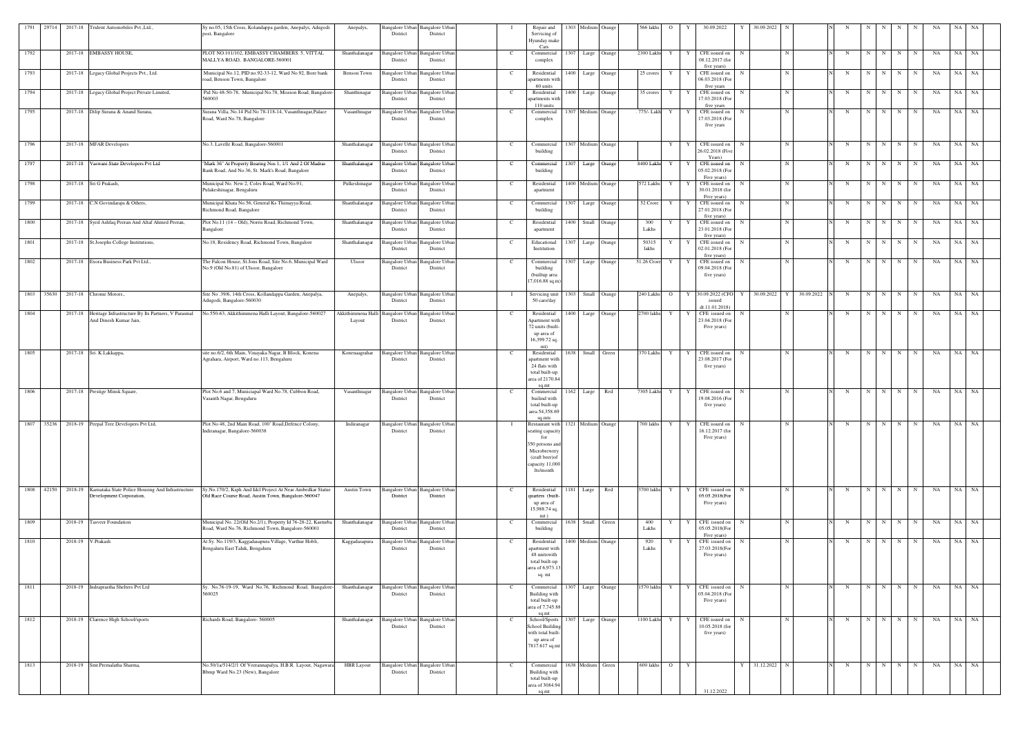| 1791 | 29714 | 2017-18 | Trident Automobiles Pvt.,Ltd., | Sy no.05, 15th Cross, Kolandappa garden, Anepalys, Adugodi post, Bangalore | Anepalys, | Bangalore Urban District | Bangalore Urban District | | I | Repair and Servicing of Hyunday make Cars | 1303 | Medium | Orange | 566 lakhs | O | Y | 30.09.2022 | Y | 30.09.2022 | N | | N | N | N | N | N | N | NA | NA | NA |
|---|---|---|---|---|---|---|---|---|---|---|---|---|---|---|---|---|---|---|---|---|---|---|---|---|---|---|---|---|---|---|
| 1792 | | 2017-18 | EMBASSY HOUSE, | PLOT NO.101/102, EMBASSY CHAMBERS. 5, VITTAL MALLYA ROAD, BANGALORE-560001 | Shanthalanagar | Bangalore Urban District | Bangalore Urban District | | C | Commercial complex | 1307 | Large | Orange | 2300 Lakhs | Y | Y | CFE issued on 08.12.2017 (for five years) | N | | N | | N | N | N | N | N | N | NA | NA | NA |
| 1793 | | 2017-18 | Legacy Global Projects Pvt., Ltd. | Municipal No.12, PID no.92-33-12, Ward No.92, Bore bank road, Benson Town, Bangalore | Benson Town | Bangalore Urban District | Bangalore Urban District | | C | Residential apartments with 60 units | 1400 | Large | Orange | 25 crores | Y | Y | CFE issued on 06.03.2018 (For five years | N | | N | | N | N | N | N | N | N | NA | NA | NA |
| 1794 | | 2017-18 | Legacy Global Project Private Limited, | Pid No 48-50-78, Municipal No.78, Mission Road, Bangalore-560003 | Shanthinagar | Bangalore Urban District | Bangalore Urban District | | C | Residential apartments with 110 units | 1400 | Large | Orange | 35 crores | Y | Y | CFE issued on 17.03.2018 (For five years | N | | N | | N | N | N | N | N | N | NA | NA | NA |
| 1795 | | 2017-18 | Dilip Surana & Anand Surana, | Surana Villa, No.14 Pid No 78-118-14, Vasanthnagar,Palace Road, Ward No.78, Bangalore | Vasanthnagar | Bangalore Urban District | Bangalore Urban District | | C | Commercial complex | 1307 | Medium | Orange | . 775/- Lakh | Y | Y | CFE issued on 17.03.2018 (For five years | N | | N | | N | N | N | N | N | N | NA | NA | NA |
| 1796 | | 2017-18 | MFAR Developers | No.3, Lavelle Road, Bangalore-560001 | Shanthalanagar | Bangalore Urban District | Bangalore Urban District | | C | Commercial building | 1307 | Medium | Orange | | Y | Y | CFE issued on 26.02.2018 (Five Years) | N | | N | | N | N | N | N | N | N | NA | NA | NA |
| 1797 | | 2017-18 | Vaswani State Developers Pvt Ltd | "Mark 36" At Property Bearing Nos 1, 1/1 And 2 Of Madras Bank Road, And No.36, St. Mark's Road, Bangalore | Shanthalanagar | Bangalore Urban District | Bangalore Urban District | | C | Commercial building | 1307 | Large | Orange | 8400 Lakhs | Y | Y | CFE issued on 05.02.2018 (For Five years) | N | | N | | N | N | N | N | N | N | NA | NA | NA |
| 1798 | | 2017-18 | Sri G Prakash, | Municipal No. New 2, Coles Road, Ward No-91, Pulakeshinagar, Bengaluru | Pulkeshinagar | Bangalore Urban District | Bangalore Urban District | | C | Residential apartment | 1400 | Medium | Orange | 572 Lakhs | Y | Y | CFE issued on 30.01.2018 (for Five years) | N | | N | | N | N | N | N | N | N | NA | NA | NA |
| 1799 | | 2017-18 | C.N.Govindaraju & Others, | Municipal Khata No.56, General Ks Thimayya Road, Richmond Road, Bangalore | Shanthalanagar | Bangalore Urban District | Bangalore Urban District | | C | Commercial building | 1307 | Large | Orange | 52 Crore | Y | Y | CFE issued on 27.01.2018 (for five years) | N | | N | | N | N | N | N | N | N | NA | NA | NA |
| 1800 | | 2017-18 | Syed Ashfaq Peeran And Altaf Ahmed Peeran, | Plot No.11 (14 – Old), Norris Road, Richmond Town, Bangalore | Shanthalanagar | Bangalore Urban District | Bangalore Urban District | | C | Residential apartment | 1400 | Small | Orange | 300 Lakhs | Y | Y | CFE issued on 23.01.2018 (for five years) | N | | N | | N | N | N | N | N | N | NA | NA | NA |
| 1801 | | 2017-18 | St.Josephs College Institutions, | No.18, Residency Road, Richmond Town, Bangalore | Shanthalanagar | Bangalore Urban District | Bangalore Urban District | | C | Educational Institution | 1307 | Large | Orange | 50315 lakhs | Y | Y | CFE issued on 02.01.2018 (For five years) | N | | N | | N | N | N | N | N | N | NA | NA | NA |
| 1802 | | 2017-18 | Exora Business Park Pvt Ltd., | The Falcon House, St.Jons Road, Site No.6, Municipal Ward No.9 (Old No.81) of Ulsoor, Bangalore | Ulsoor | Bangalore Urban District | Bangalore Urban District | | C | Commercial building (builtup area 17,016.88 sq.m) | 1307 | Large | Orange | 51.26 Crore | Y | Y | CFE issued on 09.04.2018 (For five years) | N | | N | | N | N | N | N | N | N | NA | NA | NA |
| 1803 | 35630 | 2017-18 | Chrome Motors., | Site No .39/6, 14th Cross, Kollandappa Garden, Anepalya, Adugodi, Bangalore-560030 | Anepalys, | Bangalore Urban District | Bangalore Urban District | | I | Servicing unit 50 cars/day | 1303 | Small | Orange | 240 Lakhs | O | Y | 30.09.2022 (CFO issued dt.11.01.2018) | Y | 30.09.2022 | Y | 30.09.2022 | N | N | N | N | N | N | NA | NA | NA |
| 1804 | | 2017-18 | Heritage Infrastructure By Its Partners, V Panamal And Dinesh Kumar Jain, | No.550-63, Akkithimmena Halli Layout, Bangalore-560027 | Akkithimmena Halli Layout | Bangalore Urban District | Bangalore Urban District | | C | Residential Apartment with 72 units (built-up area of 16,399.72 sq. mt) | 1400 | Large | Orange | 2700 lakhs | Y | Y | CFE issued on 23.04.2018 (For Five years) | N | | N | | N | N | N | N | N | N | NA | NA | NA |
| 1805 | | 2017-18 | Sri. K.Lakkappa, | site no.6/2, 6th Main, Vinayaka Nagar, B Block, Konena Agrahara, Airport, Ward no.113, Bengaluru | Konenaagrahar | Bangalore Urban District | Bangalore Urban District | | C | Residential apartment with 24 flats with total built-up area of 2170.84 sq.mt | 1638 | Small | Green | 370 Lakhs | Y | Y | CFE issued on 23.08.2017 (For five years) | N | | N | | N | N | N | N | N | N | NA | NA | NA |
| 1806 | | 2017-18 | Prestige Minsk Square, | Plot No.6 and 7, Municiapal Ward No.78, Cubbon Road, Vasanth Nagar, Bengaluru | Vasanthnagar | Bangalore Urban District | Bangalore Urban District | | C | Commercial builind with total built-up area 54,358.69 sq.mts | 1162 | Large | Red | 7305 Lakhs | Y | Y | CFE issued on 19.08.2016 (For five years) | N | | N | | N | N | N | N | N | N | NA | NA | NA |
| 1807 | 35236 | 2018-19 | Peepal Tree Developers Pvt Ltd, | Plot No 48, 2nd Main Road, 100' Road,Defence Colony, Indiranagar, Bangalore-560038 | Indiranagar | Bangalore Urban District | Bangalore Urban District | | I | Restaurant with seating capacity for 350 persons and Microbrewery (craft beer)of capacity 11,000 lts/month | 1321 | Medium | Orange | 700 lakhs | Y | Y | CFE issued on 16.12.2017 (for Five years) | N | | N | | N | N | N | N | N | N | NA | NA | NA |
| 1808 | 42150 | 2018-19 | Karnataka State Police Housing And Infrastructure Development Corporation, | Sy.No.170/2, Ksph And Idcl Project At Near Ambedkar Statue Old Race Course Road, Austin Town, Bangalore-560047 | Austin Town | Bangalore Urban District | Bangalore Urban District | | C | Residential quarters (built-up area of 15,988.74 sq. mt ) | 1181 | Large | Red | 3700 lakhs | Y | Y | CFE issued on 05.05.2018(For Five years) | N | | N | | N | N | N | N | N | N | NA | NA | NA |
| 1809 | | 2018-19 | Tasveer Foundation | Municipal No. 22(Old No.2/1), Property Id 76-28-22, Kasturba Road, Ward No.76, Richmond Town, Bangalore-560001 | Shanthalanagar | Bangalore Urban District | Bangalore Urban District | | C | Commercial building | 1638 | Small | Green | 400 Lakhs | Y | Y | CFE issued on 05.05.2018(For Five years) | N | | N | | N | N | N | N | N | N | NA | NA | NA |
| 1810 | | 2018-19 | V.Prakash | At Sy. No.119/3, Kaggadasapura Village, Varthur Hobli, Bengaluru East Taluk, Bengaluru | Kaggadasapura | Bangalore Urban District | Bangalore Urban District | | C | Residential apartment with 48 unitswith total built-up area of 6,973.13 sq. mt | 1400 | Medium | Orange | 920 Lakhs | Y | Y | CFE issued on 27.03.2018(For Five years) | N | | N | | N | N | N | N | N | N | NA | NA | NA |
| 1811 | | 2018-19 | Indraprastha Shelters Pvt Ltd | Sy. No.76-19-19, Ward No.76, Richmond Road, Bangalore-560025 | Shanthalanagar | Bangalore Urban District | Bangalore Urban District | | C | Commercial Building with total built-up area of 7,745.88 sq.mt | 1307 | Large | Orange | 1570 lakhs | Y | Y | CFE issued on 05.04.2018 (For Five years) | N | | N | | N | N | N | N | N | N | NA | NA | NA |
| 1812 | | 2018-19 | Clarence High School/sports | Richards Road, Bangalore- 560005 | Shanthalanagar | Bangalore Urban District | Bangalore Urban District | | C | School/Sports School Building with total built-up area of 7817.617 sq.mt | 1307 | Large | Orange | 1100 Lakhs | Y | Y | CFE issued on 10.05.2018 (for five years) | N | | N | | N | N | N | N | N | N | NA | NA | NA |
| 1813 | | 2018-19 | Smt.Premalatha Sharma, | No.50/1a/514/2/1 Of Veerannapalya, H.B.R. Layout, Nagawara Bbmp Ward No.23 (New), Bangalore | HBR Layout | Bangalore Urban District | Bangalore Urban District | | C | Commercial Building with total built-up area of 3084.94 sq.mt | 1638 | Medium | Green | 600 lakhs | O | Y | 31.12.2022 | Y | 31.12.2022 | N | | N | N | N | N | N | N | NA | NA | NA |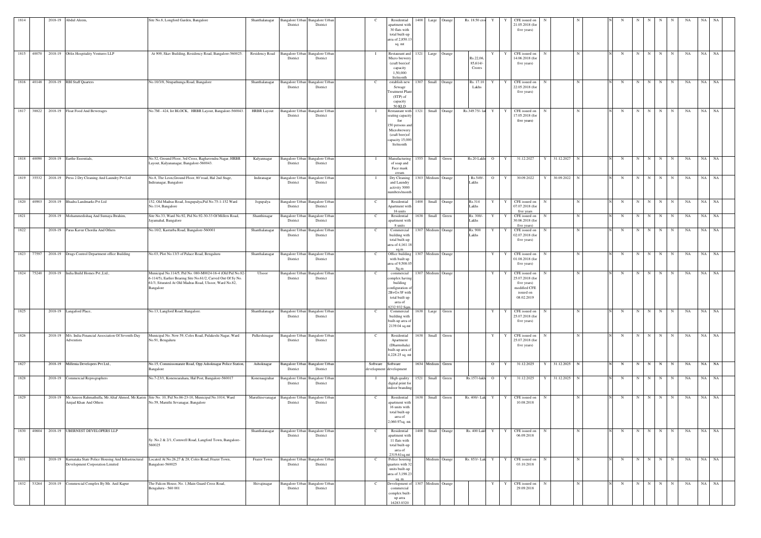| 1814 | | 2018-19 | Abdul Aleem, | Site No.8, Longford Garden, Bangalore | Shanthalanagar | Bangalore Urban District | Bangalore Urban District | | C | Residential apartment with 30 flats with total built-up area of 2,850.13 sq. mt | 1400 | Large | Orange | Rs. 18.50 cro | Y | Y | CFE issued on 21.05.2018 (for five years) | N | | N | | N | N | N | N | N | N | NA | NA | NA |
|---|---|---|---|---|---|---|---|---|---|---|---|---|---|---|---|---|---|---|---|---|---|---|---|---|---|---|---|---|---|---|
| 1815 | 40070 | 2018-19 | Oblix Hospitality Ventures LLP | At 909, Skav Building, Residency Road, Bangalore-560025. | Residency Road | Bangalore Urban District | Bangalore Urban District | | I | Restaurant and Micro brewery (craft beer)of capacity 1,50,000 lts/month | 1321 | Large | Orange | Rs.22,06, 85,614/- Crores | Y | Y | CFE issued on 14.06.2018 (for five years) | N | | N | | N | N | N | N | N | N | NA | NA | NA |
| 1816 | 40148 | 2018-19 | RBI Staff Quarters | No.10/3/8, Nrupathunga Road, Bangalore | Shanthalanagar | Bangalore Urban District | Bangalore Urban District | | C | establish new Sewage Treatment Plant (STP) of capacity 50 KLD | 1307 | Small | Orange | Rs. 17.10 Lakhs | Y | Y | CFE issued on 22.05.2018 (for five years) | N | | N | | N | N | N | N | N | N | NA | NA | NA |
| 1817 | 38822 | 2018-19 | Float Food And Beverages | No.7M - 424, Ist BLOCK, HRBR Layout, Bangalore-560043. | HRBR Layout | Bangalore Urban District | Bangalore Urban District | | I | Restaurant with seating capacity for 150 persons and Microbrewery (craft beer)of capacity 15,000 lts/month | 1321 | Small | Orange | Rs.349.75/- lal | Y | Y | CFE issued on 17.05.2018 (for five years) | N | | N | | N | N | N | N | N | N | NA | NA | NA |
| 1818 | 40090 | 2018-19 | Earthe Essentials, | No.52, Ground Floor, 3rd Cross, Raghavendra Nagar, HRBR Layout, Kalyananagar, Bangalore-560043. | Kalyannagar | Bangalore Urban District | Bangalore Urban District | | I | Manufacturing of soap and Face mask cream | 1555 | Small | Green | Rs.20 Lakh | O | Y | 31.12.2027 | Y | 31.12.2027 | N | | N | N | N | N | N | N | NA | NA | NA |
| 1819 | 35532 | 2018-19 | Press 2 Dry Cleaning And Laundry Pvt Ltd | No.8, The Leon,Ground Floor, 80'road, Hal 2nd Stage, Indiranagar, Bangalore | Indiranagar | Bangalore Urban District | Bangalore Urban District | | I | Dry Cleaning and Laundry activity 3000 numbers/month | 1303 | Medium | Orange | Rs.549/- Lakhs | O | Y | 30.09.2022 | Y | 30.09.2022 | N | | N | N | N | N | N | N | NA | NA | NA |
| 1820 | 40903 | 2018-19 | Bhadra Landmarks Pvt Ltd | 152, Old Madras Road, Jougupalya,Pid No.75-1-152 Ward No.114, Bangalore | Jogupalya | Bangalore Urban District | Bangalore Urban District | | C | Residential Apartment with 16 units | 1400 | Small | Orange | Rs.314 Lakhs | Y | Y | CFE issued on 07.07.2018 (for five years | N | | N | | N | N | N | N | N | N | NA | NA | NA |
| 1821 | | 2018-19 | Mohammedishaq And Sumaya Ibrahim, | Site No.33, Ward No.92, Pid No.92-30-33 Of Millers Road, Jayamahal, Bangalore | Shanthinagar | Bangalore Urban District | Bangalore Urban District | | C | Residential apartment with 8 units | 1638 | Small | Green | Rs. 300/- Lakhs | Y | Y | CFE issued on 30.06.2018 (for five years) | N | | N | | N | N | N | N | N | N | NA | NA | NA |
| 1822 | | 2018-19 | Paras Kavur Chordia And Others | No.10/2, Kasturba Road, Bangalore-560001 | Shanthalanagar | Bangalore Urban District | Bangalore Urban District | | C | Commercial building with total built-up area of 4,161.18 sq.m | 1307 | Medium | Orange | Rs. 900 Lakhs | Y | Y | CFE issued on 02.07.2018 (for five years) | N | | N | | N | N | N | N | N | N | NA | NA | NA |
| 1823 | 77597 | 2018-19 | Drugs Control Department office Building | No.03, Plot No.13/3 of Palace Road, Bengaluru | Shanthalanagar | Bangalore Urban District | Bangalore Urban District | | C | Office building with built up area of 9,508.05 Sq.m | 1307 | Medium | Orange | | Y | Y | CFE issued on 01.08.2018 (for five years) | N | | N | | N | N | N | N | N | N | NA | NA | NA |
| 1824 | 75240 | 2018-19 | India Build Homes Pvt.,Ltd., | Municipal No.114/5, Pid No. 080-M0024-16-4 (Old Pid No.82-6-114/5), Earlier Bearing Site No.61/2, Carved Out Of Sy No. 61/3, Situated At Old Madras Road, Ulsoor, Ward No.82, Bangalore | Ulsoor | Bangalore Urban District | Bangalore Urban District | | C | commercial complex having building configuration of 2B+G+3F with total built up area of 8232.932 Sqm. | 1307 | Medium | Orange | | Y | Y | CFE issued on 25.07.2018 (for five years) modified CFE issued on 08.02.2019 | N | | N | | N | N | N | N | N | N | NA | NA | NA |
| 1825 | | 2018-19 | Langaford Place, | No.13, Langford Road, Bangalore. | Shanthalanagar | Bangalore Urban District | Bangalore Urban District | | C | Commercial building with built-up area of 2139.04 sq.mt | 1638 | Large | Green | | Y | Y | CFE issued on 25.07.2018 (for five years) | N | | N | | N | N | N | N | N | N | NA | NA | NA |
| 1826 | | 2018-19 | M/s. India Financial Association Of Seventh-Day Adventists | Municipal No. New 59, Coles Road, Pulakeshi Nagar, Ward No.91, Bengaluru | Pulkeshinagar | Bangalore Urban District | Bangalore Urban District | | C | Residential Apartment (Dharmshala) built-up area of 4,228.25 sq. mt | 1638 | Small | Green | | Y | Y | CFE issued on 25.07.2018 (for five years) | N | | N | | N | N | N | N | N | N | NA | NA | NA |
| 1827 | | 2018-19 | Millenia Developers Pvt Ltd., | No.15, Commissionarate Road, Opp Ashoknagar Police Station, Bangalore | Ashoknagar | Bangalore Urban District | Bangalore Urban District | | Software development | Software development | 1634 | Medium | Green | | O | Y | 31.12.2025 | Y | 31.12.2025 | N | | N | N | N | N | N | N | NA | NA | NA |
| 1828 | | 2018-19 | Commercial Reprographers | No.7-23/1, Koneneagrahara, Hal Post, Bangalore-560017 | Konenaagrahar | Bangalore Urban District | Bangalore Urban District | | I | High quality digital print for indoor branding | 1521 | Small | Green | Rs.157/-lakh | O | Y | 31.12.2025 | Y | 31.12.2025 | N | | N | N | N | N | N | N | NA | NA | NA |
| 1829 | | 2018-19 | Mr.Ameen Rahmathulla, Mr.Altaf Ahmed, Mr.Karim Amjad Khan And Others | Site No. 10, Pid No.86-23-10, Municipal No.1014, Ward No.59, Maruthi Sevanagar, Bangalore | Maruthisevanagar | Bangalore Urban District | Bangalore Urban District | | C | Residential apartment with 16 units with total built-up area of 2,060.97sq. mt. | 1638 | Small | Green | Rs. 400/- Lak | Y | Y | CFE issued on 10.08.2018 | N | | N | | N | N | N | N | N | N | NA | NA | NA |
| 1830 | 40604 | 2018-19 | UBERNEST DEVELOPERS LLP | Sy. No.2 & 2/1, Cornwell Road, Langford Town, Bangalore-560025 | Shanthalanagar | Bangalore Urban District | Bangalore Urban District | | C | Residential apartment with 11 flats with total built-up area of 2319.61sq.mt | 1400 | Small | Orange | Rs. 400 Lakh | Y | Y | CFE issued on 06.09.2018 | N | | N | | N | N | N | N | N | N | NA | NA | NA |
| 1831 | | 2018-19 | Karnataka State Police Housing And Infrastructural Development Corporation Limited | Located At No.26,27 & 28, Coles Road, Frazer Town, Bangalore-560025 | Frazer Town | Bangalore Urban District | Bangalore Urban District | | C | Police housing quarters with 32 units built-up area of 3,198.23 sq. m | | Medium | Orange | Rs. 853/- Lak | Y | Y | CFE issued on 03.10.2018 | N | | N | | N | N | N | N | N | N | NA | NA | NA |
| 1832 | 53264 | 2018-19 | Commercial Complex By Mr. Anil Kapur | The Falcon House, No. 1,Main Guard Cross Road, Bengaluru - 560 001 | Shivajinagar | Bangalore Urban District | Bangalore Urban District | | C | Development of commercial complex built-up area 16283.0320 | 1307 | Medium | Orange | | Y | Y | CFE issued on 29.09.2018 | N | | N | | N | N | N | N | N | N | NA | NA | NA |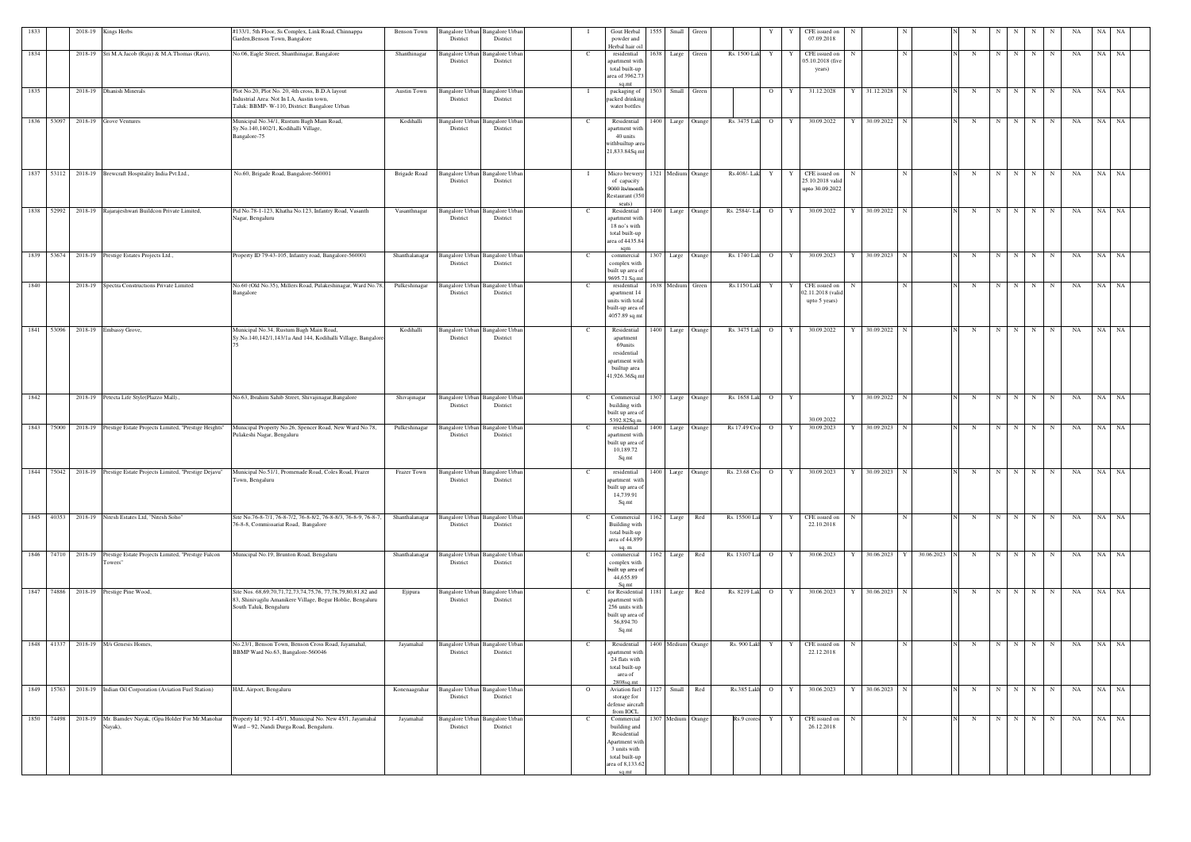| 1833 | | 2018-19 | Kings Herbs | #133/1, 5th Floor, Ss Complex, Link Road, Chinnappa Garden,Benson Town, Bangalore | Benson Town | Bangalore Urban District | Bangalore Urban District | | I | Gout Herbal powder and Herbal hair oil | 1555 | Small | Green | | Y | Y | CFE issued on 07.09.2018 | N | | N | | N | N | N | N | N | N | NA | NA | NA |
|---|---|---|---|---|---|---|---|---|---|---|---|---|---|---|---|---|---|---|---|---|---|---|---|---|---|---|---|---|---|---|
| 1834 | | 2018-19 | Sri M.A.Jacob (Raju) & M.A.Thomas (Ravi), | No.06, Eagle Street, Shanthinagar, Bangalore | Shanthinagar | Bangalore Urban District | Bangalore Urban District | | C | residential apartment with total built-up area of 3962.73 sq.mt | 1638 | Large | Green | Rs. 1500 Lak | Y | Y | CFE issued on 05.10.2018 (five years) | N | | N | | N | N | N | N | N | N | NA | NA | NA |
| 1835 | | 2018-19 | Dhanish Minerals | Plot No.20, Plot No. 20, 4th cross, B.D.A layout Industrial Area: Not In I.A, Austin town, Taluk: BBMP- W-110, District: Bangalore Urban | Austin Town | Bangalore Urban District | Bangalore Urban District | | I | packaging of packed drinking water bottles | 1503 | Small | Green | | O | Y | 31.12.2028 | Y | 31.12.2028 | N | | N | N | N | N | N | N | NA | NA | NA |
| 1836 | 53097 | 2018-19 | Grove Ventures | Municipal No.34/1, Rustum Bagh Main Road, Sy.No.140,1402/1, Kodihalli Village, Bangalore-75 | Kodihalli | Bangalore Urban District | Bangalore Urban District | | C | Residential apartment with 40 units withbuiltup area 21,833.84Sq.mt | 1400 | Large | Orange | Rs. 3475 Lak | O | Y | 30.09.2022 | Y | 30.09.2022 | N | | N | N | N | N | N | N | NA | NA | NA |
| 1837 | 53112 | 2018-19 | Brewcraft Hospitality India Pvt.Ltd., | No.60, Brigade Road, Bangalore-560001 | Brigade Road | Bangalore Urban District | Bangalore Urban District | | I | Micro brewery of capacity 9000 lts/month Restaurant (350 seats) | 1321 | Medium | Orange | Rs.408/- Lak | Y | Y | CFE issued on 25.10.2018 valid upto 30.09.2022 | N | | N | | N | N | N | N | N | N | NA | NA | NA |
| 1838 | 52992 | 2018-19 | Rajarajeshwari Buildcon Private Limited, | Pid No.78-1-123, Khatha No.123, Infantry Road, Vasanth Nagar, Bengaluru | Vasanthnagar | Bangalore Urban District | Bangalore Urban District | | C | Residential apartment with 18 no's with total built-up area of 4435.84 sqm | 1400 | Large | Orange | Rs. 2584/- Lak | O | Y | 30.09.2022 | Y | 30.09.2022 | N | | N | N | N | N | N | N | NA | NA | NA |
| 1839 | 53674 | 2018-19 | Prestige Estates Projects Ltd., | Property ID 79-43-105, Infantry road, Bangalore-560001 | Shanthalanagar | Bangalore Urban District | Bangalore Urban District | | C | commercial complex with built up area of 9695.71 Sq.mt | 1307 | Large | Orange | Rs. 1740 Lak | O | Y | 30.09.2023 | Y | 30.09.2023 | N | | N | N | N | N | N | N | NA | NA | NA |
| 1840 | | 2018-19 | Spectra Constructions Private Limited | No.60 (Old No.35), Millers Road, Pulakeshinagar, Ward No.78, Bangalore | Pulkeshinagar | Bangalore Urban District | Bangalore Urban District | | C | residential apartment 14 units with total built-up area of 4057.89 sq.mt | 1638 | Medium | Green | Rs.1150 Lak | Y | Y | CFE issued on 02.11.2018 (valid upto 5 years) | N | | N | | N | N | N | N | N | N | NA | NA | NA |
| 1841 | 53096 | 2018-19 | Embassy Grove, | Municipal No.34, Rustum Bagh Main Road, Sy.No.140,142/1,143/1a And 144, Kodihalli Village, Bangalore-75 | Kodihalli | Bangalore Urban District | Bangalore Urban District | | C | Residential apartment 69units residential apartment with builtup area 41,926.36Sq.mt | 1400 | Large | Orange | Rs. 3475 Lak | O | Y | 30.09.2022 | Y | 30.09.2022 | N | | N | N | N | N | N | N | NA | NA | NA |
| 1842 | | 2018-19 | Petecta Life Style(Plazzo Mall)., | No.63, Ibrahim Sahib Street, Shivajinagar,Bangalore | Shivajinagar | Bangalore Urban District | Bangalore Urban District | | C | Commercial building with built up area of 5392.82Sq.m | 1307 | Large | Orange | Rs. 1658 Lak | O | Y | 30.09.2022 | Y | 30.09.2022 | N | | N | N | N | N | N | N | NA | NA | NA |
| 1843 | 75000 | 2018-19 | Prestige Estate Projects Limited, "Prestige Heights" | Municipal Property No.26, Spencer Road, New Ward No.78, Pulakeshi Nagar, Bengaluru | Pulkeshinagar | Bangalore Urban District | Bangalore Urban District | | C | residential apartment with built up area of 10,189.72 Sq.mt | 1400 | Large | Orange | Rs 17.49 Cro | O | Y | 30.09.2023 | Y | 30.09.2023 | N | | N | N | N | N | N | N | NA | NA | NA |
| 1844 | 75042 | 2018-19 | Prestige Estate Projects Limited, "Prestige Dejavu" | Municipal No.51/1, Promenade Road, Coles Road, Frazer Town, Bengaluru | Frazer Town | Bangalore Urban District | Bangalore Urban District | | C | residential apartment with built up area of 14,739.91 Sq.mt | 1400 | Large | Orange | Rs. 23.68 Cro | O | Y | 30.09.2023 | Y | 30.09.2023 | N | | N | N | N | N | N | N | NA | NA | NA |
| 1845 | 40353 | 2018-19 | Nitesh Estates Ltd, "Nitesh Soho" | Site No.76-8-7/1, 76-8-7/2, 76-8-8/2, 76-8-8/3, 76-8-9, 76-8-7, 76-8-8, Commissariat Road, Bangalore | Shanthalanagar | Bangalore Urban District | Bangalore Urban District | | C | Commercial Building with total built-up area of 44,899 sq. m | 1162 | Large | Red | Rs. 15500 Lak | Y | Y | CFE issued on 22.10.2018 | N | | N | | N | N | N | N | N | N | NA | NA | NA |
| 1846 | 74710 | 2018-19 | Prestige Estate Projects Limited, "Prestige Falcon Towers" | Municipal No.19, Brunton Road, Bengaluru | Shanthalanagar | Bangalore Urban District | Bangalore Urban District | | C | commercial complex with built up area of 44,655.89 Sq.mt | 1162 | Large | Red | Rs. 13107 Lak | O | Y | 30.06.2023 | Y | 30.06.2023 | Y | 30.06.2023 | N | N | N | N | N | N | NA | NA | NA |
| 1847 | 74886 | 2018-19 | Prestige Pine Wood, | Site Nos. 68,69,70,71,72,73,74,75,76, 77,78,79,80,81,82 and 83, Shinivagilu Amanikere Village, Begur Hoblie, Bengaluru South Taluk, Bengaluru | Ejipura | Bangalore Urban District | Bangalore Urban District | | C | for Residential apartment with 256 units with built up area of 56,894.70 Sq.mt | 1181 | Large | Red | Rs. 8219 Lak | O | Y | 30.06.2023 | Y | 30.06.2023 | N | | N | N | N | N | N | N | NA | NA | NA |
| 1848 | 41337 | 2018-19 | M/s Genesis Homes, | No.23/1, Benson Town, Benson Cross Road, Jayamahal, BBMP Ward No.63, Bangalore-560046 | Jayamahal | Bangalore Urban District | Bangalore Urban District | | C | Residential apartment with 24 flats with total built-up area of 2808sq.mt | 1400 | Medium | Orange | Rs. 900 Lakh | Y | Y | CFE issued on 22.12.2018 | N | | N | | N | N | N | N | N | N | NA | NA | NA |
| 1849 | 15763 | 2018-19 | Indian Oil Corporation (Aviation Fuel Station) | HAL Airport, Bengaluru | Konenaagrahar | Bangalore Urban District | Bangalore Urban District | | O | Aviation fuel storage for defense aircraft from IOCL | 1127 | Small | Red | Rs.385 Lakh | O | Y | 30.06.2023 | Y | 30.06.2023 | N | | N | N | N | N | N | N | NA | NA | NA |
| 1850 | 74498 | 2018-19 | Mr. Bamdev Nayak, (Gpa Holder For Mr.Manohar Nayak), | Property Id ; 92-1-45/1, Municipal No. New 45/1, Jayamahal Ward – 92, Nandi Durga Road, Bengaluru. | Jayamahal | Bangalore Urban District | Bangalore Urban District | | C | Commercial building and Residential Apartment with 3 units with total built-up area of 8,133.62 sq.mt | 1307 | Medium | Orange | Rs 9 crores | Y | Y | CFE issued on 26.12.2018 | N | | N | | N | N | N | N | N | N | NA | NA | NA |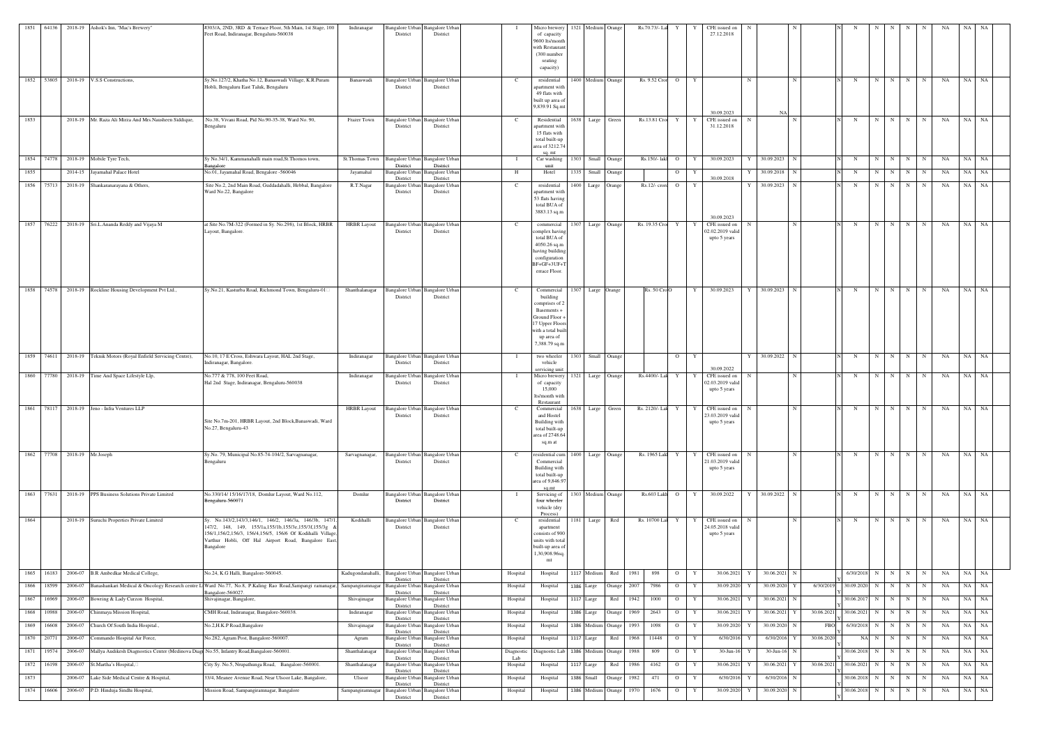| | | | | | | | | | | | | | | | | | | | | | | | | | | | | | | | | |
|---|---|---|---|---|---|---|---|---|---|---|---|---|---|---|---|---|---|---|---|---|---|---|---|---|---|---|---|---|---|---|---|---|
| 1851 | 64136 | 2018-19 | Ashok's Inn, "Mac's Brewery" | #303/A, 2ND, 3RD & Terrace Floor, 5th Main, 1st Stage, 100 Feet Road, Indiranagar, Bengaluru-560038 | Indiranagar | Bangalore Urban District | Bangalore Urban District | | I | Micro brewery of capacity 9600 lts/month with Restaurant (300 number seating capacity) | 1321 | Medium | Orange | | Rs.70.73/- Lakh | Y | Y | CFE issued on 27.12.2018 | N | | N | | N | N | N | N | N | N | N | NA | NA | NA |
| 1852 | 53805 | 2018-19 | V.S.S Constructions, | Sy.No.127/2, Khatha No.12, Banaswadi Village, K.R.Puram Hobli, Bengaluru East Taluk, Bengaluru | Banaswadi | Bangalore Urban District | Bangalore Urban District | | C | residential apartment with 49 flats with built up area of 9,839.91 Sq.mt | 1400 | Medium | Orange | | Rs. 9.52 Crore | O | Y | 30.09.2023 | N | NA | N | | N | N | N | N | N | N | N | NA | NA | NA |
| 1853 | | 2018-19 | Mr. Raza Ali Mirza And Mrs.Nausheen Siddique, | No.38, Vivani Road, Pid No.90-35-38, Ward No. 90, Bengaluru | Frazer Town | Bangalore Urban District | Bangalore Urban District | | C | Residential apartment with 15 flats with total built-up area of 3212.74 sq. mt | 1638 | Large | Green | | Rs.13.81 Crore | Y | Y | CFE issued on 31.12.2018 | N | | N | | N | N | N | N | N | N | N | NA | NA | NA |
| 1854 | 74778 | 2018-19 | Mobile Tyre Tech, | Sy.No.34/1, Kammanahalli main road,St.Thomos town, Bangalore | St.Thomas Town | Bangalore Urban District | Bangalore Urban District | | I | Car washing unit | 1303 | Small | Orange | | Rs.150/- lakh | O | Y | 30.09.2023 | Y | 30.09.2023 | N | | N | N | N | N | N | N | N | NA | NA | NA |
| 1855 | | 2014-15 | Jayamahal Palace Hotel | No.01, Jayamahal Road, Bengalore -560046 | Jayamahal | Bangalore Urban District | Bangalore Urban District | | H | Hotel | 1335 | Small | Orange | | | O | Y | 30.09.2018 | Y | 30.09.2018 | N | | N | N | N | N | N | N | N | NA | NA | NA |
| 1856 | 75713 | 2018-19 | Shankaranarayana & Others, | Site No.2, 2nd Main Road, Guddadahalli, Hebbal, Bangalore Ward No.22, Bangalore | R.T.Nagar | Bangalore Urban District | Bangalore Urban District | | C | residential apartment with 53 flats having total BUA of 3883.13 sq.m | 1400 | Large | Orange | | Rs.12/- crore | O | Y | 30.09.2023 | Y | 30.09.2023 | N | | N | N | N | N | N | N | N | NA | NA | NA |
| 1857 | 76222 | 2018-19 | Sri.L.Ananda Reddy and Vijaya M | at Site No.7M-322 (Formed in Sy. No.298), 1st Block, HRBR Layout, Bangalore. | HRBR Layout | Bangalore Urban District | Bangalore Urban District | | C | commercial complex having total BUA of 4050.26 sq.m having building configuration BF+GF+3UF+Terrace Floor. | 1307 | Large | Orange | | Rs. 19.35 Crore | Y | Y | CFE issued on 02.02.2019 valid upto 5 years | N | | N | | N | N | N | N | N | N | N | NA | NA | NA |
| 1858 | 74578 | 2018-19 | Rockline Housing Development Pvt Ltd., | Sy.No.21, Kasturba Road, Richmond Town, Bengaluru-01 | Shanthalanagar | Bangalore Urban District | Bangalore Urban District | | C | Commercial building comprises of 2 Basements + Ground Floor + 17 Upper Floors with a total built up area of 7,388.79 sq.m | 1307 | Large | Orange | | Rs. 50 Crore | O | Y | 30.09.2023 | Y | 30.09.2023 | N | | N | N | N | N | N | N | N | NA | NA | NA |
| 1859 | 74611 | 2018-19 | Teknik Motors (Royal Enfield Servicing Centre), | No.10, 17 E Cross, Eshwara Layout, HAL 2nd Stage, Indiranagar, Bangalore. | Indiranagar | Bangalore Urban District | Bangalore Urban District | | I | two wheeler vehicle servicing unit | 1303 | Small | Orange | | | O | Y | 30.09.2022 | Y | 30.09.2022 | N | | N | N | N | N | N | N | N | NA | NA | NA |
| 1860 | 77780 | 2018-19 | Time And Space Lifestyle Llp, | No.777 & 778, 100 Feet Road, Hal 2nd Stage, Indiranagar, Bengaluru-560038 | Indiranagar | Bangalore Urban District | Bangalore Urban District | | I | Micro brewery of capacity 15,000 lts/month with Restaurant | 1321 | Large | Orange | | Rs.4400/- Lakh | Y | Y | CFE issued on 02.03.2019 valid upto 5 years | N | | N | | N | N | N | N | N | N | N | NA | NA | NA |
| 1861 | 78117 | 2018-19 | Jeno - Infra Ventures LLP | Site No.7m-201, HRBR Layout, 2nd Block,Banaswadi, Ward No.27, Bengaluru-43 | HRBR Layout | Bangalore Urban District | Bangalore Urban District | | C | Commercial and Hostel Building with total built-up area of 2748.64 sq.m at | 1638 | Large | Green | | Rs. 2120/- Lakh | Y | Y | CFE issued on 23.03.2019 valid upto 5 years | N | | N | | N | N | N | N | N | N | N | NA | NA | NA |
| 1862 | 77708 | 2018-19 | Mr.Joseph | Sy.No. 79, Municipal No.85-74-104/2, Sarvagnanagar, Bengaluru | Sarvagnanagar, | Bangalore Urban District | Bangalore Urban District | | C | residential cum Commercial Building with total built-up area of 9,846.97 sq.mt | 1400 | Large | Orange | | Rs. 1965 Lakh | Y | Y | CFE issued on 21.03.2019 valid upto 5 years | N | | N | | N | N | N | N | N | N | N | NA | NA | NA |
| 1863 | 77631 | 2018-19 | PPS Business Solutions Private Limited | No.330/14/ 15/16/17/18, Domlur Layout, Ward No.112, Bengaluru-560071 | Domlur | Bangalore Urban District | Bangalore Urban District | | I | Servicing of four wheeler vehicle (dry Process) | 1303 | Medium | Orange | | Rs.603 Lakh | O | Y | 30.09.2022 | Y | 30.09.2022 | N | | N | N | N | N | N | N | N | NA | NA | NA |
| 1864 | | 2018-19 | Suruchi Properties Private Limited | Sy. No.143/2,143/3,146/1, 146/2, 146/3a, 146/3b, 147/1, 147/2, 148, 149, 155/1a,155/1b,155/3e,155/3f,155/3g & 156/1,156/2,156/3, 156/4,156/5, 156/6 Of Kodihalli Village, Varthur Hobli, Off Hal Airport Road, Bangalore East, Bangalore | Kodihalli | Bangalore Urban District | Bangalore Urban District | | C | residential apartment consists of 900 units with total built-up area of 1,30,908.96sq mt | 1181 | Large | Red | | Rs. 10700 Lakh | Y | Y | CFE issued on 24.05.2018 valid upto 5 years | N | | N | | N | N | N | N | N | N | N | NA | NA | NA |
| 1865 | 16183 | 2006-07 | B.R Ambedkar Medical College, | No.24, K.G Halli, Bangalore-560045. | Kadugondanahalli, | Bangalore Urban District | Bangalore Urban District | | Hospital | Hospital | 1117 | Medium | Red | 1981 | 898 | O | Y | 30.06.2021 | Y | 30.06.2021 | N | | Y | 6/30/2018 | N | N | N | N | N | NA | NA | NA |
| 1866 | 18599 | 2006-07 | Banashankari Medical & Oncology Research centre Ltd | Ward No.77, No.8, P.Kaling Rao Road,Sampangi ramanagar, Bangalore-560027. | Sampangiramnagar | Bangalore Urban District | Bangalore Urban District | | Hospital | Hospital | 1386 | Large | Orange | 2007 | 7986 | O | Y | 30.09.2020 | Y | 30.09.2020 | Y | 6/30/2019 | Y | 30.09.2020 | N | N | N | N | N | NA | NA | NA |
| 1867 | 16969 | 2006-07 | Bowring & Lady Curzon Hospital, | Shivajinagar, Bangalore, | Shivajinagar | Bangalore Urban District | Bangalore Urban District | | Hospital | Hospital | 1117 | Large | Red | 1942 | 1000 | O | Y | 30.06.2021 | Y | 30.06.2021 | N | | Y | 30.06.2017 | N | N | N | N | N | NA | NA | NA |
| 1868 | 10988 | 2006-07 | Chinmaya Mission Hospital, | CMH Road, Indiranagar, Bangalore-560038. | Indiranagar | Bangalore Urban District | Bangalore Urban District | | Hospital | Hospital | 1386 | Large | Orange | 1969 | 2643 | O | Y | 30.06.2021 | Y | 30.06.2021 | Y | 30.06.2021 | | 30.06.2021 | N | N | N | N | N | NA | NA | NA |
| 1869 | 16608 | 2006-07 | Church Of South India Hospital., | No.2,H.K.P Road,Bangalore | Shivajinagar | Bangalore Urban District | Bangalore Urban District | | Hospital | Hospital | 1386 | Medium | Orange | 1993 | 1098 | O | Y | 30.09.2020 | Y | 30.09.2020 | N | FBO | Y | 6/30/2018 | N | N | N | N | N | NA | NA | NA |
| 1870 | 20771 | 2006-07 | Commando Hospital Air Force, | No.282, Agram Post, Bangalore-560007. | Agram | Bangalore Urban District | Bangalore Urban District | | Hospital | Hospital | 1117 | Large | Red | 1968 | 11448 | O | Y | 6/30/2016 | Y | 6/30/2016 | Y | 30.06.2020 | | NA | N | N | N | N | N | NA | NA | NA |
| 1871 | 19574 | 2006-07 | Mallya Audikesh Diagnostics Center (Medinova Diagn | No.55, Infantry Road,Bangalore-560001. | Shanthalanagar | Bangalore Urban District | Bangalore Urban District | | Diagnostic Lab | Diagnostic Lab | 1386 | Medium | Orange | 1988 | 809 | O | Y | 30-Jun-16 | Y | 30-Jun-16 | N | | Y | 30.06.2018 | N | N | N | N | N | NA | NA | NA |
| 1872 | 16198 | 2006-07 | St.Martha's Hospital, | City Sy. No.5, Nrupathunga Road, Bangalore-560001. | Shanthalanagar | Bangalore Urban District | Bangalore Urban District | | Hospital | Hospital | 1117 | Large | Red | 1986 | 4162 | O | Y | 30.06.2021 | Y | 30.06.2021 | Y | 30.06.2021 | Y | 30.06.2021 | N | N | N | N | N | NA | NA | NA |
| 1873 | | 2006-07 | Lake Side Medical Centre & Hospital, | 33/4, Meanee Avenue Road, Near Ulsoor Lake, Bangalore, | Ulsoor | Bangalore Urban District | Bangalore Urban District | | Hospital | Hospital | 1386 | Small | Orange | 1982 | 471 | O | Y | 6/30/2016 | Y | 6/30/2016 | N | | Y | 30.06.2018 | N | N | N | N | N | NA | NA | NA |
| 1874 | 16606 | 2006-07 | P.D. Hinduja Sindhi Hospital, | Mission Road, Sampangiramnagar, Bangalore | Sampangiramnagar | Bangalore Urban District | Bangalore Urban District | | Hospital | Hospital | 1386 | Medium | Orange | 1970 | 1676 | O | Y | 30.09.2020 | Y | 30.09.2020 | N | | Y | 30.06.2018 | N | N | N | N | N | NA | NA | NA |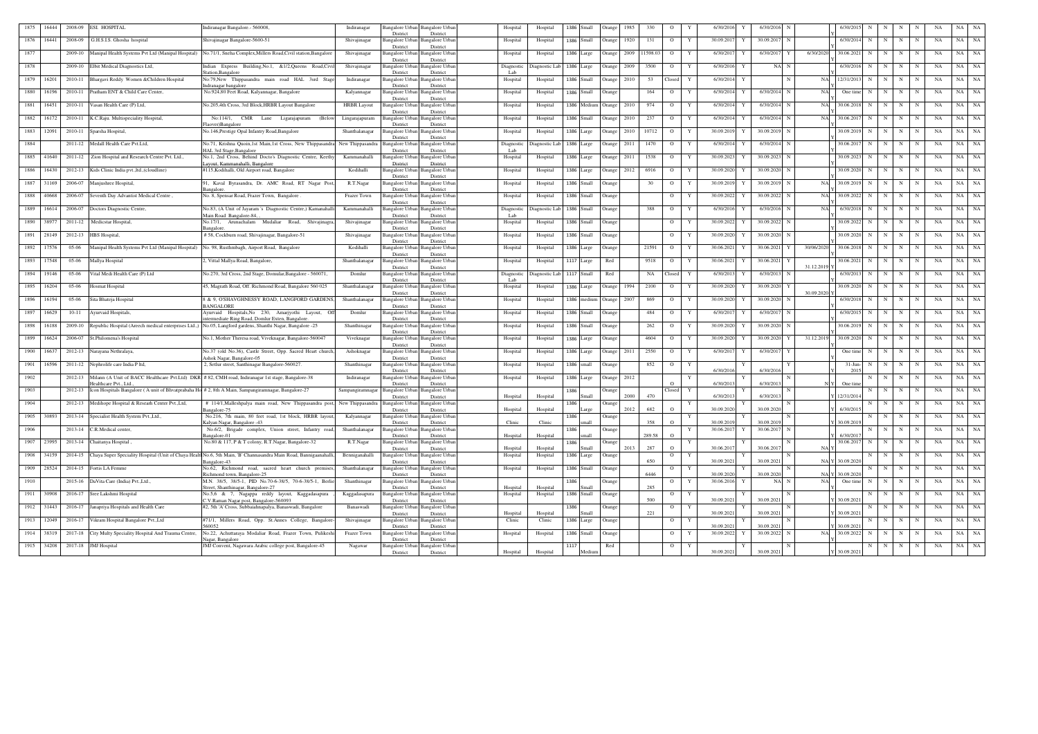| | | | | | | | | | | | | | | | | | | | | | | | | | | | | | | | | | |
|---|---|---|---|---|---|---|---|---|---|---|---|---|---|---|---|---|---|---|---|---|---|---|---|---|---|---|---|---|---|---|---|---|---|
| 1875 | 16444 | 2008-09 | ESI HOSPITAL | Indiranagar Bangalore - 560008, | Indiranagar | Bangalore Urban District | Bangalore Urban District | Hospital | Hospital | 1386 | Small | Orange | 1985 | 330 | O | Y | 6/30/2016 | Y | 6/30/2016 | N | | 6/30/2015 | N | N | N | N | NA | NA | NA | | | | |
| 1876 | 16441 | 2008-09 | G.H.S.I.S. Ghosha hospital | Shivajinagar Bangalore-5600-51 | Shivajinagar | Bangalore Urban District | Bangalore Urban District | Hospital | Hospital | 1386 | Small | Orange | 1920 | 131 | O | Y | 30.09.2017 | Y | 30.09.2017 | N | | 6/30/2014 Y | N | N | N | N | NA | NA | NA | | | | |
| 1877 | | 2009-10 | Manipal Health Systems Pvt Ltd (Manipal Hospital) | No.71/1, Sneha Complex,Millers Road,Civil station,Bangalore | Shivajinagar | Bangalore Urban District | Bangalore Urban District | Hospital | Hospital | 1386 | Large | Orange | 2009 | 11598.03 | O | Y | 6/30/2017 | Y | 6/30/2017 | Y | 6/30/2020 | 30.06.2021 | N | N | N | N | NA | NA | NA | | | | |
| 1878 | | 2009-10 | Elbit Medical Diagnostics Ltd, | Indian Express Building,No.1, &1/2,Queens Road,Civil Station,Bangalore | Shivajinagar | Bangalore Urban District | Bangalore Urban District | Diagnostic Lab | Diagnostic Lab | 1386 | Large | Orange | 2009 | 3500 | O | Y | 6/30/2016 | Y | NA | N | | 6/30/2016 | N | N | N | N | NA | NA | NA | | | | |
| 1879 | 16201 | 2010-11 | Bhargavi Reddy Women &Children Hospital | No.79,New Thippasandra main road HAL 3srd Stage Indiranagar bangalore | Indiranagar | Bangalore Urban District | Bangalore Urban District | Hospital | Hospital | 1386 | Small | Orange | 2010 | 53 | Closed | Y | 6/30/2014 | Y | | N | NA | 12/31/2013 | N | N | N | N | NA | NA | NA | | | | |
| 1880 | 16196 | 2010-11 | Pratham ENT & Child Care Center, | No.924,80 Feet Road, Kalyannagar, Bangalore | Kalyannagar | Bangalore Urban District | Bangalore Urban District | Hospital | Hospital | 1386 | Small | Orange | | 164 | O | Y | 6/30/2014 | Y | 6/30/2014 | N | NA | One time | N | N | N | N | NA | NA | NA | | | | |
| 1881 | 16451 | 2010-11 | Vasan Health Care (P) Ltd, | No.205,4th Cross, 3rd Block,HRBR Layout Bangalore | HRBR Layout | Bangalore Urban District | Bangalore Urban District | Hospital | Hospital | 1386 | Medium | Orange | 2010 | 974 | O | Y | 6/30/2014 | Y | 6/30/2014 | N | NA | 30.06.2018 | N | N | N | N | NA | NA | NA | | | | |
| 1882 | 16172 | 2010-11 | K.C.Raju. Multispeciality Hospital, | No.114/1, CMR Lane Ligarajapuram (Below Flaover)Bangalore | Lingarajapuram | Bangalore Urban District | Bangalore Urban District | Hospital | Hospital | 1386 | Small | Orange | 2010 | 237 | O | Y | 6/30/2014 | Y | 6/30/2014 | N | NA | 30.06.2017 | N | N | N | N | NA | NA | NA | | | | |
| 1883 | 12091 | 2010-11 | Sparsha Hospital, | No.146,Prestige Opal Infantry Road,Bangalore | Shanthalanagar | Bangalore Urban District | Bangalore Urban District | Hospital | Hospital | 1386 | Large | Orange | 2010 | 10712 | O | Y | 30.09.2019 | Y | 30.09.2019 | N | | 30.09.2019 | N | N | N | N | NA | NA | NA | | | | |
| 1884 | | 2011-12 | Medall Health Care Pvt Ltd, | No.71, Krishna Quoin,1st Main,1st Cross, New Thippasandra HAL 3rd Stage,Bangalore | New Thippasandra | Bangalore Urban District | Bangalore Urban District | Diagnostic Lab | Diagnostic Lab | 1386 | Large | Orange | 2011 | 1470 | O | Y | 6/30/2014 | Y | 6/30/2014 | N | | 30.06.2017 | N | N | N | N | NA | NA | NA | | | | |
| 1885 | 41640 | 2011-12 | Zion Hospital and Research Centre Pvt. Ltd., | No.1, 2nd Cross, Behind Docto's Diagnostic Centre, Keerthy Layout, Kammanahalli, Bangalore | Kammanahalli | Bangalore Urban District | Bangalore Urban District | Hospital | Hospital | 1386 | Large | Orange | 2011 | 1538 | O | Y | 30.09.2023 | Y | 30.09.2023 | N | | 30.09.2023 | N | N | N | N | NA | NA | NA | | | | |
| 1886 | 16430 | 2012-13 | Kids Clinic India pvt.,ltd.,(cloudline) | #115,Kodihalli, Old Airport road, Bangalore | Kodihalli | Bangalore Urban District | Bangalore Urban District | Hospital | Hospital | 1386 | Large | Orange | 2012 | 6916 | O | Y | 30.09.2020 | Y | 30.09.2020 | N | | 30.09.2020 | N | N | N | N | NA | NA | NA | | | | |
| 1887 | 31169 | 2006-07 | Manjushree Hospital, | 91, Kaval Byrasandra, Dr. AMC Road, RT Nagar Post, Bangalore. | R.T.Nagar | Bangalore Urban District | Bangalore Urban District | Hospital | Hospital | 1386 | Small | Orange | | 30 | O | Y | 30.09.2019 | Y | 30.09.2019 | N | NA | 30.09.2019 Y | N | N | N | N | NA | NA | NA | | | | |
| 1888 | 40668 | 2006-07 | Seventh Day Advantist Medical Centre , | No. 8, Spensar Road, Frazer Town, Bangalore . | Frazer Town | Bangalore Urban District | Bangalore Urban District | Hospital | Hospital | 1386 | Small | Orange | | | O | Y | 30.09.2022 | Y | 30.09.2022 | N | NA | 30.09.2022 | N | N | N | N | NA | NA | NA | | | | |
| 1889 | 16614 | 2006-07 | Doctors Diagnostic Centre, | No.83, (A Unit of Jayaram 's Diagnostic Centre,) Kamanahalli Main Road Bangalore-84, . | Kammanahalli | Bangalore Urban District | Bangalore Urban District | Diagnostic Lab | Diagnostic Lab | 1386 | Small | Orange | | 388 | O | Y | 6/30/2016 | Y | 6/30/2016 | N | NA | 6/30/2018 | N | N | N | N | NA | NA | NA | | | | |
| 1890 | 38977 | 2011-12 | Medicstar Hospital, | No.17/1, Arunachalam Mudaliar Road, Shivajinagra, Bangalore. | Shivajinagar | Bangalore Urban District | Bangalore Urban District | Hospital | Hospital | 1386 | Small | Orange | | | O | Y | 30.09.2022 | Y | 30.09.2022 | N | | 30.09.2022 | N | N | N | N | NA | NA | NA | | | | |
| 1891 | 28149 | 2012-13 | HBS Hospital, | # 58, Cockburn road, Shivajinagar, Bangalore-51 | Shivajinagar | Bangalore Urban District | Bangalore Urban District | Hospital | Hospital | 1386 | Small | Orange | | | O | Y | 30.09.2020 | Y | 30.09.2020 | N | | 30.09.2020 | N | N | N | N | NA | NA | NA | | | | |
| 1892 | 17576 | 05-06 | Manipal Health Systems Pvt Ltd (Manipal Hospital) | No. 98, Rusthmbagh, Airport Road, Bangalore | Kodihalli | Bangalore Urban District | Bangalore Urban District | Hospital | Hospital | 1386 | Large | Orange | | 21591 | O | Y | 30.06.2021 | Y | 30.06.2021 | Y | 30/06/2020 | 30.06.2018 | N | N | N | N | NA | NA | NA | | | | |
| 1893 | 17548 | 05-06 | Mallya Hospital | 2, Vittal Mallya Road, Bangalore, | Shanthalanagar | Bangalore Urban District | Bangalore Urban District | Hospital | Hospital | 1117 | Large | Red | | 9518 | O | Y | 30.06.2021 | Y | 30.06.2021 | Y | 31.12.2019 Y | 30.06.2021 | N | N | N | N | NA | NA | NA | | | | |
| 1894 | 19146 | 05-06 | Vital Medi Health Care (P) Ltd | No.270, 3rd Cross, 2nd Stage, Domular,Bangalore - 560071, | Domlur | Bangalore Urban District | Bangalore Urban District | Diagnostic Lab | Diagnostic Lab | 1117 | Small | Red | | NA | Closed | Y | 6/30/2013 | Y | 6/30/2013 | N | | 6/30/2013 | N | N | N | N | NA | NA | NA | | | | |
| 1895 | 16204 | 05-06 | Hosmat Hospital | 45, Magrath Road, Off: Richmond Road, Bangalore 560 025 | Shanthalanagar | Bangalore Urban District | Bangalore Urban District | Hospital | Hospital | 1386 | Large | Orange | 1994 | 2100 | O | Y | 30.09.2020 | Y | 30.09.2020 | Y | 30.09.2020 Y | 30.09.2020 | N | N | N | N | NA | NA | NA | | | | |
| 1896 | 16194 | 05-06 | Sita Bhateja Hospital | 8 & 9, O'SHAVGHNESSY ROAD, LANGFORD GARDENS, BANGALORE | Shanthalanagar | Bangalore Urban District | Bangalore Urban District | Hospital | Hospital | 1386 | medium | Orange | 2007 | 869 | O | Y | 30.09.2020 | Y | 30.09.2020 | N | | 6/30/2018 | N | N | N | N | NA | NA | NA | | | | |
| 1897 | 16629 | 10-11 | Ayurvaid Hospitals, | Ayurvaid Hospitals,No 230, Amarjyothi Layout, Off intermediate Ring Road, Domlur Exten, Bangalore . | Domlur | Bangalore Urban District | Bangalore Urban District | Hospital | Hospital | 1386 | Small | Orange | | 484 | O | Y | 6/30/2017 | Y | 6/30/2017 | N | | 6/30/2015 | N | N | N | N | NA | NA | NA | | | | |
| 1898 | 16188 | 2009-10 | Republic Hospital (Areech medical enterprises Ltd.,) | No.05, Langford gardens, Shanthi Nagar, Bangalore -25 | Shanthinagar | Bangalore Urban District | Bangalore Urban District | Hospital | Hospital | 1386 | Small | Orange | | 262 | O | Y | 30.09.2020 | Y | 30.09.2020 | N | | 30.06.2019 | N | N | N | N | NA | NA | NA | | | | |
| 1899 | 16624 | 2006-07 | St.Philomena's Hospital | No.1, Mother Theresa road, Viveknagar, Bangalore-560047 | Viveknagar | Bangalore Urban District | Bangalore Urban District | Hospital | Hospital | 1386 | Large | Orange | | 4604 | O | Y | 30.09.2020 | Y | 30.09.2020 | Y | 31.12.2019 | 30.09.2020 | N | N | N | N | NA | NA | NA | | | | |
| 1900 | 16637 | 2012-13 | Narayana Nethralaya, | No.37 (old No.36), Castle Street, Opp. Sacred Heart church, Ashok Nagar, Bangalore-05 | Ashoknagar | Bangalore Urban District | Bangalore Urban District | Hospital | Hospital | 1386 | Large | Orange | 2011 | 2550 | O | Y | 6/30/2017 | Y | 6/30/2017 | Y | | One time | N | N | N | N | NA | NA | NA | | | | |
| 1901 | 16596 | 2011-12 | Nephrolife care India P ltd, | 2, Setlur street, Santhinagar Bangalore-560027. | Shanthinagar | Bangalore Urban District | Bangalore Urban District | Hospital | Hospital | 1386 | small | Orange | | 852 | O | Y | 6/30/2016 | Y | 6/30/2016 | Y | | 31-Jun-2015 | N | N | N | N | NA | NA | NA | | | | |
| 1902 | | 2012-13 | Milann (A Unit of BACC Healthcare Pvt.Ltd) DKR Healthcare Pvt., Ltd., | # 82, CMH road, Indiranagar 1st stage, Bangalore-38 | Indiranagar | Bangalore Urban District | Bangalore Urban District | Hospital | Hospital | 1386 | Large | Orange | 2012 | | O | Y | 6/30/2013 | Y | 6/30/2013 | N | N Y | One time | N | N | N | N | NA | NA | NA | | | | |
| 1903 | | 2012-13 | Icon Hospitals Bangalore ( A unit of Bhvatprabaha Ho | # 2, 8th A Main, Sampangiramnagar, Bangalore-27 | Sampangiramnagar | Bangalore Urban District | Bangalore Urban District | Hospital | Hospital | 1386 | Small | Orange | 2000 | 470 | Closed | Y | 6/30/2013 | Y | 6/30/2013 | N | | Y 12/31/2014 | N | N | N | N | NA | NA | NA | | | | |
| 1904 | | 2012-13 | Medihope Hospital & Research Center Pvt.,Ltd, | # 114/1,Malleshpalya main road, New Thippasandra post, Bangalore-75 | New Thippasandra | Bangalore Urban District | Bangalore Urban District | Hospital | Hospital | 1386 | Large | Orange | 2012 | 682 | O | Y | 30.09.2020 | Y | 30.09.2020 | N | | Y 6/30/2015 | N | N | N | N | NA | NA | NA | | | | |
| 1905 | 30893 | 2013-14 | Specialist Health System Pvt.,Ltd., | No.216, 7th main, 80 feet road, 1st block, HRBR layout, Kalyan Nagar, Bangalore -43 | Kalyannagar | Bangalore Urban District | Bangalore Urban District | Clinic | Clinic | 1386 | small | Orange | | 358 | O | Y | 30.09.2019 | Y | 30.09.2019 | N | | Y 30.09.2019 | N | N | N | N | NA | NA | NA | | | | |
| 1906 | | 2013-14 | C.R.Medical center, | No.6/2, Brigade complex, Union street, Infantry road, Bangalore-01 | Shanthalanagar | Bangalore Urban District | Bangalore Urban District | Hospital | Hospital | 1386 | small | Orange | | 289.58 | O | Y | 30.06.2017 | Y | 30.06.2017 | N | | Y 6/30/2017 | N | N | N | N | NA | NA | NA | | | | |
| 1907 | 23995 | 2013-14 | Chaitanya Hospital , | No.80 & 117, P & T colony, R.T.Nagar, Bangalore-32 | R.T.Nagar | Bangalore Urban District | Bangalore Urban District | Hospital | Hospital | 1386 | Small | Orange | 2013 | 287 | O | Y | 30.06.2017 | Y | 30.06.2017 | N | NA Y | 30.06.2017 | N | N | N | N | NA | NA | NA | | | | |
| 1908 | 34159 | 2014-15 | Chaya Super Speciality Hospital (Unit of Chaya Health | No.6, 5th Main, 'B' Channasandra Main Road, Bannigaanahalli, Bangalore-43 | Bennigatahalli | Bangalore Urban District | Bangalore Urban District | Hospital | Hospital | 1386 | Large | Orange | | 650 | O | Y | 30.09.2021 | Y | 30.09.2021 | N | NA | Y 30.09.2020 | N | N | N | N | NA | NA | NA | | | | |
| 1909 | 28524 | 2014-15 | Fortis LA Femme | No.62, Richmond road, sacred heart church premises, Richmond town, Bangalore-25 | Shanthalanagar | Bangalore Urban District | Bangalore Urban District | Hospital | Hospital | 1386 | Small | Orange | | 6446 | O | Y | 30.09.2020 | Y | 30.09.2020 | N | NA | Y 30.09.2020 | N | N | N | N | NA | NA | NA | | | | |
| 1910 | | 2015-16 | DaVita Care (India) Pvt.,Ltd., | M.N. 38/5, 38/5-1, PID No.70-6-38/5, 70-6-38/5-1, Berlie Street, Shanthinagar, Bangalore-27 | Shanthinagar | Bangalore Urban District | Bangalore Urban District | Hospital | Hospital | 1386 | Small | Orange | | 285 | O | Y | 30.06.2016 | Y | NA | N | NA | One time | N | N | N | N | NA | NA | NA | | | | |
| 1911 | 30908 | 2016-17 | Sree Lakshmi Hospital | No.5,6 & 7, Nagappa reddy layout, Kaggadasapura , C.V.Raman Nagar post, Bangalore-560093 | Kaggadasapura | Bangalore Urban District | Bangalore Urban District | Hospital | Hospital | 1386 | Small | Orange | | 500 | O | Y | 30.09.2021 | Y | 30.09.2021 | N | | Y 30.09.2021 | N | N | N | N | NA | NA | NA | | | | |
| 1912 | 31443 | 2016-17 | Janapriya Hospitals and Health Care | #2, 5th 'A' Cross, Subbaiahnapalya, Banaswadi, Bangalore | Banaswadi | Bangalore Urban District | Bangalore Urban District | Hospital | Hospital | 1386 | Small | Orange | | 221 | O | Y | 30.09.2021 | Y | 30.09.2021 | N | | Y 30.09.2021 | N | N | N | N | NA | NA | NA | | | | |
| 1913 | 12049 | 2016-17 | Vikram Hospital Bangalore Pvt.,Ltd | #71/1, Millers Road, Opp. St.Annes College, Bangalore-560052 | Shivajinagar | Bangalore Urban District | Bangalore Urban District | Clinic | Clinic | 1386 | Large | Orange | | | O | Y | 30.09.2021 | Y | 30.09.2021 | N | | Y 30.09.2021 | N | N | N | N | NA | NA | NA | | | | |
| 1914 | 38319 | 2017-18 | City Multy Speciality Hospital And Trauma Centre, | No.22, Achuttaraya Modaliar Road, Frazer Town, Pulikeshi Nagar, Bangalore | Frazer Town | Bangalore Urban District | Bangalore Urban District | Hospital | Hospital | 1386 | Small | Orange | | | O | Y | 30.09.2022 | Y | 30.09.2022 | N | NA | 30.09.2022 | N | N | N | N | NA | NA | NA | | | | |
| 1915 | 34208 | 2017-18 | JMJ Hospital | JMJ Convent, Nagawara Arabic college post, Bangalore-45 | Nagawar | Bangalore Urban District | Bangalore Urban District | Hospital | Hospital | 1117 | Medium | Red | | | O | Y | 30.09.2021 | Y | 30.09.2021 | N | | Y 30.09.2021 | N | N | N | N | NA | NA | NA | | | | |